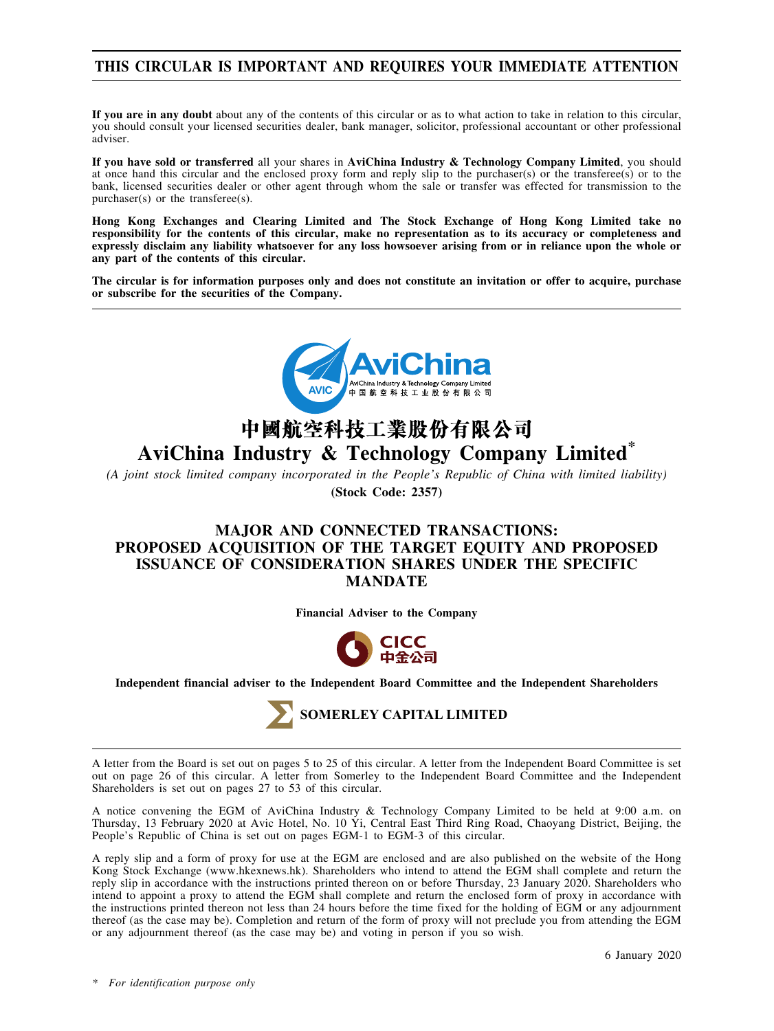# THIS CIRCULAR IS IMPORTANT AND REQUIRES YOUR IMMEDIATE ATTENTION

**If you are in any doubt** about any of the contents of this circular or as to what action to take in relation to this circular, you should consult your licensed securities dealer, bank manager, solicitor, professional accountant or other professional adviser.

**If you have sold or transferred** all your shares in **AviChina Industry & Technology Company Limited**, you should at once hand this circular and the enclosed proxy form and reply slip to the purchaser(s) or the transferee(s) or to the bank, licensed securities dealer or other agent through whom the sale or transfer was effected for transmission to the purchaser(s) or the transferee(s).

**Hong Kong Exchanges and Clearing Limited and The Stock Exchange of Hong Kong Limited take no responsibility for the contents of this circular, make no representation as to its accuracy or completeness and expressly disclaim any liability whatsoever for any loss howsoever arising from or in reliance upon the whole or any part of the contents of this circular.**

**The circular is for information purposes only and does not constitute an invitation or offer to acquire, purchase or subscribe for the securities of the Company.**

# 中國航空科技工業股份有限公司
# AviChina Industry & Technology Company Limited*

*(A joint stock limited company incorporated in the People's Republic of China with limited liability)*

**(Stock Code: 2357)**

## MAJOR AND CONNECTED TRANSACTIONS: PROPOSED ACQUISITION OF THE TARGET EQUITY AND PROPOSED ISSUANCE OF CONSIDERATION SHARES UNDER THE SPECIFIC MANDATE

**Financial Adviser to the Company**

**CICC 中金公司**

**Independent financial adviser to the Independent Board Committee and the Independent Shareholders**

**SOMERLEY CAPITAL LIMITED**

A letter from the Board is set out on pages 5 to 25 of this circular. A letter from the Independent Board Committee is set out on page 26 of this circular. A letter from Somerley to the Independent Board Committee and the Independent Shareholders is set out on pages 27 to 53 of this circular.

A notice convening the EGM of AviChina Industry & Technology Company Limited to be held at 9:00 a.m. on Thursday, 13 February 2020 at Avic Hotel, No. 10 Yi, Central East Third Ring Road, Chaoyang District, Beijing, the People's Republic of China is set out on pages EGM-1 to EGM-3 of this circular.

A reply slip and a form of proxy for use at the EGM are enclosed and are also published on the website of the Hong Kong Stock Exchange (www.hkexnews.hk). Shareholders who intend to attend the EGM shall complete and return the reply slip in accordance with the instructions printed thereon on or before Thursday, 23 January 2020. Shareholders who intend to appoint a proxy to attend the EGM shall complete and return the enclosed form of proxy in accordance with the instructions printed thereon not less than 24 hours before the time fixed for the holding of EGM or any adjournment thereof (as the case may be). Completion and return of the form of proxy will not preclude you from attending the EGM or any adjournment thereof (as the case may be) and voting in person if you so wish.

6 January 2020

\* *For identification purpose only*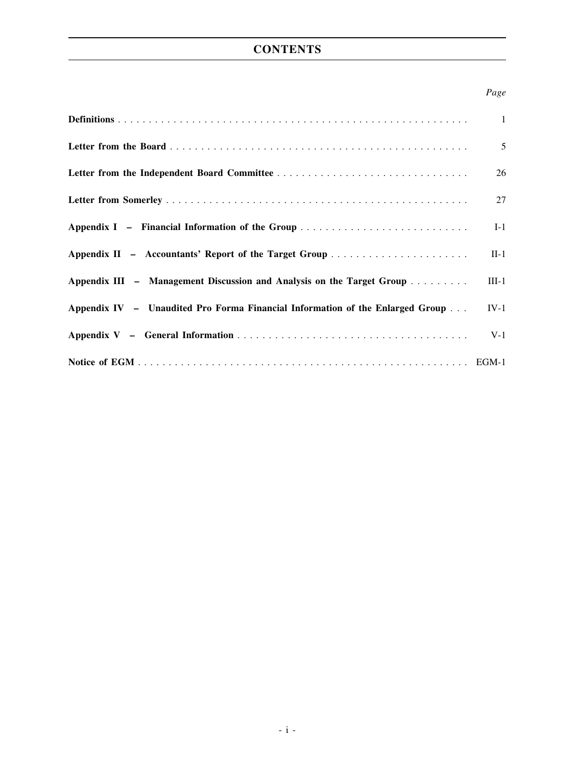# CONTENTS

| | Page |
|---|---|
| **Definitions** | 1 |
| **Letter from the Board** | 5 |
| **Letter from the Independent Board Committee** | 26 |
| **Letter from Somerley** | 27 |
| **Appendix I – Financial Information of the Group** | I-1 |
| **Appendix II – Accountants' Report of the Target Group** | II-1 |
| **Appendix III – Management Discussion and Analysis on the Target Group** | III-1 |
| **Appendix IV – Unaudited Pro Forma Financial Information of the Enlarged Group** | IV-1 |
| **Appendix V – General Information** | V-1 |
| **Notice of EGM** | EGM-1 |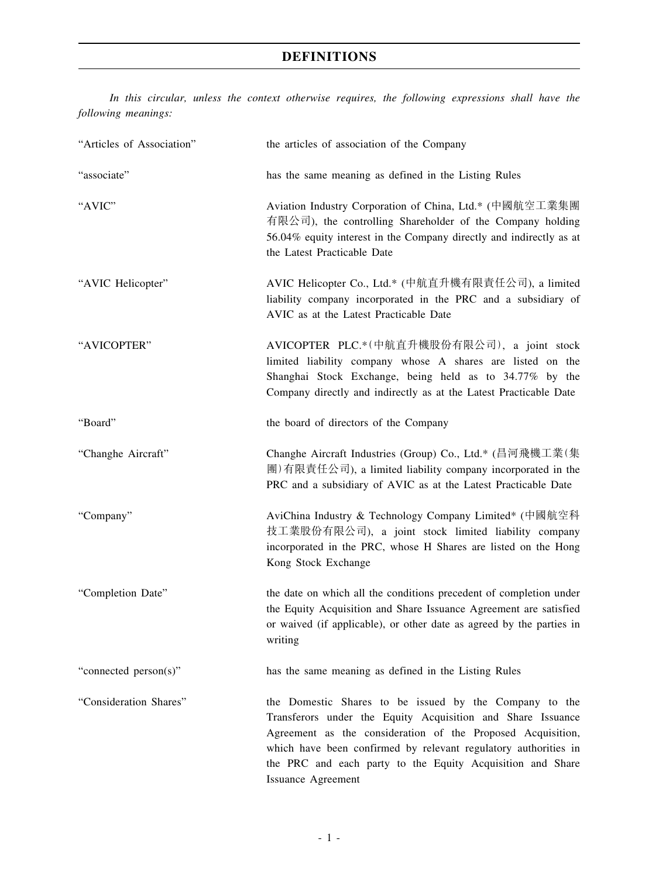# DEFINITIONS

*In this circular, unless the context otherwise requires, the following expressions shall have the following meanings:*

| | |
|---|---|
| "Articles of Association" | the articles of association of the Company |
| "associate" | has the same meaning as defined in the Listing Rules |
| "AVIC" | Aviation Industry Corporation of China, Ltd.* (中國航空工業集團有限公司), the controlling Shareholder of the Company holding 56.04% equity interest in the Company directly and indirectly as at the Latest Practicable Date |
| "AVIC Helicopter" | AVIC Helicopter Co., Ltd.* (中航直升機有限責任公司), a limited liability company incorporated in the PRC and a subsidiary of AVIC as at the Latest Practicable Date |
| "AVICOPTER" | AVICOPTER PLC.*(中航直升機股份有限公司), a joint stock limited liability company whose A shares are listed on the Shanghai Stock Exchange, being held as to 34.77% by the Company directly and indirectly as at the Latest Practicable Date |
| "Board" | the board of directors of the Company |
| "Changhe Aircraft" | Changhe Aircraft Industries (Group) Co., Ltd.* (昌河飛機工業(集團)有限責任公司), a limited liability company incorporated in the PRC and a subsidiary of AVIC as at the Latest Practicable Date |
| "Company" | AviChina Industry & Technology Company Limited* (中國航空科技工業股份有限公司), a joint stock limited liability company incorporated in the PRC, whose H Shares are listed on the Hong Kong Stock Exchange |
| "Completion Date" | the date on which all the conditions precedent of completion under the Equity Acquisition and Share Issuance Agreement are satisfied or waived (if applicable), or other date as agreed by the parties in writing |
| "connected person(s)" | has the same meaning as defined in the Listing Rules |
| "Consideration Shares" | the Domestic Shares to be issued by the Company to the Transferors under the Equity Acquisition and Share Issuance Agreement as the consideration of the Proposed Acquisition, which have been confirmed by relevant regulatory authorities in the PRC and each party to the Equity Acquisition and Share Issuance Agreement |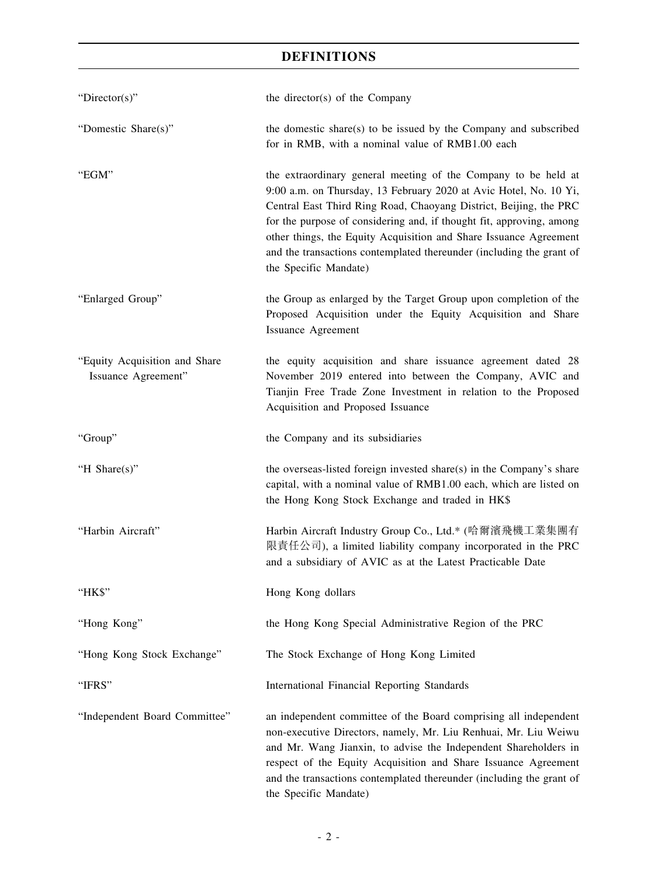# DEFINITIONS

| | |
|---|---|
| "Director(s)" | the director(s) of the Company |
| "Domestic Share(s)" | the domestic share(s) to be issued by the Company and subscribed for in RMB, with a nominal value of RMB1.00 each |
| "EGM" | the extraordinary general meeting of the Company to be held at 9:00 a.m. on Thursday, 13 February 2020 at Avic Hotel, No. 10 Yi, Central East Third Ring Road, Chaoyang District, Beijing, the PRC for the purpose of considering and, if thought fit, approving, among other things, the Equity Acquisition and Share Issuance Agreement and the transactions contemplated thereunder (including the grant of the Specific Mandate) |
| "Enlarged Group" | the Group as enlarged by the Target Group upon completion of the Proposed Acquisition under the Equity Acquisition and Share Issuance Agreement |
| "Equity Acquisition and Share Issuance Agreement" | the equity acquisition and share issuance agreement dated 28 November 2019 entered into between the Company, AVIC and Tianjin Free Trade Zone Investment in relation to the Proposed Acquisition and Proposed Issuance |
| "Group" | the Company and its subsidiaries |
| "H Share(s)" | the overseas-listed foreign invested share(s) in the Company's share capital, with a nominal value of RMB1.00 each, which are listed on the Hong Kong Stock Exchange and traded in HK$ |
| "Harbin Aircraft" | Harbin Aircraft Industry Group Co., Ltd.* (哈爾濱飛機工業集團有限責任公司), a limited liability company incorporated in the PRC and a subsidiary of AVIC as at the Latest Practicable Date |
| "HK$" | Hong Kong dollars |
| "Hong Kong" | the Hong Kong Special Administrative Region of the PRC |
| "Hong Kong Stock Exchange" | The Stock Exchange of Hong Kong Limited |
| "IFRS" | International Financial Reporting Standards |
| "Independent Board Committee" | an independent committee of the Board comprising all independent non-executive Directors, namely, Mr. Liu Renhuai, Mr. Liu Weiwu and Mr. Wang Jianxin, to advise the Independent Shareholders in respect of the Equity Acquisition and Share Issuance Agreement and the transactions contemplated thereunder (including the grant of the Specific Mandate) |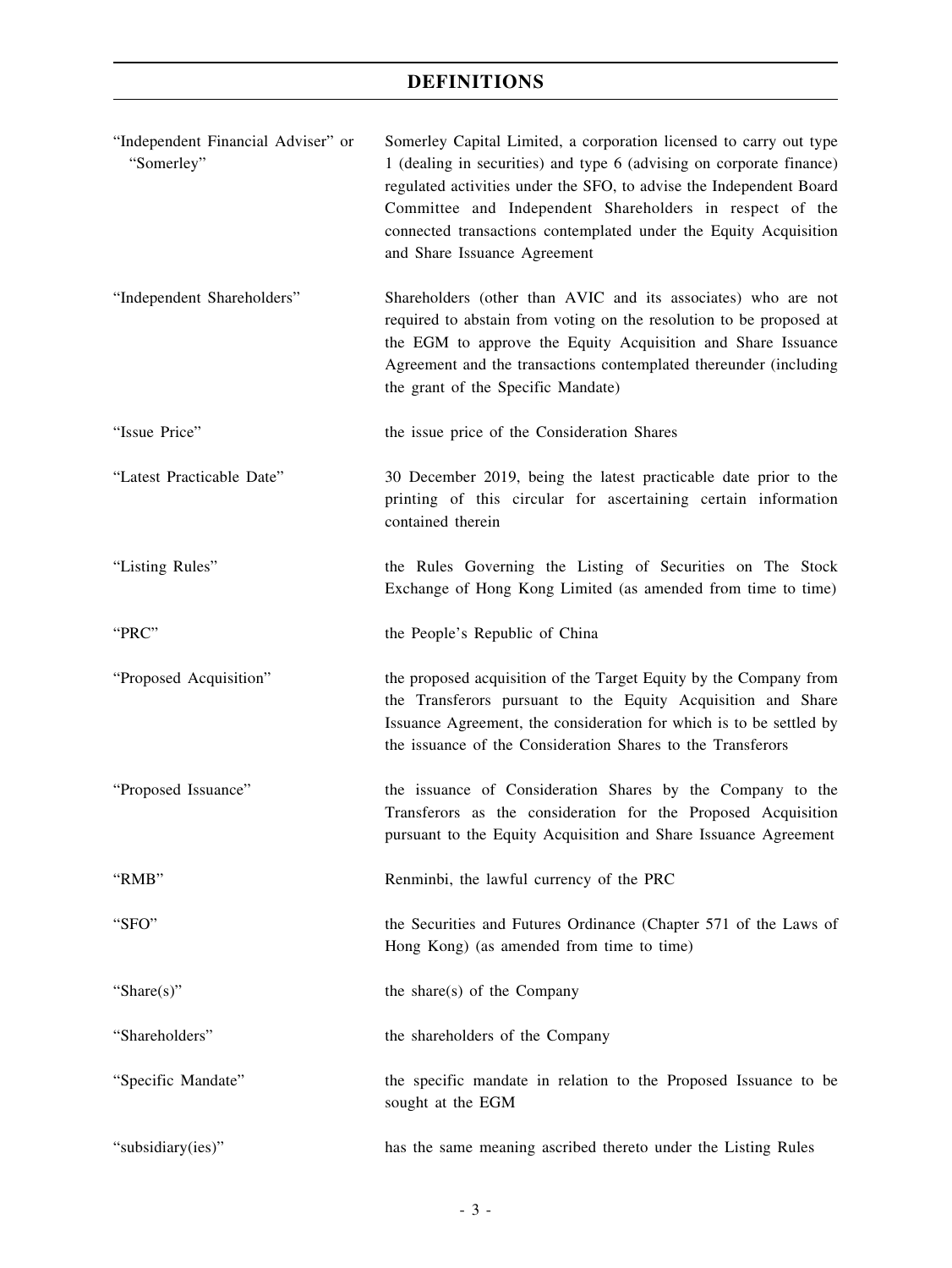# DEFINITIONS

| | |
|---|---|
| "Independent Financial Adviser" or "Somerley" | Somerley Capital Limited, a corporation licensed to carry out type 1 (dealing in securities) and type 6 (advising on corporate finance) regulated activities under the SFO, to advise the Independent Board Committee and Independent Shareholders in respect of the connected transactions contemplated under the Equity Acquisition and Share Issuance Agreement |
| "Independent Shareholders" | Shareholders (other than AVIC and its associates) who are not required to abstain from voting on the resolution to be proposed at the EGM to approve the Equity Acquisition and Share Issuance Agreement and the transactions contemplated thereunder (including the grant of the Specific Mandate) |
| "Issue Price" | the issue price of the Consideration Shares |
| "Latest Practicable Date" | 30 December 2019, being the latest practicable date prior to the printing of this circular for ascertaining certain information contained therein |
| "Listing Rules" | the Rules Governing the Listing of Securities on The Stock Exchange of Hong Kong Limited (as amended from time to time) |
| "PRC" | the People's Republic of China |
| "Proposed Acquisition" | the proposed acquisition of the Target Equity by the Company from the Transferors pursuant to the Equity Acquisition and Share Issuance Agreement, the consideration for which is to be settled by the issuance of the Consideration Shares to the Transferors |
| "Proposed Issuance" | the issuance of Consideration Shares by the Company to the Transferors as the consideration for the Proposed Acquisition pursuant to the Equity Acquisition and Share Issuance Agreement |
| "RMB" | Renminbi, the lawful currency of the PRC |
| "SFO" | the Securities and Futures Ordinance (Chapter 571 of the Laws of Hong Kong) (as amended from time to time) |
| "Share(s)" | the share(s) of the Company |
| "Shareholders" | the shareholders of the Company |
| "Specific Mandate" | the specific mandate in relation to the Proposed Issuance to be sought at the EGM |
| "subsidiary(ies)" | has the same meaning ascribed thereto under the Listing Rules |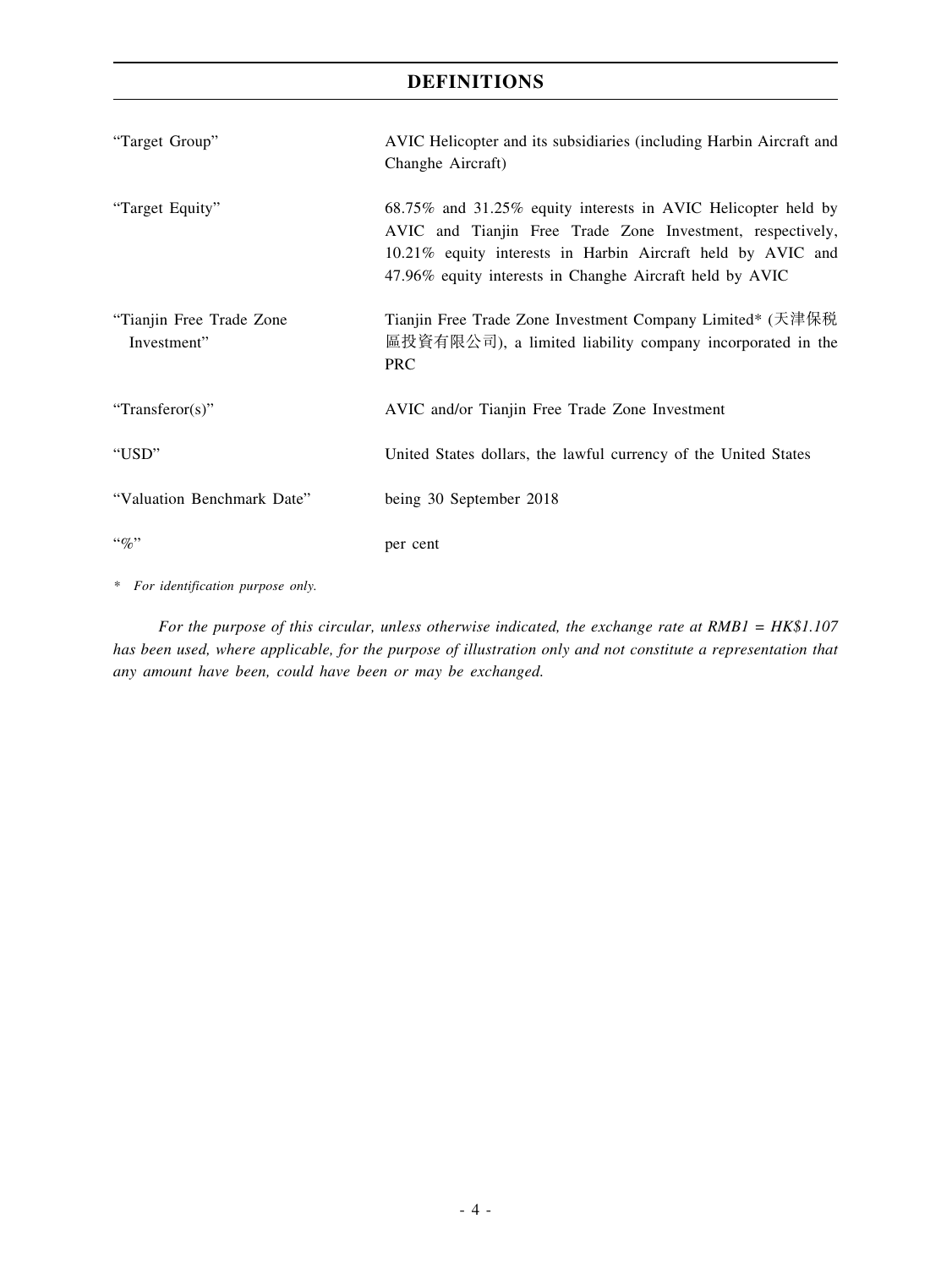# DEFINITIONS

| | |
|---|---|
| "Target Group" | AVIC Helicopter and its subsidiaries (including Harbin Aircraft and Changhe Aircraft) |
| "Target Equity" | 68.75% and 31.25% equity interests in AVIC Helicopter held by AVIC and Tianjin Free Trade Zone Investment, respectively, 10.21% equity interests in Harbin Aircraft held by AVIC and 47.96% equity interests in Changhe Aircraft held by AVIC |
| "Tianjin Free Trade Zone Investment" | Tianjin Free Trade Zone Investment Company Limited* (天津保税區投資有限公司), a limited liability company incorporated in the PRC |
| "Transferor(s)" | AVIC and/or Tianjin Free Trade Zone Investment |
| "USD" | United States dollars, the lawful currency of the United States |
| "Valuation Benchmark Date" | being 30 September 2018 |
| "%" | per cent |

* *For identification purpose only.*

*For the purpose of this circular, unless otherwise indicated, the exchange rate at RMB1 = HK$1.107 has been used, where applicable, for the purpose of illustration only and not constitute a representation that any amount have been, could have been or may be exchanged.*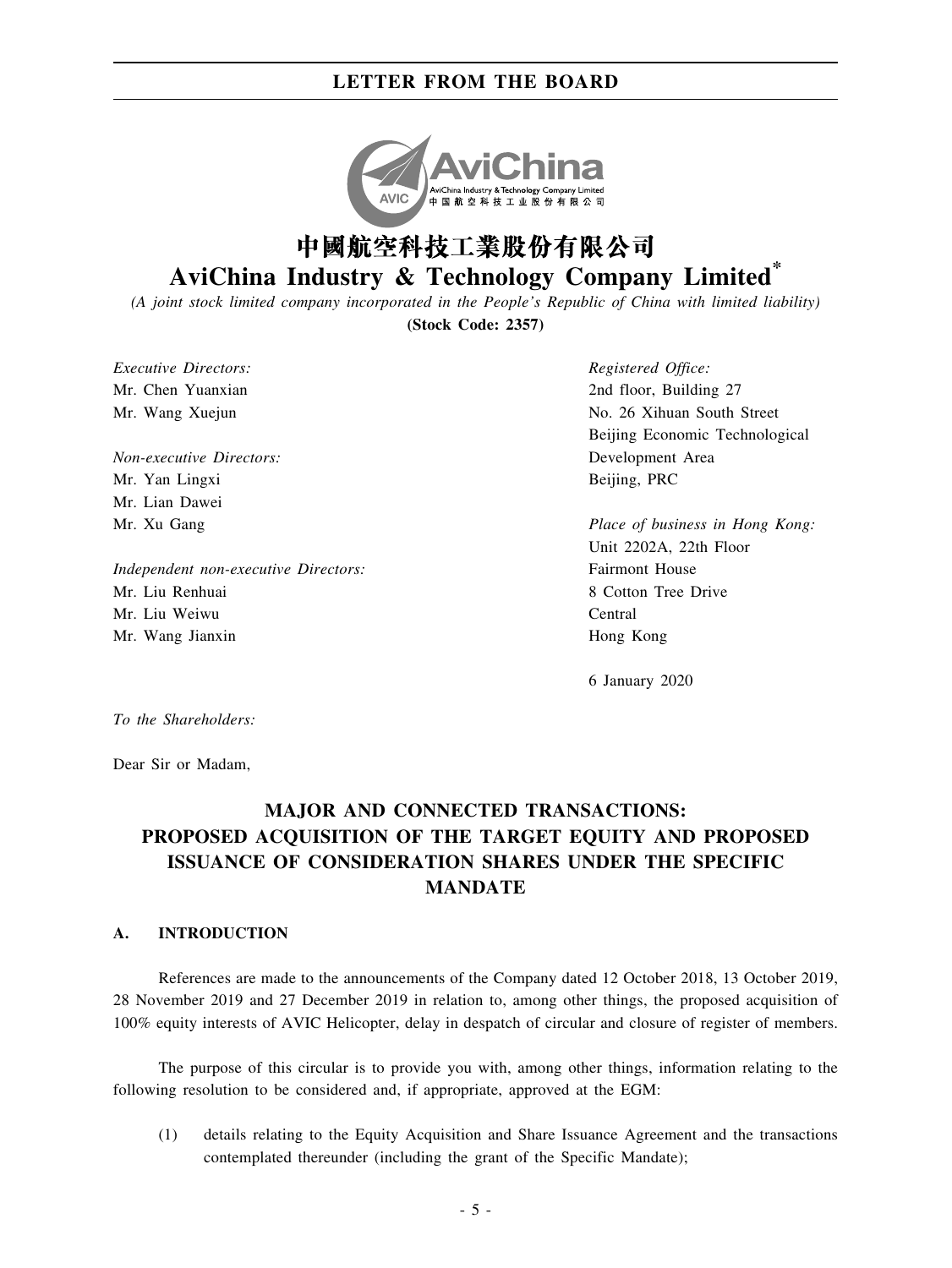# 中國航空科技工業股份有限公司

# AviChina Industry & Technology Company Limited*

*(A joint stock limited company incorporated in the People's Republic of China with limited liability)*

**(Stock Code: 2357)**

*Executive Directors:*
Mr. Chen Yuanxian
Mr. Wang Xuejun

*Non-executive Directors:*
Mr. Yan Lingxi
Mr. Lian Dawei
Mr. Xu Gang

*Independent non-executive Directors:*
Mr. Liu Renhuai
Mr. Liu Weiwu
Mr. Wang Jianxin

*Registered Office:*
2nd floor, Building 27
No. 26 Xihuan South Street
Beijing Economic Technological
Development Area
Beijing, PRC

*Place of business in Hong Kong:*
Unit 2202A, 22th Floor
Fairmont House
8 Cotton Tree Drive
Central
Hong Kong

6 January 2020

*To the Shareholders:*

Dear Sir or Madam,

## MAJOR AND CONNECTED TRANSACTIONS: PROPOSED ACQUISITION OF THE TARGET EQUITY AND PROPOSED ISSUANCE OF CONSIDERATION SHARES UNDER THE SPECIFIC MANDATE

### A. INTRODUCTION

References are made to the announcements of the Company dated 12 October 2018, 13 October 2019, 28 November 2019 and 27 December 2019 in relation to, among other things, the proposed acquisition of 100% equity interests of AVIC Helicopter, delay in despatch of circular and closure of register of members.

The purpose of this circular is to provide you with, among other things, information relating to the following resolution to be considered and, if appropriate, approved at the EGM:

(1) details relating to the Equity Acquisition and Share Issuance Agreement and the transactions contemplated thereunder (including the grant of the Specific Mandate);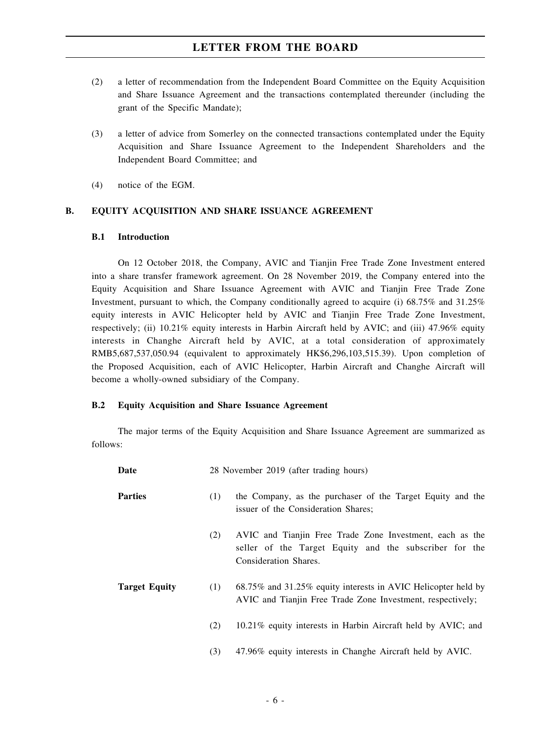(2) a letter of recommendation from the Independent Board Committee on the Equity Acquisition and Share Issuance Agreement and the transactions contemplated thereunder (including the grant of the Specific Mandate);

(3) a letter of advice from Somerley on the connected transactions contemplated under the Equity Acquisition and Share Issuance Agreement to the Independent Shareholders and the Independent Board Committee; and

(4) notice of the EGM.

## B. EQUITY ACQUISITION AND SHARE ISSUANCE AGREEMENT

### B.1 Introduction

On 12 October 2018, the Company, AVIC and Tianjin Free Trade Zone Investment entered into a share transfer framework agreement. On 28 November 2019, the Company entered into the Equity Acquisition and Share Issuance Agreement with AVIC and Tianjin Free Trade Zone Investment, pursuant to which, the Company conditionally agreed to acquire (i) 68.75% and 31.25% equity interests in AVIC Helicopter held by AVIC and Tianjin Free Trade Zone Investment, respectively; (ii) 10.21% equity interests in Harbin Aircraft held by AVIC; and (iii) 47.96% equity interests in Changhe Aircraft held by AVIC, at a total consideration of approximately RMB5,687,537,050.94 (equivalent to approximately HK$6,296,103,515.39). Upon completion of the Proposed Acquisition, each of AVIC Helicopter, Harbin Aircraft and Changhe Aircraft will become a wholly-owned subsidiary of the Company.

### B.2 Equity Acquisition and Share Issuance Agreement

The major terms of the Equity Acquisition and Share Issuance Agreement are summarized as follows:

**Date** 28 November 2019 (after trading hours)

**Parties**

(1) the Company, as the purchaser of the Target Equity and the issuer of the Consideration Shares;

(2) AVIC and Tianjin Free Trade Zone Investment, each as the seller of the Target Equity and the subscriber for the Consideration Shares.

**Target Equity**

(1) 68.75% and 31.25% equity interests in AVIC Helicopter held by AVIC and Tianjin Free Trade Zone Investment, respectively;

(2) 10.21% equity interests in Harbin Aircraft held by AVIC; and

(3) 47.96% equity interests in Changhe Aircraft held by AVIC.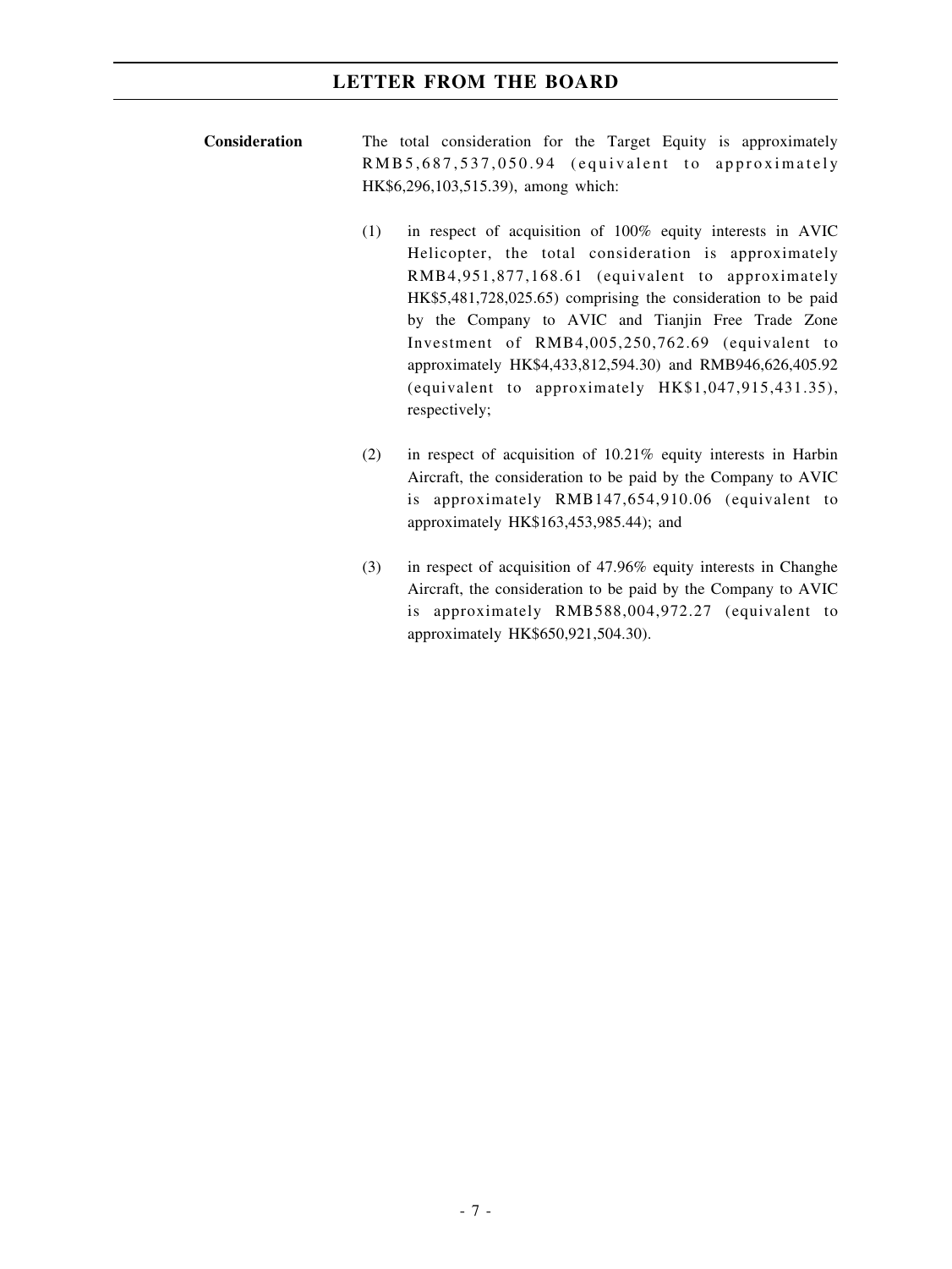**Consideration**

The total consideration for the Target Equity is approximately RMB5,687,537,050.94 (equivalent to approximately HK$6,296,103,515.39), among which:

(1) in respect of acquisition of 100% equity interests in AVIC Helicopter, the total consideration is approximately RMB4,951,877,168.61 (equivalent to approximately HK$5,481,728,025.65) comprising the consideration to be paid by the Company to AVIC and Tianjin Free Trade Zone Investment of RMB4,005,250,762.69 (equivalent to approximately HK$4,433,812,594.30) and RMB946,626,405.92 (equivalent to approximately HK$1,047,915,431.35), respectively;

(2) in respect of acquisition of 10.21% equity interests in Harbin Aircraft, the consideration to be paid by the Company to AVIC is approximately RMB147,654,910.06 (equivalent to approximately HK$163,453,985.44); and

(3) in respect of acquisition of 47.96% equity interests in Changhe Aircraft, the consideration to be paid by the Company to AVIC is approximately RMB588,004,972.27 (equivalent to approximately HK$650,921,504.30).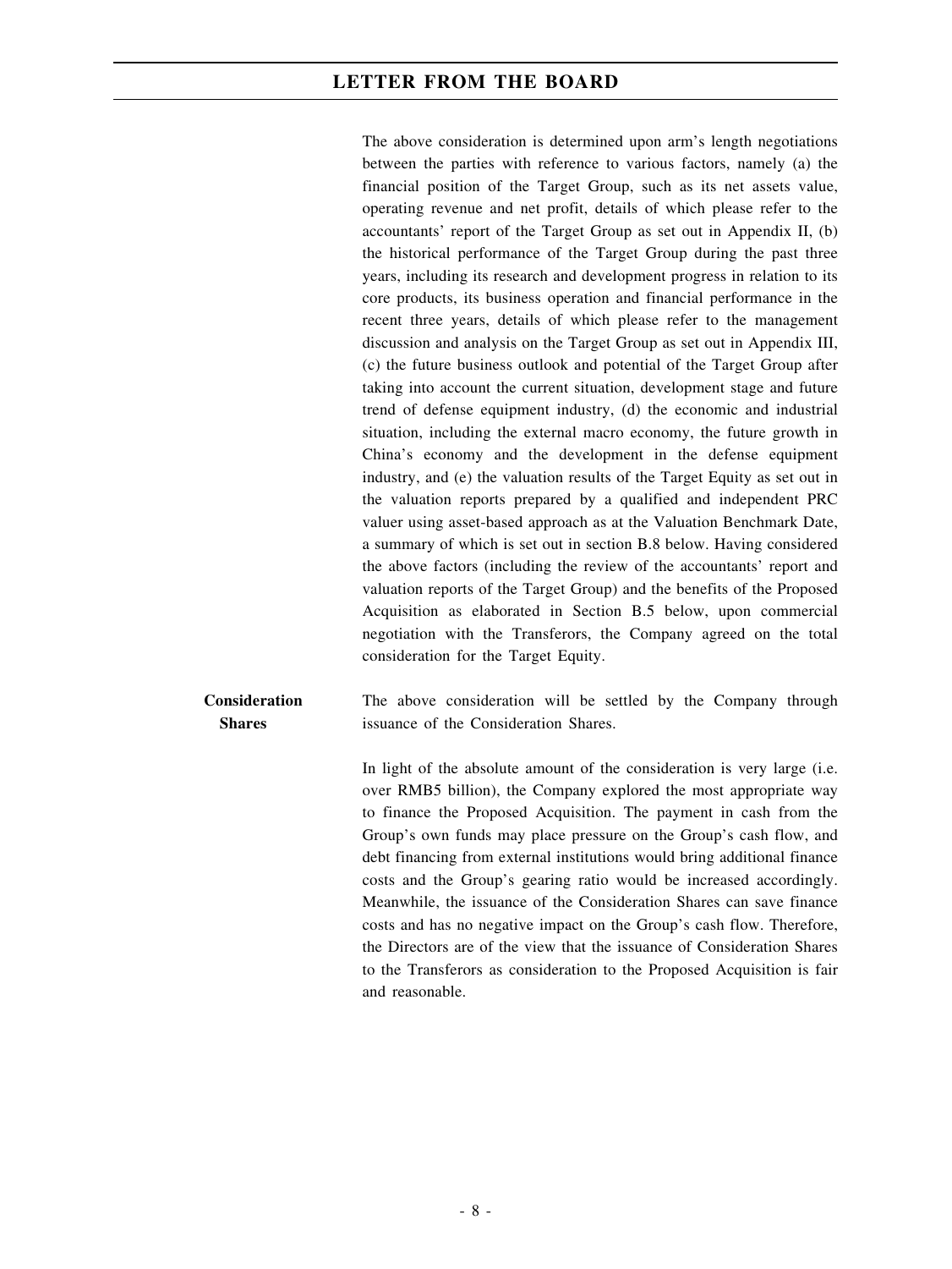The above consideration is determined upon arm's length negotiations between the parties with reference to various factors, namely (a) the financial position of the Target Group, such as its net assets value, operating revenue and net profit, details of which please refer to the accountants' report of the Target Group as set out in Appendix II, (b) the historical performance of the Target Group during the past three years, including its research and development progress in relation to its core products, its business operation and financial performance in the recent three years, details of which please refer to the management discussion and analysis on the Target Group as set out in Appendix III, (c) the future business outlook and potential of the Target Group after taking into account the current situation, development stage and future trend of defense equipment industry, (d) the economic and industrial situation, including the external macro economy, the future growth in China's economy and the development in the defense equipment industry, and (e) the valuation results of the Target Equity as set out in the valuation reports prepared by a qualified and independent PRC valuer using asset-based approach as at the Valuation Benchmark Date, a summary of which is set out in section B.8 below. Having considered the above factors (including the review of the accountants' report and valuation reports of the Target Group) and the benefits of the Proposed Acquisition as elaborated in Section B.5 below, upon commercial negotiation with the Transferors, the Company agreed on the total consideration for the Target Equity.

**Consideration Shares**

The above consideration will be settled by the Company through issuance of the Consideration Shares.

In light of the absolute amount of the consideration is very large (i.e. over RMB5 billion), the Company explored the most appropriate way to finance the Proposed Acquisition. The payment in cash from the Group's own funds may place pressure on the Group's cash flow, and debt financing from external institutions would bring additional finance costs and the Group's gearing ratio would be increased accordingly. Meanwhile, the issuance of the Consideration Shares can save finance costs and has no negative impact on the Group's cash flow. Therefore, the Directors are of the view that the issuance of Consideration Shares to the Transferors as consideration to the Proposed Acquisition is fair and reasonable.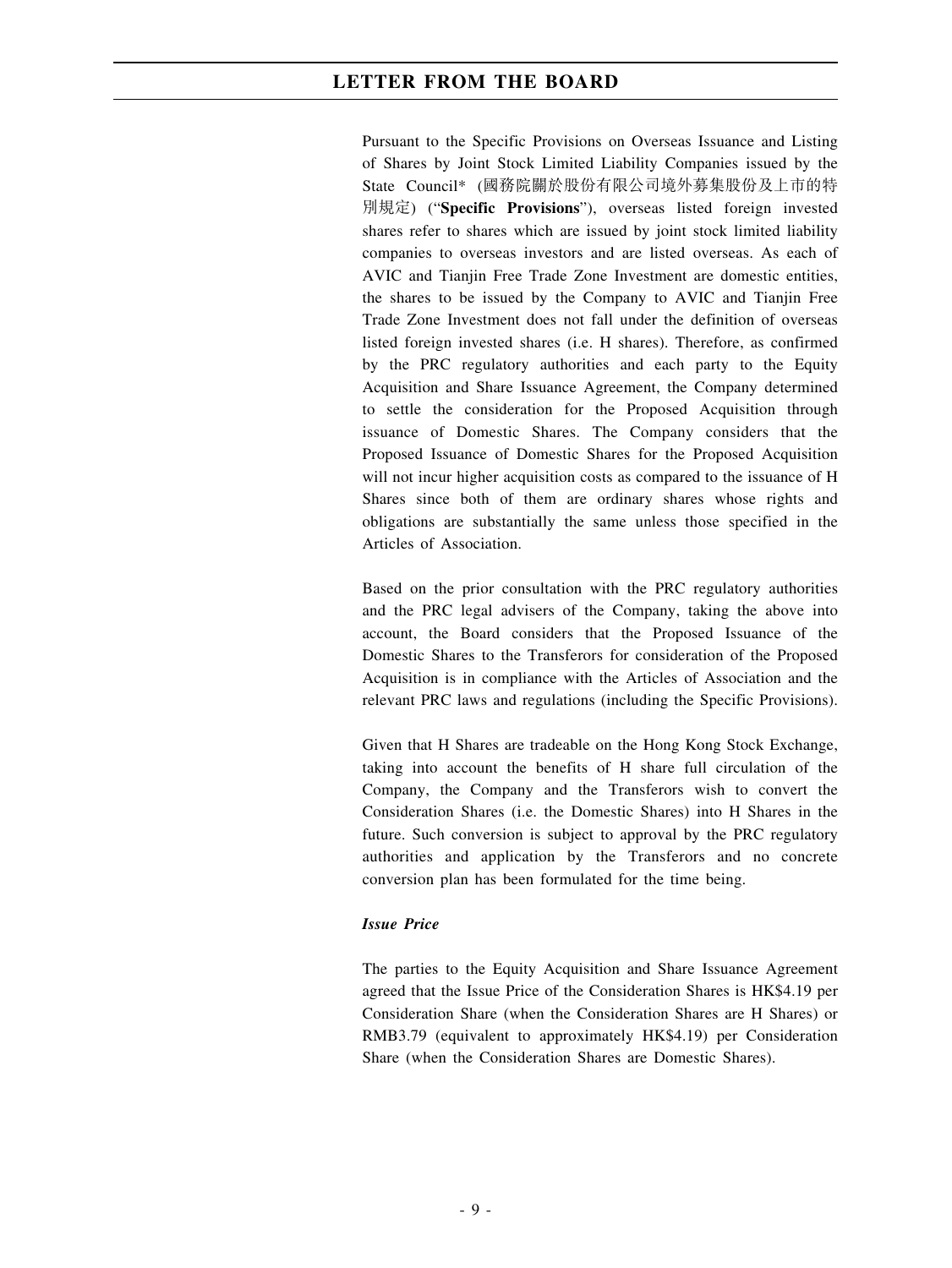Pursuant to the Specific Provisions on Overseas Issuance and Listing of Shares by Joint Stock Limited Liability Companies issued by the State Council* (國務院關於股份有限公司境外募集股份及上市的特別規定) ("**Specific Provisions**"), overseas listed foreign invested shares refer to shares which are issued by joint stock limited liability companies to overseas investors and are listed overseas. As each of AVIC and Tianjin Free Trade Zone Investment are domestic entities, the shares to be issued by the Company to AVIC and Tianjin Free Trade Zone Investment does not fall under the definition of overseas listed foreign invested shares (i.e. H shares). Therefore, as confirmed by the PRC regulatory authorities and each party to the Equity Acquisition and Share Issuance Agreement, the Company determined to settle the consideration for the Proposed Acquisition through issuance of Domestic Shares. The Company considers that the Proposed Issuance of Domestic Shares for the Proposed Acquisition will not incur higher acquisition costs as compared to the issuance of H Shares since both of them are ordinary shares whose rights and obligations are substantially the same unless those specified in the Articles of Association.

Based on the prior consultation with the PRC regulatory authorities and the PRC legal advisers of the Company, taking the above into account, the Board considers that the Proposed Issuance of the Domestic Shares to the Transferors for consideration of the Proposed Acquisition is in compliance with the Articles of Association and the relevant PRC laws and regulations (including the Specific Provisions).

Given that H Shares are tradeable on the Hong Kong Stock Exchange, taking into account the benefits of H share full circulation of the Company, the Company and the Transferors wish to convert the Consideration Shares (i.e. the Domestic Shares) into H Shares in the future. Such conversion is subject to approval by the PRC regulatory authorities and application by the Transferors and no concrete conversion plan has been formulated for the time being.

*Issue Price*

The parties to the Equity Acquisition and Share Issuance Agreement agreed that the Issue Price of the Consideration Shares is HK$4.19 per Consideration Share (when the Consideration Shares are H Shares) or RMB3.79 (equivalent to approximately HK$4.19) per Consideration Share (when the Consideration Shares are Domestic Shares).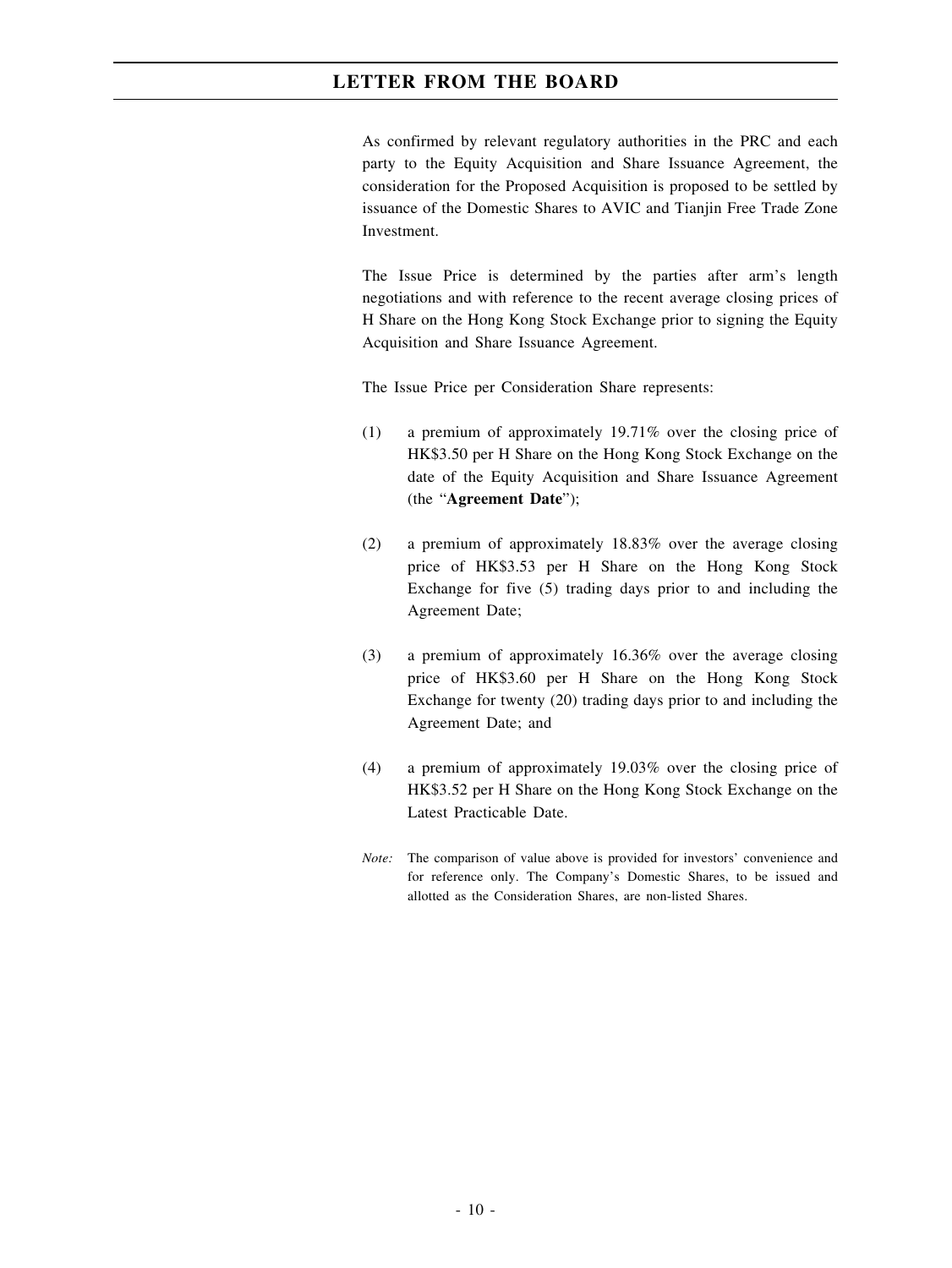As confirmed by relevant regulatory authorities in the PRC and each party to the Equity Acquisition and Share Issuance Agreement, the consideration for the Proposed Acquisition is proposed to be settled by issuance of the Domestic Shares to AVIC and Tianjin Free Trade Zone Investment.

The Issue Price is determined by the parties after arm's length negotiations and with reference to the recent average closing prices of H Share on the Hong Kong Stock Exchange prior to signing the Equity Acquisition and Share Issuance Agreement.

The Issue Price per Consideration Share represents:

(1) a premium of approximately 19.71% over the closing price of HK$3.50 per H Share on the Hong Kong Stock Exchange on the date of the Equity Acquisition and Share Issuance Agreement (the "**Agreement Date**");

(2) a premium of approximately 18.83% over the average closing price of HK$3.53 per H Share on the Hong Kong Stock Exchange for five (5) trading days prior to and including the Agreement Date;

(3) a premium of approximately 16.36% over the average closing price of HK$3.60 per H Share on the Hong Kong Stock Exchange for twenty (20) trading days prior to and including the Agreement Date; and

(4) a premium of approximately 19.03% over the closing price of HK$3.52 per H Share on the Hong Kong Stock Exchange on the Latest Practicable Date.

*Note:* The comparison of value above is provided for investors' convenience and for reference only. The Company's Domestic Shares, to be issued and allotted as the Consideration Shares, are non-listed Shares.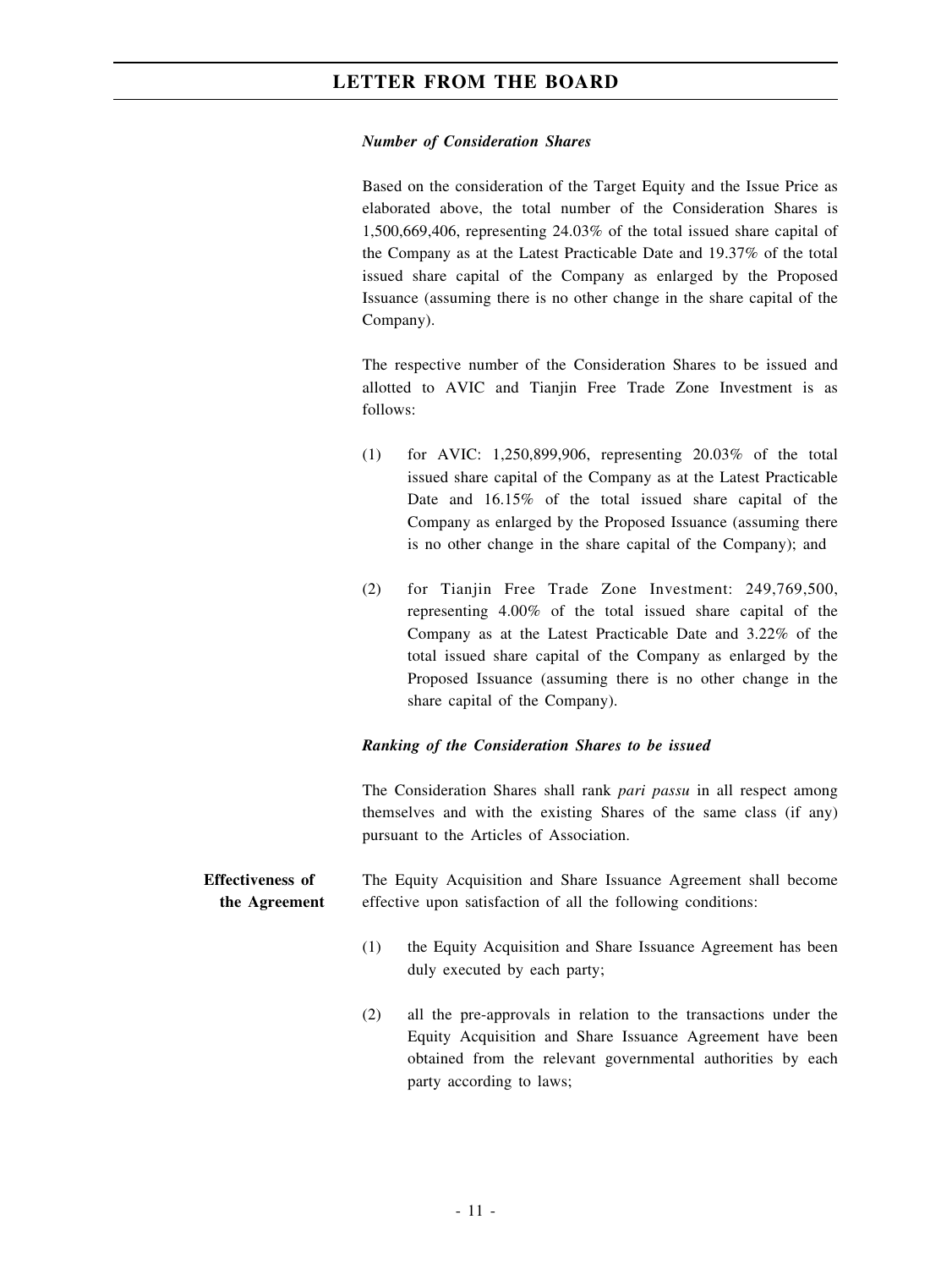***Number of Consideration Shares***

Based on the consideration of the Target Equity and the Issue Price as elaborated above, the total number of the Consideration Shares is 1,500,669,406, representing 24.03% of the total issued share capital of the Company as at the Latest Practicable Date and 19.37% of the total issued share capital of the Company as enlarged by the Proposed Issuance (assuming there is no other change in the share capital of the Company).

The respective number of the Consideration Shares to be issued and allotted to AVIC and Tianjin Free Trade Zone Investment is as follows:

(1) for AVIC: 1,250,899,906, representing 20.03% of the total issued share capital of the Company as at the Latest Practicable Date and 16.15% of the total issued share capital of the Company as enlarged by the Proposed Issuance (assuming there is no other change in the share capital of the Company); and

(2) for Tianjin Free Trade Zone Investment: 249,769,500, representing 4.00% of the total issued share capital of the Company as at the Latest Practicable Date and 3.22% of the total issued share capital of the Company as enlarged by the Proposed Issuance (assuming there is no other change in the share capital of the Company).

***Ranking of the Consideration Shares to be issued***

The Consideration Shares shall rank *pari passu* in all respect among themselves and with the existing Shares of the same class (if any) pursuant to the Articles of Association.

**Effectiveness of the Agreement**

The Equity Acquisition and Share Issuance Agreement shall become effective upon satisfaction of all the following conditions:

(1) the Equity Acquisition and Share Issuance Agreement has been duly executed by each party;

(2) all the pre-approvals in relation to the transactions under the Equity Acquisition and Share Issuance Agreement have been obtained from the relevant governmental authorities by each party according to laws;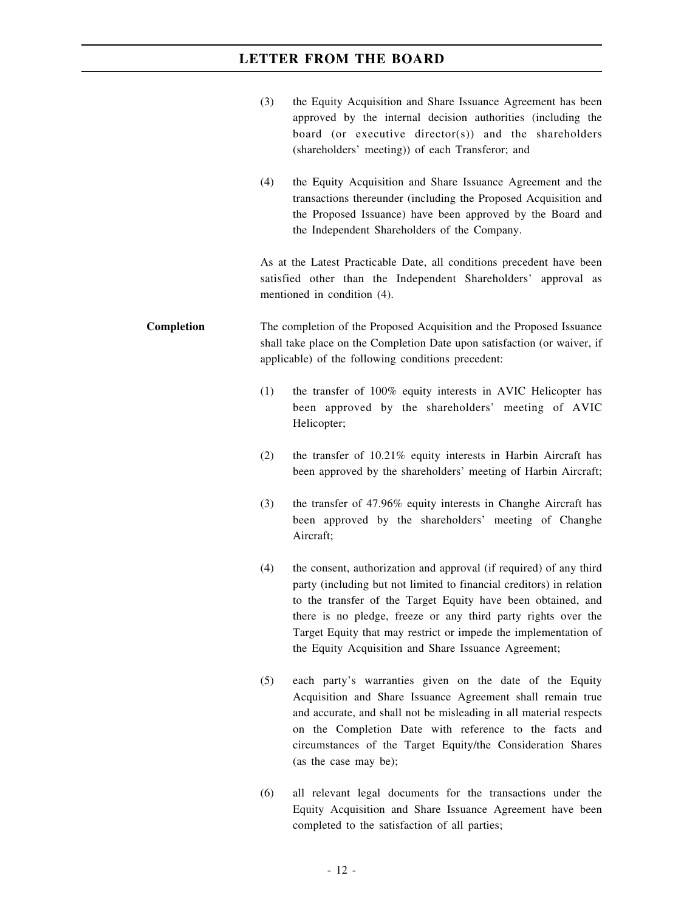(3) the Equity Acquisition and Share Issuance Agreement has been approved by the internal decision authorities (including the board (or executive director(s)) and the shareholders (shareholders' meeting)) of each Transferor; and

(4) the Equity Acquisition and Share Issuance Agreement and the transactions thereunder (including the Proposed Acquisition and the Proposed Issuance) have been approved by the Board and the Independent Shareholders of the Company.

As at the Latest Practicable Date, all conditions precedent have been satisfied other than the Independent Shareholders' approval as mentioned in condition (4).

**Completion**

The completion of the Proposed Acquisition and the Proposed Issuance shall take place on the Completion Date upon satisfaction (or waiver, if applicable) of the following conditions precedent:

(1) the transfer of 100% equity interests in AVIC Helicopter has been approved by the shareholders' meeting of AVIC Helicopter;

(2) the transfer of 10.21% equity interests in Harbin Aircraft has been approved by the shareholders' meeting of Harbin Aircraft;

(3) the transfer of 47.96% equity interests in Changhe Aircraft has been approved by the shareholders' meeting of Changhe Aircraft;

(4) the consent, authorization and approval (if required) of any third party (including but not limited to financial creditors) in relation to the transfer of the Target Equity have been obtained, and there is no pledge, freeze or any third party rights over the Target Equity that may restrict or impede the implementation of the Equity Acquisition and Share Issuance Agreement;

(5) each party's warranties given on the date of the Equity Acquisition and Share Issuance Agreement shall remain true and accurate, and shall not be misleading in all material respects on the Completion Date with reference to the facts and circumstances of the Target Equity/the Consideration Shares (as the case may be);

(6) all relevant legal documents for the transactions under the Equity Acquisition and Share Issuance Agreement have been completed to the satisfaction of all parties;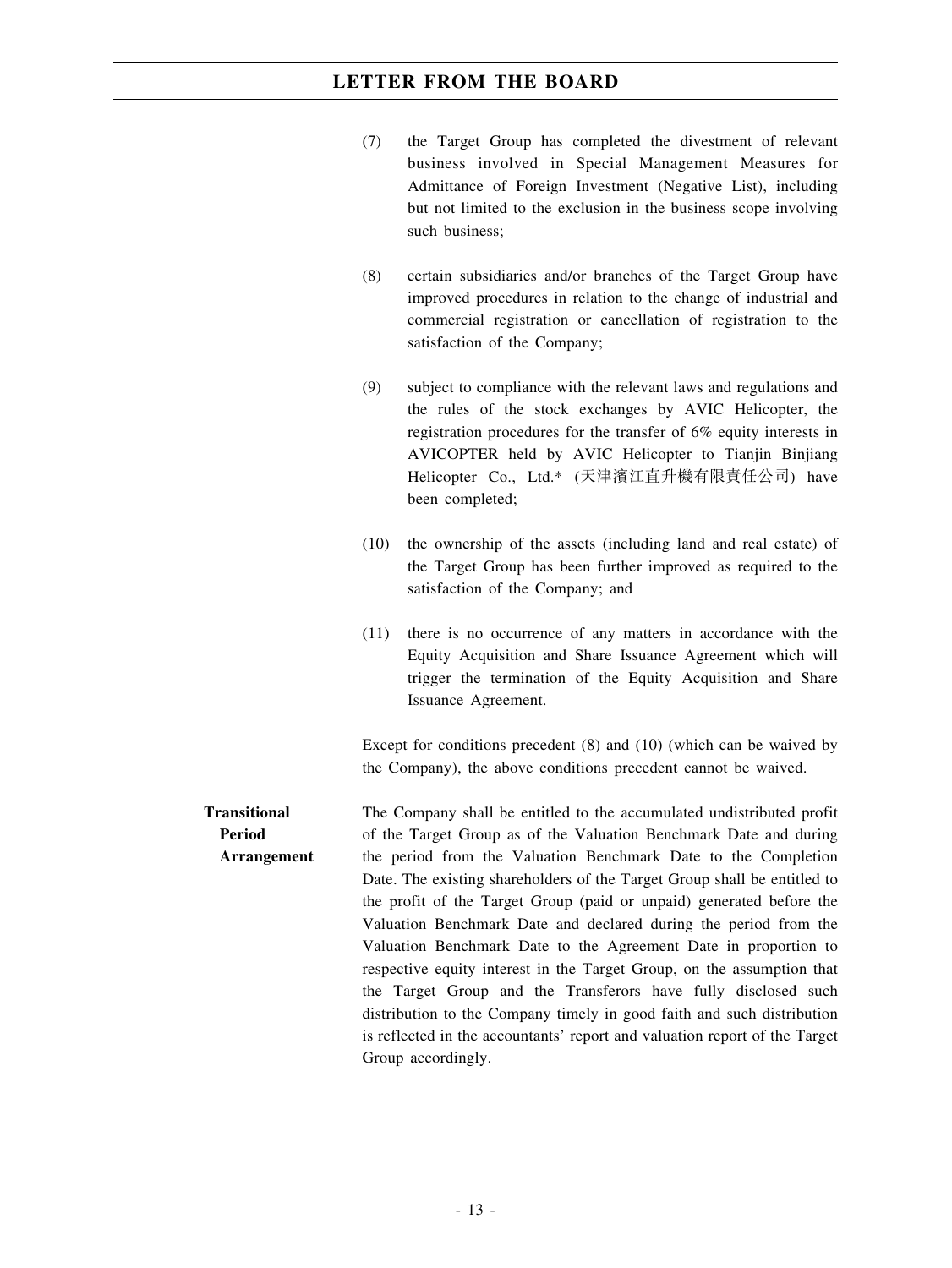(7) the Target Group has completed the divestment of relevant business involved in Special Management Measures for Admittance of Foreign Investment (Negative List), including but not limited to the exclusion in the business scope involving such business;

(8) certain subsidiaries and/or branches of the Target Group have improved procedures in relation to the change of industrial and commercial registration or cancellation of registration to the satisfaction of the Company;

(9) subject to compliance with the relevant laws and regulations and the rules of the stock exchanges by AVIC Helicopter, the registration procedures for the transfer of 6% equity interests in AVICOPTER held by AVIC Helicopter to Tianjin Binjiang Helicopter Co., Ltd.* (天津濱江直升機有限責任公司) have been completed;

(10) the ownership of the assets (including land and real estate) of the Target Group has been further improved as required to the satisfaction of the Company; and

(11) there is no occurrence of any matters in accordance with the Equity Acquisition and Share Issuance Agreement which will trigger the termination of the Equity Acquisition and Share Issuance Agreement.

Except for conditions precedent (8) and (10) (which can be waived by the Company), the above conditions precedent cannot be waived.

**Transitional Period Arrangement**

The Company shall be entitled to the accumulated undistributed profit of the Target Group as of the Valuation Benchmark Date and during the period from the Valuation Benchmark Date to the Completion Date. The existing shareholders of the Target Group shall be entitled to the profit of the Target Group (paid or unpaid) generated before the Valuation Benchmark Date and declared during the period from the Valuation Benchmark Date to the Agreement Date in proportion to respective equity interest in the Target Group, on the assumption that the Target Group and the Transferors have fully disclosed such distribution to the Company timely in good faith and such distribution is reflected in the accountants' report and valuation report of the Target Group accordingly.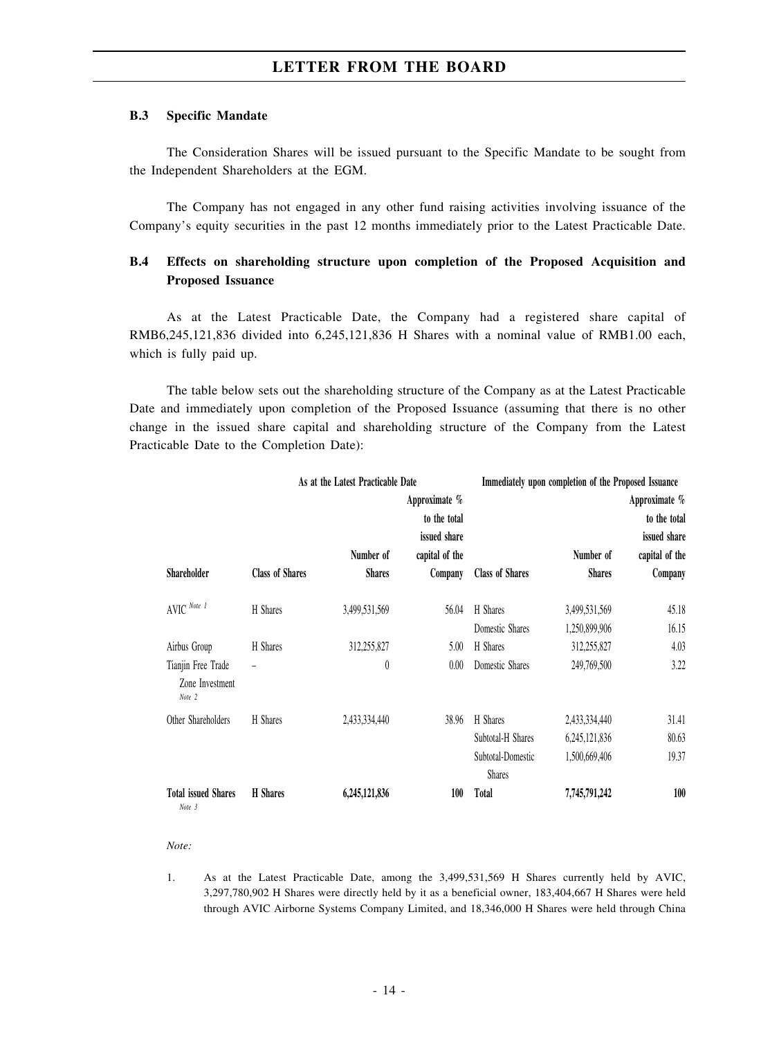### B.3 Specific Mandate

The Consideration Shares will be issued pursuant to the Specific Mandate to be sought from the Independent Shareholders at the EGM.

The Company has not engaged in any other fund raising activities involving issuance of the Company's equity securities in the past 12 months immediately prior to the Latest Practicable Date.

### B.4 Effects on shareholding structure upon completion of the Proposed Acquisition and Proposed Issuance

As at the Latest Practicable Date, the Company had a registered share capital of RMB6,245,121,836 divided into 6,245,121,836 H Shares with a nominal value of RMB1.00 each, which is fully paid up.

The table below sets out the shareholding structure of the Company as at the Latest Practicable Date and immediately upon completion of the Proposed Issuance (assuming that there is no other change in the issued share capital and shareholding structure of the Company from the Latest Practicable Date to the Completion Date):

| | As at the Latest Practicable Date | | | Immediately upon completion of the Proposed Issuance | | |
|---|---|---|---|---|---|---|
| Shareholder | Class of Shares | Number of Shares | Approximate % to the total issued share capital of the Company | Class of Shares | Number of Shares | Approximate % to the total issued share capital of the Company |
| AVIC Note 1 | H Shares | 3,499,531,569 | 56.04 | H Shares | 3,499,531,569 | 45.18 |
| | | | | Domestic Shares | 1,250,899,906 | 16.15 |
| Airbus Group | H Shares | 312,255,827 | 5.00 | H Shares | 312,255,827 | 4.03 |
| Tianjin Free Trade Zone Investment Note 2 | – | 0 | 0.00 | Domestic Shares | 249,769,500 | 3.22 |
| Other Shareholders | H Shares | 2,433,334,440 | 38.96 | H Shares | 2,433,334,440 | 31.41 |
| | | | | Subtotal-H Shares | 6,245,121,836 | 80.63 |
| | | | | Subtotal-Domestic Shares | 1,500,669,406 | 19.37 |
| **Total issued Shares** Note 3 | **H Shares** | **6,245,121,836** | **100** | **Total** | **7,745,791,242** | **100** |

*Note:*

1. As at the Latest Practicable Date, among the 3,499,531,569 H Shares currently held by AVIC, 3,297,780,902 H Shares were directly held by it as a beneficial owner, 183,404,667 H Shares were held through AVIC Airborne Systems Company Limited, and 18,346,000 H Shares were held through China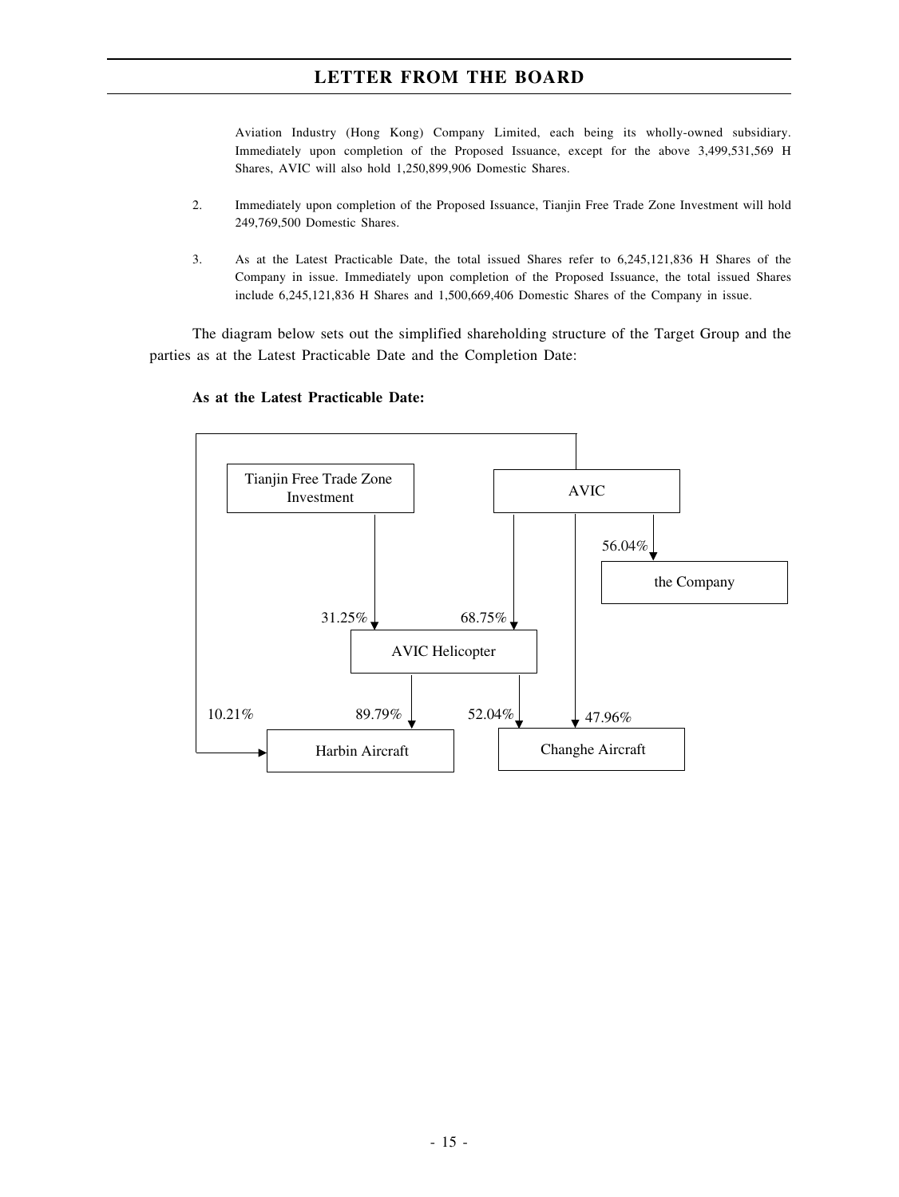Aviation Industry (Hong Kong) Company Limited, each being its wholly-owned subsidiary. Immediately upon completion of the Proposed Issuance, except for the above 3,499,531,569 H Shares, AVIC will also hold 1,250,899,906 Domestic Shares.

2. Immediately upon completion of the Proposed Issuance, Tianjin Free Trade Zone Investment will hold 249,769,500 Domestic Shares.

3. As at the Latest Practicable Date, the total issued Shares refer to 6,245,121,836 H Shares of the Company in issue. Immediately upon completion of the Proposed Issuance, the total issued Shares include 6,245,121,836 H Shares and 1,500,669,406 Domestic Shares of the Company in issue.

The diagram below sets out the simplified shareholding structure of the Target Group and the parties as at the Latest Practicable Date and the Completion Date:

**As at the Latest Practicable Date:**

Tianjin Free Trade Zone Investment

AVIC

56.04%

the Company

31.25%

68.75%

AVIC Helicopter

10.21%

89.79%

52.04%

47.96%

Harbin Aircraft

Changhe Aircraft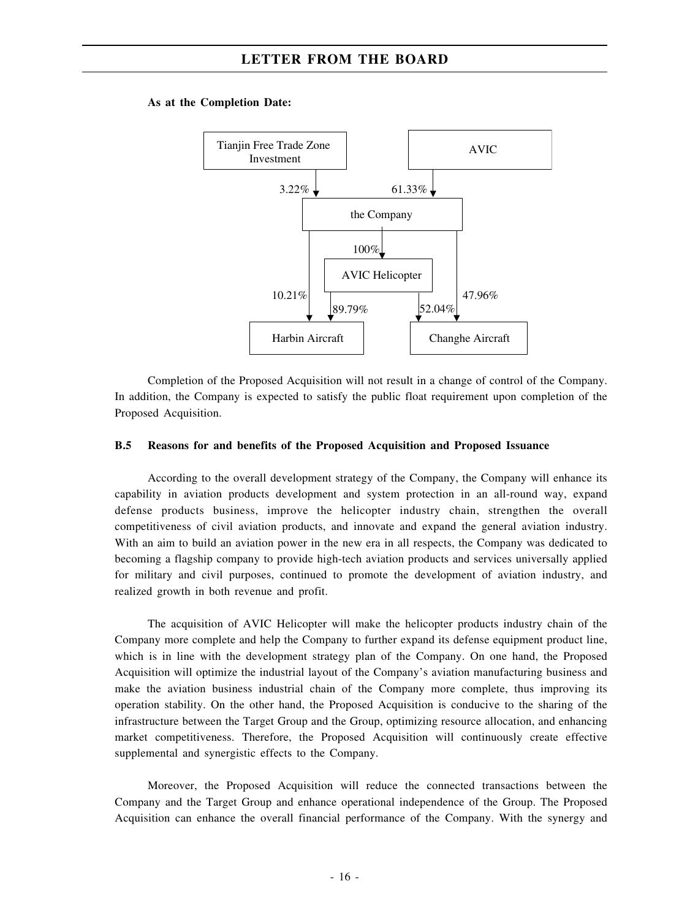**As at the Completion Date:**

```
Tianjin Free Trade Zone Investment --3.22%--> the Company
AVIC --61.33%--> the Company
the Company --100%--> AVIC Helicopter
the Company --10.21%--> Harbin Aircraft
AVIC Helicopter --89.79%--> Harbin Aircraft
AVIC Helicopter --52.04%--> Changhe Aircraft
the Company --47.96%--> Changhe Aircraft
```

Completion of the Proposed Acquisition will not result in a change of control of the Company. In addition, the Company is expected to satisfy the public float requirement upon completion of the Proposed Acquisition.

### B.5 Reasons for and benefits of the Proposed Acquisition and Proposed Issuance

According to the overall development strategy of the Company, the Company will enhance its capability in aviation products development and system protection in an all-round way, expand defense products business, improve the helicopter industry chain, strengthen the overall competitiveness of civil aviation products, and innovate and expand the general aviation industry. With an aim to build an aviation power in the new era in all respects, the Company was dedicated to becoming a flagship company to provide high-tech aviation products and services universally applied for military and civil purposes, continued to promote the development of aviation industry, and realized growth in both revenue and profit.

The acquisition of AVIC Helicopter will make the helicopter products industry chain of the Company more complete and help the Company to further expand its defense equipment product line, which is in line with the development strategy plan of the Company. On one hand, the Proposed Acquisition will optimize the industrial layout of the Company's aviation manufacturing business and make the aviation business industrial chain of the Company more complete, thus improving its operation stability. On the other hand, the Proposed Acquisition is conducive to the sharing of the infrastructure between the Target Group and the Group, optimizing resource allocation, and enhancing market competitiveness. Therefore, the Proposed Acquisition will continuously create effective supplemental and synergistic effects to the Company.

Moreover, the Proposed Acquisition will reduce the connected transactions between the Company and the Target Group and enhance operational independence of the Group. The Proposed Acquisition can enhance the overall financial performance of the Company. With the synergy and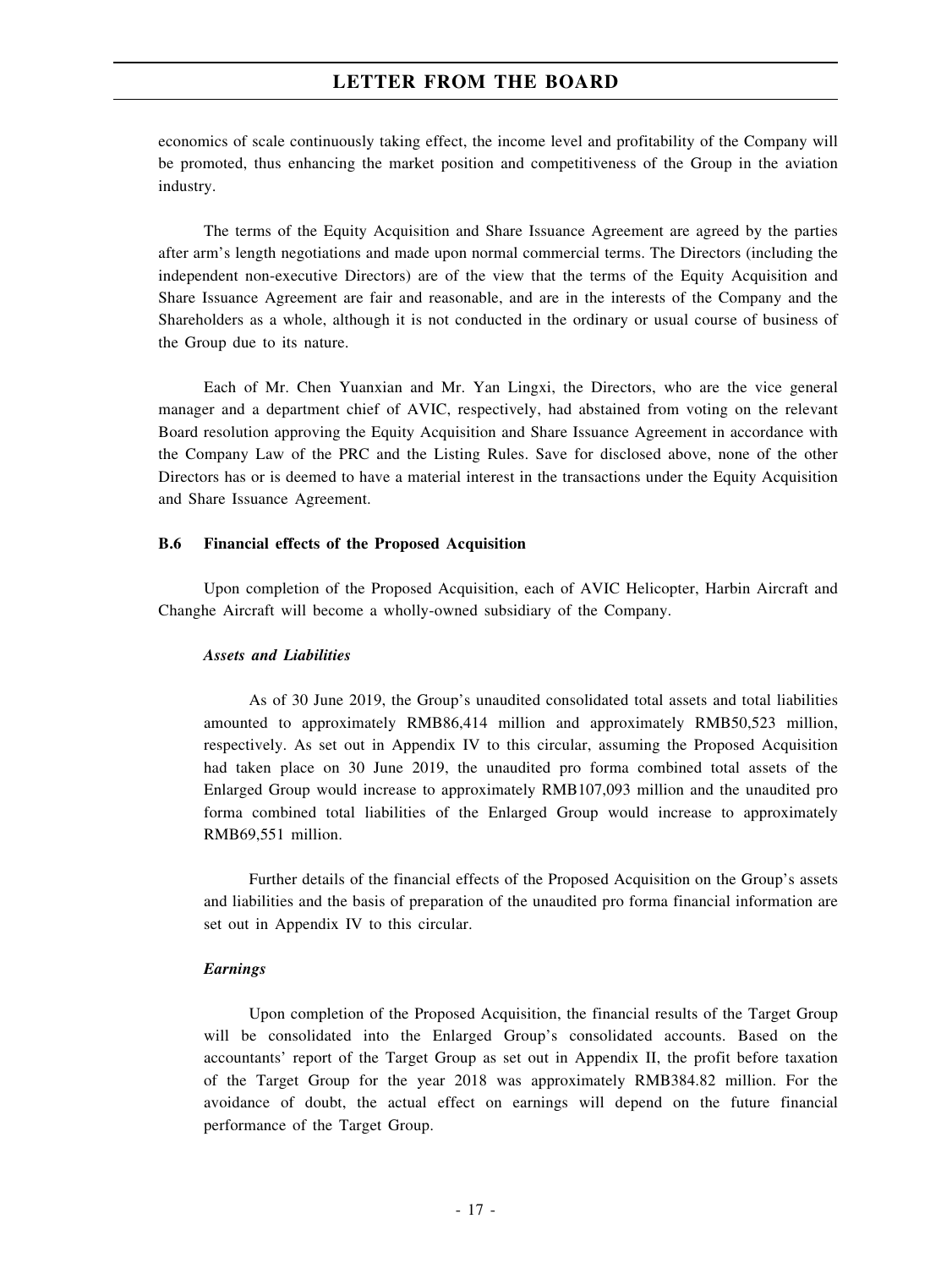economics of scale continuously taking effect, the income level and profitability of the Company will be promoted, thus enhancing the market position and competitiveness of the Group in the aviation industry.

The terms of the Equity Acquisition and Share Issuance Agreement are agreed by the parties after arm's length negotiations and made upon normal commercial terms. The Directors (including the independent non-executive Directors) are of the view that the terms of the Equity Acquisition and Share Issuance Agreement are fair and reasonable, and are in the interests of the Company and the Shareholders as a whole, although it is not conducted in the ordinary or usual course of business of the Group due to its nature.

Each of Mr. Chen Yuanxian and Mr. Yan Lingxi, the Directors, who are the vice general manager and a department chief of AVIC, respectively, had abstained from voting on the relevant Board resolution approving the Equity Acquisition and Share Issuance Agreement in accordance with the Company Law of the PRC and the Listing Rules. Save for disclosed above, none of the other Directors has or is deemed to have a material interest in the transactions under the Equity Acquisition and Share Issuance Agreement.

### B.6 Financial effects of the Proposed Acquisition

Upon completion of the Proposed Acquisition, each of AVIC Helicopter, Harbin Aircraft and Changhe Aircraft will become a wholly-owned subsidiary of the Company.

***Assets and Liabilities***

As of 30 June 2019, the Group's unaudited consolidated total assets and total liabilities amounted to approximately RMB86,414 million and approximately RMB50,523 million, respectively. As set out in Appendix IV to this circular, assuming the Proposed Acquisition had taken place on 30 June 2019, the unaudited pro forma combined total assets of the Enlarged Group would increase to approximately RMB107,093 million and the unaudited pro forma combined total liabilities of the Enlarged Group would increase to approximately RMB69,551 million.

Further details of the financial effects of the Proposed Acquisition on the Group's assets and liabilities and the basis of preparation of the unaudited pro forma financial information are set out in Appendix IV to this circular.

***Earnings***

Upon completion of the Proposed Acquisition, the financial results of the Target Group will be consolidated into the Enlarged Group's consolidated accounts. Based on the accountants' report of the Target Group as set out in Appendix II, the profit before taxation of the Target Group for the year 2018 was approximately RMB384.82 million. For the avoidance of doubt, the actual effect on earnings will depend on the future financial performance of the Target Group.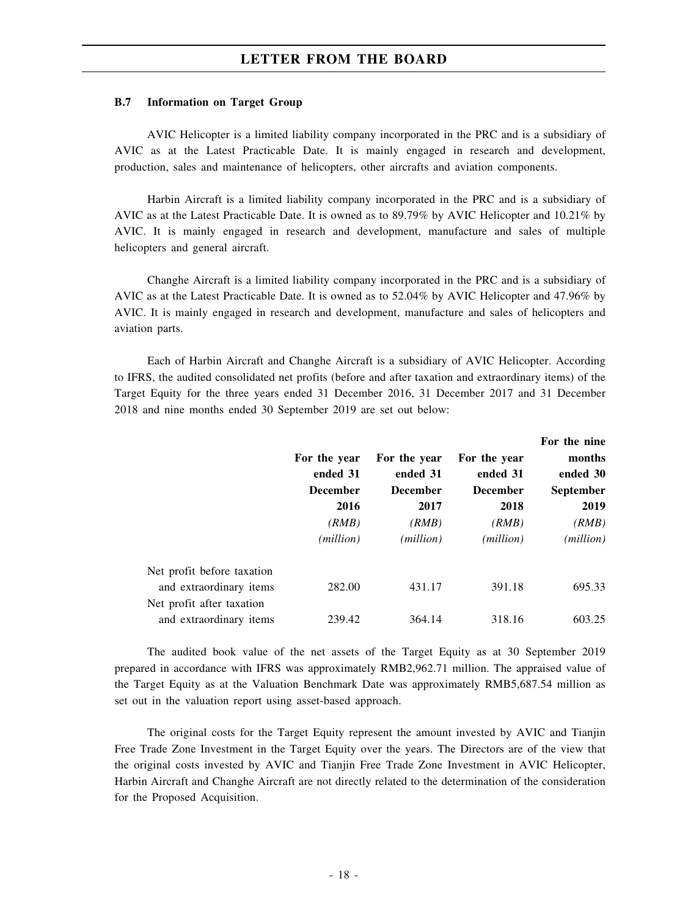### B.7 Information on Target Group

AVIC Helicopter is a limited liability company incorporated in the PRC and is a subsidiary of AVIC as at the Latest Practicable Date. It is mainly engaged in research and development, production, sales and maintenance of helicopters, other aircrafts and aviation components.

Harbin Aircraft is a limited liability company incorporated in the PRC and is a subsidiary of AVIC as at the Latest Practicable Date. It is owned as to 89.79% by AVIC Helicopter and 10.21% by AVIC. It is mainly engaged in research and development, manufacture and sales of multiple helicopters and general aircraft.

Changhe Aircraft is a limited liability company incorporated in the PRC and is a subsidiary of AVIC as at the Latest Practicable Date. It is owned as to 52.04% by AVIC Helicopter and 47.96% by AVIC. It is mainly engaged in research and development, manufacture and sales of helicopters and aviation parts.

Each of Harbin Aircraft and Changhe Aircraft is a subsidiary of AVIC Helicopter. According to IFRS, the audited consolidated net profits (before and after taxation and extraordinary items) of the Target Equity for the three years ended 31 December 2016, 31 December 2017 and 31 December 2018 and nine months ended 30 September 2019 are set out below:

| | For the year ended 31 December 2016 | For the year ended 31 December 2017 | For the year ended 31 December 2018 | For the nine months ended 30 September 2019 |
|---|---|---|---|---|
| | *(RMB) (million)* | *(RMB) (million)* | *(RMB) (million)* | *(RMB) (million)* |
| Net profit before taxation and extraordinary items | 282.00 | 431.17 | 391.18 | 695.33 |
| Net profit after taxation and extraordinary items | 239.42 | 364.14 | 318.16 | 603.25 |

The audited book value of the net assets of the Target Equity as at 30 September 2019 prepared in accordance with IFRS was approximately RMB2,962.71 million. The appraised value of the Target Equity as at the Valuation Benchmark Date was approximately RMB5,687.54 million as set out in the valuation report using asset-based approach.

The original costs for the Target Equity represent the amount invested by AVIC and Tianjin Free Trade Zone Investment in the Target Equity over the years. The Directors are of the view that the original costs invested by AVIC and Tianjin Free Trade Zone Investment in AVIC Helicopter, Harbin Aircraft and Changhe Aircraft are not directly related to the determination of the consideration for the Proposed Acquisition.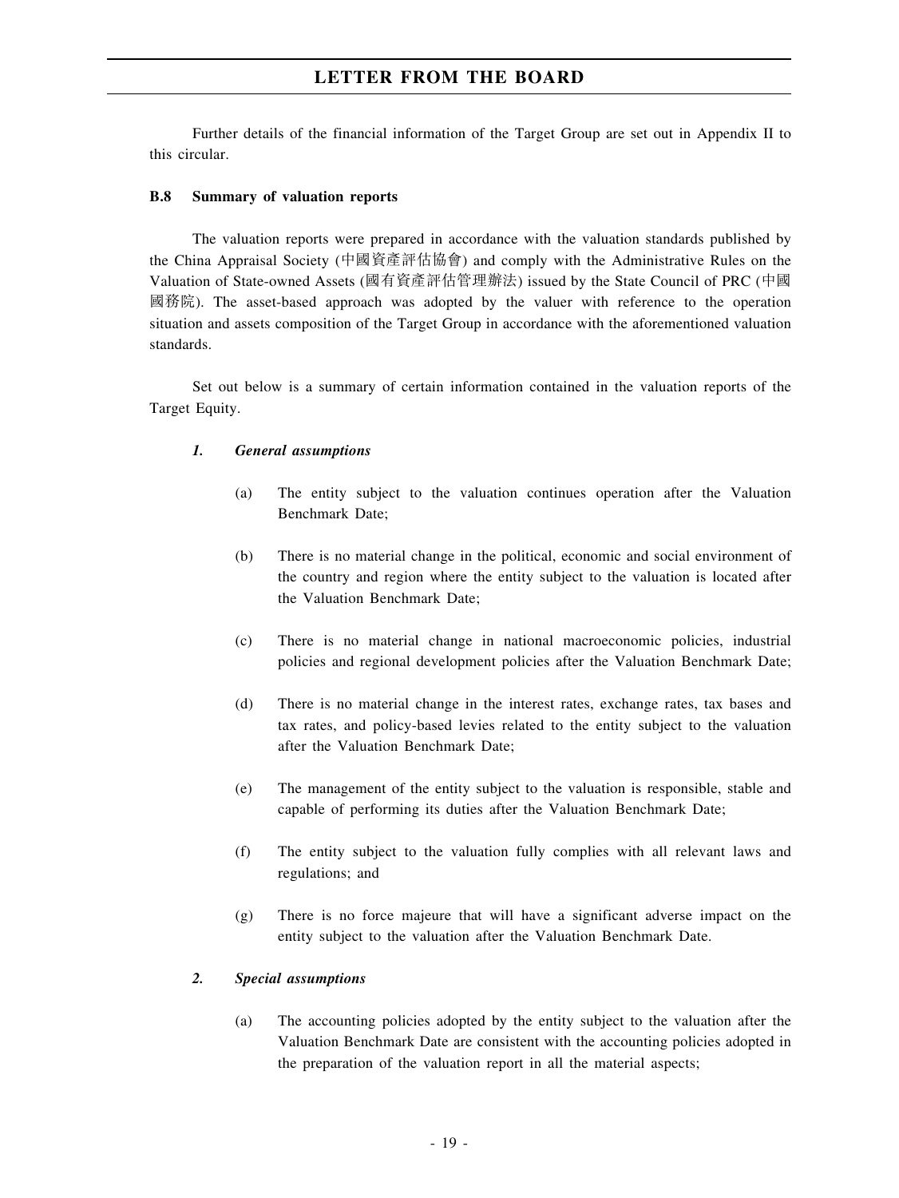Further details of the financial information of the Target Group are set out in Appendix II to this circular.

### B.8 Summary of valuation reports

The valuation reports were prepared in accordance with the valuation standards published by the China Appraisal Society (中國資產評估協會) and comply with the Administrative Rules on the Valuation of State-owned Assets (國有資產評估管理辦法) issued by the State Council of PRC (中國國務院). The asset-based approach was adopted by the valuer with reference to the operation situation and assets composition of the Target Group in accordance with the aforementioned valuation standards.

Set out below is a summary of certain information contained in the valuation reports of the Target Equity.

#### *1. General assumptions*

(a) The entity subject to the valuation continues operation after the Valuation Benchmark Date;

(b) There is no material change in the political, economic and social environment of the country and region where the entity subject to the valuation is located after the Valuation Benchmark Date;

(c) There is no material change in national macroeconomic policies, industrial policies and regional development policies after the Valuation Benchmark Date;

(d) There is no material change in the interest rates, exchange rates, tax bases and tax rates, and policy-based levies related to the entity subject to the valuation after the Valuation Benchmark Date;

(e) The management of the entity subject to the valuation is responsible, stable and capable of performing its duties after the Valuation Benchmark Date;

(f) The entity subject to the valuation fully complies with all relevant laws and regulations; and

(g) There is no force majeure that will have a significant adverse impact on the entity subject to the valuation after the Valuation Benchmark Date.

#### *2. Special assumptions*

(a) The accounting policies adopted by the entity subject to the valuation after the Valuation Benchmark Date are consistent with the accounting policies adopted in the preparation of the valuation report in all the material aspects;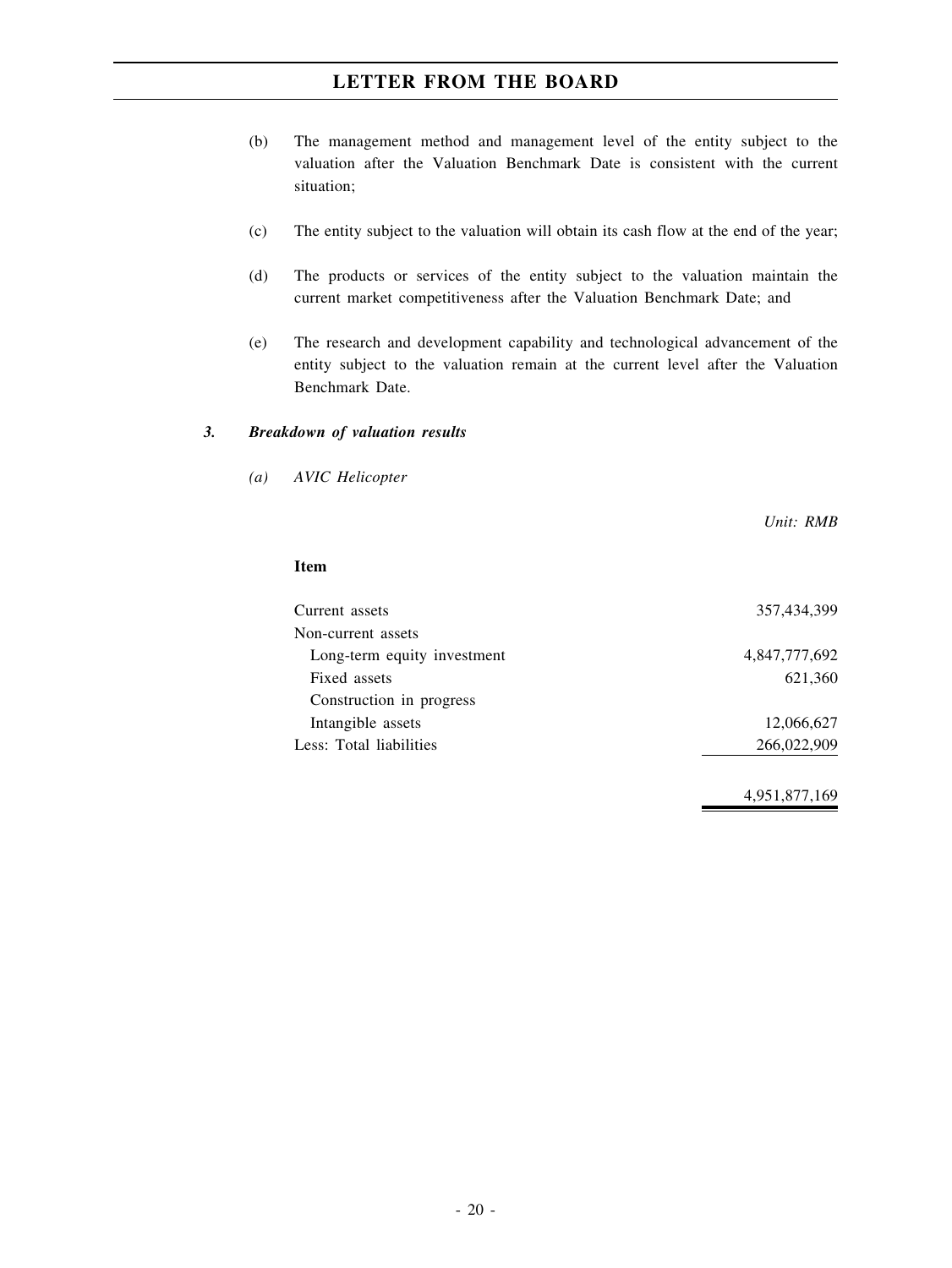(b) The management method and management level of the entity subject to the valuation after the Valuation Benchmark Date is consistent with the current situation;

(c) The entity subject to the valuation will obtain its cash flow at the end of the year;

(d) The products or services of the entity subject to the valuation maintain the current market competitiveness after the Valuation Benchmark Date; and

(e) The research and development capability and technological advancement of the entity subject to the valuation remain at the current level after the Valuation Benchmark Date.

### *3. Breakdown of valuation results*

*(a) AVIC Helicopter*

*Unit: RMB*

| **Item** | |
|---|---|
| Current assets | 357,434,399 |
| Non-current assets | |
| Long-term equity investment | 4,847,777,692 |
| Fixed assets | 621,360 |
| Construction in progress | |
| Intangible assets | 12,066,627 |
| Less: Total liabilities | 266,022,909 |
| | 4,951,877,169 |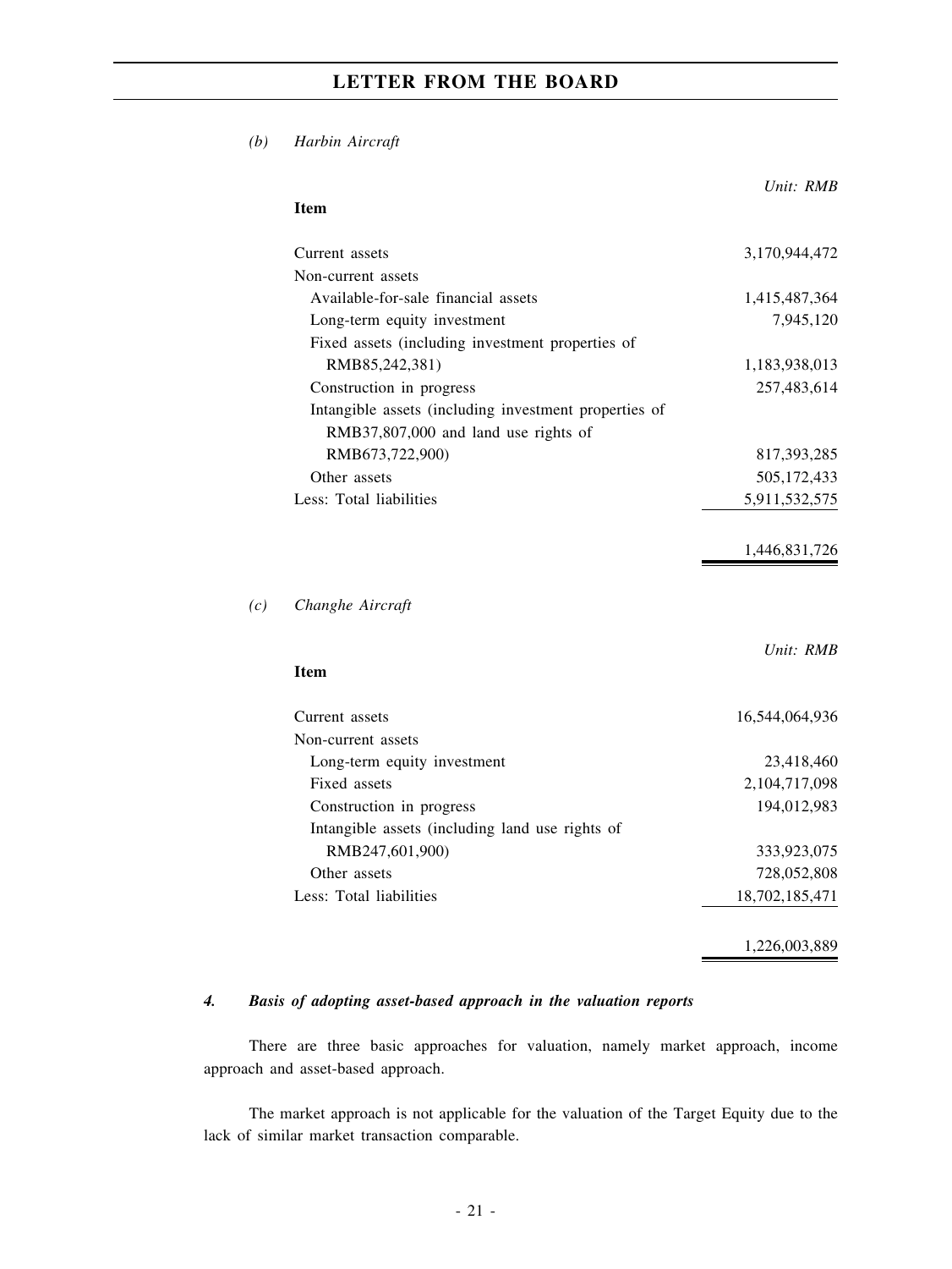*(b)* *Harbin Aircraft*

| Item | *Unit: RMB* |
|---|---|
| Current assets | 3,170,944,472 |
| Non-current assets | |
| Available-for-sale financial assets | 1,415,487,364 |
| Long-term equity investment | 7,945,120 |
| Fixed assets (including investment properties of RMB85,242,381) | 1,183,938,013 |
| Construction in progress | 257,483,614 |
| Intangible assets (including investment properties of RMB37,807,000 and land use rights of RMB673,722,900) | 817,393,285 |
| Other assets | 505,172,433 |
| Less: Total liabilities | 5,911,532,575 |
| | 1,446,831,726 |

*(c)* *Changhe Aircraft*

| Item | *Unit: RMB* |
|---|---|
| Current assets | 16,544,064,936 |
| Non-current assets | |
| Long-term equity investment | 23,418,460 |
| Fixed assets | 2,104,717,098 |
| Construction in progress | 194,012,983 |
| Intangible assets (including land use rights of RMB247,601,900) | 333,923,075 |
| Other assets | 728,052,808 |
| Less: Total liabilities | 18,702,185,471 |
| | 1,226,003,889 |

***4. Basis of adopting asset-based approach in the valuation reports***

There are three basic approaches for valuation, namely market approach, income approach and asset-based approach.

The market approach is not applicable for the valuation of the Target Equity due to the lack of similar market transaction comparable.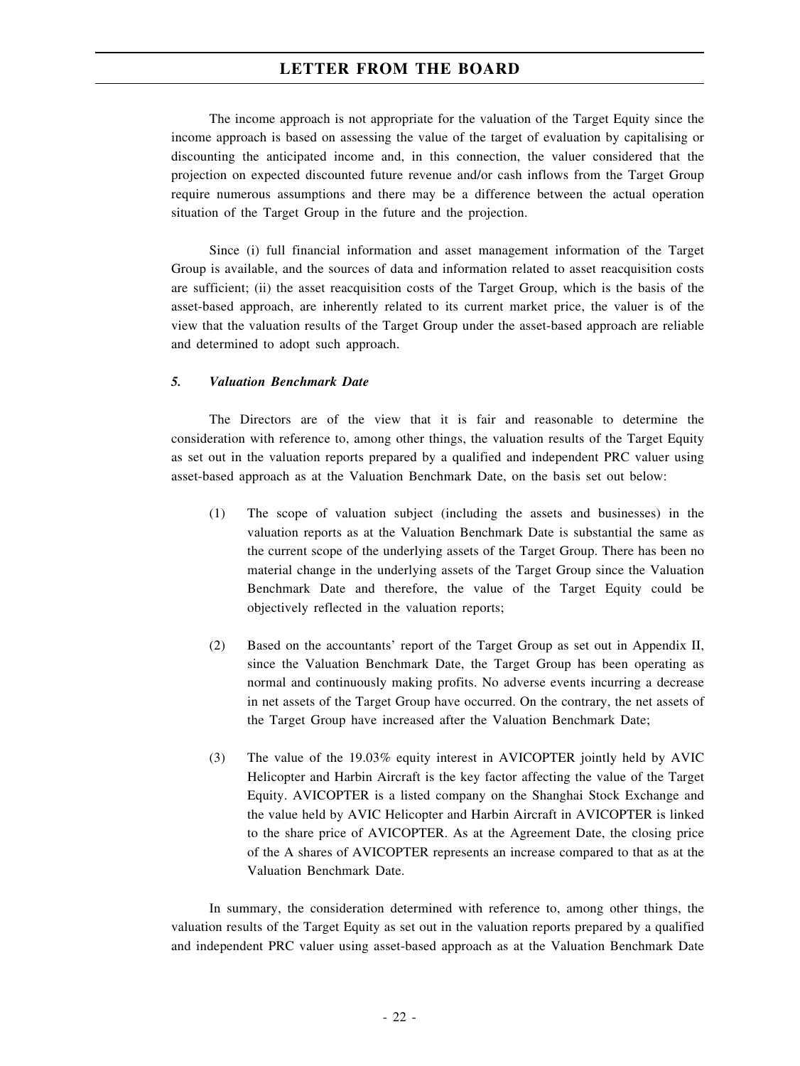The income approach is not appropriate for the valuation of the Target Equity since the income approach is based on assessing the value of the target of evaluation by capitalising or discounting the anticipated income and, in this connection, the valuer considered that the projection on expected discounted future revenue and/or cash inflows from the Target Group require numerous assumptions and there may be a difference between the actual operation situation of the Target Group in the future and the projection.

Since (i) full financial information and asset management information of the Target Group is available, and the sources of data and information related to asset reacquisition costs are sufficient; (ii) the asset reacquisition costs of the Target Group, which is the basis of the asset-based approach, are inherently related to its current market price, the valuer is of the view that the valuation results of the Target Group under the asset-based approach are reliable and determined to adopt such approach.

### *5. Valuation Benchmark Date*

The Directors are of the view that it is fair and reasonable to determine the consideration with reference to, among other things, the valuation results of the Target Equity as set out in the valuation reports prepared by a qualified and independent PRC valuer using asset-based approach as at the Valuation Benchmark Date, on the basis set out below:

(1) The scope of valuation subject (including the assets and businesses) in the valuation reports as at the Valuation Benchmark Date is substantial the same as the current scope of the underlying assets of the Target Group. There has been no material change in the underlying assets of the Target Group since the Valuation Benchmark Date and therefore, the value of the Target Equity could be objectively reflected in the valuation reports;

(2) Based on the accountants' report of the Target Group as set out in Appendix II, since the Valuation Benchmark Date, the Target Group has been operating as normal and continuously making profits. No adverse events incurring a decrease in net assets of the Target Group have occurred. On the contrary, the net assets of the Target Group have increased after the Valuation Benchmark Date;

(3) The value of the 19.03% equity interest in AVICOPTER jointly held by AVIC Helicopter and Harbin Aircraft is the key factor affecting the value of the Target Equity. AVICOPTER is a listed company on the Shanghai Stock Exchange and the value held by AVIC Helicopter and Harbin Aircraft in AVICOPTER is linked to the share price of AVICOPTER. As at the Agreement Date, the closing price of the A shares of AVICOPTER represents an increase compared to that as at the Valuation Benchmark Date.

In summary, the consideration determined with reference to, among other things, the valuation results of the Target Equity as set out in the valuation reports prepared by a qualified and independent PRC valuer using asset-based approach as at the Valuation Benchmark Date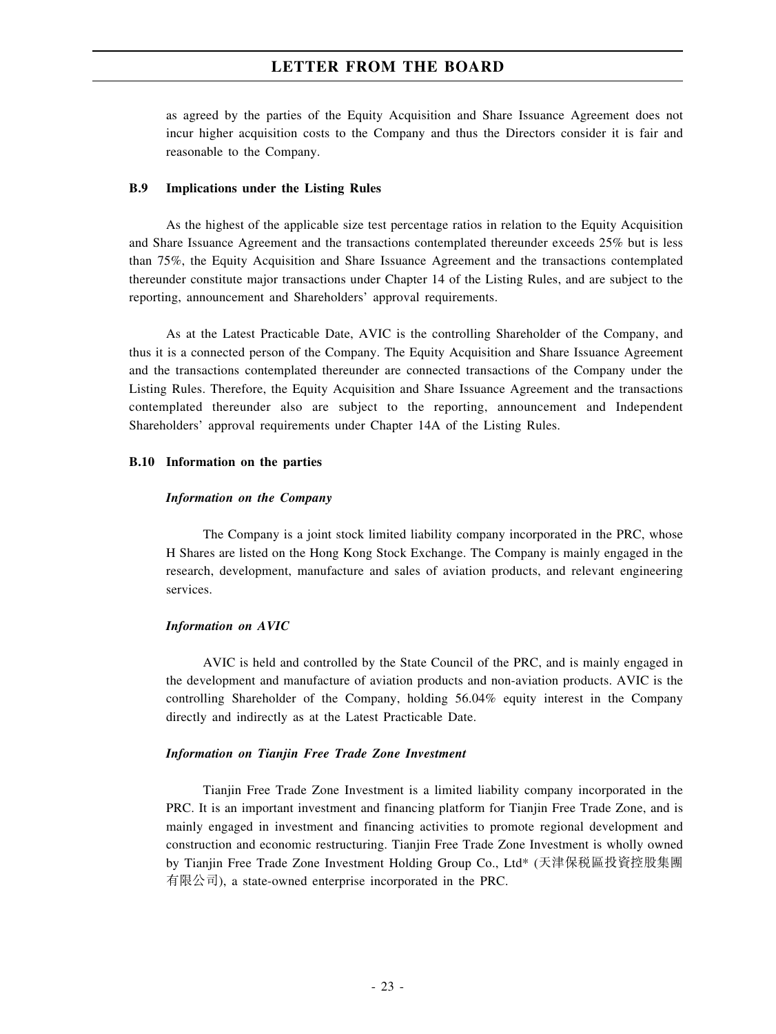as agreed by the parties of the Equity Acquisition and Share Issuance Agreement does not incur higher acquisition costs to the Company and thus the Directors consider it is fair and reasonable to the Company.

### B.9 Implications under the Listing Rules

As the highest of the applicable size test percentage ratios in relation to the Equity Acquisition and Share Issuance Agreement and the transactions contemplated thereunder exceeds 25% but is less than 75%, the Equity Acquisition and Share Issuance Agreement and the transactions contemplated thereunder constitute major transactions under Chapter 14 of the Listing Rules, and are subject to the reporting, announcement and Shareholders' approval requirements.

As at the Latest Practicable Date, AVIC is the controlling Shareholder of the Company, and thus it is a connected person of the Company. The Equity Acquisition and Share Issuance Agreement and the transactions contemplated thereunder are connected transactions of the Company under the Listing Rules. Therefore, the Equity Acquisition and Share Issuance Agreement and the transactions contemplated thereunder also are subject to the reporting, announcement and Independent Shareholders' approval requirements under Chapter 14A of the Listing Rules.

### B.10 Information on the parties

***Information on the Company***

The Company is a joint stock limited liability company incorporated in the PRC, whose H Shares are listed on the Hong Kong Stock Exchange. The Company is mainly engaged in the research, development, manufacture and sales of aviation products, and relevant engineering services.

***Information on AVIC***

AVIC is held and controlled by the State Council of the PRC, and is mainly engaged in the development and manufacture of aviation products and non-aviation products. AVIC is the controlling Shareholder of the Company, holding 56.04% equity interest in the Company directly and indirectly as at the Latest Practicable Date.

***Information on Tianjin Free Trade Zone Investment***

Tianjin Free Trade Zone Investment is a limited liability company incorporated in the PRC. It is an important investment and financing platform for Tianjin Free Trade Zone, and is mainly engaged in investment and financing activities to promote regional development and construction and economic restructuring. Tianjin Free Trade Zone Investment is wholly owned by Tianjin Free Trade Zone Investment Holding Group Co., Ltd* (天津保稅區投資控股集團有限公司), a state-owned enterprise incorporated in the PRC.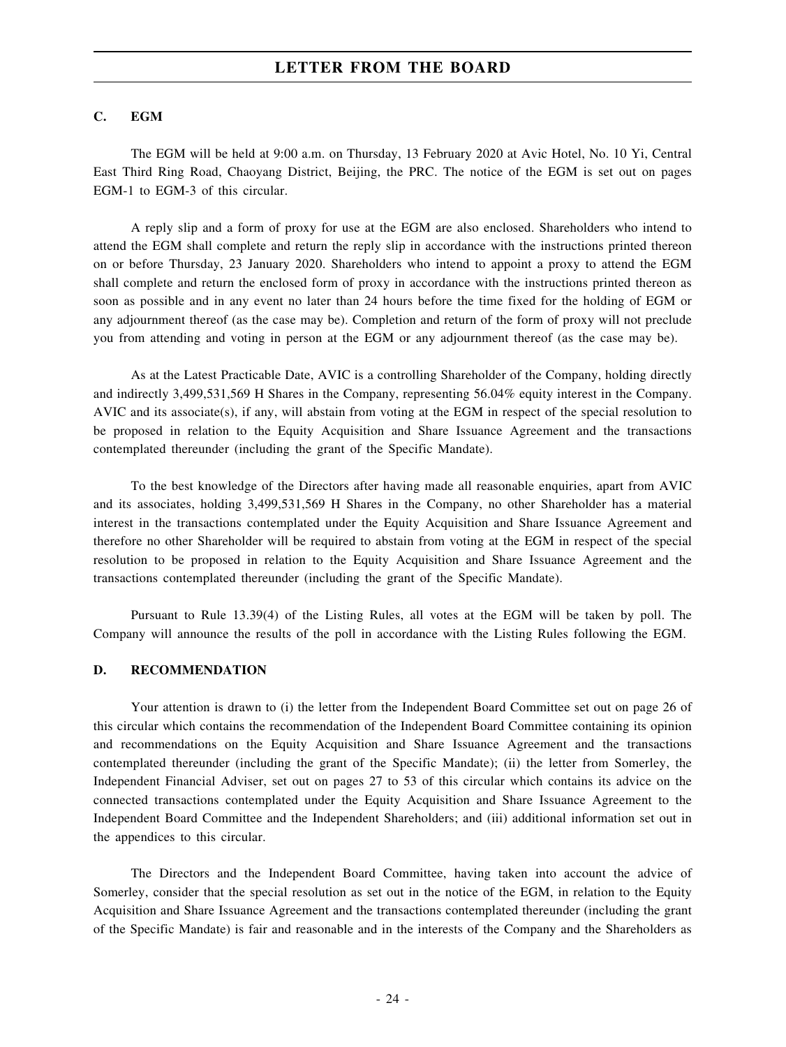## C. EGM

The EGM will be held at 9:00 a.m. on Thursday, 13 February 2020 at Avic Hotel, No. 10 Yi, Central East Third Ring Road, Chaoyang District, Beijing, the PRC. The notice of the EGM is set out on pages EGM-1 to EGM-3 of this circular.

A reply slip and a form of proxy for use at the EGM are also enclosed. Shareholders who intend to attend the EGM shall complete and return the reply slip in accordance with the instructions printed thereon on or before Thursday, 23 January 2020. Shareholders who intend to appoint a proxy to attend the EGM shall complete and return the enclosed form of proxy in accordance with the instructions printed thereon as soon as possible and in any event no later than 24 hours before the time fixed for the holding of EGM or any adjournment thereof (as the case may be). Completion and return of the form of proxy will not preclude you from attending and voting in person at the EGM or any adjournment thereof (as the case may be).

As at the Latest Practicable Date, AVIC is a controlling Shareholder of the Company, holding directly and indirectly 3,499,531,569 H Shares in the Company, representing 56.04% equity interest in the Company. AVIC and its associate(s), if any, will abstain from voting at the EGM in respect of the special resolution to be proposed in relation to the Equity Acquisition and Share Issuance Agreement and the transactions contemplated thereunder (including the grant of the Specific Mandate).

To the best knowledge of the Directors after having made all reasonable enquiries, apart from AVIC and its associates, holding 3,499,531,569 H Shares in the Company, no other Shareholder has a material interest in the transactions contemplated under the Equity Acquisition and Share Issuance Agreement and therefore no other Shareholder will be required to abstain from voting at the EGM in respect of the special resolution to be proposed in relation to the Equity Acquisition and Share Issuance Agreement and the transactions contemplated thereunder (including the grant of the Specific Mandate).

Pursuant to Rule 13.39(4) of the Listing Rules, all votes at the EGM will be taken by poll. The Company will announce the results of the poll in accordance with the Listing Rules following the EGM.

## D. RECOMMENDATION

Your attention is drawn to (i) the letter from the Independent Board Committee set out on page 26 of this circular which contains the recommendation of the Independent Board Committee containing its opinion and recommendations on the Equity Acquisition and Share Issuance Agreement and the transactions contemplated thereunder (including the grant of the Specific Mandate); (ii) the letter from Somerley, the Independent Financial Adviser, set out on pages 27 to 53 of this circular which contains its advice on the connected transactions contemplated under the Equity Acquisition and Share Issuance Agreement to the Independent Board Committee and the Independent Shareholders; and (iii) additional information set out in the appendices to this circular.

The Directors and the Independent Board Committee, having taken into account the advice of Somerley, consider that the special resolution as set out in the notice of the EGM, in relation to the Equity Acquisition and Share Issuance Agreement and the transactions contemplated thereunder (including the grant of the Specific Mandate) is fair and reasonable and in the interests of the Company and the Shareholders as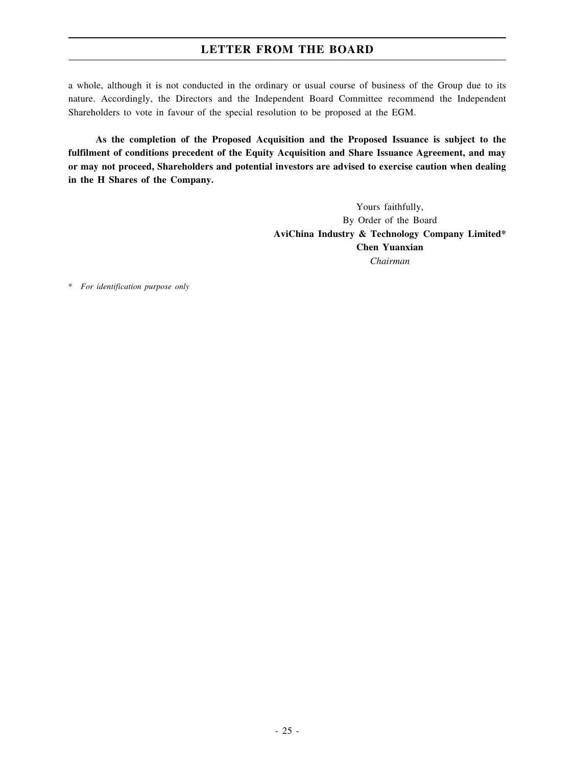a whole, although it is not conducted in the ordinary or usual course of business of the Group due to its nature. Accordingly, the Directors and the Independent Board Committee recommend the Independent Shareholders to vote in favour of the special resolution to be proposed at the EGM.

**As the completion of the Proposed Acquisition and the Proposed Issuance is subject to the fulfilment of conditions precedent of the Equity Acquisition and Share Issuance Agreement, and may or may not proceed, Shareholders and potential investors are advised to exercise caution when dealing in the H Shares of the Company.**

Yours faithfully,
By Order of the Board
**AviChina Industry & Technology Company Limited***
**Chen Yuanxian**
*Chairman*

\* *For identification purpose only*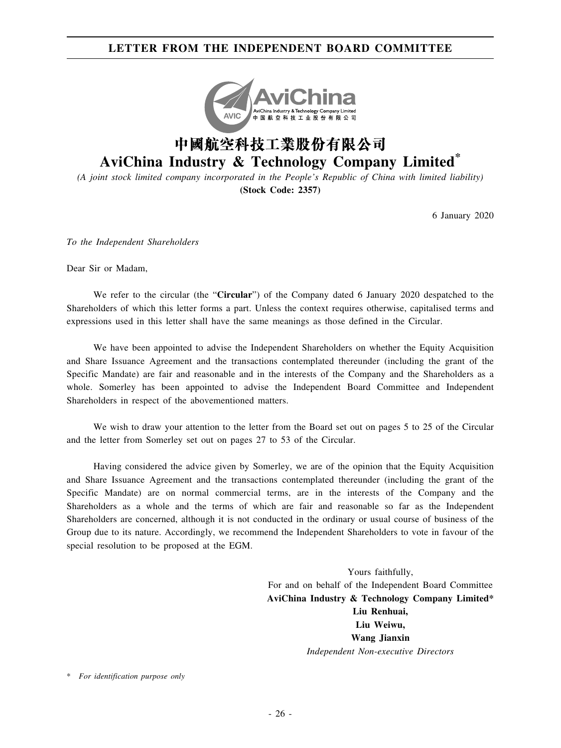# LETTER FROM THE INDEPENDENT BOARD COMMITTEE

# 中國航空科技工業股份有限公司
# AviChina Industry & Technology Company Limited*

*(A joint stock limited company incorporated in the People's Republic of China with limited liability)*

**(Stock Code: 2357)**

6 January 2020

*To the Independent Shareholders*

Dear Sir or Madam,

We refer to the circular (the "**Circular**") of the Company dated 6 January 2020 despatched to the Shareholders of which this letter forms a part. Unless the context requires otherwise, capitalised terms and expressions used in this letter shall have the same meanings as those defined in the Circular.

We have been appointed to advise the Independent Shareholders on whether the Equity Acquisition and Share Issuance Agreement and the transactions contemplated thereunder (including the grant of the Specific Mandate) are fair and reasonable and in the interests of the Company and the Shareholders as a whole. Somerley has been appointed to advise the Independent Board Committee and Independent Shareholders in respect of the abovementioned matters.

We wish to draw your attention to the letter from the Board set out on pages 5 to 25 of the Circular and the letter from Somerley set out on pages 27 to 53 of the Circular.

Having considered the advice given by Somerley, we are of the opinion that the Equity Acquisition and Share Issuance Agreement and the transactions contemplated thereunder (including the grant of the Specific Mandate) are on normal commercial terms, are in the interests of the Company and the Shareholders as a whole and the terms of which are fair and reasonable so far as the Independent Shareholders are concerned, although it is not conducted in the ordinary or usual course of business of the Group due to its nature. Accordingly, we recommend the Independent Shareholders to vote in favour of the special resolution to be proposed at the EGM.

Yours faithfully,
For and on behalf of the Independent Board Committee
**AviChina Industry & Technology Company Limited***
**Liu Renhuai,**
**Liu Weiwu,**
**Wang Jianxin**
*Independent Non-executive Directors*

\* *For identification purpose only*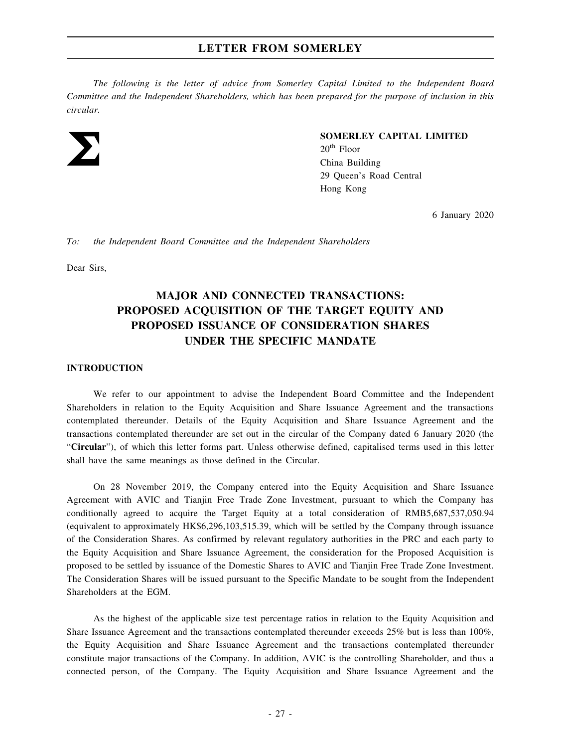*The following is the letter of advice from Somerley Capital Limited to the Independent Board Committee and the Independent Shareholders, which has been prepared for the purpose of inclusion in this circular.*

**SOMERLEY CAPITAL LIMITED**
20th Floor
China Building
29 Queen's Road Central
Hong Kong

6 January 2020

*To: the Independent Board Committee and the Independent Shareholders*

Dear Sirs,

# MAJOR AND CONNECTED TRANSACTIONS: PROPOSED ACQUISITION OF THE TARGET EQUITY AND PROPOSED ISSUANCE OF CONSIDERATION SHARES UNDER THE SPECIFIC MANDATE

## INTRODUCTION

We refer to our appointment to advise the Independent Board Committee and the Independent Shareholders in relation to the Equity Acquisition and Share Issuance Agreement and the transactions contemplated thereunder. Details of the Equity Acquisition and Share Issuance Agreement and the transactions contemplated thereunder are set out in the circular of the Company dated 6 January 2020 (the "**Circular**"), of which this letter forms part. Unless otherwise defined, capitalised terms used in this letter shall have the same meanings as those defined in the Circular.

On 28 November 2019, the Company entered into the Equity Acquisition and Share Issuance Agreement with AVIC and Tianjin Free Trade Zone Investment, pursuant to which the Company has conditionally agreed to acquire the Target Equity at a total consideration of RMB5,687,537,050.94 (equivalent to approximately HK$6,296,103,515.39, which will be settled by the Company through issuance of the Consideration Shares. As confirmed by relevant regulatory authorities in the PRC and each party to the Equity Acquisition and Share Issuance Agreement, the consideration for the Proposed Acquisition is proposed to be settled by issuance of the Domestic Shares to AVIC and Tianjin Free Trade Zone Investment. The Consideration Shares will be issued pursuant to the Specific Mandate to be sought from the Independent Shareholders at the EGM.

As the highest of the applicable size test percentage ratios in relation to the Equity Acquisition and Share Issuance Agreement and the transactions contemplated thereunder exceeds 25% but is less than 100%, the Equity Acquisition and Share Issuance Agreement and the transactions contemplated thereunder constitute major transactions of the Company. In addition, AVIC is the controlling Shareholder, and thus a connected person, of the Company. The Equity Acquisition and Share Issuance Agreement and the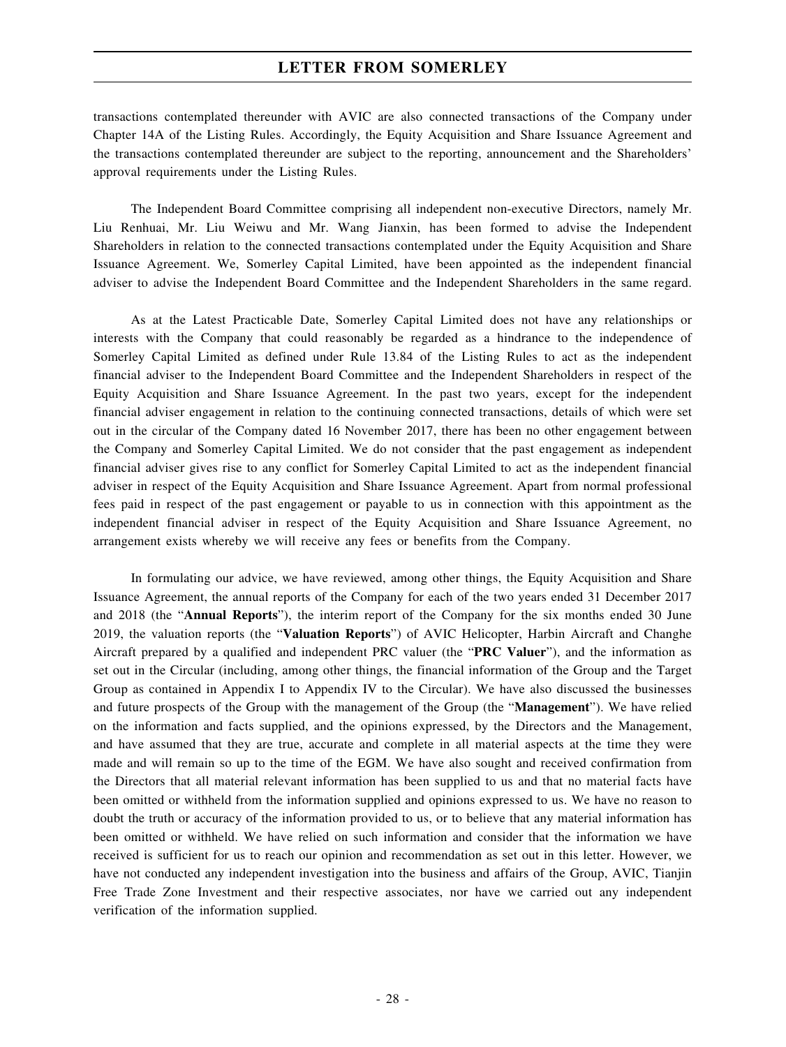transactions contemplated thereunder with AVIC are also connected transactions of the Company under Chapter 14A of the Listing Rules. Accordingly, the Equity Acquisition and Share Issuance Agreement and the transactions contemplated thereunder are subject to the reporting, announcement and the Shareholders' approval requirements under the Listing Rules.

The Independent Board Committee comprising all independent non-executive Directors, namely Mr. Liu Renhuai, Mr. Liu Weiwu and Mr. Wang Jianxin, has been formed to advise the Independent Shareholders in relation to the connected transactions contemplated under the Equity Acquisition and Share Issuance Agreement. We, Somerley Capital Limited, have been appointed as the independent financial adviser to advise the Independent Board Committee and the Independent Shareholders in the same regard.

As at the Latest Practicable Date, Somerley Capital Limited does not have any relationships or interests with the Company that could reasonably be regarded as a hindrance to the independence of Somerley Capital Limited as defined under Rule 13.84 of the Listing Rules to act as the independent financial adviser to the Independent Board Committee and the Independent Shareholders in respect of the Equity Acquisition and Share Issuance Agreement. In the past two years, except for the independent financial adviser engagement in relation to the continuing connected transactions, details of which were set out in the circular of the Company dated 16 November 2017, there has been no other engagement between the Company and Somerley Capital Limited. We do not consider that the past engagement as independent financial adviser gives rise to any conflict for Somerley Capital Limited to act as the independent financial adviser in respect of the Equity Acquisition and Share Issuance Agreement. Apart from normal professional fees paid in respect of the past engagement or payable to us in connection with this appointment as the independent financial adviser in respect of the Equity Acquisition and Share Issuance Agreement, no arrangement exists whereby we will receive any fees or benefits from the Company.

In formulating our advice, we have reviewed, among other things, the Equity Acquisition and Share Issuance Agreement, the annual reports of the Company for each of the two years ended 31 December 2017 and 2018 (the "**Annual Reports**"), the interim report of the Company for the six months ended 30 June 2019, the valuation reports (the "**Valuation Reports**") of AVIC Helicopter, Harbin Aircraft and Changhe Aircraft prepared by a qualified and independent PRC valuer (the "**PRC Valuer**"), and the information as set out in the Circular (including, among other things, the financial information of the Group and the Target Group as contained in Appendix I to Appendix IV to the Circular). We have also discussed the businesses and future prospects of the Group with the management of the Group (the "**Management**"). We have relied on the information and facts supplied, and the opinions expressed, by the Directors and the Management, and have assumed that they are true, accurate and complete in all material aspects at the time they were made and will remain so up to the time of the EGM. We have also sought and received confirmation from the Directors that all material relevant information has been supplied to us and that no material facts have been omitted or withheld from the information supplied and opinions expressed to us. We have no reason to doubt the truth or accuracy of the information provided to us, or to believe that any material information has been omitted or withheld. We have relied on such information and consider that the information we have received is sufficient for us to reach our opinion and recommendation as set out in this letter. However, we have not conducted any independent investigation into the business and affairs of the Group, AVIC, Tianjin Free Trade Zone Investment and their respective associates, nor have we carried out any independent verification of the information supplied.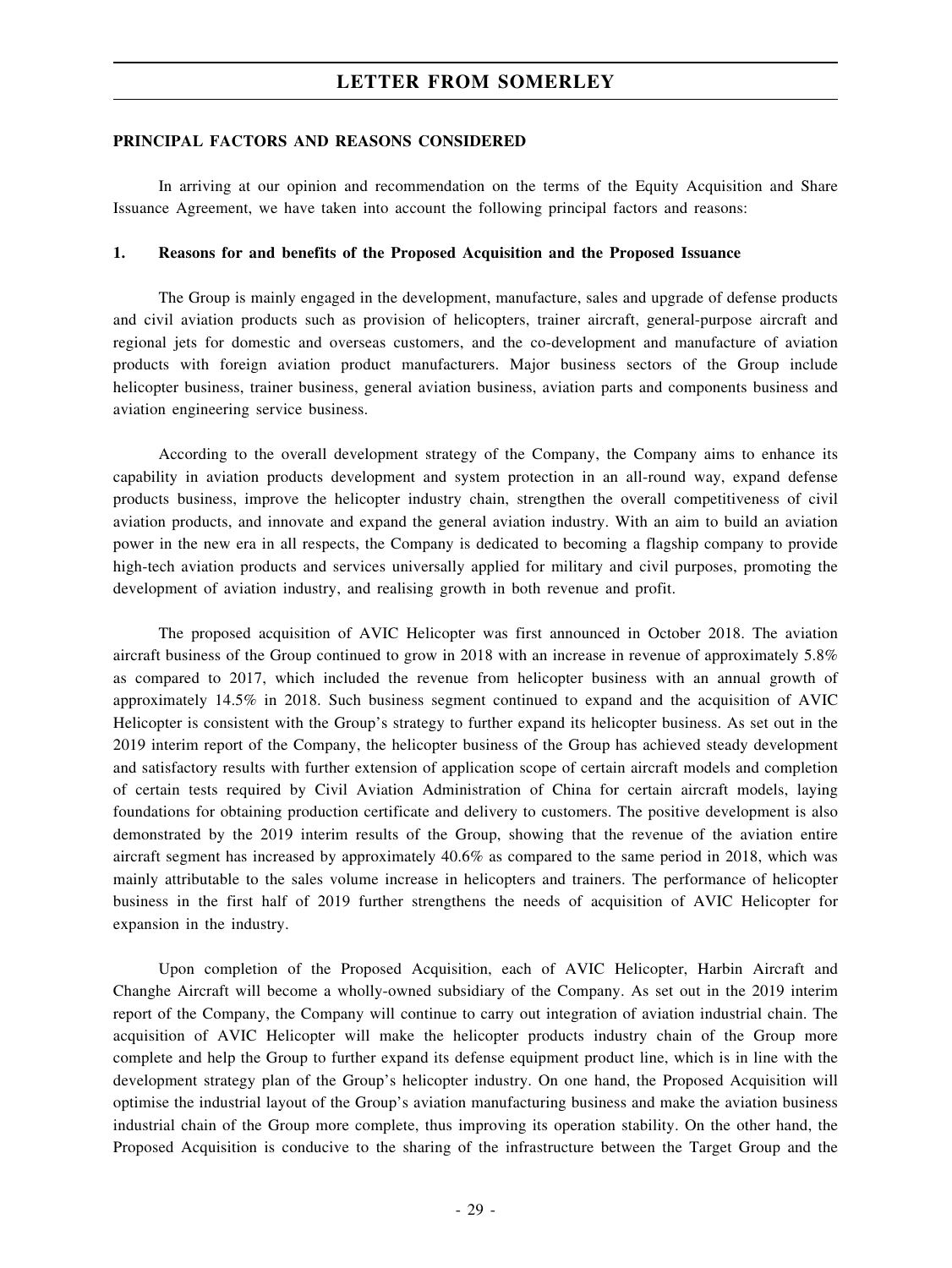**PRINCIPAL FACTORS AND REASONS CONSIDERED**

In arriving at our opinion and recommendation on the terms of the Equity Acquisition and Share Issuance Agreement, we have taken into account the following principal factors and reasons:

**1. Reasons for and benefits of the Proposed Acquisition and the Proposed Issuance**

The Group is mainly engaged in the development, manufacture, sales and upgrade of defense products and civil aviation products such as provision of helicopters, trainer aircraft, general-purpose aircraft and regional jets for domestic and overseas customers, and the co-development and manufacture of aviation products with foreign aviation product manufacturers. Major business sectors of the Group include helicopter business, trainer business, general aviation business, aviation parts and components business and aviation engineering service business.

According to the overall development strategy of the Company, the Company aims to enhance its capability in aviation products development and system protection in an all-round way, expand defense products business, improve the helicopter industry chain, strengthen the overall competitiveness of civil aviation products, and innovate and expand the general aviation industry. With an aim to build an aviation power in the new era in all respects, the Company is dedicated to becoming a flagship company to provide high-tech aviation products and services universally applied for military and civil purposes, promoting the development of aviation industry, and realising growth in both revenue and profit.

The proposed acquisition of AVIC Helicopter was first announced in October 2018. The aviation aircraft business of the Group continued to grow in 2018 with an increase in revenue of approximately 5.8% as compared to 2017, which included the revenue from helicopter business with an annual growth of approximately 14.5% in 2018. Such business segment continued to expand and the acquisition of AVIC Helicopter is consistent with the Group's strategy to further expand its helicopter business. As set out in the 2019 interim report of the Company, the helicopter business of the Group has achieved steady development and satisfactory results with further extension of application scope of certain aircraft models and completion of certain tests required by Civil Aviation Administration of China for certain aircraft models, laying foundations for obtaining production certificate and delivery to customers. The positive development is also demonstrated by the 2019 interim results of the Group, showing that the revenue of the aviation entire aircraft segment has increased by approximately 40.6% as compared to the same period in 2018, which was mainly attributable to the sales volume increase in helicopters and trainers. The performance of helicopter business in the first half of 2019 further strengthens the needs of acquisition of AVIC Helicopter for expansion in the industry.

Upon completion of the Proposed Acquisition, each of AVIC Helicopter, Harbin Aircraft and Changhe Aircraft will become a wholly-owned subsidiary of the Company. As set out in the 2019 interim report of the Company, the Company will continue to carry out integration of aviation industrial chain. The acquisition of AVIC Helicopter will make the helicopter products industry chain of the Group more complete and help the Group to further expand its defense equipment product line, which is in line with the development strategy plan of the Group's helicopter industry. On one hand, the Proposed Acquisition will optimise the industrial layout of the Group's aviation manufacturing business and make the aviation business industrial chain of the Group more complete, thus improving its operation stability. On the other hand, the Proposed Acquisition is conducive to the sharing of the infrastructure between the Target Group and the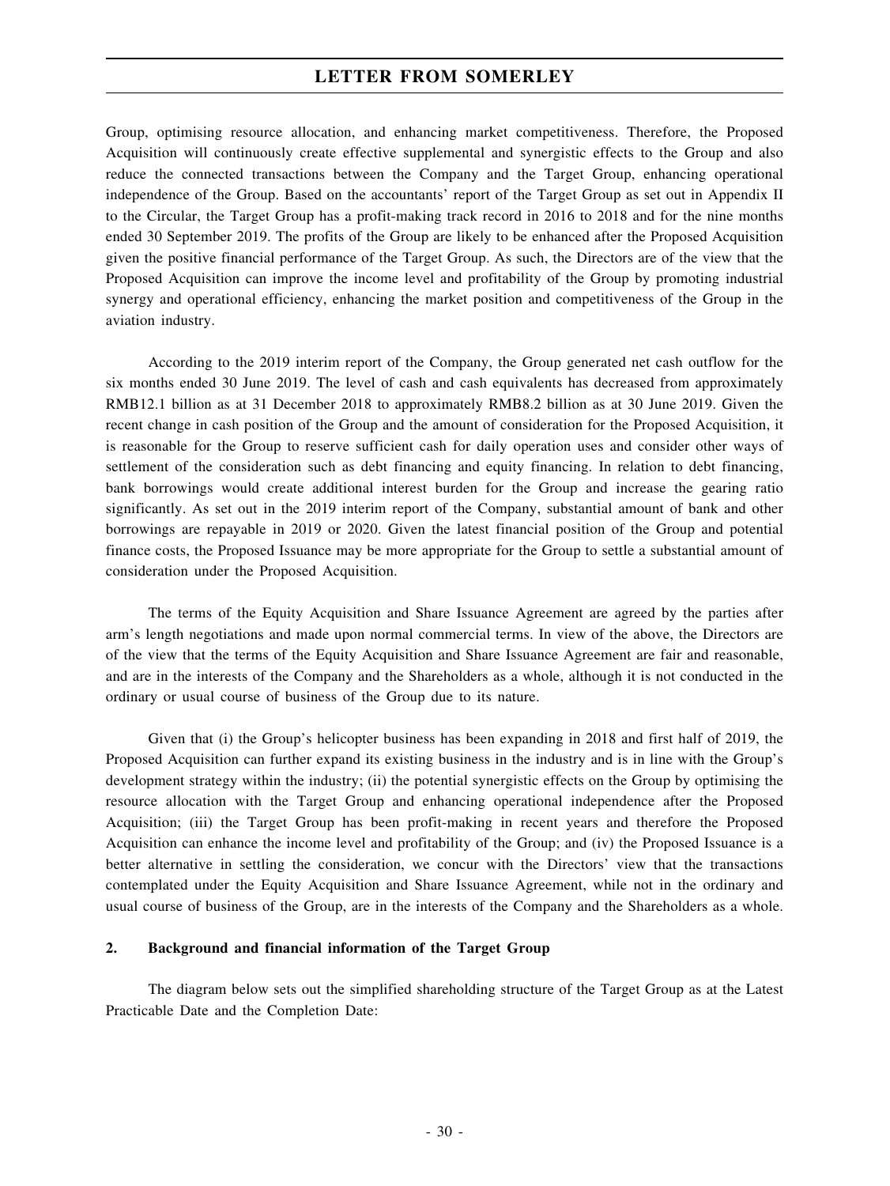Group, optimising resource allocation, and enhancing market competitiveness. Therefore, the Proposed Acquisition will continuously create effective supplemental and synergistic effects to the Group and also reduce the connected transactions between the Company and the Target Group, enhancing operational independence of the Group. Based on the accountants' report of the Target Group as set out in Appendix II to the Circular, the Target Group has a profit-making track record in 2016 to 2018 and for the nine months ended 30 September 2019. The profits of the Group are likely to be enhanced after the Proposed Acquisition given the positive financial performance of the Target Group. As such, the Directors are of the view that the Proposed Acquisition can improve the income level and profitability of the Group by promoting industrial synergy and operational efficiency, enhancing the market position and competitiveness of the Group in the aviation industry.

According to the 2019 interim report of the Company, the Group generated net cash outflow for the six months ended 30 June 2019. The level of cash and cash equivalents has decreased from approximately RMB12.1 billion as at 31 December 2018 to approximately RMB8.2 billion as at 30 June 2019. Given the recent change in cash position of the Group and the amount of consideration for the Proposed Acquisition, it is reasonable for the Group to reserve sufficient cash for daily operation uses and consider other ways of settlement of the consideration such as debt financing and equity financing. In relation to debt financing, bank borrowings would create additional interest burden for the Group and increase the gearing ratio significantly. As set out in the 2019 interim report of the Company, substantial amount of bank and other borrowings are repayable in 2019 or 2020. Given the latest financial position of the Group and potential finance costs, the Proposed Issuance may be more appropriate for the Group to settle a substantial amount of consideration under the Proposed Acquisition.

The terms of the Equity Acquisition and Share Issuance Agreement are agreed by the parties after arm's length negotiations and made upon normal commercial terms. In view of the above, the Directors are of the view that the terms of the Equity Acquisition and Share Issuance Agreement are fair and reasonable, and are in the interests of the Company and the Shareholders as a whole, although it is not conducted in the ordinary or usual course of business of the Group due to its nature.

Given that (i) the Group's helicopter business has been expanding in 2018 and first half of 2019, the Proposed Acquisition can further expand its existing business in the industry and is in line with the Group's development strategy within the industry; (ii) the potential synergistic effects on the Group by optimising the resource allocation with the Target Group and enhancing operational independence after the Proposed Acquisition; (iii) the Target Group has been profit-making in recent years and therefore the Proposed Acquisition can enhance the income level and profitability of the Group; and (iv) the Proposed Issuance is a better alternative in settling the consideration, we concur with the Directors' view that the transactions contemplated under the Equity Acquisition and Share Issuance Agreement, while not in the ordinary and usual course of business of the Group, are in the interests of the Company and the Shareholders as a whole.

## 2. Background and financial information of the Target Group

The diagram below sets out the simplified shareholding structure of the Target Group as at the Latest Practicable Date and the Completion Date: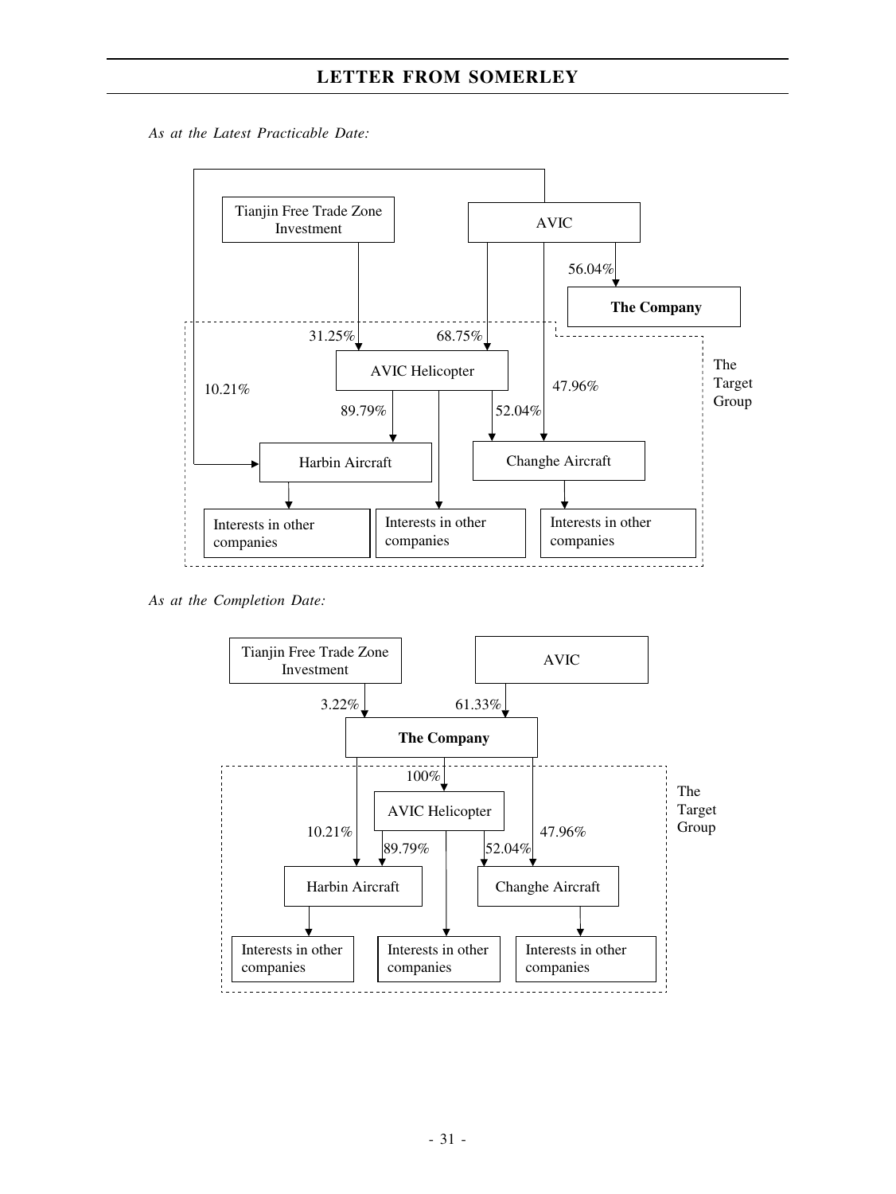*As at the Latest Practicable Date:*

Tianjin Free Trade Zone Investment

AVIC

56.04%

**The Company**

31.25%

68.75%

AVIC Helicopter

10.21%

47.96%

The Target Group

89.79%

52.04%

Harbin Aircraft

Changhe Aircraft

Interests in other companies

Interests in other companies

Interests in other companies

*As at the Completion Date:*

Tianjin Free Trade Zone Investment

AVIC

3.22%

61.33%

**The Company**

100%

AVIC Helicopter

The Target Group

10.21%

89.79%

52.04%

47.96%

Harbin Aircraft

Changhe Aircraft

Interests in other companies

Interests in other companies

Interests in other companies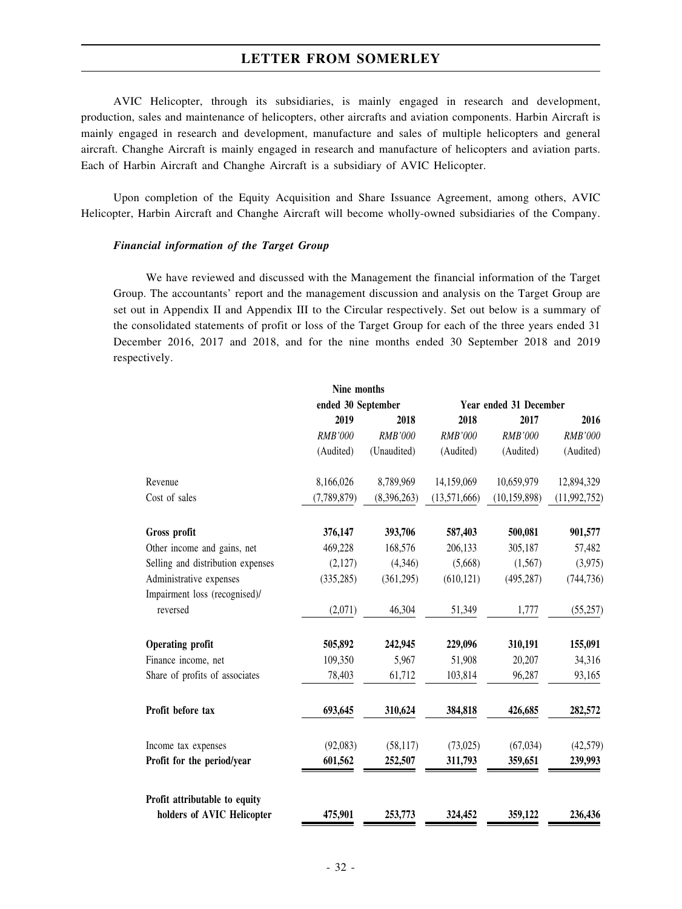AVIC Helicopter, through its subsidiaries, is mainly engaged in research and development, production, sales and maintenance of helicopters, other aircrafts and aviation components. Harbin Aircraft is mainly engaged in research and development, manufacture and sales of multiple helicopters and general aircraft. Changhe Aircraft is mainly engaged in research and manufacture of helicopters and aviation parts. Each of Harbin Aircraft and Changhe Aircraft is a subsidiary of AVIC Helicopter.

Upon completion of the Equity Acquisition and Share Issuance Agreement, among others, AVIC Helicopter, Harbin Aircraft and Changhe Aircraft will become wholly-owned subsidiaries of the Company.

***Financial information of the Target Group***

We have reviewed and discussed with the Management the financial information of the Target Group. The accountants' report and the management discussion and analysis on the Target Group are set out in Appendix II and Appendix III to the Circular respectively. Set out below is a summary of the consolidated statements of profit or loss of the Target Group for each of the three years ended 31 December 2016, 2017 and 2018, and for the nine months ended 30 September 2018 and 2019 respectively.

| | Nine months ended 30 September | | Year ended 31 December | | |
|---|---|---|---|---|---|
| | **2019** | **2018** | **2018** | **2017** | **2016** |
| | *RMB'000* | *RMB'000* | *RMB'000* | *RMB'000* | *RMB'000* |
| | (Audited) | (Unaudited) | (Audited) | (Audited) | (Audited) |
| Revenue | 8,166,026 | 8,789,969 | 14,159,069 | 10,659,979 | 12,894,329 |
| Cost of sales | (7,789,879) | (8,396,263) | (13,571,666) | (10,159,898) | (11,992,752) |
| **Gross profit** | **376,147** | **393,706** | **587,403** | **500,081** | **901,577** |
| Other income and gains, net | 469,228 | 168,576 | 206,133 | 305,187 | 57,482 |
| Selling and distribution expenses | (2,127) | (4,346) | (5,668) | (1,567) | (3,975) |
| Administrative expenses | (335,285) | (361,295) | (610,121) | (495,287) | (744,736) |
| Impairment loss (recognised)/ reversed | (2,071) | 46,304 | 51,349 | 1,777 | (55,257) |
| **Operating profit** | **505,892** | **242,945** | **229,096** | **310,191** | **155,091** |
| Finance income, net | 109,350 | 5,967 | 51,908 | 20,207 | 34,316 |
| Share of profits of associates | 78,403 | 61,712 | 103,814 | 96,287 | 93,165 |
| **Profit before tax** | **693,645** | **310,624** | **384,818** | **426,685** | **282,572** |
| Income tax expenses | (92,083) | (58,117) | (73,025) | (67,034) | (42,579) |
| **Profit for the period/year** | **601,562** | **252,507** | **311,793** | **359,651** | **239,993** |
| **Profit attributable to equity holders of AVIC Helicopter** | **475,901** | **253,773** | **324,452** | **359,122** | **236,436** |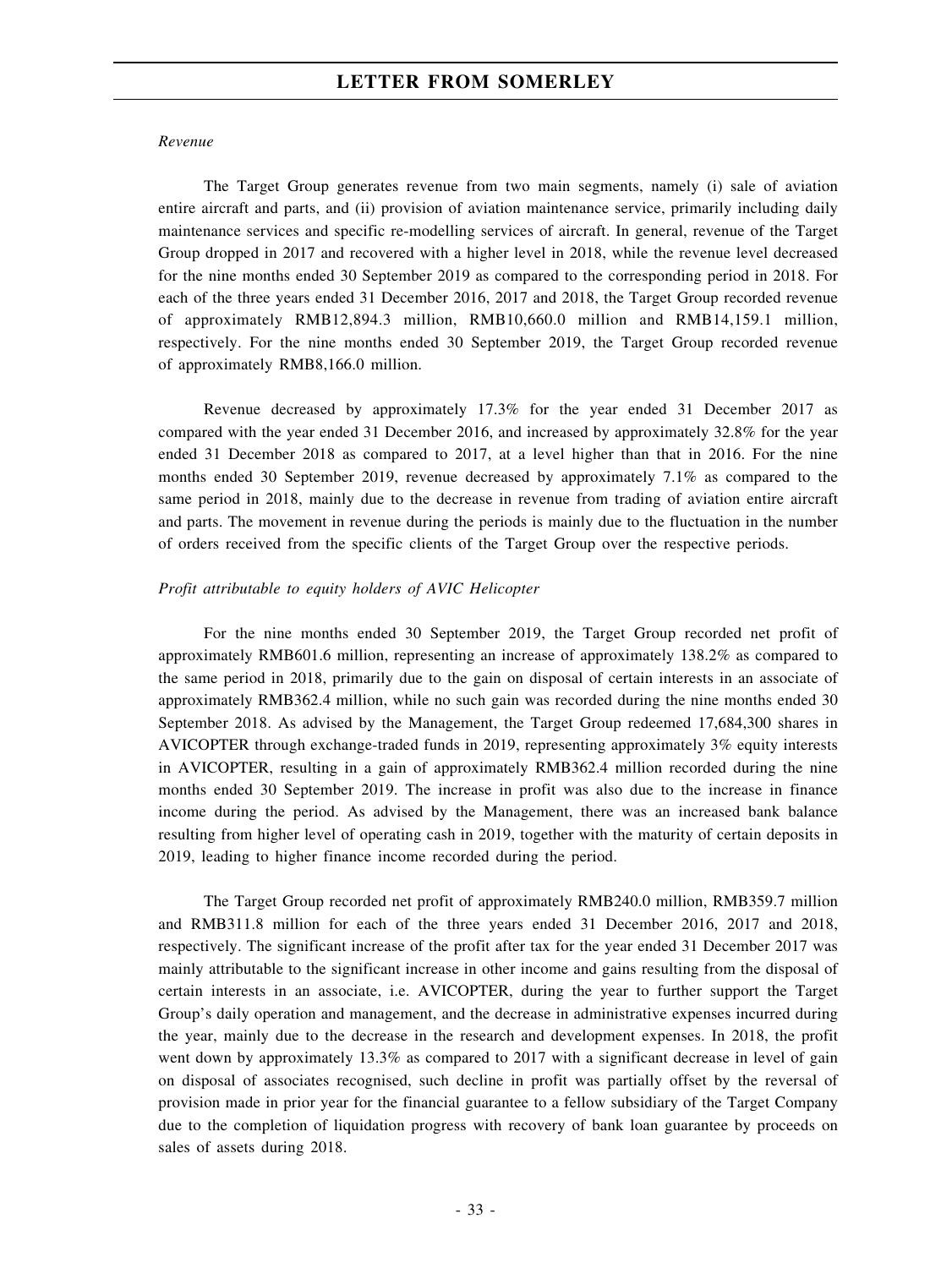*Revenue*

The Target Group generates revenue from two main segments, namely (i) sale of aviation entire aircraft and parts, and (ii) provision of aviation maintenance service, primarily including daily maintenance services and specific re-modelling services of aircraft. In general, revenue of the Target Group dropped in 2017 and recovered with a higher level in 2018, while the revenue level decreased for the nine months ended 30 September 2019 as compared to the corresponding period in 2018. For each of the three years ended 31 December 2016, 2017 and 2018, the Target Group recorded revenue of approximately RMB12,894.3 million, RMB10,660.0 million and RMB14,159.1 million, respectively. For the nine months ended 30 September 2019, the Target Group recorded revenue of approximately RMB8,166.0 million.

Revenue decreased by approximately 17.3% for the year ended 31 December 2017 as compared with the year ended 31 December 2016, and increased by approximately 32.8% for the year ended 31 December 2018 as compared to 2017, at a level higher than that in 2016. For the nine months ended 30 September 2019, revenue decreased by approximately 7.1% as compared to the same period in 2018, mainly due to the decrease in revenue from trading of aviation entire aircraft and parts. The movement in revenue during the periods is mainly due to the fluctuation in the number of orders received from the specific clients of the Target Group over the respective periods.

*Profit attributable to equity holders of AVIC Helicopter*

For the nine months ended 30 September 2019, the Target Group recorded net profit of approximately RMB601.6 million, representing an increase of approximately 138.2% as compared to the same period in 2018, primarily due to the gain on disposal of certain interests in an associate of approximately RMB362.4 million, while no such gain was recorded during the nine months ended 30 September 2018. As advised by the Management, the Target Group redeemed 17,684,300 shares in AVICOPTER through exchange-traded funds in 2019, representing approximately 3% equity interests in AVICOPTER, resulting in a gain of approximately RMB362.4 million recorded during the nine months ended 30 September 2019. The increase in profit was also due to the increase in finance income during the period. As advised by the Management, there was an increased bank balance resulting from higher level of operating cash in 2019, together with the maturity of certain deposits in 2019, leading to higher finance income recorded during the period.

The Target Group recorded net profit of approximately RMB240.0 million, RMB359.7 million and RMB311.8 million for each of the three years ended 31 December 2016, 2017 and 2018, respectively. The significant increase of the profit after tax for the year ended 31 December 2017 was mainly attributable to the significant increase in other income and gains resulting from the disposal of certain interests in an associate, i.e. AVICOPTER, during the year to further support the Target Group's daily operation and management, and the decrease in administrative expenses incurred during the year, mainly due to the decrease in the research and development expenses. In 2018, the profit went down by approximately 13.3% as compared to 2017 with a significant decrease in level of gain on disposal of associates recognised, such decline in profit was partially offset by the reversal of provision made in prior year for the financial guarantee to a fellow subsidiary of the Target Company due to the completion of liquidation progress with recovery of bank loan guarantee by proceeds on sales of assets during 2018.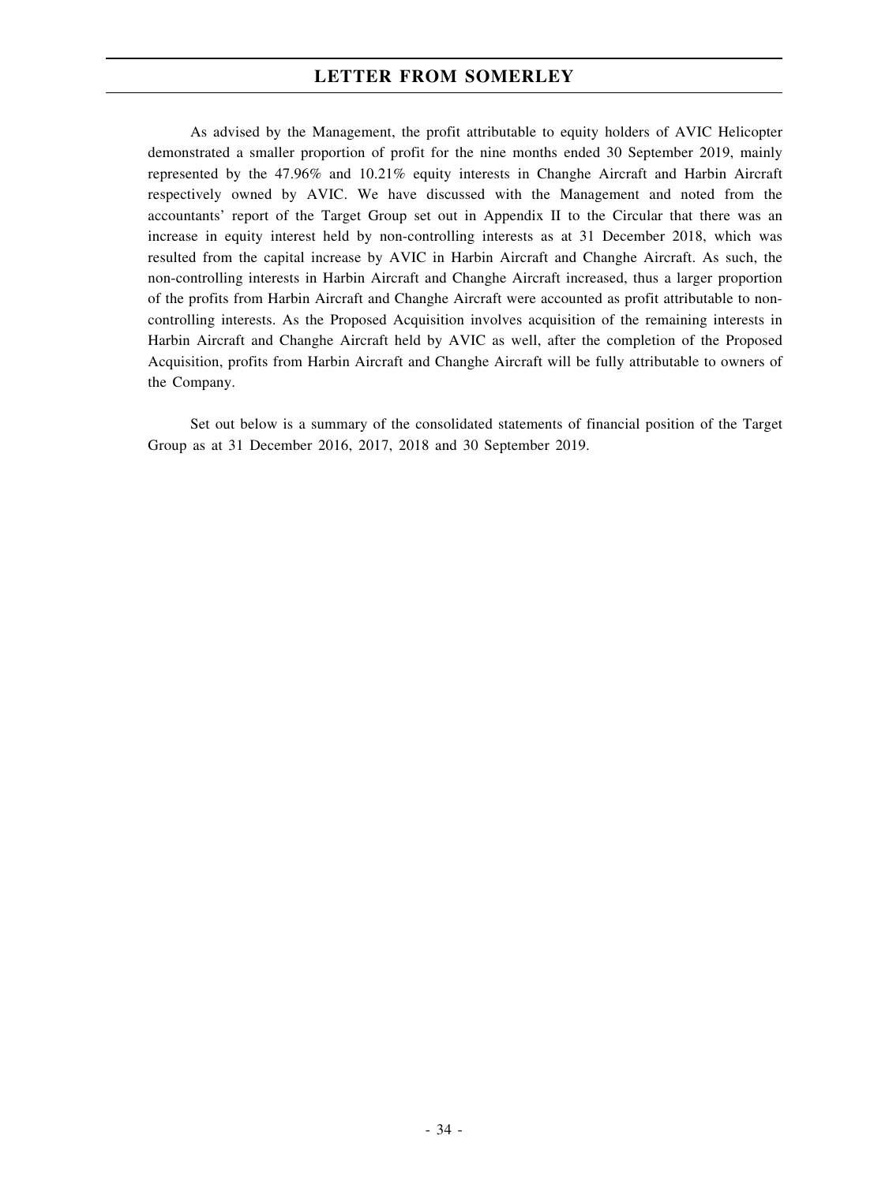As advised by the Management, the profit attributable to equity holders of AVIC Helicopter demonstrated a smaller proportion of profit for the nine months ended 30 September 2019, mainly represented by the 47.96% and 10.21% equity interests in Changhe Aircraft and Harbin Aircraft respectively owned by AVIC. We have discussed with the Management and noted from the accountants' report of the Target Group set out in Appendix II to the Circular that there was an increase in equity interest held by non-controlling interests as at 31 December 2018, which was resulted from the capital increase by AVIC in Harbin Aircraft and Changhe Aircraft. As such, the non-controlling interests in Harbin Aircraft and Changhe Aircraft increased, thus a larger proportion of the profits from Harbin Aircraft and Changhe Aircraft were accounted as profit attributable to non-controlling interests. As the Proposed Acquisition involves acquisition of the remaining interests in Harbin Aircraft and Changhe Aircraft held by AVIC as well, after the completion of the Proposed Acquisition, profits from Harbin Aircraft and Changhe Aircraft will be fully attributable to owners of the Company.

Set out below is a summary of the consolidated statements of financial position of the Target Group as at 31 December 2016, 2017, 2018 and 30 September 2019.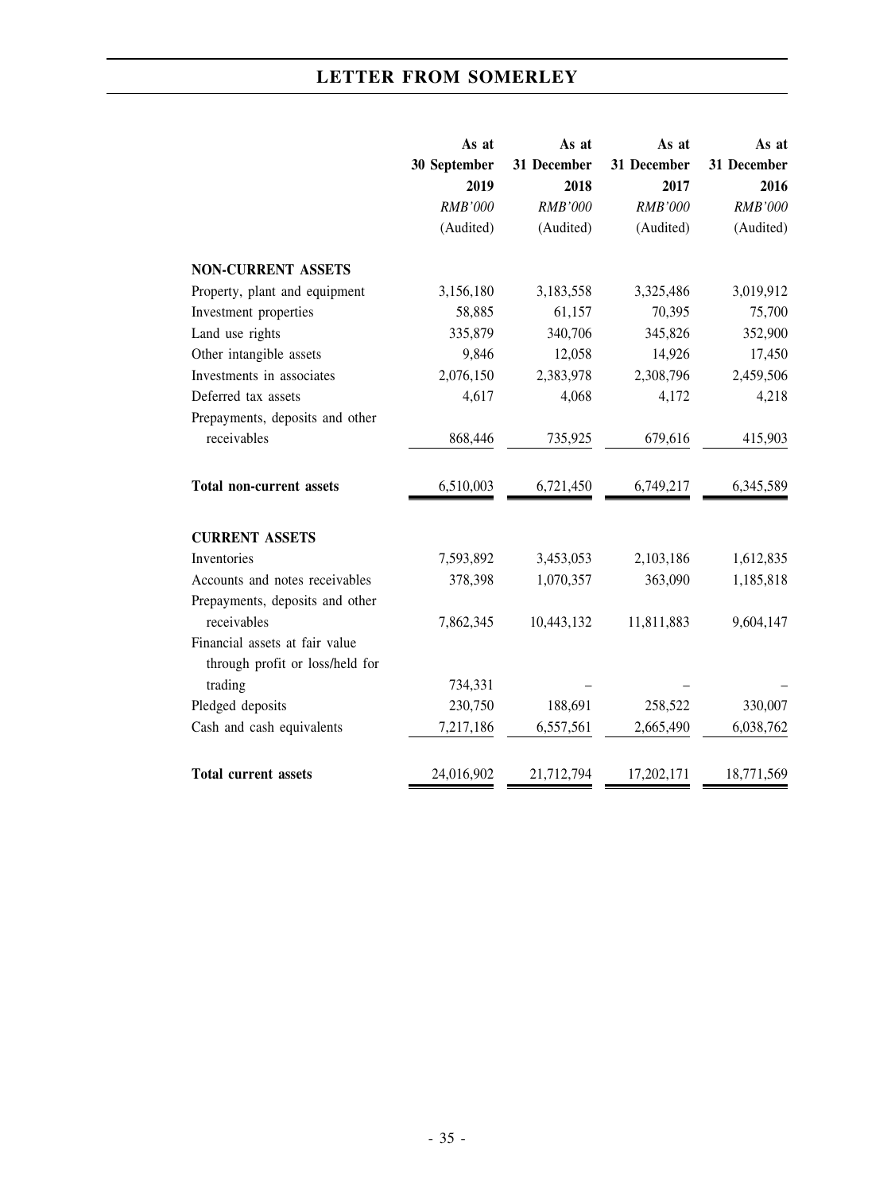| | As at 30 September 2019 | As at 31 December 2018 | As at 31 December 2017 | As at 31 December 2016 |
|---|---|---|---|---|
| | *RMB'000* | *RMB'000* | *RMB'000* | *RMB'000* |
| | (Audited) | (Audited) | (Audited) | (Audited) |
| **NON-CURRENT ASSETS** | | | | |
| Property, plant and equipment | 3,156,180 | 3,183,558 | 3,325,486 | 3,019,912 |
| Investment properties | 58,885 | 61,157 | 70,395 | 75,700 |
| Land use rights | 335,879 | 340,706 | 345,826 | 352,900 |
| Other intangible assets | 9,846 | 12,058 | 14,926 | 17,450 |
| Investments in associates | 2,076,150 | 2,383,978 | 2,308,796 | 2,459,506 |
| Deferred tax assets | 4,617 | 4,068 | 4,172 | 4,218 |
| Prepayments, deposits and other receivables | 868,446 | 735,925 | 679,616 | 415,903 |
| **Total non-current assets** | 6,510,003 | 6,721,450 | 6,749,217 | 6,345,589 |
| **CURRENT ASSETS** | | | | |
| Inventories | 7,593,892 | 3,453,053 | 2,103,186 | 1,612,835 |
| Accounts and notes receivables | 378,398 | 1,070,357 | 363,090 | 1,185,818 |
| Prepayments, deposits and other receivables | 7,862,345 | 10,443,132 | 11,811,883 | 9,604,147 |
| Financial assets at fair value through profit or loss/held for trading | 734,331 | – | – | – |
| Pledged deposits | 230,750 | 188,691 | 258,522 | 330,007 |
| Cash and cash equivalents | 7,217,186 | 6,557,561 | 2,665,490 | 6,038,762 |
| **Total current assets** | 24,016,902 | 21,712,794 | 17,202,171 | 18,771,569 |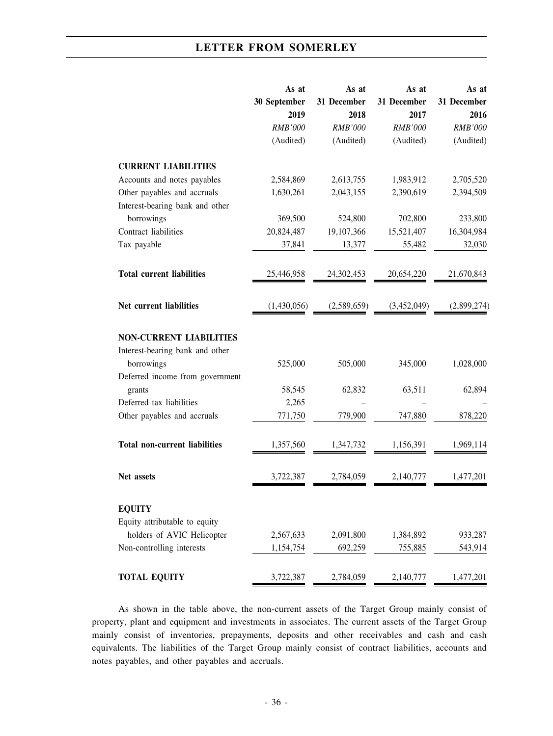| | As at 30 September 2019 | As at 31 December 2018 | As at 31 December 2017 | As at 31 December 2016 |
|---|---|---|---|---|
| | *RMB'000* | *RMB'000* | *RMB'000* | *RMB'000* |
| | (Audited) | (Audited) | (Audited) | (Audited) |
| **CURRENT LIABILITIES** | | | | |
| Accounts and notes payables | 2,584,869 | 2,613,755 | 1,983,912 | 2,705,520 |
| Other payables and accruals | 1,630,261 | 2,043,155 | 2,390,619 | 2,394,509 |
| Interest-bearing bank and other borrowings | 369,500 | 524,800 | 702,800 | 233,800 |
| Contract liabilities | 20,824,487 | 19,107,366 | 15,521,407 | 16,304,984 |
| Tax payable | 37,841 | 13,377 | 55,482 | 32,030 |
| **Total current liabilities** | 25,446,958 | 24,302,453 | 20,654,220 | 21,670,843 |
| **Net current liabilities** | (1,430,056) | (2,589,659) | (3,452,049) | (2,899,274) |
| **NON-CURRENT LIABILITIES** | | | | |
| Interest-bearing bank and other borrowings | 525,000 | 505,000 | 345,000 | 1,028,000 |
| Deferred income from government grants | 58,545 | 62,832 | 63,511 | 62,894 |
| Deferred tax liabilities | 2,265 | – | – | – |
| Other payables and accruals | 771,750 | 779,900 | 747,880 | 878,220 |
| **Total non-current liabilities** | 1,357,560 | 1,347,732 | 1,156,391 | 1,969,114 |
| **Net assets** | 3,722,387 | 2,784,059 | 2,140,777 | 1,477,201 |
| **EQUITY** | | | | |
| Equity attributable to equity holders of AVIC Helicopter | 2,567,633 | 2,091,800 | 1,384,892 | 933,287 |
| Non-controlling interests | 1,154,754 | 692,259 | 755,885 | 543,914 |
| **TOTAL EQUITY** | 3,722,387 | 2,784,059 | 2,140,777 | 1,477,201 |

As shown in the table above, the non-current assets of the Target Group mainly consist of property, plant and equipment and investments in associates. The current assets of the Target Group mainly consist of inventories, prepayments, deposits and other receivables and cash and cash equivalents. The liabilities of the Target Group mainly consist of contract liabilities, accounts and notes payables, and other payables and accruals.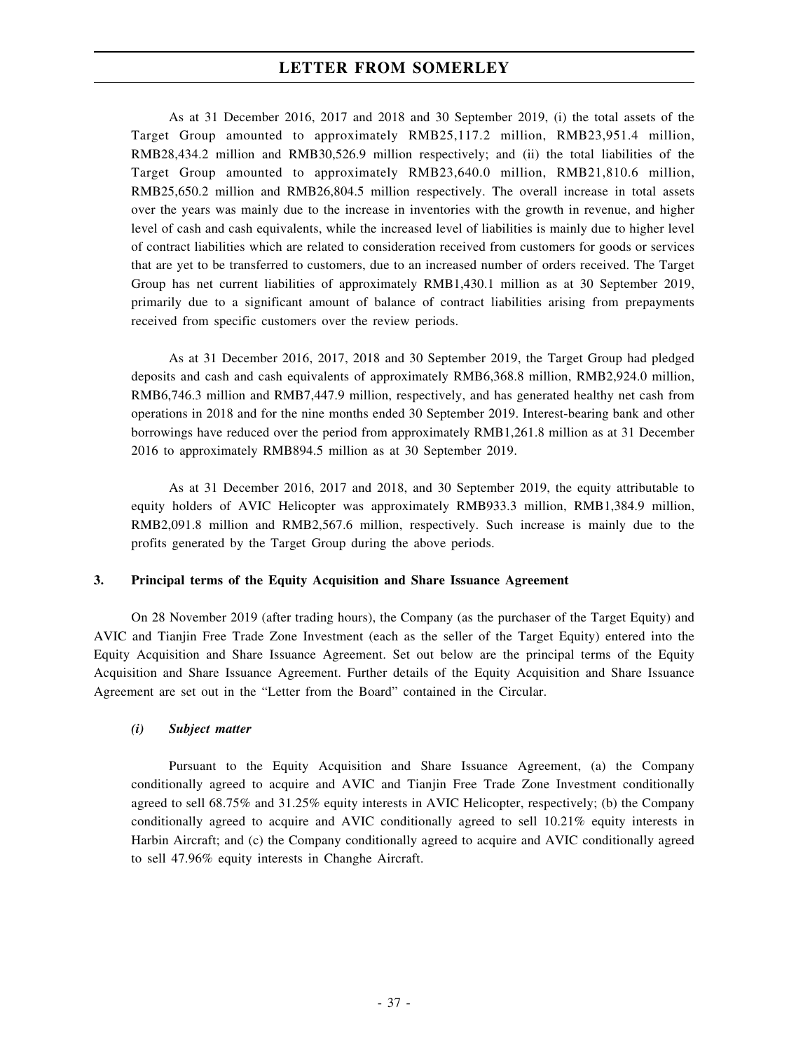As at 31 December 2016, 2017 and 2018 and 30 September 2019, (i) the total assets of the Target Group amounted to approximately RMB25,117.2 million, RMB23,951.4 million, RMB28,434.2 million and RMB30,526.9 million respectively; and (ii) the total liabilities of the Target Group amounted to approximately RMB23,640.0 million, RMB21,810.6 million, RMB25,650.2 million and RMB26,804.5 million respectively. The overall increase in total assets over the years was mainly due to the increase in inventories with the growth in revenue, and higher level of cash and cash equivalents, while the increased level of liabilities is mainly due to higher level of contract liabilities which are related to consideration received from customers for goods or services that are yet to be transferred to customers, due to an increased number of orders received. The Target Group has net current liabilities of approximately RMB1,430.1 million as at 30 September 2019, primarily due to a significant amount of balance of contract liabilities arising from prepayments received from specific customers over the review periods.

As at 31 December 2016, 2017, 2018 and 30 September 2019, the Target Group had pledged deposits and cash and cash equivalents of approximately RMB6,368.8 million, RMB2,924.0 million, RMB6,746.3 million and RMB7,447.9 million, respectively, and has generated healthy net cash from operations in 2018 and for the nine months ended 30 September 2019. Interest-bearing bank and other borrowings have reduced over the period from approximately RMB1,261.8 million as at 31 December 2016 to approximately RMB894.5 million as at 30 September 2019.

As at 31 December 2016, 2017 and 2018, and 30 September 2019, the equity attributable to equity holders of AVIC Helicopter was approximately RMB933.3 million, RMB1,384.9 million, RMB2,091.8 million and RMB2,567.6 million, respectively. Such increase is mainly due to the profits generated by the Target Group during the above periods.

### 3. Principal terms of the Equity Acquisition and Share Issuance Agreement

On 28 November 2019 (after trading hours), the Company (as the purchaser of the Target Equity) and AVIC and Tianjin Free Trade Zone Investment (each as the seller of the Target Equity) entered into the Equity Acquisition and Share Issuance Agreement. Set out below are the principal terms of the Equity Acquisition and Share Issuance Agreement. Further details of the Equity Acquisition and Share Issuance Agreement are set out in the "Letter from the Board" contained in the Circular.

#### *(i) Subject matter*

Pursuant to the Equity Acquisition and Share Issuance Agreement, (a) the Company conditionally agreed to acquire and AVIC and Tianjin Free Trade Zone Investment conditionally agreed to sell 68.75% and 31.25% equity interests in AVIC Helicopter, respectively; (b) the Company conditionally agreed to acquire and AVIC conditionally agreed to sell 10.21% equity interests in Harbin Aircraft; and (c) the Company conditionally agreed to acquire and AVIC conditionally agreed to sell 47.96% equity interests in Changhe Aircraft.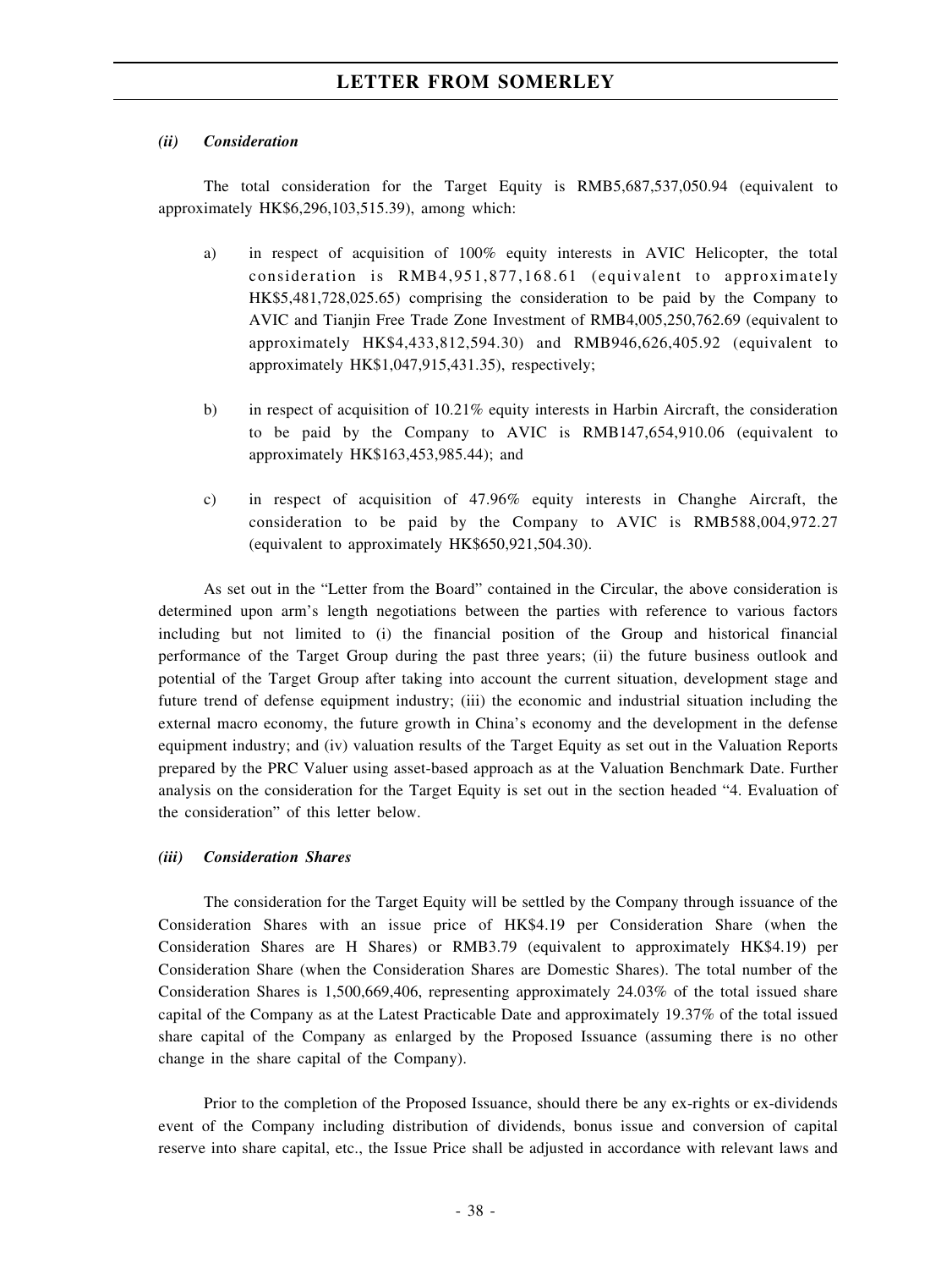#### *(ii) Consideration*

The total consideration for the Target Equity is RMB5,687,537,050.94 (equivalent to approximately HK$6,296,103,515.39), among which:

a) in respect of acquisition of 100% equity interests in AVIC Helicopter, the total consideration is RMB4,951,877,168.61 (equivalent to approximately HK$5,481,728,025.65) comprising the consideration to be paid by the Company to AVIC and Tianjin Free Trade Zone Investment of RMB4,005,250,762.69 (equivalent to approximately HK$4,433,812,594.30) and RMB946,626,405.92 (equivalent to approximately HK$1,047,915,431.35), respectively;

b) in respect of acquisition of 10.21% equity interests in Harbin Aircraft, the consideration to be paid by the Company to AVIC is RMB147,654,910.06 (equivalent to approximately HK$163,453,985.44); and

c) in respect of acquisition of 47.96% equity interests in Changhe Aircraft, the consideration to be paid by the Company to AVIC is RMB588,004,972.27 (equivalent to approximately HK$650,921,504.30).

As set out in the "Letter from the Board" contained in the Circular, the above consideration is determined upon arm's length negotiations between the parties with reference to various factors including but not limited to (i) the financial position of the Group and historical financial performance of the Target Group during the past three years; (ii) the future business outlook and potential of the Target Group after taking into account the current situation, development stage and future trend of defense equipment industry; (iii) the economic and industrial situation including the external macro economy, the future growth in China's economy and the development in the defense equipment industry; and (iv) valuation results of the Target Equity as set out in the Valuation Reports prepared by the PRC Valuer using asset-based approach as at the Valuation Benchmark Date. Further analysis on the consideration for the Target Equity is set out in the section headed "4. Evaluation of the consideration" of this letter below.

#### *(iii) Consideration Shares*

The consideration for the Target Equity will be settled by the Company through issuance of the Consideration Shares with an issue price of HK$4.19 per Consideration Share (when the Consideration Shares are H Shares) or RMB3.79 (equivalent to approximately HK$4.19) per Consideration Share (when the Consideration Shares are Domestic Shares). The total number of the Consideration Shares is 1,500,669,406, representing approximately 24.03% of the total issued share capital of the Company as at the Latest Practicable Date and approximately 19.37% of the total issued share capital of the Company as enlarged by the Proposed Issuance (assuming there is no other change in the share capital of the Company).

Prior to the completion of the Proposed Issuance, should there be any ex-rights or ex-dividends event of the Company including distribution of dividends, bonus issue and conversion of capital reserve into share capital, etc., the Issue Price shall be adjusted in accordance with relevant laws and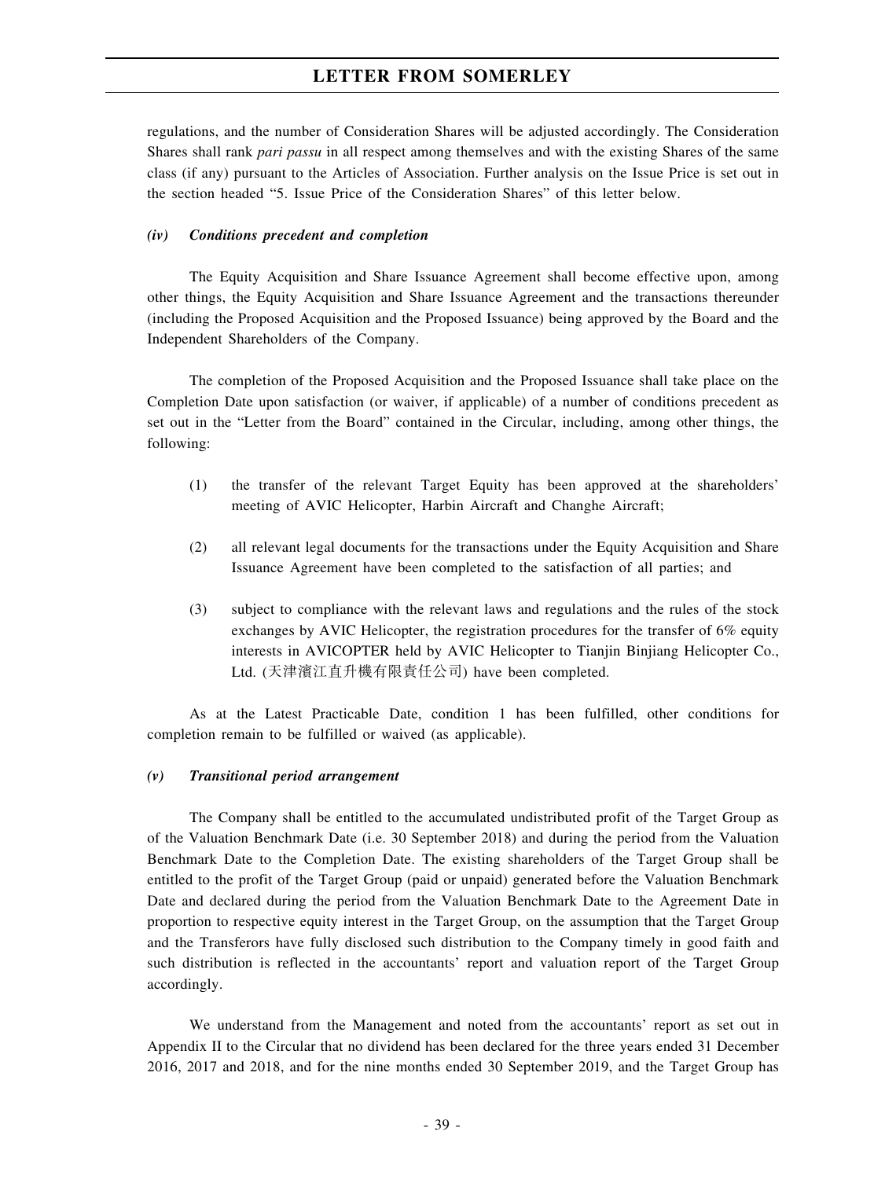regulations, and the number of Consideration Shares will be adjusted accordingly. The Consideration Shares shall rank *pari passu* in all respect among themselves and with the existing Shares of the same class (if any) pursuant to the Articles of Association. Further analysis on the Issue Price is set out in the section headed "5. Issue Price of the Consideration Shares" of this letter below.

***(iv) Conditions precedent and completion***

The Equity Acquisition and Share Issuance Agreement shall become effective upon, among other things, the Equity Acquisition and Share Issuance Agreement and the transactions thereunder (including the Proposed Acquisition and the Proposed Issuance) being approved by the Board and the Independent Shareholders of the Company.

The completion of the Proposed Acquisition and the Proposed Issuance shall take place on the Completion Date upon satisfaction (or waiver, if applicable) of a number of conditions precedent as set out in the "Letter from the Board" contained in the Circular, including, among other things, the following:

(1) the transfer of the relevant Target Equity has been approved at the shareholders' meeting of AVIC Helicopter, Harbin Aircraft and Changhe Aircraft;

(2) all relevant legal documents for the transactions under the Equity Acquisition and Share Issuance Agreement have been completed to the satisfaction of all parties; and

(3) subject to compliance with the relevant laws and regulations and the rules of the stock exchanges by AVIC Helicopter, the registration procedures for the transfer of 6% equity interests in AVICOPTER held by AVIC Helicopter to Tianjin Binjiang Helicopter Co., Ltd. (天津濱江直升機有限責任公司) have been completed.

As at the Latest Practicable Date, condition 1 has been fulfilled, other conditions for completion remain to be fulfilled or waived (as applicable).

***(v) Transitional period arrangement***

The Company shall be entitled to the accumulated undistributed profit of the Target Group as of the Valuation Benchmark Date (i.e. 30 September 2018) and during the period from the Valuation Benchmark Date to the Completion Date. The existing shareholders of the Target Group shall be entitled to the profit of the Target Group (paid or unpaid) generated before the Valuation Benchmark Date and declared during the period from the Valuation Benchmark Date to the Agreement Date in proportion to respective equity interest in the Target Group, on the assumption that the Target Group and the Transferors have fully disclosed such distribution to the Company timely in good faith and such distribution is reflected in the accountants' report and valuation report of the Target Group accordingly.

We understand from the Management and noted from the accountants' report as set out in Appendix II to the Circular that no dividend has been declared for the three years ended 31 December 2016, 2017 and 2018, and for the nine months ended 30 September 2019, and the Target Group has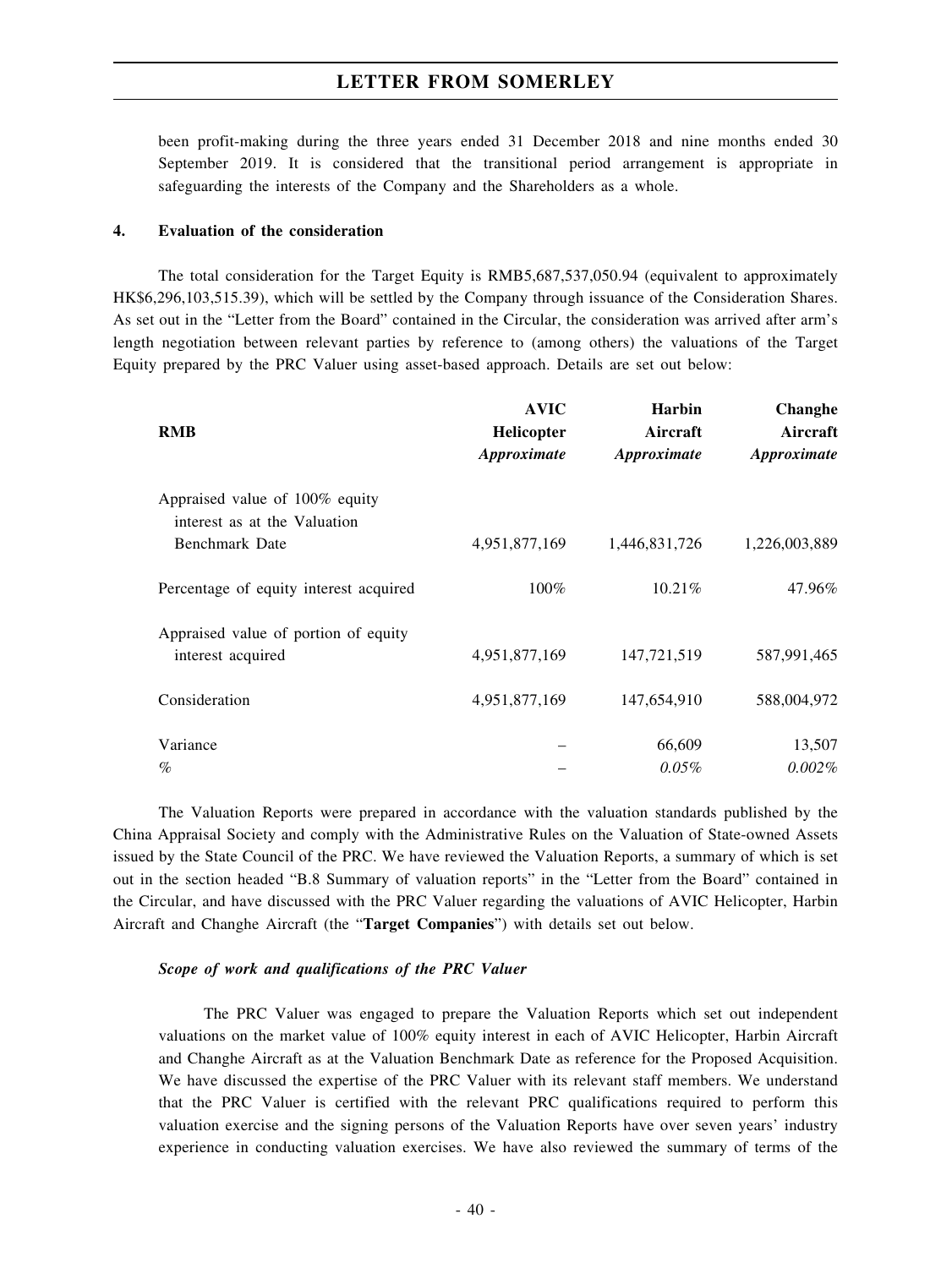been profit-making during the three years ended 31 December 2018 and nine months ended 30 September 2019. It is considered that the transitional period arrangement is appropriate in safeguarding the interests of the Company and the Shareholders as a whole.

**4. Evaluation of the consideration**

The total consideration for the Target Equity is RMB5,687,537,050.94 (equivalent to approximately HK$6,296,103,515.39), which will be settled by the Company through issuance of the Consideration Shares. As set out in the "Letter from the Board" contained in the Circular, the consideration was arrived after arm's length negotiation between relevant parties by reference to (among others) the valuations of the Target Equity prepared by the PRC Valuer using asset-based approach. Details are set out below:

| RMB | AVIC Helicopter *Approximate* | Harbin Aircraft *Approximate* | Changhe Aircraft *Approximate* |
|---|---|---|---|
| Appraised value of 100% equity interest as at the Valuation Benchmark Date | 4,951,877,169 | 1,446,831,726 | 1,226,003,889 |
| Percentage of equity interest acquired | 100% | 10.21% | 47.96% |
| Appraised value of portion of equity interest acquired | 4,951,877,169 | 147,721,519 | 587,991,465 |
| Consideration | 4,951,877,169 | 147,654,910 | 588,004,972 |
| Variance | – | 66,609 | 13,507 |
| % | – | *0.05%* | *0.002%* |

The Valuation Reports were prepared in accordance with the valuation standards published by the China Appraisal Society and comply with the Administrative Rules on the Valuation of State-owned Assets issued by the State Council of the PRC. We have reviewed the Valuation Reports, a summary of which is set out in the section headed "B.8 Summary of valuation reports" in the "Letter from the Board" contained in the Circular, and have discussed with the PRC Valuer regarding the valuations of AVIC Helicopter, Harbin Aircraft and Changhe Aircraft (the "**Target Companies**") with details set out below.

***Scope of work and qualifications of the PRC Valuer***

The PRC Valuer was engaged to prepare the Valuation Reports which set out independent valuations on the market value of 100% equity interest in each of AVIC Helicopter, Harbin Aircraft and Changhe Aircraft as at the Valuation Benchmark Date as reference for the Proposed Acquisition. We have discussed the expertise of the PRC Valuer with its relevant staff members. We understand that the PRC Valuer is certified with the relevant PRC qualifications required to perform this valuation exercise and the signing persons of the Valuation Reports have over seven years' industry experience in conducting valuation exercises. We have also reviewed the summary of terms of the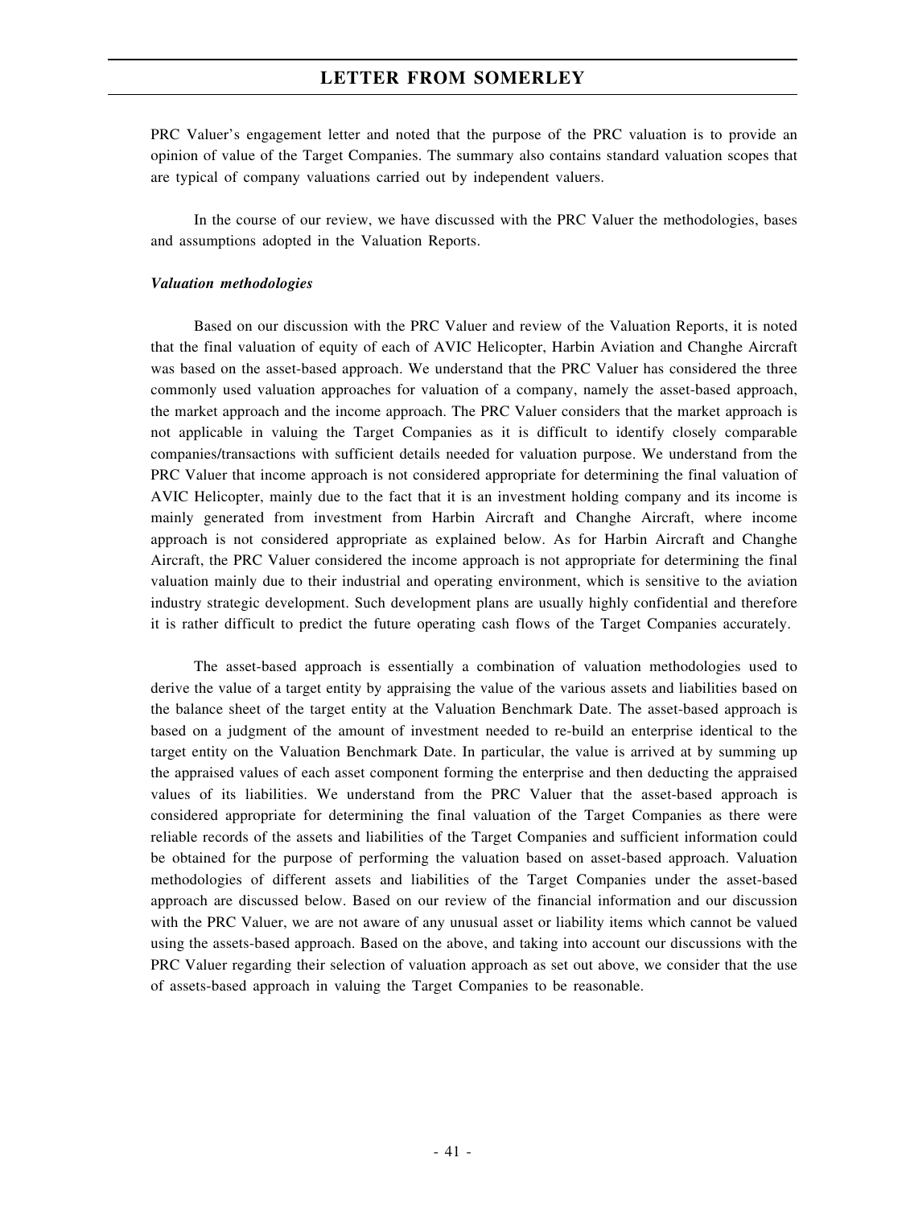PRC Valuer's engagement letter and noted that the purpose of the PRC valuation is to provide an opinion of value of the Target Companies. The summary also contains standard valuation scopes that are typical of company valuations carried out by independent valuers.

In the course of our review, we have discussed with the PRC Valuer the methodologies, bases and assumptions adopted in the Valuation Reports.

***Valuation methodologies***

Based on our discussion with the PRC Valuer and review of the Valuation Reports, it is noted that the final valuation of equity of each of AVIC Helicopter, Harbin Aviation and Changhe Aircraft was based on the asset-based approach. We understand that the PRC Valuer has considered the three commonly used valuation approaches for valuation of a company, namely the asset-based approach, the market approach and the income approach. The PRC Valuer considers that the market approach is not applicable in valuing the Target Companies as it is difficult to identify closely comparable companies/transactions with sufficient details needed for valuation purpose. We understand from the PRC Valuer that income approach is not considered appropriate for determining the final valuation of AVIC Helicopter, mainly due to the fact that it is an investment holding company and its income is mainly generated from investment from Harbin Aircraft and Changhe Aircraft, where income approach is not considered appropriate as explained below. As for Harbin Aircraft and Changhe Aircraft, the PRC Valuer considered the income approach is not appropriate for determining the final valuation mainly due to their industrial and operating environment, which is sensitive to the aviation industry strategic development. Such development plans are usually highly confidential and therefore it is rather difficult to predict the future operating cash flows of the Target Companies accurately.

The asset-based approach is essentially a combination of valuation methodologies used to derive the value of a target entity by appraising the value of the various assets and liabilities based on the balance sheet of the target entity at the Valuation Benchmark Date. The asset-based approach is based on a judgment of the amount of investment needed to re-build an enterprise identical to the target entity on the Valuation Benchmark Date. In particular, the value is arrived at by summing up the appraised values of each asset component forming the enterprise and then deducting the appraised values of its liabilities. We understand from the PRC Valuer that the asset-based approach is considered appropriate for determining the final valuation of the Target Companies as there were reliable records of the assets and liabilities of the Target Companies and sufficient information could be obtained for the purpose of performing the valuation based on asset-based approach. Valuation methodologies of different assets and liabilities of the Target Companies under the asset-based approach are discussed below. Based on our review of the financial information and our discussion with the PRC Valuer, we are not aware of any unusual asset or liability items which cannot be valued using the assets-based approach. Based on the above, and taking into account our discussions with the PRC Valuer regarding their selection of valuation approach as set out above, we consider that the use of assets-based approach in valuing the Target Companies to be reasonable.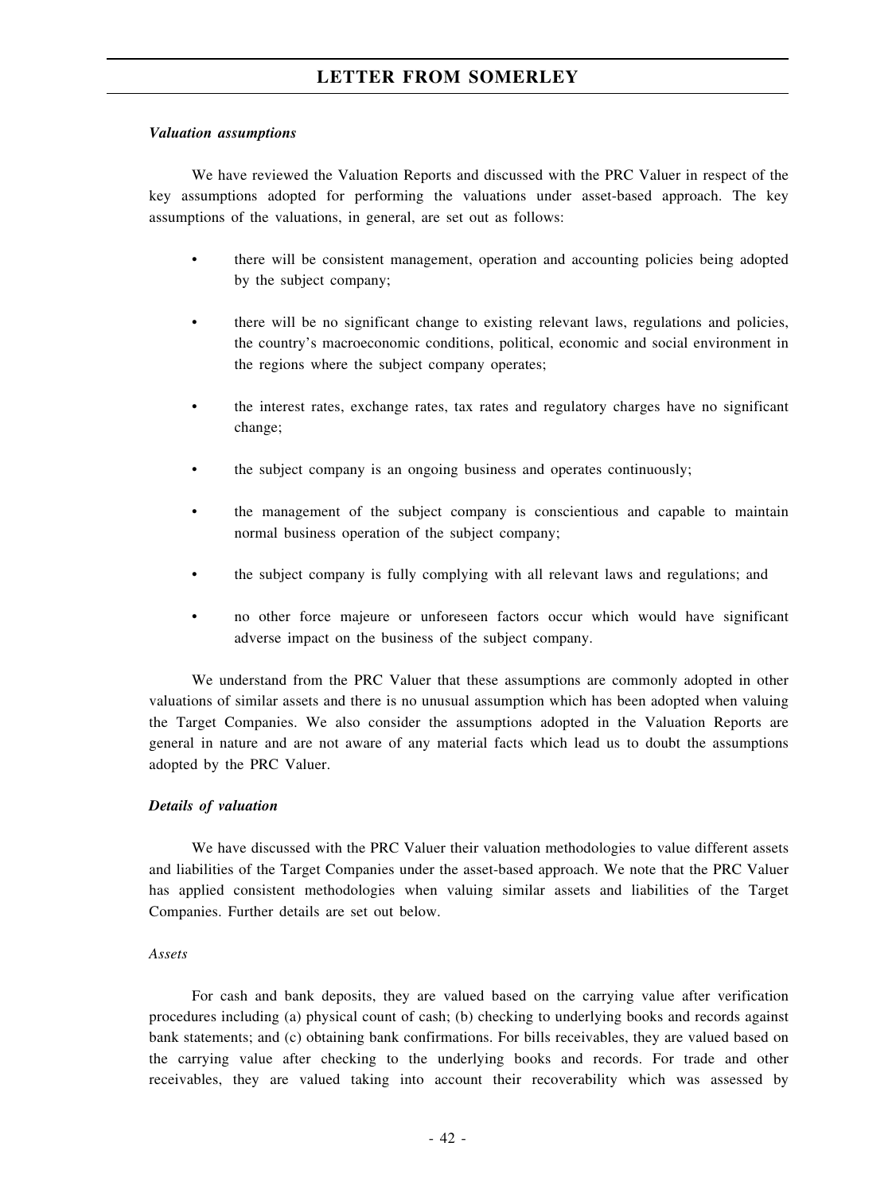***Valuation assumptions***

We have reviewed the Valuation Reports and discussed with the PRC Valuer in respect of the key assumptions adopted for performing the valuations under asset-based approach. The key assumptions of the valuations, in general, are set out as follows:

- there will be consistent management, operation and accounting policies being adopted by the subject company;
- there will be no significant change to existing relevant laws, regulations and policies, the country's macroeconomic conditions, political, economic and social environment in the regions where the subject company operates;
- the interest rates, exchange rates, tax rates and regulatory charges have no significant change;
- the subject company is an ongoing business and operates continuously;
- the management of the subject company is conscientious and capable to maintain normal business operation of the subject company;
- the subject company is fully complying with all relevant laws and regulations; and
- no other force majeure or unforeseen factors occur which would have significant adverse impact on the business of the subject company.

We understand from the PRC Valuer that these assumptions are commonly adopted in other valuations of similar assets and there is no unusual assumption which has been adopted when valuing the Target Companies. We also consider the assumptions adopted in the Valuation Reports are general in nature and are not aware of any material facts which lead us to doubt the assumptions adopted by the PRC Valuer.

***Details of valuation***

We have discussed with the PRC Valuer their valuation methodologies to value different assets and liabilities of the Target Companies under the asset-based approach. We note that the PRC Valuer has applied consistent methodologies when valuing similar assets and liabilities of the Target Companies. Further details are set out below.

*Assets*

For cash and bank deposits, they are valued based on the carrying value after verification procedures including (a) physical count of cash; (b) checking to underlying books and records against bank statements; and (c) obtaining bank confirmations. For bills receivables, they are valued based on the carrying value after checking to the underlying books and records. For trade and other receivables, they are valued taking into account their recoverability which was assessed by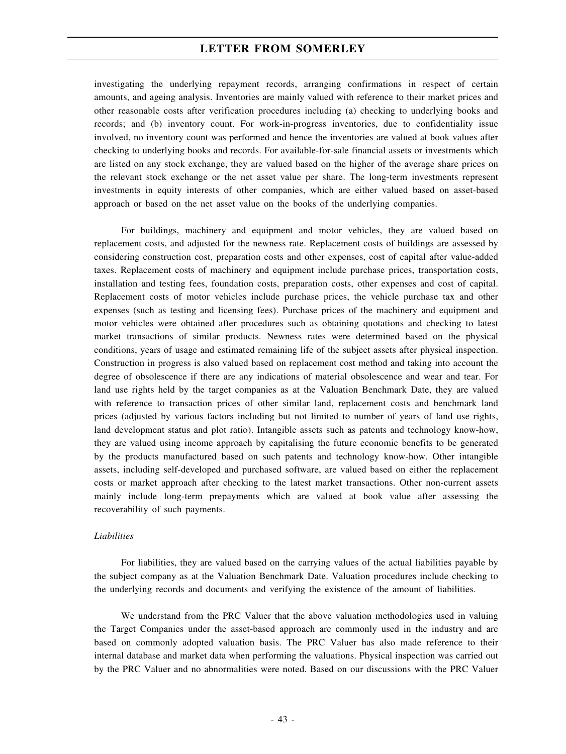investigating the underlying repayment records, arranging confirmations in respect of certain amounts, and ageing analysis. Inventories are mainly valued with reference to their market prices and other reasonable costs after verification procedures including (a) checking to underlying books and records; and (b) inventory count. For work-in-progress inventories, due to confidentiality issue involved, no inventory count was performed and hence the inventories are valued at book values after checking to underlying books and records. For available-for-sale financial assets or investments which are listed on any stock exchange, they are valued based on the higher of the average share prices on the relevant stock exchange or the net asset value per share. The long-term investments represent investments in equity interests of other companies, which are either valued based on asset-based approach or based on the net asset value on the books of the underlying companies.

For buildings, machinery and equipment and motor vehicles, they are valued based on replacement costs, and adjusted for the newness rate. Replacement costs of buildings are assessed by considering construction cost, preparation costs and other expenses, cost of capital after value-added taxes. Replacement costs of machinery and equipment include purchase prices, transportation costs, installation and testing fees, foundation costs, preparation costs, other expenses and cost of capital. Replacement costs of motor vehicles include purchase prices, the vehicle purchase tax and other expenses (such as testing and licensing fees). Purchase prices of the machinery and equipment and motor vehicles were obtained after procedures such as obtaining quotations and checking to latest market transactions of similar products. Newness rates were determined based on the physical conditions, years of usage and estimated remaining life of the subject assets after physical inspection. Construction in progress is also valued based on replacement cost method and taking into account the degree of obsolescence if there are any indications of material obsolescence and wear and tear. For land use rights held by the target companies as at the Valuation Benchmark Date, they are valued with reference to transaction prices of other similar land, replacement costs and benchmark land prices (adjusted by various factors including but not limited to number of years of land use rights, land development status and plot ratio). Intangible assets such as patents and technology know-how, they are valued using income approach by capitalising the future economic benefits to be generated by the products manufactured based on such patents and technology know-how. Other intangible assets, including self-developed and purchased software, are valued based on either the replacement costs or market approach after checking to the latest market transactions. Other non-current assets mainly include long-term prepayments which are valued at book value after assessing the recoverability of such payments.

*Liabilities*

For liabilities, they are valued based on the carrying values of the actual liabilities payable by the subject company as at the Valuation Benchmark Date. Valuation procedures include checking to the underlying records and documents and verifying the existence of the amount of liabilities.

We understand from the PRC Valuer that the above valuation methodologies used in valuing the Target Companies under the asset-based approach are commonly used in the industry and are based on commonly adopted valuation basis. The PRC Valuer has also made reference to their internal database and market data when performing the valuations. Physical inspection was carried out by the PRC Valuer and no abnormalities were noted. Based on our discussions with the PRC Valuer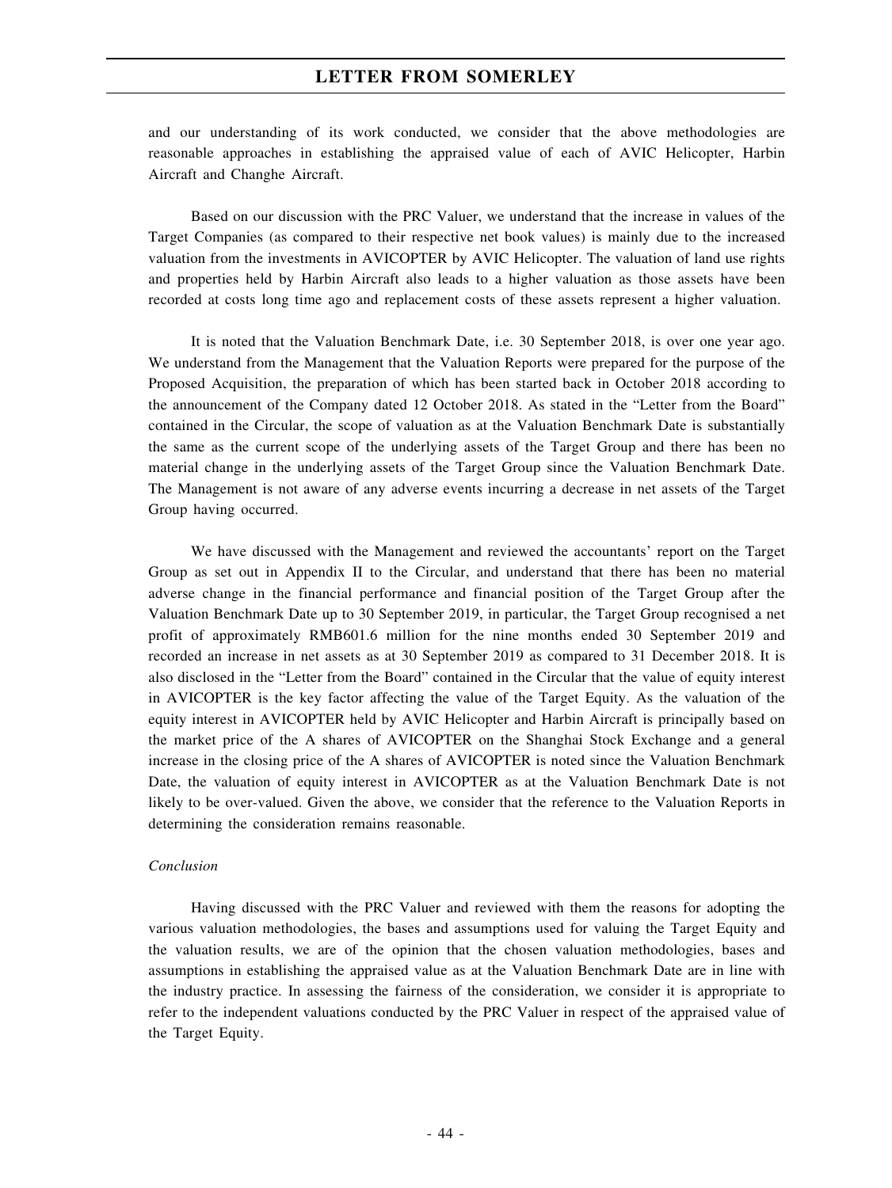and our understanding of its work conducted, we consider that the above methodologies are reasonable approaches in establishing the appraised value of each of AVIC Helicopter, Harbin Aircraft and Changhe Aircraft.

Based on our discussion with the PRC Valuer, we understand that the increase in values of the Target Companies (as compared to their respective net book values) is mainly due to the increased valuation from the investments in AVICOPTER by AVIC Helicopter. The valuation of land use rights and properties held by Harbin Aircraft also leads to a higher valuation as those assets have been recorded at costs long time ago and replacement costs of these assets represent a higher valuation.

It is noted that the Valuation Benchmark Date, i.e. 30 September 2018, is over one year ago. We understand from the Management that the Valuation Reports were prepared for the purpose of the Proposed Acquisition, the preparation of which has been started back in October 2018 according to the announcement of the Company dated 12 October 2018. As stated in the "Letter from the Board" contained in the Circular, the scope of valuation as at the Valuation Benchmark Date is substantially the same as the current scope of the underlying assets of the Target Group and there has been no material change in the underlying assets of the Target Group since the Valuation Benchmark Date. The Management is not aware of any adverse events incurring a decrease in net assets of the Target Group having occurred.

We have discussed with the Management and reviewed the accountants' report on the Target Group as set out in Appendix II to the Circular, and understand that there has been no material adverse change in the financial performance and financial position of the Target Group after the Valuation Benchmark Date up to 30 September 2019, in particular, the Target Group recognised a net profit of approximately RMB601.6 million for the nine months ended 30 September 2019 and recorded an increase in net assets as at 30 September 2019 as compared to 31 December 2018. It is also disclosed in the "Letter from the Board" contained in the Circular that the value of equity interest in AVICOPTER is the key factor affecting the value of the Target Equity. As the valuation of the equity interest in AVICOPTER held by AVIC Helicopter and Harbin Aircraft is principally based on the market price of the A shares of AVICOPTER on the Shanghai Stock Exchange and a general increase in the closing price of the A shares of AVICOPTER is noted since the Valuation Benchmark Date, the valuation of equity interest in AVICOPTER as at the Valuation Benchmark Date is not likely to be over-valued. Given the above, we consider that the reference to the Valuation Reports in determining the consideration remains reasonable.

*Conclusion*

Having discussed with the PRC Valuer and reviewed with them the reasons for adopting the various valuation methodologies, the bases and assumptions used for valuing the Target Equity and the valuation results, we are of the opinion that the chosen valuation methodologies, bases and assumptions in establishing the appraised value as at the Valuation Benchmark Date are in line with the industry practice. In assessing the fairness of the consideration, we consider it is appropriate to refer to the independent valuations conducted by the PRC Valuer in respect of the appraised value of the Target Equity.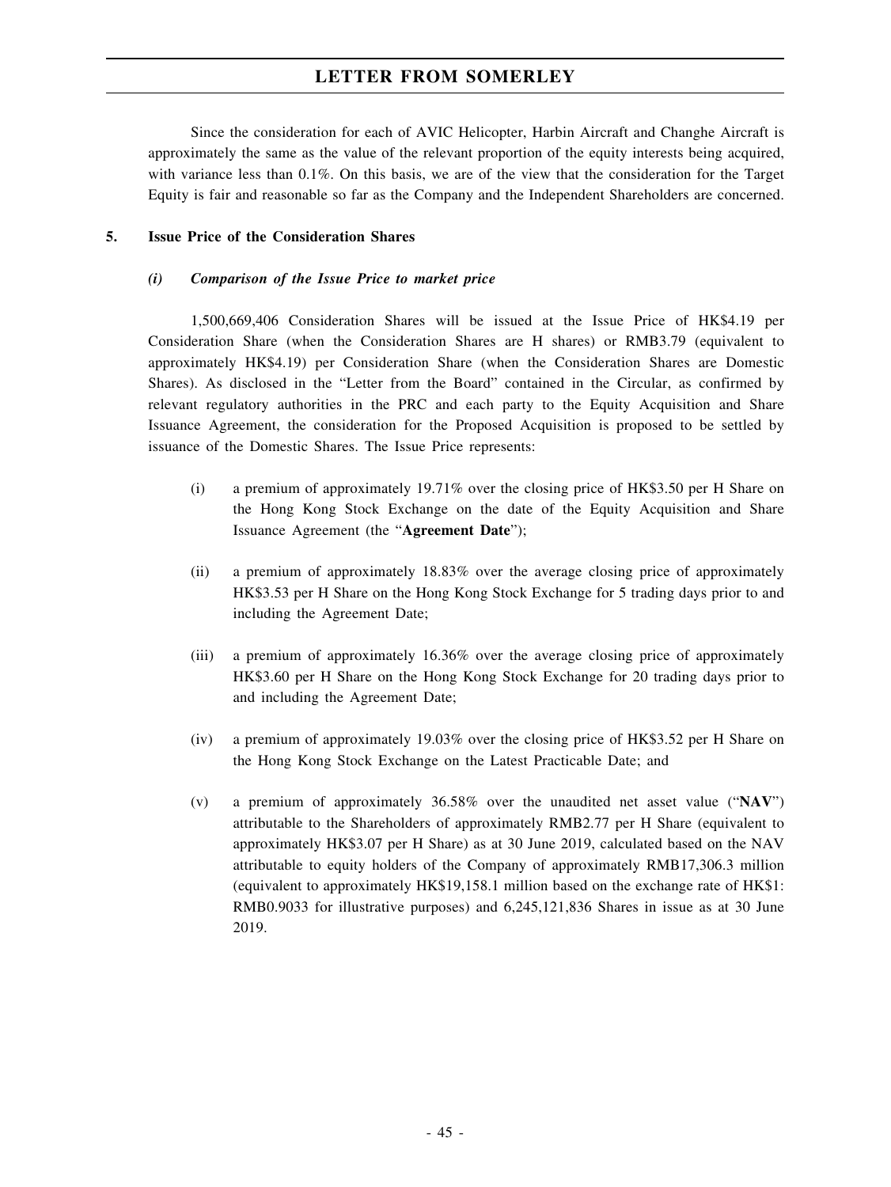Since the consideration for each of AVIC Helicopter, Harbin Aircraft and Changhe Aircraft is approximately the same as the value of the relevant proportion of the equity interests being acquired, with variance less than 0.1%. On this basis, we are of the view that the consideration for the Target Equity is fair and reasonable so far as the Company and the Independent Shareholders are concerned.

## 5. Issue Price of the Consideration Shares

### *(i) Comparison of the Issue Price to market price*

1,500,669,406 Consideration Shares will be issued at the Issue Price of HK$4.19 per Consideration Share (when the Consideration Shares are H shares) or RMB3.79 (equivalent to approximately HK$4.19) per Consideration Share (when the Consideration Shares are Domestic Shares). As disclosed in the "Letter from the Board" contained in the Circular, as confirmed by relevant regulatory authorities in the PRC and each party to the Equity Acquisition and Share Issuance Agreement, the consideration for the Proposed Acquisition is proposed to be settled by issuance of the Domestic Shares. The Issue Price represents:

(i) a premium of approximately 19.71% over the closing price of HK$3.50 per H Share on the Hong Kong Stock Exchange on the date of the Equity Acquisition and Share Issuance Agreement (the "**Agreement Date**");

(ii) a premium of approximately 18.83% over the average closing price of approximately HK$3.53 per H Share on the Hong Kong Stock Exchange for 5 trading days prior to and including the Agreement Date;

(iii) a premium of approximately 16.36% over the average closing price of approximately HK$3.60 per H Share on the Hong Kong Stock Exchange for 20 trading days prior to and including the Agreement Date;

(iv) a premium of approximately 19.03% over the closing price of HK$3.52 per H Share on the Hong Kong Stock Exchange on the Latest Practicable Date; and

(v) a premium of approximately 36.58% over the unaudited net asset value ("**NAV**") attributable to the Shareholders of approximately RMB2.77 per H Share (equivalent to approximately HK$3.07 per H Share) as at 30 June 2019, calculated based on the NAV attributable to equity holders of the Company of approximately RMB17,306.3 million (equivalent to approximately HK$19,158.1 million based on the exchange rate of HK$1: RMB0.9033 for illustrative purposes) and 6,245,121,836 Shares in issue as at 30 June 2019.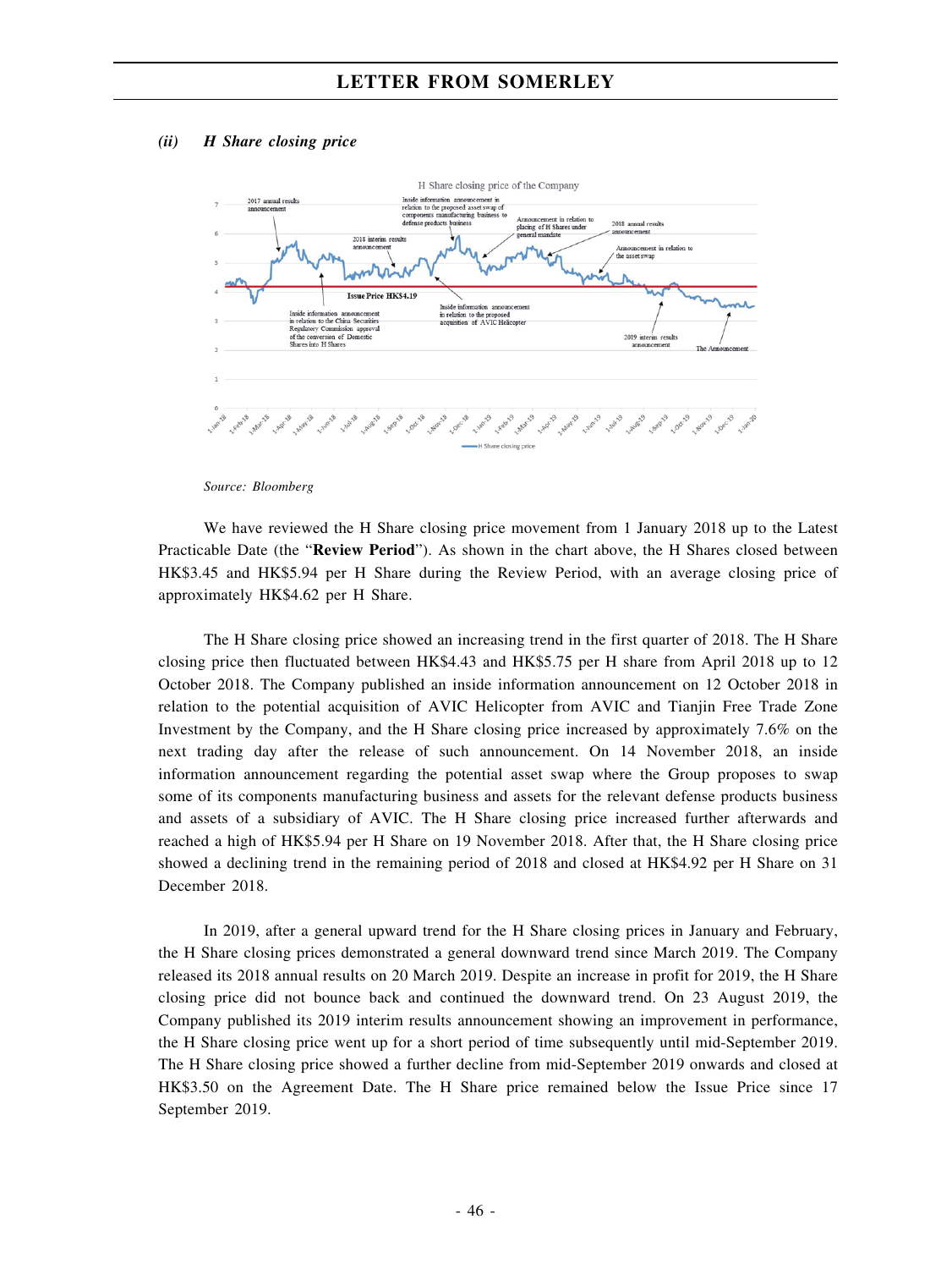*(ii) H Share closing price*

Source: Bloomberg

We have reviewed the H Share closing price movement from 1 January 2018 up to the Latest Practicable Date (the "**Review Period**"). As shown in the chart above, the H Shares closed between HK$3.45 and HK$5.94 per H Share during the Review Period, with an average closing price of approximately HK$4.62 per H Share.

The H Share closing price showed an increasing trend in the first quarter of 2018. The H Share closing price then fluctuated between HK$4.43 and HK$5.75 per H share from April 2018 up to 12 October 2018. The Company published an inside information announcement on 12 October 2018 in relation to the potential acquisition of AVIC Helicopter from AVIC and Tianjin Free Trade Zone Investment by the Company, and the H Share closing price increased by approximately 7.6% on the next trading day after the release of such announcement. On 14 November 2018, an inside information announcement regarding the potential asset swap where the Group proposes to swap some of its components manufacturing business and assets for the relevant defense products business and assets of a subsidiary of AVIC. The H Share closing price increased further afterwards and reached a high of HK$5.94 per H Share on 19 November 2018. After that, the H Share closing price showed a declining trend in the remaining period of 2018 and closed at HK$4.92 per H Share on 31 December 2018.

In 2019, after a general upward trend for the H Share closing prices in January and February, the H Share closing prices demonstrated a general downward trend since March 2019. The Company released its 2018 annual results on 20 March 2019. Despite an increase in profit for 2019, the H Share closing price did not bounce back and continued the downward trend. On 23 August 2019, the Company published its 2019 interim results announcement showing an improvement in performance, the H Share closing price went up for a short period of time subsequently until mid-September 2019. The H Share closing price showed a further decline from mid-September 2019 onwards and closed at HK$3.50 on the Agreement Date. The H Share price remained below the Issue Price since 17 September 2019.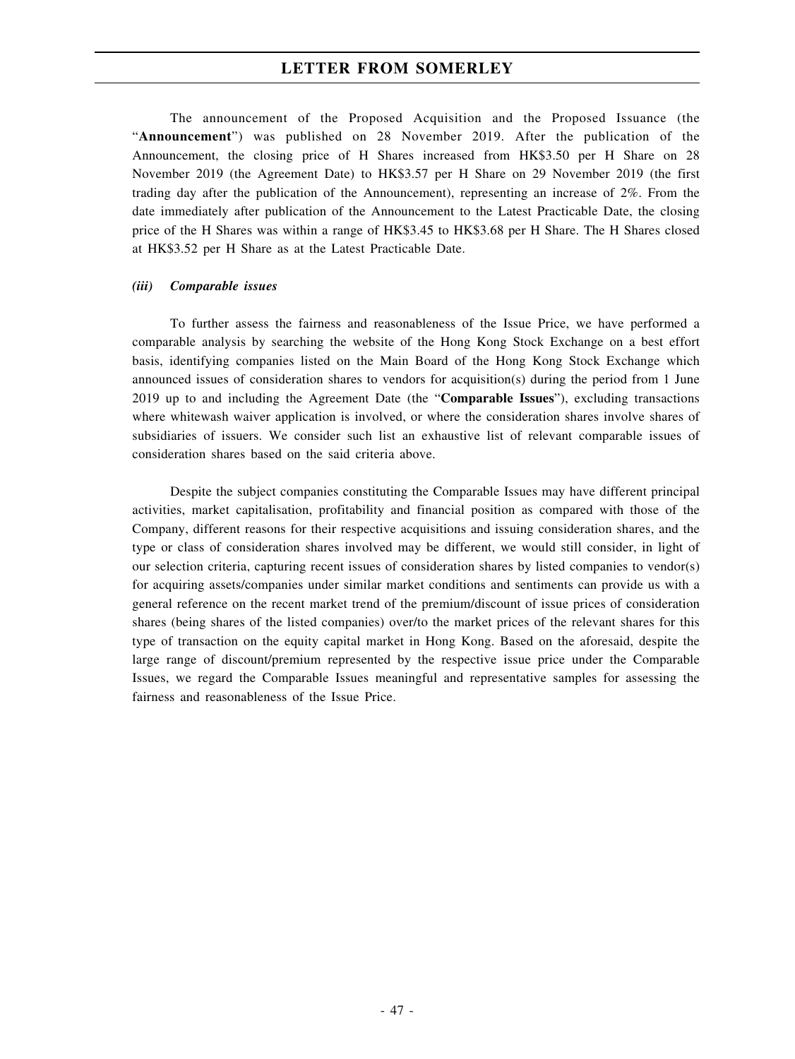The announcement of the Proposed Acquisition and the Proposed Issuance (the "**Announcement**") was published on 28 November 2019. After the publication of the Announcement, the closing price of H Shares increased from HK$3.50 per H Share on 28 November 2019 (the Agreement Date) to HK$3.57 per H Share on 29 November 2019 (the first trading day after the publication of the Announcement), representing an increase of 2%. From the date immediately after publication of the Announcement to the Latest Practicable Date, the closing price of the H Shares was within a range of HK$3.45 to HK$3.68 per H Share. The H Shares closed at HK$3.52 per H Share as at the Latest Practicable Date.

***(iii) Comparable issues***

To further assess the fairness and reasonableness of the Issue Price, we have performed a comparable analysis by searching the website of the Hong Kong Stock Exchange on a best effort basis, identifying companies listed on the Main Board of the Hong Kong Stock Exchange which announced issues of consideration shares to vendors for acquisition(s) during the period from 1 June 2019 up to and including the Agreement Date (the "**Comparable Issues**"), excluding transactions where whitewash waiver application is involved, or where the consideration shares involve shares of subsidiaries of issuers. We consider such list an exhaustive list of relevant comparable issues of consideration shares based on the said criteria above.

Despite the subject companies constituting the Comparable Issues may have different principal activities, market capitalisation, profitability and financial position as compared with those of the Company, different reasons for their respective acquisitions and issuing consideration shares, and the type or class of consideration shares involved may be different, we would still consider, in light of our selection criteria, capturing recent issues of consideration shares by listed companies to vendor(s) for acquiring assets/companies under similar market conditions and sentiments can provide us with a general reference on the recent market trend of the premium/discount of issue prices of consideration shares (being shares of the listed companies) over/to the market prices of the relevant shares for this type of transaction on the equity capital market in Hong Kong. Based on the aforesaid, despite the large range of discount/premium represented by the respective issue price under the Comparable Issues, we regard the Comparable Issues meaningful and representative samples for assessing the fairness and reasonableness of the Issue Price.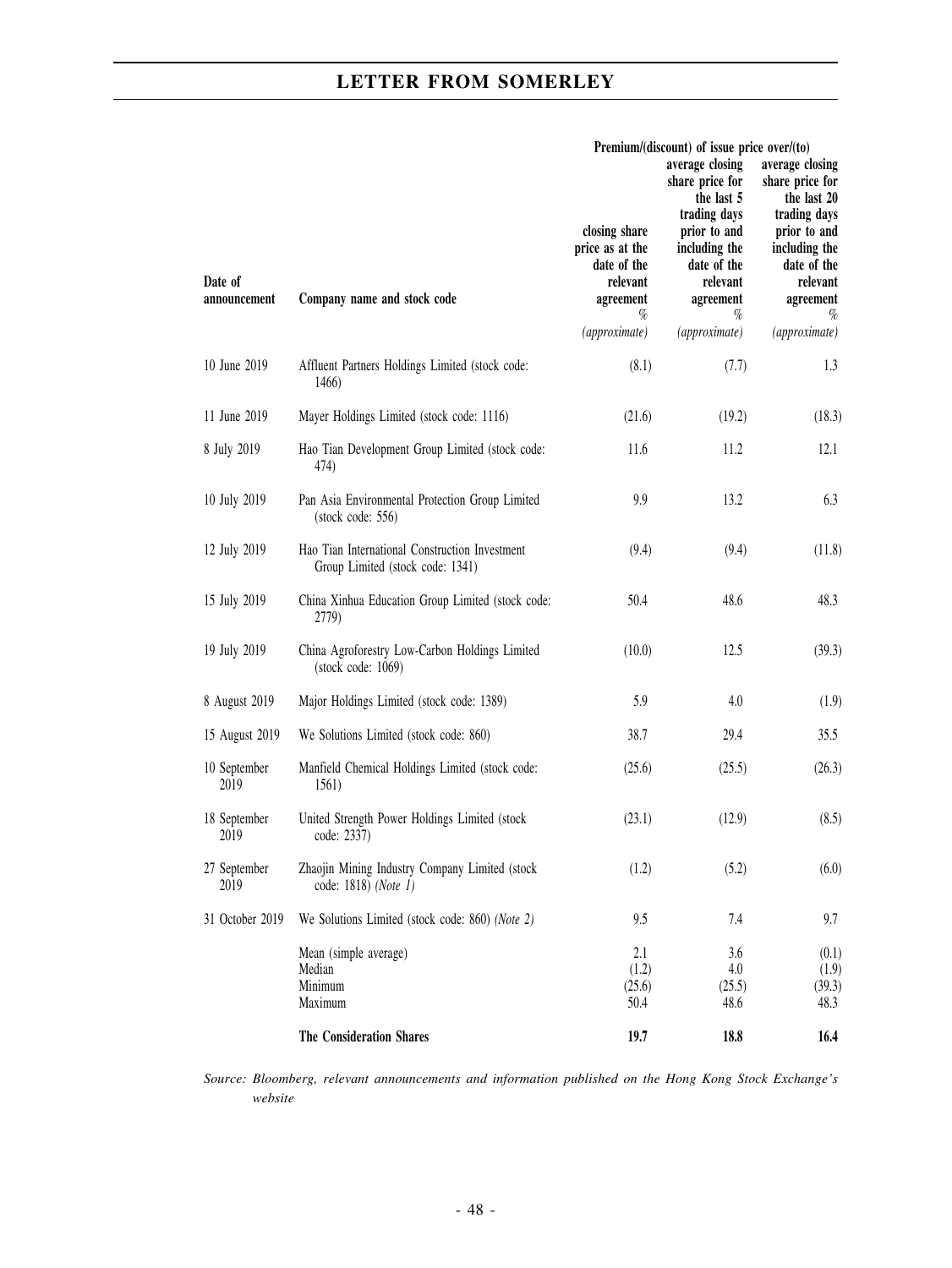| Date of announcement | Company name and stock code | Premium/(discount) of issue price over/(to) | | |
|---|---|---|---|---|
| | | closing share price as at the date of the relevant agreement<br>%<br>*(approximate)* | average closing share price for the last 5 trading days prior to and including the date of the relevant agreement<br>%<br>*(approximate)* | average closing share price for the last 20 trading days prior to and including the date of the relevant agreement<br>%<br>*(approximate)* |
| 10 June 2019 | Affluent Partners Holdings Limited (stock code: 1466) | (8.1) | (7.7) | 1.3 |
| 11 June 2019 | Mayer Holdings Limited (stock code: 1116) | (21.6) | (19.2) | (18.3) |
| 8 July 2019 | Hao Tian Development Group Limited (stock code: 474) | 11.6 | 11.2 | 12.1 |
| 10 July 2019 | Pan Asia Environmental Protection Group Limited (stock code: 556) | 9.9 | 13.2 | 6.3 |
| 12 July 2019 | Hao Tian International Construction Investment Group Limited (stock code: 1341) | (9.4) | (9.4) | (11.8) |
| 15 July 2019 | China Xinhua Education Group Limited (stock code: 2779) | 50.4 | 48.6 | 48.3 |
| 19 July 2019 | China Agroforestry Low-Carbon Holdings Limited (stock code: 1069) | (10.0) | 12.5 | (39.3) |
| 8 August 2019 | Major Holdings Limited (stock code: 1389) | 5.9 | 4.0 | (1.9) |
| 15 August 2019 | We Solutions Limited (stock code: 860) | 38.7 | 29.4 | 35.5 |
| 10 September 2019 | Manfield Chemical Holdings Limited (stock code: 1561) | (25.6) | (25.5) | (26.3) |
| 18 September 2019 | United Strength Power Holdings Limited (stock code: 2337) | (23.1) | (12.9) | (8.5) |
| 27 September 2019 | Zhaojin Mining Industry Company Limited (stock code: 1818) *(Note 1)* | (1.2) | (5.2) | (6.0) |
| 31 October 2019 | We Solutions Limited (stock code: 860) *(Note 2)* | 9.5 | 7.4 | 9.7 |
| | Mean (simple average) | 2.1 | 3.6 | (0.1) |
| | Median | (1.2) | 4.0 | (1.9) |
| | Minimum | (25.6) | (25.5) | (39.3) |
| | Maximum | 50.4 | 48.6 | 48.3 |
| | **The Consideration Shares** | **19.7** | **18.8** | **16.4** |

*Source: Bloomberg, relevant announcements and information published on the Hong Kong Stock Exchange's website*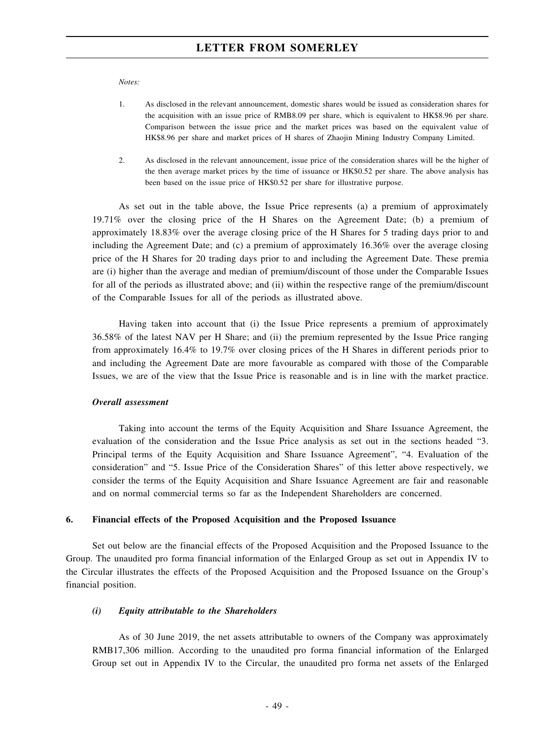*Notes:*

1. As disclosed in the relevant announcement, domestic shares would be issued as consideration shares for the acquisition with an issue price of RMB8.09 per share, which is equivalent to HK$8.96 per share. Comparison between the issue price and the market prices was based on the equivalent value of HK$8.96 per share and market prices of H shares of Zhaojin Mining Industry Company Limited.

2. As disclosed in the relevant announcement, issue price of the consideration shares will be the higher of the then average market prices by the time of issuance or HK$0.52 per share. The above analysis has been based on the issue price of HK$0.52 per share for illustrative purpose.

As set out in the table above, the Issue Price represents (a) a premium of approximately 19.71% over the closing price of the H Shares on the Agreement Date; (b) a premium of approximately 18.83% over the average closing price of the H Shares for 5 trading days prior to and including the Agreement Date; and (c) a premium of approximately 16.36% over the average closing price of the H Shares for 20 trading days prior to and including the Agreement Date. These premia are (i) higher than the average and median of premium/discount of those under the Comparable Issues for all of the periods as illustrated above; and (ii) within the respective range of the premium/discount of the Comparable Issues for all of the periods as illustrated above.

Having taken into account that (i) the Issue Price represents a premium of approximately 36.58% of the latest NAV per H Share; and (ii) the premium represented by the Issue Price ranging from approximately 16.4% to 19.7% over closing prices of the H Shares in different periods prior to and including the Agreement Date are more favourable as compared with those of the Comparable Issues, we are of the view that the Issue Price is reasonable and is in line with the market practice.

***Overall assessment***

Taking into account the terms of the Equity Acquisition and Share Issuance Agreement, the evaluation of the consideration and the Issue Price analysis as set out in the sections headed "3. Principal terms of the Equity Acquisition and Share Issuance Agreement", "4. Evaluation of the consideration" and "5. Issue Price of the Consideration Shares" of this letter above respectively, we consider the terms of the Equity Acquisition and Share Issuance Agreement are fair and reasonable and on normal commercial terms so far as the Independent Shareholders are concerned.

## 6. Financial effects of the Proposed Acquisition and the Proposed Issuance

Set out below are the financial effects of the Proposed Acquisition and the Proposed Issuance to the Group. The unaudited pro forma financial information of the Enlarged Group as set out in Appendix IV to the Circular illustrates the effects of the Proposed Acquisition and the Proposed Issuance on the Group's financial position.

***(i) Equity attributable to the Shareholders***

As of 30 June 2019, the net assets attributable to owners of the Company was approximately RMB17,306 million. According to the unaudited pro forma financial information of the Enlarged Group set out in Appendix IV to the Circular, the unaudited pro forma net assets of the Enlarged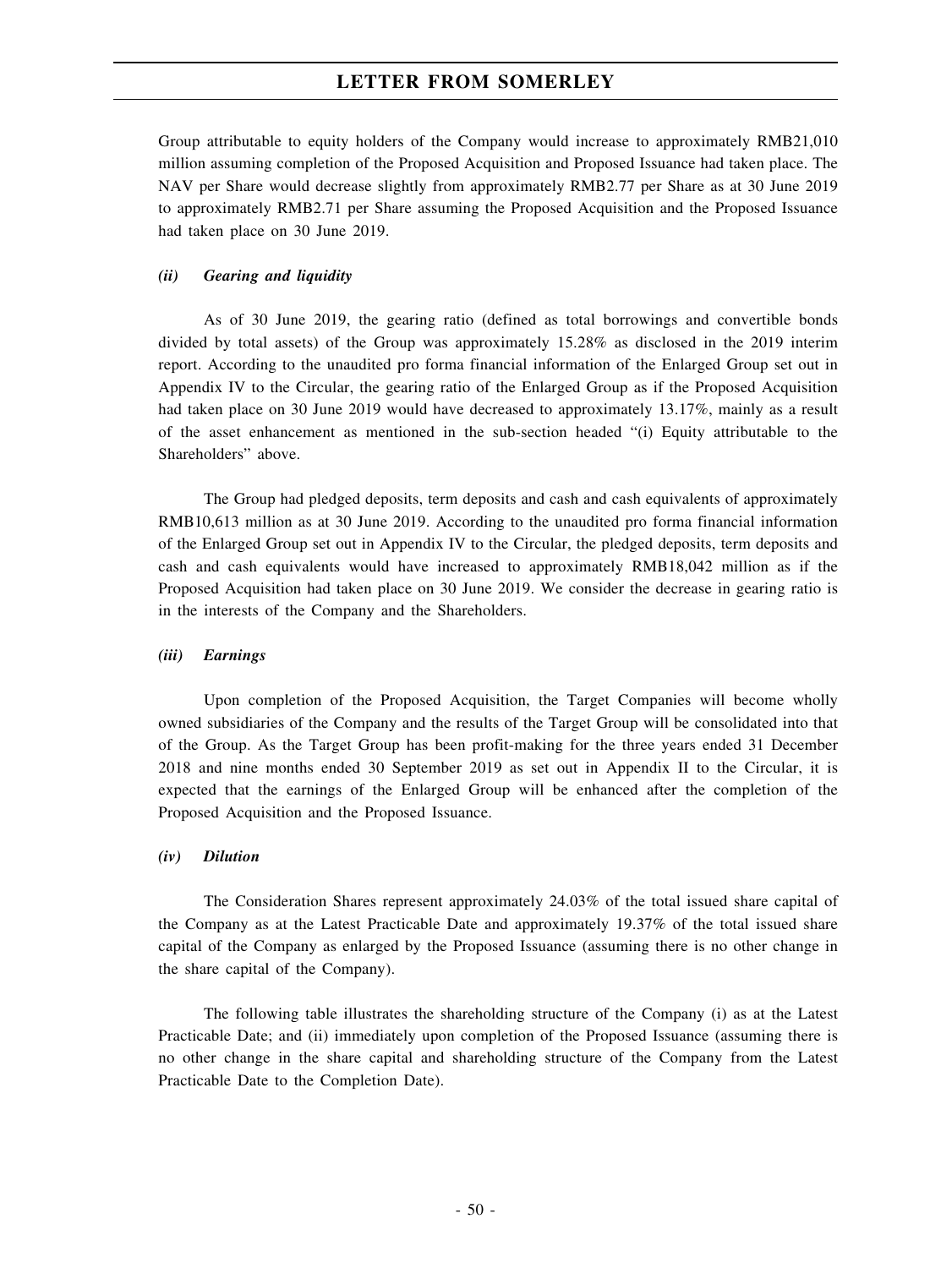Group attributable to equity holders of the Company would increase to approximately RMB21,010 million assuming completion of the Proposed Acquisition and Proposed Issuance had taken place. The NAV per Share would decrease slightly from approximately RMB2.77 per Share as at 30 June 2019 to approximately RMB2.71 per Share assuming the Proposed Acquisition and the Proposed Issuance had taken place on 30 June 2019.

#### *(ii) Gearing and liquidity*

As of 30 June 2019, the gearing ratio (defined as total borrowings and convertible bonds divided by total assets) of the Group was approximately 15.28% as disclosed in the 2019 interim report. According to the unaudited pro forma financial information of the Enlarged Group set out in Appendix IV to the Circular, the gearing ratio of the Enlarged Group as if the Proposed Acquisition had taken place on 30 June 2019 would have decreased to approximately 13.17%, mainly as a result of the asset enhancement as mentioned in the sub-section headed "(i) Equity attributable to the Shareholders" above.

The Group had pledged deposits, term deposits and cash and cash equivalents of approximately RMB10,613 million as at 30 June 2019. According to the unaudited pro forma financial information of the Enlarged Group set out in Appendix IV to the Circular, the pledged deposits, term deposits and cash and cash equivalents would have increased to approximately RMB18,042 million as if the Proposed Acquisition had taken place on 30 June 2019. We consider the decrease in gearing ratio is in the interests of the Company and the Shareholders.

#### *(iii) Earnings*

Upon completion of the Proposed Acquisition, the Target Companies will become wholly owned subsidiaries of the Company and the results of the Target Group will be consolidated into that of the Group. As the Target Group has been profit-making for the three years ended 31 December 2018 and nine months ended 30 September 2019 as set out in Appendix II to the Circular, it is expected that the earnings of the Enlarged Group will be enhanced after the completion of the Proposed Acquisition and the Proposed Issuance.

#### *(iv) Dilution*

The Consideration Shares represent approximately 24.03% of the total issued share capital of the Company as at the Latest Practicable Date and approximately 19.37% of the total issued share capital of the Company as enlarged by the Proposed Issuance (assuming there is no other change in the share capital of the Company).

The following table illustrates the shareholding structure of the Company (i) as at the Latest Practicable Date; and (ii) immediately upon completion of the Proposed Issuance (assuming there is no other change in the share capital and shareholding structure of the Company from the Latest Practicable Date to the Completion Date).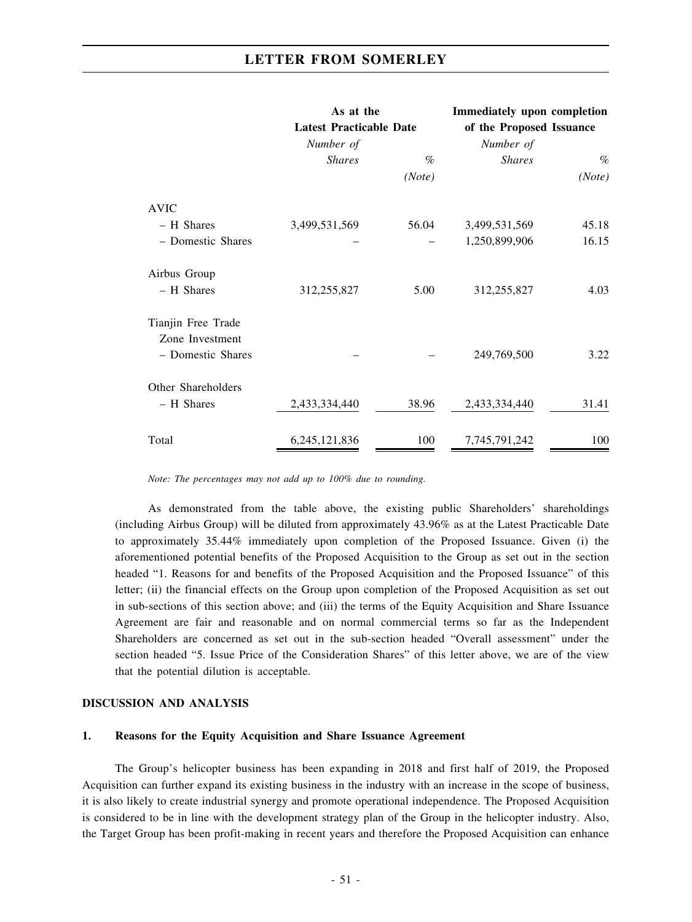| | As at the Latest Practicable Date | | Immediately upon completion of the Proposed Issuance | |
|---|---|---|---|---|
| | *Number of Shares* | *%* *(Note)* | *Number of Shares* | *%* *(Note)* |
| AVIC | | | | |
| – H Shares | 3,499,531,569 | 56.04 | 3,499,531,569 | 45.18 |
| – Domestic Shares | – | – | 1,250,899,906 | 16.15 |
| Airbus Group | | | | |
| – H Shares | 312,255,827 | 5.00 | 312,255,827 | 4.03 |
| Tianjin Free Trade Zone Investment | | | | |
| – Domestic Shares | – | – | 249,769,500 | 3.22 |
| Other Shareholders | | | | |
| – H Shares | 2,433,334,440 | 38.96 | 2,433,334,440 | 31.41 |
| Total | 6,245,121,836 | 100 | 7,745,791,242 | 100 |

*Note: The percentages may not add up to 100% due to rounding.*

As demonstrated from the table above, the existing public Shareholders' shareholdings (including Airbus Group) will be diluted from approximately 43.96% as at the Latest Practicable Date to approximately 35.44% immediately upon completion of the Proposed Issuance. Given (i) the aforementioned potential benefits of the Proposed Acquisition to the Group as set out in the section headed "1. Reasons for and benefits of the Proposed Acquisition and the Proposed Issuance" of this letter; (ii) the financial effects on the Group upon completion of the Proposed Acquisition as set out in sub-sections of this section above; and (iii) the terms of the Equity Acquisition and Share Issuance Agreement are fair and reasonable and on normal commercial terms so far as the Independent Shareholders are concerned as set out in the sub-section headed "Overall assessment" under the section headed "5. Issue Price of the Consideration Shares" of this letter above, we are of the view that the potential dilution is acceptable.

## DISCUSSION AND ANALYSIS

### 1. Reasons for the Equity Acquisition and Share Issuance Agreement

The Group's helicopter business has been expanding in 2018 and first half of 2019, the Proposed Acquisition can further expand its existing business in the industry with an increase in the scope of business, it is also likely to create industrial synergy and promote operational independence. The Proposed Acquisition is considered to be in line with the development strategy plan of the Group in the helicopter industry. Also, the Target Group has been profit-making in recent years and therefore the Proposed Acquisition can enhance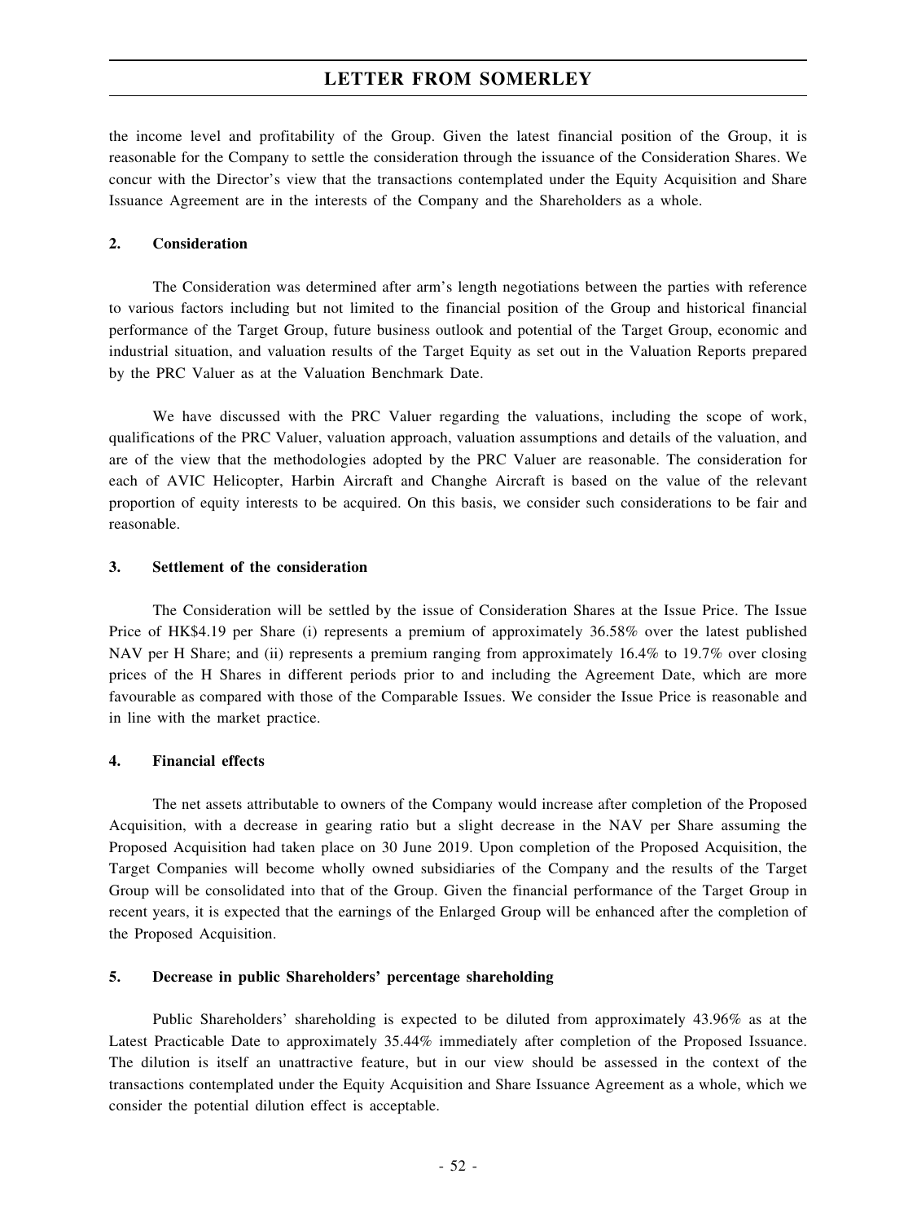the income level and profitability of the Group. Given the latest financial position of the Group, it is reasonable for the Company to settle the consideration through the issuance of the Consideration Shares. We concur with the Director's view that the transactions contemplated under the Equity Acquisition and Share Issuance Agreement are in the interests of the Company and the Shareholders as a whole.

**2. Consideration**

The Consideration was determined after arm's length negotiations between the parties with reference to various factors including but not limited to the financial position of the Group and historical financial performance of the Target Group, future business outlook and potential of the Target Group, economic and industrial situation, and valuation results of the Target Equity as set out in the Valuation Reports prepared by the PRC Valuer as at the Valuation Benchmark Date.

We have discussed with the PRC Valuer regarding the valuations, including the scope of work, qualifications of the PRC Valuer, valuation approach, valuation assumptions and details of the valuation, and are of the view that the methodologies adopted by the PRC Valuer are reasonable. The consideration for each of AVIC Helicopter, Harbin Aircraft and Changhe Aircraft is based on the value of the relevant proportion of equity interests to be acquired. On this basis, we consider such considerations to be fair and reasonable.

**3. Settlement of the consideration**

The Consideration will be settled by the issue of Consideration Shares at the Issue Price. The Issue Price of HK$4.19 per Share (i) represents a premium of approximately 36.58% over the latest published NAV per H Share; and (ii) represents a premium ranging from approximately 16.4% to 19.7% over closing prices of the H Shares in different periods prior to and including the Agreement Date, which are more favourable as compared with those of the Comparable Issues. We consider the Issue Price is reasonable and in line with the market practice.

**4. Financial effects**

The net assets attributable to owners of the Company would increase after completion of the Proposed Acquisition, with a decrease in gearing ratio but a slight decrease in the NAV per Share assuming the Proposed Acquisition had taken place on 30 June 2019. Upon completion of the Proposed Acquisition, the Target Companies will become wholly owned subsidiaries of the Company and the results of the Target Group will be consolidated into that of the Group. Given the financial performance of the Target Group in recent years, it is expected that the earnings of the Enlarged Group will be enhanced after the completion of the Proposed Acquisition.

**5. Decrease in public Shareholders' percentage shareholding**

Public Shareholders' shareholding is expected to be diluted from approximately 43.96% as at the Latest Practicable Date to approximately 35.44% immediately after completion of the Proposed Issuance. The dilution is itself an unattractive feature, but in our view should be assessed in the context of the transactions contemplated under the Equity Acquisition and Share Issuance Agreement as a whole, which we consider the potential dilution effect is acceptable.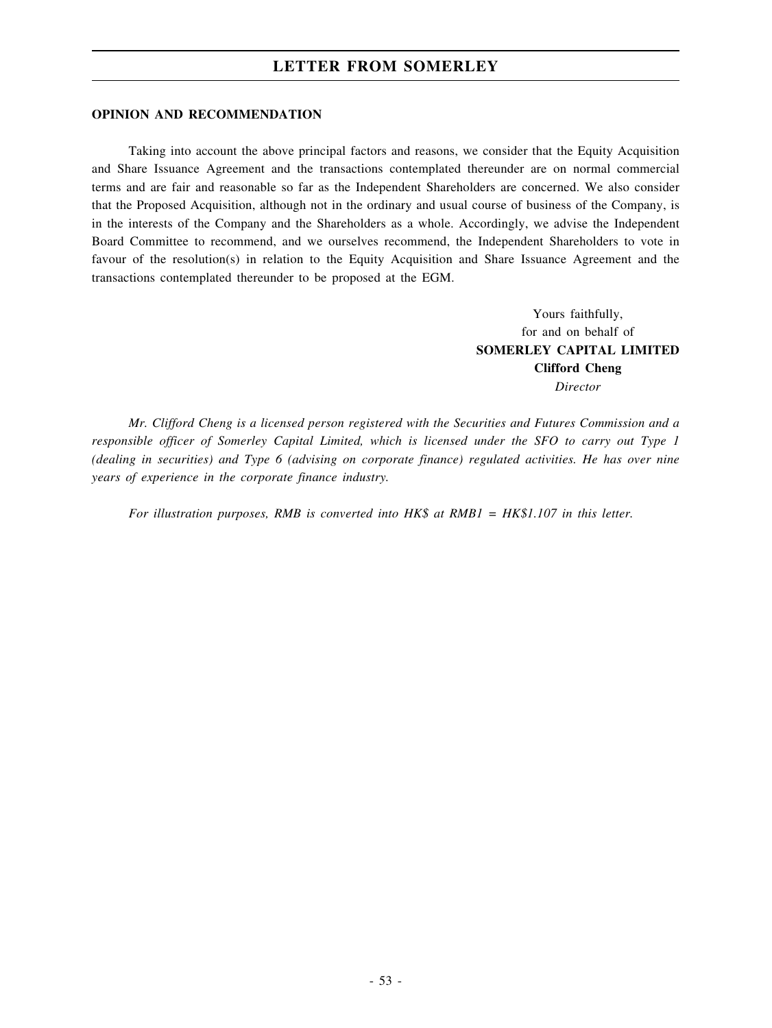## OPINION AND RECOMMENDATION

Taking into account the above principal factors and reasons, we consider that the Equity Acquisition and Share Issuance Agreement and the transactions contemplated thereunder are on normal commercial terms and are fair and reasonable so far as the Independent Shareholders are concerned. We also consider that the Proposed Acquisition, although not in the ordinary and usual course of business of the Company, is in the interests of the Company and the Shareholders as a whole. Accordingly, we advise the Independent Board Committee to recommend, and we ourselves recommend, the Independent Shareholders to vote in favour of the resolution(s) in relation to the Equity Acquisition and Share Issuance Agreement and the transactions contemplated thereunder to be proposed at the EGM.

Yours faithfully,
for and on behalf of
**SOMERLEY CAPITAL LIMITED**
**Clifford Cheng**
*Director*

*Mr. Clifford Cheng is a licensed person registered with the Securities and Futures Commission and a responsible officer of Somerley Capital Limited, which is licensed under the SFO to carry out Type 1 (dealing in securities) and Type 6 (advising on corporate finance) regulated activities. He has over nine years of experience in the corporate finance industry.*

*For illustration purposes, RMB is converted into HK$ at RMB1 = HK$1.107 in this letter.*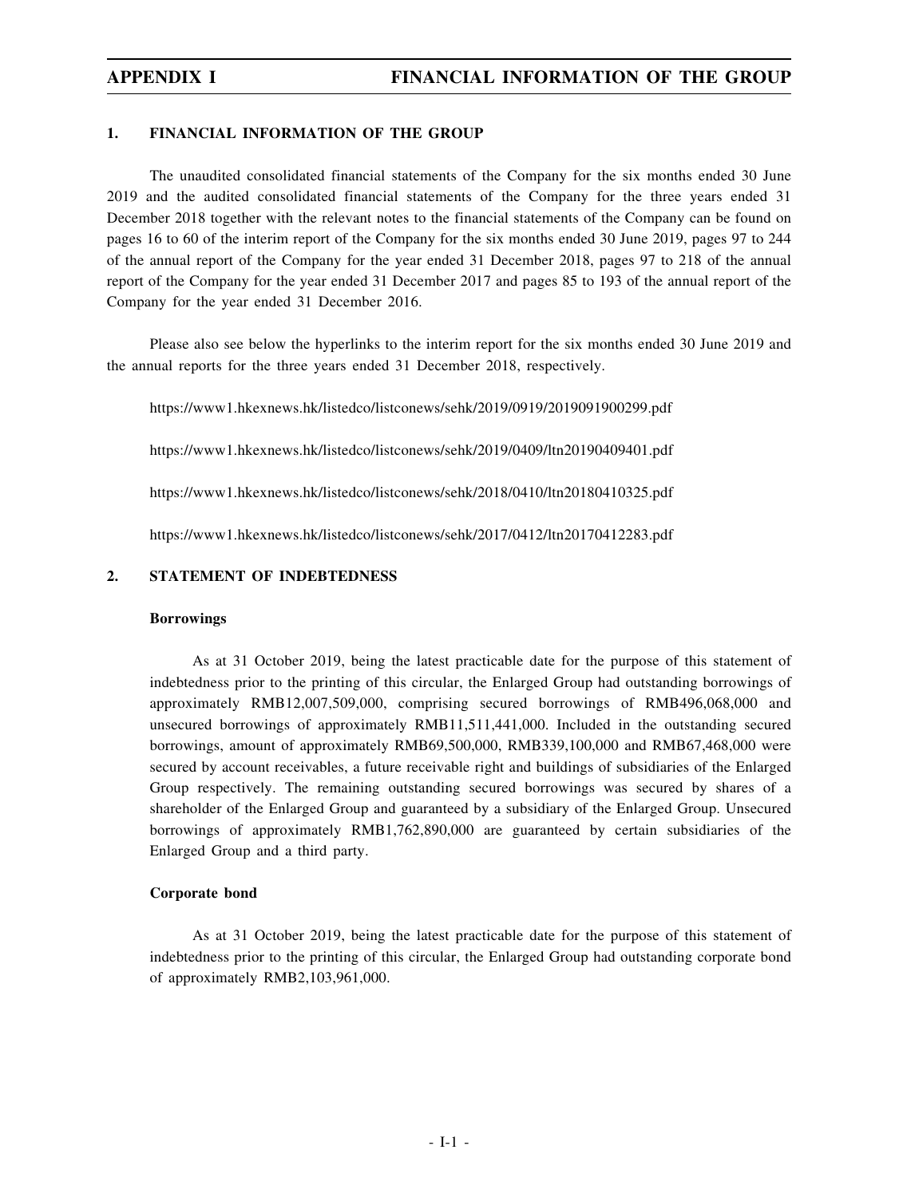## 1. FINANCIAL INFORMATION OF THE GROUP

The unaudited consolidated financial statements of the Company for the six months ended 30 June 2019 and the audited consolidated financial statements of the Company for the three years ended 31 December 2018 together with the relevant notes to the financial statements of the Company can be found on pages 16 to 60 of the interim report of the Company for the six months ended 30 June 2019, pages 97 to 244 of the annual report of the Company for the year ended 31 December 2018, pages 97 to 218 of the annual report of the Company for the year ended 31 December 2017 and pages 85 to 193 of the annual report of the Company for the year ended 31 December 2016.

Please also see below the hyperlinks to the interim report for the six months ended 30 June 2019 and the annual reports for the three years ended 31 December 2018, respectively.

https://www1.hkexnews.hk/listedco/listconews/sehk/2019/0919/2019091900299.pdf

https://www1.hkexnews.hk/listedco/listconews/sehk/2019/0409/ltn20190409401.pdf

https://www1.hkexnews.hk/listedco/listconews/sehk/2018/0410/ltn20180410325.pdf

https://www1.hkexnews.hk/listedco/listconews/sehk/2017/0412/ltn20170412283.pdf

## 2. STATEMENT OF INDEBTEDNESS

### Borrowings

As at 31 October 2019, being the latest practicable date for the purpose of this statement of indebtedness prior to the printing of this circular, the Enlarged Group had outstanding borrowings of approximately RMB12,007,509,000, comprising secured borrowings of RMB496,068,000 and unsecured borrowings of approximately RMB11,511,441,000. Included in the outstanding secured borrowings, amount of approximately RMB69,500,000, RMB339,100,000 and RMB67,468,000 were secured by account receivables, a future receivable right and buildings of subsidiaries of the Enlarged Group respectively. The remaining outstanding secured borrowings was secured by shares of a shareholder of the Enlarged Group and guaranteed by a subsidiary of the Enlarged Group. Unsecured borrowings of approximately RMB1,762,890,000 are guaranteed by certain subsidiaries of the Enlarged Group and a third party.

### Corporate bond

As at 31 October 2019, being the latest practicable date for the purpose of this statement of indebtedness prior to the printing of this circular, the Enlarged Group had outstanding corporate bond of approximately RMB2,103,961,000.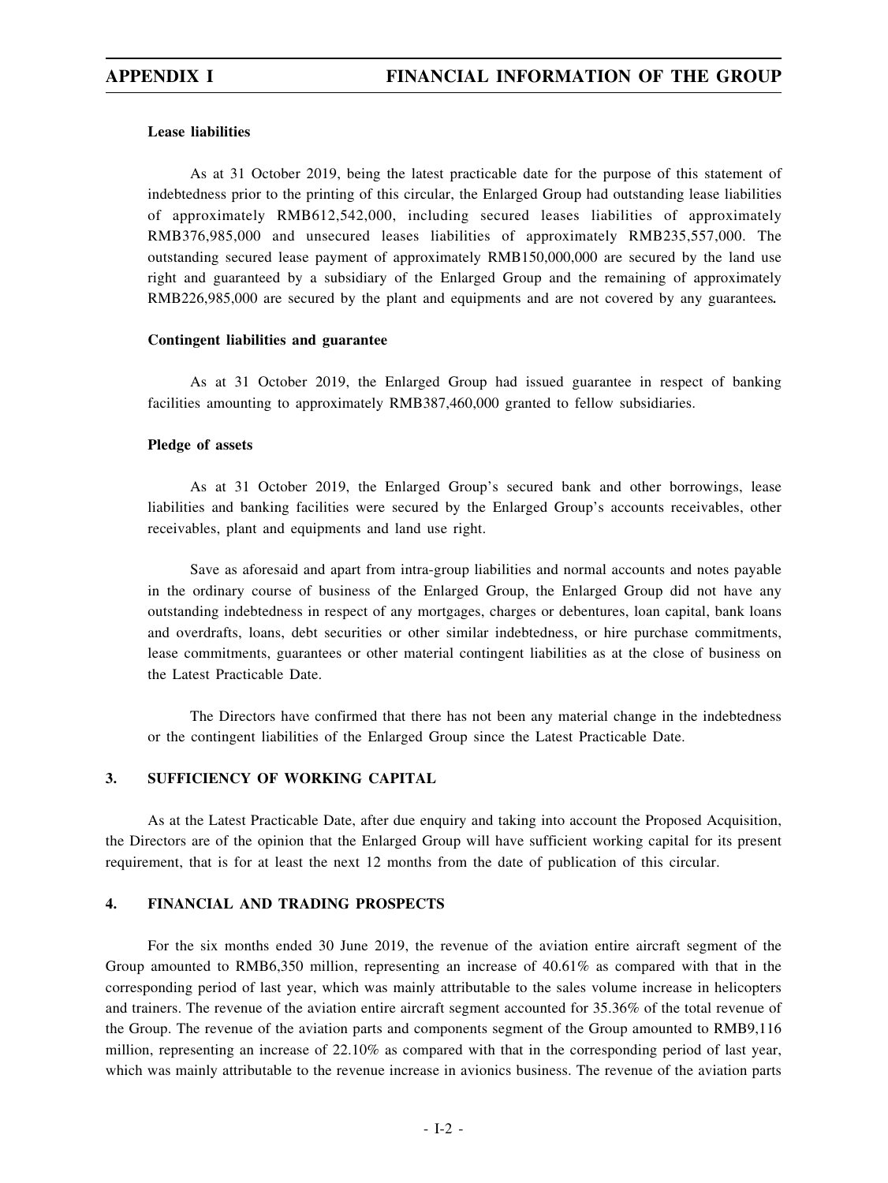**Lease liabilities**

As at 31 October 2019, being the latest practicable date for the purpose of this statement of indebtedness prior to the printing of this circular, the Enlarged Group had outstanding lease liabilities of approximately RMB612,542,000, including secured leases liabilities of approximately RMB376,985,000 and unsecured leases liabilities of approximately RMB235,557,000. The outstanding secured lease payment of approximately RMB150,000,000 are secured by the land use right and guaranteed by a subsidiary of the Enlarged Group and the remaining of approximately RMB226,985,000 are secured by the plant and equipments and are not covered by any guarantees.

**Contingent liabilities and guarantee**

As at 31 October 2019, the Enlarged Group had issued guarantee in respect of banking facilities amounting to approximately RMB387,460,000 granted to fellow subsidiaries.

**Pledge of assets**

As at 31 October 2019, the Enlarged Group's secured bank and other borrowings, lease liabilities and banking facilities were secured by the Enlarged Group's accounts receivables, other receivables, plant and equipments and land use right.

Save as aforesaid and apart from intra-group liabilities and normal accounts and notes payable in the ordinary course of business of the Enlarged Group, the Enlarged Group did not have any outstanding indebtedness in respect of any mortgages, charges or debentures, loan capital, bank loans and overdrafts, loans, debt securities or other similar indebtedness, or hire purchase commitments, lease commitments, guarantees or other material contingent liabilities as at the close of business on the Latest Practicable Date.

The Directors have confirmed that there has not been any material change in the indebtedness or the contingent liabilities of the Enlarged Group since the Latest Practicable Date.

## 3. SUFFICIENCY OF WORKING CAPITAL

As at the Latest Practicable Date, after due enquiry and taking into account the Proposed Acquisition, the Directors are of the opinion that the Enlarged Group will have sufficient working capital for its present requirement, that is for at least the next 12 months from the date of publication of this circular.

## 4. FINANCIAL AND TRADING PROSPECTS

For the six months ended 30 June 2019, the revenue of the aviation entire aircraft segment of the Group amounted to RMB6,350 million, representing an increase of 40.61% as compared with that in the corresponding period of last year, which was mainly attributable to the sales volume increase in helicopters and trainers. The revenue of the aviation entire aircraft segment accounted for 35.36% of the total revenue of the Group. The revenue of the aviation parts and components segment of the Group amounted to RMB9,116 million, representing an increase of 22.10% as compared with that in the corresponding period of last year, which was mainly attributable to the revenue increase in avionics business. The revenue of the aviation parts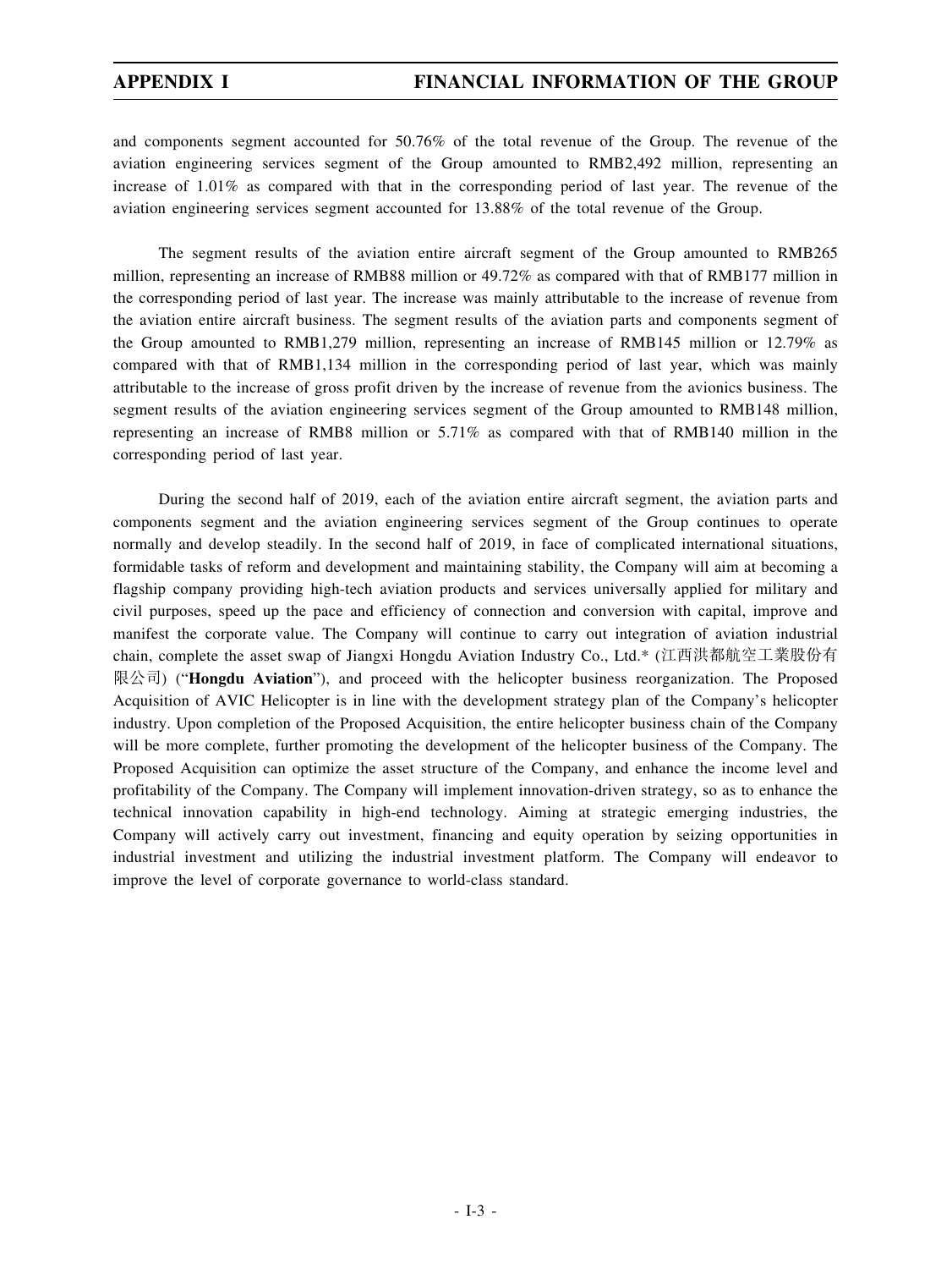and components segment accounted for 50.76% of the total revenue of the Group. The revenue of the aviation engineering services segment of the Group amounted to RMB2,492 million, representing an increase of 1.01% as compared with that in the corresponding period of last year. The revenue of the aviation engineering services segment accounted for 13.88% of the total revenue of the Group.

The segment results of the aviation entire aircraft segment of the Group amounted to RMB265 million, representing an increase of RMB88 million or 49.72% as compared with that of RMB177 million in the corresponding period of last year. The increase was mainly attributable to the increase of revenue from the aviation entire aircraft business. The segment results of the aviation parts and components segment of the Group amounted to RMB1,279 million, representing an increase of RMB145 million or 12.79% as compared with that of RMB1,134 million in the corresponding period of last year, which was mainly attributable to the increase of gross profit driven by the increase of revenue from the avionics business. The segment results of the aviation engineering services segment of the Group amounted to RMB148 million, representing an increase of RMB8 million or 5.71% as compared with that of RMB140 million in the corresponding period of last year.

During the second half of 2019, each of the aviation entire aircraft segment, the aviation parts and components segment and the aviation engineering services segment of the Group continues to operate normally and develop steadily. In the second half of 2019, in face of complicated international situations, formidable tasks of reform and development and maintaining stability, the Company will aim at becoming a flagship company providing high-tech aviation products and services universally applied for military and civil purposes, speed up the pace and efficiency of connection and conversion with capital, improve and manifest the corporate value. The Company will continue to carry out integration of aviation industrial chain, complete the asset swap of Jiangxi Hongdu Aviation Industry Co., Ltd.* (江西洪都航空工業股份有限公司) ("**Hongdu Aviation**"), and proceed with the helicopter business reorganization. The Proposed Acquisition of AVIC Helicopter is in line with the development strategy plan of the Company's helicopter industry. Upon completion of the Proposed Acquisition, the entire helicopter business chain of the Company will be more complete, further promoting the development of the helicopter business of the Company. The Proposed Acquisition can optimize the asset structure of the Company, and enhance the income level and profitability of the Company. The Company will implement innovation-driven strategy, so as to enhance the technical innovation capability in high-end technology. Aiming at strategic emerging industries, the Company will actively carry out investment, financing and equity operation by seizing opportunities in industrial investment and utilizing the industrial investment platform. The Company will endeavor to improve the level of corporate governance to world-class standard.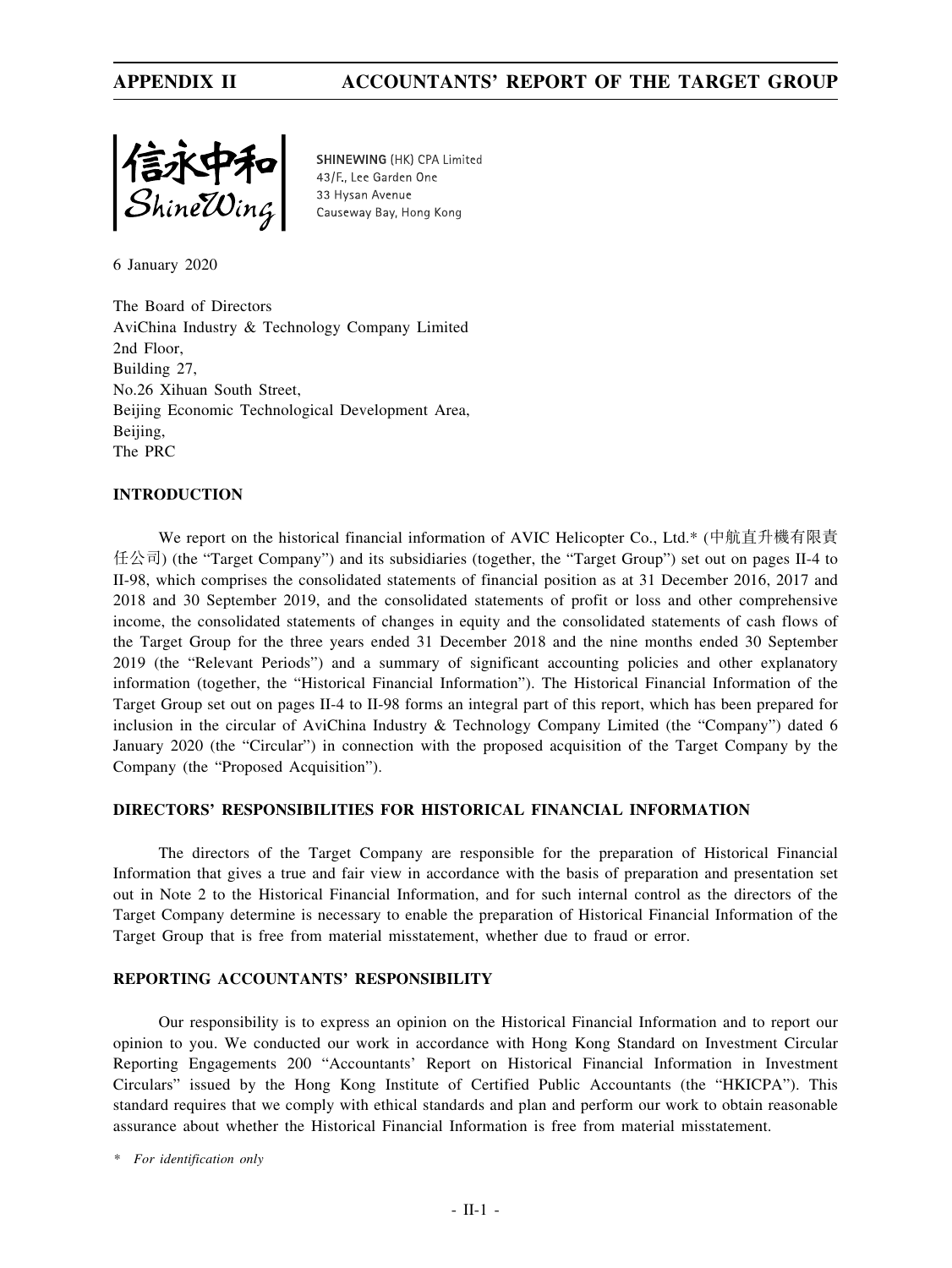信永中和
ShineWing

SHINEWING (HK) CPA Limited
43/F., Lee Garden One
33 Hysan Avenue
Causeway Bay, Hong Kong

6 January 2020

The Board of Directors
AviChina Industry & Technology Company Limited
2nd Floor,
Building 27,
No.26 Xihuan South Street,
Beijing Economic Technological Development Area,
Beijing,
The PRC

## INTRODUCTION

We report on the historical financial information of AVIC Helicopter Co., Ltd.* (中航直升機有限責任公司) (the "Target Company") and its subsidiaries (together, the "Target Group") set out on pages II-4 to II-98, which comprises the consolidated statements of financial position as at 31 December 2016, 2017 and 2018 and 30 September 2019, and the consolidated statements of profit or loss and other comprehensive income, the consolidated statements of changes in equity and the consolidated statements of cash flows of the Target Group for the three years ended 31 December 2018 and the nine months ended 30 September 2019 (the "Relevant Periods") and a summary of significant accounting policies and other explanatory information (together, the "Historical Financial Information"). The Historical Financial Information of the Target Group set out on pages II-4 to II-98 forms an integral part of this report, which has been prepared for inclusion in the circular of AviChina Industry & Technology Company Limited (the "Company") dated 6 January 2020 (the "Circular") in connection with the proposed acquisition of the Target Company by the Company (the "Proposed Acquisition").

## DIRECTORS' RESPONSIBILITIES FOR HISTORICAL FINANCIAL INFORMATION

The directors of the Target Company are responsible for the preparation of Historical Financial Information that gives a true and fair view in accordance with the basis of preparation and presentation set out in Note 2 to the Historical Financial Information, and for such internal control as the directors of the Target Company determine is necessary to enable the preparation of Historical Financial Information of the Target Group that is free from material misstatement, whether due to fraud or error.

## REPORTING ACCOUNTANTS' RESPONSIBILITY

Our responsibility is to express an opinion on the Historical Financial Information and to report our opinion to you. We conducted our work in accordance with Hong Kong Standard on Investment Circular Reporting Engagements 200 "Accountants' Report on Historical Financial Information in Investment Circulars" issued by the Hong Kong Institute of Certified Public Accountants (the "HKICPA"). This standard requires that we comply with ethical standards and plan and perform our work to obtain reasonable assurance about whether the Historical Financial Information is free from material misstatement.

\* *For identification only*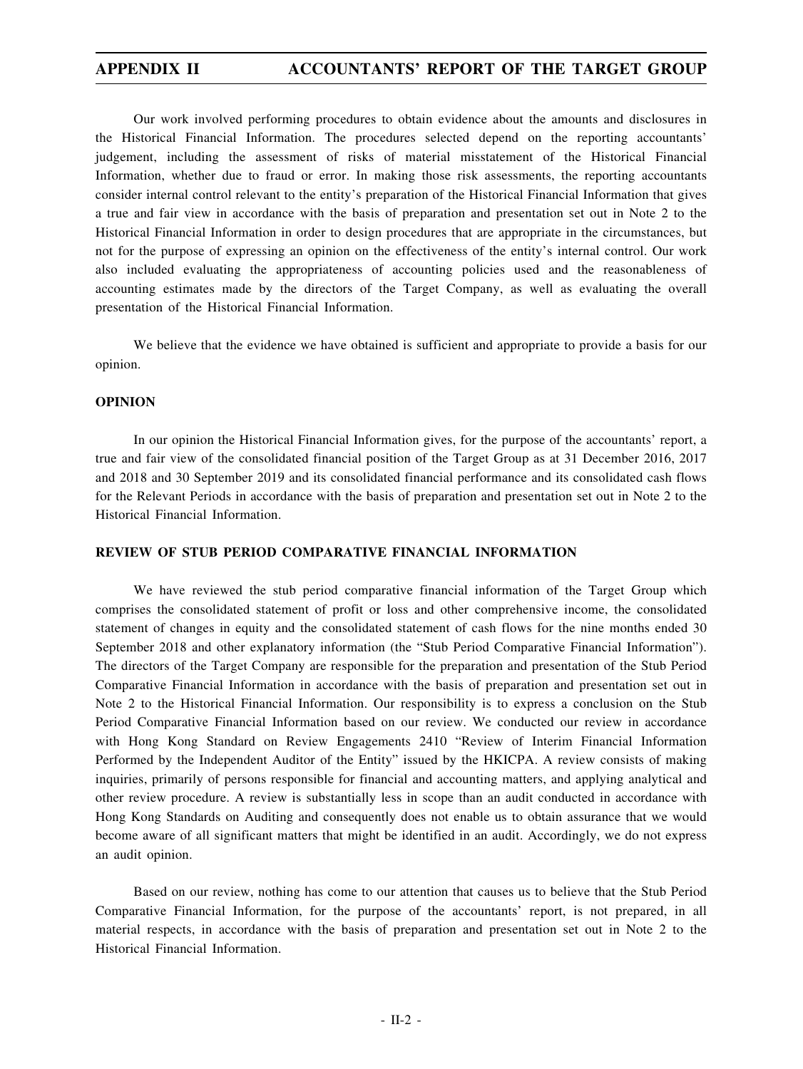Our work involved performing procedures to obtain evidence about the amounts and disclosures in the Historical Financial Information. The procedures selected depend on the reporting accountants' judgement, including the assessment of risks of material misstatement of the Historical Financial Information, whether due to fraud or error. In making those risk assessments, the reporting accountants consider internal control relevant to the entity's preparation of the Historical Financial Information that gives a true and fair view in accordance with the basis of preparation and presentation set out in Note 2 to the Historical Financial Information in order to design procedures that are appropriate in the circumstances, but not for the purpose of expressing an opinion on the effectiveness of the entity's internal control. Our work also included evaluating the appropriateness of accounting policies used and the reasonableness of accounting estimates made by the directors of the Target Company, as well as evaluating the overall presentation of the Historical Financial Information.

We believe that the evidence we have obtained is sufficient and appropriate to provide a basis for our opinion.

**OPINION**

In our opinion the Historical Financial Information gives, for the purpose of the accountants' report, a true and fair view of the consolidated financial position of the Target Group as at 31 December 2016, 2017 and 2018 and 30 September 2019 and its consolidated financial performance and its consolidated cash flows for the Relevant Periods in accordance with the basis of preparation and presentation set out in Note 2 to the Historical Financial Information.

**REVIEW OF STUB PERIOD COMPARATIVE FINANCIAL INFORMATION**

We have reviewed the stub period comparative financial information of the Target Group which comprises the consolidated statement of profit or loss and other comprehensive income, the consolidated statement of changes in equity and the consolidated statement of cash flows for the nine months ended 30 September 2018 and other explanatory information (the "Stub Period Comparative Financial Information"). The directors of the Target Company are responsible for the preparation and presentation of the Stub Period Comparative Financial Information in accordance with the basis of preparation and presentation set out in Note 2 to the Historical Financial Information. Our responsibility is to express a conclusion on the Stub Period Comparative Financial Information based on our review. We conducted our review in accordance with Hong Kong Standard on Review Engagements 2410 "Review of Interim Financial Information Performed by the Independent Auditor of the Entity" issued by the HKICPA. A review consists of making inquiries, primarily of persons responsible for financial and accounting matters, and applying analytical and other review procedure. A review is substantially less in scope than an audit conducted in accordance with Hong Kong Standards on Auditing and consequently does not enable us to obtain assurance that we would become aware of all significant matters that might be identified in an audit. Accordingly, we do not express an audit opinion.

Based on our review, nothing has come to our attention that causes us to believe that the Stub Period Comparative Financial Information, for the purpose of the accountants' report, is not prepared, in all material respects, in accordance with the basis of preparation and presentation set out in Note 2 to the Historical Financial Information.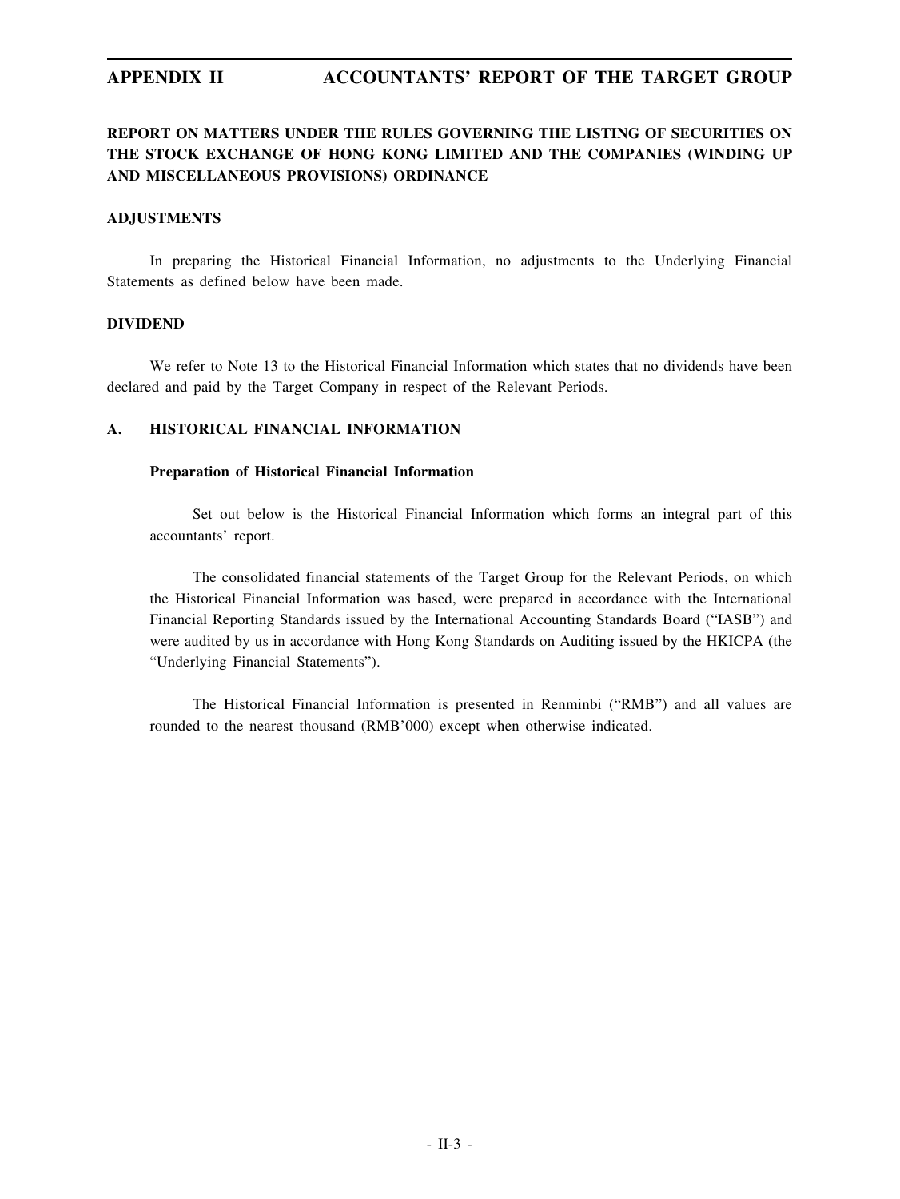## REPORT ON MATTERS UNDER THE RULES GOVERNING THE LISTING OF SECURITIES ON THE STOCK EXCHANGE OF HONG KONG LIMITED AND THE COMPANIES (WINDING UP AND MISCELLANEOUS PROVISIONS) ORDINANCE

### ADJUSTMENTS

In preparing the Historical Financial Information, no adjustments to the Underlying Financial Statements as defined below have been made.

### DIVIDEND

We refer to Note 13 to the Historical Financial Information which states that no dividends have been declared and paid by the Target Company in respect of the Relevant Periods.

### A. HISTORICAL FINANCIAL INFORMATION

**Preparation of Historical Financial Information**

Set out below is the Historical Financial Information which forms an integral part of this accountants' report.

The consolidated financial statements of the Target Group for the Relevant Periods, on which the Historical Financial Information was based, were prepared in accordance with the International Financial Reporting Standards issued by the International Accounting Standards Board ("IASB") and were audited by us in accordance with Hong Kong Standards on Auditing issued by the HKICPA (the "Underlying Financial Statements").

The Historical Financial Information is presented in Renminbi ("RMB") and all values are rounded to the nearest thousand (RMB'000) except when otherwise indicated.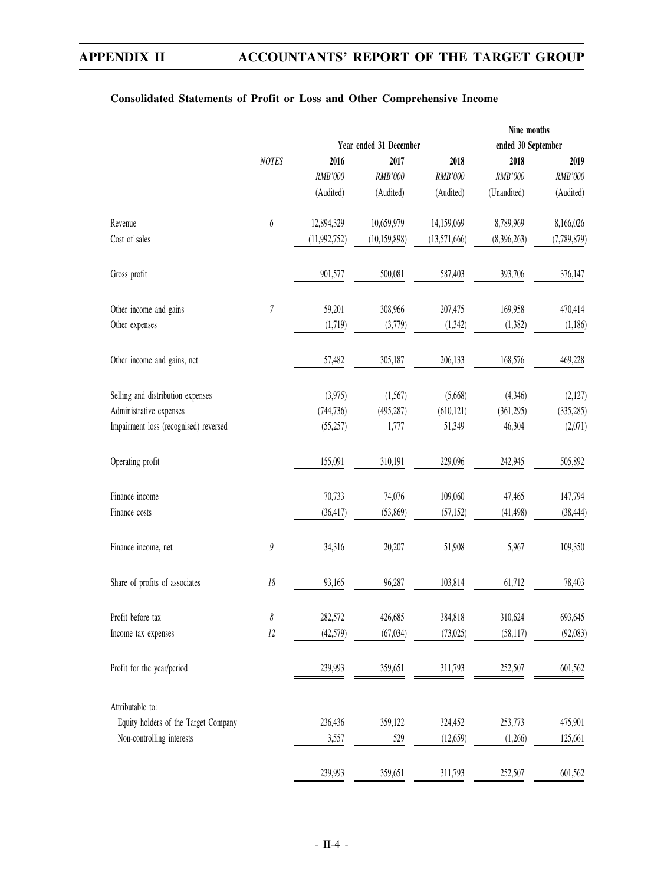### Consolidated Statements of Profit or Loss and Other Comprehensive Income

| | | Year ended 31 December | | | Nine months ended 30 September | |
|---|---|---|---|---|---|---|
| | *NOTES* | 2016 | 2017 | 2018 | 2018 | 2019 |
| | | *RMB'000* | *RMB'000* | *RMB'000* | *RMB'000* | *RMB'000* |
| | | (Audited) | (Audited) | (Audited) | (Unaudited) | (Audited) |
| Revenue | 6 | 12,894,329 | 10,659,979 | 14,159,069 | 8,789,969 | 8,166,026 |
| Cost of sales | | (11,992,752) | (10,159,898) | (13,571,666) | (8,396,263) | (7,789,879) |
| Gross profit | | 901,577 | 500,081 | 587,403 | 393,706 | 376,147 |
| Other income and gains | 7 | 59,201 | 308,966 | 207,475 | 169,958 | 470,414 |
| Other expenses | | (1,719) | (3,779) | (1,342) | (1,382) | (1,186) |
| Other income and gains, net | | 57,482 | 305,187 | 206,133 | 168,576 | 469,228 |
| Selling and distribution expenses | | (3,975) | (1,567) | (5,668) | (4,346) | (2,127) |
| Administrative expenses | | (744,736) | (495,287) | (610,121) | (361,295) | (335,285) |
| Impairment loss (recognised) reversed | | (55,257) | 1,777 | 51,349 | 46,304 | (2,071) |
| Operating profit | | 155,091 | 310,191 | 229,096 | 242,945 | 505,892 |
| Finance income | | 70,733 | 74,076 | 109,060 | 47,465 | 147,794 |
| Finance costs | | (36,417) | (53,869) | (57,152) | (41,498) | (38,444) |
| Finance income, net | 9 | 34,316 | 20,207 | 51,908 | 5,967 | 109,350 |
| Share of profits of associates | 18 | 93,165 | 96,287 | 103,814 | 61,712 | 78,403 |
| Profit before tax | 8 | 282,572 | 426,685 | 384,818 | 310,624 | 693,645 |
| Income tax expenses | 12 | (42,579) | (67,034) | (73,025) | (58,117) | (92,083) |
| Profit for the year/period | | 239,993 | 359,651 | 311,793 | 252,507 | 601,562 |
| Attributable to: | | | | | | |
| Equity holders of the Target Company | | 236,436 | 359,122 | 324,452 | 253,773 | 475,901 |
| Non-controlling interests | | 3,557 | 529 | (12,659) | (1,266) | 125,661 |
| | | 239,993 | 359,651 | 311,793 | 252,507 | 601,562 |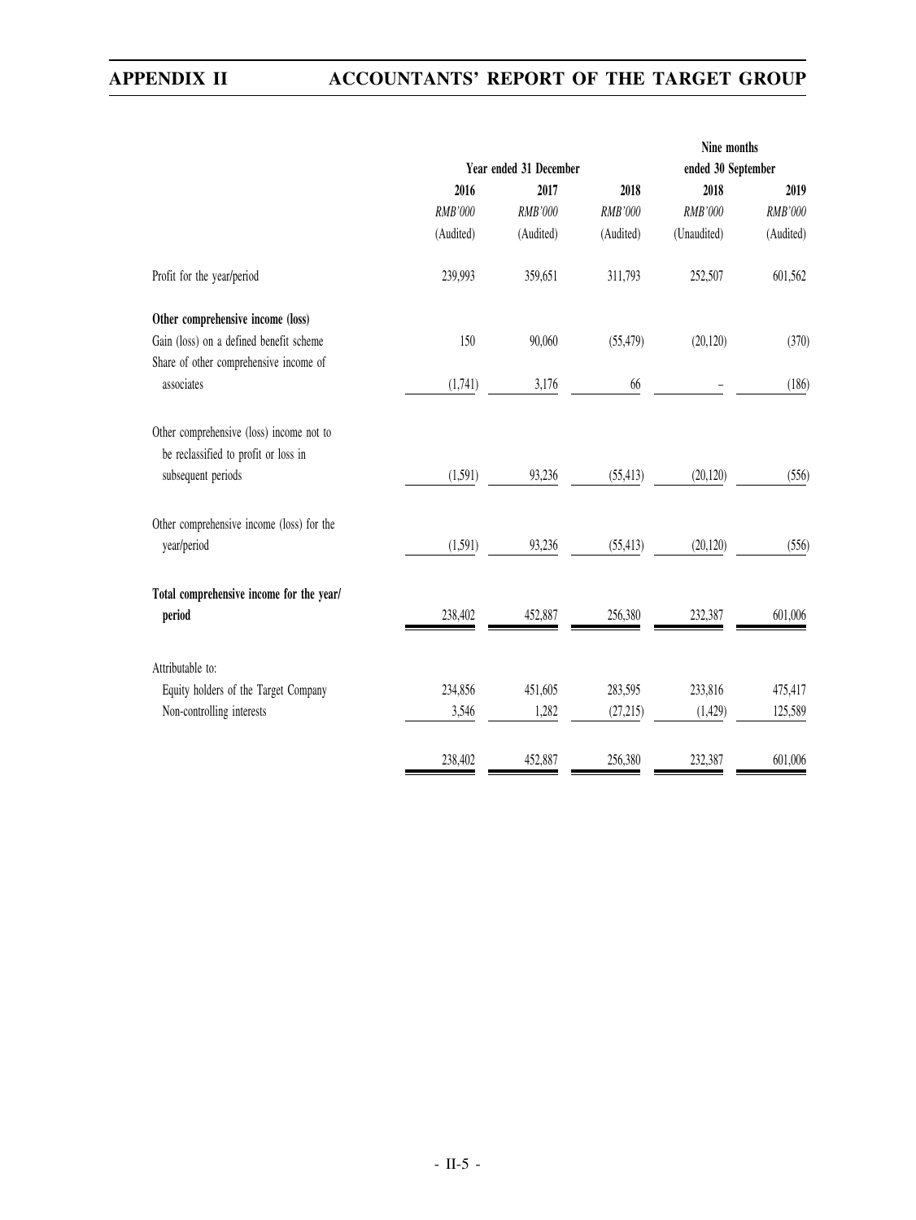| | Year ended 31 December | | | Nine months ended 30 September | |
|---|---|---|---|---|---|
| | 2016 | 2017 | 2018 | 2018 | 2019 |
| | *RMB'000* | *RMB'000* | *RMB'000* | *RMB'000* | *RMB'000* |
| | (Audited) | (Audited) | (Audited) | (Unaudited) | (Audited) |
| Profit for the year/period | 239,993 | 359,651 | 311,793 | 252,507 | 601,562 |
| **Other comprehensive income (loss)** | | | | | |
| Gain (loss) on a defined benefit scheme | 150 | 90,060 | (55,479) | (20,120) | (370) |
| Share of other comprehensive income of associates | (1,741) | 3,176 | 66 | – | (186) |
| Other comprehensive (loss) income not to be reclassified to profit or loss in subsequent periods | (1,591) | 93,236 | (55,413) | (20,120) | (556) |
| Other comprehensive income (loss) for the year/period | (1,591) | 93,236 | (55,413) | (20,120) | (556) |
| **Total comprehensive income for the year/period** | 238,402 | 452,887 | 256,380 | 232,387 | 601,006 |
| Attributable to: | | | | | |
| Equity holders of the Target Company | 234,856 | 451,605 | 283,595 | 233,816 | 475,417 |
| Non-controlling interests | 3,546 | 1,282 | (27,215) | (1,429) | 125,589 |
| | 238,402 | 452,887 | 256,380 | 232,387 | 601,006 |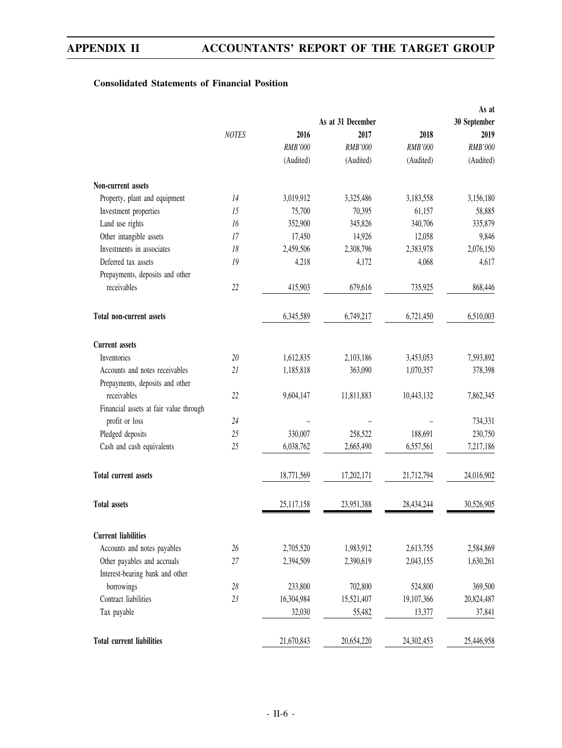### Consolidated Statements of Financial Position

| | NOTES | As at 31 December 2016 | As at 31 December 2017 | As at 31 December 2018 | As at 30 September 2019 |
|---|---|---|---|---|---|
| | | RMB'000 | RMB'000 | RMB'000 | RMB'000 |
| | | (Audited) | (Audited) | (Audited) | (Audited) |
| **Non-current assets** | | | | | |
| Property, plant and equipment | 14 | 3,019,912 | 3,325,486 | 3,183,558 | 3,156,180 |
| Investment properties | 15 | 75,700 | 70,395 | 61,157 | 58,885 |
| Land use rights | 16 | 352,900 | 345,826 | 340,706 | 335,879 |
| Other intangible assets | 17 | 17,450 | 14,926 | 12,058 | 9,846 |
| Investments in associates | 18 | 2,459,506 | 2,308,796 | 2,383,978 | 2,076,150 |
| Deferred tax assets | 19 | 4,218 | 4,172 | 4,068 | 4,617 |
| Prepayments, deposits and other receivables | 22 | 415,903 | 679,616 | 735,925 | 868,446 |
| **Total non-current assets** | | 6,345,589 | 6,749,217 | 6,721,450 | 6,510,003 |
| **Current assets** | | | | | |
| Inventories | 20 | 1,612,835 | 2,103,186 | 3,453,053 | 7,593,892 |
| Accounts and notes receivables | 21 | 1,185,818 | 363,090 | 1,070,357 | 378,398 |
| Prepayments, deposits and other receivables | 22 | 9,604,147 | 11,811,883 | 10,443,132 | 7,862,345 |
| Financial assets at fair value through profit or loss | 24 | – | – | – | 734,331 |
| Pledged deposits | 25 | 330,007 | 258,522 | 188,691 | 230,750 |
| Cash and cash equivalents | 25 | 6,038,762 | 2,665,490 | 6,557,561 | 7,217,186 |
| **Total current assets** | | 18,771,569 | 17,202,171 | 21,712,794 | 24,016,902 |
| **Total assets** | | 25,117,158 | 23,951,388 | 28,434,244 | 30,526,905 |
| **Current liabilities** | | | | | |
| Accounts and notes payables | 26 | 2,705,520 | 1,983,912 | 2,613,755 | 2,584,869 |
| Other payables and accruals | 27 | 2,394,509 | 2,390,619 | 2,043,155 | 1,630,261 |
| Interest-bearing bank and other borrowings | 28 | 233,800 | 702,800 | 524,800 | 369,500 |
| Contract liabilities | 23 | 16,304,984 | 15,521,407 | 19,107,366 | 20,824,487 |
| Tax payable | | 32,030 | 55,482 | 13,377 | 37,841 |
| **Total current liabilities** | | 21,670,843 | 20,654,220 | 24,302,453 | 25,446,958 |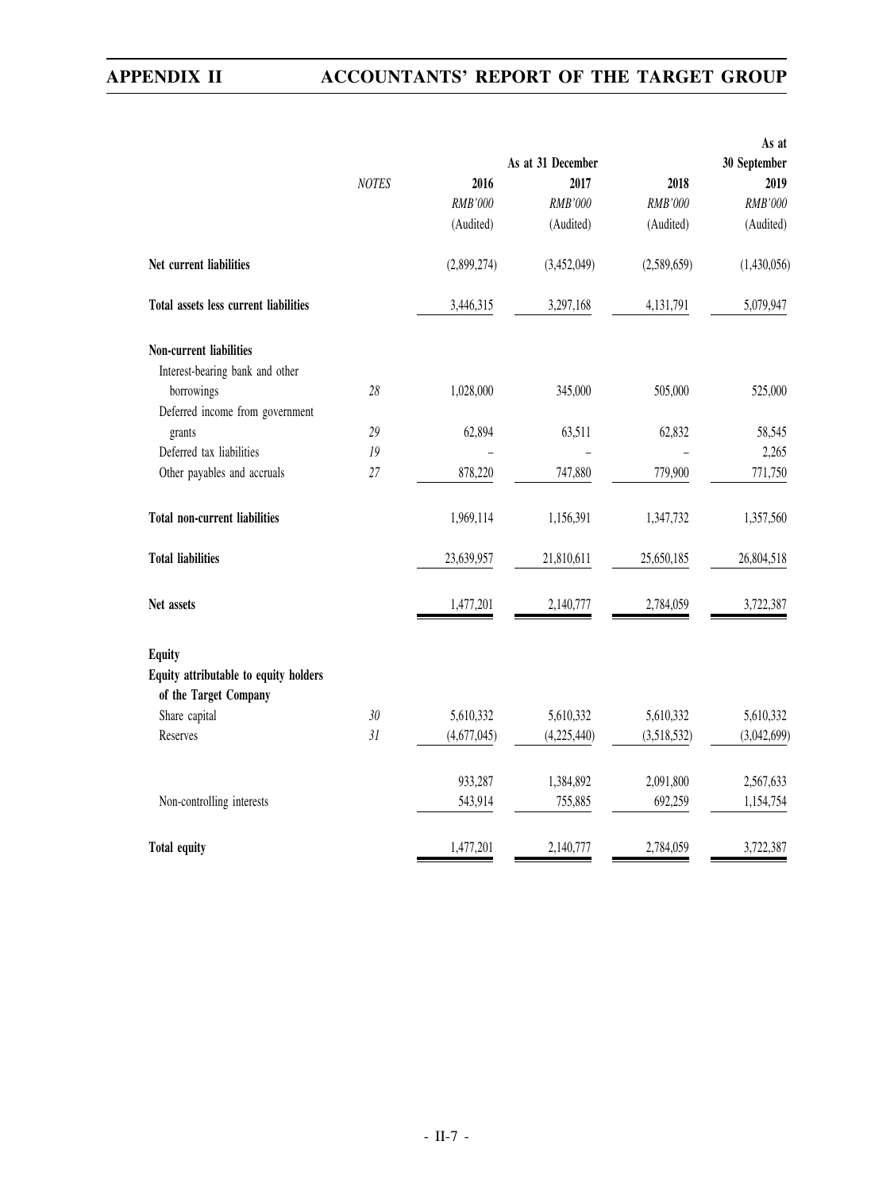| | NOTES | As at 31 December | | | As at 30 September |
|---|---|---|---|---|---|
| | | 2016 | 2017 | 2018 | 2019 |
| | | *RMB'000* | *RMB'000* | *RMB'000* | *RMB'000* |
| | | (Audited) | (Audited) | (Audited) | (Audited) |
| **Net current liabilities** | | (2,899,274) | (3,452,049) | (2,589,659) | (1,430,056) |
| **Total assets less current liabilities** | | 3,446,315 | 3,297,168 | 4,131,791 | 5,079,947 |
| **Non-current liabilities** | | | | | |
| Interest-bearing bank and other borrowings | 28 | 1,028,000 | 345,000 | 505,000 | 525,000 |
| Deferred income from government grants | 29 | 62,894 | 63,511 | 62,832 | 58,545 |
| Deferred tax liabilities | 19 | – | – | – | 2,265 |
| Other payables and accruals | 27 | 878,220 | 747,880 | 779,900 | 771,750 |
| **Total non-current liabilities** | | 1,969,114 | 1,156,391 | 1,347,732 | 1,357,560 |
| **Total liabilities** | | 23,639,957 | 21,810,611 | 25,650,185 | 26,804,518 |
| **Net assets** | | 1,477,201 | 2,140,777 | 2,784,059 | 3,722,387 |
| **Equity** | | | | | |
| **Equity attributable to equity holders of the Target Company** | | | | | |
| Share capital | 30 | 5,610,332 | 5,610,332 | 5,610,332 | 5,610,332 |
| Reserves | 31 | (4,677,045) | (4,225,440) | (3,518,532) | (3,042,699) |
| | | 933,287 | 1,384,892 | 2,091,800 | 2,567,633 |
| Non-controlling interests | | 543,914 | 755,885 | 692,259 | 1,154,754 |
| **Total equity** | | 1,477,201 | 2,140,777 | 2,784,059 | 3,722,387 |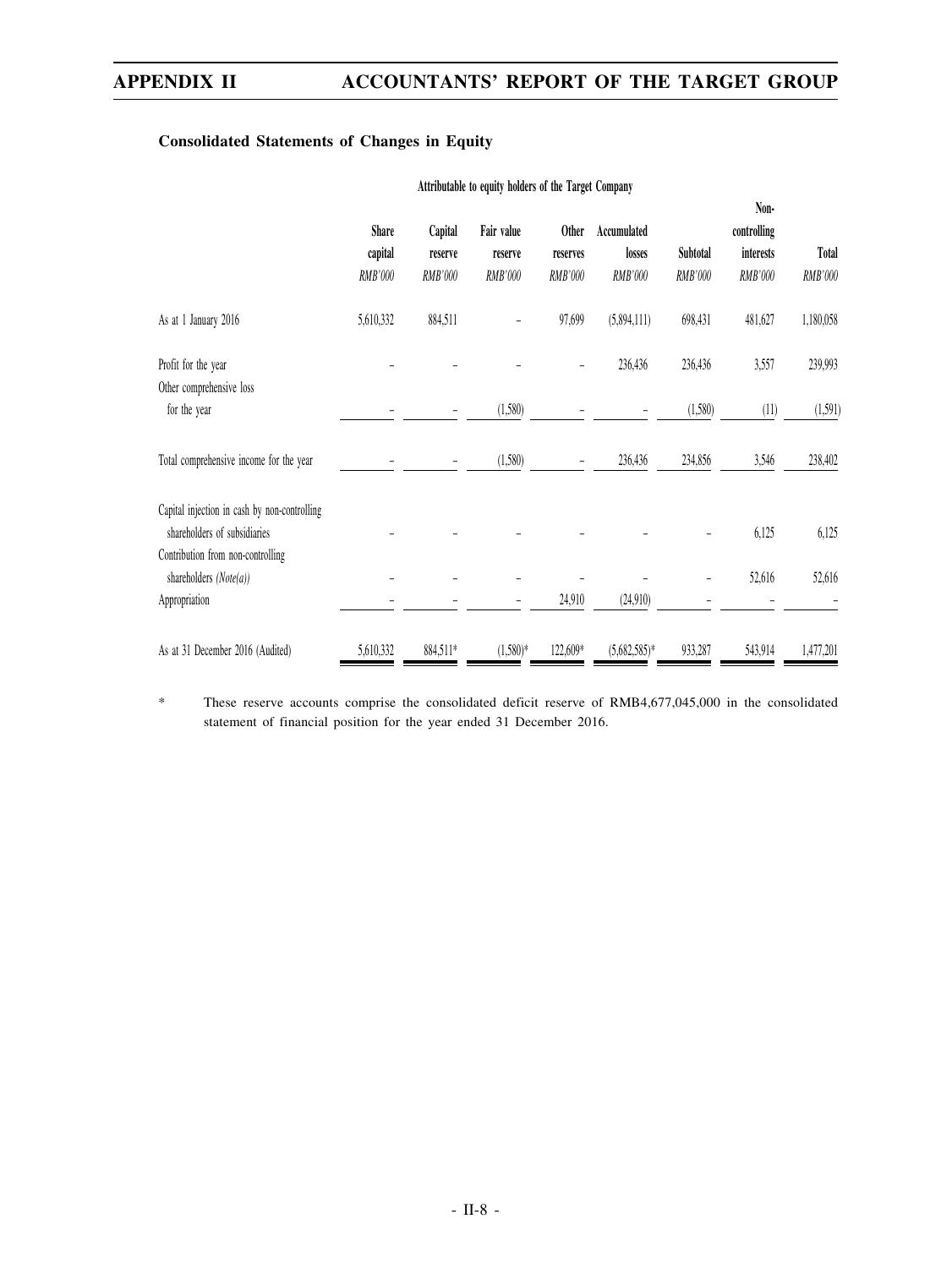### Consolidated Statements of Changes in Equity

| | Attributable to equity holders of the Target Company | | | | | | | |
|---|---|---|---|---|---|---|---|---|
| | Share capital | Capital reserve | Fair value reserve | Other reserves | Accumulated losses | Subtotal | Non-controlling interests | Total |
| | *RMB'000* | *RMB'000* | *RMB'000* | *RMB'000* | *RMB'000* | *RMB'000* | *RMB'000* | *RMB'000* |
| As at 1 January 2016 | 5,610,332 | 884,511 | – | 97,699 | (5,894,111) | 698,431 | 481,627 | 1,180,058 |
| Profit for the year | – | – | – | – | 236,436 | 236,436 | 3,557 | 239,993 |
| Other comprehensive loss for the year | – | – | (1,580) | – | – | (1,580) | (11) | (1,591) |
| Total comprehensive income for the year | – | – | (1,580) | – | 236,436 | 234,856 | 3,546 | 238,402 |
| Capital injection in cash by non-controlling shareholders of subsidiaries | – | – | – | – | – | – | 6,125 | 6,125 |
| Contribution from non-controlling shareholders *(Note(a))* | – | – | – | – | – | – | 52,616 | 52,616 |
| Appropriation | – | – | – | 24,910 | (24,910) | – | – | – |
| As at 31 December 2016 (Audited) | 5,610,332 | 884,511* | (1,580)* | 122,609* | (5,682,585)* | 933,287 | 543,914 | 1,477,201 |

\* These reserve accounts comprise the consolidated deficit reserve of RMB4,677,045,000 in the consolidated statement of financial position for the year ended 31 December 2016.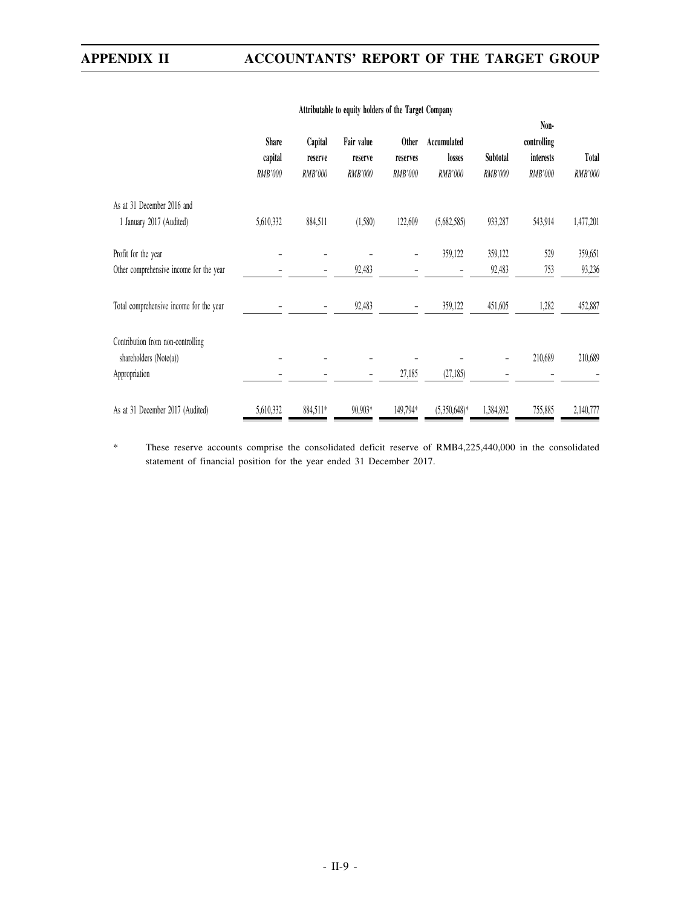| | Attributable to equity holders of the Target Company | | | | | | | |
|---|---|---|---|---|---|---|---|---|
| | Share capital | Capital reserve | Fair value reserve | Other reserves | Accumulated losses | Subtotal | Non-controlling interests | Total |
| | *RMB'000* | *RMB'000* | *RMB'000* | *RMB'000* | *RMB'000* | *RMB'000* | *RMB'000* | *RMB'000* |
| As at 31 December 2016 and 1 January 2017 (Audited) | 5,610,332 | 884,511 | (1,580) | 122,609 | (5,682,585) | 933,287 | 543,914 | 1,477,201 |
| Profit for the year | – | – | – | – | 359,122 | 359,122 | 529 | 359,651 |
| Other comprehensive income for the year | – | – | 92,483 | – | – | 92,483 | 753 | 93,236 |
| Total comprehensive income for the year | – | – | 92,483 | – | 359,122 | 451,605 | 1,282 | 452,887 |
| Contribution from non-controlling shareholders (Note(a)) | – | – | – | – | – | – | 210,689 | 210,689 |
| Appropriation | – | – | – | 27,185 | (27,185) | – | – | – |
| As at 31 December 2017 (Audited) | 5,610,332 | 884,511* | 90,903* | 149,794* | (5,350,648)* | 1,384,892 | 755,885 | 2,140,777 |

\* These reserve accounts comprise the consolidated deficit reserve of RMB4,225,440,000 in the consolidated statement of financial position for the year ended 31 December 2017.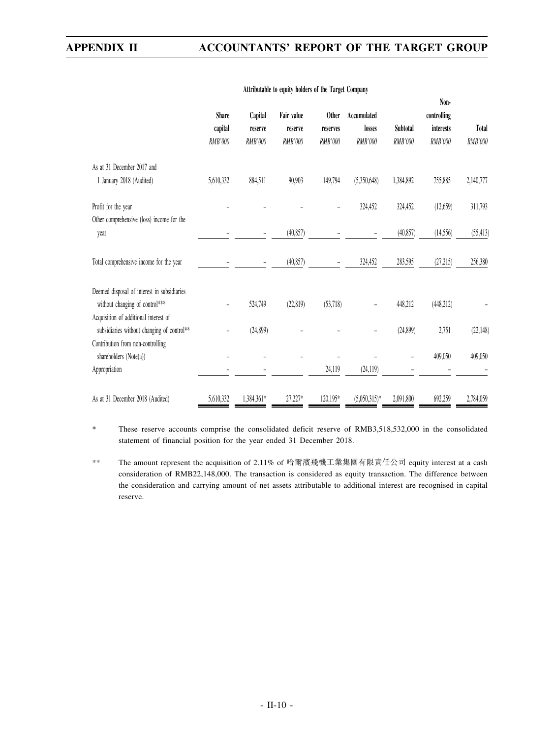| | Attributable to equity holders of the Target Company | | | | | | | |
|---|---|---|---|---|---|---|---|---|
| | Share capital | Capital reserve | Fair value reserve | Other reserves | Accumulated losses | Subtotal | Non-controlling interests | Total |
| | *RMB'000* | *RMB'000* | *RMB'000* | *RMB'000* | *RMB'000* | *RMB'000* | *RMB'000* | *RMB'000* |
| As at 31 December 2017 and 1 January 2018 (Audited) | 5,610,332 | 884,511 | 90,903 | 149,794 | (5,350,648) | 1,384,892 | 755,885 | 2,140,777 |
| Profit for the year | – | – | – | – | 324,452 | 324,452 | (12,659) | 311,793 |
| Other comprehensive (loss) income for the year | – | – | (40,857) | – | – | (40,857) | (14,556) | (55,413) |
| Total comprehensive income for the year | – | – | (40,857) | – | 324,452 | 283,595 | (27,215) | 256,380 |
| Deemed disposal of interest in subsidiaries without changing of control*** | – | 524,749 | (22,819) | (53,718) | – | 448,212 | (448,212) | – |
| Acquisition of additional interest of subsidiaries without changing of control** | – | (24,899) | – | – | – | (24,899) | 2,751 | (22,148) |
| Contribution from non-controlling shareholders (Note(a)) | – | – | – | – | – | – | 409,050 | 409,050 |
| Appropriation | – | – | | 24,119 | (24,119) | – | – | – |
| As at 31 December 2018 (Audited) | 5,610,332 | 1,384,361* | 27,227* | 120,195* | (5,050,315)* | 2,091,800 | 692,259 | 2,784,059 |

\* These reserve accounts comprise the consolidated deficit reserve of RMB3,518,532,000 in the consolidated statement of financial position for the year ended 31 December 2018.

\*\* The amount represent the acquisition of 2.11% of 哈爾濱飛機工業集團有限責任公司 equity interest at a cash consideration of RMB22,148,000. The transaction is considered as equity transaction. The difference between the consideration and carrying amount of net assets attributable to additional interest are recognised in capital reserve.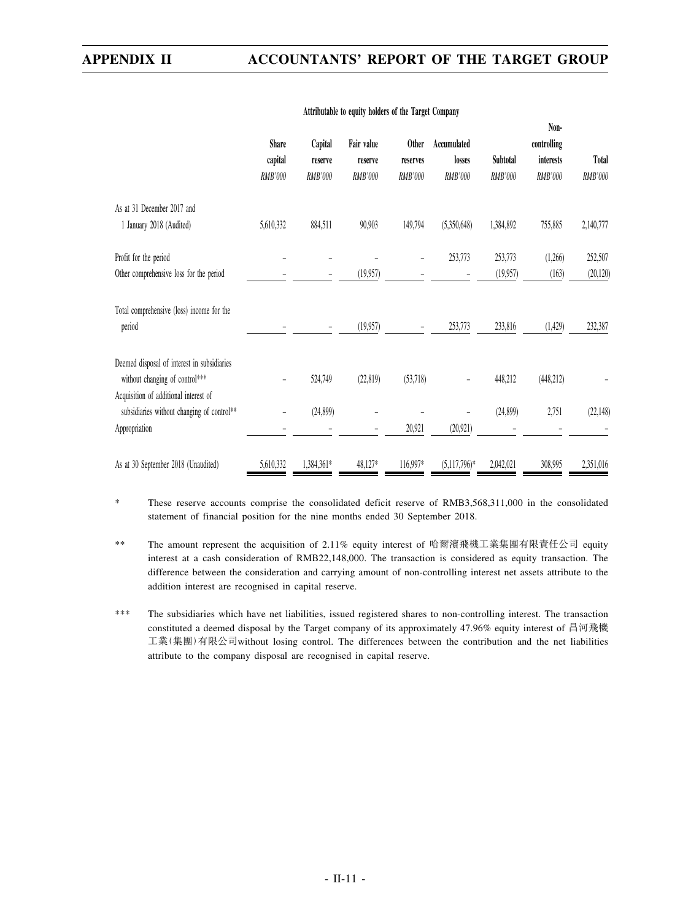| | Attributable to equity holders of the Target Company | | | | | | | |
|---|---|---|---|---|---|---|---|---|
| | Share capital | Capital reserve | Fair value reserve | Other reserves | Accumulated losses | Subtotal | Non-controlling interests | Total |
| | *RMB'000* | *RMB'000* | *RMB'000* | *RMB'000* | *RMB'000* | *RMB'000* | *RMB'000* | *RMB'000* |
| As at 31 December 2017 and 1 January 2018 (Audited) | 5,610,332 | 884,511 | 90,903 | 149,794 | (5,350,648) | 1,384,892 | 755,885 | 2,140,777 |
| Profit for the period | – | – | – | – | 253,773 | 253,773 | (1,266) | 252,507 |
| Other comprehensive loss for the period | – | – | (19,957) | – | – | (19,957) | (163) | (20,120) |
| Total comprehensive (loss) income for the period | – | – | (19,957) | – | 253,773 | 233,816 | (1,429) | 232,387 |
| Deemed disposal of interest in subsidiaries without changing of control*** | – | 524,749 | (22,819) | (53,718) | – | 448,212 | (448,212) | – |
| Acquisition of additional interest of subsidiaries without changing of control** | – | (24,899) | – | – | – | (24,899) | 2,751 | (22,148) |
| Appropriation | – | – | – | 20,921 | (20,921) | – | – | – |
| As at 30 September 2018 (Unaudited) | 5,610,332 | 1,384,361* | 48,127* | 116,997* | (5,117,796)* | 2,042,021 | 308,995 | 2,351,016 |

\* These reserve accounts comprise the consolidated deficit reserve of RMB3,568,311,000 in the consolidated statement of financial position for the nine months ended 30 September 2018.

** The amount represent the acquisition of 2.11% equity interest of 哈爾濱飛機工業集團有限責任公司 equity interest at a cash consideration of RMB22,148,000. The transaction is considered as equity transaction. The difference between the consideration and carrying amount of non-controlling interest net assets attribute to the addition interest are recognised in capital reserve.

*** The subsidiaries which have net liabilities, issued registered shares to non-controlling interest. The transaction constituted a deemed disposal by the Target company of its approximately 47.96% equity interest of 昌河飛機工業(集團)有限公司without losing control. The differences between the contribution and the net liabilities attribute to the company disposal are recognised in capital reserve.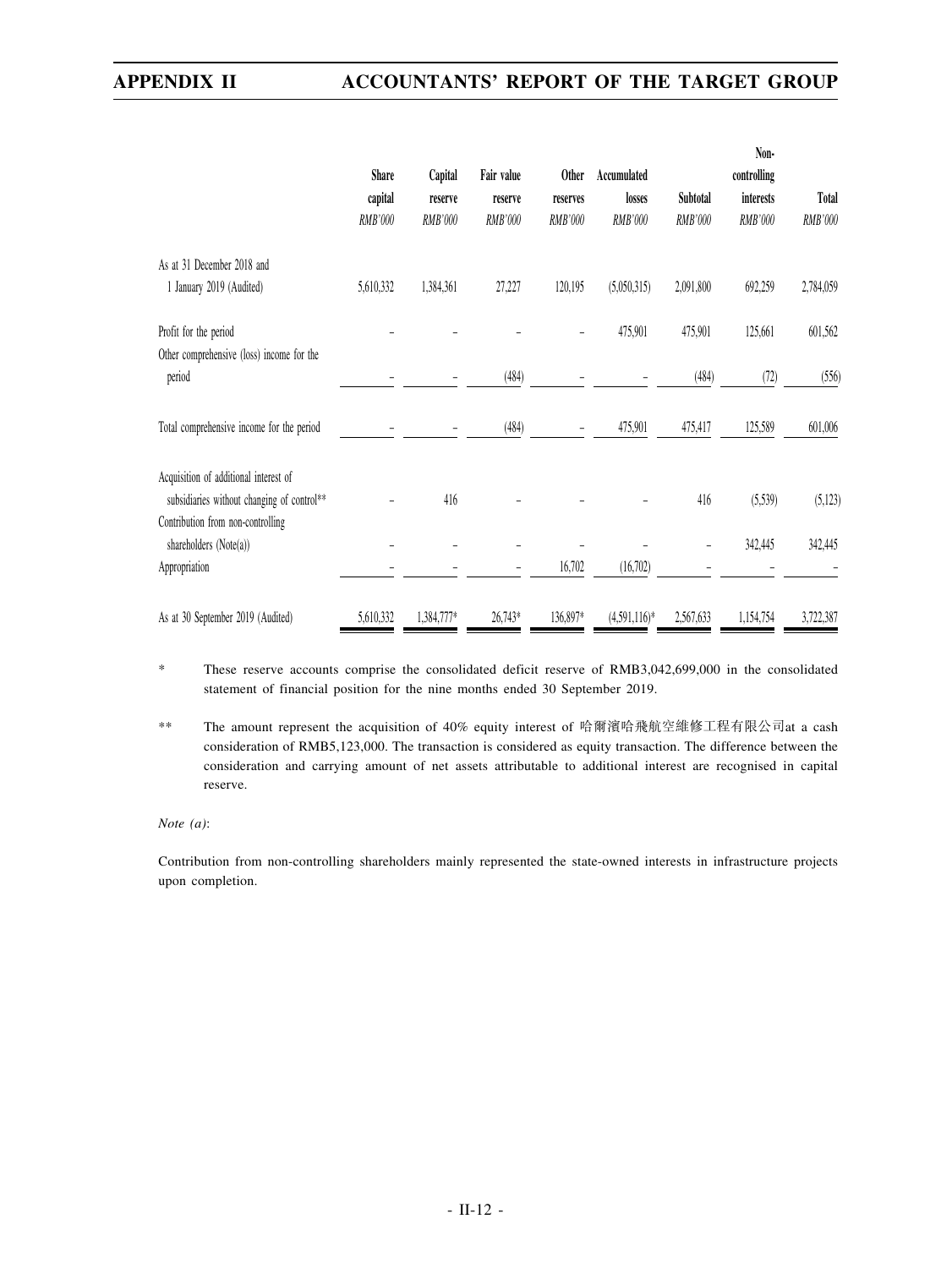| | Share capital | Capital reserve | Fair value reserve | Other reserves | Accumulated losses | Subtotal | Non-controlling interests | Total |
|---|---|---|---|---|---|---|---|---|
| | *RMB'000* | *RMB'000* | *RMB'000* | *RMB'000* | *RMB'000* | *RMB'000* | *RMB'000* | *RMB'000* |
| As at 31 December 2018 and 1 January 2019 (Audited) | 5,610,332 | 1,384,361 | 27,227 | 120,195 | (5,050,315) | 2,091,800 | 692,259 | 2,784,059 |
| Profit for the period | – | – | – | – | 475,901 | 475,901 | 125,661 | 601,562 |
| Other comprehensive (loss) income for the period | – | – | (484) | – | – | (484) | (72) | (556) |
| Total comprehensive income for the period | – | – | (484) | – | 475,901 | 475,417 | 125,589 | 601,006 |
| Acquisition of additional interest of subsidiaries without changing of control** | – | 416 | – | – | – | 416 | (5,539) | (5,123) |
| Contribution from non-controlling shareholders (Note(a)) | – | – | – | – | – | – | 342,445 | 342,445 |
| Appropriation | – | – | – | 16,702 | (16,702) | – | – | – |
| As at 30 September 2019 (Audited) | 5,610,332 | 1,384,777* | 26,743* | 136,897* | (4,591,116)* | 2,567,633 | 1,154,754 | 3,722,387 |

\* These reserve accounts comprise the consolidated deficit reserve of RMB3,042,699,000 in the consolidated statement of financial position for the nine months ended 30 September 2019.

\*\* The amount represent the acquisition of 40% equity interest of 哈爾濱哈飛航空維修工程有限公司at a cash consideration of RMB5,123,000. The transaction is considered as equity transaction. The difference between the consideration and carrying amount of net assets attributable to additional interest are recognised in capital reserve.

*Note (a)*:

Contribution from non-controlling shareholders mainly represented the state-owned interests in infrastructure projects upon completion.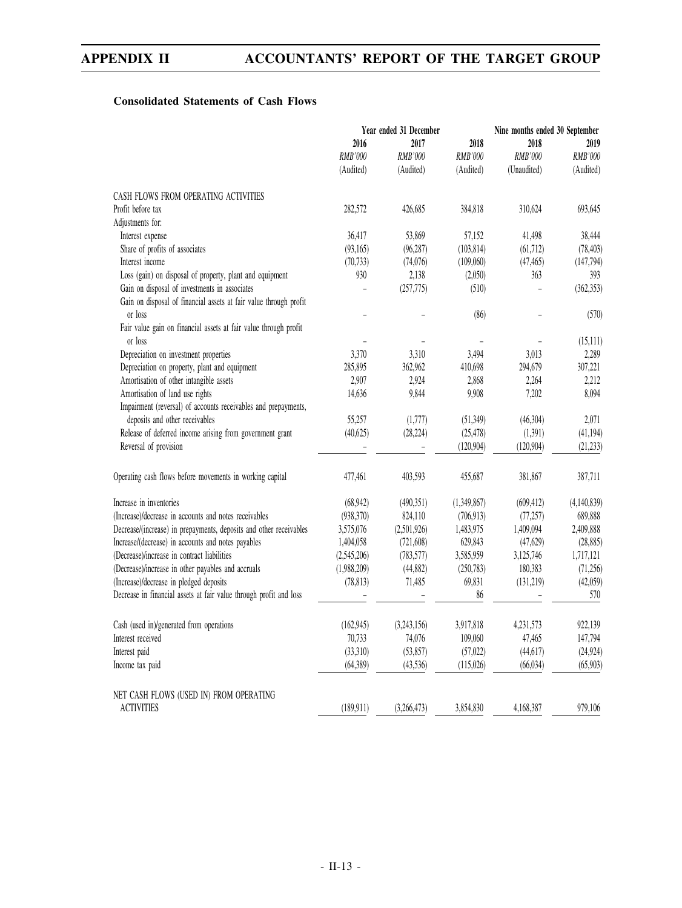### Consolidated Statements of Cash Flows

| | Year ended 31 December | | | Nine months ended 30 September | |
|---|---|---|---|---|---|
| | 2016 | 2017 | 2018 | 2018 | 2019 |
| | *RMB'000* | *RMB'000* | *RMB'000* | *RMB'000* | *RMB'000* |
| | (Audited) | (Audited) | (Audited) | (Unaudited) | (Audited) |
| CASH FLOWS FROM OPERATING ACTIVITIES | | | | | |
| Profit before tax | 282,572 | 426,685 | 384,818 | 310,624 | 693,645 |
| Adjustments for: | | | | | |
| Interest expense | 36,417 | 53,869 | 57,152 | 41,498 | 38,444 |
| Share of profits of associates | (93,165) | (96,287) | (103,814) | (61,712) | (78,403) |
| Interest income | (70,733) | (74,076) | (109,060) | (47,465) | (147,794) |
| Loss (gain) on disposal of property, plant and equipment | 930 | 2,138 | (2,050) | 363 | 393 |
| Gain on disposal of investments in associates | – | (257,775) | (510) | – | (362,353) |
| Gain on disposal of financial assets at fair value through profit or loss | – | – | (86) | – | (570) |
| Fair value gain on financial assets at fair value through profit or loss | – | – | – | – | (15,111) |
| Depreciation on investment properties | 3,370 | 3,310 | 3,494 | 3,013 | 2,289 |
| Depreciation on property, plant and equipment | 285,895 | 362,962 | 410,698 | 294,679 | 307,221 |
| Amortisation of other intangible assets | 2,907 | 2,924 | 2,868 | 2,264 | 2,212 |
| Amortisation of land use rights | 14,636 | 9,844 | 9,908 | 7,202 | 8,094 |
| Impairment (reversal) of accounts receivables and prepayments, deposits and other receivables | 55,257 | (1,777) | (51,349) | (46,304) | 2,071 |
| Release of deferred income arising from government grant | (40,625) | (28,224) | (25,478) | (1,391) | (41,194) |
| Reversal of provision | – | – | (120,904) | (120,904) | (21,233) |
| Operating cash flows before movements in working capital | 477,461 | 403,593 | 455,687 | 381,867 | 387,711 |
| Increase in inventories | (68,942) | (490,351) | (1,349,867) | (609,412) | (4,140,839) |
| (Increase)/decrease in accounts and notes receivables | (938,370) | 824,110 | (706,913) | (77,257) | 689,888 |
| Decrease/(increase) in prepayments, deposits and other receivables | 3,575,076 | (2,501,926) | 1,483,975 | 1,409,094 | 2,409,888 |
| Increase/(decrease) in accounts and notes payables | 1,404,058 | (721,608) | 629,843 | (47,629) | (28,885) |
| (Decrease)/increase in contract liabilities | (2,545,206) | (783,577) | 3,585,959 | 3,125,746 | 1,717,121 |
| (Decrease)/increase in other payables and accruals | (1,988,209) | (44,882) | (250,783) | 180,383 | (71,256) |
| (Increase)/decrease in pledged deposits | (78,813) | 71,485 | 69,831 | (131,219) | (42,059) |
| Decrease in financial assets at fair value through profit and loss | – | – | 86 | – | 570 |
| Cash (used in)/generated from operations | (162,945) | (3,243,156) | 3,917,818 | 4,231,573 | 922,139 |
| Interest received | 70,733 | 74,076 | 109,060 | 47,465 | 147,794 |
| Interest paid | (33,310) | (53,857) | (57,022) | (44,617) | (24,924) |
| Income tax paid | (64,389) | (43,536) | (115,026) | (66,034) | (65,903) |
| NET CASH FLOWS (USED IN) FROM OPERATING ACTIVITIES | (189,911) | (3,266,473) | 3,854,830 | 4,168,387 | 979,106 |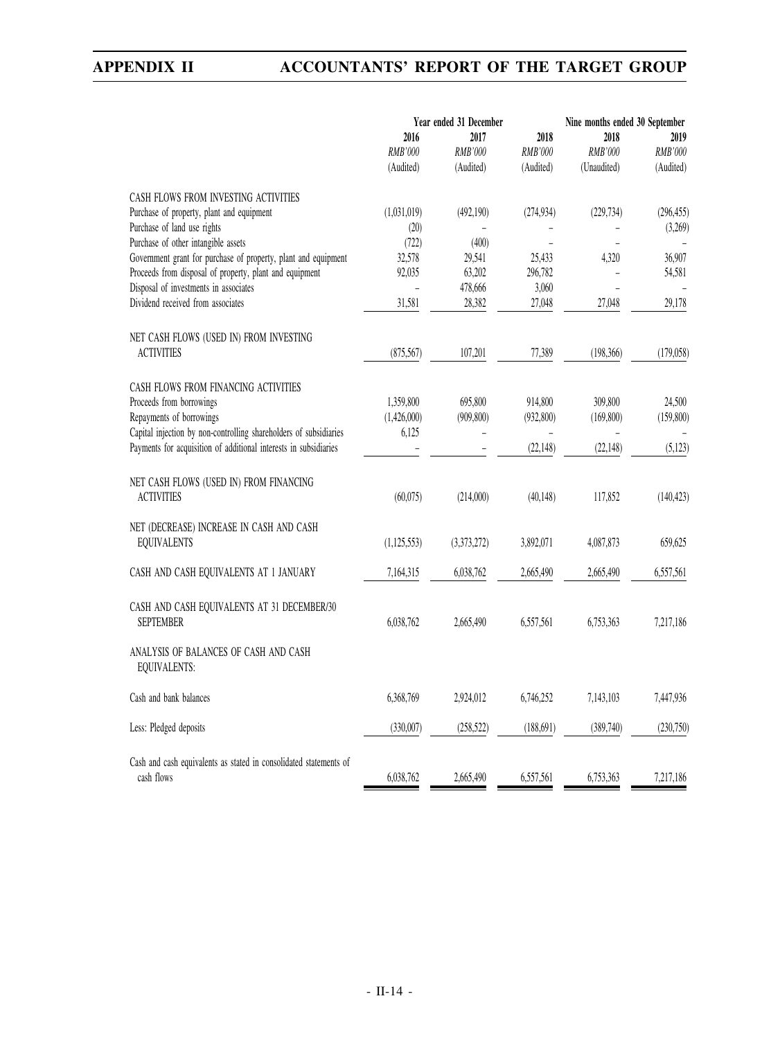| | Year ended 31 December | | | Nine months ended 30 September | |
|---|---|---|---|---|---|
| | 2016 | 2017 | 2018 | 2018 | 2019 |
| | *RMB'000* | *RMB'000* | *RMB'000* | *RMB'000* | *RMB'000* |
| | (Audited) | (Audited) | (Audited) | (Unaudited) | (Audited) |
| CASH FLOWS FROM INVESTING ACTIVITIES | | | | | |
| Purchase of property, plant and equipment | (1,031,019) | (492,190) | (274,934) | (229,734) | (296,455) |
| Purchase of land use rights | (20) | – | – | – | (3,269) |
| Purchase of other intangible assets | (722) | (400) | – | – | – |
| Government grant for purchase of property, plant and equipment | 32,578 | 29,541 | 25,433 | 4,320 | 36,907 |
| Proceeds from disposal of property, plant and equipment | 92,035 | 63,202 | 296,782 | – | 54,581 |
| Disposal of investments in associates | – | 478,666 | 3,060 | – | – |
| Dividend received from associates | 31,581 | 28,382 | 27,048 | 27,048 | 29,178 |
| NET CASH FLOWS (USED IN) FROM INVESTING ACTIVITIES | (875,567) | 107,201 | 77,389 | (198,366) | (179,058) |
| CASH FLOWS FROM FINANCING ACTIVITIES | | | | | |
| Proceeds from borrowings | 1,359,800 | 695,800 | 914,800 | 309,800 | 24,500 |
| Repayments of borrowings | (1,426,000) | (909,800) | (932,800) | (169,800) | (159,800) |
| Capital injection by non-controlling shareholders of subsidiaries | 6,125 | – | – | – | – |
| Payments for acquisition of additional interests in subsidiaries | – | – | (22,148) | (22,148) | (5,123) |
| NET CASH FLOWS (USED IN) FROM FINANCING ACTIVITIES | (60,075) | (214,000) | (40,148) | 117,852 | (140,423) |
| NET (DECREASE) INCREASE IN CASH AND CASH EQUIVALENTS | (1,125,553) | (3,373,272) | 3,892,071 | 4,087,873 | 659,625 |
| CASH AND CASH EQUIVALENTS AT 1 JANUARY | 7,164,315 | 6,038,762 | 2,665,490 | 2,665,490 | 6,557,561 |
| CASH AND CASH EQUIVALENTS AT 31 DECEMBER/30 SEPTEMBER | 6,038,762 | 2,665,490 | 6,557,561 | 6,753,363 | 7,217,186 |
| ANALYSIS OF BALANCES OF CASH AND CASH EQUIVALENTS: | | | | | |
| Cash and bank balances | 6,368,769 | 2,924,012 | 6,746,252 | 7,143,103 | 7,447,936 |
| Less: Pledged deposits | (330,007) | (258,522) | (188,691) | (389,740) | (230,750) |
| Cash and cash equivalents as stated in consolidated statements of cash flows | 6,038,762 | 2,665,490 | 6,557,561 | 6,753,363 | 7,217,186 |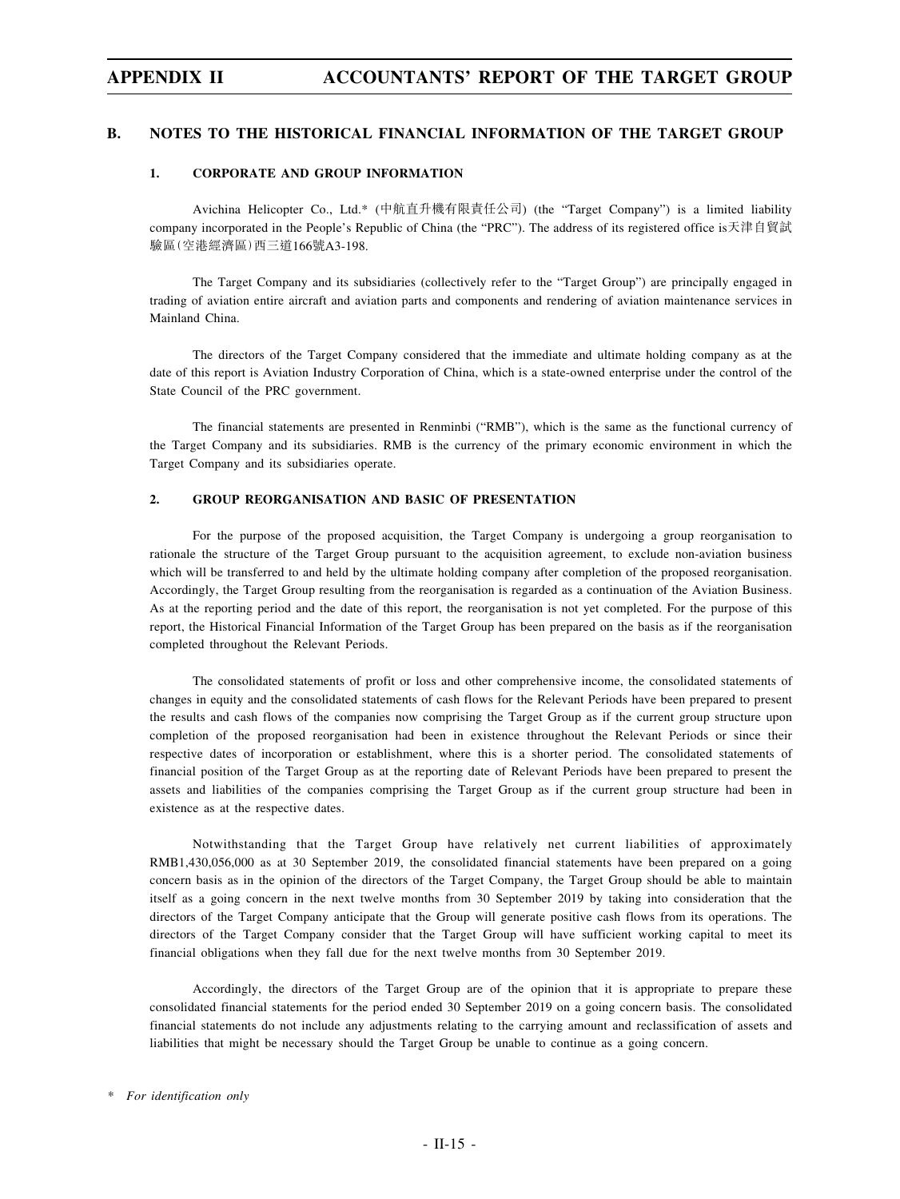## B. NOTES TO THE HISTORICAL FINANCIAL INFORMATION OF THE TARGET GROUP

### 1. CORPORATE AND GROUP INFORMATION

Avichina Helicopter Co., Ltd.* (中航直升機有限責任公司) (the "Target Company") is a limited liability company incorporated in the People's Republic of China (the "PRC"). The address of its registered office is天津自貿試驗區(空港經濟區)西三道166號A3-198.

The Target Company and its subsidiaries (collectively refer to the "Target Group") are principally engaged in trading of aviation entire aircraft and aviation parts and components and rendering of aviation maintenance services in Mainland China.

The directors of the Target Company considered that the immediate and ultimate holding company as at the date of this report is Aviation Industry Corporation of China, which is a state-owned enterprise under the control of the State Council of the PRC government.

The financial statements are presented in Renminbi ("RMB"), which is the same as the functional currency of the Target Company and its subsidiaries. RMB is the currency of the primary economic environment in which the Target Company and its subsidiaries operate.

### 2. GROUP REORGANISATION AND BASIC OF PRESENTATION

For the purpose of the proposed acquisition, the Target Company is undergoing a group reorganisation to rationale the structure of the Target Group pursuant to the acquisition agreement, to exclude non-aviation business which will be transferred to and held by the ultimate holding company after completion of the proposed reorganisation. Accordingly, the Target Group resulting from the reorganisation is regarded as a continuation of the Aviation Business. As at the reporting period and the date of this report, the reorganisation is not yet completed. For the purpose of this report, the Historical Financial Information of the Target Group has been prepared on the basis as if the reorganisation completed throughout the Relevant Periods.

The consolidated statements of profit or loss and other comprehensive income, the consolidated statements of changes in equity and the consolidated statements of cash flows for the Relevant Periods have been prepared to present the results and cash flows of the companies now comprising the Target Group as if the current group structure upon completion of the proposed reorganisation had been in existence throughout the Relevant Periods or since their respective dates of incorporation or establishment, where this is a shorter period. The consolidated statements of financial position of the Target Group as at the reporting date of Relevant Periods have been prepared to present the assets and liabilities of the companies comprising the Target Group as if the current group structure had been in existence as at the respective dates.

Notwithstanding that the Target Group have relatively net current liabilities of approximately RMB1,430,056,000 as at 30 September 2019, the consolidated financial statements have been prepared on a going concern basis as in the opinion of the directors of the Target Company, the Target Group should be able to maintain itself as a going concern in the next twelve months from 30 September 2019 by taking into consideration that the directors of the Target Company anticipate that the Group will generate positive cash flows from its operations. The directors of the Target Company consider that the Target Group will have sufficient working capital to meet its financial obligations when they fall due for the next twelve months from 30 September 2019.

Accordingly, the directors of the Target Group are of the opinion that it is appropriate to prepare these consolidated financial statements for the period ended 30 September 2019 on a going concern basis. The consolidated financial statements do not include any adjustments relating to the carrying amount and reclassification of assets and liabilities that might be necessary should the Target Group be unable to continue as a going concern.

\* *For identification only*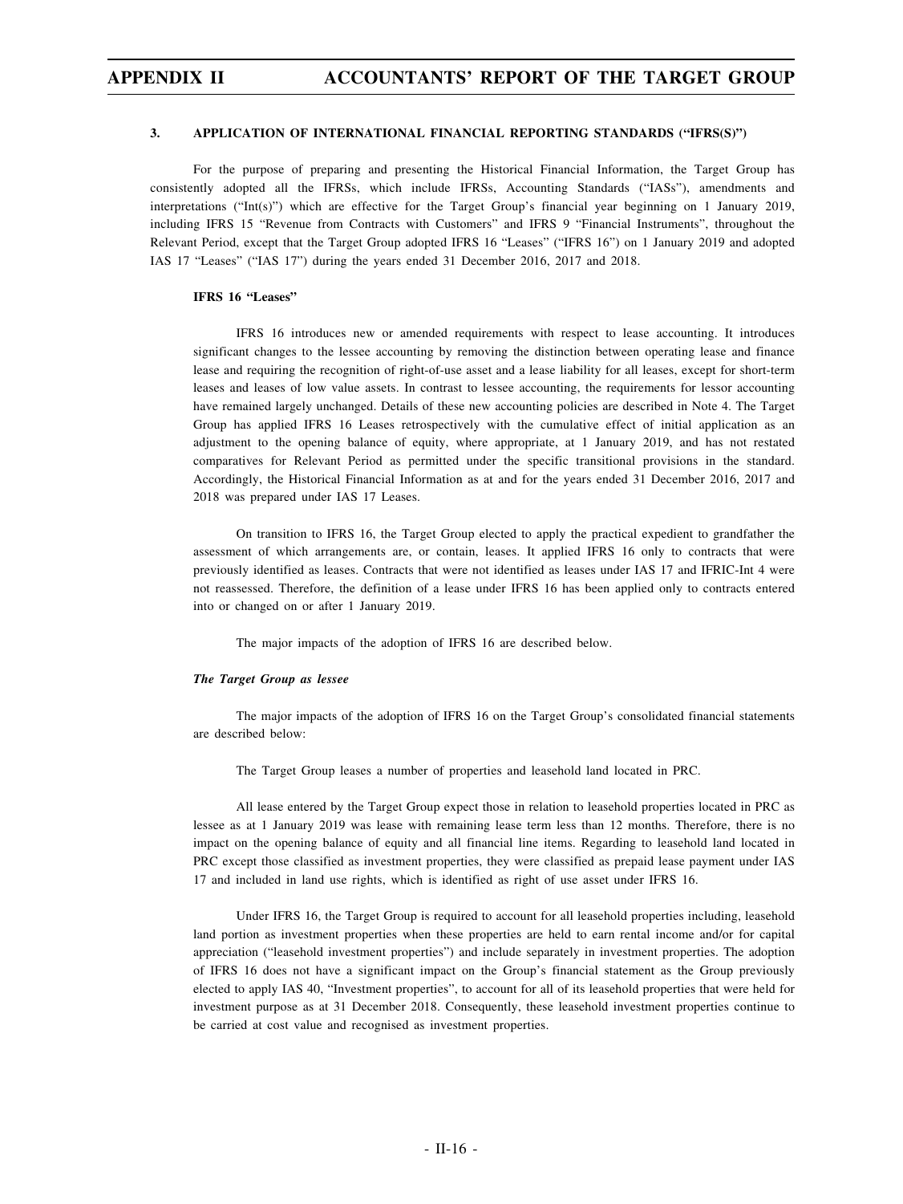### 3. APPLICATION OF INTERNATIONAL FINANCIAL REPORTING STANDARDS ("IFRS(S)")

For the purpose of preparing and presenting the Historical Financial Information, the Target Group has consistently adopted all the IFRSs, which include IFRSs, Accounting Standards ("IASs"), amendments and interpretations ("Int(s)") which are effective for the Target Group's financial year beginning on 1 January 2019, including IFRS 15 "Revenue from Contracts with Customers" and IFRS 9 "Financial Instruments", throughout the Relevant Period, except that the Target Group adopted IFRS 16 "Leases" ("IFRS 16") on 1 January 2019 and adopted IAS 17 "Leases" ("IAS 17") during the years ended 31 December 2016, 2017 and 2018.

**IFRS 16 "Leases"**

IFRS 16 introduces new or amended requirements with respect to lease accounting. It introduces significant changes to the lessee accounting by removing the distinction between operating lease and finance lease and requiring the recognition of right-of-use asset and a lease liability for all leases, except for short-term leases and leases of low value assets. In contrast to lessee accounting, the requirements for lessor accounting have remained largely unchanged. Details of these new accounting policies are described in Note 4. The Target Group has applied IFRS 16 Leases retrospectively with the cumulative effect of initial application as an adjustment to the opening balance of equity, where appropriate, at 1 January 2019, and has not restated comparatives for Relevant Period as permitted under the specific transitional provisions in the standard. Accordingly, the Historical Financial Information as at and for the years ended 31 December 2016, 2017 and 2018 was prepared under IAS 17 Leases.

On transition to IFRS 16, the Target Group elected to apply the practical expedient to grandfather the assessment of which arrangements are, or contain, leases. It applied IFRS 16 only to contracts that were previously identified as leases. Contracts that were not identified as leases under IAS 17 and IFRIC-Int 4 were not reassessed. Therefore, the definition of a lease under IFRS 16 has been applied only to contracts entered into or changed on or after 1 January 2019.

The major impacts of the adoption of IFRS 16 are described below.

***The Target Group as lessee***

The major impacts of the adoption of IFRS 16 on the Target Group's consolidated financial statements are described below:

The Target Group leases a number of properties and leasehold land located in PRC.

All lease entered by the Target Group expect those in relation to leasehold properties located in PRC as lessee as at 1 January 2019 was lease with remaining lease term less than 12 months. Therefore, there is no impact on the opening balance of equity and all financial line items. Regarding to leasehold land located in PRC except those classified as investment properties, they were classified as prepaid lease payment under IAS 17 and included in land use rights, which is identified as right of use asset under IFRS 16.

Under IFRS 16, the Target Group is required to account for all leasehold properties including, leasehold land portion as investment properties when these properties are held to earn rental income and/or for capital appreciation ("leasehold investment properties") and include separately in investment properties. The adoption of IFRS 16 does not have a significant impact on the Group's financial statement as the Group previously elected to apply IAS 40, "Investment properties", to account for all of its leasehold properties that were held for investment purpose as at 31 December 2018. Consequently, these leasehold investment properties continue to be carried at cost value and recognised as investment properties.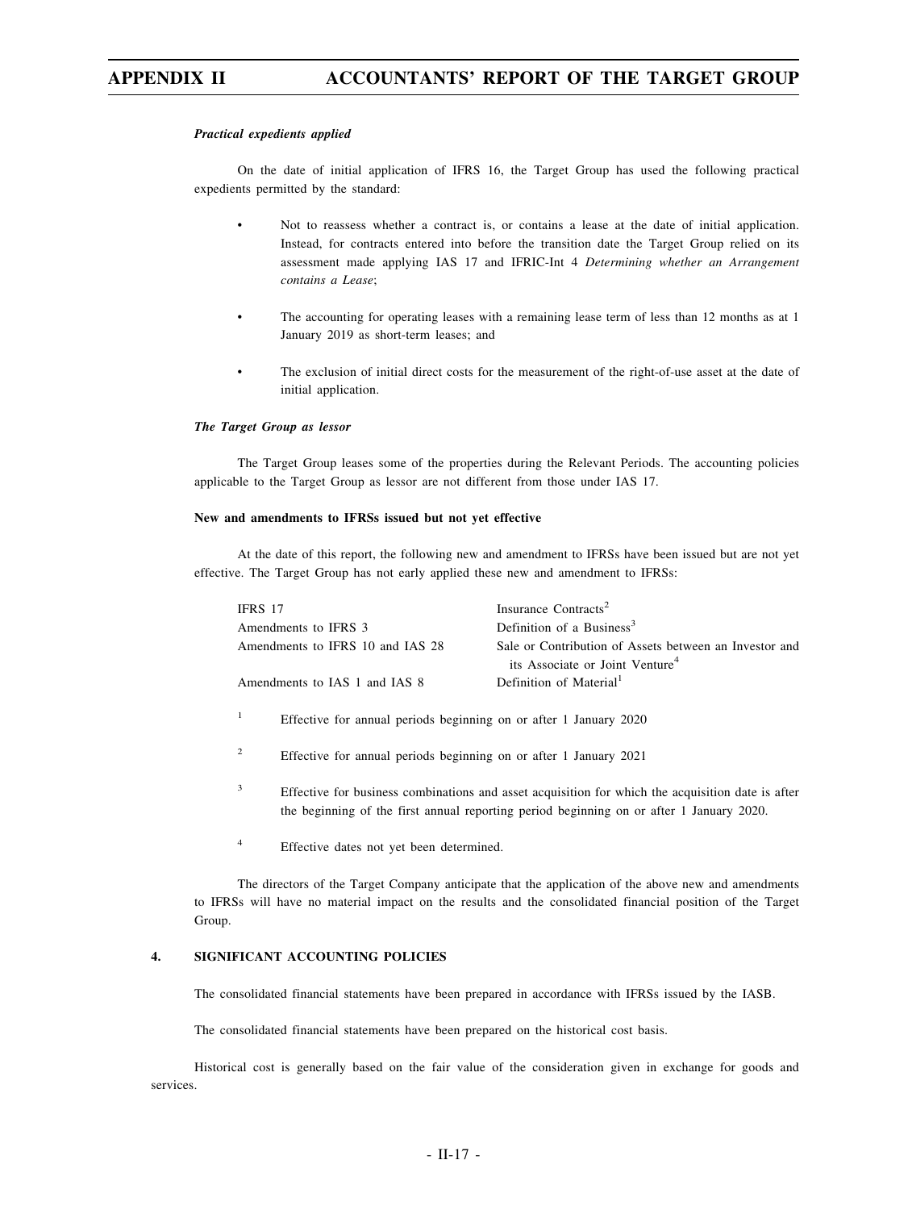***Practical expedients applied***

On the date of initial application of IFRS 16, the Target Group has used the following practical expedients permitted by the standard:

- Not to reassess whether a contract is, or contains a lease at the date of initial application. Instead, for contracts entered into before the transition date the Target Group relied on its assessment made applying IAS 17 and IFRIC-Int 4 *Determining whether an Arrangement contains a Lease*;
- The accounting for operating leases with a remaining lease term of less than 12 months as at 1 January 2019 as short-term leases; and
- The exclusion of initial direct costs for the measurement of the right-of-use asset at the date of initial application.

***The Target Group as lessor***

The Target Group leases some of the properties during the Relevant Periods. The accounting policies applicable to the Target Group as lessor are not different from those under IAS 17.

**New and amendments to IFRSs issued but not yet effective**

At the date of this report, the following new and amendment to IFRSs have been issued but are not yet effective. The Target Group has not early applied these new and amendment to IFRSs:

| | |
|---|---|
| IFRS 17 | Insurance Contracts[2] |
| Amendments to IFRS 3 | Definition of a Business[3] |
| Amendments to IFRS 10 and IAS 28 | Sale or Contribution of Assets between an Investor and its Associate or Joint Venture[4] |
| Amendments to IAS 1 and IAS 8 | Definition of Material[1] |

[1] Effective for annual periods beginning on or after 1 January 2020

[2] Effective for annual periods beginning on or after 1 January 2021

[3] Effective for business combinations and asset acquisition for which the acquisition date is after the beginning of the first annual reporting period beginning on or after 1 January 2020.

[4] Effective dates not yet been determined.

The directors of the Target Company anticipate that the application of the above new and amendments to IFRSs will have no material impact on the results and the consolidated financial position of the Target Group.

**4. SIGNIFICANT ACCOUNTING POLICIES**

The consolidated financial statements have been prepared in accordance with IFRSs issued by the IASB.

The consolidated financial statements have been prepared on the historical cost basis.

Historical cost is generally based on the fair value of the consideration given in exchange for goods and services.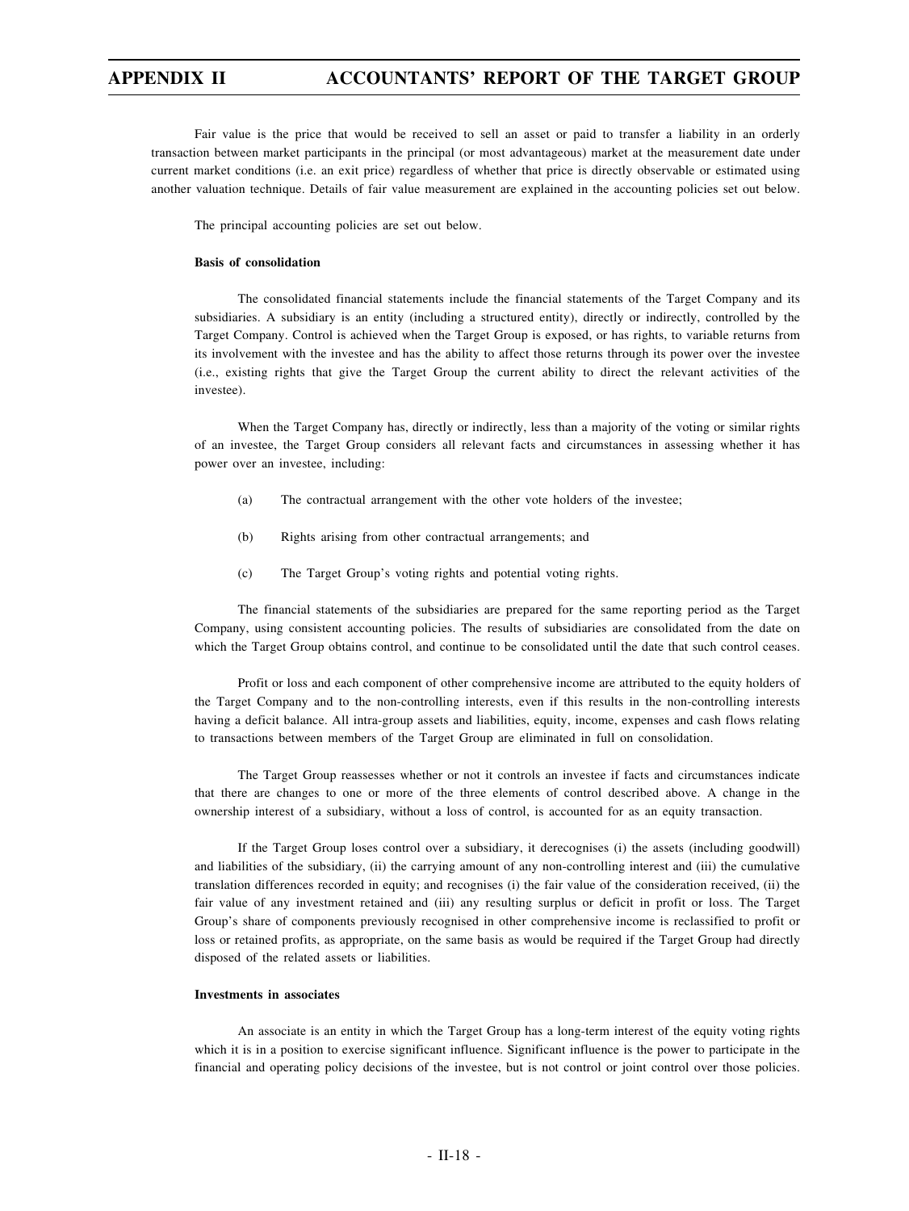Fair value is the price that would be received to sell an asset or paid to transfer a liability in an orderly transaction between market participants in the principal (or most advantageous) market at the measurement date under current market conditions (i.e. an exit price) regardless of whether that price is directly observable or estimated using another valuation technique. Details of fair value measurement are explained in the accounting policies set out below.

The principal accounting policies are set out below.

**Basis of consolidation**

The consolidated financial statements include the financial statements of the Target Company and its subsidiaries. A subsidiary is an entity (including a structured entity), directly or indirectly, controlled by the Target Company. Control is achieved when the Target Group is exposed, or has rights, to variable returns from its involvement with the investee and has the ability to affect those returns through its power over the investee (i.e., existing rights that give the Target Group the current ability to direct the relevant activities of the investee).

When the Target Company has, directly or indirectly, less than a majority of the voting or similar rights of an investee, the Target Group considers all relevant facts and circumstances in assessing whether it has power over an investee, including:

(a) The contractual arrangement with the other vote holders of the investee;

(b) Rights arising from other contractual arrangements; and

(c) The Target Group's voting rights and potential voting rights.

The financial statements of the subsidiaries are prepared for the same reporting period as the Target Company, using consistent accounting policies. The results of subsidiaries are consolidated from the date on which the Target Group obtains control, and continue to be consolidated until the date that such control ceases.

Profit or loss and each component of other comprehensive income are attributed to the equity holders of the Target Company and to the non-controlling interests, even if this results in the non-controlling interests having a deficit balance. All intra-group assets and liabilities, equity, income, expenses and cash flows relating to transactions between members of the Target Group are eliminated in full on consolidation.

The Target Group reassesses whether or not it controls an investee if facts and circumstances indicate that there are changes to one or more of the three elements of control described above. A change in the ownership interest of a subsidiary, without a loss of control, is accounted for as an equity transaction.

If the Target Group loses control over a subsidiary, it derecognises (i) the assets (including goodwill) and liabilities of the subsidiary, (ii) the carrying amount of any non-controlling interest and (iii) the cumulative translation differences recorded in equity; and recognises (i) the fair value of the consideration received, (ii) the fair value of any investment retained and (iii) any resulting surplus or deficit in profit or loss. The Target Group's share of components previously recognised in other comprehensive income is reclassified to profit or loss or retained profits, as appropriate, on the same basis as would be required if the Target Group had directly disposed of the related assets or liabilities.

**Investments in associates**

An associate is an entity in which the Target Group has a long-term interest of the equity voting rights which it is in a position to exercise significant influence. Significant influence is the power to participate in the financial and operating policy decisions of the investee, but is not control or joint control over those policies.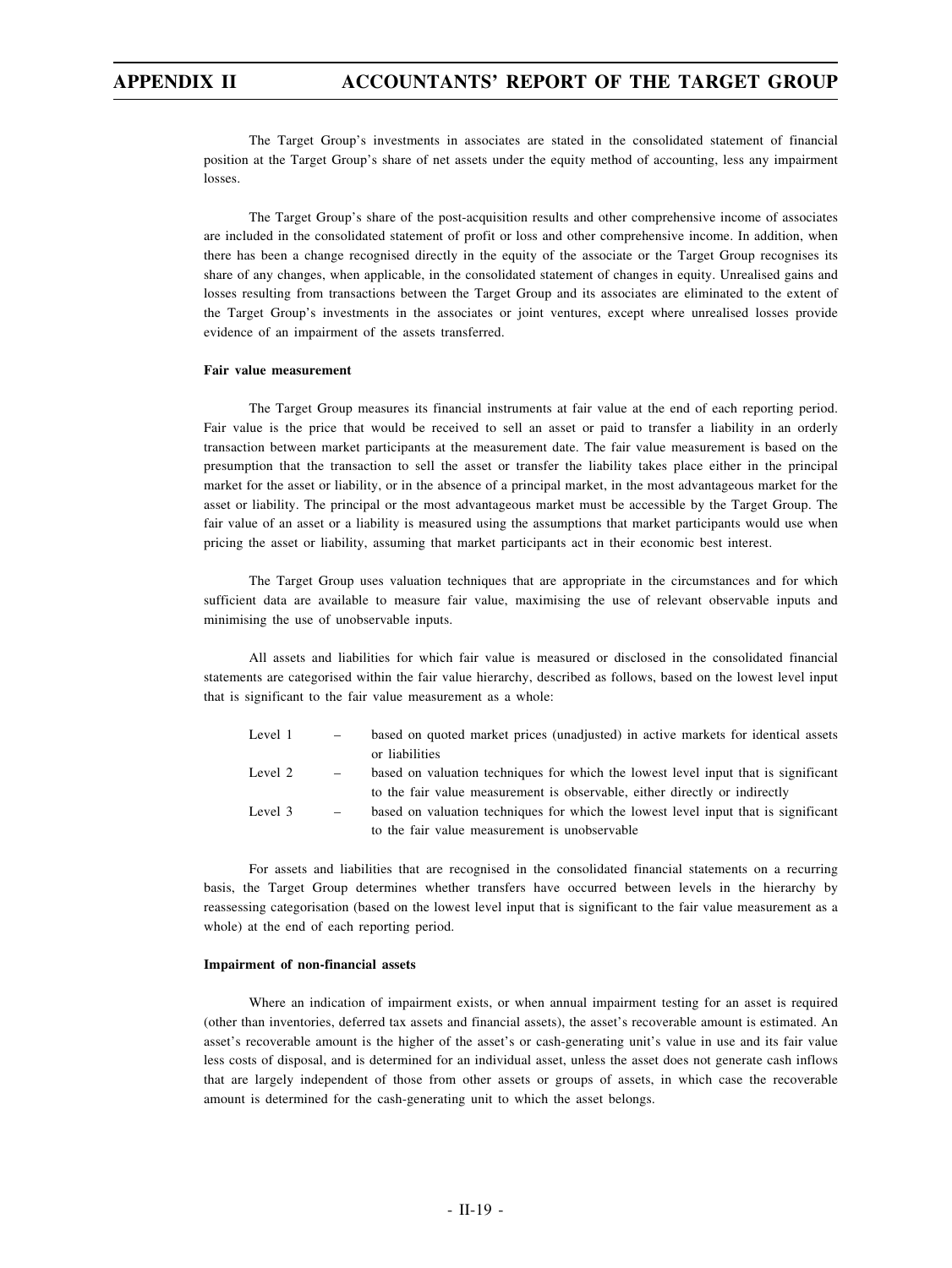The Target Group's investments in associates are stated in the consolidated statement of financial position at the Target Group's share of net assets under the equity method of accounting, less any impairment losses.

The Target Group's share of the post-acquisition results and other comprehensive income of associates are included in the consolidated statement of profit or loss and other comprehensive income. In addition, when there has been a change recognised directly in the equity of the associate or the Target Group recognises its share of any changes, when applicable, in the consolidated statement of changes in equity. Unrealised gains and losses resulting from transactions between the Target Group and its associates are eliminated to the extent of the Target Group's investments in the associates or joint ventures, except where unrealised losses provide evidence of an impairment of the assets transferred.

**Fair value measurement**

The Target Group measures its financial instruments at fair value at the end of each reporting period. Fair value is the price that would be received to sell an asset or paid to transfer a liability in an orderly transaction between market participants at the measurement date. The fair value measurement is based on the presumption that the transaction to sell the asset or transfer the liability takes place either in the principal market for the asset or liability, or in the absence of a principal market, in the most advantageous market for the asset or liability. The principal or the most advantageous market must be accessible by the Target Group. The fair value of an asset or a liability is measured using the assumptions that market participants would use when pricing the asset or liability, assuming that market participants act in their economic best interest.

The Target Group uses valuation techniques that are appropriate in the circumstances and for which sufficient data are available to measure fair value, maximising the use of relevant observable inputs and minimising the use of unobservable inputs.

All assets and liabilities for which fair value is measured or disclosed in the consolidated financial statements are categorised within the fair value hierarchy, described as follows, based on the lowest level input that is significant to the fair value measurement as a whole:

- Level 1 – based on quoted market prices (unadjusted) in active markets for identical assets or liabilities
- Level 2 – based on valuation techniques for which the lowest level input that is significant to the fair value measurement is observable, either directly or indirectly
- Level 3 – based on valuation techniques for which the lowest level input that is significant to the fair value measurement is unobservable

For assets and liabilities that are recognised in the consolidated financial statements on a recurring basis, the Target Group determines whether transfers have occurred between levels in the hierarchy by reassessing categorisation (based on the lowest level input that is significant to the fair value measurement as a whole) at the end of each reporting period.

**Impairment of non-financial assets**

Where an indication of impairment exists, or when annual impairment testing for an asset is required (other than inventories, deferred tax assets and financial assets), the asset's recoverable amount is estimated. An asset's recoverable amount is the higher of the asset's or cash-generating unit's value in use and its fair value less costs of disposal, and is determined for an individual asset, unless the asset does not generate cash inflows that are largely independent of those from other assets or groups of assets, in which case the recoverable amount is determined for the cash-generating unit to which the asset belongs.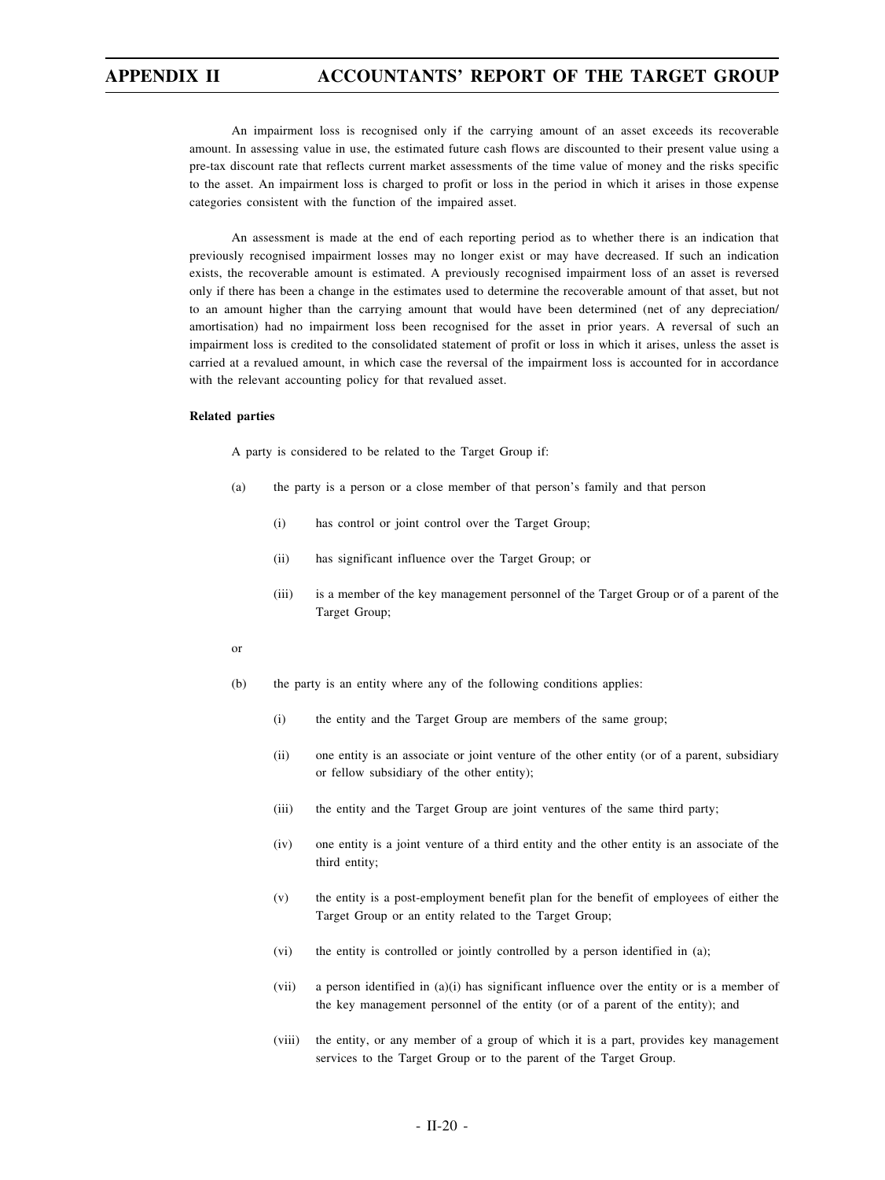An impairment loss is recognised only if the carrying amount of an asset exceeds its recoverable amount. In assessing value in use, the estimated future cash flows are discounted to their present value using a pre-tax discount rate that reflects current market assessments of the time value of money and the risks specific to the asset. An impairment loss is charged to profit or loss in the period in which it arises in those expense categories consistent with the function of the impaired asset.

An assessment is made at the end of each reporting period as to whether there is an indication that previously recognised impairment losses may no longer exist or may have decreased. If such an indication exists, the recoverable amount is estimated. A previously recognised impairment loss of an asset is reversed only if there has been a change in the estimates used to determine the recoverable amount of that asset, but not to an amount higher than the carrying amount that would have been determined (net of any depreciation/ amortisation) had no impairment loss been recognised for the asset in prior years. A reversal of such an impairment loss is credited to the consolidated statement of profit or loss in which it arises, unless the asset is carried at a revalued amount, in which case the reversal of the impairment loss is accounted for in accordance with the relevant accounting policy for that revalued asset.

**Related parties**

A party is considered to be related to the Target Group if:

(a) the party is a person or a close member of that person's family and that person

- (i) has control or joint control over the Target Group;
- (ii) has significant influence over the Target Group; or
- (iii) is a member of the key management personnel of the Target Group or of a parent of the Target Group;

or

(b) the party is an entity where any of the following conditions applies:

- (i) the entity and the Target Group are members of the same group;
- (ii) one entity is an associate or joint venture of the other entity (or of a parent, subsidiary or fellow subsidiary of the other entity);
- (iii) the entity and the Target Group are joint ventures of the same third party;
- (iv) one entity is a joint venture of a third entity and the other entity is an associate of the third entity;
- (v) the entity is a post-employment benefit plan for the benefit of employees of either the Target Group or an entity related to the Target Group;
- (vi) the entity is controlled or jointly controlled by a person identified in (a);
- (vii) a person identified in (a)(i) has significant influence over the entity or is a member of the key management personnel of the entity (or of a parent of the entity); and
- (viii) the entity, or any member of a group of which it is a part, provides key management services to the Target Group or to the parent of the Target Group.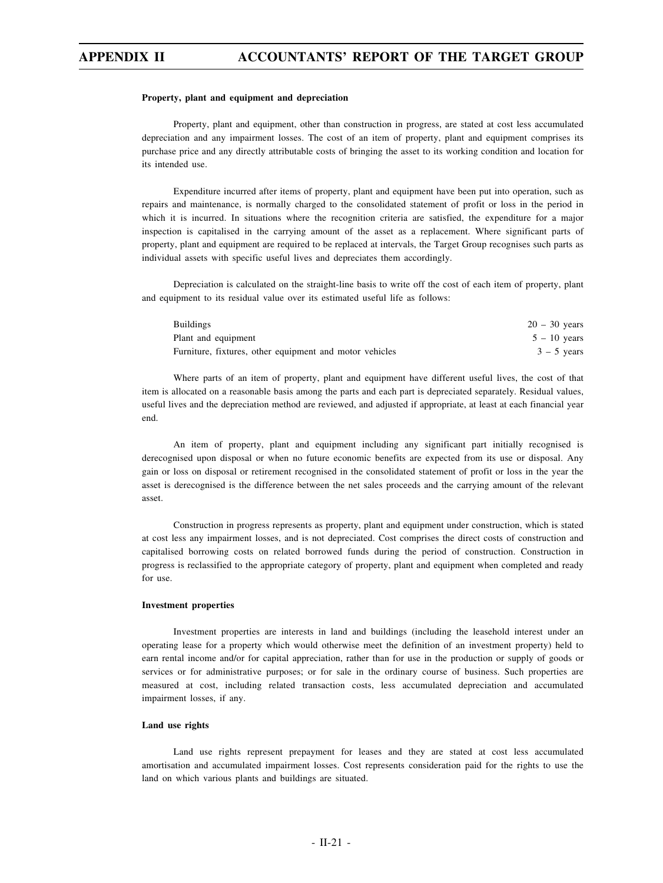**Property, plant and equipment and depreciation**

Property, plant and equipment, other than construction in progress, are stated at cost less accumulated depreciation and any impairment losses. The cost of an item of property, plant and equipment comprises its purchase price and any directly attributable costs of bringing the asset to its working condition and location for its intended use.

Expenditure incurred after items of property, plant and equipment have been put into operation, such as repairs and maintenance, is normally charged to the consolidated statement of profit or loss in the period in which it is incurred. In situations where the recognition criteria are satisfied, the expenditure for a major inspection is capitalised in the carrying amount of the asset as a replacement. Where significant parts of property, plant and equipment are required to be replaced at intervals, the Target Group recognises such parts as individual assets with specific useful lives and depreciates them accordingly.

Depreciation is calculated on the straight-line basis to write off the cost of each item of property, plant and equipment to its residual value over its estimated useful life as follows:

| | |
|---|---|
| Buildings | 20 – 30 years |
| Plant and equipment | 5 – 10 years |
| Furniture, fixtures, other equipment and motor vehicles | 3 – 5 years |

Where parts of an item of property, plant and equipment have different useful lives, the cost of that item is allocated on a reasonable basis among the parts and each part is depreciated separately. Residual values, useful lives and the depreciation method are reviewed, and adjusted if appropriate, at least at each financial year end.

An item of property, plant and equipment including any significant part initially recognised is derecognised upon disposal or when no future economic benefits are expected from its use or disposal. Any gain or loss on disposal or retirement recognised in the consolidated statement of profit or loss in the year the asset is derecognised is the difference between the net sales proceeds and the carrying amount of the relevant asset.

Construction in progress represents as property, plant and equipment under construction, which is stated at cost less any impairment losses, and is not depreciated. Cost comprises the direct costs of construction and capitalised borrowing costs on related borrowed funds during the period of construction. Construction in progress is reclassified to the appropriate category of property, plant and equipment when completed and ready for use.

**Investment properties**

Investment properties are interests in land and buildings (including the leasehold interest under an operating lease for a property which would otherwise meet the definition of an investment property) held to earn rental income and/or for capital appreciation, rather than for use in the production or supply of goods or services or for administrative purposes; or for sale in the ordinary course of business. Such properties are measured at cost, including related transaction costs, less accumulated depreciation and accumulated impairment losses, if any.

**Land use rights**

Land use rights represent prepayment for leases and they are stated at cost less accumulated amortisation and accumulated impairment losses. Cost represents consideration paid for the rights to use the land on which various plants and buildings are situated.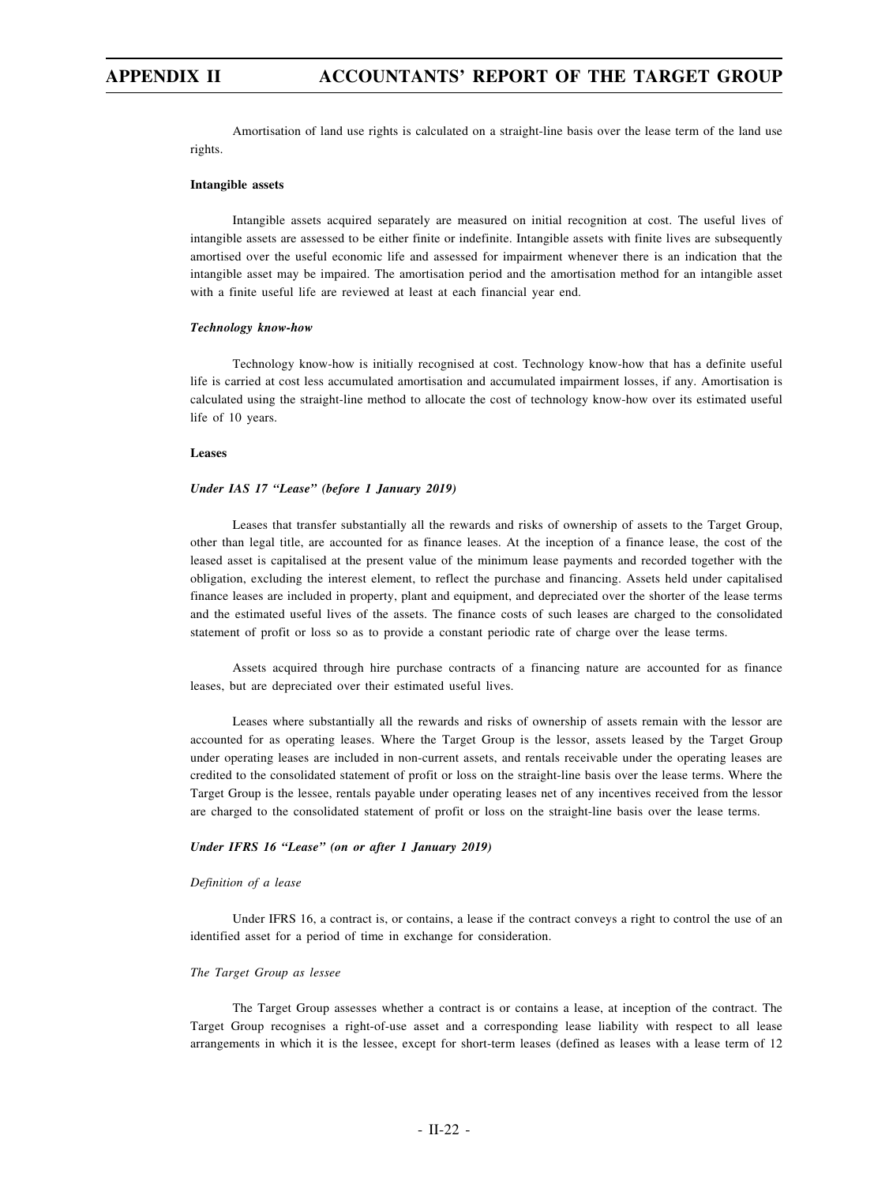Amortisation of land use rights is calculated on a straight-line basis over the lease term of the land use rights.

**Intangible assets**

Intangible assets acquired separately are measured on initial recognition at cost. The useful lives of intangible assets are assessed to be either finite or indefinite. Intangible assets with finite lives are subsequently amortised over the useful economic life and assessed for impairment whenever there is an indication that the intangible asset may be impaired. The amortisation period and the amortisation method for an intangible asset with a finite useful life are reviewed at least at each financial year end.

***Technology know-how***

Technology know-how is initially recognised at cost. Technology know-how that has a definite useful life is carried at cost less accumulated amortisation and accumulated impairment losses, if any. Amortisation is calculated using the straight-line method to allocate the cost of technology know-how over its estimated useful life of 10 years.

**Leases**

***Under IAS 17 "Lease" (before 1 January 2019)***

Leases that transfer substantially all the rewards and risks of ownership of assets to the Target Group, other than legal title, are accounted for as finance leases. At the inception of a finance lease, the cost of the leased asset is capitalised at the present value of the minimum lease payments and recorded together with the obligation, excluding the interest element, to reflect the purchase and financing. Assets held under capitalised finance leases are included in property, plant and equipment, and depreciated over the shorter of the lease terms and the estimated useful lives of the assets. The finance costs of such leases are charged to the consolidated statement of profit or loss so as to provide a constant periodic rate of charge over the lease terms.

Assets acquired through hire purchase contracts of a financing nature are accounted for as finance leases, but are depreciated over their estimated useful lives.

Leases where substantially all the rewards and risks of ownership of assets remain with the lessor are accounted for as operating leases. Where the Target Group is the lessor, assets leased by the Target Group under operating leases are included in non-current assets, and rentals receivable under the operating leases are credited to the consolidated statement of profit or loss on the straight-line basis over the lease terms. Where the Target Group is the lessee, rentals payable under operating leases net of any incentives received from the lessor are charged to the consolidated statement of profit or loss on the straight-line basis over the lease terms.

***Under IFRS 16 "Lease" (on or after 1 January 2019)***

*Definition of a lease*

Under IFRS 16, a contract is, or contains, a lease if the contract conveys a right to control the use of an identified asset for a period of time in exchange for consideration.

*The Target Group as lessee*

The Target Group assesses whether a contract is or contains a lease, at inception of the contract. The Target Group recognises a right-of-use asset and a corresponding lease liability with respect to all lease arrangements in which it is the lessee, except for short-term leases (defined as leases with a lease term of 12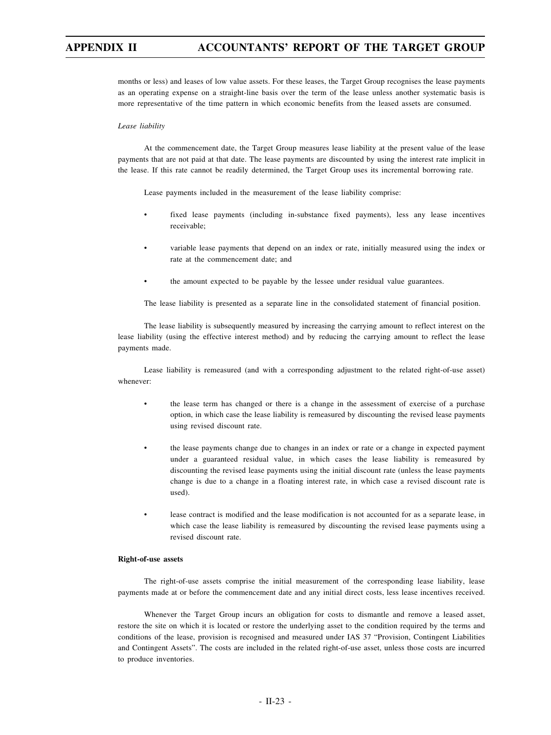months or less) and leases of low value assets. For these leases, the Target Group recognises the lease payments as an operating expense on a straight-line basis over the term of the lease unless another systematic basis is more representative of the time pattern in which economic benefits from the leased assets are consumed.

*Lease liability*

At the commencement date, the Target Group measures lease liability at the present value of the lease payments that are not paid at that date. The lease payments are discounted by using the interest rate implicit in the lease. If this rate cannot be readily determined, the Target Group uses its incremental borrowing rate.

Lease payments included in the measurement of the lease liability comprise:

- fixed lease payments (including in-substance fixed payments), less any lease incentives receivable;
- variable lease payments that depend on an index or rate, initially measured using the index or rate at the commencement date; and
- the amount expected to be payable by the lessee under residual value guarantees.

The lease liability is presented as a separate line in the consolidated statement of financial position.

The lease liability is subsequently measured by increasing the carrying amount to reflect interest on the lease liability (using the effective interest method) and by reducing the carrying amount to reflect the lease payments made.

Lease liability is remeasured (and with a corresponding adjustment to the related right-of-use asset) whenever:

- the lease term has changed or there is a change in the assessment of exercise of a purchase option, in which case the lease liability is remeasured by discounting the revised lease payments using revised discount rate.
- the lease payments change due to changes in an index or rate or a change in expected payment under a guaranteed residual value, in which cases the lease liability is remeasured by discounting the revised lease payments using the initial discount rate (unless the lease payments change is due to a change in a floating interest rate, in which case a revised discount rate is used).
- lease contract is modified and the lease modification is not accounted for as a separate lease, in which case the lease liability is remeasured by discounting the revised lease payments using a revised discount rate.

**Right-of-use assets**

The right-of-use assets comprise the initial measurement of the corresponding lease liability, lease payments made at or before the commencement date and any initial direct costs, less lease incentives received.

Whenever the Target Group incurs an obligation for costs to dismantle and remove a leased asset, restore the site on which it is located or restore the underlying asset to the condition required by the terms and conditions of the lease, provision is recognised and measured under IAS 37 "Provision, Contingent Liabilities and Contingent Assets". The costs are included in the related right-of-use asset, unless those costs are incurred to produce inventories.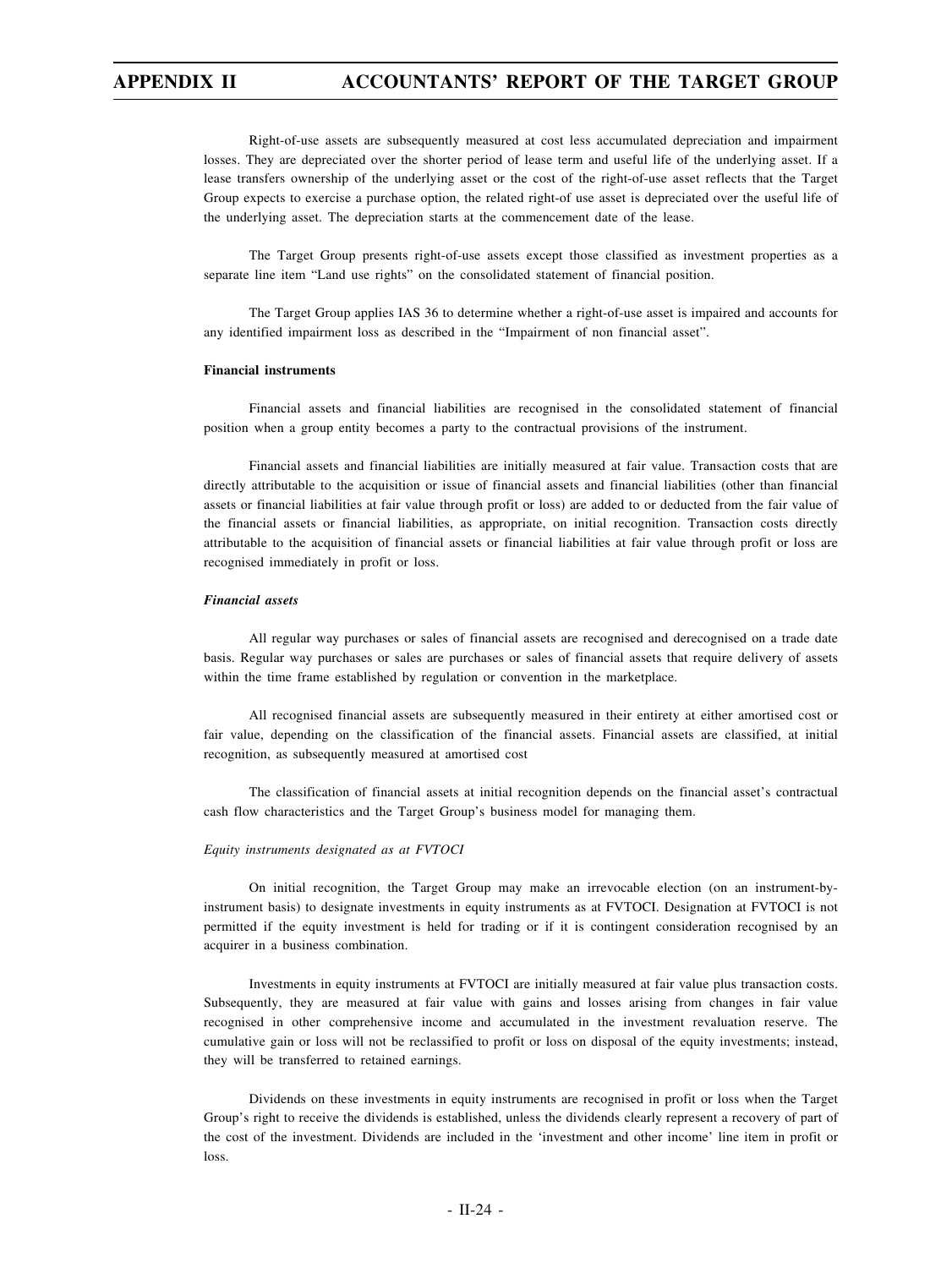Right-of-use assets are subsequently measured at cost less accumulated depreciation and impairment losses. They are depreciated over the shorter period of lease term and useful life of the underlying asset. If a lease transfers ownership of the underlying asset or the cost of the right-of-use asset reflects that the Target Group expects to exercise a purchase option, the related right-of use asset is depreciated over the useful life of the underlying asset. The depreciation starts at the commencement date of the lease.

The Target Group presents right-of-use assets except those classified as investment properties as a separate line item "Land use rights" on the consolidated statement of financial position.

The Target Group applies IAS 36 to determine whether a right-of-use asset is impaired and accounts for any identified impairment loss as described in the "Impairment of non financial asset".

**Financial instruments**

Financial assets and financial liabilities are recognised in the consolidated statement of financial position when a group entity becomes a party to the contractual provisions of the instrument.

Financial assets and financial liabilities are initially measured at fair value. Transaction costs that are directly attributable to the acquisition or issue of financial assets and financial liabilities (other than financial assets or financial liabilities at fair value through profit or loss) are added to or deducted from the fair value of the financial assets or financial liabilities, as appropriate, on initial recognition. Transaction costs directly attributable to the acquisition of financial assets or financial liabilities at fair value through profit or loss are recognised immediately in profit or loss.

***Financial assets***

All regular way purchases or sales of financial assets are recognised and derecognised on a trade date basis. Regular way purchases or sales are purchases or sales of financial assets that require delivery of assets within the time frame established by regulation or convention in the marketplace.

All recognised financial assets are subsequently measured in their entirety at either amortised cost or fair value, depending on the classification of the financial assets. Financial assets are classified, at initial recognition, as subsequently measured at amortised cost

The classification of financial assets at initial recognition depends on the financial asset's contractual cash flow characteristics and the Target Group's business model for managing them.

*Equity instruments designated as at FVTOCI*

On initial recognition, the Target Group may make an irrevocable election (on an instrument-by-instrument basis) to designate investments in equity instruments as at FVTOCI. Designation at FVTOCI is not permitted if the equity investment is held for trading or if it is contingent consideration recognised by an acquirer in a business combination.

Investments in equity instruments at FVTOCI are initially measured at fair value plus transaction costs. Subsequently, they are measured at fair value with gains and losses arising from changes in fair value recognised in other comprehensive income and accumulated in the investment revaluation reserve. The cumulative gain or loss will not be reclassified to profit or loss on disposal of the equity investments; instead, they will be transferred to retained earnings.

Dividends on these investments in equity instruments are recognised in profit or loss when the Target Group's right to receive the dividends is established, unless the dividends clearly represent a recovery of part of the cost of the investment. Dividends are included in the 'investment and other income' line item in profit or loss.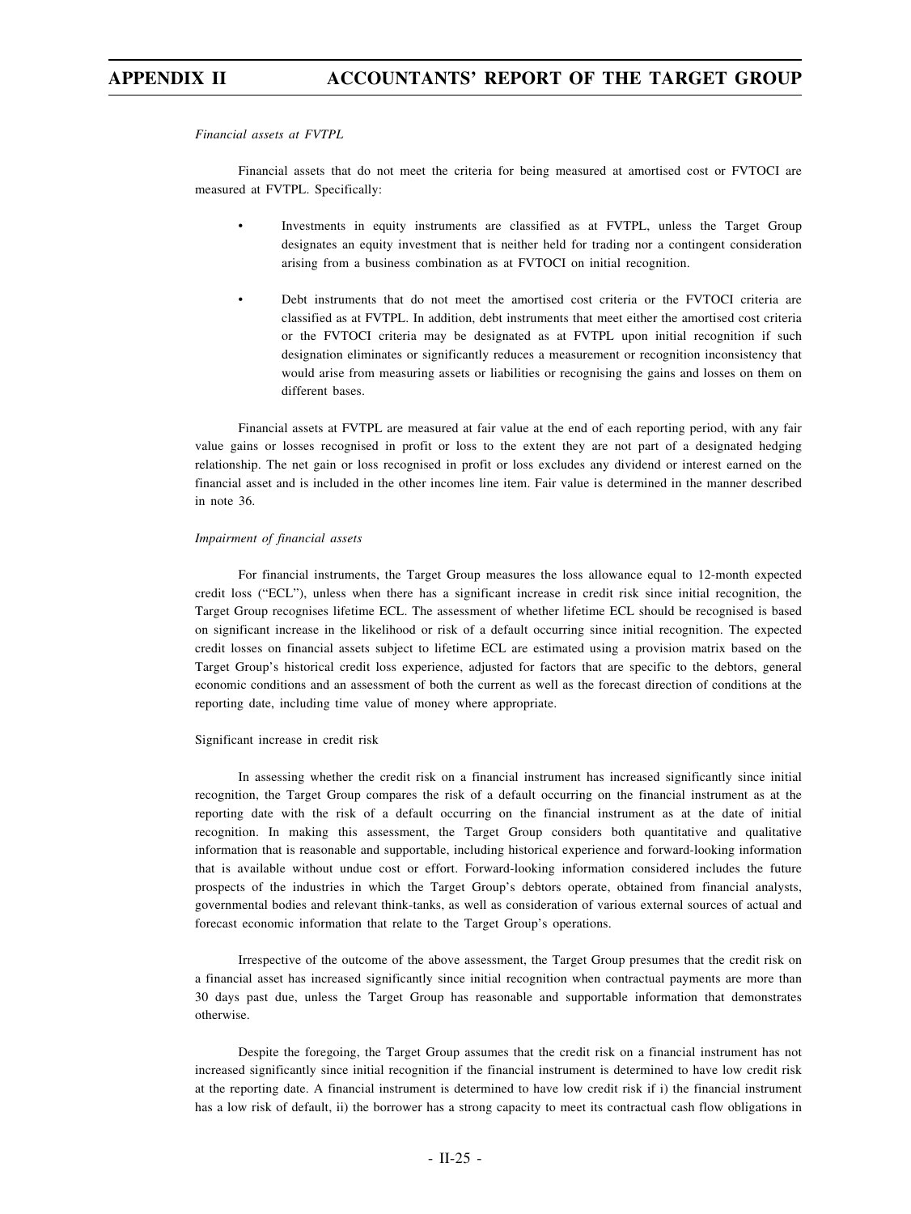*Financial assets at FVTPL*

Financial assets that do not meet the criteria for being measured at amortised cost or FVTOCI are measured at FVTPL. Specifically:

- Investments in equity instruments are classified as at FVTPL, unless the Target Group designates an equity investment that is neither held for trading nor a contingent consideration arising from a business combination as at FVTOCI on initial recognition.

- Debt instruments that do not meet the amortised cost criteria or the FVTOCI criteria are classified as at FVTPL. In addition, debt instruments that meet either the amortised cost criteria or the FVTOCI criteria may be designated as at FVTPL upon initial recognition if such designation eliminates or significantly reduces a measurement or recognition inconsistency that would arise from measuring assets or liabilities or recognising the gains and losses on them on different bases.

Financial assets at FVTPL are measured at fair value at the end of each reporting period, with any fair value gains or losses recognised in profit or loss to the extent they are not part of a designated hedging relationship. The net gain or loss recognised in profit or loss excludes any dividend or interest earned on the financial asset and is included in the other incomes line item. Fair value is determined in the manner described in note 36.

*Impairment of financial assets*

For financial instruments, the Target Group measures the loss allowance equal to 12-month expected credit loss ("ECL"), unless when there has a significant increase in credit risk since initial recognition, the Target Group recognises lifetime ECL. The assessment of whether lifetime ECL should be recognised is based on significant increase in the likelihood or risk of a default occurring since initial recognition. The expected credit losses on financial assets subject to lifetime ECL are estimated using a provision matrix based on the Target Group's historical credit loss experience, adjusted for factors that are specific to the debtors, general economic conditions and an assessment of both the current as well as the forecast direction of conditions at the reporting date, including time value of money where appropriate.

Significant increase in credit risk

In assessing whether the credit risk on a financial instrument has increased significantly since initial recognition, the Target Group compares the risk of a default occurring on the financial instrument as at the reporting date with the risk of a default occurring on the financial instrument as at the date of initial recognition. In making this assessment, the Target Group considers both quantitative and qualitative information that is reasonable and supportable, including historical experience and forward-looking information that is available without undue cost or effort. Forward-looking information considered includes the future prospects of the industries in which the Target Group's debtors operate, obtained from financial analysts, governmental bodies and relevant think-tanks, as well as consideration of various external sources of actual and forecast economic information that relate to the Target Group's operations.

Irrespective of the outcome of the above assessment, the Target Group presumes that the credit risk on a financial asset has increased significantly since initial recognition when contractual payments are more than 30 days past due, unless the Target Group has reasonable and supportable information that demonstrates otherwise.

Despite the foregoing, the Target Group assumes that the credit risk on a financial instrument has not increased significantly since initial recognition if the financial instrument is determined to have low credit risk at the reporting date. A financial instrument is determined to have low credit risk if i) the financial instrument has a low risk of default, ii) the borrower has a strong capacity to meet its contractual cash flow obligations in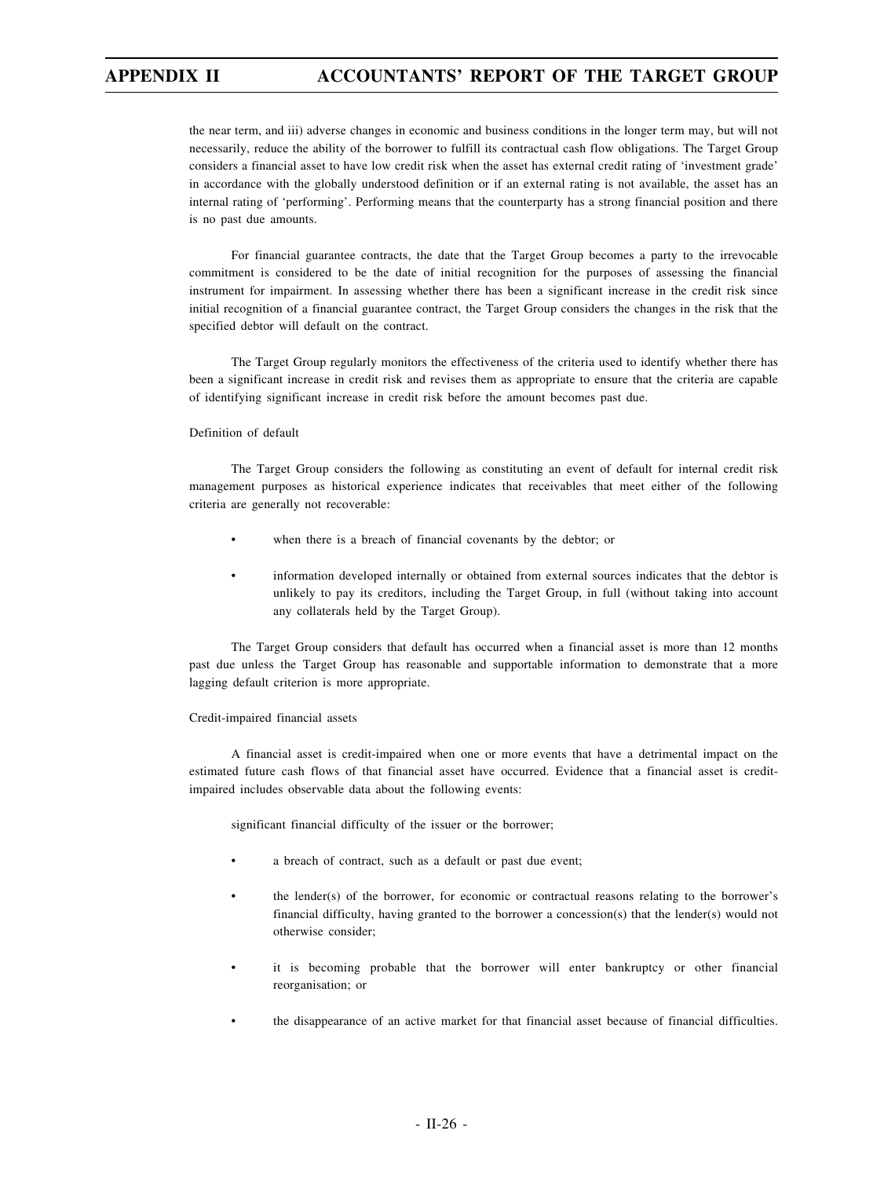the near term, and iii) adverse changes in economic and business conditions in the longer term may, but will not necessarily, reduce the ability of the borrower to fulfill its contractual cash flow obligations. The Target Group considers a financial asset to have low credit risk when the asset has external credit rating of 'investment grade' in accordance with the globally understood definition or if an external rating is not available, the asset has an internal rating of 'performing'. Performing means that the counterparty has a strong financial position and there is no past due amounts.

For financial guarantee contracts, the date that the Target Group becomes a party to the irrevocable commitment is considered to be the date of initial recognition for the purposes of assessing the financial instrument for impairment. In assessing whether there has been a significant increase in the credit risk since initial recognition of a financial guarantee contract, the Target Group considers the changes in the risk that the specified debtor will default on the contract.

The Target Group regularly monitors the effectiveness of the criteria used to identify whether there has been a significant increase in credit risk and revises them as appropriate to ensure that the criteria are capable of identifying significant increase in credit risk before the amount becomes past due.

Definition of default

The Target Group considers the following as constituting an event of default for internal credit risk management purposes as historical experience indicates that receivables that meet either of the following criteria are generally not recoverable:

- when there is a breach of financial covenants by the debtor; or
- information developed internally or obtained from external sources indicates that the debtor is unlikely to pay its creditors, including the Target Group, in full (without taking into account any collaterals held by the Target Group).

The Target Group considers that default has occurred when a financial asset is more than 12 months past due unless the Target Group has reasonable and supportable information to demonstrate that a more lagging default criterion is more appropriate.

Credit-impaired financial assets

A financial asset is credit-impaired when one or more events that have a detrimental impact on the estimated future cash flows of that financial asset have occurred. Evidence that a financial asset is credit-impaired includes observable data about the following events:

significant financial difficulty of the issuer or the borrower;

- a breach of contract, such as a default or past due event;
- the lender(s) of the borrower, for economic or contractual reasons relating to the borrower's financial difficulty, having granted to the borrower a concession(s) that the lender(s) would not otherwise consider;
- it is becoming probable that the borrower will enter bankruptcy or other financial reorganisation; or
- the disappearance of an active market for that financial asset because of financial difficulties.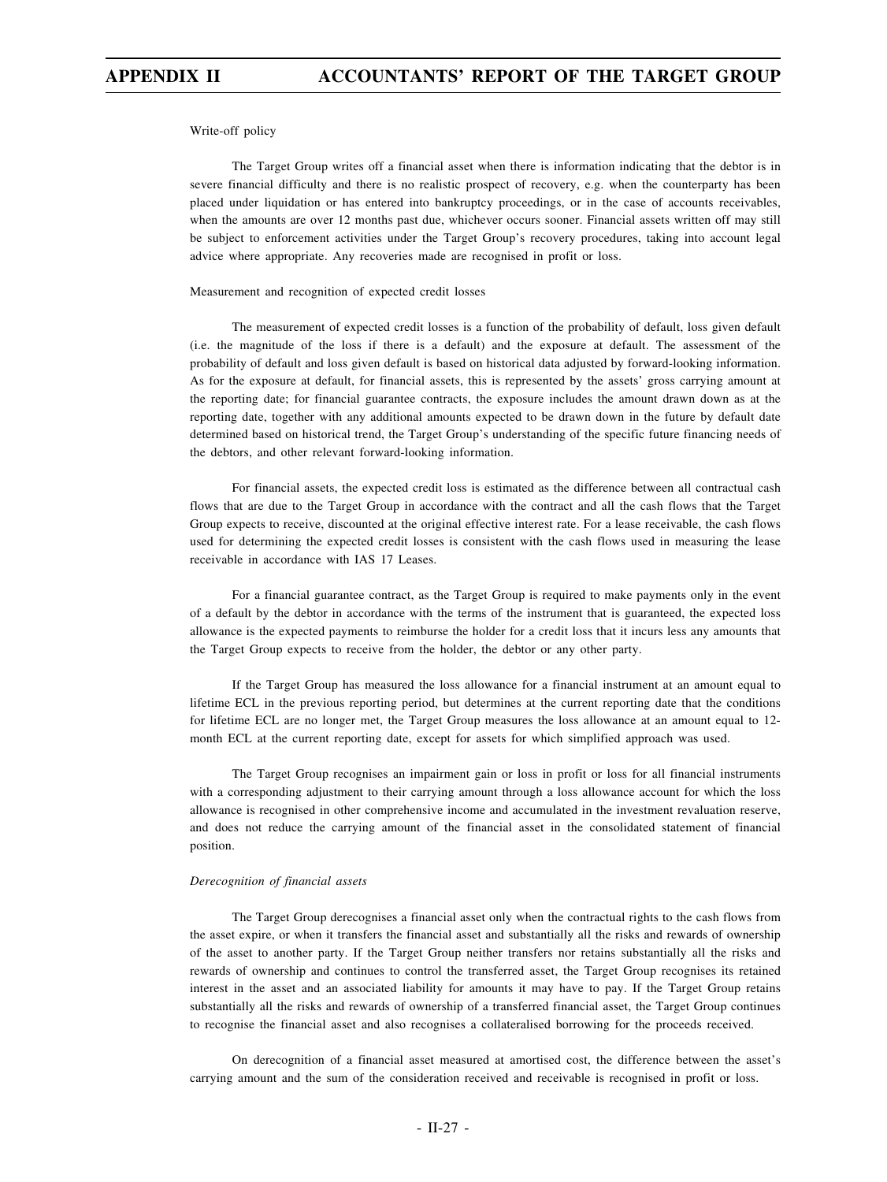Write-off policy

The Target Group writes off a financial asset when there is information indicating that the debtor is in severe financial difficulty and there is no realistic prospect of recovery, e.g. when the counterparty has been placed under liquidation or has entered into bankruptcy proceedings, or in the case of accounts receivables, when the amounts are over 12 months past due, whichever occurs sooner. Financial assets written off may still be subject to enforcement activities under the Target Group's recovery procedures, taking into account legal advice where appropriate. Any recoveries made are recognised in profit or loss.

Measurement and recognition of expected credit losses

The measurement of expected credit losses is a function of the probability of default, loss given default (i.e. the magnitude of the loss if there is a default) and the exposure at default. The assessment of the probability of default and loss given default is based on historical data adjusted by forward-looking information. As for the exposure at default, for financial assets, this is represented by the assets' gross carrying amount at the reporting date; for financial guarantee contracts, the exposure includes the amount drawn down as at the reporting date, together with any additional amounts expected to be drawn down in the future by default date determined based on historical trend, the Target Group's understanding of the specific future financing needs of the debtors, and other relevant forward-looking information.

For financial assets, the expected credit loss is estimated as the difference between all contractual cash flows that are due to the Target Group in accordance with the contract and all the cash flows that the Target Group expects to receive, discounted at the original effective interest rate. For a lease receivable, the cash flows used for determining the expected credit losses is consistent with the cash flows used in measuring the lease receivable in accordance with IAS 17 Leases.

For a financial guarantee contract, as the Target Group is required to make payments only in the event of a default by the debtor in accordance with the terms of the instrument that is guaranteed, the expected loss allowance is the expected payments to reimburse the holder for a credit loss that it incurs less any amounts that the Target Group expects to receive from the holder, the debtor or any other party.

If the Target Group has measured the loss allowance for a financial instrument at an amount equal to lifetime ECL in the previous reporting period, but determines at the current reporting date that the conditions for lifetime ECL are no longer met, the Target Group measures the loss allowance at an amount equal to 12-month ECL at the current reporting date, except for assets for which simplified approach was used.

The Target Group recognises an impairment gain or loss in profit or loss for all financial instruments with a corresponding adjustment to their carrying amount through a loss allowance account for which the loss allowance is recognised in other comprehensive income and accumulated in the investment revaluation reserve, and does not reduce the carrying amount of the financial asset in the consolidated statement of financial position.

*Derecognition of financial assets*

The Target Group derecognises a financial asset only when the contractual rights to the cash flows from the asset expire, or when it transfers the financial asset and substantially all the risks and rewards of ownership of the asset to another party. If the Target Group neither transfers nor retains substantially all the risks and rewards of ownership and continues to control the transferred asset, the Target Group recognises its retained interest in the asset and an associated liability for amounts it may have to pay. If the Target Group retains substantially all the risks and rewards of ownership of a transferred financial asset, the Target Group continues to recognise the financial asset and also recognises a collateralised borrowing for the proceeds received.

On derecognition of a financial asset measured at amortised cost, the difference between the asset's carrying amount and the sum of the consideration received and receivable is recognised in profit or loss.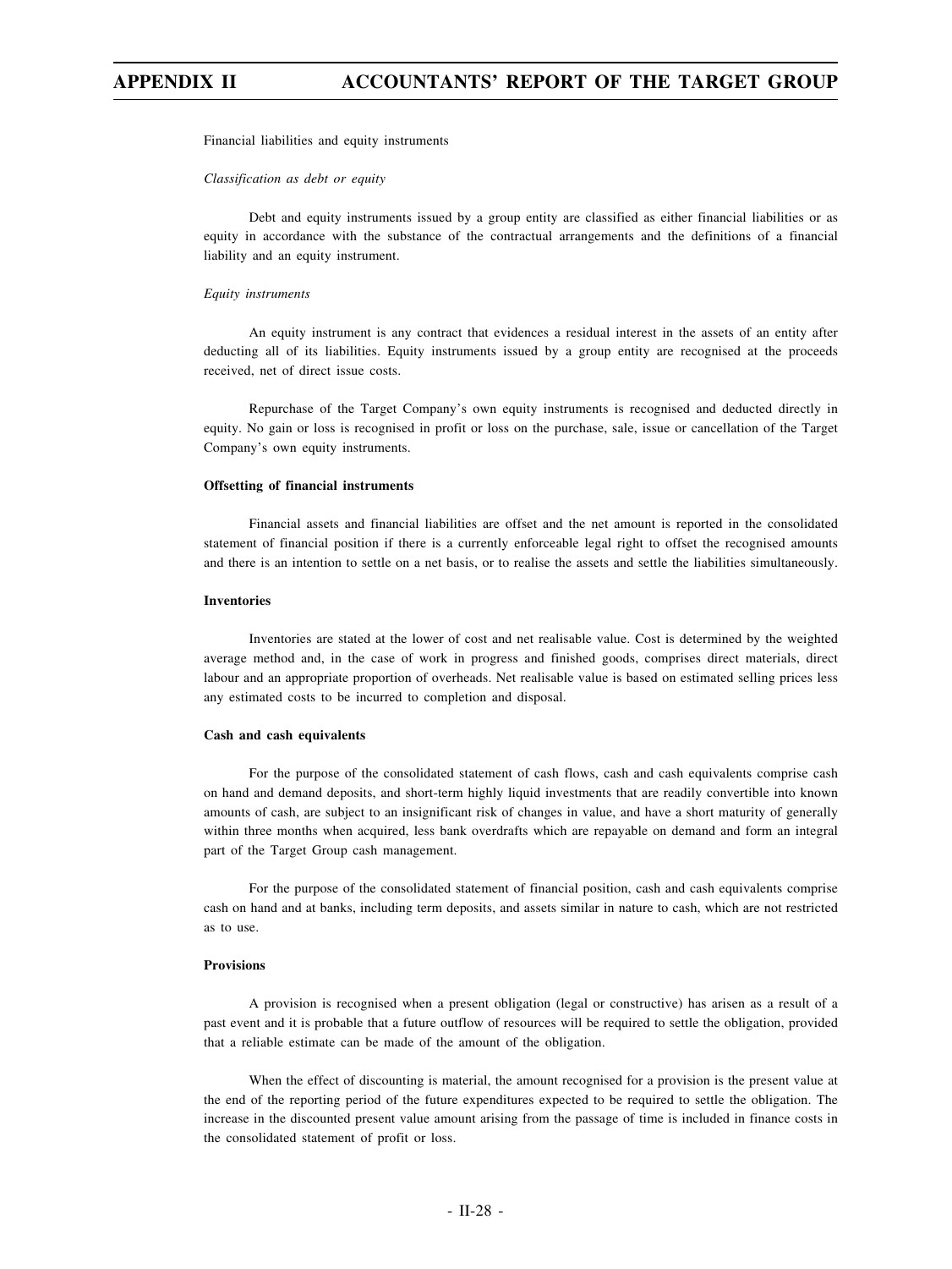Financial liabilities and equity instruments

*Classification as debt or equity*

Debt and equity instruments issued by a group entity are classified as either financial liabilities or as equity in accordance with the substance of the contractual arrangements and the definitions of a financial liability and an equity instrument.

*Equity instruments*

An equity instrument is any contract that evidences a residual interest in the assets of an entity after deducting all of its liabilities. Equity instruments issued by a group entity are recognised at the proceeds received, net of direct issue costs.

Repurchase of the Target Company's own equity instruments is recognised and deducted directly in equity. No gain or loss is recognised in profit or loss on the purchase, sale, issue or cancellation of the Target Company's own equity instruments.

**Offsetting of financial instruments**

Financial assets and financial liabilities are offset and the net amount is reported in the consolidated statement of financial position if there is a currently enforceable legal right to offset the recognised amounts and there is an intention to settle on a net basis, or to realise the assets and settle the liabilities simultaneously.

**Inventories**

Inventories are stated at the lower of cost and net realisable value. Cost is determined by the weighted average method and, in the case of work in progress and finished goods, comprises direct materials, direct labour and an appropriate proportion of overheads. Net realisable value is based on estimated selling prices less any estimated costs to be incurred to completion and disposal.

**Cash and cash equivalents**

For the purpose of the consolidated statement of cash flows, cash and cash equivalents comprise cash on hand and demand deposits, and short-term highly liquid investments that are readily convertible into known amounts of cash, are subject to an insignificant risk of changes in value, and have a short maturity of generally within three months when acquired, less bank overdrafts which are repayable on demand and form an integral part of the Target Group cash management.

For the purpose of the consolidated statement of financial position, cash and cash equivalents comprise cash on hand and at banks, including term deposits, and assets similar in nature to cash, which are not restricted as to use.

**Provisions**

A provision is recognised when a present obligation (legal or constructive) has arisen as a result of a past event and it is probable that a future outflow of resources will be required to settle the obligation, provided that a reliable estimate can be made of the amount of the obligation.

When the effect of discounting is material, the amount recognised for a provision is the present value at the end of the reporting period of the future expenditures expected to be required to settle the obligation. The increase in the discounted present value amount arising from the passage of time is included in finance costs in the consolidated statement of profit or loss.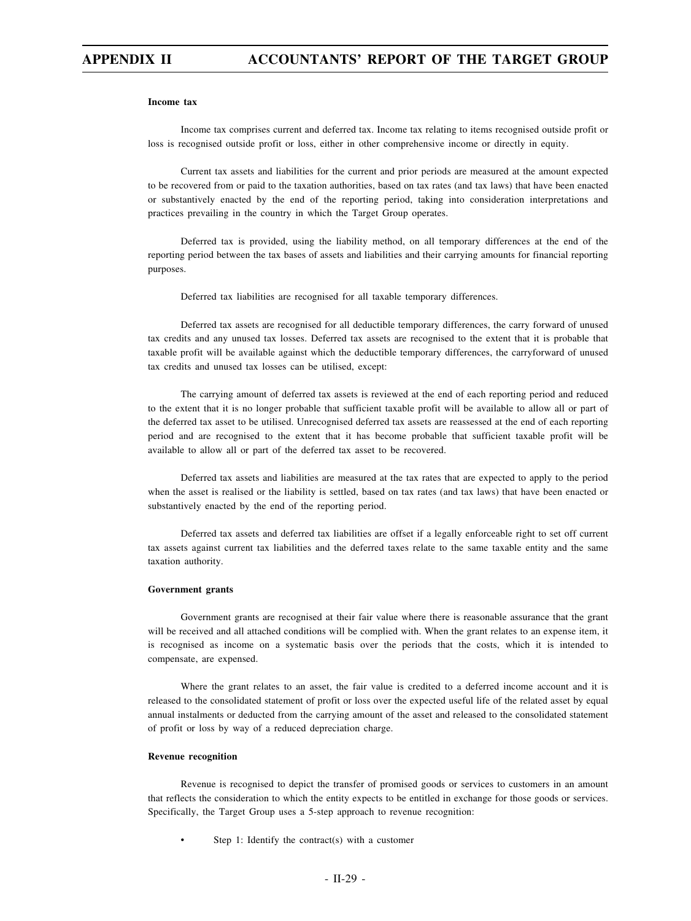**Income tax**

Income tax comprises current and deferred tax. Income tax relating to items recognised outside profit or loss is recognised outside profit or loss, either in other comprehensive income or directly in equity.

Current tax assets and liabilities for the current and prior periods are measured at the amount expected to be recovered from or paid to the taxation authorities, based on tax rates (and tax laws) that have been enacted or substantively enacted by the end of the reporting period, taking into consideration interpretations and practices prevailing in the country in which the Target Group operates.

Deferred tax is provided, using the liability method, on all temporary differences at the end of the reporting period between the tax bases of assets and liabilities and their carrying amounts for financial reporting purposes.

Deferred tax liabilities are recognised for all taxable temporary differences.

Deferred tax assets are recognised for all deductible temporary differences, the carry forward of unused tax credits and any unused tax losses. Deferred tax assets are recognised to the extent that it is probable that taxable profit will be available against which the deductible temporary differences, the carryforward of unused tax credits and unused tax losses can be utilised, except:

The carrying amount of deferred tax assets is reviewed at the end of each reporting period and reduced to the extent that it is no longer probable that sufficient taxable profit will be available to allow all or part of the deferred tax asset to be utilised. Unrecognised deferred tax assets are reassessed at the end of each reporting period and are recognised to the extent that it has become probable that sufficient taxable profit will be available to allow all or part of the deferred tax asset to be recovered.

Deferred tax assets and liabilities are measured at the tax rates that are expected to apply to the period when the asset is realised or the liability is settled, based on tax rates (and tax laws) that have been enacted or substantively enacted by the end of the reporting period.

Deferred tax assets and deferred tax liabilities are offset if a legally enforceable right to set off current tax assets against current tax liabilities and the deferred taxes relate to the same taxable entity and the same taxation authority.

**Government grants**

Government grants are recognised at their fair value where there is reasonable assurance that the grant will be received and all attached conditions will be complied with. When the grant relates to an expense item, it is recognised as income on a systematic basis over the periods that the costs, which it is intended to compensate, are expensed.

Where the grant relates to an asset, the fair value is credited to a deferred income account and it is released to the consolidated statement of profit or loss over the expected useful life of the related asset by equal annual instalments or deducted from the carrying amount of the asset and released to the consolidated statement of profit or loss by way of a reduced depreciation charge.

**Revenue recognition**

Revenue is recognised to depict the transfer of promised goods or services to customers in an amount that reflects the consideration to which the entity expects to be entitled in exchange for those goods or services. Specifically, the Target Group uses a 5-step approach to revenue recognition:

- Step 1: Identify the contract(s) with a customer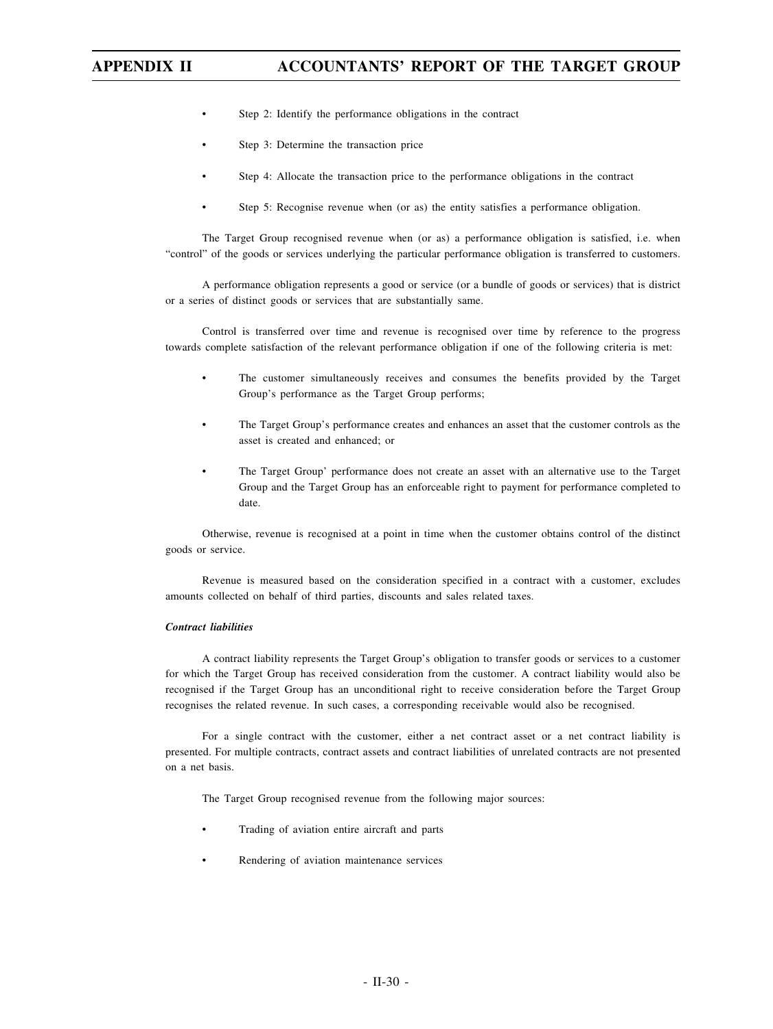- Step 2: Identify the performance obligations in the contract
- Step 3: Determine the transaction price
- Step 4: Allocate the transaction price to the performance obligations in the contract
- Step 5: Recognise revenue when (or as) the entity satisfies a performance obligation.

The Target Group recognised revenue when (or as) a performance obligation is satisfied, i.e. when "control" of the goods or services underlying the particular performance obligation is transferred to customers.

A performance obligation represents a good or service (or a bundle of goods or services) that is district or a series of distinct goods or services that are substantially same.

Control is transferred over time and revenue is recognised over time by reference to the progress towards complete satisfaction of the relevant performance obligation if one of the following criteria is met:

- The customer simultaneously receives and consumes the benefits provided by the Target Group's performance as the Target Group performs;
- The Target Group's performance creates and enhances an asset that the customer controls as the asset is created and enhanced; or
- The Target Group' performance does not create an asset with an alternative use to the Target Group and the Target Group has an enforceable right to payment for performance completed to date.

Otherwise, revenue is recognised at a point in time when the customer obtains control of the distinct goods or service.

Revenue is measured based on the consideration specified in a contract with a customer, excludes amounts collected on behalf of third parties, discounts and sales related taxes.

***Contract liabilities***

A contract liability represents the Target Group's obligation to transfer goods or services to a customer for which the Target Group has received consideration from the customer. A contract liability would also be recognised if the Target Group has an unconditional right to receive consideration before the Target Group recognises the related revenue. In such cases, a corresponding receivable would also be recognised.

For a single contract with the customer, either a net contract asset or a net contract liability is presented. For multiple contracts, contract assets and contract liabilities of unrelated contracts are not presented on a net basis.

The Target Group recognised revenue from the following major sources:

- Trading of aviation entire aircraft and parts
- Rendering of aviation maintenance services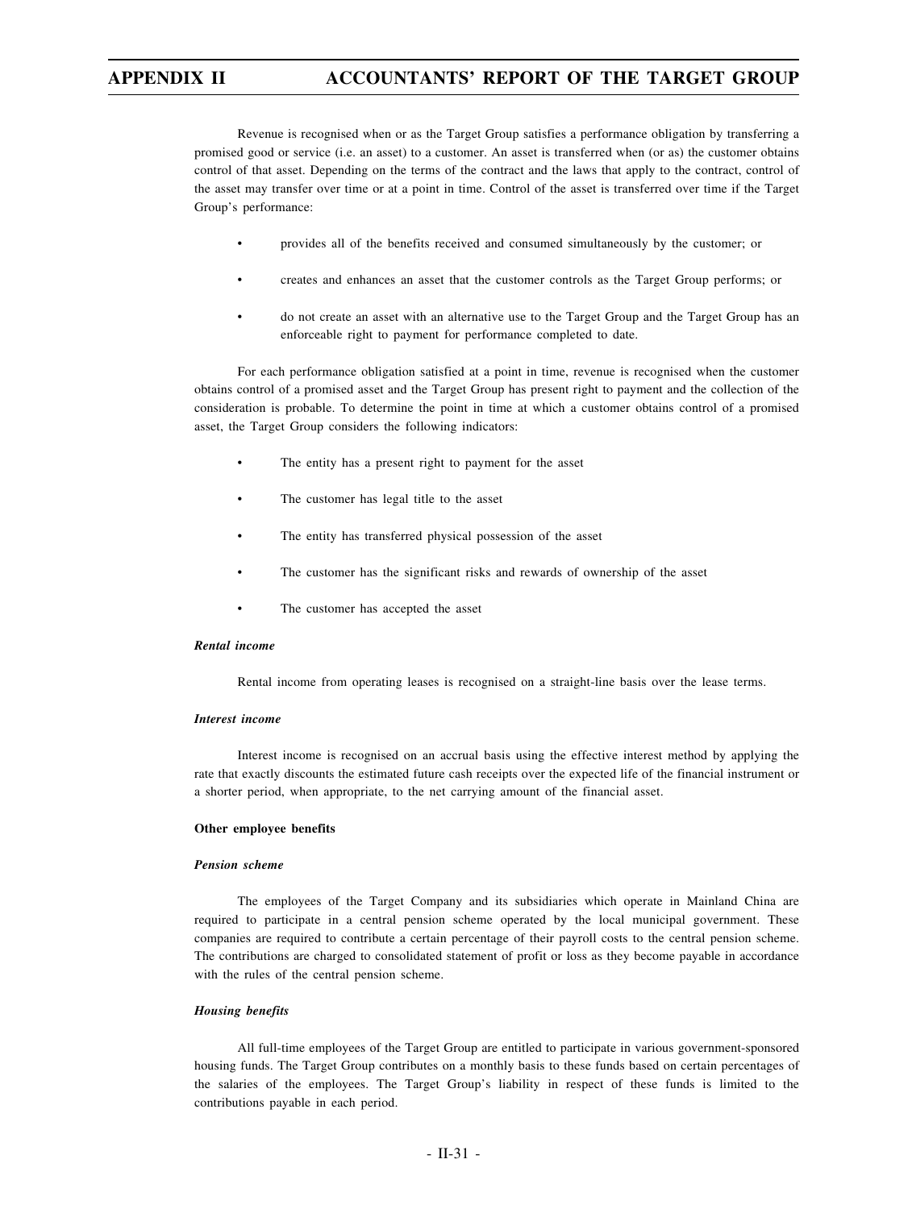Revenue is recognised when or as the Target Group satisfies a performance obligation by transferring a promised good or service (i.e. an asset) to a customer. An asset is transferred when (or as) the customer obtains control of that asset. Depending on the terms of the contract and the laws that apply to the contract, control of the asset may transfer over time or at a point in time. Control of the asset is transferred over time if the Target Group's performance:

- provides all of the benefits received and consumed simultaneously by the customer; or
- creates and enhances an asset that the customer controls as the Target Group performs; or
- do not create an asset with an alternative use to the Target Group and the Target Group has an enforceable right to payment for performance completed to date.

For each performance obligation satisfied at a point in time, revenue is recognised when the customer obtains control of a promised asset and the Target Group has present right to payment and the collection of the consideration is probable. To determine the point in time at which a customer obtains control of a promised asset, the Target Group considers the following indicators:

- The entity has a present right to payment for the asset
- The customer has legal title to the asset
- The entity has transferred physical possession of the asset
- The customer has the significant risks and rewards of ownership of the asset
- The customer has accepted the asset

***Rental income***

Rental income from operating leases is recognised on a straight-line basis over the lease terms.

***Interest income***

Interest income is recognised on an accrual basis using the effective interest method by applying the rate that exactly discounts the estimated future cash receipts over the expected life of the financial instrument or a shorter period, when appropriate, to the net carrying amount of the financial asset.

**Other employee benefits**

***Pension scheme***

The employees of the Target Company and its subsidiaries which operate in Mainland China are required to participate in a central pension scheme operated by the local municipal government. These companies are required to contribute a certain percentage of their payroll costs to the central pension scheme. The contributions are charged to consolidated statement of profit or loss as they become payable in accordance with the rules of the central pension scheme.

***Housing benefits***

All full-time employees of the Target Group are entitled to participate in various government-sponsored housing funds. The Target Group contributes on a monthly basis to these funds based on certain percentages of the salaries of the employees. The Target Group's liability in respect of these funds is limited to the contributions payable in each period.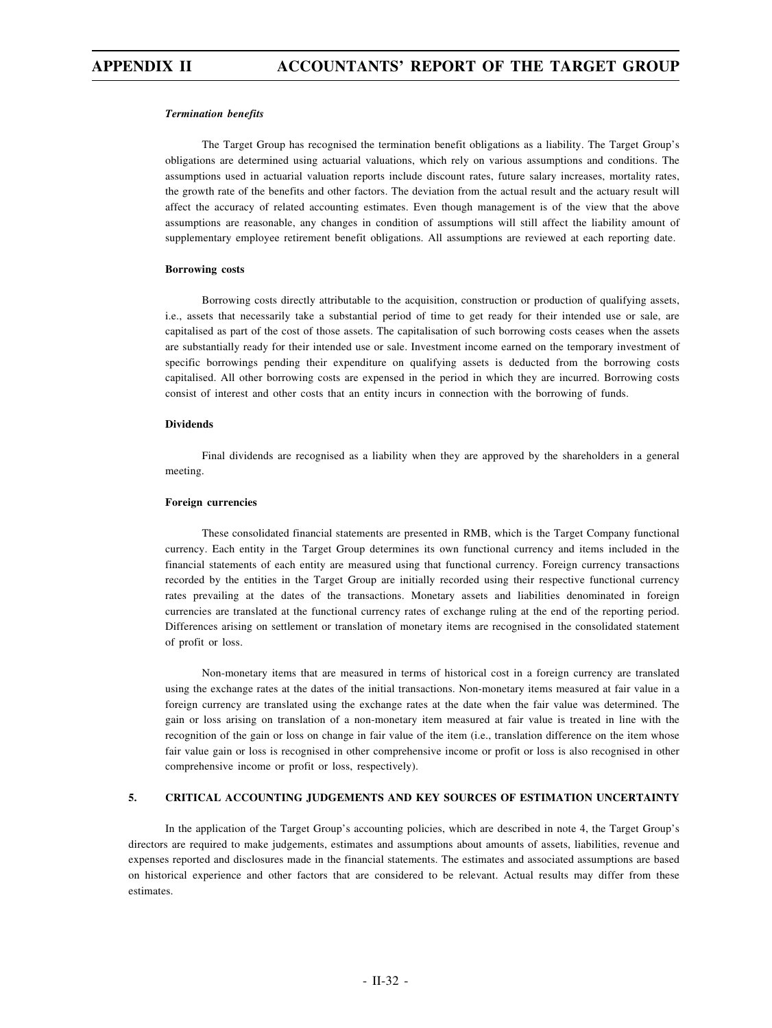***Termination benefits***

The Target Group has recognised the termination benefit obligations as a liability. The Target Group's obligations are determined using actuarial valuations, which rely on various assumptions and conditions. The assumptions used in actuarial valuation reports include discount rates, future salary increases, mortality rates, the growth rate of the benefits and other factors. The deviation from the actual result and the actuary result will affect the accuracy of related accounting estimates. Even though management is of the view that the above assumptions are reasonable, any changes in condition of assumptions will still affect the liability amount of supplementary employee retirement benefit obligations. All assumptions are reviewed at each reporting date.

**Borrowing costs**

Borrowing costs directly attributable to the acquisition, construction or production of qualifying assets, i.e., assets that necessarily take a substantial period of time to get ready for their intended use or sale, are capitalised as part of the cost of those assets. The capitalisation of such borrowing costs ceases when the assets are substantially ready for their intended use or sale. Investment income earned on the temporary investment of specific borrowings pending their expenditure on qualifying assets is deducted from the borrowing costs capitalised. All other borrowing costs are expensed in the period in which they are incurred. Borrowing costs consist of interest and other costs that an entity incurs in connection with the borrowing of funds.

**Dividends**

Final dividends are recognised as a liability when they are approved by the shareholders in a general meeting.

**Foreign currencies**

These consolidated financial statements are presented in RMB, which is the Target Company functional currency. Each entity in the Target Group determines its own functional currency and items included in the financial statements of each entity are measured using that functional currency. Foreign currency transactions recorded by the entities in the Target Group are initially recorded using their respective functional currency rates prevailing at the dates of the transactions. Monetary assets and liabilities denominated in foreign currencies are translated at the functional currency rates of exchange ruling at the end of the reporting period. Differences arising on settlement or translation of monetary items are recognised in the consolidated statement of profit or loss.

Non-monetary items that are measured in terms of historical cost in a foreign currency are translated using the exchange rates at the dates of the initial transactions. Non-monetary items measured at fair value in a foreign currency are translated using the exchange rates at the date when the fair value was determined. The gain or loss arising on translation of a non-monetary item measured at fair value is treated in line with the recognition of the gain or loss on change in fair value of the item (i.e., translation difference on the item whose fair value gain or loss is recognised in other comprehensive income or profit or loss is also recognised in other comprehensive income or profit or loss, respectively).

## 5. CRITICAL ACCOUNTING JUDGEMENTS AND KEY SOURCES OF ESTIMATION UNCERTAINTY

In the application of the Target Group's accounting policies, which are described in note 4, the Target Group's directors are required to make judgements, estimates and assumptions about amounts of assets, liabilities, revenue and expenses reported and disclosures made in the financial statements. The estimates and associated assumptions are based on historical experience and other factors that are considered to be relevant. Actual results may differ from these estimates.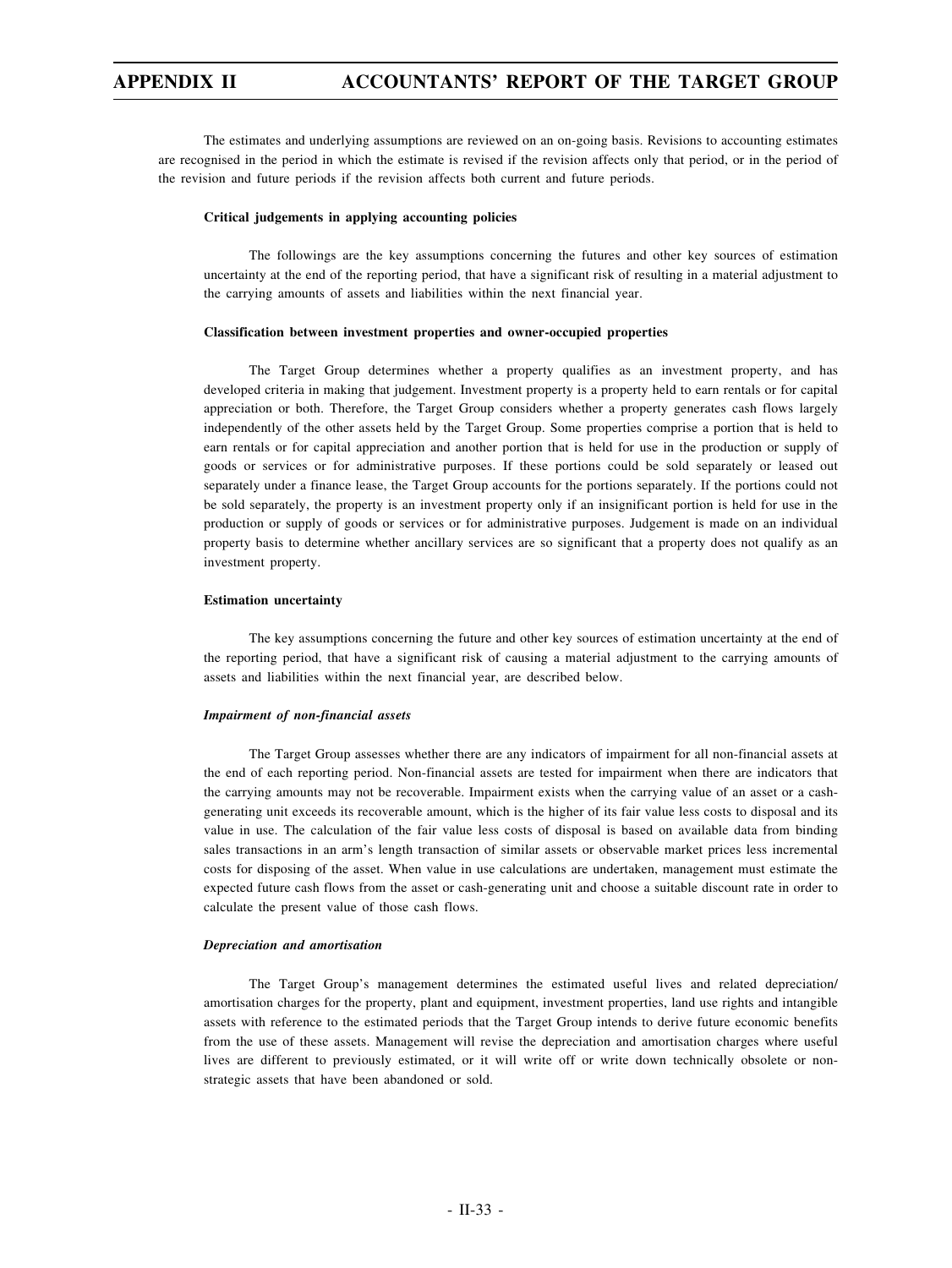The estimates and underlying assumptions are reviewed on an on-going basis. Revisions to accounting estimates are recognised in the period in which the estimate is revised if the revision affects only that period, or in the period of the revision and future periods if the revision affects both current and future periods.

**Critical judgements in applying accounting policies**

The followings are the key assumptions concerning the futures and other key sources of estimation uncertainty at the end of the reporting period, that have a significant risk of resulting in a material adjustment to the carrying amounts of assets and liabilities within the next financial year.

**Classification between investment properties and owner-occupied properties**

The Target Group determines whether a property qualifies as an investment property, and has developed criteria in making that judgement. Investment property is a property held to earn rentals or for capital appreciation or both. Therefore, the Target Group considers whether a property generates cash flows largely independently of the other assets held by the Target Group. Some properties comprise a portion that is held to earn rentals or for capital appreciation and another portion that is held for use in the production or supply of goods or services or for administrative purposes. If these portions could be sold separately or leased out separately under a finance lease, the Target Group accounts for the portions separately. If the portions could not be sold separately, the property is an investment property only if an insignificant portion is held for use in the production or supply of goods or services or for administrative purposes. Judgement is made on an individual property basis to determine whether ancillary services are so significant that a property does not qualify as an investment property.

**Estimation uncertainty**

The key assumptions concerning the future and other key sources of estimation uncertainty at the end of the reporting period, that have a significant risk of causing a material adjustment to the carrying amounts of assets and liabilities within the next financial year, are described below.

***Impairment of non-financial assets***

The Target Group assesses whether there are any indicators of impairment for all non-financial assets at the end of each reporting period. Non-financial assets are tested for impairment when there are indicators that the carrying amounts may not be recoverable. Impairment exists when the carrying value of an asset or a cash-generating unit exceeds its recoverable amount, which is the higher of its fair value less costs to disposal and its value in use. The calculation of the fair value less costs of disposal is based on available data from binding sales transactions in an arm's length transaction of similar assets or observable market prices less incremental costs for disposing of the asset. When value in use calculations are undertaken, management must estimate the expected future cash flows from the asset or cash-generating unit and choose a suitable discount rate in order to calculate the present value of those cash flows.

***Depreciation and amortisation***

The Target Group's management determines the estimated useful lives and related depreciation/ amortisation charges for the property, plant and equipment, investment properties, land use rights and intangible assets with reference to the estimated periods that the Target Group intends to derive future economic benefits from the use of these assets. Management will revise the depreciation and amortisation charges where useful lives are different to previously estimated, or it will write off or write down technically obsolete or non-strategic assets that have been abandoned or sold.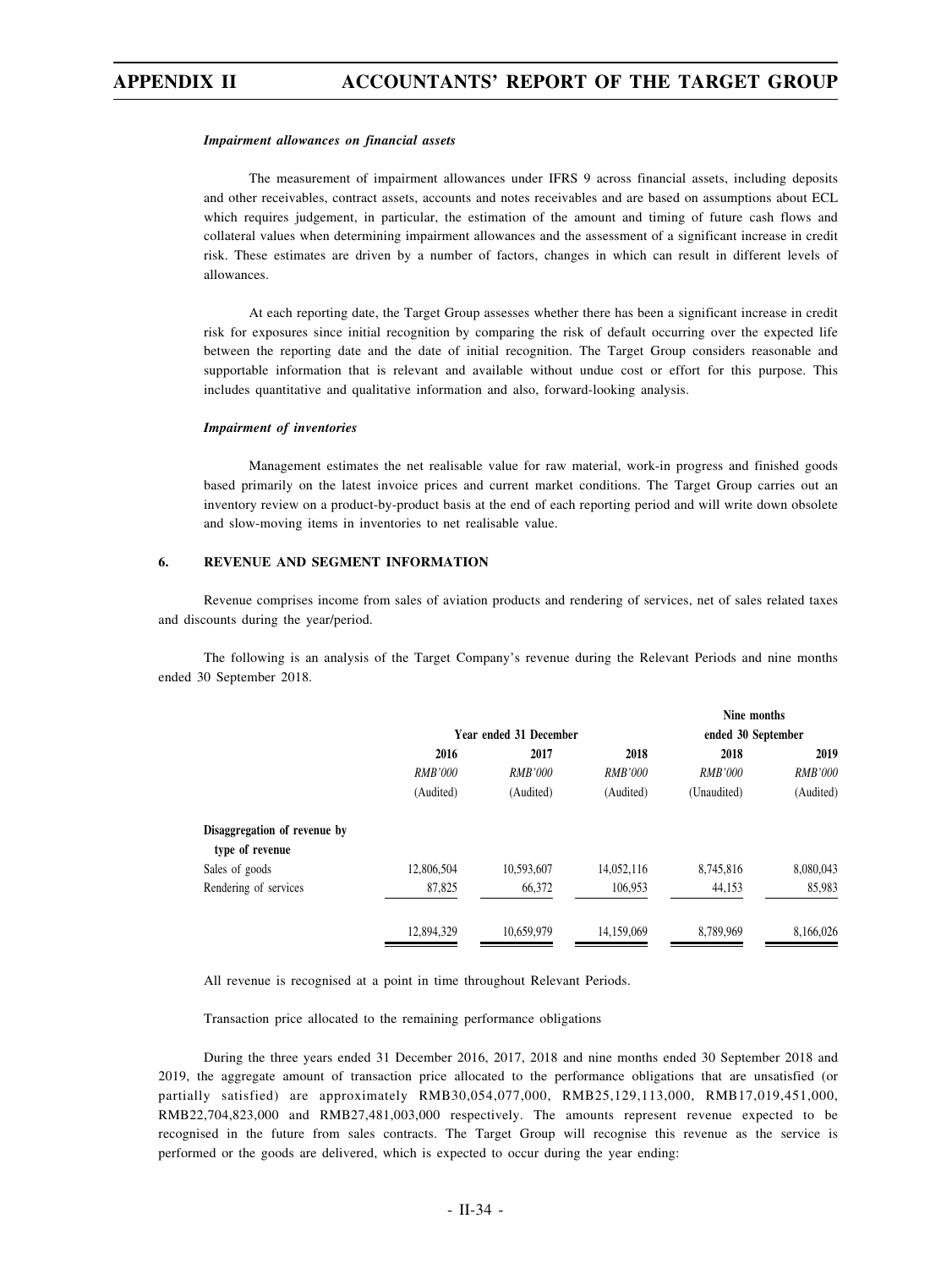***Impairment allowances on financial assets***

The measurement of impairment allowances under IFRS 9 across financial assets, including deposits and other receivables, contract assets, accounts and notes receivables and are based on assumptions about ECL which requires judgement, in particular, the estimation of the amount and timing of future cash flows and collateral values when determining impairment allowances and the assessment of a significant increase in credit risk. These estimates are driven by a number of factors, changes in which can result in different levels of allowances.

At each reporting date, the Target Group assesses whether there has been a significant increase in credit risk for exposures since initial recognition by comparing the risk of default occurring over the expected life between the reporting date and the date of initial recognition. The Target Group considers reasonable and supportable information that is relevant and available without undue cost or effort for this purpose. This includes quantitative and qualitative information and also, forward-looking analysis.

***Impairment of inventories***

Management estimates the net realisable value for raw material, work-in progress and finished goods based primarily on the latest invoice prices and current market conditions. The Target Group carries out an inventory review on a product-by-product basis at the end of each reporting period and will write down obsolete and slow-moving items in inventories to net realisable value.

**6. REVENUE AND SEGMENT INFORMATION**

Revenue comprises income from sales of aviation products and rendering of services, net of sales related taxes and discounts during the year/period.

The following is an analysis of the Target Company's revenue during the Relevant Periods and nine months ended 30 September 2018.

| | Year ended 31 December | | | Nine months ended 30 September | |
|---|---|---|---|---|---|
| | **2016** | **2017** | **2018** | **2018** | **2019** |
| | *RMB'000* | *RMB'000* | *RMB'000* | *RMB'000* | *RMB'000* |
| | (Audited) | (Audited) | (Audited) | (Unaudited) | (Audited) |
| **Disaggregation of revenue by type of revenue** | | | | | |
| Sales of goods | 12,806,504 | 10,593,607 | 14,052,116 | 8,745,816 | 8,080,043 |
| Rendering of services | 87,825 | 66,372 | 106,953 | 44,153 | 85,983 |
| | 12,894,329 | 10,659,979 | 14,159,069 | 8,789,969 | 8,166,026 |

All revenue is recognised at a point in time throughout Relevant Periods.

Transaction price allocated to the remaining performance obligations

During the three years ended 31 December 2016, 2017, 2018 and nine months ended 30 September 2018 and 2019, the aggregate amount of transaction price allocated to the performance obligations that are unsatisfied (or partially satisfied) are approximately RMB30,054,077,000, RMB25,129,113,000, RMB17,019,451,000, RMB22,704,823,000 and RMB27,481,003,000 respectively. The amounts represent revenue expected to be recognised in the future from sales contracts. The Target Group will recognise this revenue as the service is performed or the goods are delivered, which is expected to occur during the year ending: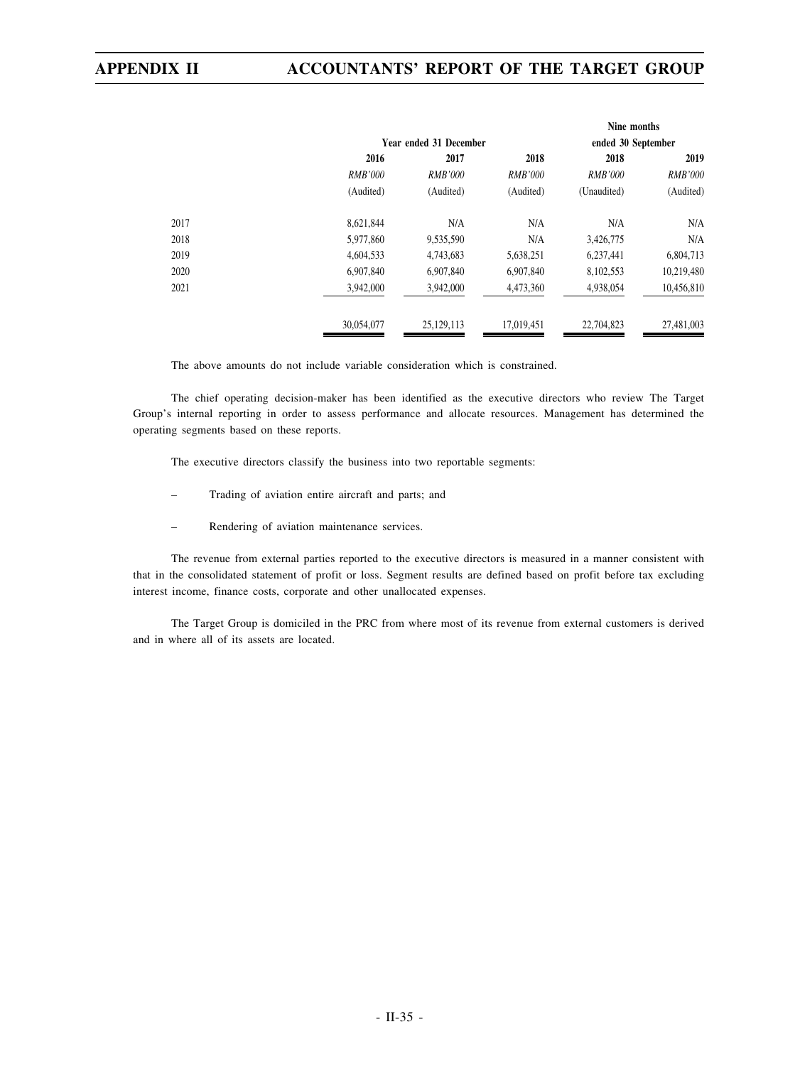| | Year ended 31 December | | | Nine months ended 30 September | |
|---|---|---|---|---|---|
| | 2016 | 2017 | 2018 | 2018 | 2019 |
| | *RMB'000* | *RMB'000* | *RMB'000* | *RMB'000* | *RMB'000* |
| | (Audited) | (Audited) | (Audited) | (Unaudited) | (Audited) |
| 2017 | 8,621,844 | N/A | N/A | N/A | N/A |
| 2018 | 5,977,860 | 9,535,590 | N/A | 3,426,775 | N/A |
| 2019 | 4,604,533 | 4,743,683 | 5,638,251 | 6,237,441 | 6,804,713 |
| 2020 | 6,907,840 | 6,907,840 | 6,907,840 | 8,102,553 | 10,219,480 |
| 2021 | 3,942,000 | 3,942,000 | 4,473,360 | 4,938,054 | 10,456,810 |
| | 30,054,077 | 25,129,113 | 17,019,451 | 22,704,823 | 27,481,003 |

The above amounts do not include variable consideration which is constrained.

The chief operating decision-maker has been identified as the executive directors who review The Target Group's internal reporting in order to assess performance and allocate resources. Management has determined the operating segments based on these reports.

The executive directors classify the business into two reportable segments:

– Trading of aviation entire aircraft and parts; and

– Rendering of aviation maintenance services.

The revenue from external parties reported to the executive directors is measured in a manner consistent with that in the consolidated statement of profit or loss. Segment results are defined based on profit before tax excluding interest income, finance costs, corporate and other unallocated expenses.

The Target Group is domiciled in the PRC from where most of its revenue from external customers is derived and in where all of its assets are located.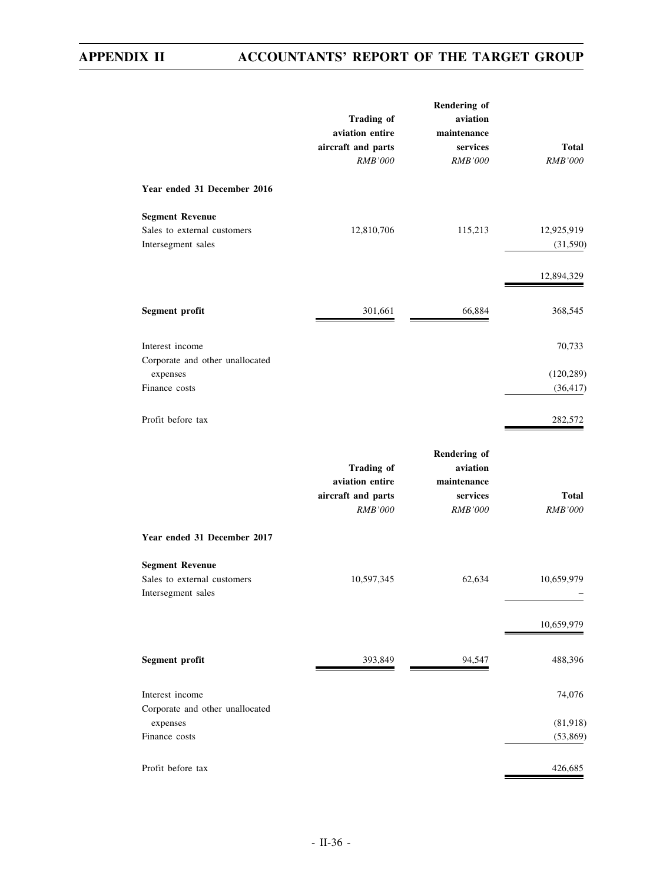| | Trading of aviation entire aircraft and parts | Rendering of aviation maintenance services | Total |
|---|---|---|---|
| | *RMB'000* | *RMB'000* | *RMB'000* |
| **Year ended 31 December 2016** | | | |
| **Segment Revenue** | | | |
| Sales to external customers | 12,810,706 | 115,213 | 12,925,919 |
| Intersegment sales | | | (31,590) |
| | | | 12,894,329 |
| **Segment profit** | 301,661 | 66,884 | 368,545 |
| Interest income | | | 70,733 |
| Corporate and other unallocated expenses | | | (120,289) |
| Finance costs | | | (36,417) |
| Profit before tax | | | 282,572 |

| | Trading of aviation entire aircraft and parts | Rendering of aviation maintenance services | Total |
|---|---|---|---|
| | *RMB'000* | *RMB'000* | *RMB'000* |
| **Year ended 31 December 2017** | | | |
| **Segment Revenue** | | | |
| Sales to external customers | 10,597,345 | 62,634 | 10,659,979 |
| Intersegment sales | | | – |
| | | | 10,659,979 |
| **Segment profit** | 393,849 | 94,547 | 488,396 |
| Interest income | | | 74,076 |
| Corporate and other unallocated expenses | | | (81,918) |
| Finance costs | | | (53,869) |
| Profit before tax | | | 426,685 |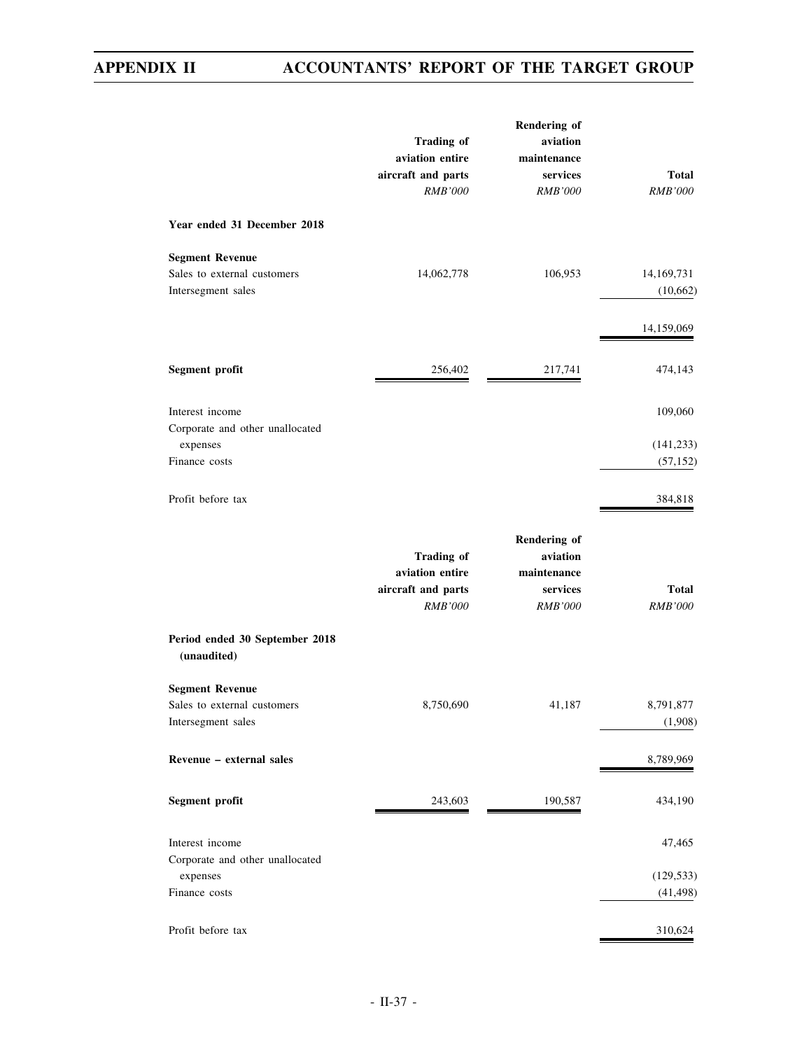| | Trading of aviation entire aircraft and parts | Rendering of aviation maintenance services | Total |
|---|---|---|---|
| | *RMB'000* | *RMB'000* | *RMB'000* |
| **Year ended 31 December 2018** | | | |
| **Segment Revenue** | | | |
| Sales to external customers | 14,062,778 | 106,953 | 14,169,731 |
| Intersegment sales | | | (10,662) |
| | | | 14,159,069 |
| **Segment profit** | 256,402 | 217,741 | 474,143 |
| Interest income | | | 109,060 |
| Corporate and other unallocated expenses | | | (141,233) |
| Finance costs | | | (57,152) |
| Profit before tax | | | 384,818 |

| | Trading of aviation entire aircraft and parts | Rendering of aviation maintenance services | Total |
|---|---|---|---|
| | *RMB'000* | *RMB'000* | *RMB'000* |
| **Period ended 30 September 2018 (unaudited)** | | | |
| **Segment Revenue** | | | |
| Sales to external customers | 8,750,690 | 41,187 | 8,791,877 |
| Intersegment sales | | | (1,908) |
| **Revenue – external sales** | | | 8,789,969 |
| **Segment profit** | 243,603 | 190,587 | 434,190 |
| Interest income | | | 47,465 |
| Corporate and other unallocated expenses | | | (129,533) |
| Finance costs | | | (41,498) |
| Profit before tax | | | 310,624 |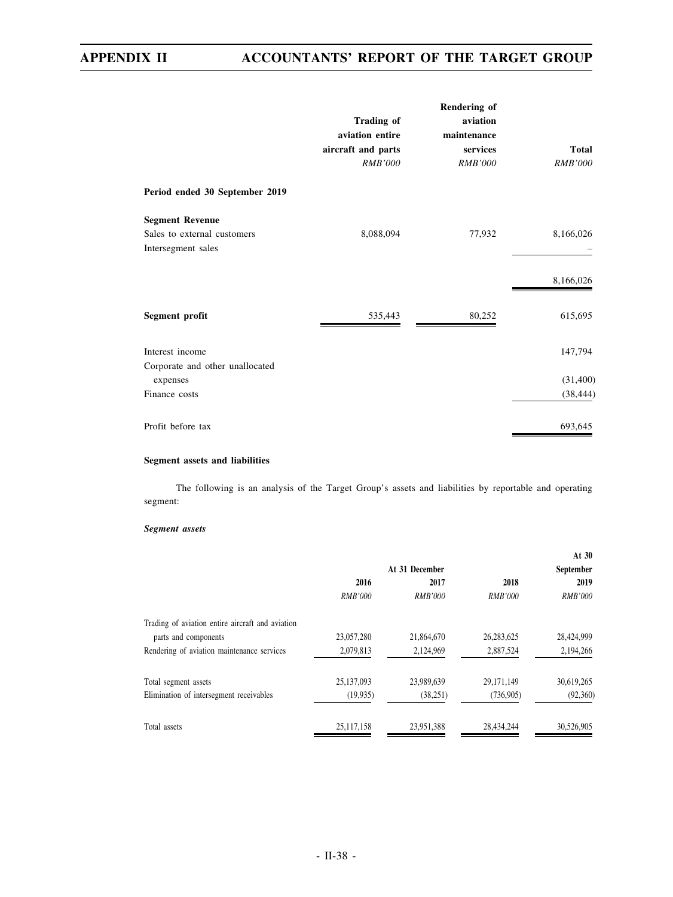| | Trading of aviation entire aircraft and parts | Rendering of aviation maintenance services | Total |
|---|---|---|---|
| | *RMB'000* | *RMB'000* | *RMB'000* |
| **Period ended 30 September 2019** | | | |
| **Segment Revenue** | | | |
| Sales to external customers | 8,088,094 | 77,932 | 8,166,026 |
| Intersegment sales | | | – |
| | | | 8,166,026 |
| **Segment profit** | 535,443 | 80,252 | 615,695 |
| Interest income | | | 147,794 |
| Corporate and other unallocated expenses | | | (31,400) |
| Finance costs | | | (38,444) |
| Profit before tax | | | 693,645 |

**Segment assets and liabilities**

The following is an analysis of the Target Group's assets and liabilities by reportable and operating segment:

***Segment assets***

| | At 31 December | | | At 30 September |
|---|---|---|---|---|
| | 2016 | 2017 | 2018 | 2019 |
| | *RMB'000* | *RMB'000* | *RMB'000* | *RMB'000* |
| Trading of aviation entire aircraft and aviation parts and components | 23,057,280 | 21,864,670 | 26,283,625 | 28,424,999 |
| Rendering of aviation maintenance services | 2,079,813 | 2,124,969 | 2,887,524 | 2,194,266 |
| Total segment assets | 25,137,093 | 23,989,639 | 29,171,149 | 30,619,265 |
| Elimination of intersegment receivables | (19,935) | (38,251) | (736,905) | (92,360) |
| Total assets | 25,117,158 | 23,951,388 | 28,434,244 | 30,526,905 |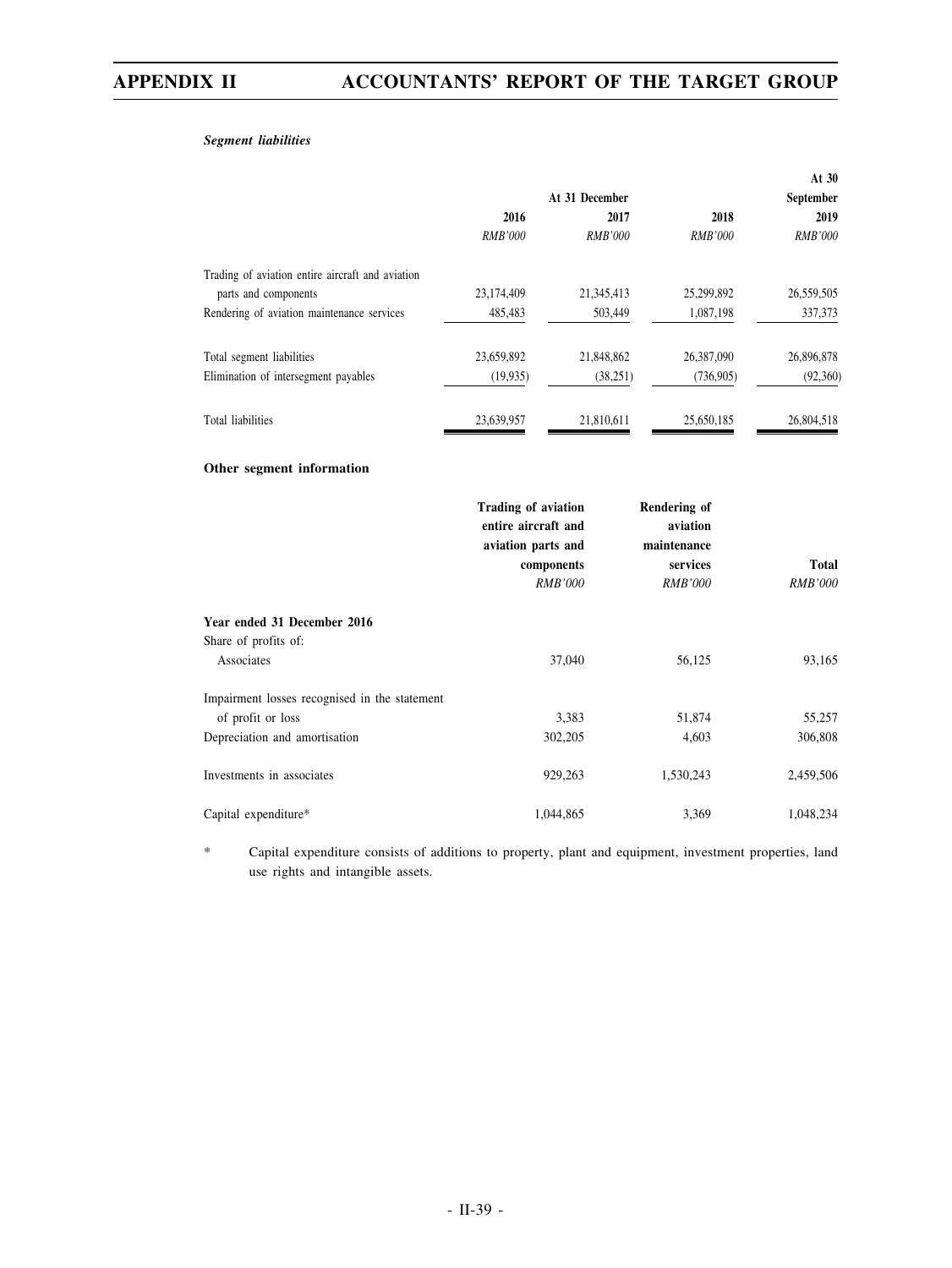***Segment liabilities***

| | At 31 December | | | At 30 September |
|---|---|---|---|---|
| | 2016 | 2017 | 2018 | 2019 |
| | *RMB'000* | *RMB'000* | *RMB'000* | *RMB'000* |
| Trading of aviation entire aircraft and aviation parts and components | 23,174,409 | 21,345,413 | 25,299,892 | 26,559,505 |
| Rendering of aviation maintenance services | 485,483 | 503,449 | 1,087,198 | 337,373 |
| Total segment liabilities | 23,659,892 | 21,848,862 | 26,387,090 | 26,896,878 |
| Elimination of intersegment payables | (19,935) | (38,251) | (736,905) | (92,360) |
| Total liabilities | 23,639,957 | 21,810,611 | 25,650,185 | 26,804,518 |

**Other segment information**

| | Trading of aviation entire aircraft and aviation parts and components | Rendering of aviation maintenance services | Total |
|---|---|---|---|
| | *RMB'000* | *RMB'000* | *RMB'000* |
| **Year ended 31 December 2016** | | | |
| Share of profits of: | | | |
| Associates | 37,040 | 56,125 | 93,165 |
| Impairment losses recognised in the statement of profit or loss | 3,383 | 51,874 | 55,257 |
| Depreciation and amortisation | 302,205 | 4,603 | 306,808 |
| Investments in associates | 929,263 | 1,530,243 | 2,459,506 |
| Capital expenditure* | 1,044,865 | 3,369 | 1,048,234 |

\* Capital expenditure consists of additions to property, plant and equipment, investment properties, land use rights and intangible assets.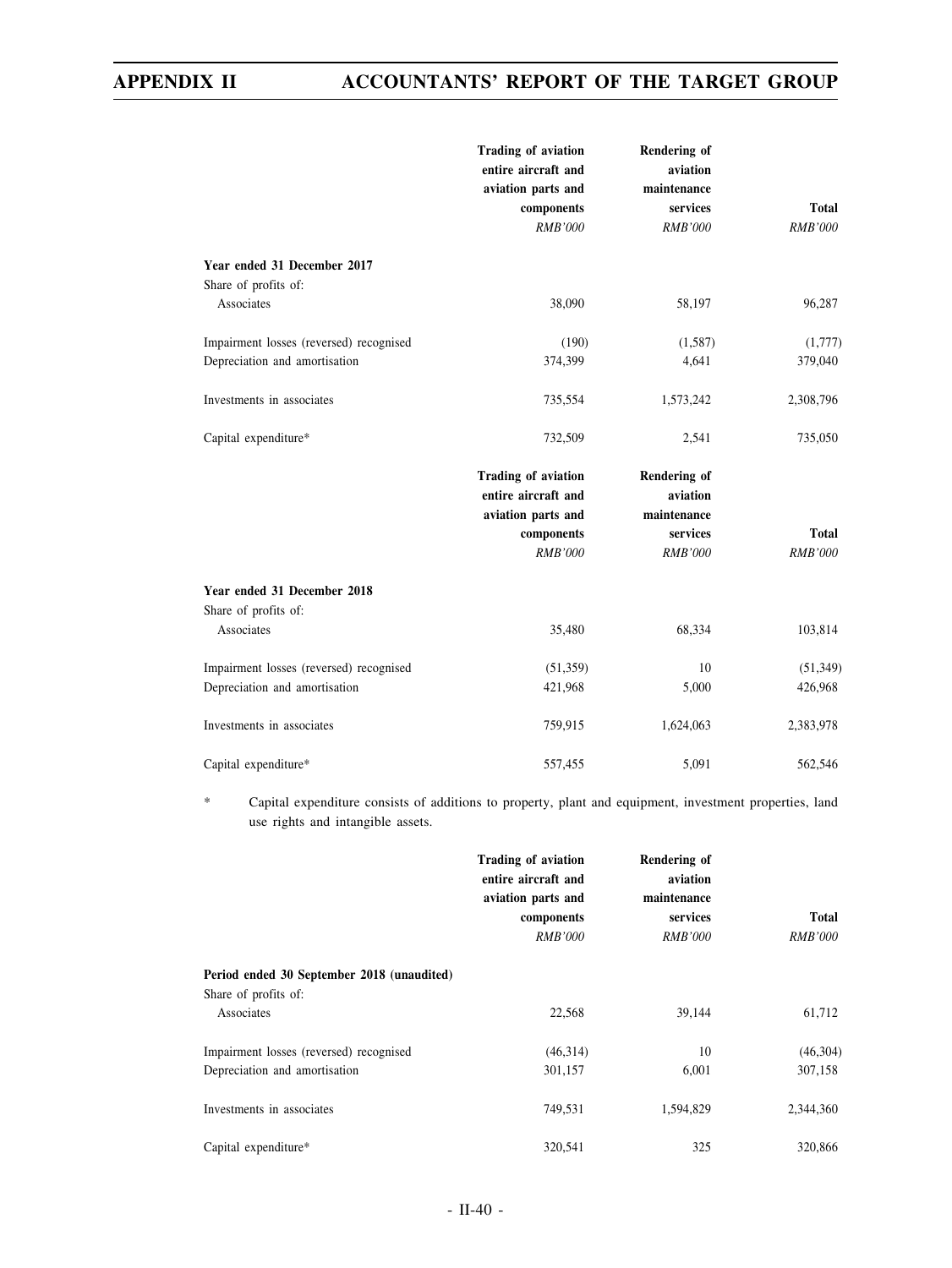| | Trading of aviation entire aircraft and aviation parts and components | Rendering of aviation maintenance services | Total |
|---|---|---|---|
| | *RMB'000* | *RMB'000* | *RMB'000* |
| **Year ended 31 December 2017** | | | |
| Share of profits of: | | | |
| Associates | 38,090 | 58,197 | 96,287 |
| Impairment losses (reversed) recognised | (190) | (1,587) | (1,777) |
| Depreciation and amortisation | 374,399 | 4,641 | 379,040 |
| Investments in associates | 735,554 | 1,573,242 | 2,308,796 |
| Capital expenditure* | 732,509 | 2,541 | 735,050 |

| | Trading of aviation entire aircraft and aviation parts and components | Rendering of aviation maintenance services | Total |
|---|---|---|---|
| | *RMB'000* | *RMB'000* | *RMB'000* |
| **Year ended 31 December 2018** | | | |
| Share of profits of: | | | |
| Associates | 35,480 | 68,334 | 103,814 |
| Impairment losses (reversed) recognised | (51,359) | 10 | (51,349) |
| Depreciation and amortisation | 421,968 | 5,000 | 426,968 |
| Investments in associates | 759,915 | 1,624,063 | 2,383,978 |
| Capital expenditure* | 557,455 | 5,091 | 562,546 |

\* Capital expenditure consists of additions to property, plant and equipment, investment properties, land use rights and intangible assets.

| | Trading of aviation entire aircraft and aviation parts and components | Rendering of aviation maintenance services | Total |
|---|---|---|---|
| | *RMB'000* | *RMB'000* | *RMB'000* |
| **Period ended 30 September 2018 (unaudited)** | | | |
| Share of profits of: | | | |
| Associates | 22,568 | 39,144 | 61,712 |
| Impairment losses (reversed) recognised | (46,314) | 10 | (46,304) |
| Depreciation and amortisation | 301,157 | 6,001 | 307,158 |
| Investments in associates | 749,531 | 1,594,829 | 2,344,360 |
| Capital expenditure* | 320,541 | 325 | 320,866 |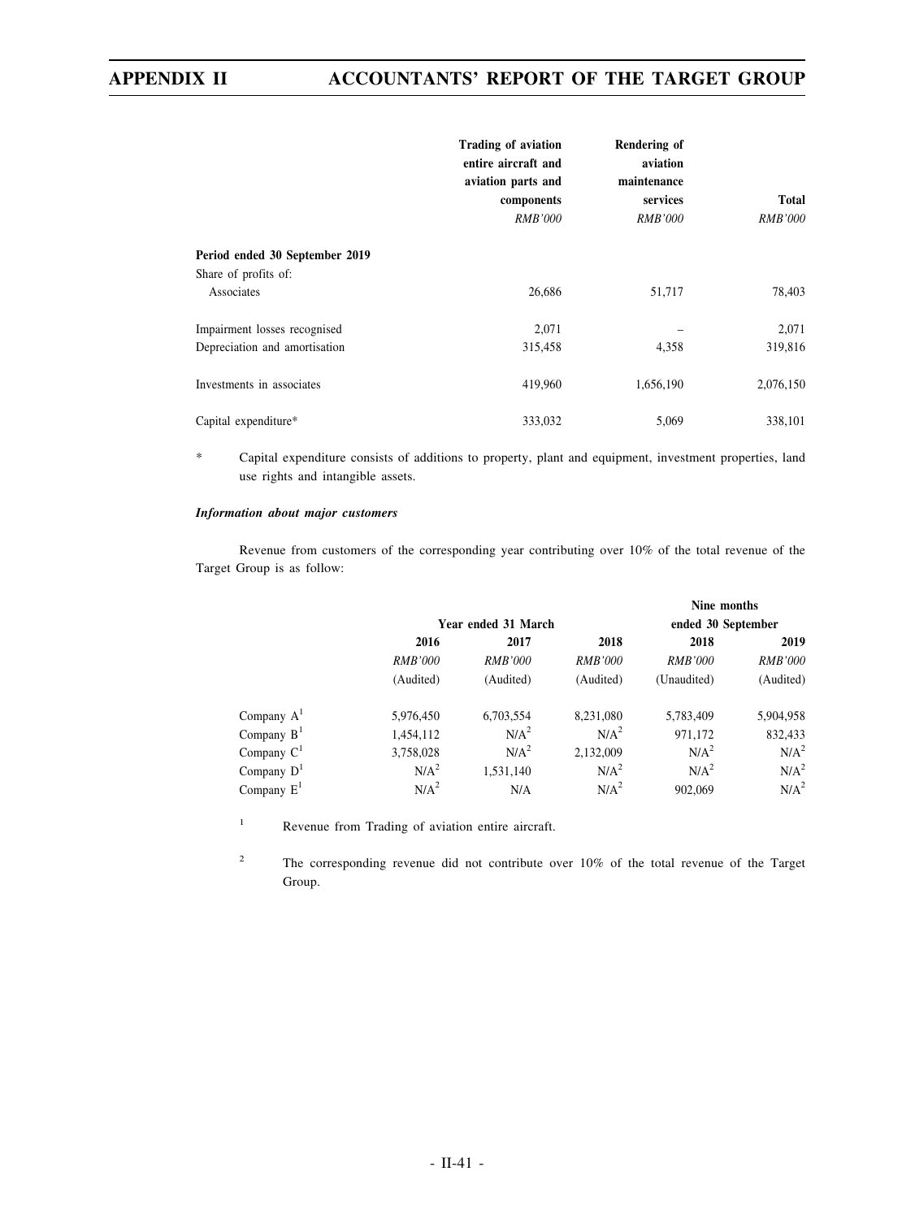| | Trading of aviation entire aircraft and aviation parts and components | Rendering of aviation maintenance services | Total |
|---|---|---|---|
| | *RMB'000* | *RMB'000* | *RMB'000* |
| **Period ended 30 September 2019** | | | |
| Share of profits of: | | | |
| Associates | 26,686 | 51,717 | 78,403 |
| Impairment losses recognised | 2,071 | – | 2,071 |
| Depreciation and amortisation | 315,458 | 4,358 | 319,816 |
| Investments in associates | 419,960 | 1,656,190 | 2,076,150 |
| Capital expenditure* | 333,032 | 5,069 | 338,101 |

\* Capital expenditure consists of additions to property, plant and equipment, investment properties, land use rights and intangible assets.

***Information about major customers***

Revenue from customers of the corresponding year contributing over 10% of the total revenue of the Target Group is as follow:

| | Year ended 31 March | | | Nine months ended 30 September | |
|---|---|---|---|---|---|
| | **2016** | **2017** | **2018** | **2018** | **2019** |
| | *RMB'000* | *RMB'000* | *RMB'000* | *RMB'000* | *RMB'000* |
| | (Audited) | (Audited) | (Audited) | (Unaudited) | (Audited) |
| Company A[1] | 5,976,450 | 6,703,554 | 8,231,080 | 5,783,409 | 5,904,958 |
| Company B[1] | 1,454,112 | N/A[2] | N/A[2] | 971,172 | 832,433 |
| Company C[1] | 3,758,028 | N/A[2] | 2,132,009 | N/A[2] | N/A[2] |
| Company D[1] | N/A[2] | 1,531,140 | N/A[2] | N/A[2] | N/A[2] |
| Company E[1] | N/A[2] | N/A | N/A[2] | 902,069 | N/A[2] |

[1] Revenue from Trading of aviation entire aircraft.

[2] The corresponding revenue did not contribute over 10% of the total revenue of the Target Group.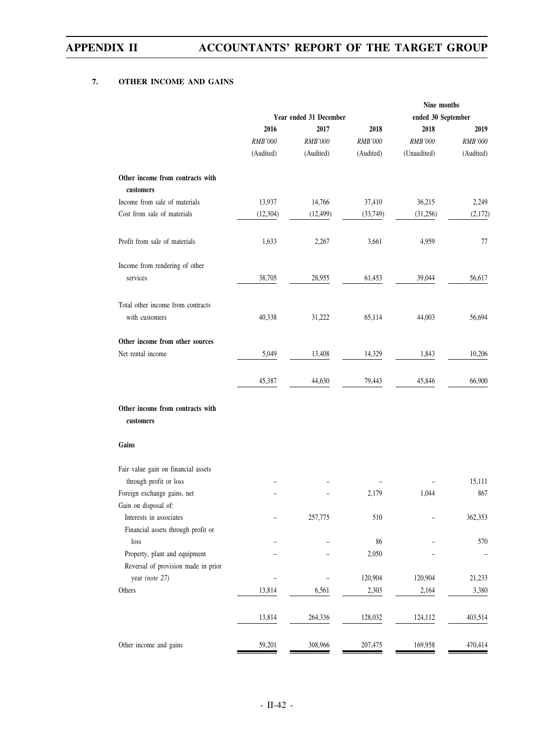## 7. OTHER INCOME AND GAINS

| | Year ended 31 December | | | Nine months ended 30 September | |
|---|---|---|---|---|---|
| | 2016 | 2017 | 2018 | 2018 | 2019 |
| | *RMB'000* | *RMB'000* | *RMB'000* | *RMB'000* | *RMB'000* |
| | (Audited) | (Audited) | (Audited) | (Unaudited) | (Audited) |
| **Other income from contracts with customers** | | | | | |
| Income from sale of materials | 13,937 | 14,766 | 37,410 | 36,215 | 2,249 |
| Cost from sale of materials | (12,304) | (12,499) | (33,749) | (31,256) | (2,172) |
| Profit from sale of materials | 1,633 | 2,267 | 3,661 | 4,959 | 77 |
| Income from rendering of other services | 38,705 | 28,955 | 61,453 | 39,044 | 56,617 |
| Total other income from contracts with customers | 40,338 | 31,222 | 65,114 | 44,003 | 56,694 |
| **Other income from other sources** | | | | | |
| Net rental income | 5,049 | 13,408 | 14,329 | 1,843 | 10,206 |
| | 45,387 | 44,630 | 79,443 | 45,846 | 66,900 |
| **Other income from contracts with customers** | | | | | |
| **Gains** | | | | | |
| Fair value gain on financial assets through profit or loss | – | – | – | – | 15,111 |
| Foreign exchange gains, net | – | – | 2,179 | 1,044 | 867 |
| Gain on disposal of: | | | | | |
| Interests in associates | – | 257,775 | 510 | – | 362,353 |
| Financial assets through profit or loss | – | – | 86 | – | 570 |
| Property, plant and equipment | – | – | 2,050 | – | – |
| Reversal of provision made in prior year *(note 27)* | – | – | 120,904 | 120,904 | 21,233 |
| Others | 13,814 | 6,561 | 2,303 | 2,164 | 3,380 |
| | 13,814 | 264,336 | 128,032 | 124,112 | 403,514 |
| Other income and gains | 59,201 | 308,966 | 207,475 | 169,958 | 470,414 |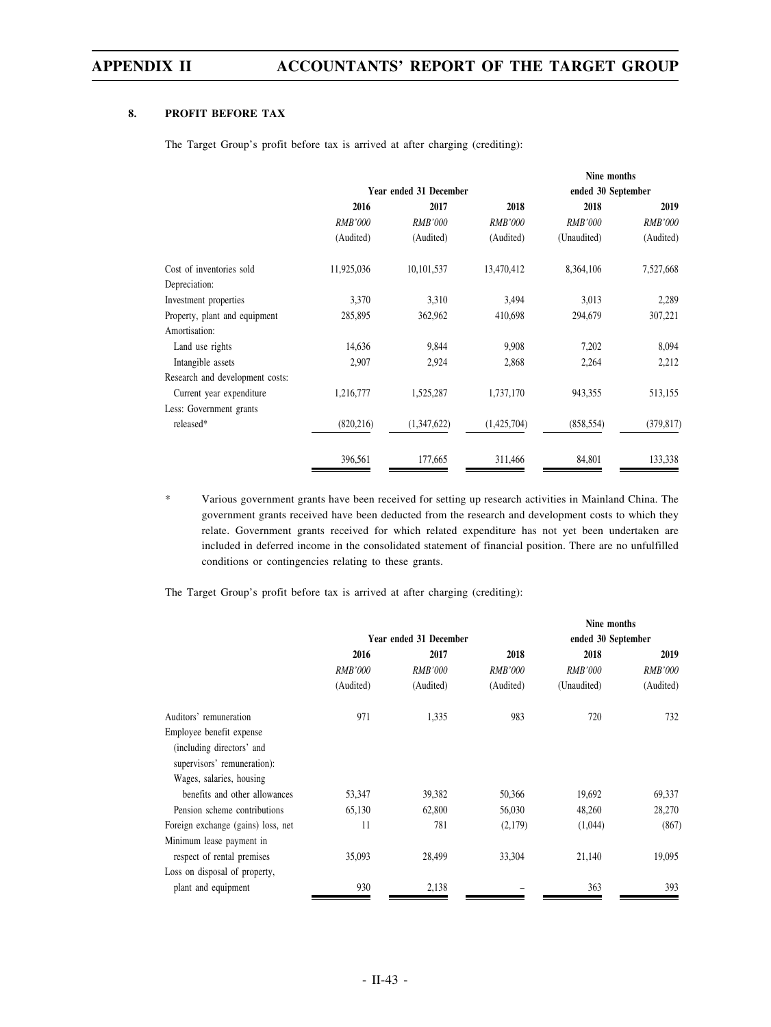## 8. PROFIT BEFORE TAX

The Target Group's profit before tax is arrived at after charging (crediting):

| | Year ended 31 December | | | Nine months ended 30 September | |
|---|---|---|---|---|---|
| | 2016 | 2017 | 2018 | 2018 | 2019 |
| | *RMB'000* | *RMB'000* | *RMB'000* | *RMB'000* | *RMB'000* |
| | (Audited) | (Audited) | (Audited) | (Unaudited) | (Audited) |
| Cost of inventories sold | 11,925,036 | 10,101,537 | 13,470,412 | 8,364,106 | 7,527,668 |
| Depreciation: | | | | | |
| Investment properties | 3,370 | 3,310 | 3,494 | 3,013 | 2,289 |
| Property, plant and equipment | 285,895 | 362,962 | 410,698 | 294,679 | 307,221 |
| Amortisation: | | | | | |
| Land use rights | 14,636 | 9,844 | 9,908 | 7,202 | 8,094 |
| Intangible assets | 2,907 | 2,924 | 2,868 | 2,264 | 2,212 |
| Research and development costs: | | | | | |
| Current year expenditure | 1,216,777 | 1,525,287 | 1,737,170 | 943,355 | 513,155 |
| Less: Government grants released* | (820,216) | (1,347,622) | (1,425,704) | (858,554) | (379,817) |
| | 396,561 | 177,665 | 311,466 | 84,801 | 133,338 |

\* Various government grants have been received for setting up research activities in Mainland China. The government grants received have been deducted from the research and development costs to which they relate. Government grants received for which related expenditure has not yet been undertaken are included in deferred income in the consolidated statement of financial position. There are no unfulfilled conditions or contingencies relating to these grants.

The Target Group's profit before tax is arrived at after charging (crediting):

| | Year ended 31 December | | | Nine months ended 30 September | |
|---|---|---|---|---|---|
| | 2016 | 2017 | 2018 | 2018 | 2019 |
| | *RMB'000* | *RMB'000* | *RMB'000* | *RMB'000* | *RMB'000* |
| | (Audited) | (Audited) | (Audited) | (Unaudited) | (Audited) |
| Auditors' remuneration | 971 | 1,335 | 983 | 720 | 732 |
| Employee benefit expense (including directors' and supervisors' remuneration): | | | | | |
| Wages, salaries, housing benefits and other allowances | 53,347 | 39,382 | 50,366 | 19,692 | 69,337 |
| Pension scheme contributions | 65,130 | 62,800 | 56,030 | 48,260 | 28,270 |
| Foreign exchange (gains) loss, net | 11 | 781 | (2,179) | (1,044) | (867) |
| Minimum lease payment in respect of rental premises | 35,093 | 28,499 | 33,304 | 21,140 | 19,095 |
| Loss on disposal of property, plant and equipment | 930 | 2,138 | – | 363 | 393 |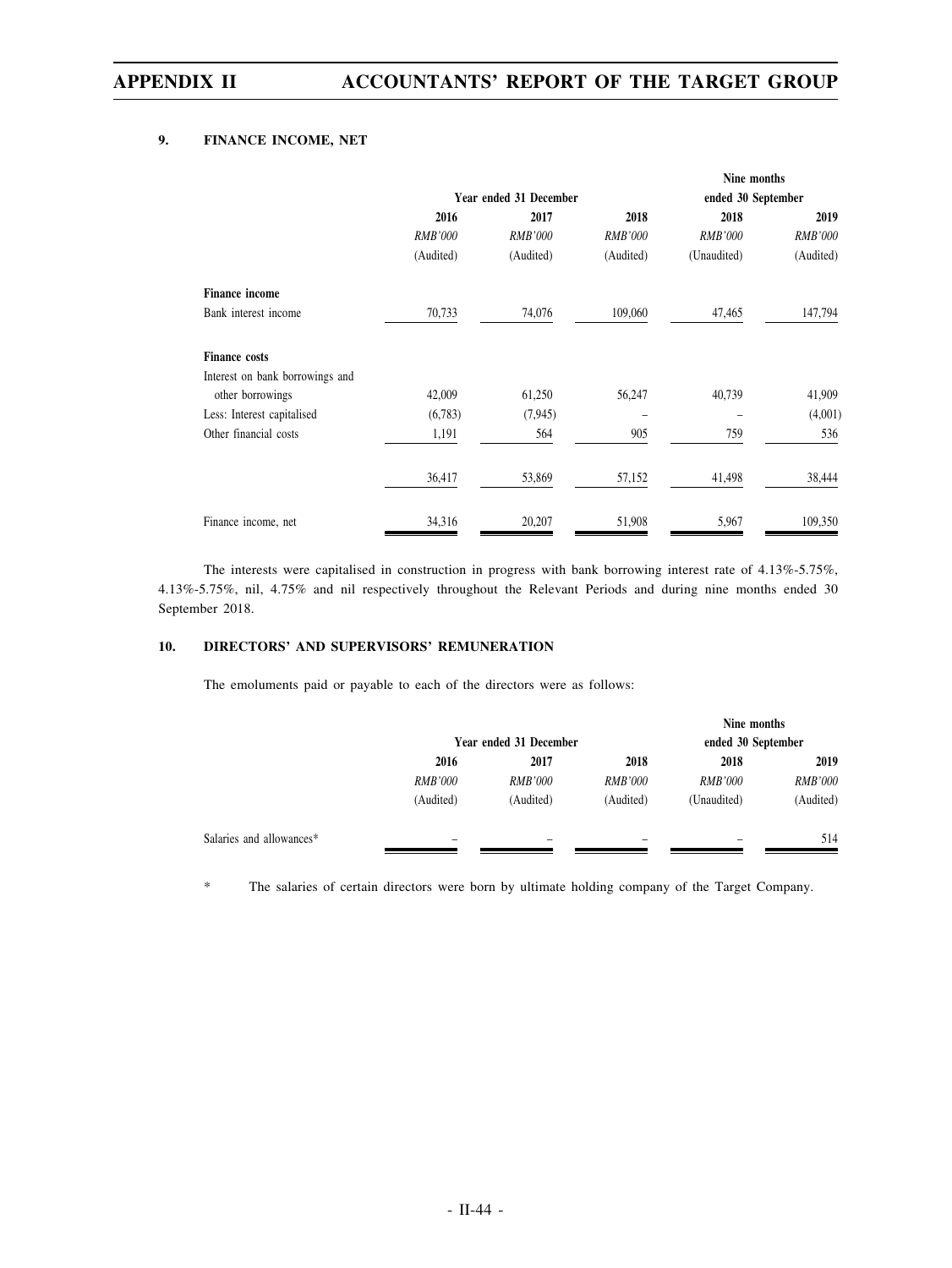## 9. FINANCE INCOME, NET

| | Year ended 31 December | | | Nine months ended 30 September | |
|---|---|---|---|---|---|
| | 2016 | 2017 | 2018 | 2018 | 2019 |
| | *RMB'000* | *RMB'000* | *RMB'000* | *RMB'000* | *RMB'000* |
| | (Audited) | (Audited) | (Audited) | (Unaudited) | (Audited) |
| **Finance income** | | | | | |
| Bank interest income | 70,733 | 74,076 | 109,060 | 47,465 | 147,794 |
| **Finance costs** | | | | | |
| Interest on bank borrowings and other borrowings | 42,009 | 61,250 | 56,247 | 40,739 | 41,909 |
| Less: Interest capitalised | (6,783) | (7,945) | – | – | (4,001) |
| Other financial costs | 1,191 | 564 | 905 | 759 | 536 |
| | 36,417 | 53,869 | 57,152 | 41,498 | 38,444 |
| Finance income, net | 34,316 | 20,207 | 51,908 | 5,967 | 109,350 |

The interests were capitalised in construction in progress with bank borrowing interest rate of 4.13%-5.75%, 4.13%-5.75%, nil, 4.75% and nil respectively throughout the Relevant Periods and during nine months ended 30 September 2018.

## 10. DIRECTORS' AND SUPERVISORS' REMUNERATION

The emoluments paid or payable to each of the directors were as follows:

| | Year ended 31 December | | | Nine months ended 30 September | |
|---|---|---|---|---|---|
| | 2016 | 2017 | 2018 | 2018 | 2019 |
| | *RMB'000* | *RMB'000* | *RMB'000* | *RMB'000* | *RMB'000* |
| | (Audited) | (Audited) | (Audited) | (Unaudited) | (Audited) |
| Salaries and allowances* | – | – | – | – | 514 |

\* The salaries of certain directors were born by ultimate holding company of the Target Company.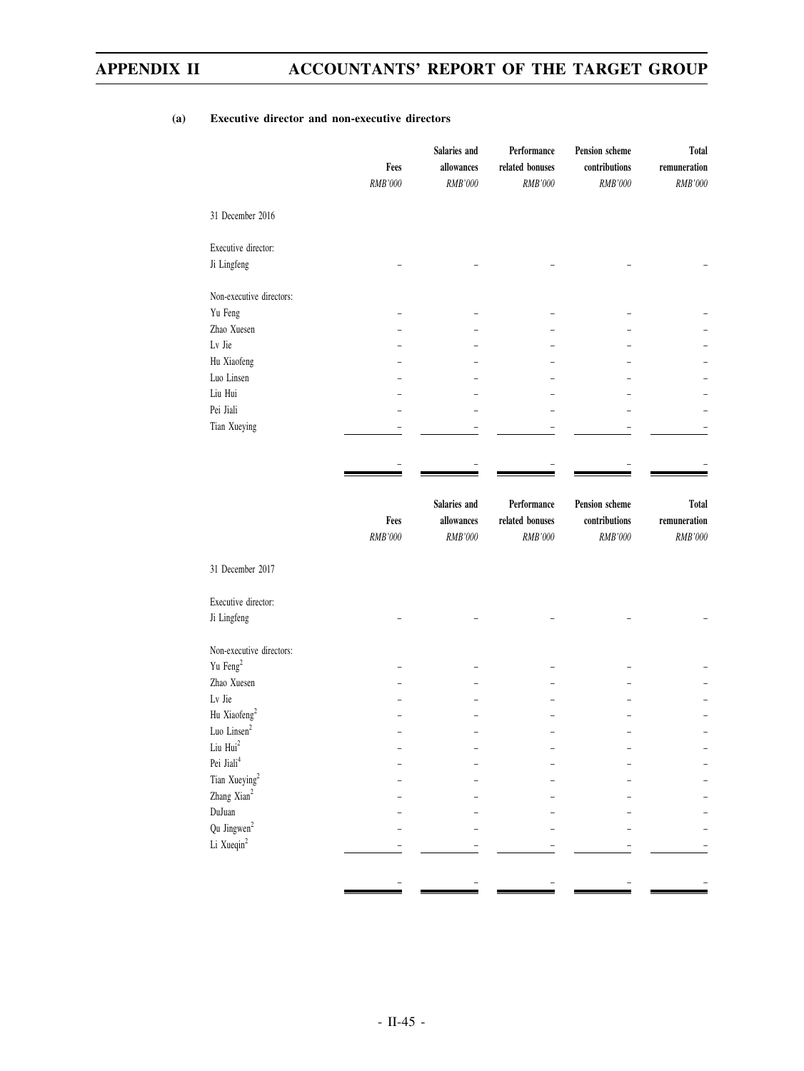**(a) Executive director and non-executive directors**

| | Fees | Salaries and allowances | Performance related bonuses | Pension scheme contributions | Total remuneration |
|---|---|---|---|---|---|
| | *RMB'000* | *RMB'000* | *RMB'000* | *RMB'000* | *RMB'000* |
| 31 December 2016 | | | | | |
| Executive director: | | | | | |
| Ji Lingfeng | – | – | – | – | – |
| Non-executive directors: | | | | | |
| Yu Feng | – | – | – | – | – |
| Zhao Xuesen | – | – | – | – | – |
| Lv Jie | – | – | – | – | – |
| Hu Xiaofeng | – | – | – | – | – |
| Luo Linsen | – | – | – | – | – |
| Liu Hui | – | – | – | – | – |
| Pei Jiali | – | – | – | – | – |
| Tian Xueying | – | – | – | – | – |
| | – | – | – | – | – |

| | Fees | Salaries and allowances | Performance related bonuses | Pension scheme contributions | Total remuneration |
|---|---|---|---|---|---|
| | *RMB'000* | *RMB'000* | *RMB'000* | *RMB'000* | *RMB'000* |
| 31 December 2017 | | | | | |
| Executive director: | | | | | |
| Ji Lingfeng | – | – | – | – | – |
| Non-executive directors: | | | | | |
| Yu Feng[2] | – | – | – | – | – |
| Zhao Xuesen | – | – | – | – | – |
| Lv Jie | – | – | – | – | – |
| Hu Xiaofeng[2] | – | – | – | – | – |
| Luo Linsen[2] | – | – | – | – | – |
| Liu Hui[2] | – | – | – | – | – |
| Pei Jiali[4] | – | – | – | – | – |
| Tian Xueying[2] | – | – | – | – | – |
| Zhang Xian[2] | – | – | – | – | – |
| DuJuan | – | – | – | – | – |
| Qu Jingwen[2] | – | – | – | – | – |
| Li Xueqin[2] | – | – | – | – | – |
| | – | – | – | – | – |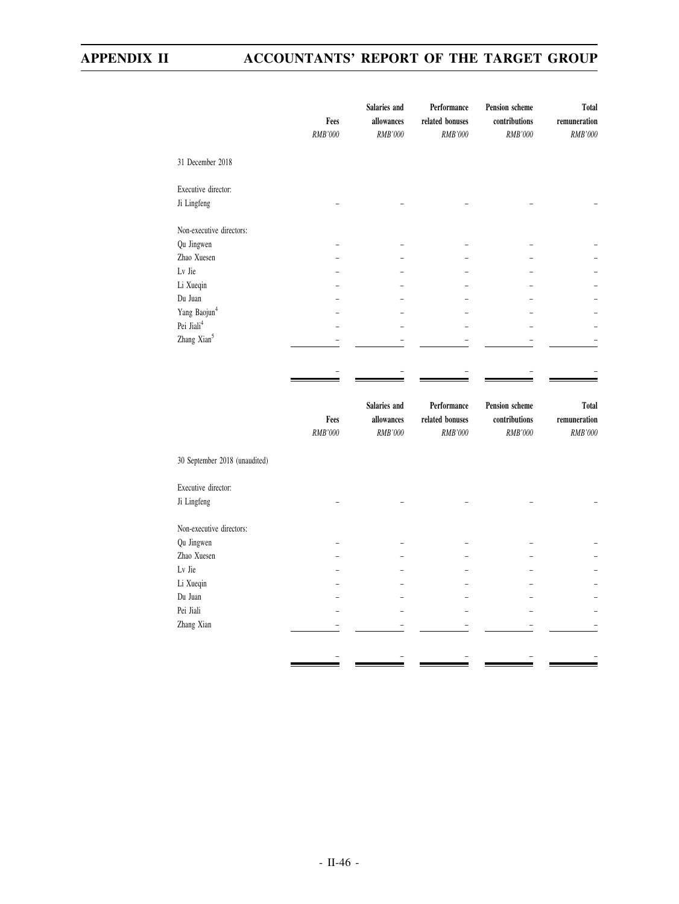| | Fees | Salaries and allowances | Performance related bonuses | Pension scheme contributions | Total remuneration |
|---|---|---|---|---|---|
| | *RMB'000* | *RMB'000* | *RMB'000* | *RMB'000* | *RMB'000* |
| 31 December 2018 | | | | | |
| Executive director: | | | | | |
| Ji Lingfeng | – | – | – | – | – |
| Non-executive directors: | | | | | |
| Qu Jingwen | – | – | – | – | – |
| Zhao Xuesen | – | – | – | – | – |
| Lv Jie | – | – | – | – | – |
| Li Xueqin | – | – | – | – | – |
| Du Juan | – | – | – | – | – |
| Yang Baojun[4] | – | – | – | – | – |
| Pei Jiali[4] | – | – | – | – | – |
| Zhang Xian[5] | – | – | – | – | – |
| | – | – | – | – | – |

| | Fees | Salaries and allowances | Performance related bonuses | Pension scheme contributions | Total remuneration |
|---|---|---|---|---|---|
| | *RMB'000* | *RMB'000* | *RMB'000* | *RMB'000* | *RMB'000* |
| 30 September 2018 (unaudited) | | | | | |
| Executive director: | | | | | |
| Ji Lingfeng | – | – | – | – | – |
| Non-executive directors: | | | | | |
| Qu Jingwen | – | – | – | – | – |
| Zhao Xuesen | – | – | – | – | – |
| Lv Jie | – | – | – | – | – |
| Li Xueqin | – | – | – | – | – |
| Du Juan | – | – | – | – | – |
| Pei Jiali | – | – | – | – | – |
| Zhang Xian | – | – | – | – | – |
| | – | – | – | – | – |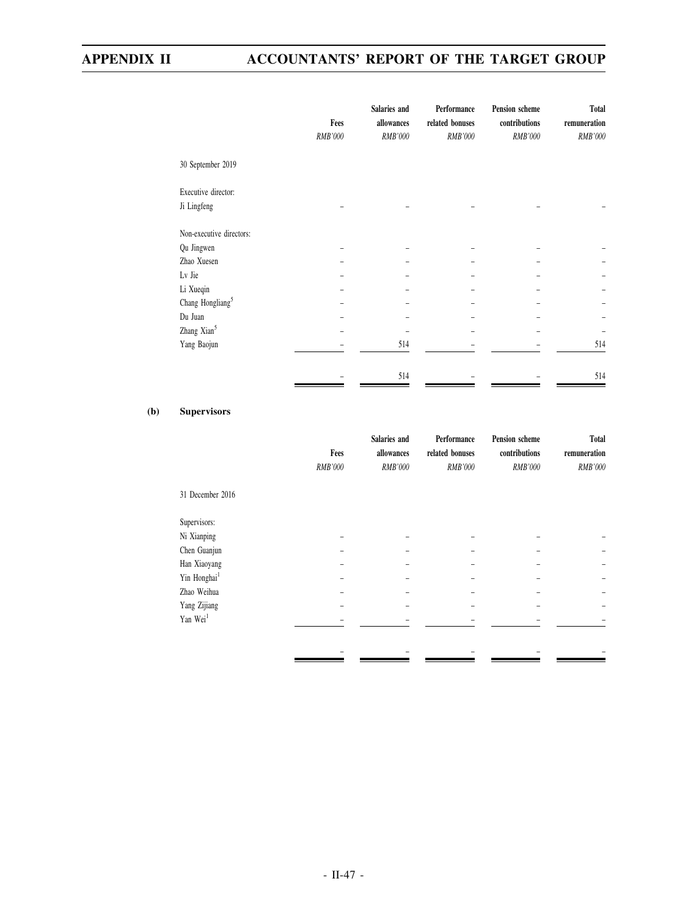| | Fees | Salaries and allowances | Performance related bonuses | Pension scheme contributions | Total remuneration |
|---|---|---|---|---|---|
| | *RMB'000* | *RMB'000* | *RMB'000* | *RMB'000* | *RMB'000* |
| 30 September 2019 | | | | | |
| Executive director: | | | | | |
| Ji Lingfeng | – | – | – | – | – |
| Non-executive directors: | | | | | |
| Qu Jingwen | – | – | – | – | – |
| Zhao Xuesen | – | – | – | – | – |
| Lv Jie | – | – | – | – | – |
| Li Xueqin | – | – | – | – | – |
| Chang Hongliang[5] | – | – | – | – | – |
| Du Juan | – | – | – | – | – |
| Zhang Xian[5] | – | – | – | – | – |
| Yang Baojun | – | 514 | – | – | 514 |
| | – | 514 | – | – | 514 |

**(b) Supervisors**

| | Fees | Salaries and allowances | Performance related bonuses | Pension scheme contributions | Total remuneration |
|---|---|---|---|---|---|
| | *RMB'000* | *RMB'000* | *RMB'000* | *RMB'000* | *RMB'000* |
| 31 December 2016 | | | | | |
| Supervisors: | | | | | |
| Ni Xianping | – | – | – | – | – |
| Chen Guanjun | – | – | – | – | – |
| Han Xiaoyang | – | – | – | – | – |
| Yin Honghai[1] | – | – | – | – | – |
| Zhao Weihua | – | – | – | – | – |
| Yang Zijiang | – | – | – | – | – |
| Yan Wei[1] | – | – | – | – | – |
| | – | – | – | – | – |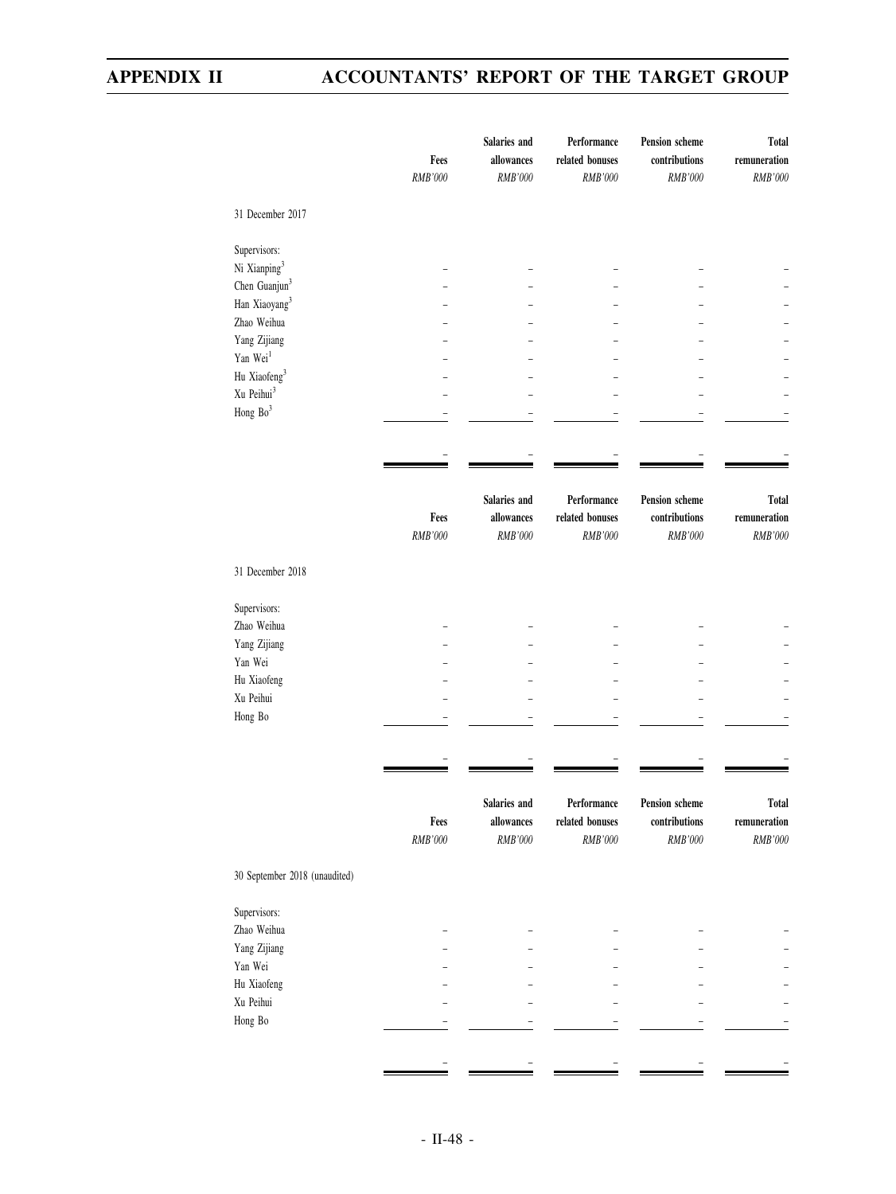| | Fees | Salaries and allowances | Performance related bonuses | Pension scheme contributions | Total remuneration |
|---|---|---|---|---|---|
| | *RMB'000* | *RMB'000* | *RMB'000* | *RMB'000* | *RMB'000* |
| 31 December 2017 | | | | | |
| Supervisors: | | | | | |
| Ni Xianping[3] | – | – | – | – | – |
| Chen Guanjun[3] | – | – | – | – | – |
| Han Xiaoyang[3] | – | – | – | – | – |
| Zhao Weihua | – | – | – | – | – |
| Yang Zijiang | – | – | – | – | – |
| Yan Wei[1] | – | – | – | – | – |
| Hu Xiaofeng[3] | – | – | – | – | – |
| Xu Peihui[3] | – | – | – | – | – |
| Hong Bo[3] | – | – | – | – | – |
| | – | – | – | – | – |

| | Fees | Salaries and allowances | Performance related bonuses | Pension scheme contributions | Total remuneration |
|---|---|---|---|---|---|
| | *RMB'000* | *RMB'000* | *RMB'000* | *RMB'000* | *RMB'000* |
| 31 December 2018 | | | | | |
| Supervisors: | | | | | |
| Zhao Weihua | – | – | – | – | – |
| Yang Zijiang | – | – | – | – | – |
| Yan Wei | – | – | – | – | – |
| Hu Xiaofeng | – | – | – | – | – |
| Xu Peihui | – | – | – | – | – |
| Hong Bo | – | – | – | – | – |
| | – | – | – | – | – |

| | Fees | Salaries and allowances | Performance related bonuses | Pension scheme contributions | Total remuneration |
|---|---|---|---|---|---|
| | *RMB'000* | *RMB'000* | *RMB'000* | *RMB'000* | *RMB'000* |
| 30 September 2018 (unaudited) | | | | | |
| Supervisors: | | | | | |
| Zhao Weihua | – | – | – | – | – |
| Yang Zijiang | – | – | – | – | – |
| Yan Wei | – | – | – | – | – |
| Hu Xiaofeng | – | – | – | – | – |
| Xu Peihui | – | – | – | – | – |
| Hong Bo | – | – | – | – | – |
| | – | – | – | – | – |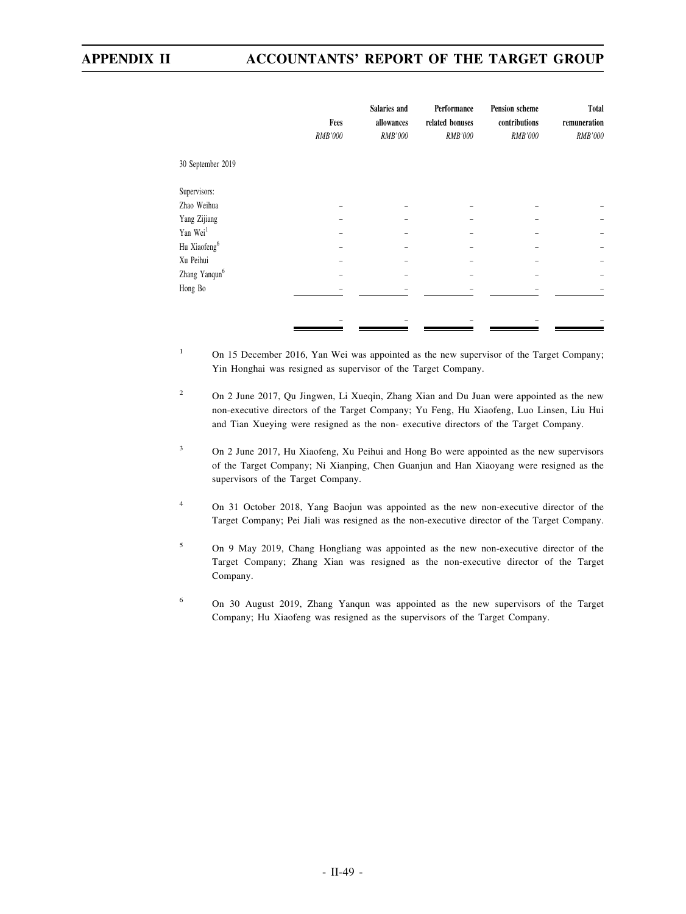| | Fees | Salaries and allowances | Performance related bonuses | Pension scheme contributions | Total remuneration |
|---|---|---|---|---|---|
| | *RMB'000* | *RMB'000* | *RMB'000* | *RMB'000* | *RMB'000* |
| 30 September 2019 | | | | | |
| Supervisors: | | | | | |
| Zhao Weihua | – | – | – | – | – |
| Yang Zijiang | – | – | – | – | – |
| Yan Wei[1] | – | – | – | – | – |
| Hu Xiaofeng[6] | – | – | – | – | – |
| Xu Peihui | – | – | – | – | – |
| Zhang Yanqun[6] | – | – | – | – | – |
| Hong Bo | – | – | – | – | – |
| | – | – | – | – | – |

1. On 15 December 2016, Yan Wei was appointed as the new supervisor of the Target Company; Yin Honghai was resigned as supervisor of the Target Company.

2. On 2 June 2017, Qu Jingwen, Li Xueqin, Zhang Xian and Du Juan were appointed as the new non-executive directors of the Target Company; Yu Feng, Hu Xiaofeng, Luo Linsen, Liu Hui and Tian Xueying were resigned as the non- executive directors of the Target Company.

3. On 2 June 2017, Hu Xiaofeng, Xu Peihui and Hong Bo were appointed as the new supervisors of the Target Company; Ni Xianping, Chen Guanjun and Han Xiaoyang were resigned as the supervisors of the Target Company.

4. On 31 October 2018, Yang Baojun was appointed as the new non-executive director of the Target Company; Pei Jiali was resigned as the non-executive director of the Target Company.

5. On 9 May 2019, Chang Hongliang was appointed as the new non-executive director of the Target Company; Zhang Xian was resigned as the non-executive director of the Target Company.

6. On 30 August 2019, Zhang Yanqun was appointed as the new supervisors of the Target Company; Hu Xiaofeng was resigned as the supervisors of the Target Company.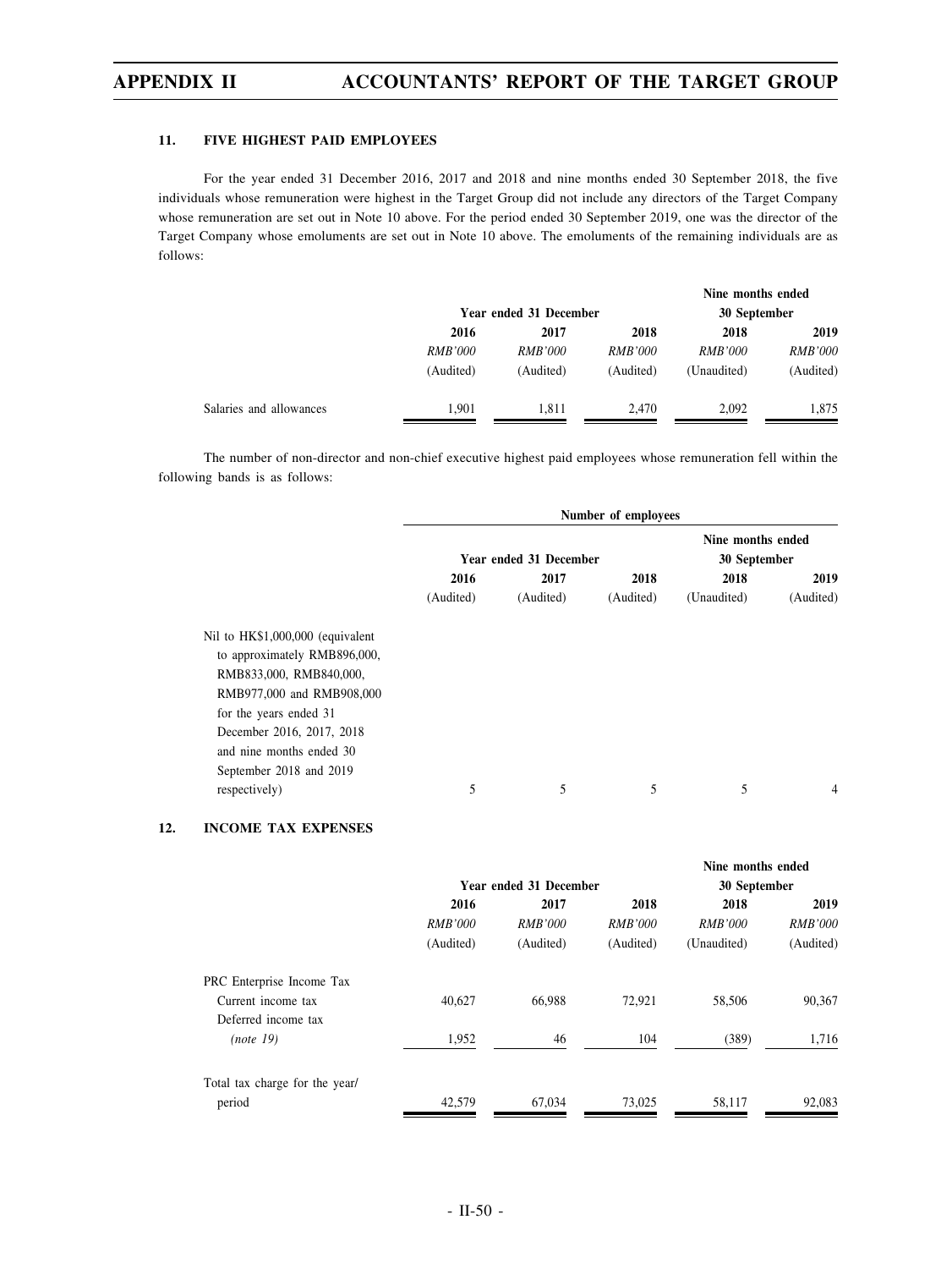## 11. FIVE HIGHEST PAID EMPLOYEES

For the year ended 31 December 2016, 2017 and 2018 and nine months ended 30 September 2018, the five individuals whose remuneration were highest in the Target Group did not include any directors of the Target Company whose remuneration are set out in Note 10 above. For the period ended 30 September 2019, one was the director of the Target Company whose emoluments are set out in Note 10 above. The emoluments of the remaining individuals are as follows:

| | Year ended 31 December | | | Nine months ended 30 September | |
|---|---|---|---|---|---|
| | 2016 | 2017 | 2018 | 2018 | 2019 |
| | *RMB'000* | *RMB'000* | *RMB'000* | *RMB'000* | *RMB'000* |
| | (Audited) | (Audited) | (Audited) | (Unaudited) | (Audited) |
| Salaries and allowances | 1,901 | 1,811 | 2,470 | 2,092 | 1,875 |

The number of non-director and non-chief executive highest paid employees whose remuneration fell within the following bands is as follows:

| | Number of employees | | | | |
|---|---|---|---|---|---|
| | Year ended 31 December | | | Nine months ended 30 September | |
| | 2016 | 2017 | 2018 | 2018 | 2019 |
| | (Audited) | (Audited) | (Audited) | (Unaudited) | (Audited) |
| Nil to HK$1,000,000 (equivalent to approximately RMB896,000, RMB833,000, RMB840,000, RMB977,000 and RMB908,000 for the years ended 31 December 2016, 2017, 2018 and nine months ended 30 September 2018 and 2019 respectively) | 5 | 5 | 5 | 5 | 4 |

## 12. INCOME TAX EXPENSES

| | Year ended 31 December | | | Nine months ended 30 September | |
|---|---|---|---|---|---|
| | 2016 | 2017 | 2018 | 2018 | 2019 |
| | *RMB'000* | *RMB'000* | *RMB'000* | *RMB'000* | *RMB'000* |
| | (Audited) | (Audited) | (Audited) | (Unaudited) | (Audited) |
| PRC Enterprise Income Tax | | | | | |
| Current income tax | 40,627 | 66,988 | 72,921 | 58,506 | 90,367 |
| Deferred income tax *(note 19)* | 1,952 | 46 | 104 | (389) | 1,716 |
| Total tax charge for the year/period | 42,579 | 67,034 | 73,025 | 58,117 | 92,083 |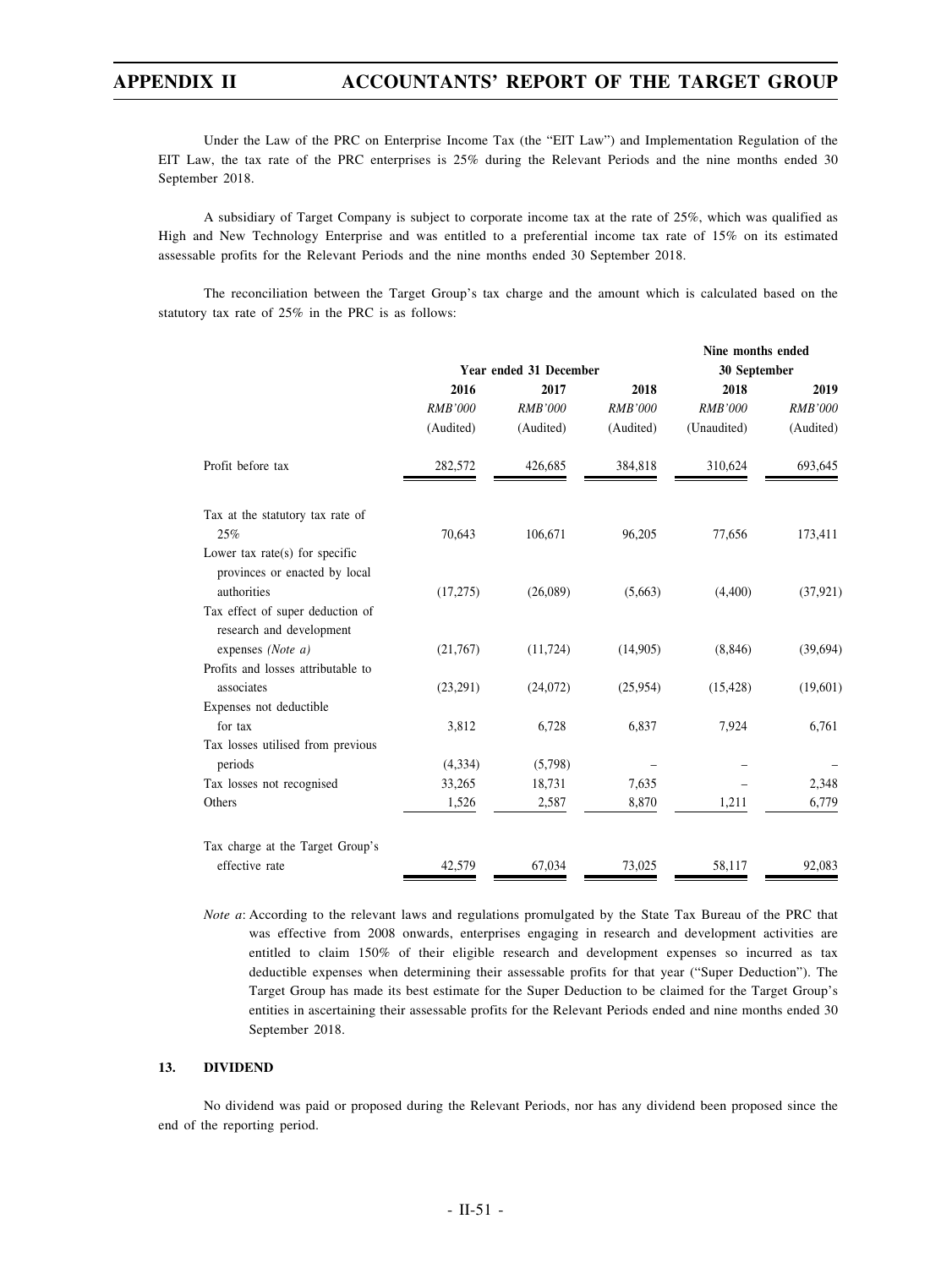Under the Law of the PRC on Enterprise Income Tax (the "EIT Law") and Implementation Regulation of the EIT Law, the tax rate of the PRC enterprises is 25% during the Relevant Periods and the nine months ended 30 September 2018.

A subsidiary of Target Company is subject to corporate income tax at the rate of 25%, which was qualified as High and New Technology Enterprise and was entitled to a preferential income tax rate of 15% on its estimated assessable profits for the Relevant Periods and the nine months ended 30 September 2018.

The reconciliation between the Target Group's tax charge and the amount which is calculated based on the statutory tax rate of 25% in the PRC is as follows:

| | Year ended 31 December | | | Nine months ended 30 September | |
|---|---|---|---|---|---|
| | **2016** | **2017** | **2018** | **2018** | **2019** |
| | *RMB'000* | *RMB'000* | *RMB'000* | *RMB'000* | *RMB'000* |
| | (Audited) | (Audited) | (Audited) | (Unaudited) | (Audited) |
| Profit before tax | 282,572 | 426,685 | 384,818 | 310,624 | 693,645 |
| Tax at the statutory tax rate of 25% | 70,643 | 106,671 | 96,205 | 77,656 | 173,411 |
| Lower tax rate(s) for specific provinces or enacted by local authorities | (17,275) | (26,089) | (5,663) | (4,400) | (37,921) |
| Tax effect of super deduction of research and development expenses *(Note a)* | (21,767) | (11,724) | (14,905) | (8,846) | (39,694) |
| Profits and losses attributable to associates | (23,291) | (24,072) | (25,954) | (15,428) | (19,601) |
| Expenses not deductible for tax | 3,812 | 6,728 | 6,837 | 7,924 | 6,761 |
| Tax losses utilised from previous periods | (4,334) | (5,798) | – | – | – |
| Tax losses not recognised | 33,265 | 18,731 | 7,635 | – | 2,348 |
| Others | 1,526 | 2,587 | 8,870 | 1,211 | 6,779 |
| Tax charge at the Target Group's effective rate | 42,579 | 67,034 | 73,025 | 58,117 | 92,083 |

*Note a*: According to the relevant laws and regulations promulgated by the State Tax Bureau of the PRC that was effective from 2008 onwards, enterprises engaging in research and development activities are entitled to claim 150% of their eligible research and development expenses so incurred as tax deductible expenses when determining their assessable profits for that year ("Super Deduction"). The Target Group has made its best estimate for the Super Deduction to be claimed for the Target Group's entities in ascertaining their assessable profits for the Relevant Periods ended and nine months ended 30 September 2018.

## 13. DIVIDEND

No dividend was paid or proposed during the Relevant Periods, nor has any dividend been proposed since the end of the reporting period.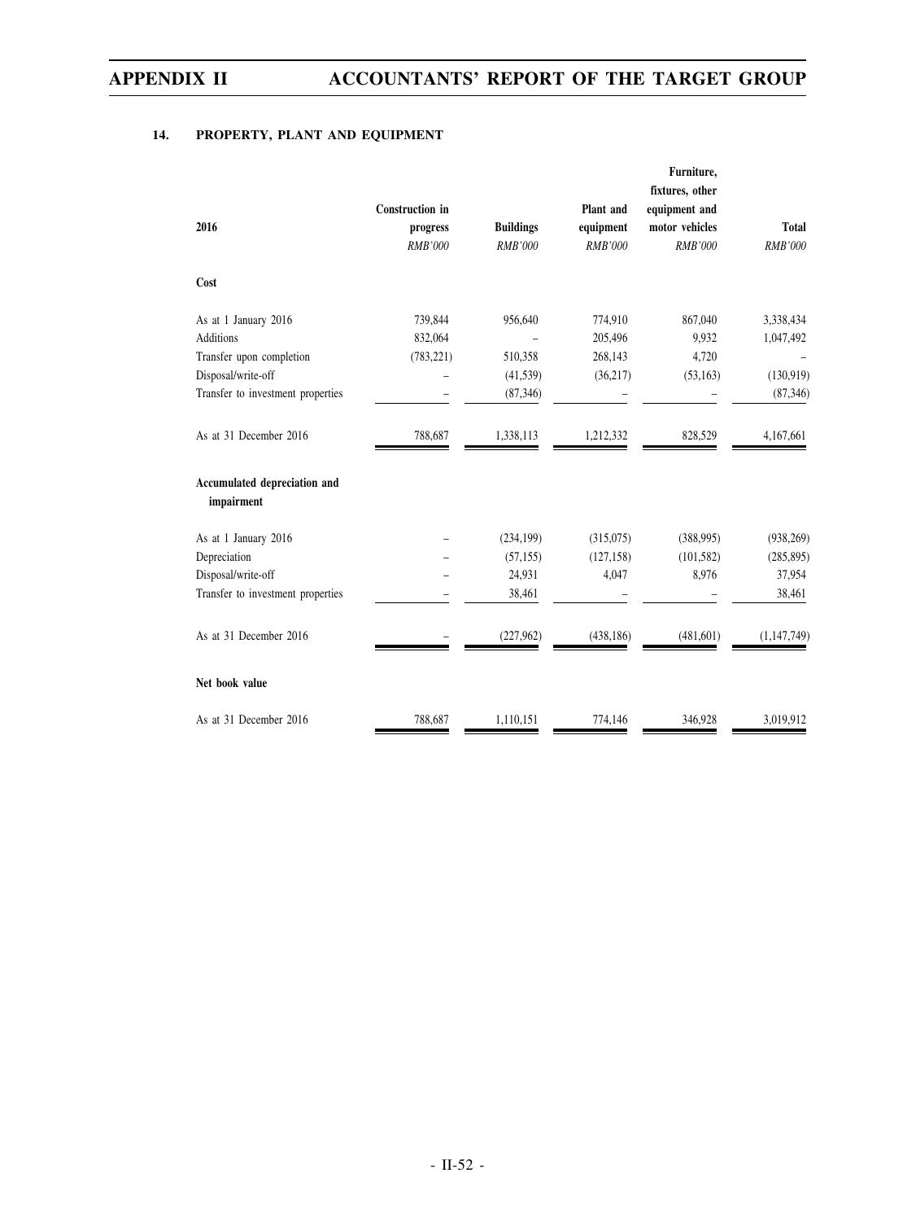## 14. PROPERTY, PLANT AND EQUIPMENT

| 2016 | Construction in progress | Buildings | Plant and equipment | Furniture, fixtures, other equipment and motor vehicles | Total |
|---|---|---|---|---|---|
| | *RMB'000* | *RMB'000* | *RMB'000* | *RMB'000* | *RMB'000* |
| **Cost** | | | | | |
| As at 1 January 2016 | 739,844 | 956,640 | 774,910 | 867,040 | 3,338,434 |
| Additions | 832,064 | – | 205,496 | 9,932 | 1,047,492 |
| Transfer upon completion | (783,221) | 510,358 | 268,143 | 4,720 | – |
| Disposal/write-off | – | (41,539) | (36,217) | (53,163) | (130,919) |
| Transfer to investment properties | – | (87,346) | – | – | (87,346) |
| As at 31 December 2016 | 788,687 | 1,338,113 | 1,212,332 | 828,529 | 4,167,661 |
| **Accumulated depreciation and impairment** | | | | | |
| As at 1 January 2016 | – | (234,199) | (315,075) | (388,995) | (938,269) |
| Depreciation | – | (57,155) | (127,158) | (101,582) | (285,895) |
| Disposal/write-off | – | 24,931 | 4,047 | 8,976 | 37,954 |
| Transfer to investment properties | – | 38,461 | – | – | 38,461 |
| As at 31 December 2016 | – | (227,962) | (438,186) | (481,601) | (1,147,749) |
| **Net book value** | | | | | |
| As at 31 December 2016 | 788,687 | 1,110,151 | 774,146 | 346,928 | 3,019,912 |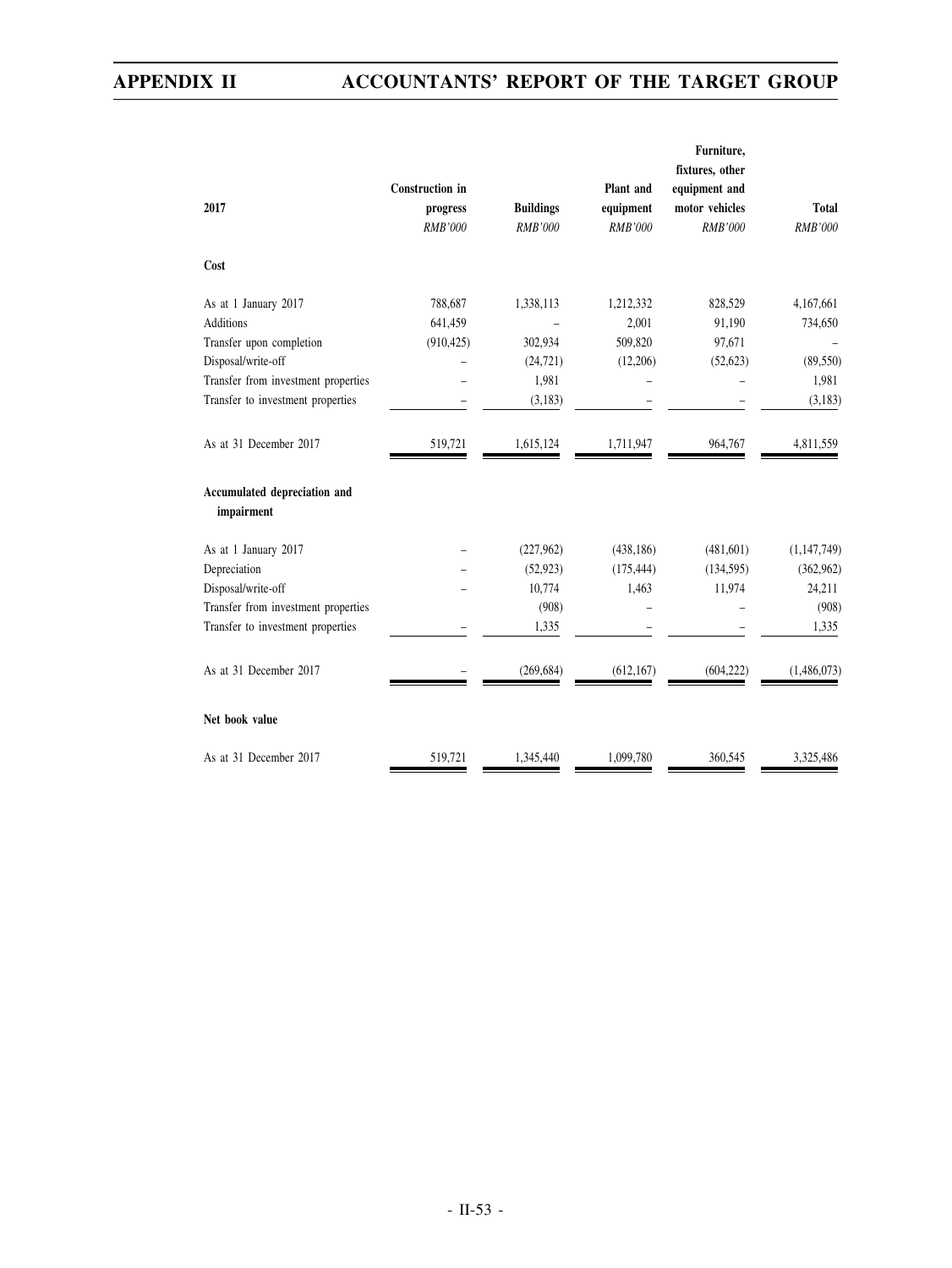| 2017 | Construction in progress | Buildings | Plant and equipment | Furniture, fixtures, other equipment and motor vehicles | Total |
|---|---|---|---|---|---|
| | *RMB'000* | *RMB'000* | *RMB'000* | *RMB'000* | *RMB'000* |
| **Cost** | | | | | |
| As at 1 January 2017 | 788,687 | 1,338,113 | 1,212,332 | 828,529 | 4,167,661 |
| Additions | 641,459 | – | 2,001 | 91,190 | 734,650 |
| Transfer upon completion | (910,425) | 302,934 | 509,820 | 97,671 | – |
| Disposal/write-off | – | (24,721) | (12,206) | (52,623) | (89,550) |
| Transfer from investment properties | – | 1,981 | – | – | 1,981 |
| Transfer to investment properties | – | (3,183) | – | – | (3,183) |
| As at 31 December 2017 | 519,721 | 1,615,124 | 1,711,947 | 964,767 | 4,811,559 |
| **Accumulated depreciation and impairment** | | | | | |
| As at 1 January 2017 | – | (227,962) | (438,186) | (481,601) | (1,147,749) |
| Depreciation | – | (52,923) | (175,444) | (134,595) | (362,962) |
| Disposal/write-off | – | 10,774 | 1,463 | 11,974 | 24,211 |
| Transfer from investment properties | – | (908) | – | – | (908) |
| Transfer to investment properties | – | 1,335 | – | – | 1,335 |
| As at 31 December 2017 | – | (269,684) | (612,167) | (604,222) | (1,486,073) |
| **Net book value** | | | | | |
| As at 31 December 2017 | 519,721 | 1,345,440 | 1,099,780 | 360,545 | 3,325,486 |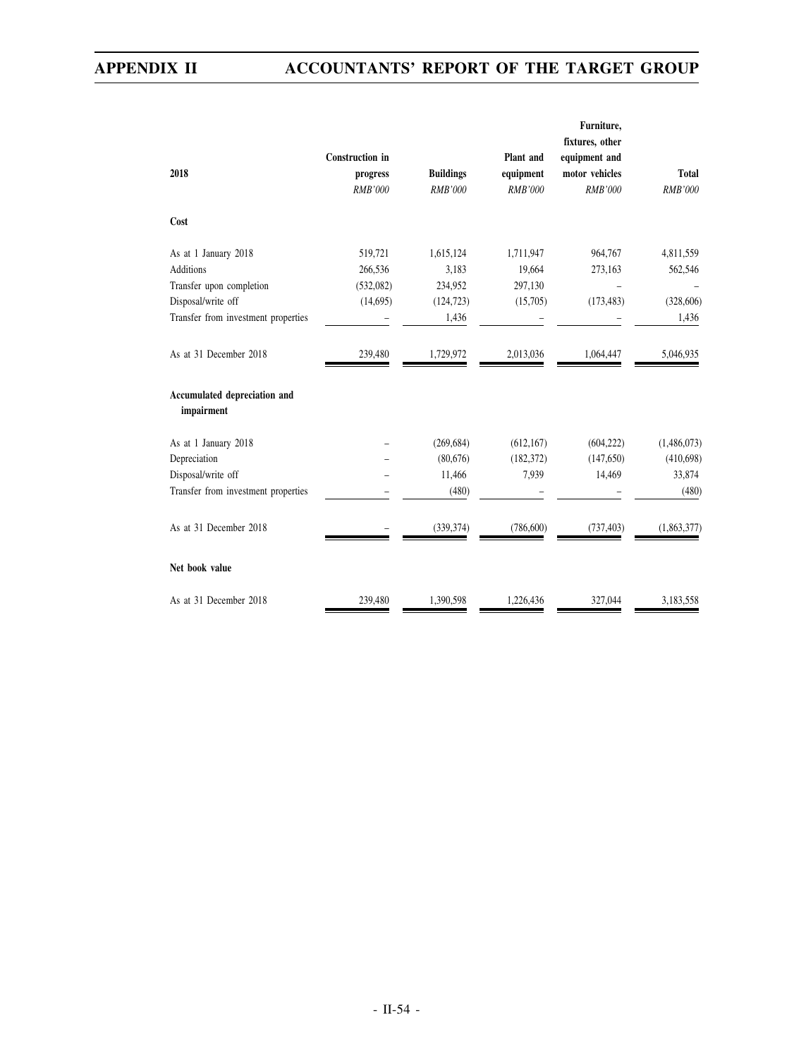| 2018 | Construction in progress | Buildings | Plant and equipment | Furniture, fixtures, other equipment and motor vehicles | Total |
|---|---|---|---|---|---|
| | *RMB'000* | *RMB'000* | *RMB'000* | *RMB'000* | *RMB'000* |
| **Cost** | | | | | |
| As at 1 January 2018 | 519,721 | 1,615,124 | 1,711,947 | 964,767 | 4,811,559 |
| Additions | 266,536 | 3,183 | 19,664 | 273,163 | 562,546 |
| Transfer upon completion | (532,082) | 234,952 | 297,130 | – | – |
| Disposal/write off | (14,695) | (124,723) | (15,705) | (173,483) | (328,606) |
| Transfer from investment properties | – | 1,436 | – | – | 1,436 |
| As at 31 December 2018 | 239,480 | 1,729,972 | 2,013,036 | 1,064,447 | 5,046,935 |
| **Accumulated depreciation and impairment** | | | | | |
| As at 1 January 2018 | – | (269,684) | (612,167) | (604,222) | (1,486,073) |
| Depreciation | – | (80,676) | (182,372) | (147,650) | (410,698) |
| Disposal/write off | – | 11,466 | 7,939 | 14,469 | 33,874 |
| Transfer from investment properties | – | (480) | – | – | (480) |
| As at 31 December 2018 | – | (339,374) | (786,600) | (737,403) | (1,863,377) |
| **Net book value** | | | | | |
| As at 31 December 2018 | 239,480 | 1,390,598 | 1,226,436 | 327,044 | 3,183,558 |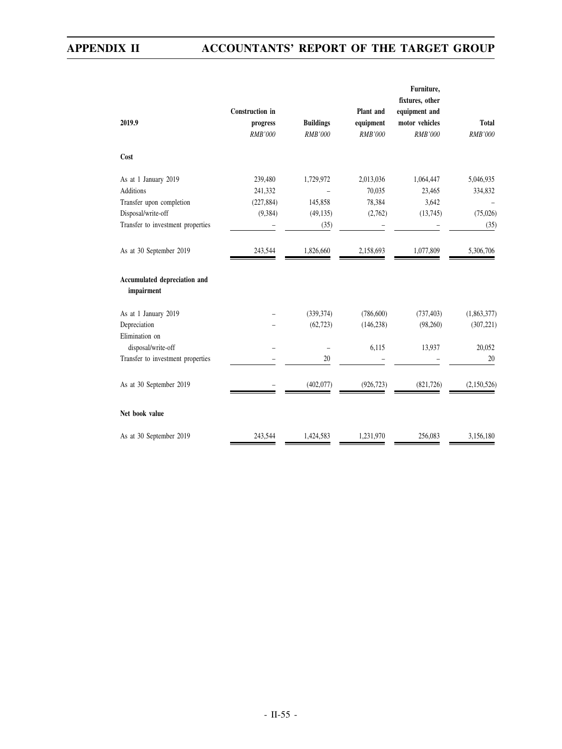| 2019.9 | Construction in progress | Buildings | Plant and equipment | Furniture, fixtures, other equipment and motor vehicles | Total |
|---|---|---|---|---|---|
| | *RMB'000* | *RMB'000* | *RMB'000* | *RMB'000* | *RMB'000* |
| **Cost** | | | | | |
| As at 1 January 2019 | 239,480 | 1,729,972 | 2,013,036 | 1,064,447 | 5,046,935 |
| Additions | 241,332 | – | 70,035 | 23,465 | 334,832 |
| Transfer upon completion | (227,884) | 145,858 | 78,384 | 3,642 | – |
| Disposal/write-off | (9,384) | (49,135) | (2,762) | (13,745) | (75,026) |
| Transfer to investment properties | – | (35) | – | – | (35) |
| As at 30 September 2019 | 243,544 | 1,826,660 | 2,158,693 | 1,077,809 | 5,306,706 |
| **Accumulated depreciation and impairment** | | | | | |
| As at 1 January 2019 | – | (339,374) | (786,600) | (737,403) | (1,863,377) |
| Depreciation | – | (62,723) | (146,238) | (98,260) | (307,221) |
| Elimination on disposal/write-off | – | – | 6,115 | 13,937 | 20,052 |
| Transfer to investment properties | – | 20 | – | – | 20 |
| As at 30 September 2019 | – | (402,077) | (926,723) | (821,726) | (2,150,526) |
| **Net book value** | | | | | |
| As at 30 September 2019 | 243,544 | 1,424,583 | 1,231,970 | 256,083 | 3,156,180 |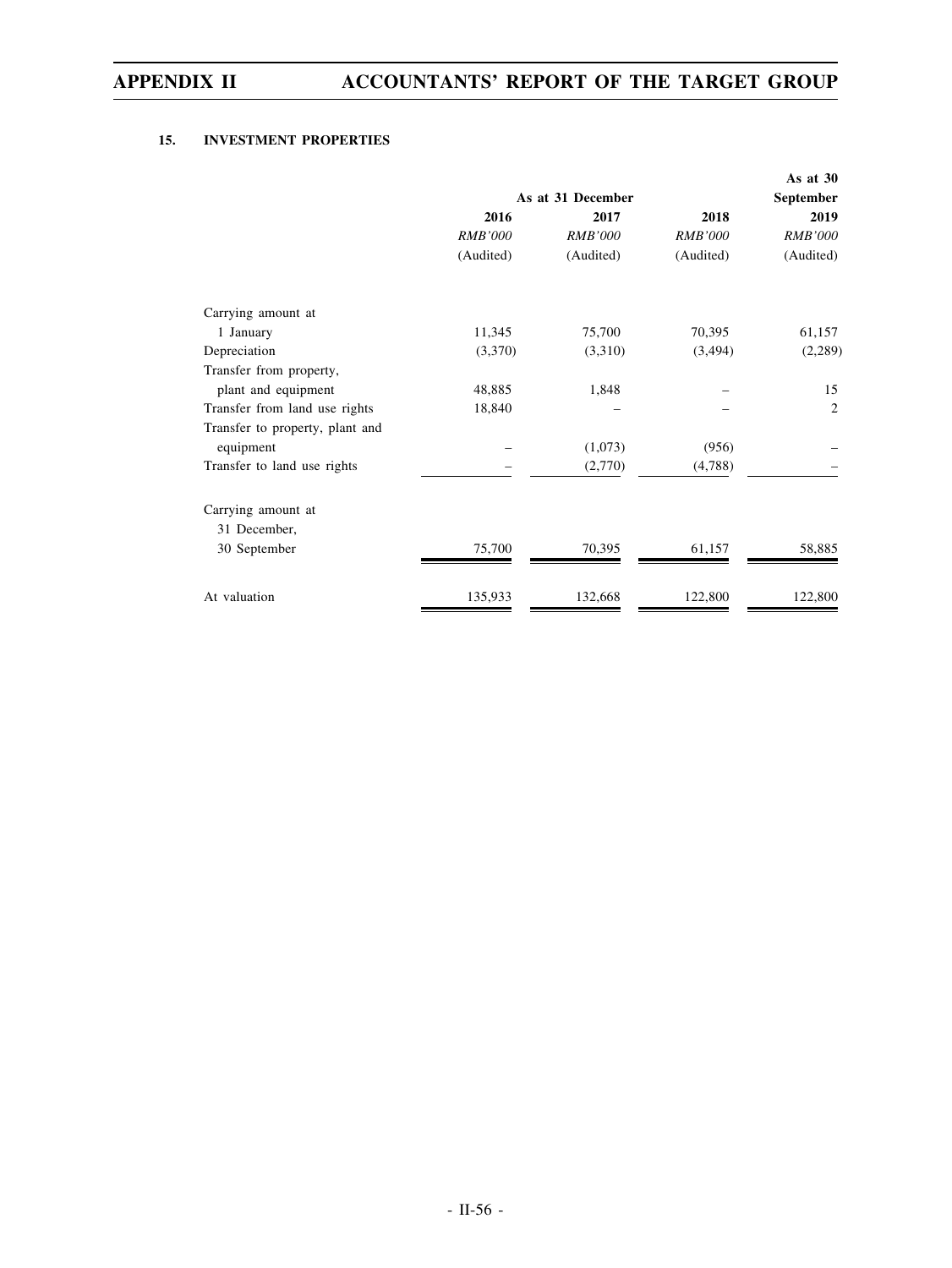## 15. INVESTMENT PROPERTIES

| | As at 31 December | | | As at 30 September |
|---|---|---|---|---|
| | 2016 | 2017 | 2018 | 2019 |
| | *RMB'000* | *RMB'000* | *RMB'000* | *RMB'000* |
| | (Audited) | (Audited) | (Audited) | (Audited) |
| Carrying amount at 1 January | 11,345 | 75,700 | 70,395 | 61,157 |
| Depreciation | (3,370) | (3,310) | (3,494) | (2,289) |
| Transfer from property, plant and equipment | 48,885 | 1,848 | – | 15 |
| Transfer from land use rights | 18,840 | – | – | 2 |
| Transfer to property, plant and equipment | – | (1,073) | (956) | – |
| Transfer to land use rights | – | (2,770) | (4,788) | – |
| Carrying amount at 31 December, 30 September | 75,700 | 70,395 | 61,157 | 58,885 |
| At valuation | 135,933 | 132,668 | 122,800 | 122,800 |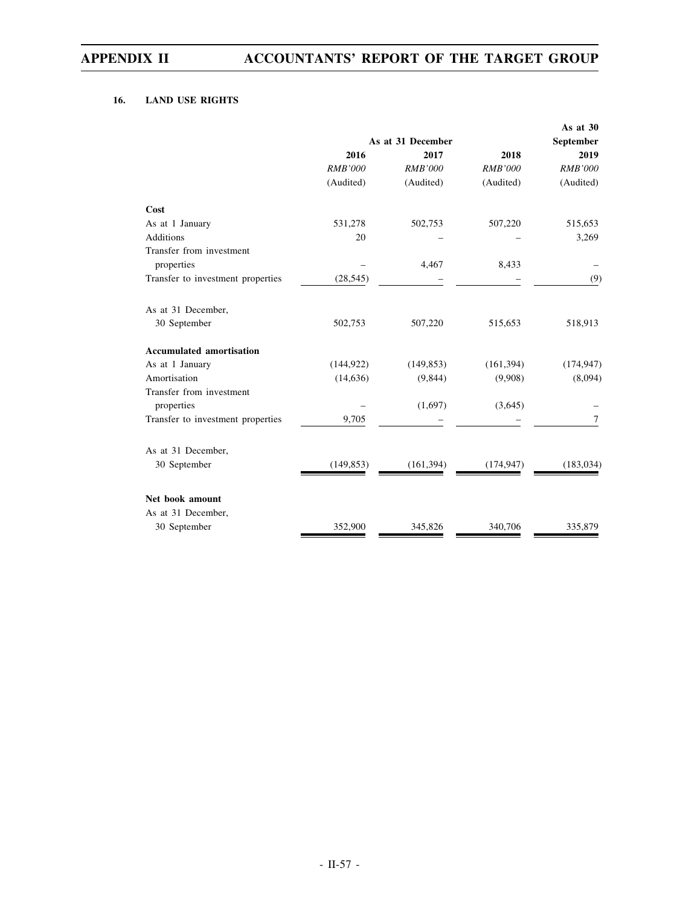## 16. LAND USE RIGHTS

| | As at 31 December | | | As at 30 September |
|---|---|---|---|---|
| | 2016 | 2017 | 2018 | 2019 |
| | *RMB'000* | *RMB'000* | *RMB'000* | *RMB'000* |
| | (Audited) | (Audited) | (Audited) | (Audited) |
| **Cost** | | | | |
| As at 1 January | 531,278 | 502,753 | 507,220 | 515,653 |
| Additions | 20 | – | – | 3,269 |
| Transfer from investment properties | – | 4,467 | 8,433 | – |
| Transfer to investment properties | (28,545) | – | – | (9) |
| As at 31 December, 30 September | 502,753 | 507,220 | 515,653 | 518,913 |
| **Accumulated amortisation** | | | | |
| As at 1 January | (144,922) | (149,853) | (161,394) | (174,947) |
| Amortisation | (14,636) | (9,844) | (9,908) | (8,094) |
| Transfer from investment properties | – | (1,697) | (3,645) | – |
| Transfer to investment properties | 9,705 | – | – | 7 |
| As at 31 December, 30 September | (149,853) | (161,394) | (174,947) | (183,034) |
| **Net book amount** | | | | |
| As at 31 December, 30 September | 352,900 | 345,826 | 340,706 | 335,879 |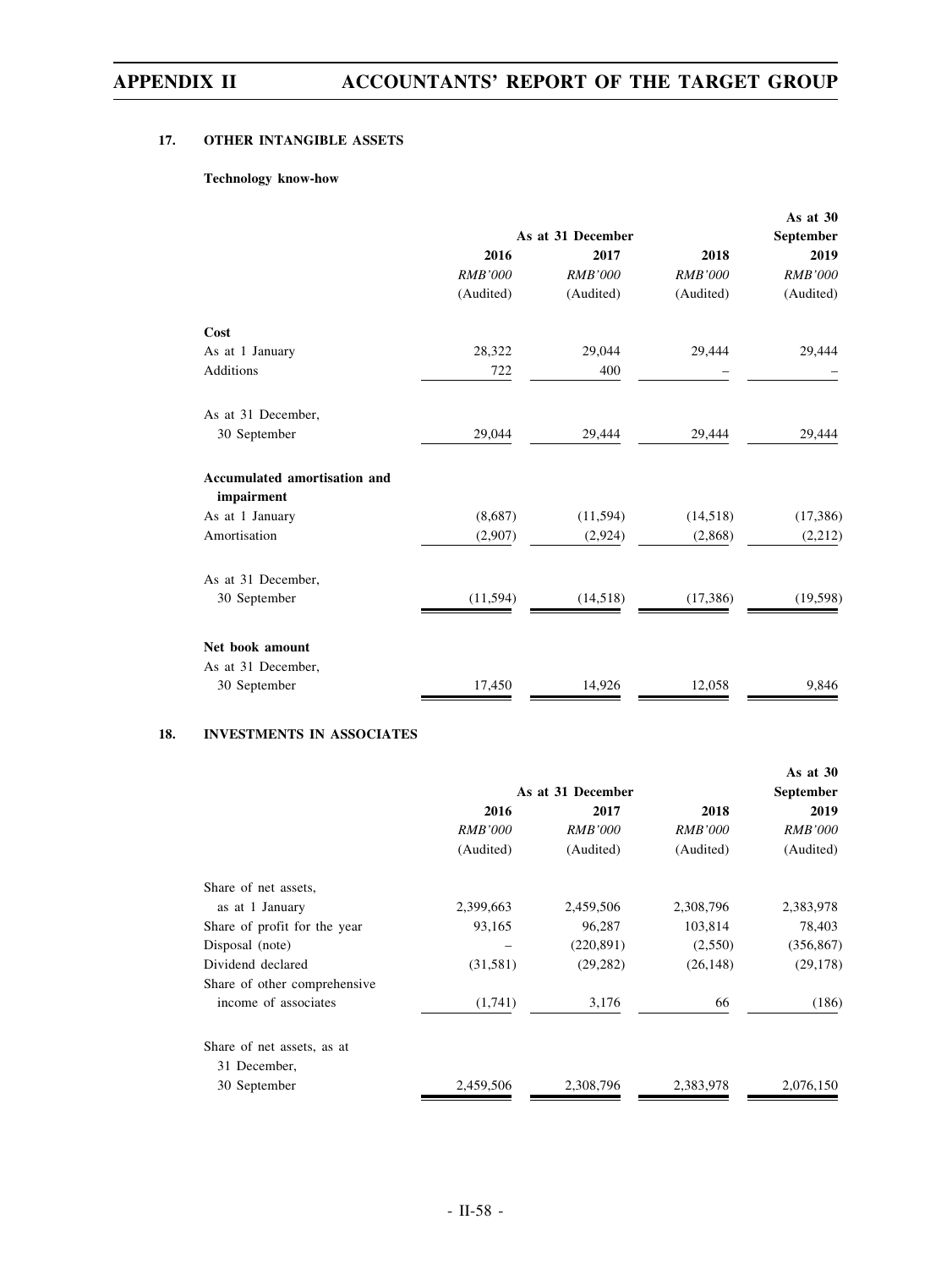## 17. OTHER INTANGIBLE ASSETS

**Technology know-how**

| | As at 31 December | | | As at 30 September |
|---|---|---|---|---|
| | 2016 | 2017 | 2018 | 2019 |
| | *RMB'000* | *RMB'000* | *RMB'000* | *RMB'000* |
| | (Audited) | (Audited) | (Audited) | (Audited) |
| **Cost** | | | | |
| As at 1 January | 28,322 | 29,044 | 29,444 | 29,444 |
| Additions | 722 | 400 | – | – |
| As at 31 December, 30 September | 29,044 | 29,444 | 29,444 | 29,444 |
| **Accumulated amortisation and impairment** | | | | |
| As at 1 January | (8,687) | (11,594) | (14,518) | (17,386) |
| Amortisation | (2,907) | (2,924) | (2,868) | (2,212) |
| As at 31 December, 30 September | (11,594) | (14,518) | (17,386) | (19,598) |
| **Net book amount** | | | | |
| As at 31 December, 30 September | 17,450 | 14,926 | 12,058 | 9,846 |

## 18. INVESTMENTS IN ASSOCIATES

| | As at 31 December | | | As at 30 September |
|---|---|---|---|---|
| | 2016 | 2017 | 2018 | 2019 |
| | *RMB'000* | *RMB'000* | *RMB'000* | *RMB'000* |
| | (Audited) | (Audited) | (Audited) | (Audited) |
| Share of net assets, as at 1 January | 2,399,663 | 2,459,506 | 2,308,796 | 2,383,978 |
| Share of profit for the year | 93,165 | 96,287 | 103,814 | 78,403 |
| Disposal (note) | – | (220,891) | (2,550) | (356,867) |
| Dividend declared | (31,581) | (29,282) | (26,148) | (29,178) |
| Share of other comprehensive income of associates | (1,741) | 3,176 | 66 | (186) |
| Share of net assets, as at 31 December, 30 September | 2,459,506 | 2,308,796 | 2,383,978 | 2,076,150 |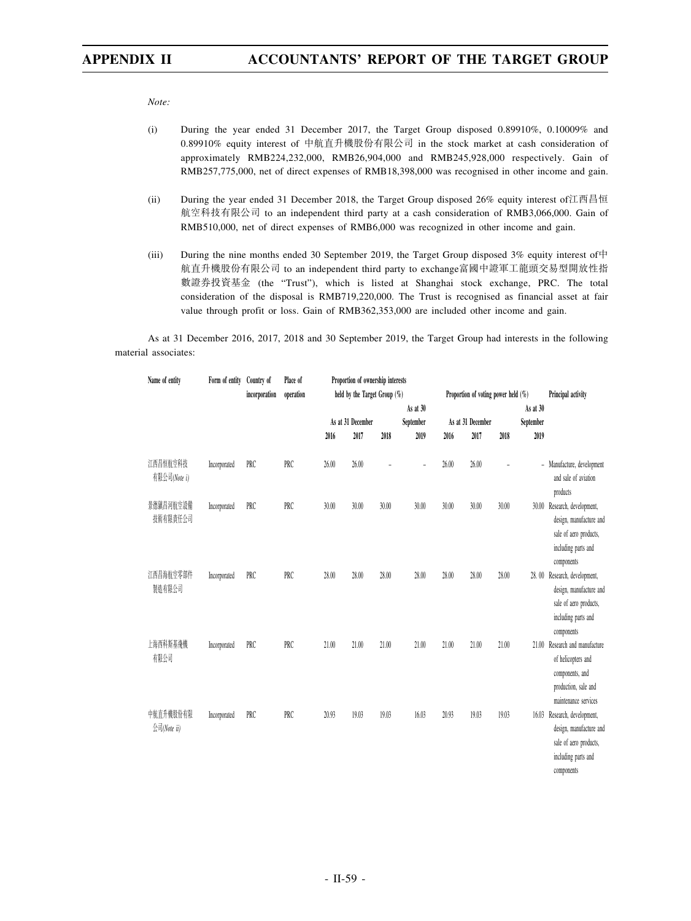*Note:*

(i) During the year ended 31 December 2017, the Target Group disposed 0.89910%, 0.10009% and 0.89910% equity interest of 中航直升機股份有限公司 in the stock market at cash consideration of approximately RMB224,232,000, RMB26,904,000 and RMB245,928,000 respectively. Gain of RMB257,775,000, net of direct expenses of RMB18,398,000 was recognised in other income and gain.

(ii) During the year ended 31 December 2018, the Target Group disposed 26% equity interest of江西昌恒航空科技有限公司 to an independent third party at a cash consideration of RMB3,066,000. Gain of RMB510,000, net of direct expenses of RMB6,000 was recognized in other income and gain.

(iii) During the nine months ended 30 September 2019, the Target Group disposed 3% equity interest of中航直升機股份有限公司 to an independent third party to exchange富國中證軍工龍頭交易型開放性指數證券投資基金 (the "Trust"), which is listed at Shanghai stock exchange, PRC. The total consideration of the disposal is RMB719,220,000. The Trust is recognised as financial asset at fair value through profit or loss. Gain of RMB362,353,000 are included other income and gain.

As at 31 December 2016, 2017, 2018 and 30 September 2019, the Target Group had interests in the following material associates:

| Name of entity | Form of entity | Country of incorporation | Place of operation | Proportion of ownership interests held by the Target Group (%) | | | | Proportion of voting power held (%) | | | | Principal activity |
|---|---|---|---|---|---|---|---|---|---|---|---|---|
| | | | | As at 31 December | | | As at 30 September | As at 31 December | | | As at 30 September | |
| | | | | 2016 | 2017 | 2018 | 2019 | 2016 | 2017 | 2018 | 2019 | |
| 江西昌恒航空科技有限公司*(Note i)* | Incorporated | PRC | PRC | 26.00 | 26.00 | – | – | 26.00 | 26.00 | – | – | Manufacture, development and sale of aviation products |
| 景德鎮昌河航空設備技術有限責任公司 | Incorporated | PRC | PRC | 30.00 | 30.00 | 30.00 | 30.00 | 30.00 | 30.00 | 30.00 | 30.00 | Research, development, design, manufacture and sale of aero products, including parts and components |
| 江西昌海航空零部件製造有限公司 | Incorporated | PRC | PRC | 28.00 | 28.00 | 28.00 | 28.00 | 28.00 | 28.00 | 28.00 | 28. 00 | Research, development, design, manufacture and sale of aero products, including parts and components |
| 上海西科斯基飛機有限公司 | Incorporated | PRC | PRC | 21.00 | 21.00 | 21.00 | 21.00 | 21.00 | 21.00 | 21.00 | 21.00 | Research and manufacture of helicopters and components, and production, sale and maintenance services |
| 中航直升機股份有限公司*(Note ii)* | Incorporated | PRC | PRC | 20.93 | 19.03 | 19.03 | 16.03 | 20.93 | 19.03 | 19.03 | 16.03 | Research, development, design, manufacture and sale of aero products, including parts and components |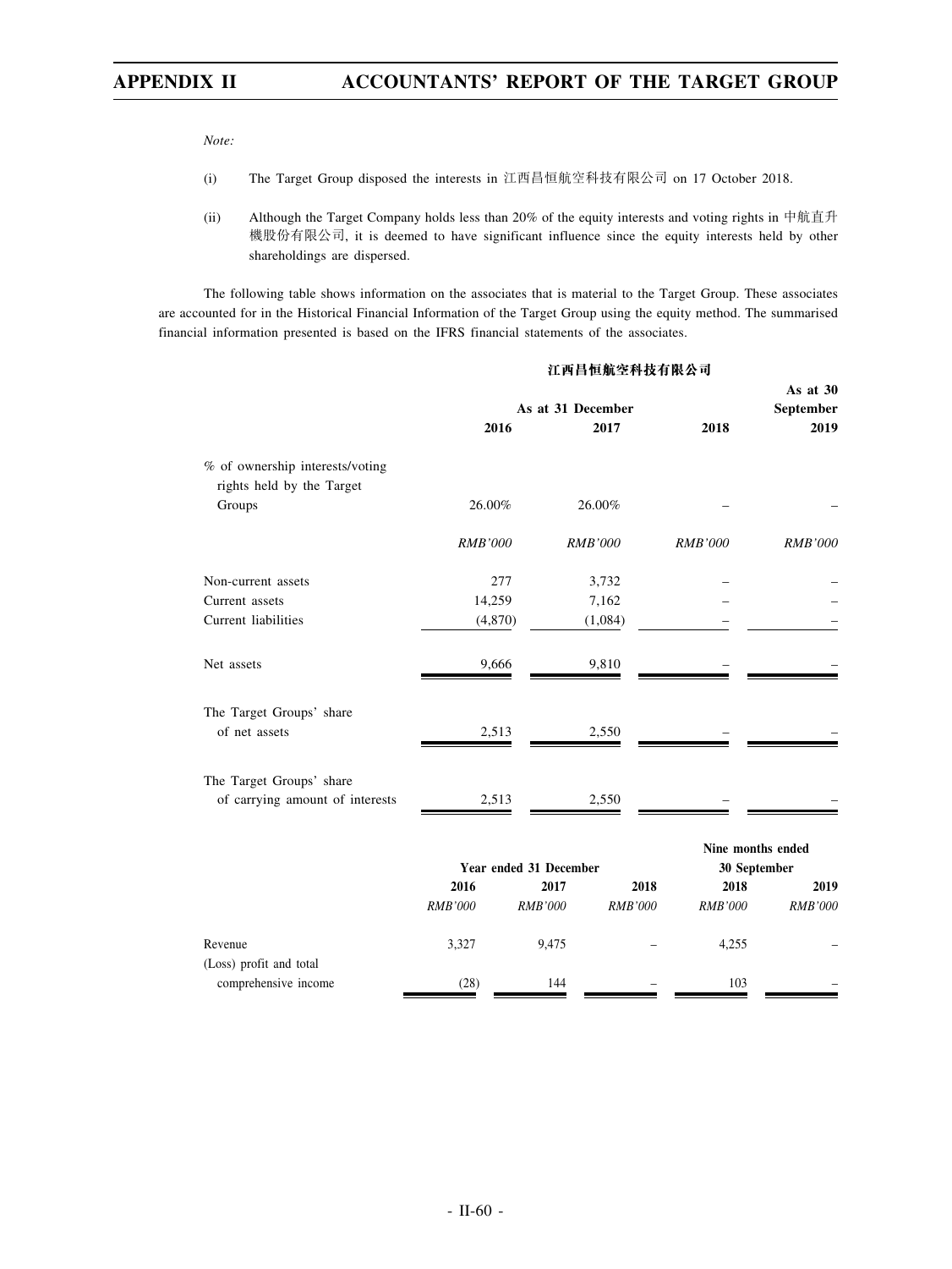*Note:*

(i) The Target Group disposed the interests in 江西昌恒航空科技有限公司 on 17 October 2018.

(ii) Although the Target Company holds less than 20% of the equity interests and voting rights in 中航直升機股份有限公司, it is deemed to have significant influence since the equity interests held by other shareholdings are dispersed.

The following table shows information on the associates that is material to the Target Group. These associates are accounted for in the Historical Financial Information of the Target Group using the equity method. The summarised financial information presented is based on the IFRS financial statements of the associates.

**江西昌恒航空科技有限公司**

| | As at 31 December | | | As at 30 September |
|---|---|---|---|---|
| | **2016** | **2017** | **2018** | **2019** |
| % of ownership interests/voting rights held by the Target Groups | 26.00% | 26.00% | – | – |
| | *RMB'000* | *RMB'000* | *RMB'000* | *RMB'000* |
| Non-current assets | 277 | 3,732 | – | – |
| Current assets | 14,259 | 7,162 | – | – |
| Current liabilities | (4,870) | (1,084) | – | – |
| Net assets | 9,666 | 9,810 | – | – |
| The Target Groups' share of net assets | 2,513 | 2,550 | – | – |
| The Target Groups' share of carrying amount of interests | 2,513 | 2,550 | – | – |

| | Year ended 31 December | | | Nine months ended 30 September | |
|---|---|---|---|---|---|
| | **2016** | **2017** | **2018** | **2018** | **2019** |
| | *RMB'000* | *RMB'000* | *RMB'000* | *RMB'000* | *RMB'000* |
| Revenue | 3,327 | 9,475 | – | 4,255 | – |
| (Loss) profit and total comprehensive income | (28) | 144 | – | 103 | – |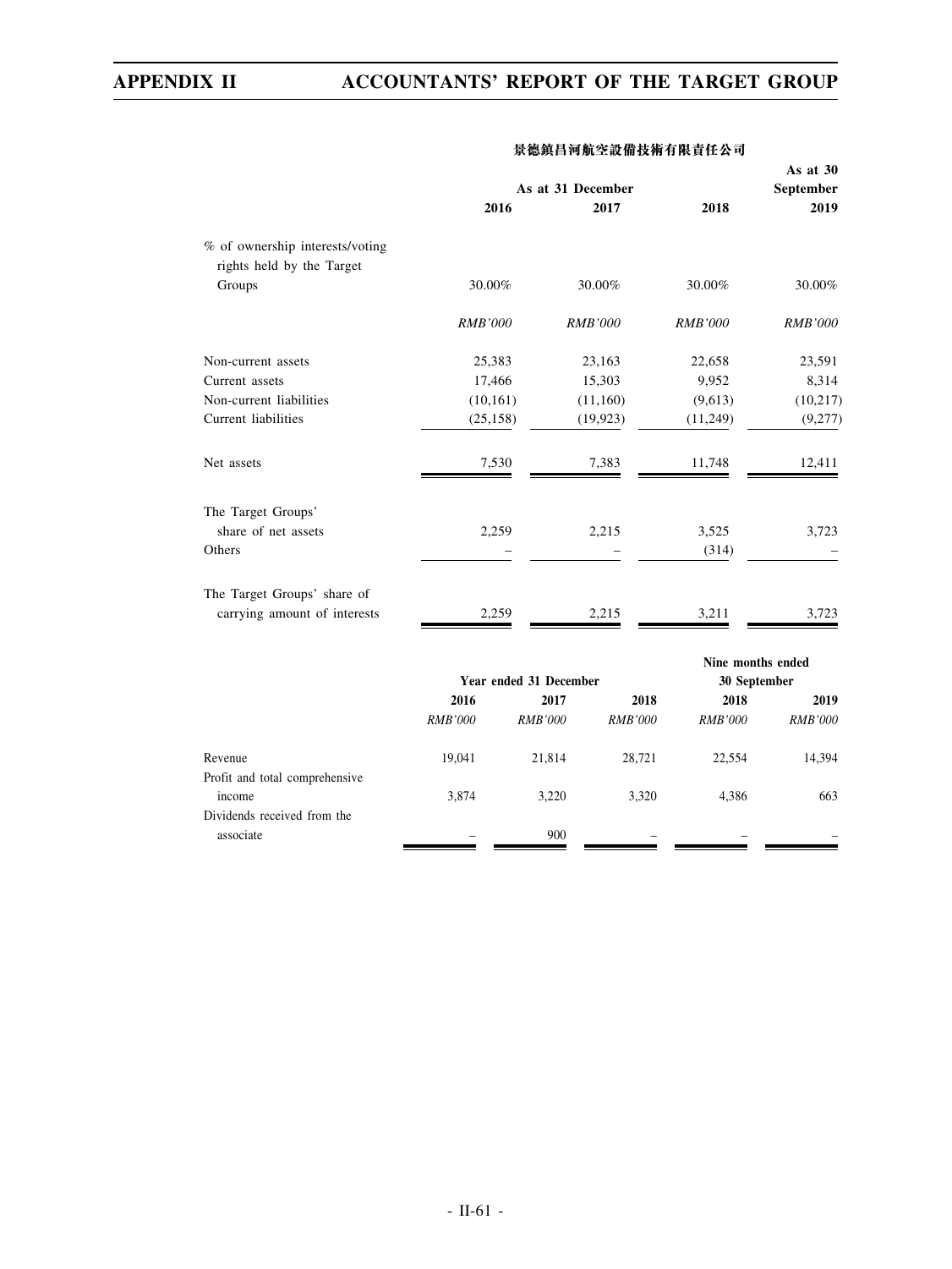**景德鎮昌河航空設備技術有限責任公司**

| | As at 31 December | | | As at 30 September |
|---|---|---|---|---|
| | 2016 | 2017 | 2018 | 2019 |
| % of ownership interests/voting rights held by the Target Groups | 30.00% | 30.00% | 30.00% | 30.00% |
| | *RMB'000* | *RMB'000* | *RMB'000* | *RMB'000* |
| Non-current assets | 25,383 | 23,163 | 22,658 | 23,591 |
| Current assets | 17,466 | 15,303 | 9,952 | 8,314 |
| Non-current liabilities | (10,161) | (11,160) | (9,613) | (10,217) |
| Current liabilities | (25,158) | (19,923) | (11,249) | (9,277) |
| Net assets | 7,530 | 7,383 | 11,748 | 12,411 |
| The Target Groups' share of net assets | 2,259 | 2,215 | 3,525 | 3,723 |
| Others | – | – | (314) | – |
| The Target Groups' share of carrying amount of interests | 2,259 | 2,215 | 3,211 | 3,723 |

| | Year ended 31 December | | | Nine months ended 30 September | |
|---|---|---|---|---|---|
| | 2016 | 2017 | 2018 | 2018 | 2019 |
| | *RMB'000* | *RMB'000* | *RMB'000* | *RMB'000* | *RMB'000* |
| Revenue | 19,041 | 21,814 | 28,721 | 22,554 | 14,394 |
| Profit and total comprehensive income | 3,874 | 3,220 | 3,320 | 4,386 | 663 |
| Dividends received from the associate | – | 900 | – | – | – |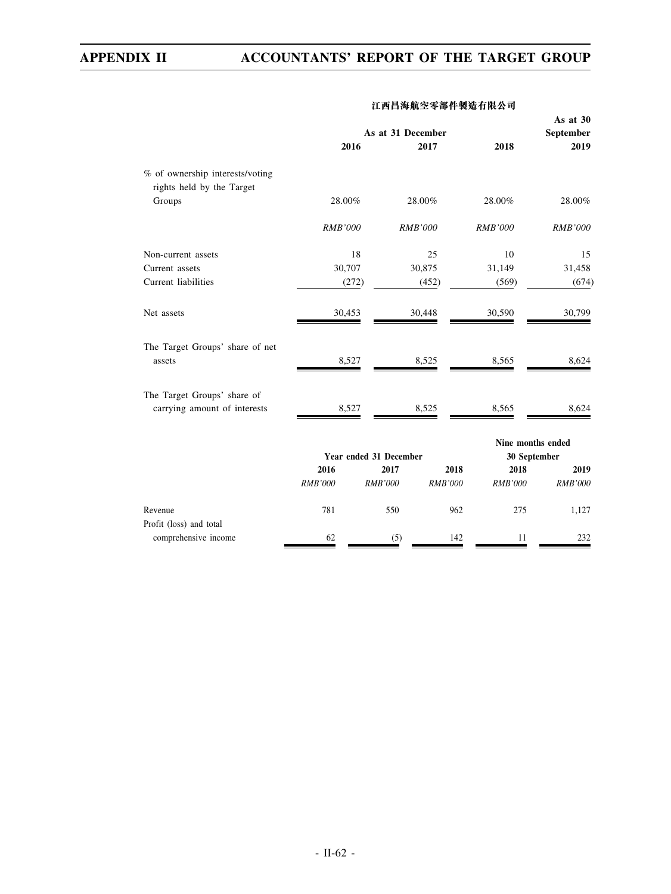**江西昌海航空零部件製造有限公司**

| | As at 31 December | | | As at 30 September |
|---|---|---|---|---|
| | 2016 | 2017 | 2018 | 2019 |
| % of ownership interests/voting rights held by the Target Groups | 28.00% | 28.00% | 28.00% | 28.00% |
| | *RMB'000* | *RMB'000* | *RMB'000* | *RMB'000* |
| Non-current assets | 18 | 25 | 10 | 15 |
| Current assets | 30,707 | 30,875 | 31,149 | 31,458 |
| Current liabilities | (272) | (452) | (569) | (674) |
| Net assets | 30,453 | 30,448 | 30,590 | 30,799 |
| The Target Groups' share of net assets | 8,527 | 8,525 | 8,565 | 8,624 |
| The Target Groups' share of carrying amount of interests | 8,527 | 8,525 | 8,565 | 8,624 |

| | Year ended 31 December | | | Nine months ended 30 September | |
|---|---|---|---|---|---|
| | 2016 | 2017 | 2018 | 2018 | 2019 |
| | *RMB'000* | *RMB'000* | *RMB'000* | *RMB'000* | *RMB'000* |
| Revenue | 781 | 550 | 962 | 275 | 1,127 |
| Profit (loss) and total comprehensive income | 62 | (5) | 142 | 11 | 232 |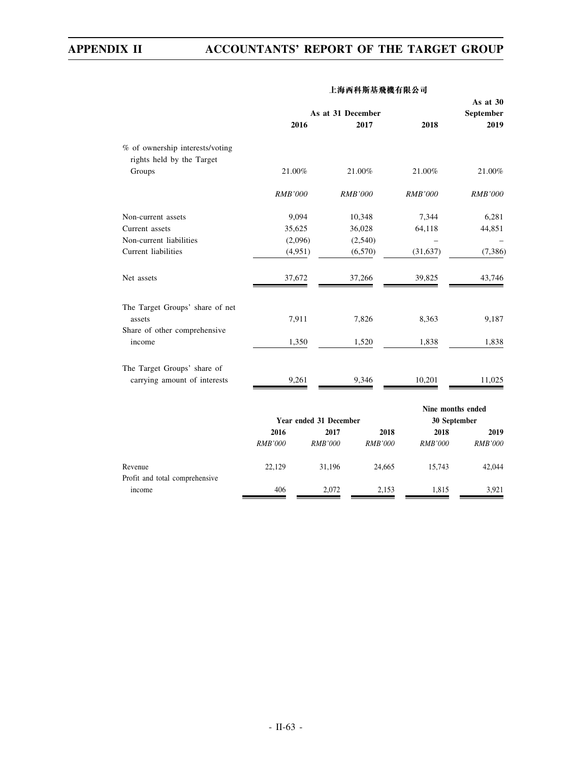**上海西科斯基飛機有限公司**

| | As at 31 December | | | As at 30 September |
|---|---|---|---|---|
| | 2016 | 2017 | 2018 | 2019 |
| % of ownership interests/voting rights held by the Target Groups | 21.00% | 21.00% | 21.00% | 21.00% |
| | *RMB'000* | *RMB'000* | *RMB'000* | *RMB'000* |
| Non-current assets | 9,094 | 10,348 | 7,344 | 6,281 |
| Current assets | 35,625 | 36,028 | 64,118 | 44,851 |
| Non-current liabilities | (2,096) | (2,540) | – | – |
| Current liabilities | (4,951) | (6,570) | (31,637) | (7,386) |
| Net assets | 37,672 | 37,266 | 39,825 | 43,746 |
| The Target Groups' share of net assets | 7,911 | 7,826 | 8,363 | 9,187 |
| Share of other comprehensive income | 1,350 | 1,520 | 1,838 | 1,838 |
| The Target Groups' share of carrying amount of interests | 9,261 | 9,346 | 10,201 | 11,025 |

| | Year ended 31 December | | | Nine months ended 30 September | |
|---|---|---|---|---|---|
| | 2016 | 2017 | 2018 | 2018 | 2019 |
| | *RMB'000* | *RMB'000* | *RMB'000* | *RMB'000* | *RMB'000* |
| Revenue | 22,129 | 31,196 | 24,665 | 15,743 | 42,044 |
| Profit and total comprehensive income | 406 | 2,072 | 2,153 | 1,815 | 3,921 |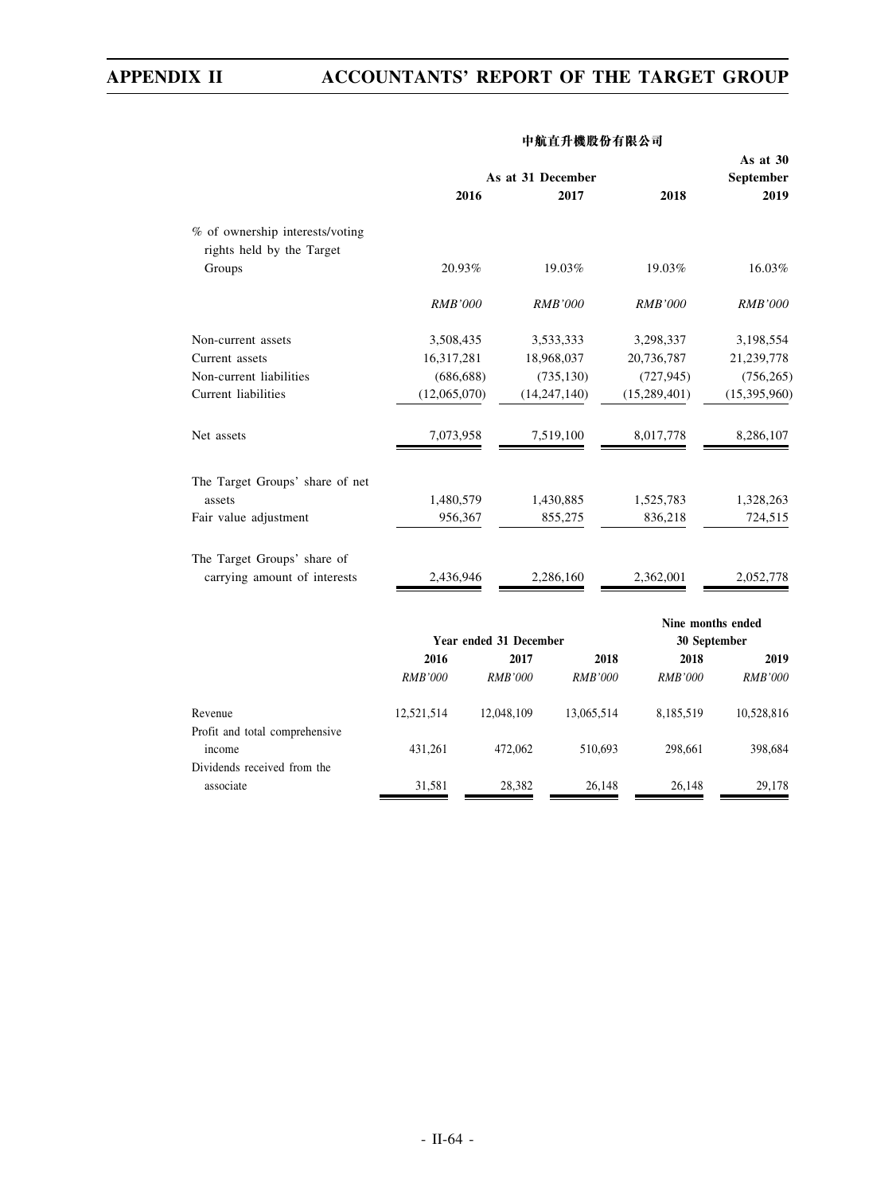**中航直升機股份有限公司**

| | As at 31 December | | | As at 30 September |
|---|---|---|---|---|
| | 2016 | 2017 | 2018 | 2019 |
| % of ownership interests/voting rights held by the Target Groups | 20.93% | 19.03% | 19.03% | 16.03% |
| | *RMB'000* | *RMB'000* | *RMB'000* | *RMB'000* |
| Non-current assets | 3,508,435 | 3,533,333 | 3,298,337 | 3,198,554 |
| Current assets | 16,317,281 | 18,968,037 | 20,736,787 | 21,239,778 |
| Non-current liabilities | (686,688) | (735,130) | (727,945) | (756,265) |
| Current liabilities | (12,065,070) | (14,247,140) | (15,289,401) | (15,395,960) |
| Net assets | 7,073,958 | 7,519,100 | 8,017,778 | 8,286,107 |
| The Target Groups' share of net assets | 1,480,579 | 1,430,885 | 1,525,783 | 1,328,263 |
| Fair value adjustment | 956,367 | 855,275 | 836,218 | 724,515 |
| The Target Groups' share of carrying amount of interests | 2,436,946 | 2,286,160 | 2,362,001 | 2,052,778 |

| | Year ended 31 December | | | Nine months ended 30 September | |
|---|---|---|---|---|---|
| | 2016 | 2017 | 2018 | 2018 | 2019 |
| | *RMB'000* | *RMB'000* | *RMB'000* | *RMB'000* | *RMB'000* |
| Revenue | 12,521,514 | 12,048,109 | 13,065,514 | 8,185,519 | 10,528,816 |
| Profit and total comprehensive income | 431,261 | 472,062 | 510,693 | 298,661 | 398,684 |
| Dividends received from the associate | 31,581 | 28,382 | 26,148 | 26,148 | 29,178 |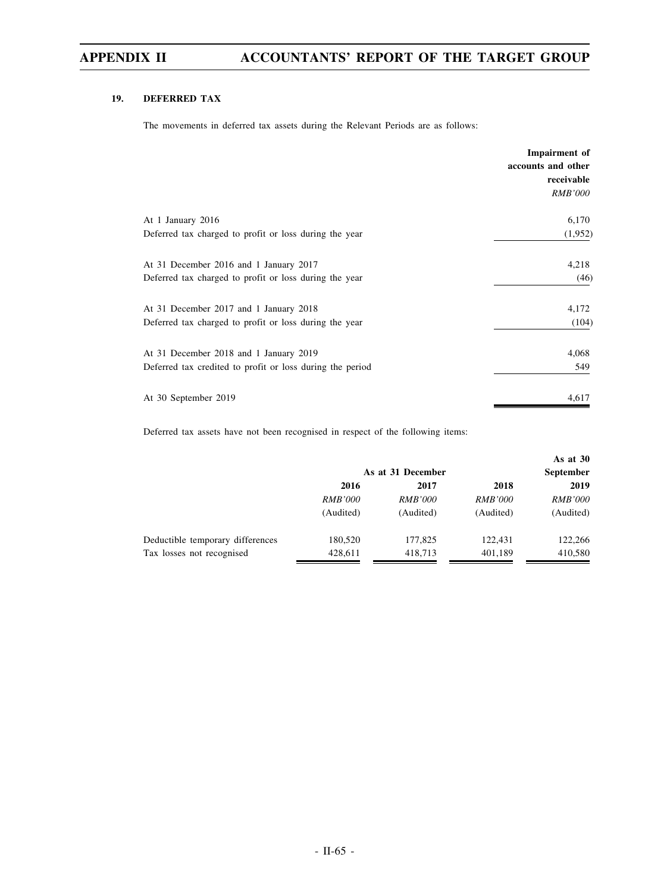## 19. DEFERRED TAX

The movements in deferred tax assets during the Relevant Periods are as follows:

| | Impairment of accounts and other receivable |
|---|---|
| | *RMB'000* |
| At 1 January 2016 | 6,170 |
| Deferred tax charged to profit or loss during the year | (1,952) |
| At 31 December 2016 and 1 January 2017 | 4,218 |
| Deferred tax charged to profit or loss during the year | (46) |
| At 31 December 2017 and 1 January 2018 | 4,172 |
| Deferred tax charged to profit or loss during the year | (104) |
| At 31 December 2018 and 1 January 2019 | 4,068 |
| Deferred tax credited to profit or loss during the period | 549 |
| At 30 September 2019 | 4,617 |

Deferred tax assets have not been recognised in respect of the following items:

| | As at 31 December | | | As at 30 September |
|---|---|---|---|---|
| | 2016 | 2017 | 2018 | 2019 |
| | *RMB'000* | *RMB'000* | *RMB'000* | *RMB'000* |
| | (Audited) | (Audited) | (Audited) | (Audited) |
| Deductible temporary differences | 180,520 | 177,825 | 122,431 | 122,266 |
| Tax losses not recognised | 428,611 | 418,713 | 401,189 | 410,580 |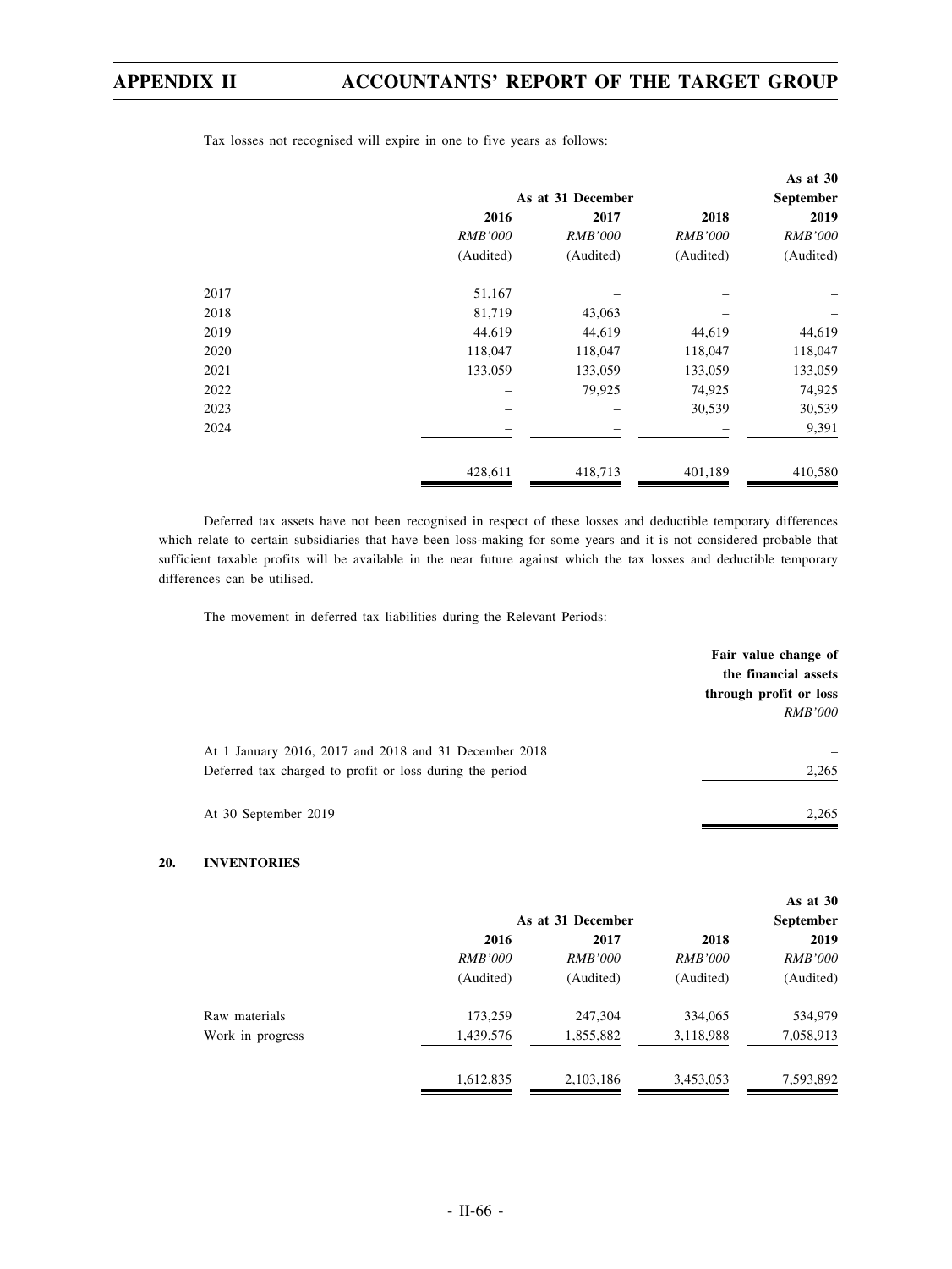Tax losses not recognised will expire in one to five years as follows:

| | As at 31 December | | | As at 30 September |
|---|---|---|---|---|
| | 2016 | 2017 | 2018 | 2019 |
| | *RMB'000* | *RMB'000* | *RMB'000* | *RMB'000* |
| | (Audited) | (Audited) | (Audited) | (Audited) |
| 2017 | 51,167 | – | – | – |
| 2018 | 81,719 | 43,063 | – | – |
| 2019 | 44,619 | 44,619 | 44,619 | 44,619 |
| 2020 | 118,047 | 118,047 | 118,047 | 118,047 |
| 2021 | 133,059 | 133,059 | 133,059 | 133,059 |
| 2022 | – | 79,925 | 74,925 | 74,925 |
| 2023 | – | – | 30,539 | 30,539 |
| 2024 | – | – | – | 9,391 |
| | 428,611 | 418,713 | 401,189 | 410,580 |

Deferred tax assets have not been recognised in respect of these losses and deductible temporary differences which relate to certain subsidiaries that have been loss-making for some years and it is not considered probable that sufficient taxable profits will be available in the near future against which the tax losses and deductible temporary differences can be utilised.

The movement in deferred tax liabilities during the Relevant Periods:

| | Fair value change of the financial assets through profit or loss |
|---|---|
| | *RMB'000* |
| At 1 January 2016, 2017 and 2018 and 31 December 2018 | – |
| Deferred tax charged to profit or loss during the period | 2,265 |
| At 30 September 2019 | 2,265 |

## 20. INVENTORIES

| | As at 31 December | | | As at 30 September |
|---|---|---|---|---|
| | 2016 | 2017 | 2018 | 2019 |
| | *RMB'000* | *RMB'000* | *RMB'000* | *RMB'000* |
| | (Audited) | (Audited) | (Audited) | (Audited) |
| Raw materials | 173,259 | 247,304 | 334,065 | 534,979 |
| Work in progress | 1,439,576 | 1,855,882 | 3,118,988 | 7,058,913 |
| | 1,612,835 | 2,103,186 | 3,453,053 | 7,593,892 |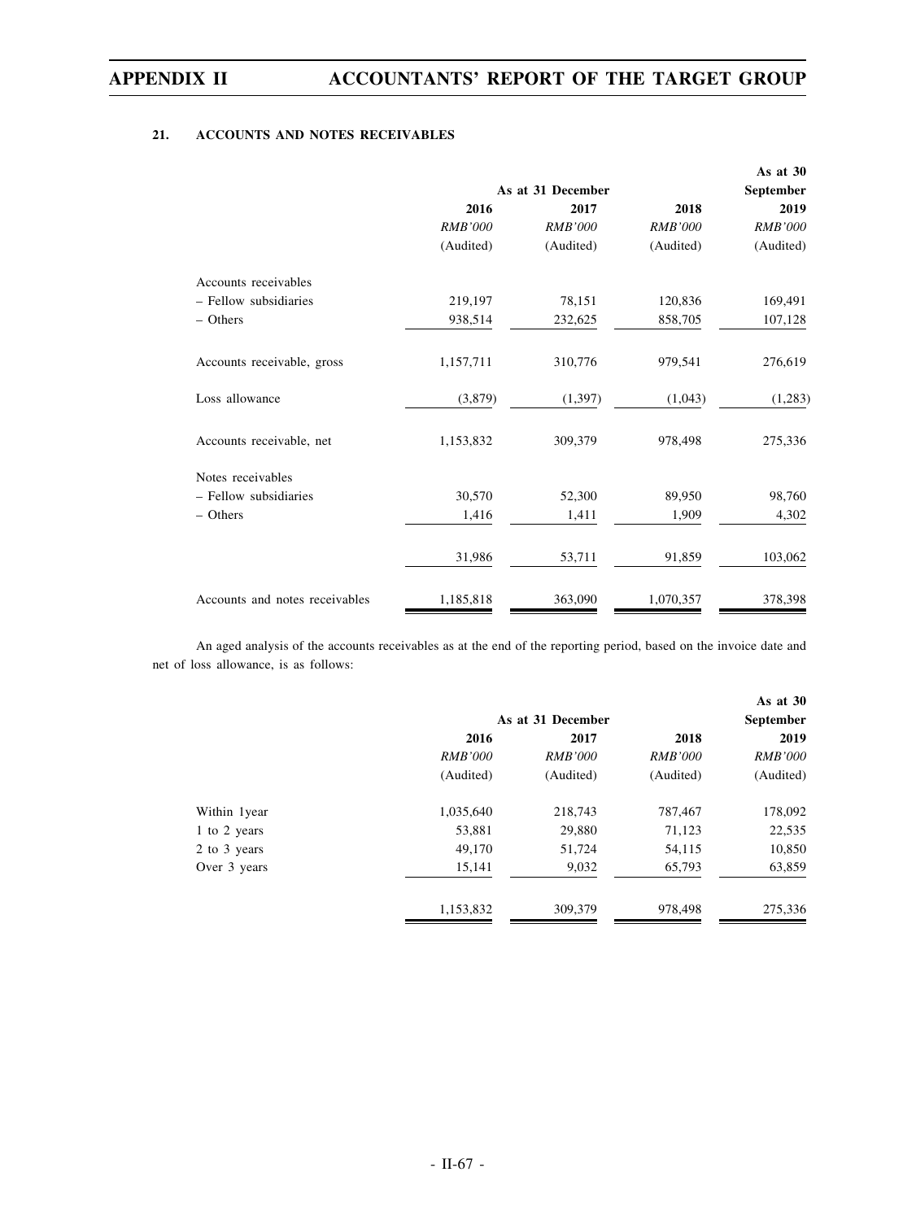## 21. ACCOUNTS AND NOTES RECEIVABLES

| | As at 31 December | | | As at 30 September |
|---|---|---|---|---|
| | 2016 | 2017 | 2018 | 2019 |
| | *RMB'000* | *RMB'000* | *RMB'000* | *RMB'000* |
| | (Audited) | (Audited) | (Audited) | (Audited) |
| Accounts receivables | | | | |
| – Fellow subsidiaries | 219,197 | 78,151 | 120,836 | 169,491 |
| – Others | 938,514 | 232,625 | 858,705 | 107,128 |
| Accounts receivable, gross | 1,157,711 | 310,776 | 979,541 | 276,619 |
| Loss allowance | (3,879) | (1,397) | (1,043) | (1,283) |
| Accounts receivable, net | 1,153,832 | 309,379 | 978,498 | 275,336 |
| Notes receivables | | | | |
| – Fellow subsidiaries | 30,570 | 52,300 | 89,950 | 98,760 |
| – Others | 1,416 | 1,411 | 1,909 | 4,302 |
| | 31,986 | 53,711 | 91,859 | 103,062 |
| Accounts and notes receivables | 1,185,818 | 363,090 | 1,070,357 | 378,398 |

An aged analysis of the accounts receivables as at the end of the reporting period, based on the invoice date and net of loss allowance, is as follows:

| | As at 31 December | | | As at 30 September |
|---|---|---|---|---|
| | 2016 | 2017 | 2018 | 2019 |
| | *RMB'000* | *RMB'000* | *RMB'000* | *RMB'000* |
| | (Audited) | (Audited) | (Audited) | (Audited) |
| Within 1year | 1,035,640 | 218,743 | 787,467 | 178,092 |
| 1 to 2 years | 53,881 | 29,880 | 71,123 | 22,535 |
| 2 to 3 years | 49,170 | 51,724 | 54,115 | 10,850 |
| Over 3 years | 15,141 | 9,032 | 65,793 | 63,859 |
| | 1,153,832 | 309,379 | 978,498 | 275,336 |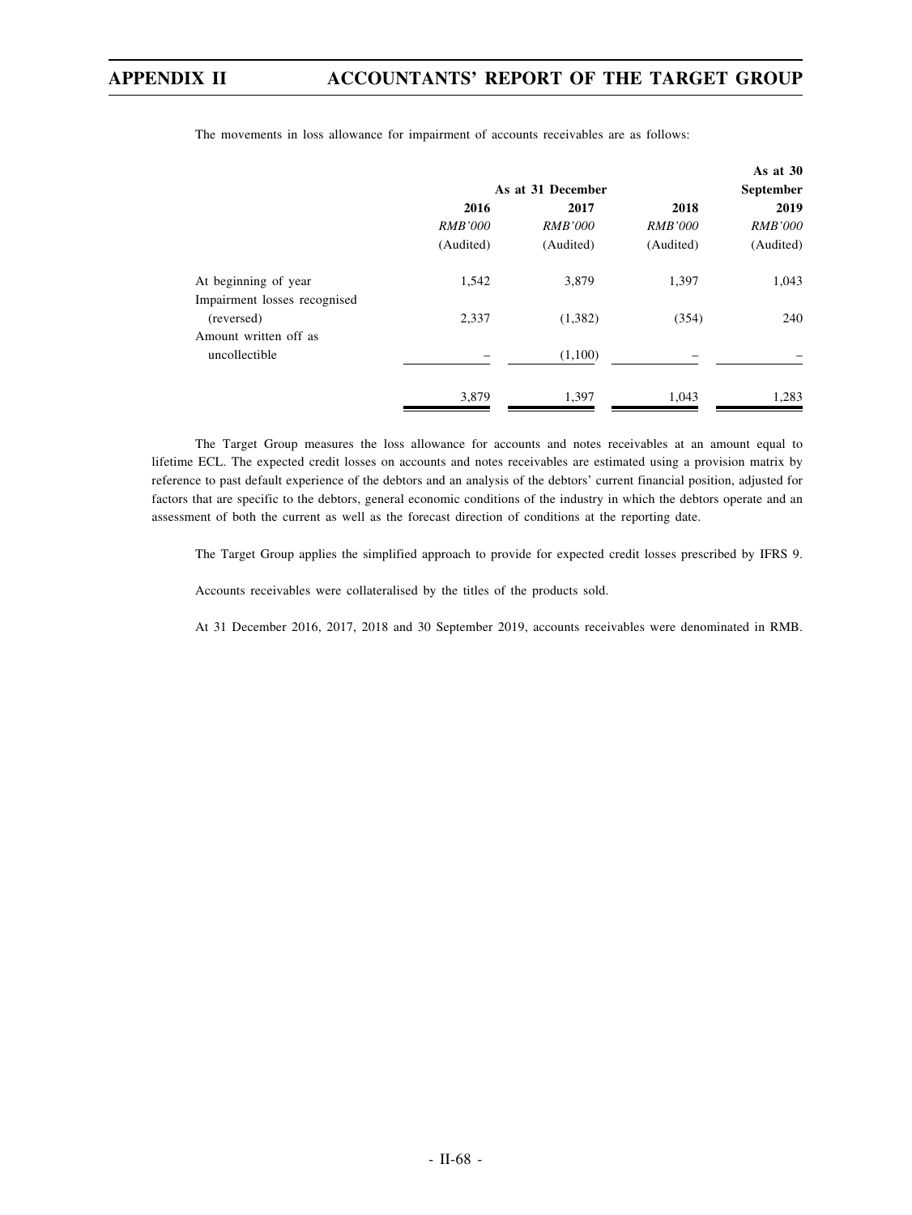The movements in loss allowance for impairment of accounts receivables are as follows:

| | As at 31 December | | | As at 30 September |
|---|---|---|---|---|
| | **2016** | **2017** | **2018** | **2019** |
| | *RMB'000* | *RMB'000* | *RMB'000* | *RMB'000* |
| | (Audited) | (Audited) | (Audited) | (Audited) |
| At beginning of year | 1,542 | 3,879 | 1,397 | 1,043 |
| Impairment losses recognised (reversed) | 2,337 | (1,382) | (354) | 240 |
| Amount written off as uncollectible | – | (1,100) | – | – |
| | 3,879 | 1,397 | 1,043 | 1,283 |

The Target Group measures the loss allowance for accounts and notes receivables at an amount equal to lifetime ECL. The expected credit losses on accounts and notes receivables are estimated using a provision matrix by reference to past default experience of the debtors and an analysis of the debtors' current financial position, adjusted for factors that are specific to the debtors, general economic conditions of the industry in which the debtors operate and an assessment of both the current as well as the forecast direction of conditions at the reporting date.

The Target Group applies the simplified approach to provide for expected credit losses prescribed by IFRS 9.

Accounts receivables were collateralised by the titles of the products sold.

At 31 December 2016, 2017, 2018 and 30 September 2019, accounts receivables were denominated in RMB.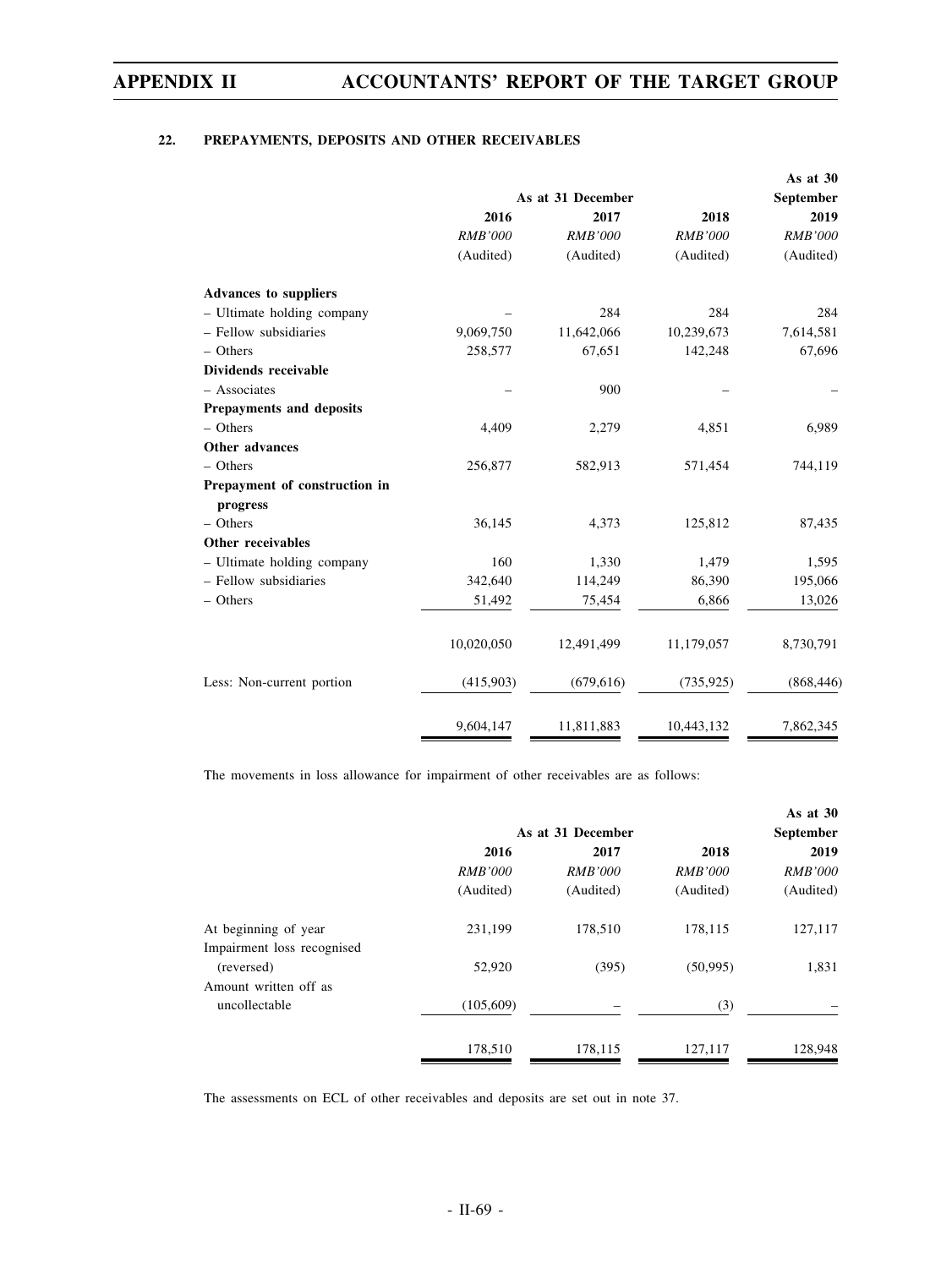## 22. PREPAYMENTS, DEPOSITS AND OTHER RECEIVABLES

| | As at 31 December | | | As at 30 September |
|---|---|---|---|---|
| | 2016 | 2017 | 2018 | 2019 |
| | *RMB'000* | *RMB'000* | *RMB'000* | *RMB'000* |
| | (Audited) | (Audited) | (Audited) | (Audited) |
| **Advances to suppliers** | | | | |
| – Ultimate holding company | – | 284 | 284 | 284 |
| – Fellow subsidiaries | 9,069,750 | 11,642,066 | 10,239,673 | 7,614,581 |
| – Others | 258,577 | 67,651 | 142,248 | 67,696 |
| **Dividends receivable** | | | | |
| – Associates | – | 900 | – | – |
| **Prepayments and deposits** | | | | |
| – Others | 4,409 | 2,279 | 4,851 | 6,989 |
| **Other advances** | | | | |
| – Others | 256,877 | 582,913 | 571,454 | 744,119 |
| **Prepayment of construction in progress** | | | | |
| – Others | 36,145 | 4,373 | 125,812 | 87,435 |
| **Other receivables** | | | | |
| – Ultimate holding company | 160 | 1,330 | 1,479 | 1,595 |
| – Fellow subsidiaries | 342,640 | 114,249 | 86,390 | 195,066 |
| – Others | 51,492 | 75,454 | 6,866 | 13,026 |
| | 10,020,050 | 12,491,499 | 11,179,057 | 8,730,791 |
| Less: Non-current portion | (415,903) | (679,616) | (735,925) | (868,446) |
| | 9,604,147 | 11,811,883 | 10,443,132 | 7,862,345 |

The movements in loss allowance for impairment of other receivables are as follows:

| | As at 31 December | | | As at 30 September |
|---|---|---|---|---|
| | 2016 | 2017 | 2018 | 2019 |
| | *RMB'000* | *RMB'000* | *RMB'000* | *RMB'000* |
| | (Audited) | (Audited) | (Audited) | (Audited) |
| At beginning of year | 231,199 | 178,510 | 178,115 | 127,117 |
| Impairment loss recognised (reversed) | 52,920 | (395) | (50,995) | 1,831 |
| Amount written off as uncollectable | (105,609) | – | (3) | – |
| | 178,510 | 178,115 | 127,117 | 128,948 |

The assessments on ECL of other receivables and deposits are set out in note 37.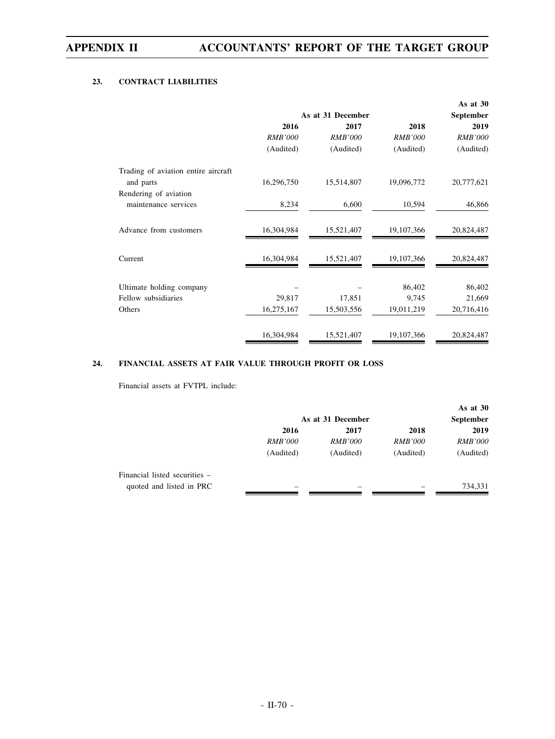### 23. CONTRACT LIABILITIES

| | As at 31 December | | | As at 30 September |
|---|---|---|---|---|
| | 2016 | 2017 | 2018 | 2019 |
| | *RMB'000* | *RMB'000* | *RMB'000* | *RMB'000* |
| | (Audited) | (Audited) | (Audited) | (Audited) |
| Trading of aviation entire aircraft and parts | 16,296,750 | 15,514,807 | 19,096,772 | 20,777,621 |
| Rendering of aviation maintenance services | 8,234 | 6,600 | 10,594 | 46,866 |
| Advance from customers | 16,304,984 | 15,521,407 | 19,107,366 | 20,824,487 |
| Current | 16,304,984 | 15,521,407 | 19,107,366 | 20,824,487 |
| Ultimate holding company | – | – | 86,402 | 86,402 |
| Fellow subsidiaries | 29,817 | 17,851 | 9,745 | 21,669 |
| Others | 16,275,167 | 15,503,556 | 19,011,219 | 20,716,416 |
| | 16,304,984 | 15,521,407 | 19,107,366 | 20,824,487 |

### 24. FINANCIAL ASSETS AT FAIR VALUE THROUGH PROFIT OR LOSS

Financial assets at FVTPL include:

| | As at 31 December | | | As at 30 September |
|---|---|---|---|---|
| | 2016 | 2017 | 2018 | 2019 |
| | *RMB'000* | *RMB'000* | *RMB'000* | *RMB'000* |
| | (Audited) | (Audited) | (Audited) | (Audited) |
| Financial listed securities – quoted and listed in PRC | – | – | – | 734,331 |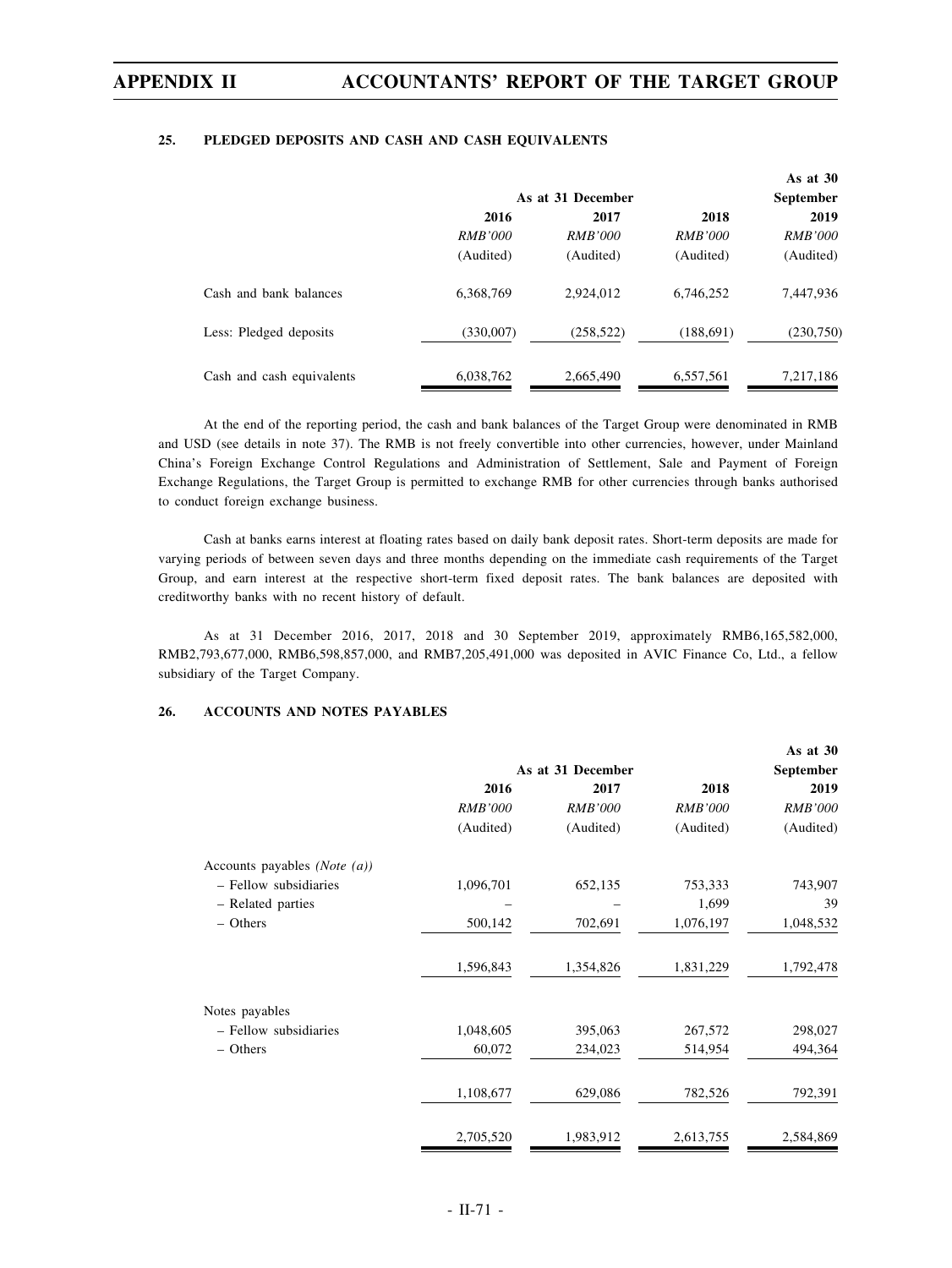### 25. PLEDGED DEPOSITS AND CASH AND CASH EQUIVALENTS

| | As at 31 December | | | As at 30 September |
|---|---|---|---|---|
| | 2016 | 2017 | 2018 | 2019 |
| | *RMB'000* | *RMB'000* | *RMB'000* | *RMB'000* |
| | (Audited) | (Audited) | (Audited) | (Audited) |
| Cash and bank balances | 6,368,769 | 2,924,012 | 6,746,252 | 7,447,936 |
| Less: Pledged deposits | (330,007) | (258,522) | (188,691) | (230,750) |
| Cash and cash equivalents | 6,038,762 | 2,665,490 | 6,557,561 | 7,217,186 |

At the end of the reporting period, the cash and bank balances of the Target Group were denominated in RMB and USD (see details in note 37). The RMB is not freely convertible into other currencies, however, under Mainland China's Foreign Exchange Control Regulations and Administration of Settlement, Sale and Payment of Foreign Exchange Regulations, the Target Group is permitted to exchange RMB for other currencies through banks authorised to conduct foreign exchange business.

Cash at banks earns interest at floating rates based on daily bank deposit rates. Short-term deposits are made for varying periods of between seven days and three months depending on the immediate cash requirements of the Target Group, and earn interest at the respective short-term fixed deposit rates. The bank balances are deposited with creditworthy banks with no recent history of default.

As at 31 December 2016, 2017, 2018 and 30 September 2019, approximately RMB6,165,582,000, RMB2,793,677,000, RMB6,598,857,000, and RMB7,205,491,000 was deposited in AVIC Finance Co, Ltd., a fellow subsidiary of the Target Company.

### 26. ACCOUNTS AND NOTES PAYABLES

| | As at 31 December | | | As at 30 September |
|---|---|---|---|---|
| | 2016 | 2017 | 2018 | 2019 |
| | *RMB'000* | *RMB'000* | *RMB'000* | *RMB'000* |
| | (Audited) | (Audited) | (Audited) | (Audited) |
| Accounts payables *(Note (a))* | | | | |
| – Fellow subsidiaries | 1,096,701 | 652,135 | 753,333 | 743,907 |
| – Related parties | – | – | 1,699 | 39 |
| – Others | 500,142 | 702,691 | 1,076,197 | 1,048,532 |
| | 1,596,843 | 1,354,826 | 1,831,229 | 1,792,478 |
| Notes payables | | | | |
| – Fellow subsidiaries | 1,048,605 | 395,063 | 267,572 | 298,027 |
| – Others | 60,072 | 234,023 | 514,954 | 494,364 |
| | 1,108,677 | 629,086 | 782,526 | 792,391 |
| | 2,705,520 | 1,983,912 | 2,613,755 | 2,584,869 |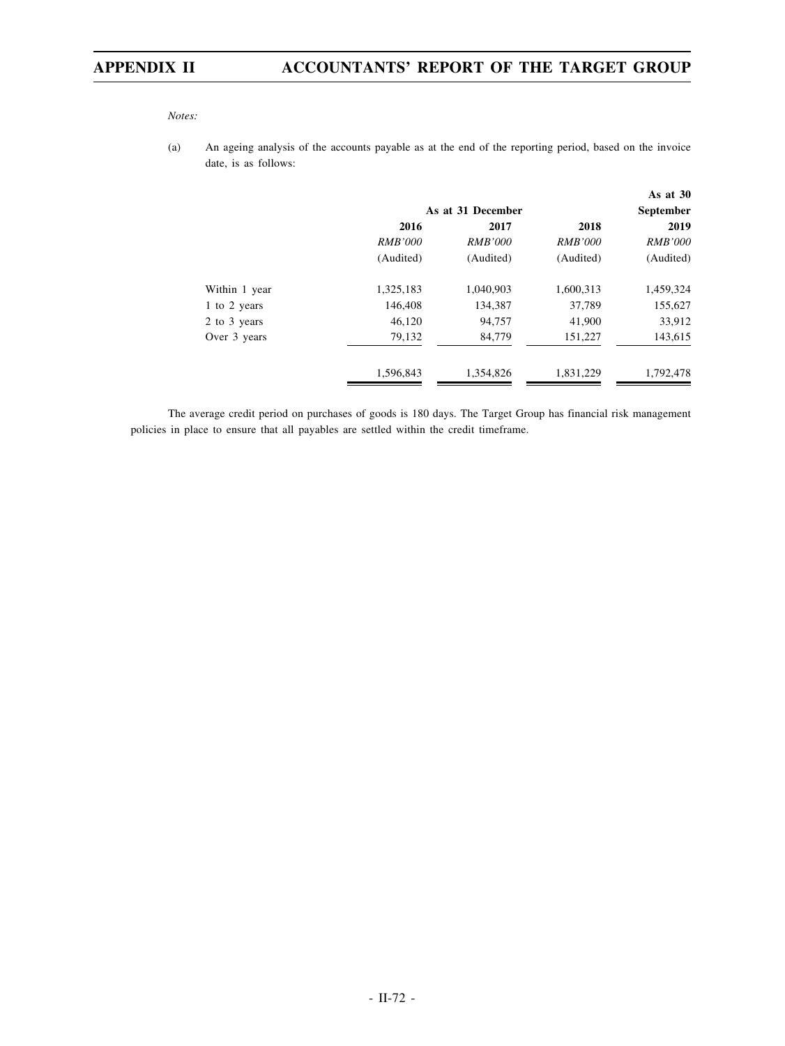*Notes:*

(a) An ageing analysis of the accounts payable as at the end of the reporting period, based on the invoice date, is as follows:

| | As at 31 December | | | As at 30 September |
|---|---|---|---|---|
| | **2016** | **2017** | **2018** | **2019** |
| | *RMB'000* | *RMB'000* | *RMB'000* | *RMB'000* |
| | (Audited) | (Audited) | (Audited) | (Audited) |
| Within 1 year | 1,325,183 | 1,040,903 | 1,600,313 | 1,459,324 |
| 1 to 2 years | 146,408 | 134,387 | 37,789 | 155,627 |
| 2 to 3 years | 46,120 | 94,757 | 41,900 | 33,912 |
| Over 3 years | 79,132 | 84,779 | 151,227 | 143,615 |
| | 1,596,843 | 1,354,826 | 1,831,229 | 1,792,478 |

The average credit period on purchases of goods is 180 days. The Target Group has financial risk management policies in place to ensure that all payables are settled within the credit timeframe.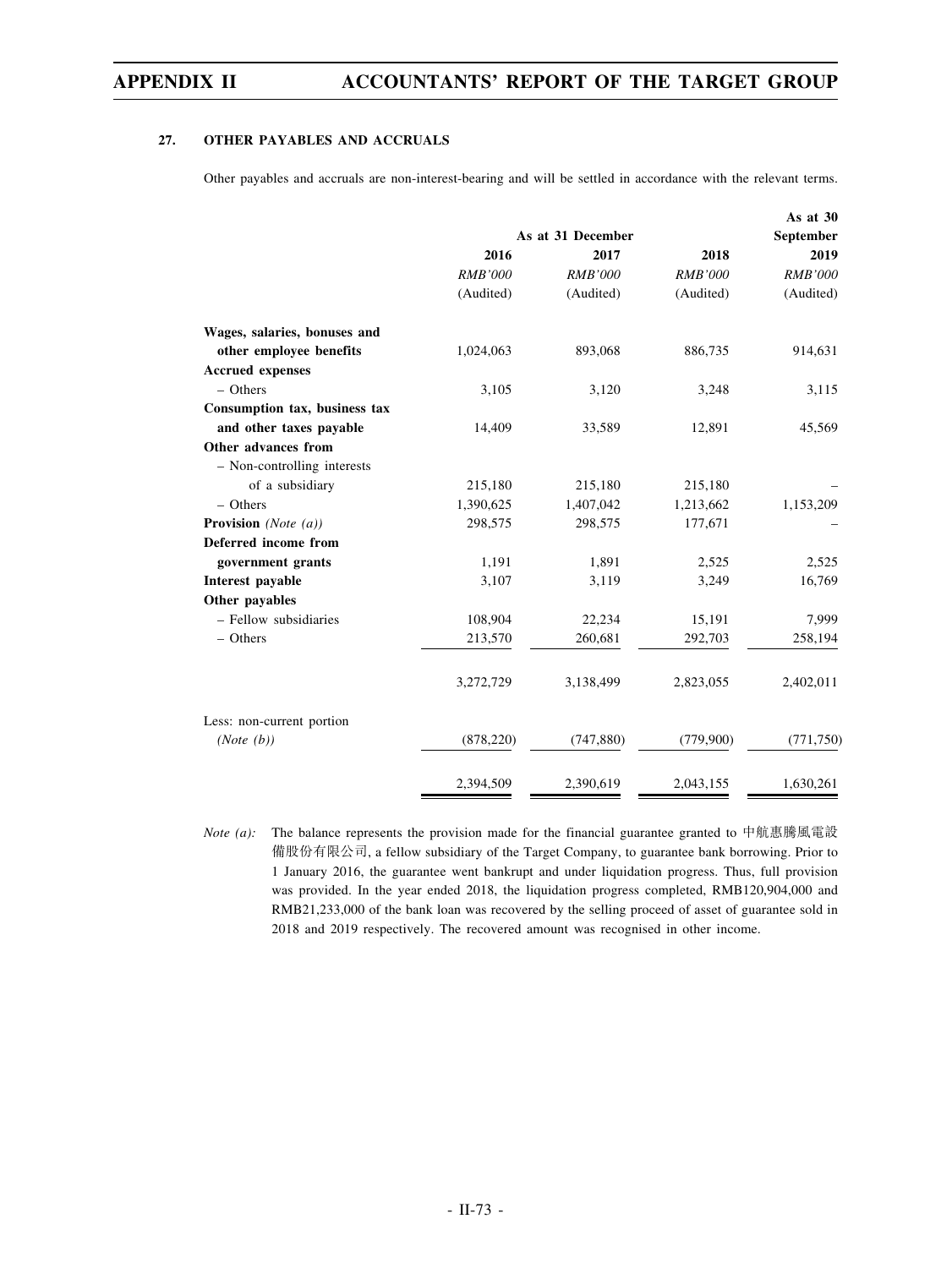### 27. OTHER PAYABLES AND ACCRUALS

Other payables and accruals are non-interest-bearing and will be settled in accordance with the relevant terms.

| | As at 31 December | | | As at 30 September |
|---|---|---|---|---|
| | 2016 | 2017 | 2018 | 2019 |
| | *RMB'000* | *RMB'000* | *RMB'000* | *RMB'000* |
| | (Audited) | (Audited) | (Audited) | (Audited) |
| **Wages, salaries, bonuses and other employee benefits** | 1,024,063 | 893,068 | 886,735 | 914,631 |
| **Accrued expenses** | | | | |
| – Others | 3,105 | 3,120 | 3,248 | 3,115 |
| **Consumption tax, business tax and other taxes payable** | 14,409 | 33,589 | 12,891 | 45,569 |
| **Other advances from** | | | | |
| – Non-controlling interests of a subsidiary | 215,180 | 215,180 | 215,180 | – |
| – Others | 1,390,625 | 1,407,042 | 1,213,662 | 1,153,209 |
| **Provision** *(Note (a))* | 298,575 | 298,575 | 177,671 | – |
| **Deferred income from government grants** | 1,191 | 1,891 | 2,525 | 2,525 |
| **Interest payable** | 3,107 | 3,119 | 3,249 | 16,769 |
| **Other payables** | | | | |
| – Fellow subsidiaries | 108,904 | 22,234 | 15,191 | 7,999 |
| – Others | 213,570 | 260,681 | 292,703 | 258,194 |
| | 3,272,729 | 3,138,499 | 2,823,055 | 2,402,011 |
| Less: non-current portion *(Note (b))* | (878,220) | (747,880) | (779,900) | (771,750) |
| | 2,394,509 | 2,390,619 | 2,043,155 | 1,630,261 |

*Note (a):* The balance represents the provision made for the financial guarantee granted to 中航惠騰風電設備股份有限公司, a fellow subsidiary of the Target Company, to guarantee bank borrowing. Prior to 1 January 2016, the guarantee went bankrupt and under liquidation progress. Thus, full provision was provided. In the year ended 2018, the liquidation progress completed, RMB120,904,000 and RMB21,233,000 of the bank loan was recovered by the selling proceed of asset of guarantee sold in 2018 and 2019 respectively. The recovered amount was recognised in other income.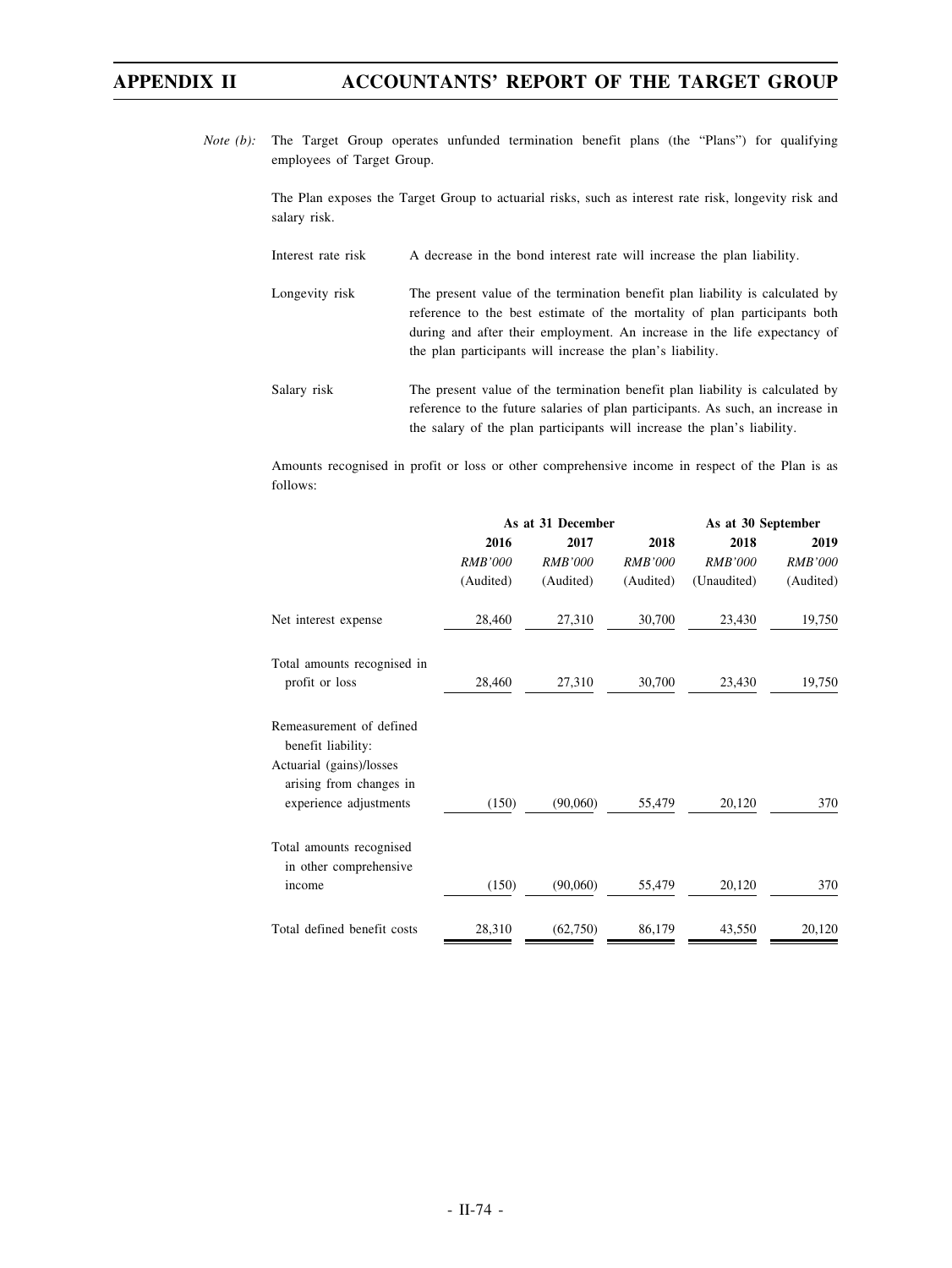*Note (b):* The Target Group operates unfunded termination benefit plans (the "Plans") for qualifying employees of Target Group.

The Plan exposes the Target Group to actuarial risks, such as interest rate risk, longevity risk and salary risk.

| | |
|---|---|
| Interest rate risk | A decrease in the bond interest rate will increase the plan liability. |
| Longevity risk | The present value of the termination benefit plan liability is calculated by reference to the best estimate of the mortality of plan participants both during and after their employment. An increase in the life expectancy of the plan participants will increase the plan's liability. |
| Salary risk | The present value of the termination benefit plan liability is calculated by reference to the future salaries of plan participants. As such, an increase in the salary of the plan participants will increase the plan's liability. |

Amounts recognised in profit or loss or other comprehensive income in respect of the Plan is as follows:

| | As at 31 December | | | As at 30 September | |
|---|---|---|---|---|---|
| | **2016** | **2017** | **2018** | **2018** | **2019** |
| | *RMB'000* | *RMB'000* | *RMB'000* | *RMB'000* | *RMB'000* |
| | (Audited) | (Audited) | (Audited) | (Unaudited) | (Audited) |
| Net interest expense | 28,460 | 27,310 | 30,700 | 23,430 | 19,750 |
| Total amounts recognised in profit or loss | 28,460 | 27,310 | 30,700 | 23,430 | 19,750 |
| Remeasurement of defined benefit liability: | | | | | |
| Actuarial (gains)/losses arising from changes in experience adjustments | (150) | (90,060) | 55,479 | 20,120 | 370 |
| Total amounts recognised in other comprehensive income | (150) | (90,060) | 55,479 | 20,120 | 370 |
| Total defined benefit costs | 28,310 | (62,750) | 86,179 | 43,550 | 20,120 |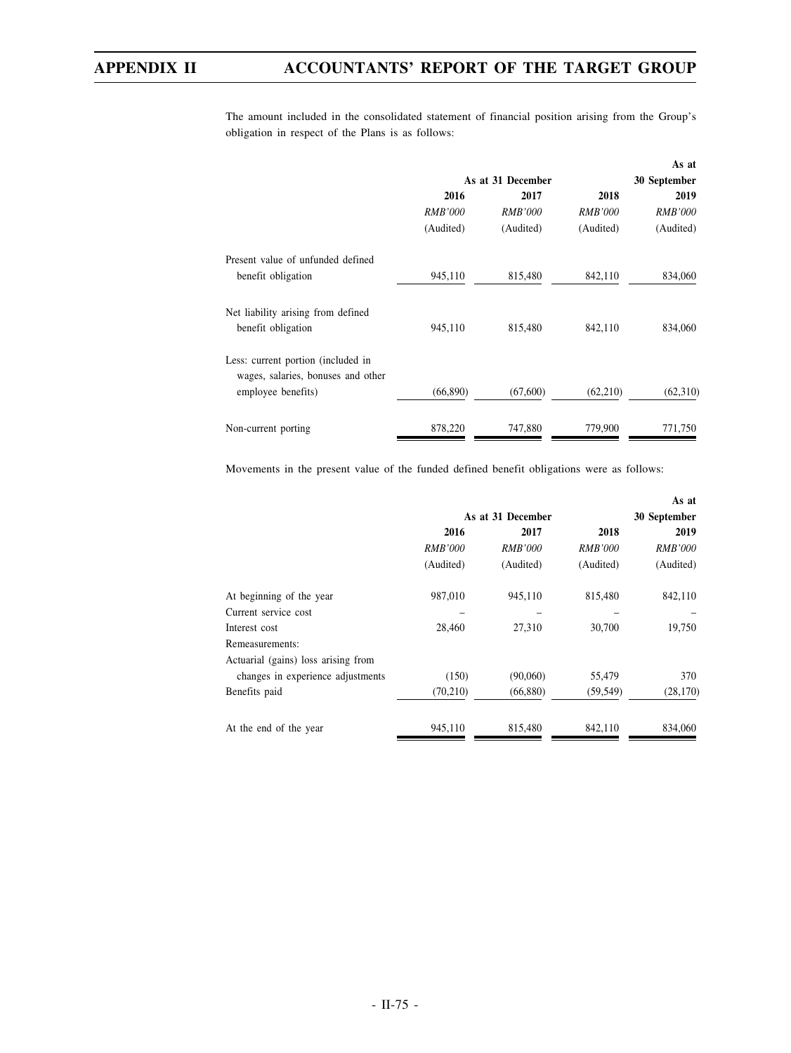The amount included in the consolidated statement of financial position arising from the Group's obligation in respect of the Plans is as follows:

| | As at 31 December | | | As at 30 September |
|---|---|---|---|---|
| | 2016 | 2017 | 2018 | 2019 |
| | *RMB'000* | *RMB'000* | *RMB'000* | *RMB'000* |
| | (Audited) | (Audited) | (Audited) | (Audited) |
| Present value of unfunded defined benefit obligation | 945,110 | 815,480 | 842,110 | 834,060 |
| Net liability arising from defined benefit obligation | 945,110 | 815,480 | 842,110 | 834,060 |
| Less: current portion (included in wages, salaries, bonuses and other employee benefits) | (66,890) | (67,600) | (62,210) | (62,310) |
| Non-current porting | 878,220 | 747,880 | 779,900 | 771,750 |

Movements in the present value of the funded defined benefit obligations were as follows:

| | As at 31 December | | | As at 30 September |
|---|---|---|---|---|
| | 2016 | 2017 | 2018 | 2019 |
| | *RMB'000* | *RMB'000* | *RMB'000* | *RMB'000* |
| | (Audited) | (Audited) | (Audited) | (Audited) |
| At beginning of the year | 987,010 | 945,110 | 815,480 | 842,110 |
| Current service cost | – | – | – | – |
| Interest cost | 28,460 | 27,310 | 30,700 | 19,750 |
| Remeasurements: | | | | |
| Actuarial (gains) loss arising from changes in experience adjustments | (150) | (90,060) | 55,479 | 370 |
| Benefits paid | (70,210) | (66,880) | (59,549) | (28,170) |
| At the end of the year | 945,110 | 815,480 | 842,110 | 834,060 |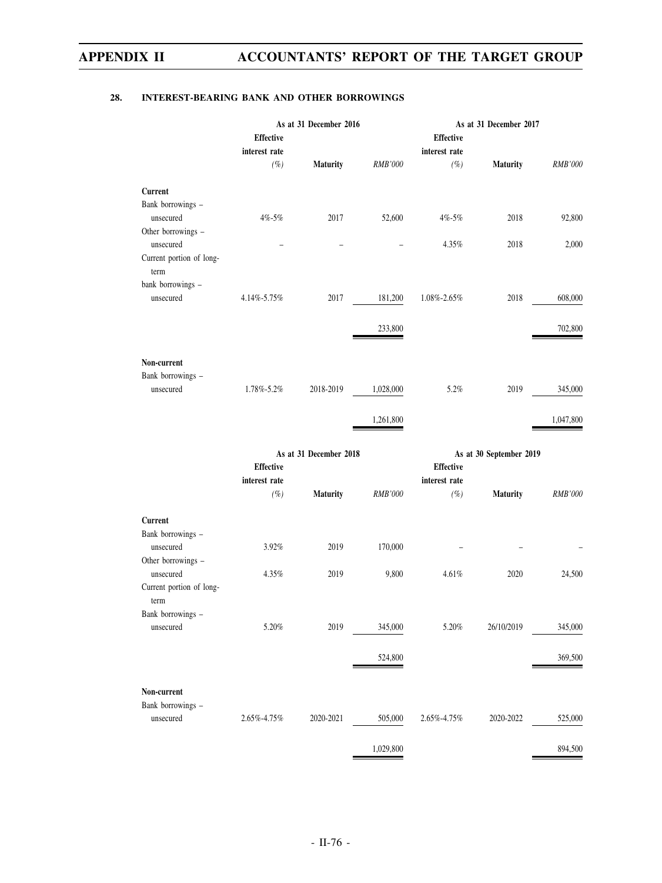## 28. INTEREST-BEARING BANK AND OTHER BORROWINGS

| | As at 31 December 2016 | | | As at 31 December 2017 | | |
|---|---|---|---|---|---|---|
| | Effective interest rate (%) | Maturity | RMB'000 | Effective interest rate (%) | Maturity | RMB'000 |
| **Current** | | | | | | |
| Bank borrowings – unsecured | 4%-5% | 2017 | 52,600 | 4%-5% | 2018 | 92,800 |
| Other borrowings – unsecured | – | – | – | 4.35% | 2018 | 2,000 |
| Current portion of long-term bank borrowings – unsecured | 4.14%-5.75% | 2017 | 181,200 | 1.08%-2.65% | 2018 | 608,000 |
| | | | 233,800 | | | 702,800 |
| **Non-current** | | | | | | |
| Bank borrowings – unsecured | 1.78%-5.2% | 2018-2019 | 1,028,000 | 5.2% | 2019 | 345,000 |
| | | | 1,261,800 | | | 1,047,800 |

| | As at 31 December 2018 | | | As at 30 September 2019 | | |
|---|---|---|---|---|---|---|
| | Effective interest rate (%) | Maturity | RMB'000 | Effective interest rate (%) | Maturity | RMB'000 |
| **Current** | | | | | | |
| Bank borrowings – unsecured | 3.92% | 2019 | 170,000 | – | – | – |
| Other borrowings – unsecured | 4.35% | 2019 | 9,800 | 4.61% | 2020 | 24,500 |
| Current portion of long-term Bank borrowings – unsecured | 5.20% | 2019 | 345,000 | 5.20% | 26/10/2019 | 345,000 |
| | | | 524,800 | | | 369,500 |
| **Non-current** | | | | | | |
| Bank borrowings – unsecured | 2.65%-4.75% | 2020-2021 | 505,000 | 2.65%-4.75% | 2020-2022 | 525,000 |
| | | | 1,029,800 | | | 894,500 |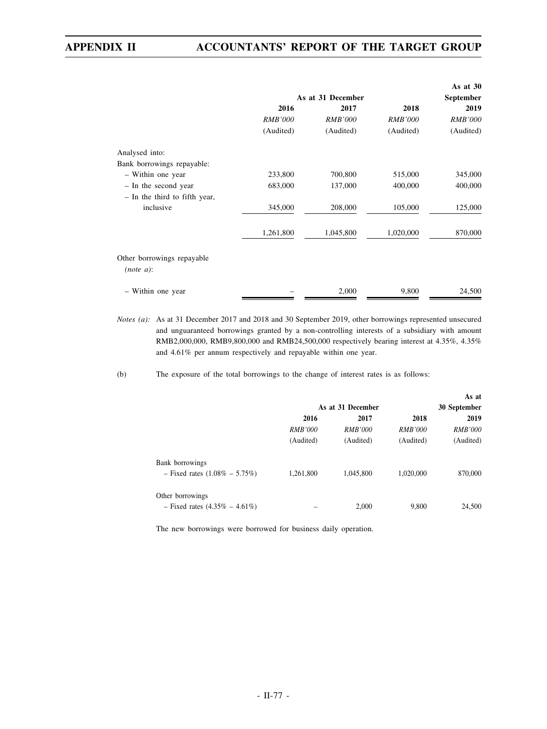| | As at 31 December | | | As at 30 September |
|---|---|---|---|---|
| | 2016 | 2017 | 2018 | 2019 |
| | *RMB'000* | *RMB'000* | *RMB'000* | *RMB'000* |
| | (Audited) | (Audited) | (Audited) | (Audited) |
| Analysed into: | | | | |
| Bank borrowings repayable: | | | | |
| – Within one year | 233,800 | 700,800 | 515,000 | 345,000 |
| – In the second year | 683,000 | 137,000 | 400,000 | 400,000 |
| – In the third to fifth year, inclusive | 345,000 | 208,000 | 105,000 | 125,000 |
| | 1,261,800 | 1,045,800 | 1,020,000 | 870,000 |
| Other borrowings repayable *(note a)*: | | | | |
| – Within one year | – | 2,000 | 9,800 | 24,500 |

*Notes (a):* As at 31 December 2017 and 2018 and 30 September 2019, other borrowings represented unsecured and unguaranteed borrowings granted by a non-controlling interests of a subsidiary with amount RMB2,000,000, RMB9,800,000 and RMB24,500,000 respectively bearing interest at 4.35%, 4.35% and 4.61% per annum respectively and repayable within one year.

(b) The exposure of the total borrowings to the change of interest rates is as follows:

| | As at 31 December | | | As at 30 September |
|---|---|---|---|---|
| | 2016 | 2017 | 2018 | 2019 |
| | *RMB'000* | *RMB'000* | *RMB'000* | *RMB'000* |
| | (Audited) | (Audited) | (Audited) | (Audited) |
| Bank borrowings | | | | |
| – Fixed rates (1.08% – 5.75%) | 1,261,800 | 1,045,800 | 1,020,000 | 870,000 |
| Other borrowings | | | | |
| – Fixed rates (4.35% – 4.61%) | – | 2,000 | 9,800 | 24,500 |

The new borrowings were borrowed for business daily operation.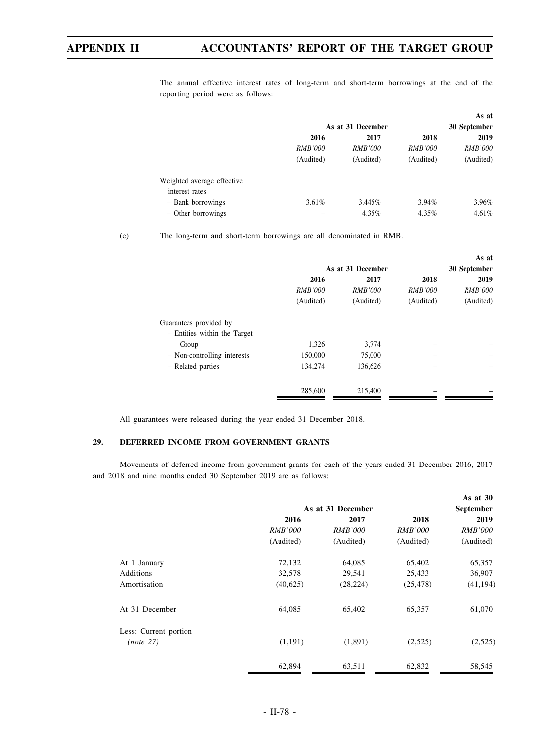The annual effective interest rates of long-term and short-term borrowings at the end of the reporting period were as follows:

| | As at 31 December | | | As at 30 September |
|---|---|---|---|---|
| | 2016 | 2017 | 2018 | 2019 |
| | *RMB'000* | *RMB'000* | *RMB'000* | *RMB'000* |
| | (Audited) | (Audited) | (Audited) | (Audited) |
| Weighted average effective interest rates | | | | |
| – Bank borrowings | 3.61% | 3.445% | 3.94% | 3.96% |
| – Other borrowings | – | 4.35% | 4.35% | 4.61% |

(c) The long-term and short-term borrowings are all denominated in RMB.

| | As at 31 December | | | As at 30 September |
|---|---|---|---|---|
| | 2016 | 2017 | 2018 | 2019 |
| | *RMB'000* | *RMB'000* | *RMB'000* | *RMB'000* |
| | (Audited) | (Audited) | (Audited) | (Audited) |
| Guarantees provided by | | | | |
| – Entities within the Target Group | 1,326 | 3,774 | – | – |
| – Non-controlling interests | 150,000 | 75,000 | – | – |
| – Related parties | 134,274 | 136,626 | – | – |
| | 285,600 | 215,400 | – | – |

All guarantees were released during the year ended 31 December 2018.

## 29. DEFERRED INCOME FROM GOVERNMENT GRANTS

Movements of deferred income from government grants for each of the years ended 31 December 2016, 2017 and 2018 and nine months ended 30 September 2019 are as follows:

| | As at 31 December | | | As at 30 September |
|---|---|---|---|---|
| | 2016 | 2017 | 2018 | 2019 |
| | *RMB'000* | *RMB'000* | *RMB'000* | *RMB'000* |
| | (Audited) | (Audited) | (Audited) | (Audited) |
| At 1 January | 72,132 | 64,085 | 65,402 | 65,357 |
| Additions | 32,578 | 29,541 | 25,433 | 36,907 |
| Amortisation | (40,625) | (28,224) | (25,478) | (41,194) |
| At 31 December | 64,085 | 65,402 | 65,357 | 61,070 |
| Less: Current portion *(note 27)* | (1,191) | (1,891) | (2,525) | (2,525) |
| | 62,894 | 63,511 | 62,832 | 58,545 |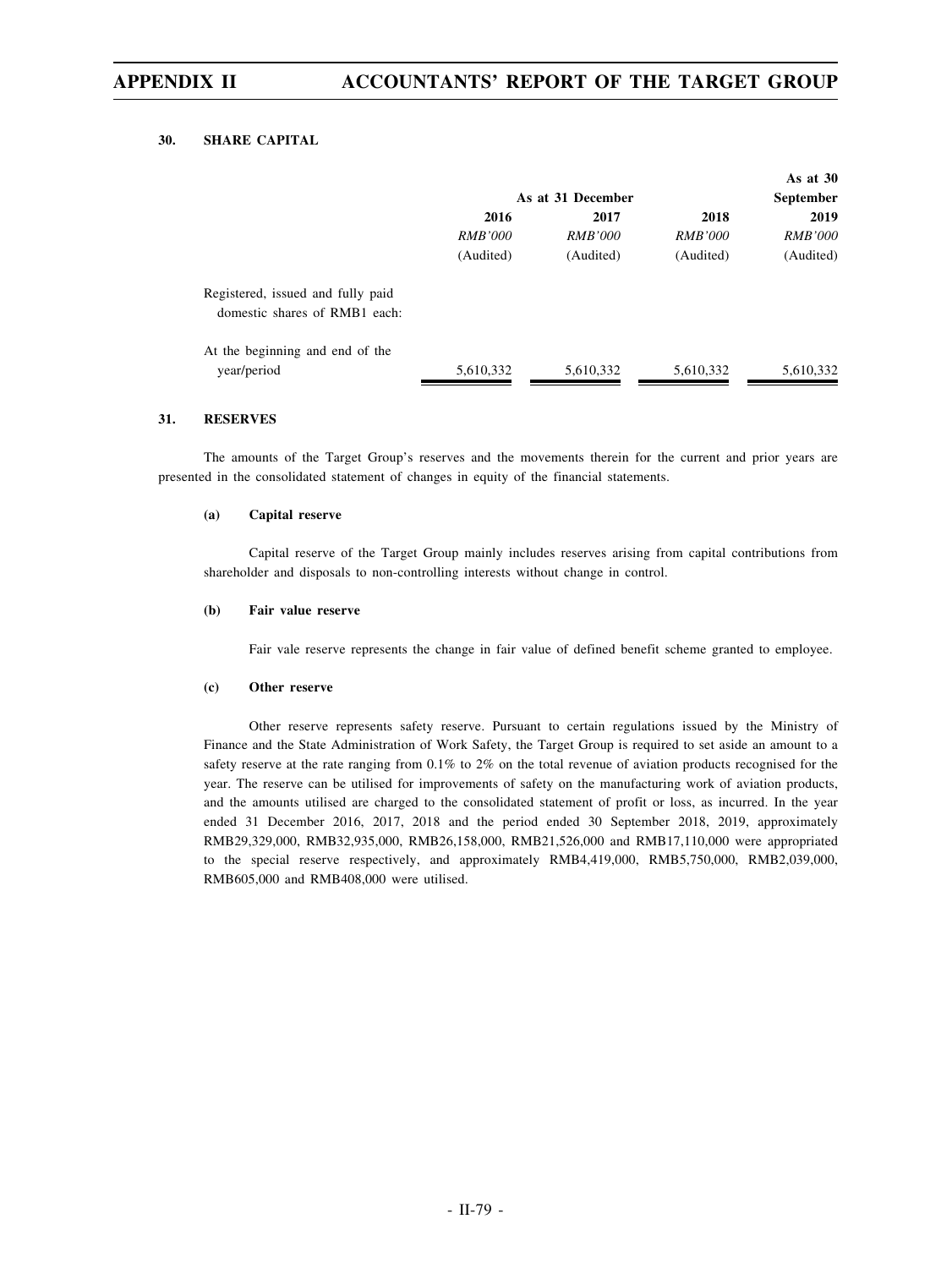### 30. SHARE CAPITAL

| | As at 31 December | | | As at 30 September |
|---|---|---|---|---|
| | 2016 | 2017 | 2018 | 2019 |
| | *RMB'000* | *RMB'000* | *RMB'000* | *RMB'000* |
| | (Audited) | (Audited) | (Audited) | (Audited) |
| Registered, issued and fully paid domestic shares of RMB1 each: | | | | |
| At the beginning and end of the year/period | 5,610,332 | 5,610,332 | 5,610,332 | 5,610,332 |

### 31. RESERVES

The amounts of the Target Group's reserves and the movements therein for the current and prior years are presented in the consolidated statement of changes in equity of the financial statements.

#### (a) Capital reserve

Capital reserve of the Target Group mainly includes reserves arising from capital contributions from shareholder and disposals to non-controlling interests without change in control.

#### (b) Fair value reserve

Fair vale reserve represents the change in fair value of defined benefit scheme granted to employee.

#### (c) Other reserve

Other reserve represents safety reserve. Pursuant to certain regulations issued by the Ministry of Finance and the State Administration of Work Safety, the Target Group is required to set aside an amount to a safety reserve at the rate ranging from 0.1% to 2% on the total revenue of aviation products recognised for the year. The reserve can be utilised for improvements of safety on the manufacturing work of aviation products, and the amounts utilised are charged to the consolidated statement of profit or loss, as incurred. In the year ended 31 December 2016, 2017, 2018 and the period ended 30 September 2018, 2019, approximately RMB29,329,000, RMB32,935,000, RMB26,158,000, RMB21,526,000 and RMB17,110,000 were appropriated to the special reserve respectively, and approximately RMB4,419,000, RMB5,750,000, RMB2,039,000, RMB605,000 and RMB408,000 were utilised.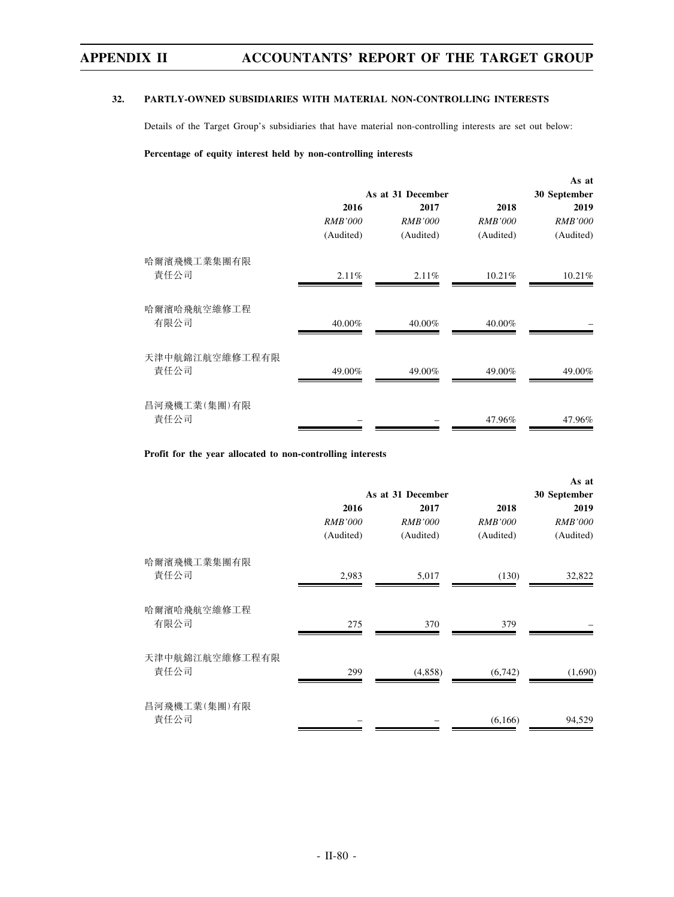## 32. PARTLY-OWNED SUBSIDIARIES WITH MATERIAL NON-CONTROLLING INTERESTS

Details of the Target Group's subsidiaries that have material non-controlling interests are set out below:

**Percentage of equity interest held by non-controlling interests**

| | As at 31 December | | | As at 30 September |
|---|---|---|---|---|
| | 2016 | 2017 | 2018 | 2019 |
| | *RMB'000* | *RMB'000* | *RMB'000* | *RMB'000* |
| | (Audited) | (Audited) | (Audited) | (Audited) |
| 哈爾濱飛機工業集團有限責任公司 | 2.11% | 2.11% | 10.21% | 10.21% |
| 哈爾濱哈飛航空維修工程有限公司 | 40.00% | 40.00% | 40.00% | – |
| 天津中航錦江航空維修工程有限責任公司 | 49.00% | 49.00% | 49.00% | 49.00% |
| 昌河飛機工業(集團)有限責任公司 | – | – | 47.96% | 47.96% |

**Profit for the year allocated to non-controlling interests**

| | As at 31 December | | | As at 30 September |
|---|---|---|---|---|
| | 2016 | 2017 | 2018 | 2019 |
| | *RMB'000* | *RMB'000* | *RMB'000* | *RMB'000* |
| | (Audited) | (Audited) | (Audited) | (Audited) |
| 哈爾濱飛機工業集團有限責任公司 | 2,983 | 5,017 | (130) | 32,822 |
| 哈爾濱哈飛航空維修工程有限公司 | 275 | 370 | 379 | – |
| 天津中航錦江航空維修工程有限責任公司 | 299 | (4,858) | (6,742) | (1,690) |
| 昌河飛機工業(集團)有限責任公司 | – | – | (6,166) | 94,529 |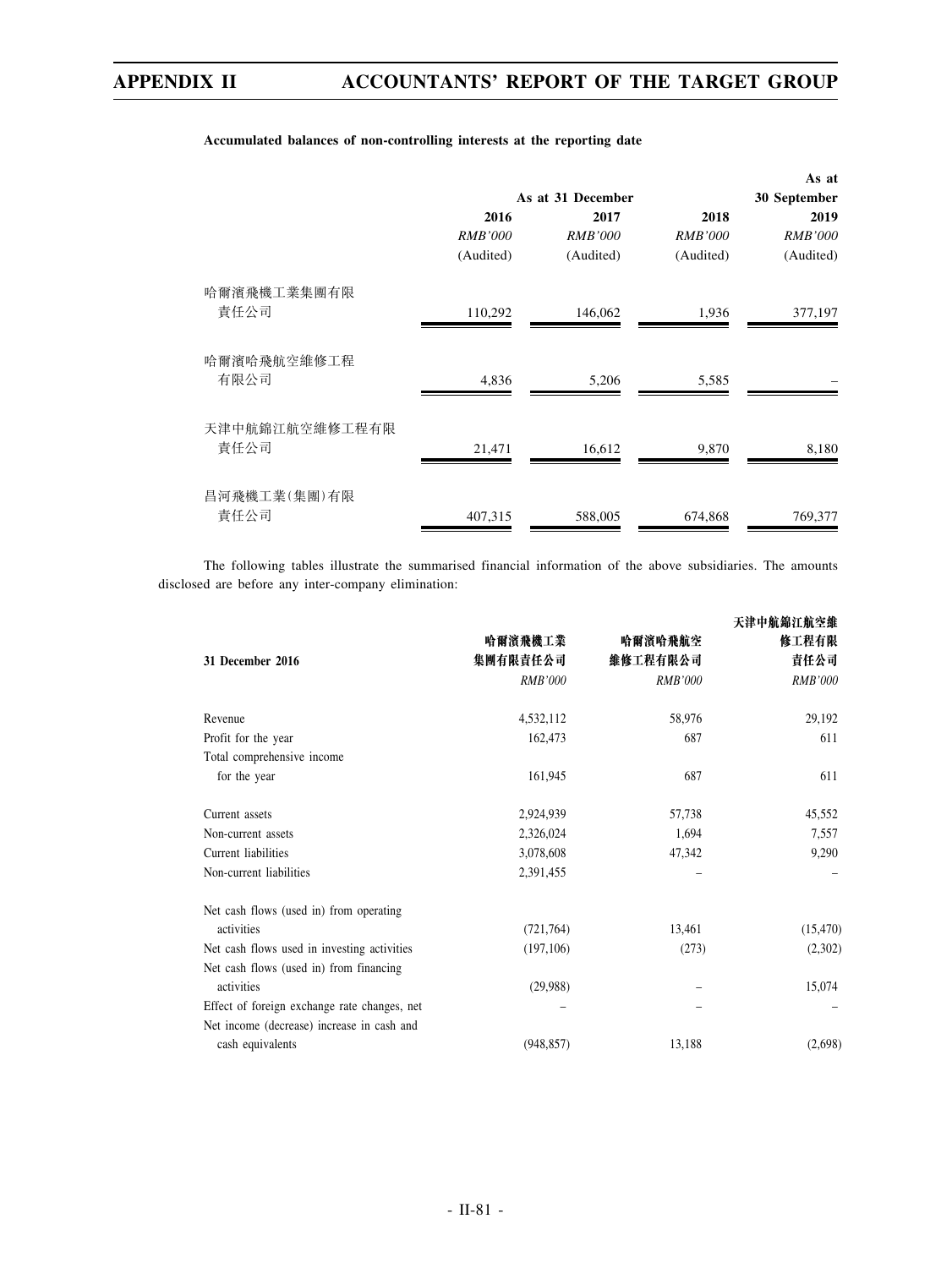**Accumulated balances of non-controlling interests at the reporting date**

| | As at 31 December | | | As at 30 September |
|---|---|---|---|---|
| | 2016 | 2017 | 2018 | 2019 |
| | *RMB'000* | *RMB'000* | *RMB'000* | *RMB'000* |
| | (Audited) | (Audited) | (Audited) | (Audited) |
| 哈爾濱飛機工業集團有限責任公司 | 110,292 | 146,062 | 1,936 | 377,197 |
| 哈爾濱哈飛航空維修工程有限公司 | 4,836 | 5,206 | 5,585 | – |
| 天津中航錦江航空維修工程有限責任公司 | 21,471 | 16,612 | 9,870 | 8,180 |
| 昌河飛機工業(集團)有限責任公司 | 407,315 | 588,005 | 674,868 | 769,377 |

The following tables illustrate the summarised financial information of the above subsidiaries. The amounts disclosed are before any inter-company elimination:

| 31 December 2016 | 哈爾濱飛機工業集團有限責任公司 | 哈爾濱哈飛航空維修工程有限公司 | 天津中航錦江航空維修工程有限責任公司 |
|---|---|---|---|
| | *RMB'000* | *RMB'000* | *RMB'000* |
| Revenue | 4,532,112 | 58,976 | 29,192 |
| Profit for the year | 162,473 | 687 | 611 |
| Total comprehensive income for the year | 161,945 | 687 | 611 |
| Current assets | 2,924,939 | 57,738 | 45,552 |
| Non-current assets | 2,326,024 | 1,694 | 7,557 |
| Current liabilities | 3,078,608 | 47,342 | 9,290 |
| Non-current liabilities | 2,391,455 | – | – |
| Net cash flows (used in) from operating activities | (721,764) | 13,461 | (15,470) |
| Net cash flows used in investing activities | (197,106) | (273) | (2,302) |
| Net cash flows (used in) from financing activities | (29,988) | – | 15,074 |
| Effect of foreign exchange rate changes, net | – | – | – |
| Net income (decrease) increase in cash and cash equivalents | (948,857) | 13,188 | (2,698) |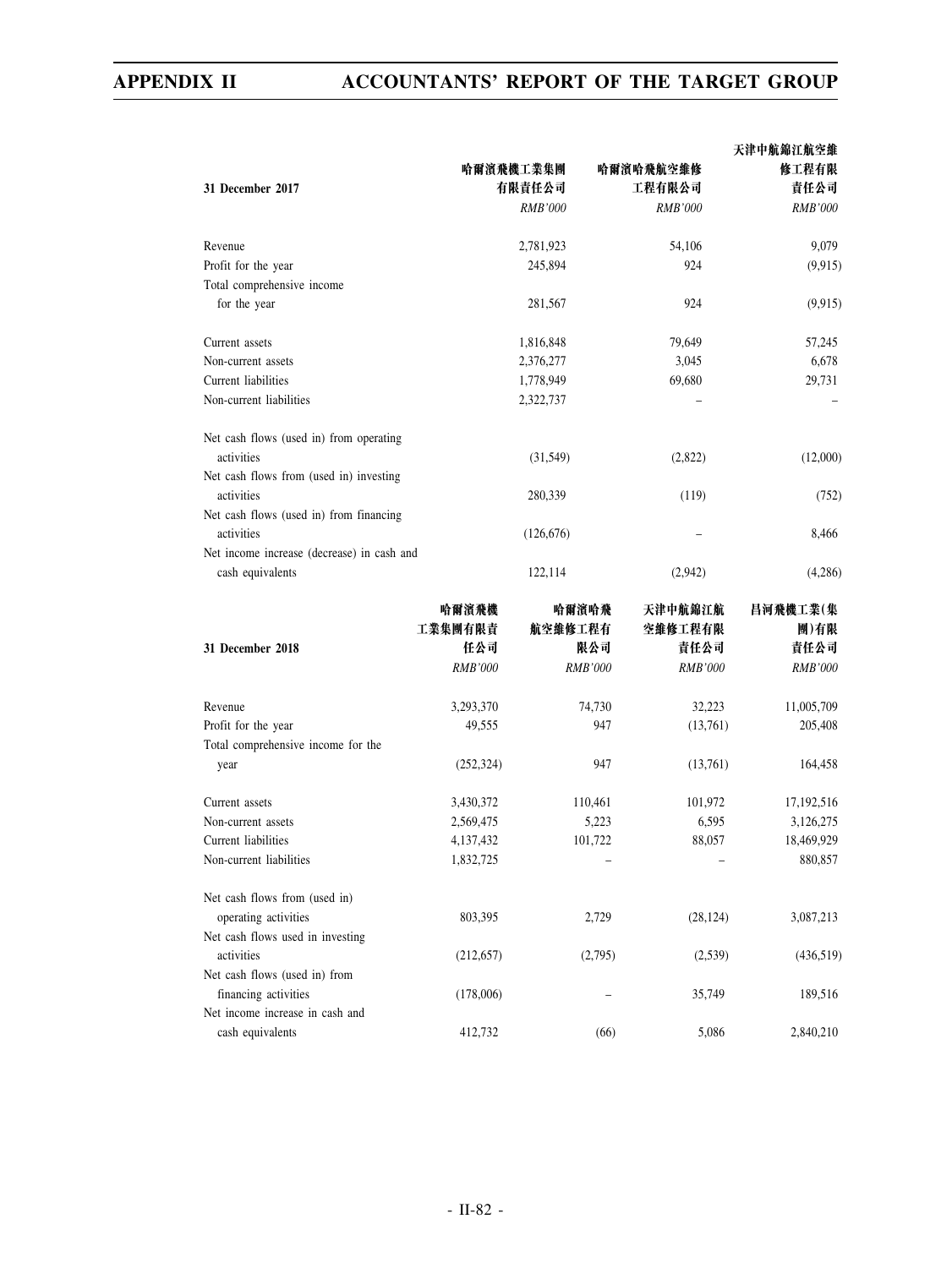| 31 December 2017 | 哈爾濱飛機工業集團有限責任公司 | 哈爾濱哈飛航空維修工程有限公司 | 天津中航錦江航空維修工程有限責任公司 |
|---|---|---|---|
| | *RMB'000* | *RMB'000* | *RMB'000* |
| Revenue | 2,781,923 | 54,106 | 9,079 |
| Profit for the year | 245,894 | 924 | (9,915) |
| Total comprehensive income for the year | 281,567 | 924 | (9,915) |
| Current assets | 1,816,848 | 79,649 | 57,245 |
| Non-current assets | 2,376,277 | 3,045 | 6,678 |
| Current liabilities | 1,778,949 | 69,680 | 29,731 |
| Non-current liabilities | 2,322,737 | – | – |
| Net cash flows (used in) from operating activities | (31,549) | (2,822) | (12,000) |
| Net cash flows from (used in) investing activities | 280,339 | (119) | (752) |
| Net cash flows (used in) from financing activities | (126,676) | – | 8,466 |
| Net income increase (decrease) in cash and cash equivalents | 122,114 | (2,942) | (4,286) |

| 31 December 2018 | 哈爾濱飛機工業集團有限責任公司 | 哈爾濱哈飛航空維修工程有限公司 | 天津中航錦江航空維修工程有限責任公司 | 昌河飛機工業(集團)有限責任公司 |
|---|---|---|---|---|
| | *RMB'000* | *RMB'000* | *RMB'000* | *RMB'000* |
| Revenue | 3,293,370 | 74,730 | 32,223 | 11,005,709 |
| Profit for the year | 49,555 | 947 | (13,761) | 205,408 |
| Total comprehensive income for the year | (252,324) | 947 | (13,761) | 164,458 |
| Current assets | 3,430,372 | 110,461 | 101,972 | 17,192,516 |
| Non-current assets | 2,569,475 | 5,223 | 6,595 | 3,126,275 |
| Current liabilities | 4,137,432 | 101,722 | 88,057 | 18,469,929 |
| Non-current liabilities | 1,832,725 | – | – | 880,857 |
| Net cash flows from (used in) operating activities | 803,395 | 2,729 | (28,124) | 3,087,213 |
| Net cash flows used in investing activities | (212,657) | (2,795) | (2,539) | (436,519) |
| Net cash flows (used in) from financing activities | (178,006) | – | 35,749 | 189,516 |
| Net income increase in cash and cash equivalents | 412,732 | (66) | 5,086 | 2,840,210 |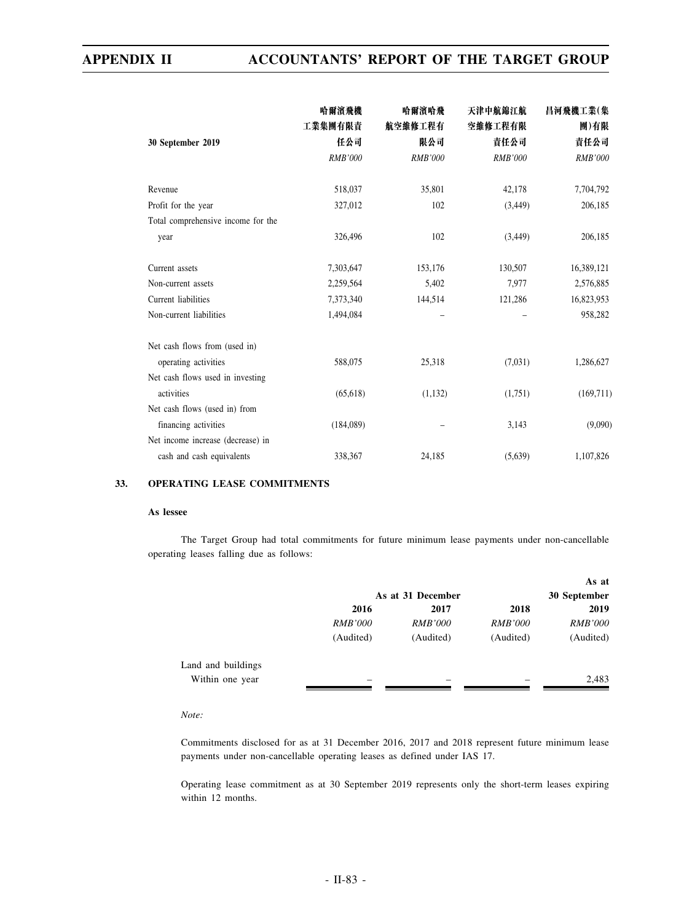| 30 September 2019 | 哈爾濱飛機工業集團有限責任公司 | 哈爾濱哈飛航空維修工程有限公司 | 天津中航錦江航空維修工程有限責任公司 | 昌河飛機工業(集團)有限責任公司 |
|---|---|---|---|---|
| | *RMB'000* | *RMB'000* | *RMB'000* | *RMB'000* |
| Revenue | 518,037 | 35,801 | 42,178 | 7,704,792 |
| Profit for the year | 327,012 | 102 | (3,449) | 206,185 |
| Total comprehensive income for the year | 326,496 | 102 | (3,449) | 206,185 |
| Current assets | 7,303,647 | 153,176 | 130,507 | 16,389,121 |
| Non-current assets | 2,259,564 | 5,402 | 7,977 | 2,576,885 |
| Current liabilities | 7,373,340 | 144,514 | 121,286 | 16,823,953 |
| Non-current liabilities | 1,494,084 | – | – | 958,282 |
| Net cash flows from (used in) operating activities | 588,075 | 25,318 | (7,031) | 1,286,627 |
| Net cash flows used in investing activities | (65,618) | (1,132) | (1,751) | (169,711) |
| Net cash flows (used in) from financing activities | (184,089) | – | 3,143 | (9,090) |
| Net income increase (decrease) in cash and cash equivalents | 338,367 | 24,185 | (5,639) | 1,107,826 |

## 33. OPERATING LEASE COMMITMENTS

**As lessee**

The Target Group had total commitments for future minimum lease payments under non-cancellable operating leases falling due as follows:

| | As at 31 December | | | As at 30 September |
|---|---|---|---|---|
| | **2016** | **2017** | **2018** | **2019** |
| | *RMB'000* | *RMB'000* | *RMB'000* | *RMB'000* |
| | (Audited) | (Audited) | (Audited) | (Audited) |
| Land and buildings | | | | |
| Within one year | – | – | – | 2,483 |

*Note:*

Commitments disclosed for as at 31 December 2016, 2017 and 2018 represent future minimum lease payments under non-cancellable operating leases as defined under IAS 17.

Operating lease commitment as at 30 September 2019 represents only the short-term leases expiring within 12 months.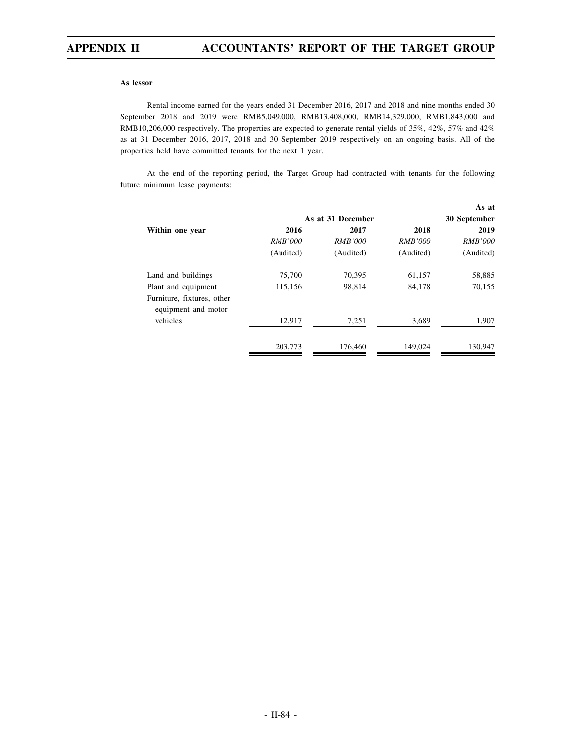**As lessor**

Rental income earned for the years ended 31 December 2016, 2017 and 2018 and nine months ended 30 September 2018 and 2019 were RMB5,049,000, RMB13,408,000, RMB14,329,000, RMB1,843,000 and RMB10,206,000 respectively. The properties are expected to generate rental yields of 35%, 42%, 57% and 42% as at 31 December 2016, 2017, 2018 and 30 September 2019 respectively on an ongoing basis. All of the properties held have committed tenants for the next 1 year.

At the end of the reporting period, the Target Group had contracted with tenants for the following future minimum lease payments:

| | As at 31 December | | | As at 30 September |
|---|---|---|---|---|
| **Within one year** | **2016** | **2017** | **2018** | **2019** |
| | *RMB'000* | *RMB'000* | *RMB'000* | *RMB'000* |
| | (Audited) | (Audited) | (Audited) | (Audited) |
| Land and buildings | 75,700 | 70,395 | 61,157 | 58,885 |
| Plant and equipment | 115,156 | 98,814 | 84,178 | 70,155 |
| Furniture, fixtures, other equipment and motor vehicles | 12,917 | 7,251 | 3,689 | 1,907 |
| | 203,773 | 176,460 | 149,024 | 130,947 |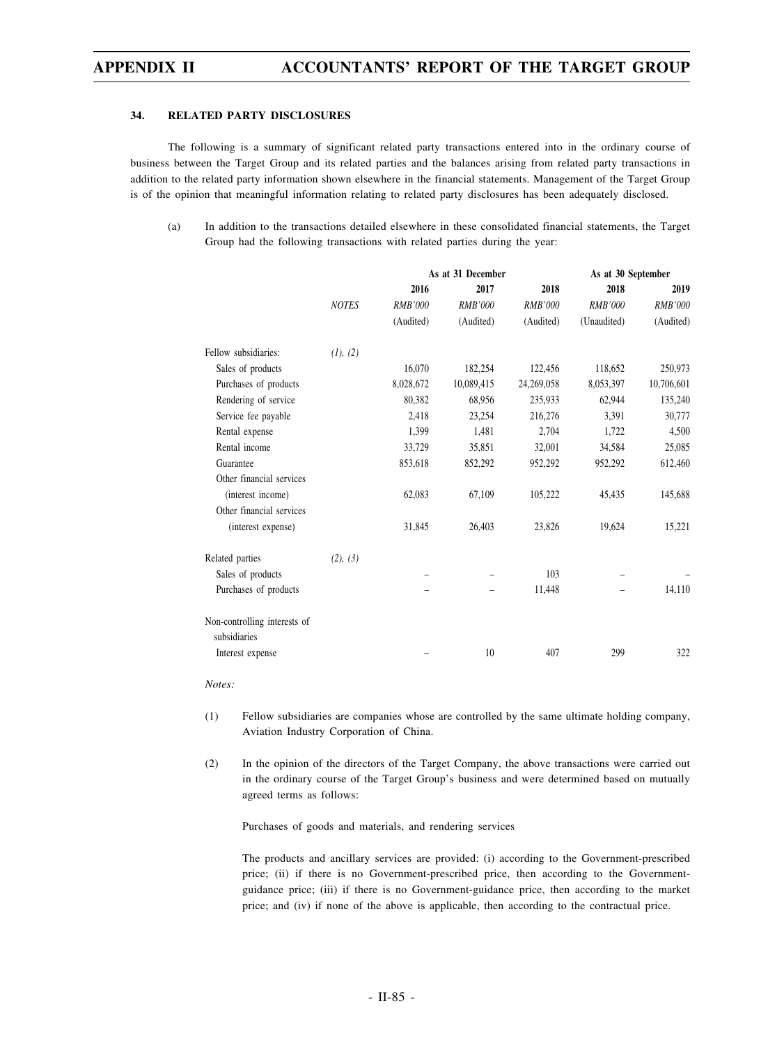### 34. RELATED PARTY DISCLOSURES

The following is a summary of significant related party transactions entered into in the ordinary course of business between the Target Group and its related parties and the balances arising from related party transactions in addition to the related party information shown elsewhere in the financial statements. Management of the Target Group is of the opinion that meaningful information relating to related party disclosures has been adequately disclosed.

(a) In addition to the transactions detailed elsewhere in these consolidated financial statements, the Target Group had the following transactions with related parties during the year:

| | | As at 31 December | | | As at 30 September | |
|---|---|---|---|---|---|---|
| | | 2016 | 2017 | 2018 | 2018 | 2019 |
| | *NOTES* | *RMB'000* | *RMB'000* | *RMB'000* | *RMB'000* | *RMB'000* |
| | | (Audited) | (Audited) | (Audited) | (Unaudited) | (Audited) |
| Fellow subsidiaries: | *(1), (2)* | | | | | |
| Sales of products | | 16,070 | 182,254 | 122,456 | 118,652 | 250,973 |
| Purchases of products | | 8,028,672 | 10,089,415 | 24,269,058 | 8,053,397 | 10,706,601 |
| Rendering of service | | 80,382 | 68,956 | 235,933 | 62,944 | 135,240 |
| Service fee payable | | 2,418 | 23,254 | 216,276 | 3,391 | 30,777 |
| Rental expense | | 1,399 | 1,481 | 2,704 | 1,722 | 4,500 |
| Rental income | | 33,729 | 35,851 | 32,001 | 34,584 | 25,085 |
| Guarantee | | 853,618 | 852,292 | 952,292 | 952,292 | 612,460 |
| Other financial services (interest income) | | 62,083 | 67,109 | 105,222 | 45,435 | 145,688 |
| Other financial services (interest expense) | | 31,845 | 26,403 | 23,826 | 19,624 | 15,221 |
| Related parties | *(2), (3)* | | | | | |
| Sales of products | | – | – | 103 | – | – |
| Purchases of products | | – | – | 11,448 | – | 14,110 |
| Non-controlling interests of subsidiaries | | | | | | |
| Interest expense | | – | 10 | 407 | 299 | 322 |

*Notes:*

(1) Fellow subsidiaries are companies whose are controlled by the same ultimate holding company, Aviation Industry Corporation of China.

(2) In the opinion of the directors of the Target Company, the above transactions were carried out in the ordinary course of the Target Group's business and were determined based on mutually agreed terms as follows:

Purchases of goods and materials, and rendering services

The products and ancillary services are provided: (i) according to the Government-prescribed price; (ii) if there is no Government-prescribed price, then according to the Government-guidance price; (iii) if there is no Government-guidance price, then according to the market price; and (iv) if none of the above is applicable, then according to the contractual price.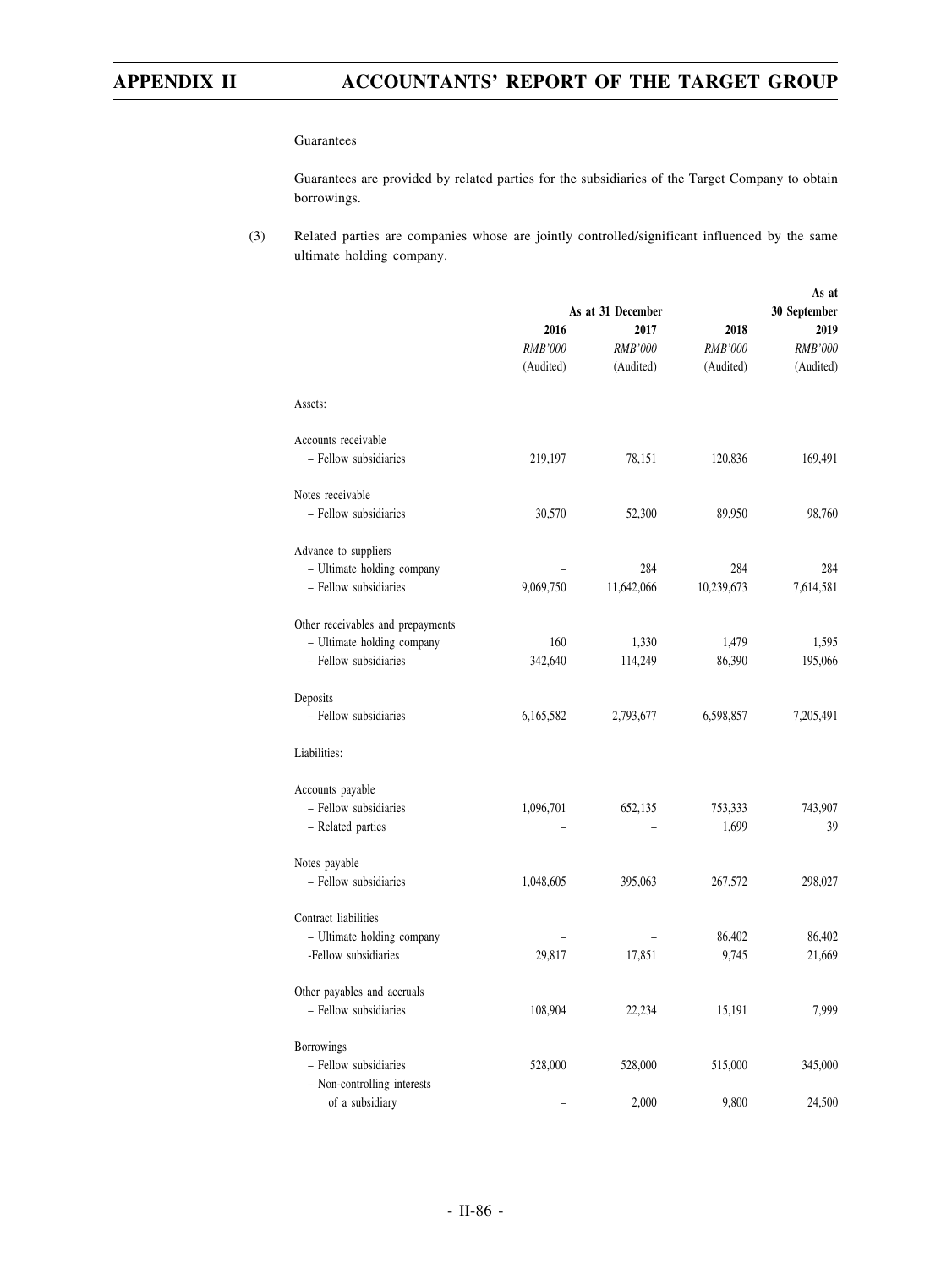Guarantees

Guarantees are provided by related parties for the subsidiaries of the Target Company to obtain borrowings.

(3) Related parties are companies whose are jointly controlled/significant influenced by the same ultimate holding company.

| | As at 31 December | | | As at 30 September |
|---|---|---|---|---|
| | 2016 | 2017 | 2018 | 2019 |
| | *RMB'000* | *RMB'000* | *RMB'000* | *RMB'000* |
| | (Audited) | (Audited) | (Audited) | (Audited) |
| Assets: | | | | |
| Accounts receivable | | | | |
| – Fellow subsidiaries | 219,197 | 78,151 | 120,836 | 169,491 |
| Notes receivable | | | | |
| – Fellow subsidiaries | 30,570 | 52,300 | 89,950 | 98,760 |
| Advance to suppliers | | | | |
| – Ultimate holding company | – | 284 | 284 | 284 |
| – Fellow subsidiaries | 9,069,750 | 11,642,066 | 10,239,673 | 7,614,581 |
| Other receivables and prepayments | | | | |
| – Ultimate holding company | 160 | 1,330 | 1,479 | 1,595 |
| – Fellow subsidiaries | 342,640 | 114,249 | 86,390 | 195,066 |
| Deposits | | | | |
| – Fellow subsidiaries | 6,165,582 | 2,793,677 | 6,598,857 | 7,205,491 |
| Liabilities: | | | | |
| Accounts payable | | | | |
| – Fellow subsidiaries | 1,096,701 | 652,135 | 753,333 | 743,907 |
| – Related parties | – | – | 1,699 | 39 |
| Notes payable | | | | |
| – Fellow subsidiaries | 1,048,605 | 395,063 | 267,572 | 298,027 |
| Contract liabilities | | | | |
| – Ultimate holding company | – | – | 86,402 | 86,402 |
| -Fellow subsidiaries | 29,817 | 17,851 | 9,745 | 21,669 |
| Other payables and accruals | | | | |
| – Fellow subsidiaries | 108,904 | 22,234 | 15,191 | 7,999 |
| Borrowings | | | | |
| – Fellow subsidiaries | 528,000 | 528,000 | 515,000 | 345,000 |
| – Non-controlling interests of a subsidiary | – | 2,000 | 9,800 | 24,500 |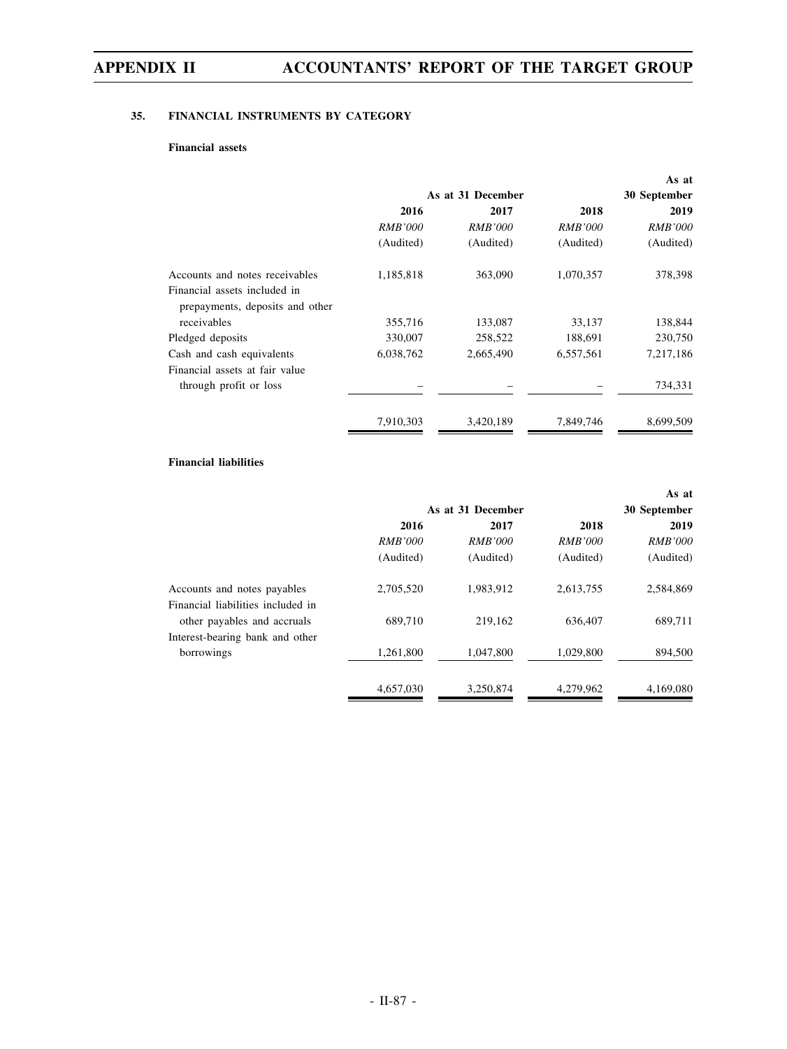## 35. FINANCIAL INSTRUMENTS BY CATEGORY

**Financial assets**

| | As at 31 December | | | As at 30 September |
|---|---|---|---|---|
| | **2016** | **2017** | **2018** | **2019** |
| | *RMB'000* | *RMB'000* | *RMB'000* | *RMB'000* |
| | (Audited) | (Audited) | (Audited) | (Audited) |
| Accounts and notes receivables | 1,185,818 | 363,090 | 1,070,357 | 378,398 |
| Financial assets included in prepayments, deposits and other receivables | 355,716 | 133,087 | 33,137 | 138,844 |
| Pledged deposits | 330,007 | 258,522 | 188,691 | 230,750 |
| Cash and cash equivalents | 6,038,762 | 2,665,490 | 6,557,561 | 7,217,186 |
| Financial assets at fair value through profit or loss | – | – | – | 734,331 |
| | 7,910,303 | 3,420,189 | 7,849,746 | 8,699,509 |

**Financial liabilities**

| | As at 31 December | | | As at 30 September |
|---|---|---|---|---|
| | **2016** | **2017** | **2018** | **2019** |
| | *RMB'000* | *RMB'000* | *RMB'000* | *RMB'000* |
| | (Audited) | (Audited) | (Audited) | (Audited) |
| Accounts and notes payables | 2,705,520 | 1,983,912 | 2,613,755 | 2,584,869 |
| Financial liabilities included in other payables and accruals | 689,710 | 219,162 | 636,407 | 689,711 |
| Interest-bearing bank and other borrowings | 1,261,800 | 1,047,800 | 1,029,800 | 894,500 |
| | 4,657,030 | 3,250,874 | 4,279,962 | 4,169,080 |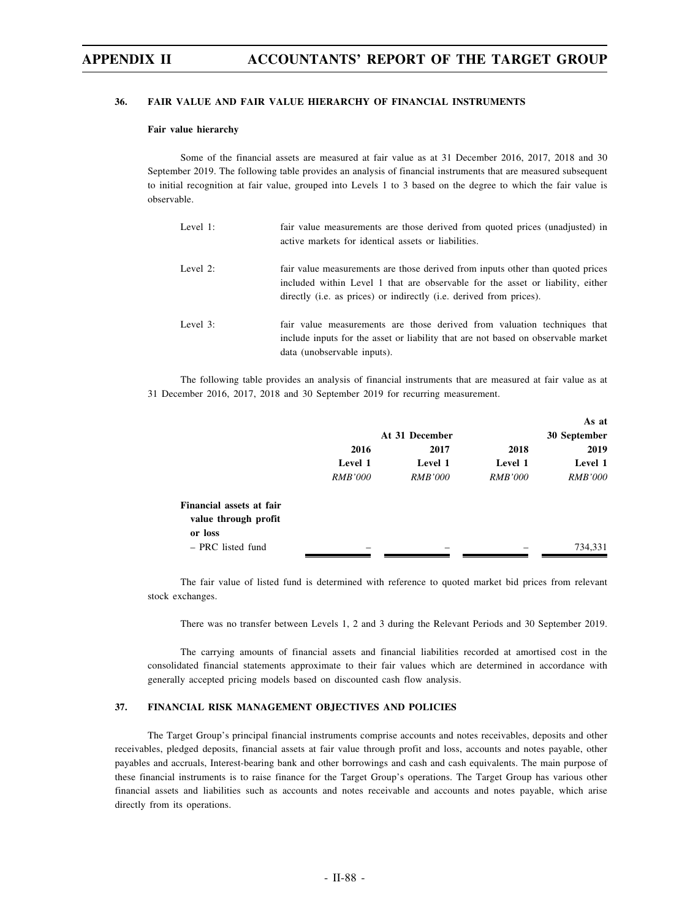## 36. FAIR VALUE AND FAIR VALUE HIERARCHY OF FINANCIAL INSTRUMENTS

### Fair value hierarchy

Some of the financial assets are measured at fair value as at 31 December 2016, 2017, 2018 and 30 September 2019. The following table provides an analysis of financial instruments that are measured subsequent to initial recognition at fair value, grouped into Levels 1 to 3 based on the degree to which the fair value is observable.

Level 1: fair value measurements are those derived from quoted prices (unadjusted) in active markets for identical assets or liabilities.

Level 2: fair value measurements are those derived from inputs other than quoted prices included within Level 1 that are observable for the asset or liability, either directly (i.e. as prices) or indirectly (i.e. derived from prices).

Level 3: fair value measurements are those derived from valuation techniques that include inputs for the asset or liability that are not based on observable market data (unobservable inputs).

The following table provides an analysis of financial instruments that are measured at fair value as at 31 December 2016, 2017, 2018 and 30 September 2019 for recurring measurement.

| | At 31 December | | | As at 30 September |
|---|---|---|---|---|
| | 2016 | 2017 | 2018 | 2019 |
| | Level 1 | Level 1 | Level 1 | Level 1 |
| | *RMB'000* | *RMB'000* | *RMB'000* | *RMB'000* |
| **Financial assets at fair value through profit or loss** | | | | |
| – PRC listed fund | – | – | – | 734,331 |

The fair value of listed fund is determined with reference to quoted market bid prices from relevant stock exchanges.

There was no transfer between Levels 1, 2 and 3 during the Relevant Periods and 30 September 2019.

The carrying amounts of financial assets and financial liabilities recorded at amortised cost in the consolidated financial statements approximate to their fair values which are determined in accordance with generally accepted pricing models based on discounted cash flow analysis.

## 37. FINANCIAL RISK MANAGEMENT OBJECTIVES AND POLICIES

The Target Group's principal financial instruments comprise accounts and notes receivables, deposits and other receivables, pledged deposits, financial assets at fair value through profit and loss, accounts and notes payable, other payables and accruals, Interest-bearing bank and other borrowings and cash and cash equivalents. The main purpose of these financial instruments is to raise finance for the Target Group's operations. The Target Group has various other financial assets and liabilities such as accounts and notes receivable and accounts and notes payable, which arise directly from its operations.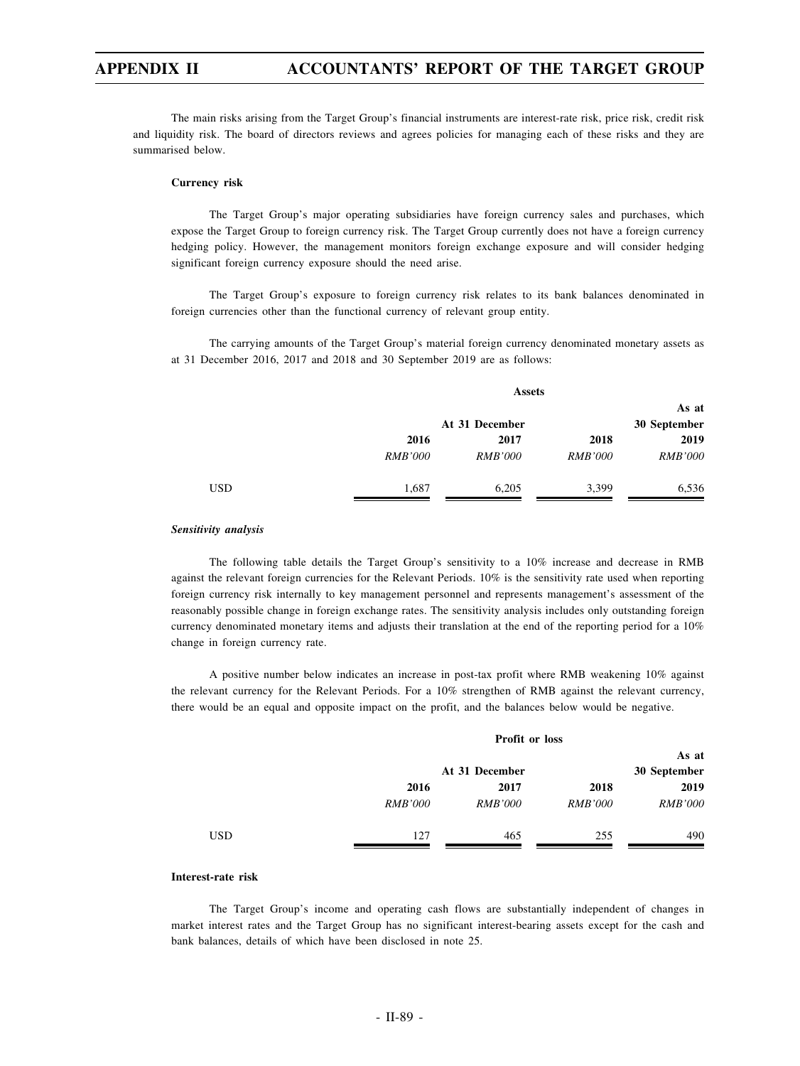The main risks arising from the Target Group's financial instruments are interest-rate risk, price risk, credit risk and liquidity risk. The board of directors reviews and agrees policies for managing each of these risks and they are summarised below.

**Currency risk**

The Target Group's major operating subsidiaries have foreign currency sales and purchases, which expose the Target Group to foreign currency risk. The Target Group currently does not have a foreign currency hedging policy. However, the management monitors foreign exchange exposure and will consider hedging significant foreign currency exposure should the need arise.

The Target Group's exposure to foreign currency risk relates to its bank balances denominated in foreign currencies other than the functional currency of relevant group entity.

The carrying amounts of the Target Group's material foreign currency denominated monetary assets as at 31 December 2016, 2017 and 2018 and 30 September 2019 are as follows:

| | **Assets** | | | |
|---|---|---|---|---|
| | | **At 31 December** | | **As at 30 September** |
| | **2016** | **2017** | **2018** | **2019** |
| | *RMB'000* | *RMB'000* | *RMB'000* | *RMB'000* |
| USD | 1,687 | 6,205 | 3,399 | 6,536 |

***Sensitivity analysis***

The following table details the Target Group's sensitivity to a 10% increase and decrease in RMB against the relevant foreign currencies for the Relevant Periods. 10% is the sensitivity rate used when reporting foreign currency risk internally to key management personnel and represents management's assessment of the reasonably possible change in foreign exchange rates. The sensitivity analysis includes only outstanding foreign currency denominated monetary items and adjusts their translation at the end of the reporting period for a 10% change in foreign currency rate.

A positive number below indicates an increase in post-tax profit where RMB weakening 10% against the relevant currency for the Relevant Periods. For a 10% strengthen of RMB against the relevant currency, there would be an equal and opposite impact on the profit, and the balances below would be negative.

| | **Profit or loss** | | | |
|---|---|---|---|---|
| | | **At 31 December** | | **As at 30 September** |
| | **2016** | **2017** | **2018** | **2019** |
| | *RMB'000* | *RMB'000* | *RMB'000* | *RMB'000* |
| USD | 127 | 465 | 255 | 490 |

**Interest-rate risk**

The Target Group's income and operating cash flows are substantially independent of changes in market interest rates and the Target Group has no significant interest-bearing assets except for the cash and bank balances, details of which have been disclosed in note 25.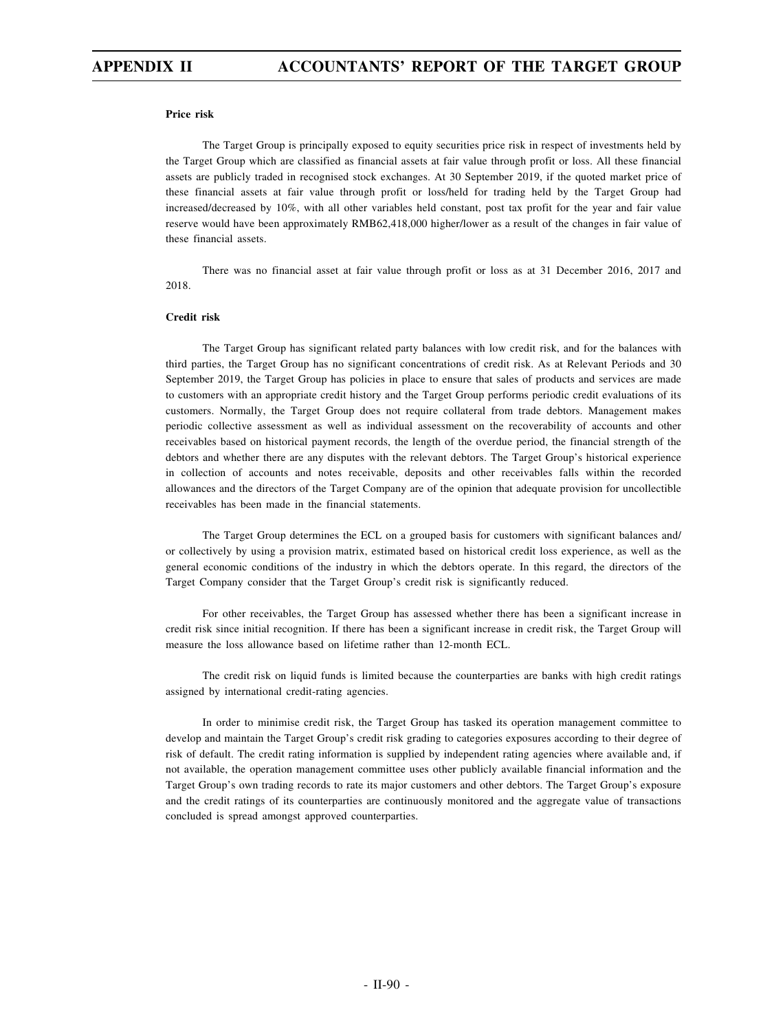#### Price risk

The Target Group is principally exposed to equity securities price risk in respect of investments held by the Target Group which are classified as financial assets at fair value through profit or loss. All these financial assets are publicly traded in recognised stock exchanges. At 30 September 2019, if the quoted market price of these financial assets at fair value through profit or loss/held for trading held by the Target Group had increased/decreased by 10%, with all other variables held constant, post tax profit for the year and fair value reserve would have been approximately RMB62,418,000 higher/lower as a result of the changes in fair value of these financial assets.

There was no financial asset at fair value through profit or loss as at 31 December 2016, 2017 and 2018.

#### Credit risk

The Target Group has significant related party balances with low credit risk, and for the balances with third parties, the Target Group has no significant concentrations of credit risk. As at Relevant Periods and 30 September 2019, the Target Group has policies in place to ensure that sales of products and services are made to customers with an appropriate credit history and the Target Group performs periodic credit evaluations of its customers. Normally, the Target Group does not require collateral from trade debtors. Management makes periodic collective assessment as well as individual assessment on the recoverability of accounts and other receivables based on historical payment records, the length of the overdue period, the financial strength of the debtors and whether there are any disputes with the relevant debtors. The Target Group's historical experience in collection of accounts and notes receivable, deposits and other receivables falls within the recorded allowances and the directors of the Target Company are of the opinion that adequate provision for uncollectible receivables has been made in the financial statements.

The Target Group determines the ECL on a grouped basis for customers with significant balances and/or collectively by using a provision matrix, estimated based on historical credit loss experience, as well as the general economic conditions of the industry in which the debtors operate. In this regard, the directors of the Target Company consider that the Target Group's credit risk is significantly reduced.

For other receivables, the Target Group has assessed whether there has been a significant increase in credit risk since initial recognition. If there has been a significant increase in credit risk, the Target Group will measure the loss allowance based on lifetime rather than 12-month ECL.

The credit risk on liquid funds is limited because the counterparties are banks with high credit ratings assigned by international credit-rating agencies.

In order to minimise credit risk, the Target Group has tasked its operation management committee to develop and maintain the Target Group's credit risk grading to categories exposures according to their degree of risk of default. The credit rating information is supplied by independent rating agencies where available and, if not available, the operation management committee uses other publicly available financial information and the Target Group's own trading records to rate its major customers and other debtors. The Target Group's exposure and the credit ratings of its counterparties are continuously monitored and the aggregate value of transactions concluded is spread amongst approved counterparties.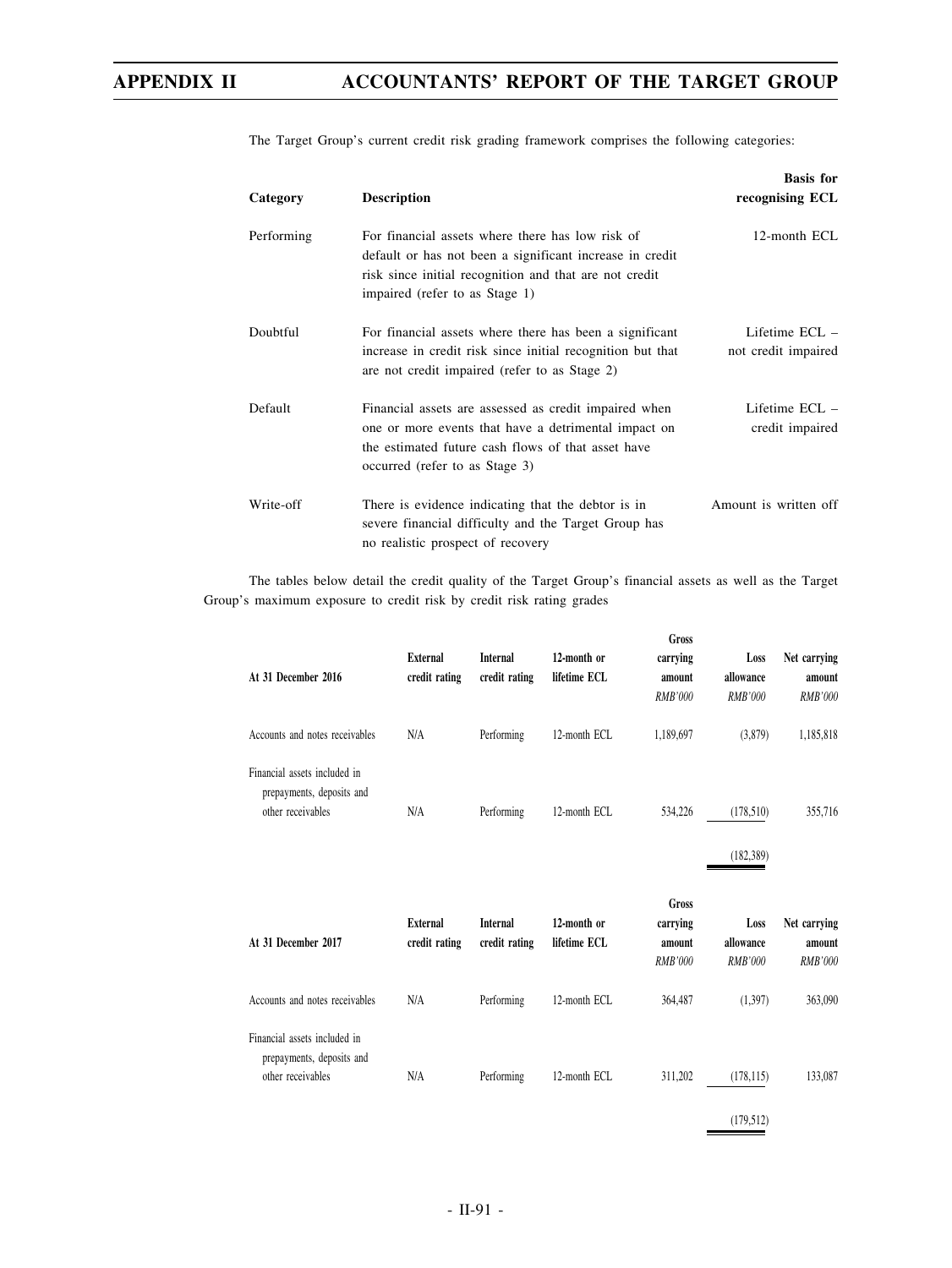The Target Group's current credit risk grading framework comprises the following categories:

| Category | Description | Basis for recognising ECL |
|---|---|---|
| Performing | For financial assets where there has low risk of default or has not been a significant increase in credit risk since initial recognition and that are not credit impaired (refer to as Stage 1) | 12-month ECL |
| Doubtful | For financial assets where there has been a significant increase in credit risk since initial recognition but that are not credit impaired (refer to as Stage 2) | Lifetime ECL – not credit impaired |
| Default | Financial assets are assessed as credit impaired when one or more events that have a detrimental impact on the estimated future cash flows of that asset have occurred (refer to as Stage 3) | Lifetime ECL – credit impaired |
| Write-off | There is evidence indicating that the debtor is in severe financial difficulty and the Target Group has no realistic prospect of recovery | Amount is written off |

The tables below detail the credit quality of the Target Group's financial assets as well as the Target Group's maximum exposure to credit risk by credit risk rating grades

| At 31 December 2016 | External credit rating | Internal credit rating | 12-month or lifetime ECL | Gross carrying amount *RMB'000* | Loss allowance *RMB'000* | Net carrying amount *RMB'000* |
|---|---|---|---|---|---|---|
| Accounts and notes receivables | N/A | Performing | 12-month ECL | 1,189,697 | (3,879) | 1,185,818 |
| Financial assets included in prepayments, deposits and other receivables | N/A | Performing | 12-month ECL | 534,226 | (178,510) | 355,716 |
| | | | | | (182,389) | |

| At 31 December 2017 | External credit rating | Internal credit rating | 12-month or lifetime ECL | Gross carrying amount *RMB'000* | Loss allowance *RMB'000* | Net carrying amount *RMB'000* |
|---|---|---|---|---|---|---|
| Accounts and notes receivables | N/A | Performing | 12-month ECL | 364,487 | (1,397) | 363,090 |
| Financial assets included in prepayments, deposits and other receivables | N/A | Performing | 12-month ECL | 311,202 | (178,115) | 133,087 |
| | | | | | (179,512) | |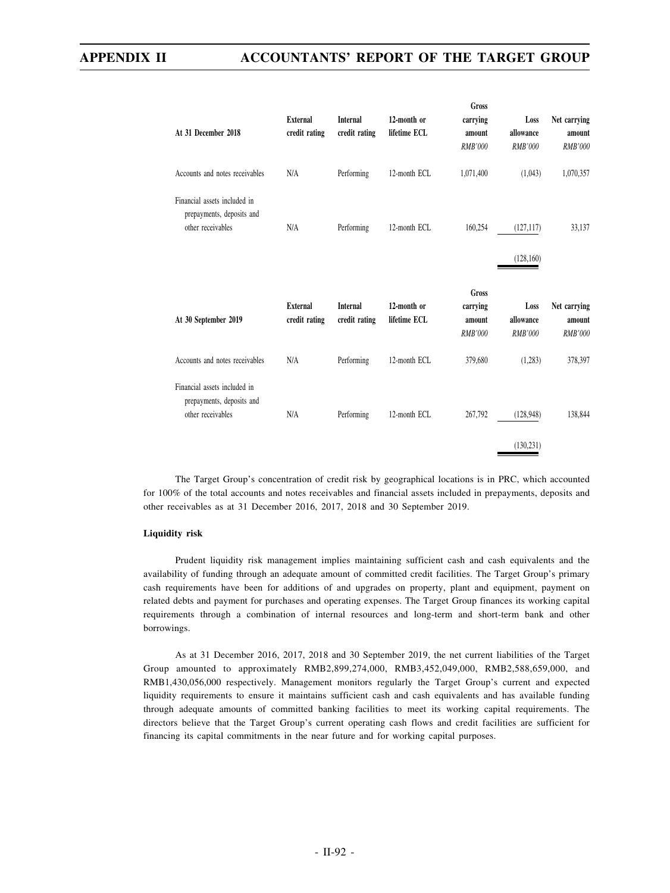| At 31 December 2018 | External credit rating | Internal credit rating | 12-month or lifetime ECL | Gross carrying amount RMB'000 | Loss allowance RMB'000 | Net carrying amount RMB'000 |
|---|---|---|---|---|---|---|
| Accounts and notes receivables | N/A | Performing | 12-month ECL | 1,071,400 | (1,043) | 1,070,357 |
| Financial assets included in prepayments, deposits and other receivables | N/A | Performing | 12-month ECL | 160,254 | (127,117) | 33,137 |
| | | | | | (128,160) | |

| At 30 September 2019 | External credit rating | Internal credit rating | 12-month or lifetime ECL | Gross carrying amount RMB'000 | Loss allowance RMB'000 | Net carrying amount RMB'000 |
|---|---|---|---|---|---|---|
| Accounts and notes receivables | N/A | Performing | 12-month ECL | 379,680 | (1,283) | 378,397 |
| Financial assets included in prepayments, deposits and other receivables | N/A | Performing | 12-month ECL | 267,792 | (128,948) | 138,844 |
| | | | | | (130,231) | |

The Target Group's concentration of credit risk by geographical locations is in PRC, which accounted for 100% of the total accounts and notes receivables and financial assets included in prepayments, deposits and other receivables as at 31 December 2016, 2017, 2018 and 30 September 2019.

**Liquidity risk**

Prudent liquidity risk management implies maintaining sufficient cash and cash equivalents and the availability of funding through an adequate amount of committed credit facilities. The Target Group's primary cash requirements have been for additions of and upgrades on property, plant and equipment, payment on related debts and payment for purchases and operating expenses. The Target Group finances its working capital requirements through a combination of internal resources and long-term and short-term bank and other borrowings.

As at 31 December 2016, 2017, 2018 and 30 September 2019, the net current liabilities of the Target Group amounted to approximately RMB2,899,274,000, RMB3,452,049,000, RMB2,588,659,000, and RMB1,430,056,000 respectively. Management monitors regularly the Target Group's current and expected liquidity requirements to ensure it maintains sufficient cash and cash equivalents and has available funding through adequate amounts of committed banking facilities to meet its working capital requirements. The directors believe that the Target Group's current operating cash flows and credit facilities are sufficient for financing its capital commitments in the near future and for working capital purposes.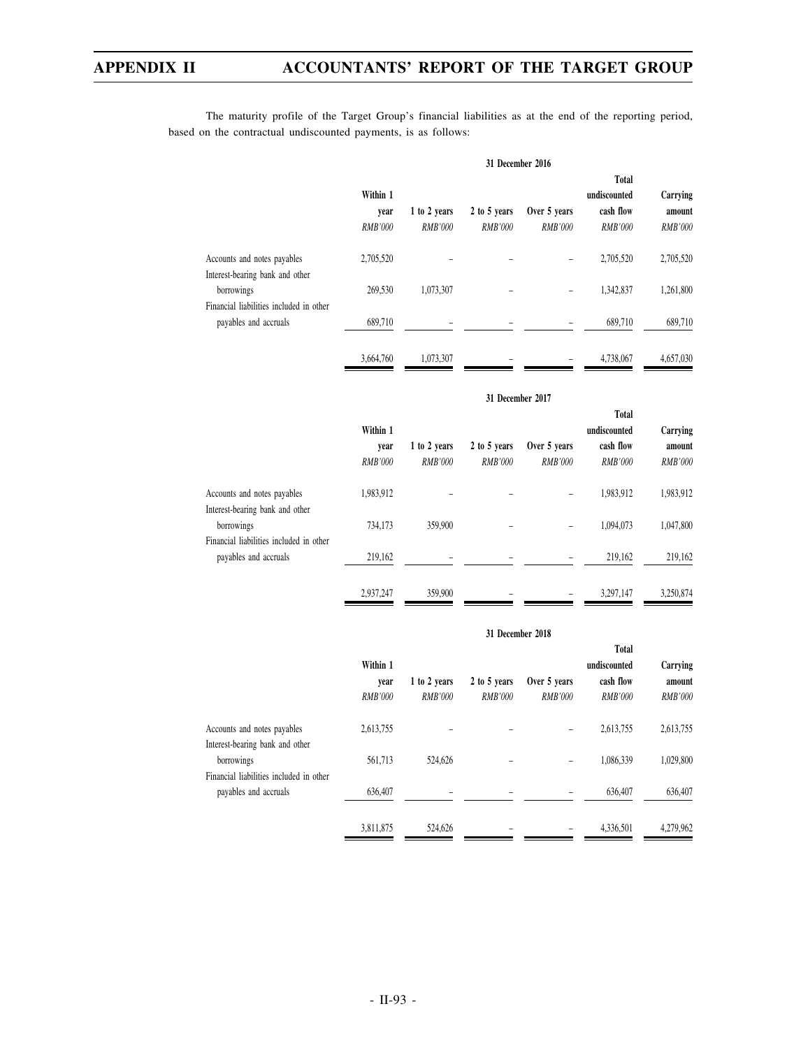The maturity profile of the Target Group's financial liabilities as at the end of the reporting period, based on the contractual undiscounted payments, is as follows:

| | 31 December 2016 | | | | | |
|---|---|---|---|---|---|---|
| | Within 1 year | 1 to 2 years | 2 to 5 years | Over 5 years | Total undiscounted cash flow | Carrying amount |
| | *RMB'000* | *RMB'000* | *RMB'000* | *RMB'000* | *RMB'000* | *RMB'000* |
| Accounts and notes payables | 2,705,520 | – | – | – | 2,705,520 | 2,705,520 |
| Interest-bearing bank and other borrowings | 269,530 | 1,073,307 | – | – | 1,342,837 | 1,261,800 |
| Financial liabilities included in other payables and accruals | 689,710 | – | – | – | 689,710 | 689,710 |
| | 3,664,760 | 1,073,307 | – | – | 4,738,067 | 4,657,030 |

| | 31 December 2017 | | | | | |
|---|---|---|---|---|---|---|
| | Within 1 year | 1 to 2 years | 2 to 5 years | Over 5 years | Total undiscounted cash flow | Carrying amount |
| | *RMB'000* | *RMB'000* | *RMB'000* | *RMB'000* | *RMB'000* | *RMB'000* |
| Accounts and notes payables | 1,983,912 | – | – | – | 1,983,912 | 1,983,912 |
| Interest-bearing bank and other borrowings | 734,173 | 359,900 | – | – | 1,094,073 | 1,047,800 |
| Financial liabilities included in other payables and accruals | 219,162 | – | – | – | 219,162 | 219,162 |
| | 2,937,247 | 359,900 | – | – | 3,297,147 | 3,250,874 |

| | 31 December 2018 | | | | | |
|---|---|---|---|---|---|---|
| | Within 1 year | 1 to 2 years | 2 to 5 years | Over 5 years | Total undiscounted cash flow | Carrying amount |
| | *RMB'000* | *RMB'000* | *RMB'000* | *RMB'000* | *RMB'000* | *RMB'000* |
| Accounts and notes payables | 2,613,755 | – | – | – | 2,613,755 | 2,613,755 |
| Interest-bearing bank and other borrowings | 561,713 | 524,626 | – | – | 1,086,339 | 1,029,800 |
| Financial liabilities included in other payables and accruals | 636,407 | – | – | – | 636,407 | 636,407 |
| | 3,811,875 | 524,626 | – | – | 4,336,501 | 4,279,962 |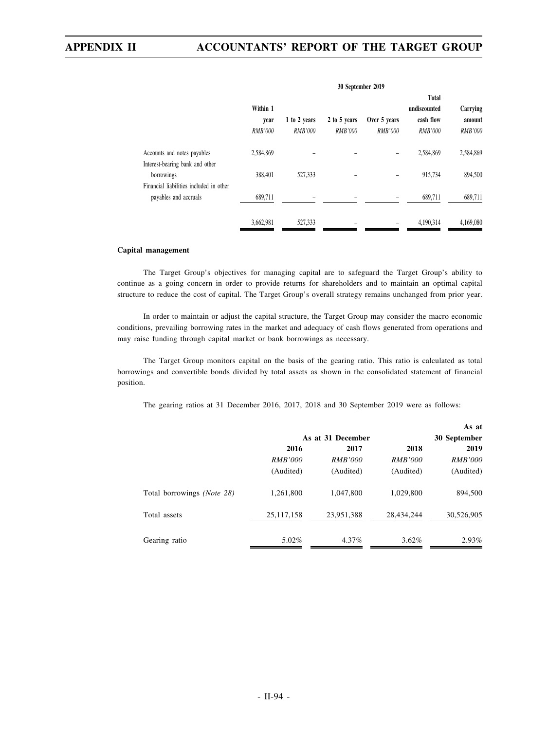| | 30 September 2019 | | | | | |
|---|---|---|---|---|---|---|
| | Within 1 year | 1 to 2 years | 2 to 5 years | Over 5 years | Total undiscounted cash flow | Carrying amount |
| | *RMB'000* | *RMB'000* | *RMB'000* | *RMB'000* | *RMB'000* | *RMB'000* |
| Accounts and notes payables | 2,584,869 | – | – | – | 2,584,869 | 2,584,869 |
| Interest-bearing bank and other borrowings | 388,401 | 527,333 | – | – | 915,734 | 894,500 |
| Financial liabilities included in other payables and accruals | 689,711 | – | – | – | 689,711 | 689,711 |
| | 3,662,981 | 527,333 | – | – | 4,190,314 | 4,169,080 |

**Capital management**

The Target Group's objectives for managing capital are to safeguard the Target Group's ability to continue as a going concern in order to provide returns for shareholders and to maintain an optimal capital structure to reduce the cost of capital. The Target Group's overall strategy remains unchanged from prior year.

In order to maintain or adjust the capital structure, the Target Group may consider the macro economic conditions, prevailing borrowing rates in the market and adequacy of cash flows generated from operations and may raise funding through capital market or bank borrowings as necessary.

The Target Group monitors capital on the basis of the gearing ratio. This ratio is calculated as total borrowings and convertible bonds divided by total assets as shown in the consolidated statement of financial position.

The gearing ratios at 31 December 2016, 2017, 2018 and 30 September 2019 were as follows:

| | As at 31 December | | | As at 30 September |
|---|---|---|---|---|
| | 2016 | 2017 | 2018 | 2019 |
| | *RMB'000* | *RMB'000* | *RMB'000* | *RMB'000* |
| | (Audited) | (Audited) | (Audited) | (Audited) |
| Total borrowings *(Note 28)* | 1,261,800 | 1,047,800 | 1,029,800 | 894,500 |
| Total assets | 25,117,158 | 23,951,388 | 28,434,244 | 30,526,905 |
| Gearing ratio | 5.02% | 4.37% | 3.62% | 2.93% |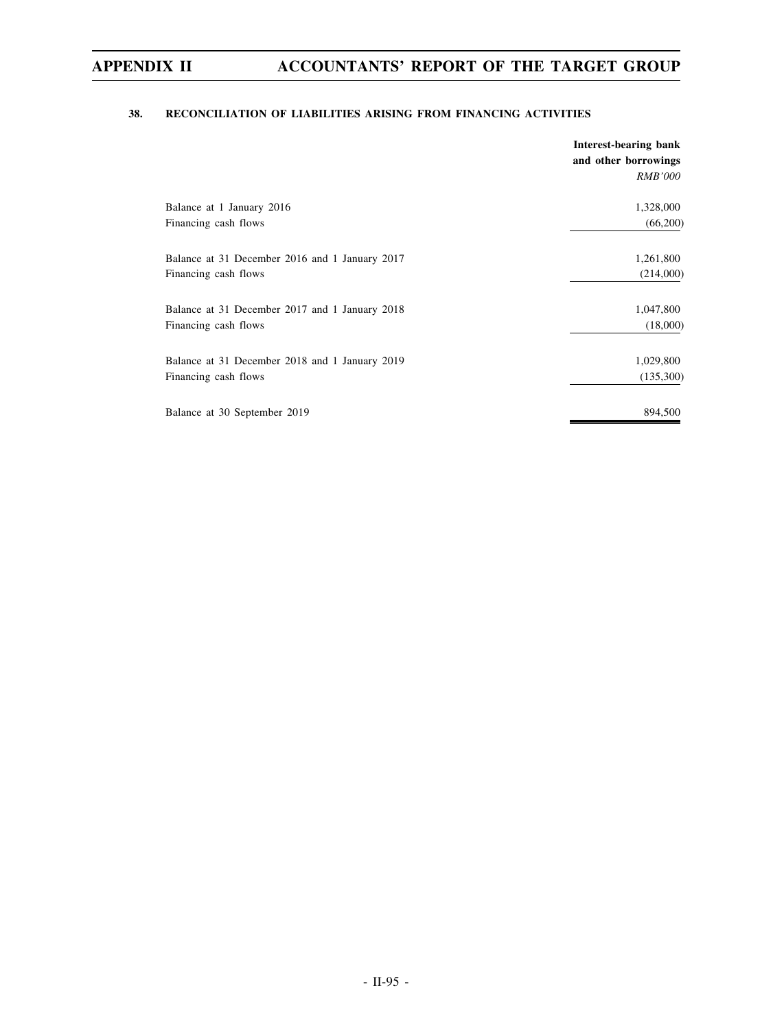### 38. RECONCILIATION OF LIABILITIES ARISING FROM FINANCING ACTIVITIES

| | **Interest-bearing bank and other borrowings** |
|---|---|
| | *RMB'000* |
| Balance at 1 January 2016 | 1,328,000 |
| Financing cash flows | (66,200) |
| Balance at 31 December 2016 and 1 January 2017 | 1,261,800 |
| Financing cash flows | (214,000) |
| Balance at 31 December 2017 and 1 January 2018 | 1,047,800 |
| Financing cash flows | (18,000) |
| Balance at 31 December 2018 and 1 January 2019 | 1,029,800 |
| Financing cash flows | (135,300) |
| Balance at 30 September 2019 | 894,500 |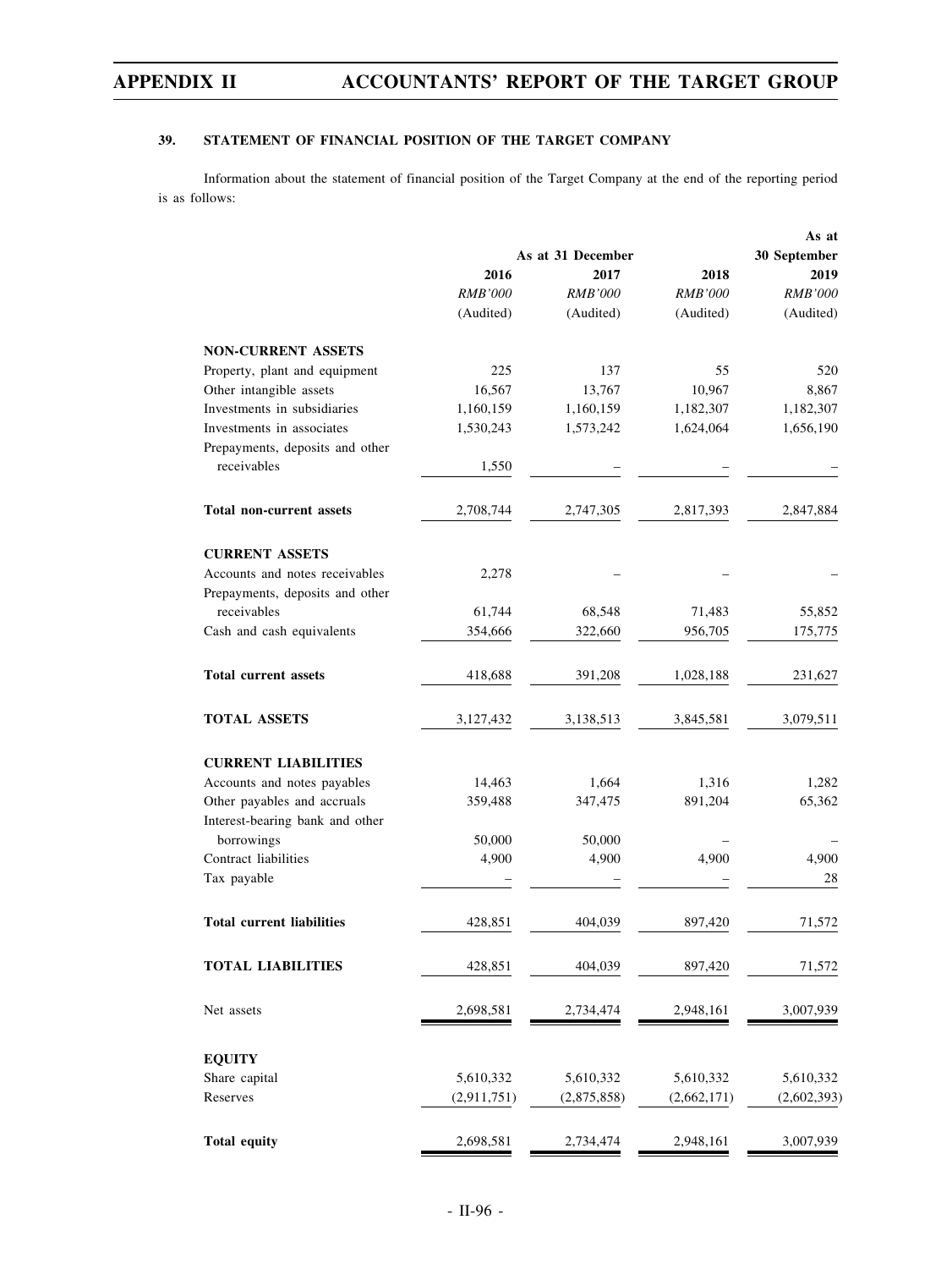### 39. STATEMENT OF FINANCIAL POSITION OF THE TARGET COMPANY

Information about the statement of financial position of the Target Company at the end of the reporting period is as follows:

| | As at 31 December | | | As at 30 September |
|---|---|---|---|---|
| | 2016 | 2017 | 2018 | 2019 |
| | *RMB'000* | *RMB'000* | *RMB'000* | *RMB'000* |
| | (Audited) | (Audited) | (Audited) | (Audited) |
| **NON-CURRENT ASSETS** | | | | |
| Property, plant and equipment | 225 | 137 | 55 | 520 |
| Other intangible assets | 16,567 | 13,767 | 10,967 | 8,867 |
| Investments in subsidiaries | 1,160,159 | 1,160,159 | 1,182,307 | 1,182,307 |
| Investments in associates | 1,530,243 | 1,573,242 | 1,624,064 | 1,656,190 |
| Prepayments, deposits and other receivables | 1,550 | – | – | – |
| **Total non-current assets** | 2,708,744 | 2,747,305 | 2,817,393 | 2,847,884 |
| **CURRENT ASSETS** | | | | |
| Accounts and notes receivables | 2,278 | – | – | – |
| Prepayments, deposits and other receivables | 61,744 | 68,548 | 71,483 | 55,852 |
| Cash and cash equivalents | 354,666 | 322,660 | 956,705 | 175,775 |
| **Total current assets** | 418,688 | 391,208 | 1,028,188 | 231,627 |
| **TOTAL ASSETS** | 3,127,432 | 3,138,513 | 3,845,581 | 3,079,511 |
| **CURRENT LIABILITIES** | | | | |
| Accounts and notes payables | 14,463 | 1,664 | 1,316 | 1,282 |
| Other payables and accruals | 359,488 | 347,475 | 891,204 | 65,362 |
| Interest-bearing bank and other borrowings | 50,000 | 50,000 | – | – |
| Contract liabilities | 4,900 | 4,900 | 4,900 | 4,900 |
| Tax payable | – | – | – | 28 |
| **Total current liabilities** | 428,851 | 404,039 | 897,420 | 71,572 |
| **TOTAL LIABILITIES** | 428,851 | 404,039 | 897,420 | 71,572 |
| Net assets | 2,698,581 | 2,734,474 | 2,948,161 | 3,007,939 |
| **EQUITY** | | | | |
| Share capital | 5,610,332 | 5,610,332 | 5,610,332 | 5,610,332 |
| Reserves | (2,911,751) | (2,875,858) | (2,662,171) | (2,602,393) |
| **Total equity** | 2,698,581 | 2,734,474 | 2,948,161 | 3,007,939 |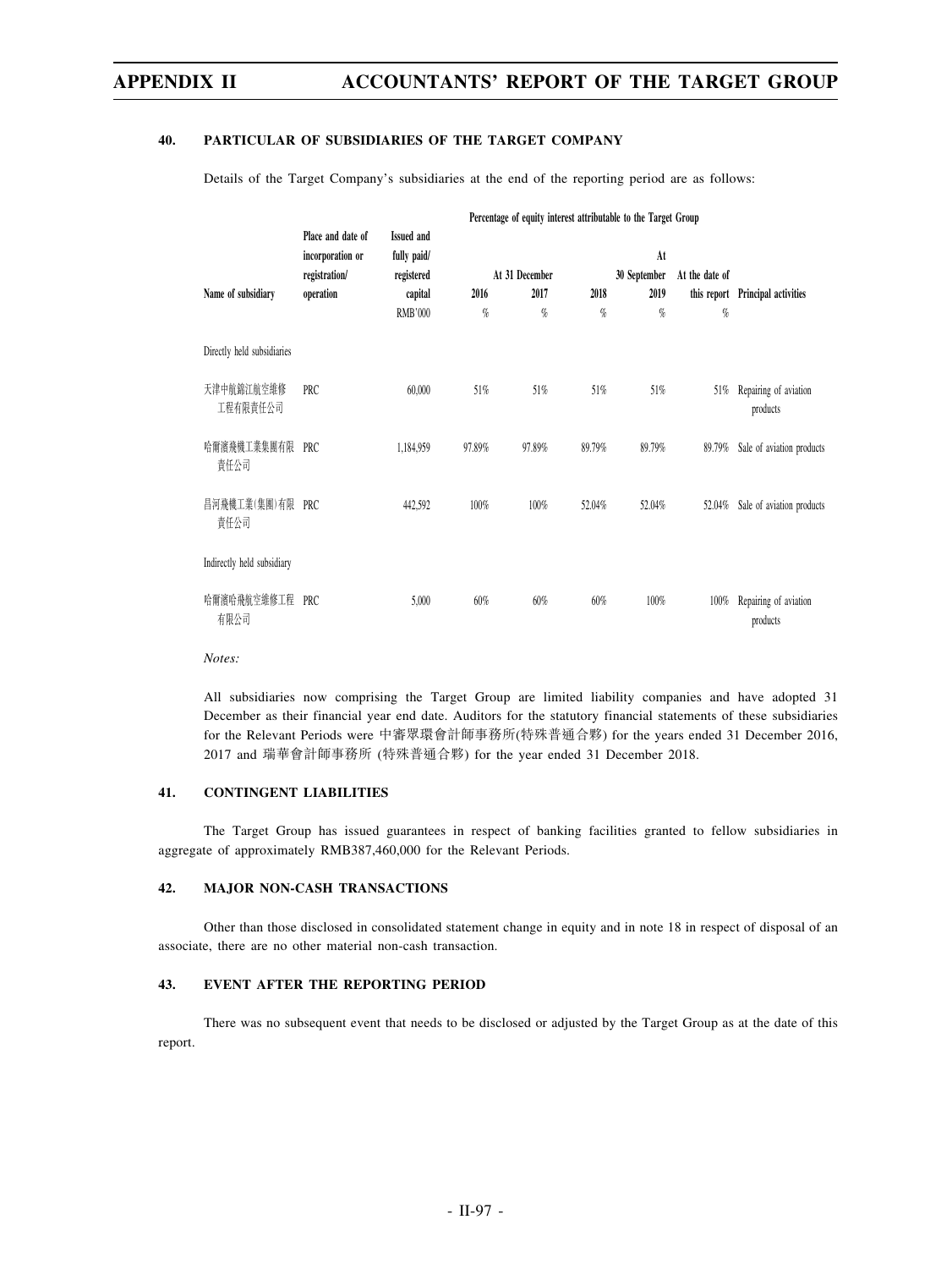## 40. PARTICULAR OF SUBSIDIARIES OF THE TARGET COMPANY

Details of the Target Company's subsidiaries at the end of the reporting period are as follows:

| Name of subsidiary | Place and date of incorporation or registration/ operation | Issued and fully paid/ registered capital | Percentage of equity interest attributable to the Target Group | | | | | Principal activities |
|---|---|---|---|---|---|---|---|---|
| | | | At 31 December | | | At 30 September | At the date of | |
| | | | 2016 | 2017 | 2018 | 2019 | this report | |
| | | RMB'000 | % | % | % | % | % | |
| Directly held subsidiaries | | | | | | | | |
| 天津中航錦江航空維修工程有限責任公司 | PRC | 60,000 | 51% | 51% | 51% | 51% | 51% | Repairing of aviation products |
| 哈爾濱飛機工業集團有限責任公司 | PRC | 1,184,959 | 97.89% | 97.89% | 89.79% | 89.79% | 89.79% | Sale of aviation products |
| 昌河飛機工業(集團)有限責任公司 | PRC | 442,592 | 100% | 100% | 52.04% | 52.04% | 52.04% | Sale of aviation products |
| Indirectly held subsidiary | | | | | | | | |
| 哈爾濱哈飛航空維修工程有限公司 | PRC | 5,000 | 60% | 60% | 60% | 100% | 100% | Repairing of aviation products |

*Notes:*

All subsidiaries now comprising the Target Group are limited liability companies and have adopted 31 December as their financial year end date. Auditors for the statutory financial statements of these subsidiaries for the Relevant Periods were 中審眾環會計師事務所(特殊普通合夥) for the years ended 31 December 2016, 2017 and 瑞華會計師事務所 (特殊普通合夥) for the year ended 31 December 2018.

## 41. CONTINGENT LIABILITIES

The Target Group has issued guarantees in respect of banking facilities granted to fellow subsidiaries in aggregate of approximately RMB387,460,000 for the Relevant Periods.

## 42. MAJOR NON-CASH TRANSACTIONS

Other than those disclosed in consolidated statement change in equity and in note 18 in respect of disposal of an associate, there are no other material non-cash transaction.

## 43. EVENT AFTER THE REPORTING PERIOD

There was no subsequent event that needs to be disclosed or adjusted by the Target Group as at the date of this report.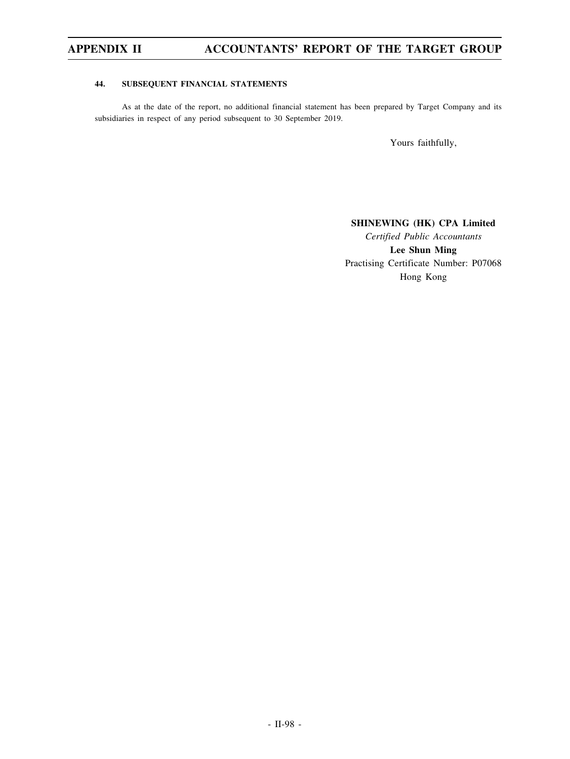### 44. SUBSEQUENT FINANCIAL STATEMENTS

As at the date of the report, no additional financial statement has been prepared by Target Company and its subsidiaries in respect of any period subsequent to 30 September 2019.

Yours faithfully,

**SHINEWING (HK) CPA Limited**
*Certified Public Accountants*
**Lee Shun Ming**
Practising Certificate Number: P07068
Hong Kong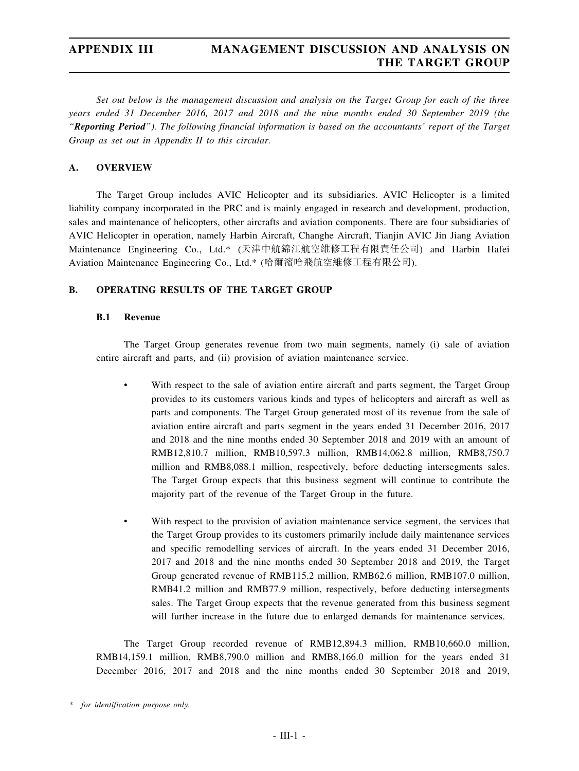Set out below is the management discussion and analysis on the Target Group for each of the three years ended 31 December 2016, 2017 and 2018 and the nine months ended 30 September 2019 (the *"**Reporting Period**"*). The following financial information is based on the accountants' report of the Target Group as set out in Appendix II to this circular.

## A. OVERVIEW

The Target Group includes AVIC Helicopter and its subsidiaries. AVIC Helicopter is a limited liability company incorporated in the PRC and is mainly engaged in research and development, production, sales and maintenance of helicopters, other aircrafts and aviation components. There are four subsidiaries of AVIC Helicopter in operation, namely Harbin Aircraft, Changhe Aircraft, Tianjin AVIC Jin Jiang Aviation Maintenance Engineering Co., Ltd.* (天津中航錦江航空維修工程有限責任公司) and Harbin Hafei Aviation Maintenance Engineering Co., Ltd.* (哈爾濱哈飛航空維修工程有限公司).

## B. OPERATING RESULTS OF THE TARGET GROUP

### B.1 Revenue

The Target Group generates revenue from two main segments, namely (i) sale of aviation entire aircraft and parts, and (ii) provision of aviation maintenance service.

- With respect to the sale of aviation entire aircraft and parts segment, the Target Group provides to its customers various kinds and types of helicopters and aircraft as well as parts and components. The Target Group generated most of its revenue from the sale of aviation entire aircraft and parts segment in the years ended 31 December 2016, 2017 and 2018 and the nine months ended 30 September 2018 and 2019 with an amount of RMB12,810.7 million, RMB10,597.3 million, RMB14,062.8 million, RMB8,750.7 million and RMB8,088.1 million, respectively, before deducting intersegments sales. The Target Group expects that this business segment will continue to contribute the majority part of the revenue of the Target Group in the future.

- With respect to the provision of aviation maintenance service segment, the services that the Target Group provides to its customers primarily include daily maintenance services and specific remodelling services of aircraft. In the years ended 31 December 2016, 2017 and 2018 and the nine months ended 30 September 2018 and 2019, the Target Group generated revenue of RMB115.2 million, RMB62.6 million, RMB107.0 million, RMB41.2 million and RMB77.9 million, respectively, before deducting intersegments sales. The Target Group expects that the revenue generated from this business segment will further increase in the future due to enlarged demands for maintenance services.

The Target Group recorded revenue of RMB12,894.3 million, RMB10,660.0 million, RMB14,159.1 million, RMB8,790.0 million and RMB8,166.0 million for the years ended 31 December 2016, 2017 and 2018 and the nine months ended 30 September 2018 and 2019,

\* *for identification purpose only.*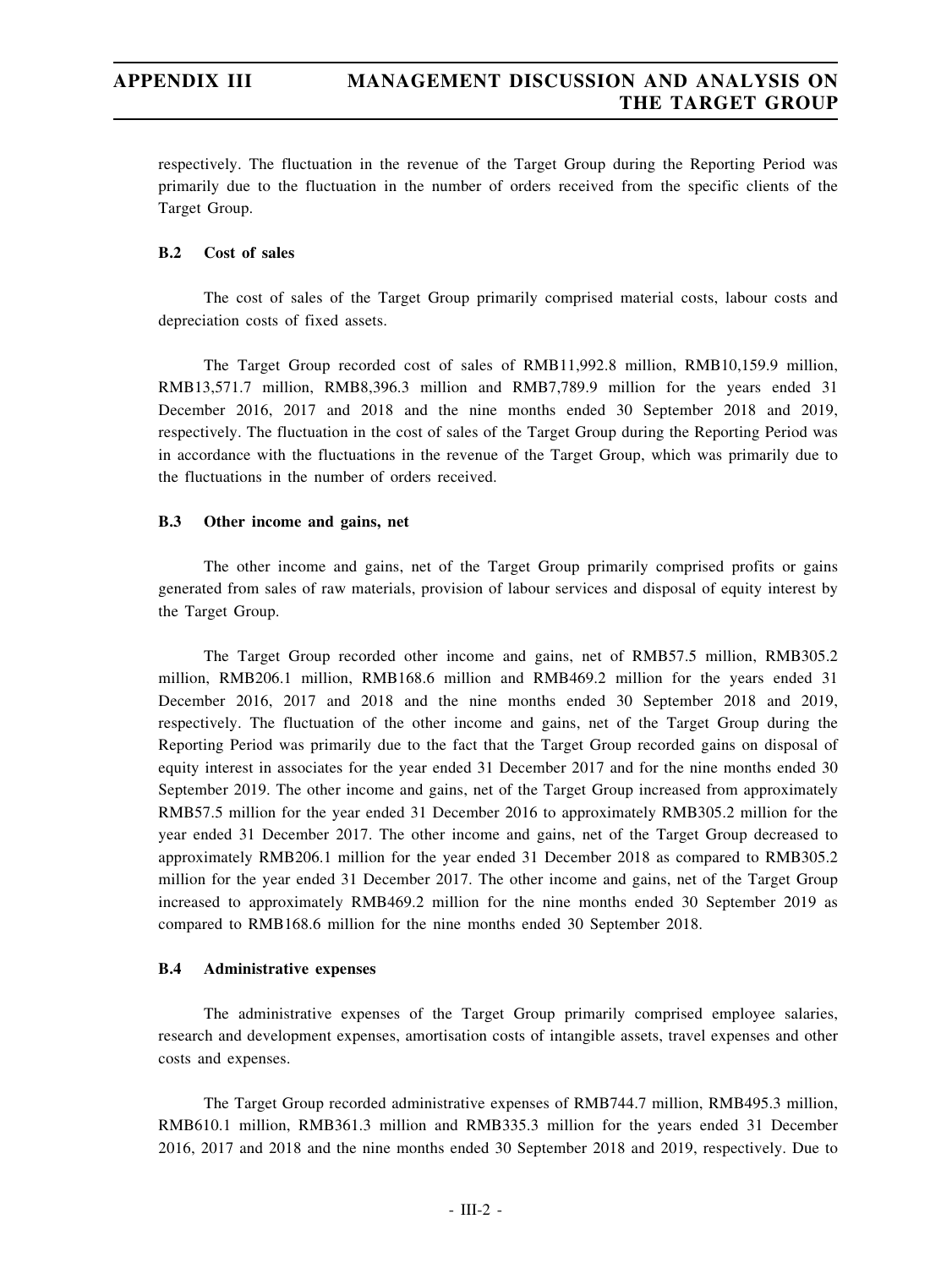respectively. The fluctuation in the revenue of the Target Group during the Reporting Period was primarily due to the fluctuation in the number of orders received from the specific clients of the Target Group.

### B.2 Cost of sales

The cost of sales of the Target Group primarily comprised material costs, labour costs and depreciation costs of fixed assets.

The Target Group recorded cost of sales of RMB11,992.8 million, RMB10,159.9 million, RMB13,571.7 million, RMB8,396.3 million and RMB7,789.9 million for the years ended 31 December 2016, 2017 and 2018 and the nine months ended 30 September 2018 and 2019, respectively. The fluctuation in the cost of sales of the Target Group during the Reporting Period was in accordance with the fluctuations in the revenue of the Target Group, which was primarily due to the fluctuations in the number of orders received.

### B.3 Other income and gains, net

The other income and gains, net of the Target Group primarily comprised profits or gains generated from sales of raw materials, provision of labour services and disposal of equity interest by the Target Group.

The Target Group recorded other income and gains, net of RMB57.5 million, RMB305.2 million, RMB206.1 million, RMB168.6 million and RMB469.2 million for the years ended 31 December 2016, 2017 and 2018 and the nine months ended 30 September 2018 and 2019, respectively. The fluctuation of the other income and gains, net of the Target Group during the Reporting Period was primarily due to the fact that the Target Group recorded gains on disposal of equity interest in associates for the year ended 31 December 2017 and for the nine months ended 30 September 2019. The other income and gains, net of the Target Group increased from approximately RMB57.5 million for the year ended 31 December 2016 to approximately RMB305.2 million for the year ended 31 December 2017. The other income and gains, net of the Target Group decreased to approximately RMB206.1 million for the year ended 31 December 2018 as compared to RMB305.2 million for the year ended 31 December 2017. The other income and gains, net of the Target Group increased to approximately RMB469.2 million for the nine months ended 30 September 2019 as compared to RMB168.6 million for the nine months ended 30 September 2018.

### B.4 Administrative expenses

The administrative expenses of the Target Group primarily comprised employee salaries, research and development expenses, amortisation costs of intangible assets, travel expenses and other costs and expenses.

The Target Group recorded administrative expenses of RMB744.7 million, RMB495.3 million, RMB610.1 million, RMB361.3 million and RMB335.3 million for the years ended 31 December 2016, 2017 and 2018 and the nine months ended 30 September 2018 and 2019, respectively. Due to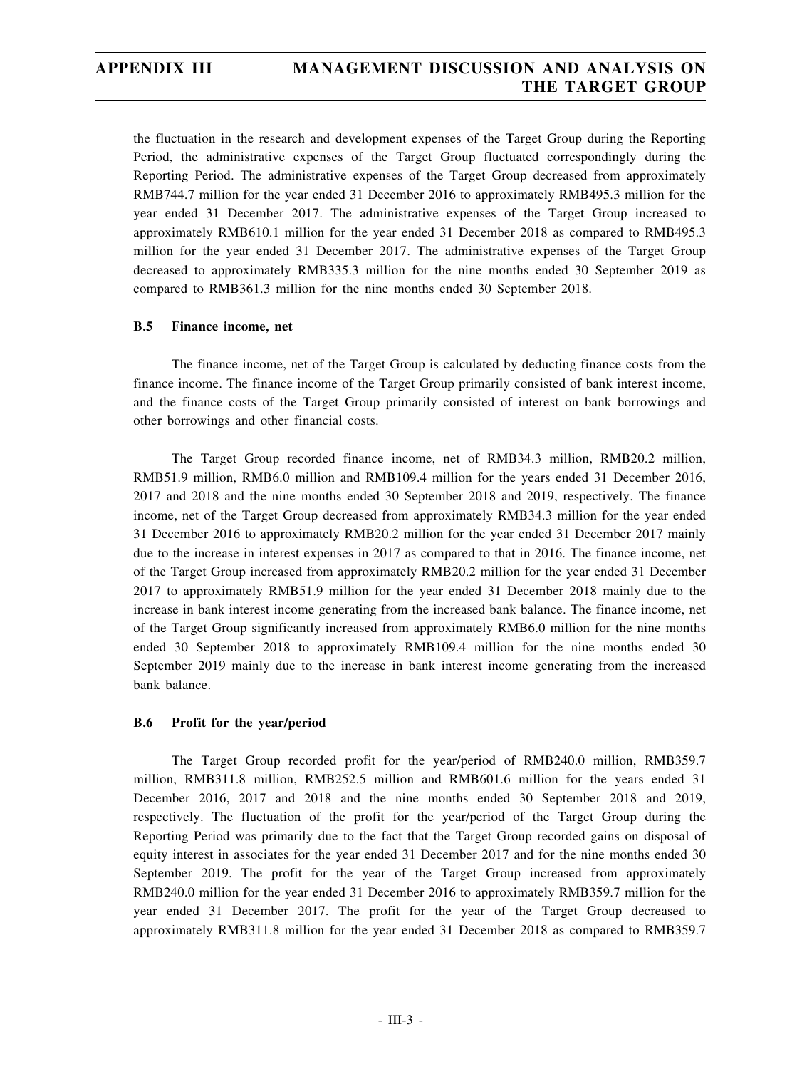the fluctuation in the research and development expenses of the Target Group during the Reporting Period, the administrative expenses of the Target Group fluctuated correspondingly during the Reporting Period. The administrative expenses of the Target Group decreased from approximately RMB744.7 million for the year ended 31 December 2016 to approximately RMB495.3 million for the year ended 31 December 2017. The administrative expenses of the Target Group increased to approximately RMB610.1 million for the year ended 31 December 2018 as compared to RMB495.3 million for the year ended 31 December 2017. The administrative expenses of the Target Group decreased to approximately RMB335.3 million for the nine months ended 30 September 2019 as compared to RMB361.3 million for the nine months ended 30 September 2018.

### B.5 Finance income, net

The finance income, net of the Target Group is calculated by deducting finance costs from the finance income. The finance income of the Target Group primarily consisted of bank interest income, and the finance costs of the Target Group primarily consisted of interest on bank borrowings and other borrowings and other financial costs.

The Target Group recorded finance income, net of RMB34.3 million, RMB20.2 million, RMB51.9 million, RMB6.0 million and RMB109.4 million for the years ended 31 December 2016, 2017 and 2018 and the nine months ended 30 September 2018 and 2019, respectively. The finance income, net of the Target Group decreased from approximately RMB34.3 million for the year ended 31 December 2016 to approximately RMB20.2 million for the year ended 31 December 2017 mainly due to the increase in interest expenses in 2017 as compared to that in 2016. The finance income, net of the Target Group increased from approximately RMB20.2 million for the year ended 31 December 2017 to approximately RMB51.9 million for the year ended 31 December 2018 mainly due to the increase in bank interest income generating from the increased bank balance. The finance income, net of the Target Group significantly increased from approximately RMB6.0 million for the nine months ended 30 September 2018 to approximately RMB109.4 million for the nine months ended 30 September 2019 mainly due to the increase in bank interest income generating from the increased bank balance.

### B.6 Profit for the year/period

The Target Group recorded profit for the year/period of RMB240.0 million, RMB359.7 million, RMB311.8 million, RMB252.5 million and RMB601.6 million for the years ended 31 December 2016, 2017 and 2018 and the nine months ended 30 September 2018 and 2019, respectively. The fluctuation of the profit for the year/period of the Target Group during the Reporting Period was primarily due to the fact that the Target Group recorded gains on disposal of equity interest in associates for the year ended 31 December 2017 and for the nine months ended 30 September 2019. The profit for the year of the Target Group increased from approximately RMB240.0 million for the year ended 31 December 2016 to approximately RMB359.7 million for the year ended 31 December 2017. The profit for the year of the Target Group decreased to approximately RMB311.8 million for the year ended 31 December 2018 as compared to RMB359.7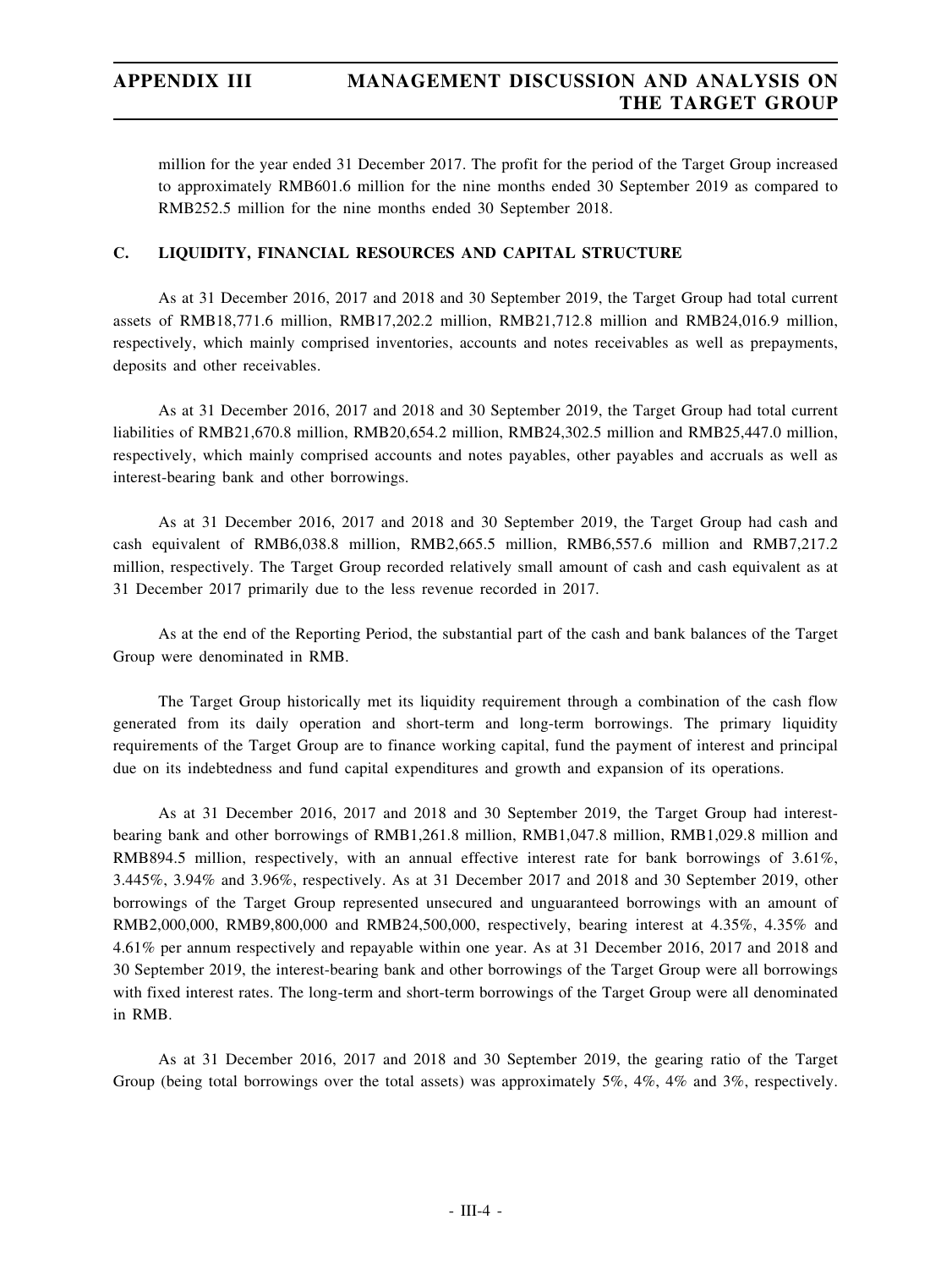million for the year ended 31 December 2017. The profit for the period of the Target Group increased to approximately RMB601.6 million for the nine months ended 30 September 2019 as compared to RMB252.5 million for the nine months ended 30 September 2018.

## C. LIQUIDITY, FINANCIAL RESOURCES AND CAPITAL STRUCTURE

As at 31 December 2016, 2017 and 2018 and 30 September 2019, the Target Group had total current assets of RMB18,771.6 million, RMB17,202.2 million, RMB21,712.8 million and RMB24,016.9 million, respectively, which mainly comprised inventories, accounts and notes receivables as well as prepayments, deposits and other receivables.

As at 31 December 2016, 2017 and 2018 and 30 September 2019, the Target Group had total current liabilities of RMB21,670.8 million, RMB20,654.2 million, RMB24,302.5 million and RMB25,447.0 million, respectively, which mainly comprised accounts and notes payables, other payables and accruals as well as interest-bearing bank and other borrowings.

As at 31 December 2016, 2017 and 2018 and 30 September 2019, the Target Group had cash and cash equivalent of RMB6,038.8 million, RMB2,665.5 million, RMB6,557.6 million and RMB7,217.2 million, respectively. The Target Group recorded relatively small amount of cash and cash equivalent as at 31 December 2017 primarily due to the less revenue recorded in 2017.

As at the end of the Reporting Period, the substantial part of the cash and bank balances of the Target Group were denominated in RMB.

The Target Group historically met its liquidity requirement through a combination of the cash flow generated from its daily operation and short-term and long-term borrowings. The primary liquidity requirements of the Target Group are to finance working capital, fund the payment of interest and principal due on its indebtedness and fund capital expenditures and growth and expansion of its operations.

As at 31 December 2016, 2017 and 2018 and 30 September 2019, the Target Group had interest-bearing bank and other borrowings of RMB1,261.8 million, RMB1,047.8 million, RMB1,029.8 million and RMB894.5 million, respectively, with an annual effective interest rate for bank borrowings of 3.61%, 3.445%, 3.94% and 3.96%, respectively. As at 31 December 2017 and 2018 and 30 September 2019, other borrowings of the Target Group represented unsecured and unguaranteed borrowings with an amount of RMB2,000,000, RMB9,800,000 and RMB24,500,000, respectively, bearing interest at 4.35%, 4.35% and 4.61% per annum respectively and repayable within one year. As at 31 December 2016, 2017 and 2018 and 30 September 2019, the interest-bearing bank and other borrowings of the Target Group were all borrowings with fixed interest rates. The long-term and short-term borrowings of the Target Group were all denominated in RMB.

As at 31 December 2016, 2017 and 2018 and 30 September 2019, the gearing ratio of the Target Group (being total borrowings over the total assets) was approximately 5%, 4%, 4% and 3%, respectively.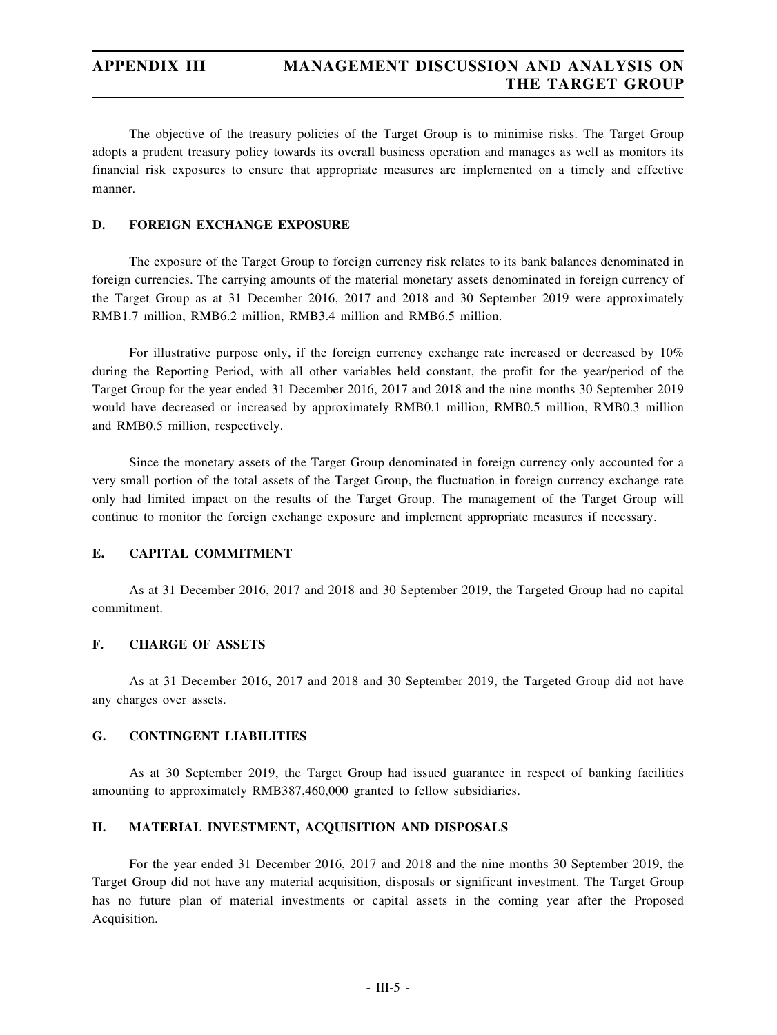The objective of the treasury policies of the Target Group is to minimise risks. The Target Group adopts a prudent treasury policy towards its overall business operation and manages as well as monitors its financial risk exposures to ensure that appropriate measures are implemented on a timely and effective manner.

## D. FOREIGN EXCHANGE EXPOSURE

The exposure of the Target Group to foreign currency risk relates to its bank balances denominated in foreign currencies. The carrying amounts of the material monetary assets denominated in foreign currency of the Target Group as at 31 December 2016, 2017 and 2018 and 30 September 2019 were approximately RMB1.7 million, RMB6.2 million, RMB3.4 million and RMB6.5 million.

For illustrative purpose only, if the foreign currency exchange rate increased or decreased by 10% during the Reporting Period, with all other variables held constant, the profit for the year/period of the Target Group for the year ended 31 December 2016, 2017 and 2018 and the nine months 30 September 2019 would have decreased or increased by approximately RMB0.1 million, RMB0.5 million, RMB0.3 million and RMB0.5 million, respectively.

Since the monetary assets of the Target Group denominated in foreign currency only accounted for a very small portion of the total assets of the Target Group, the fluctuation in foreign currency exchange rate only had limited impact on the results of the Target Group. The management of the Target Group will continue to monitor the foreign exchange exposure and implement appropriate measures if necessary.

## E. CAPITAL COMMITMENT

As at 31 December 2016, 2017 and 2018 and 30 September 2019, the Targeted Group had no capital commitment.

## F. CHARGE OF ASSETS

As at 31 December 2016, 2017 and 2018 and 30 September 2019, the Targeted Group did not have any charges over assets.

## G. CONTINGENT LIABILITIES

As at 30 September 2019, the Target Group had issued guarantee in respect of banking facilities amounting to approximately RMB387,460,000 granted to fellow subsidiaries.

## H. MATERIAL INVESTMENT, ACQUISITION AND DISPOSALS

For the year ended 31 December 2016, 2017 and 2018 and the nine months 30 September 2019, the Target Group did not have any material acquisition, disposals or significant investment. The Target Group has no future plan of material investments or capital assets in the coming year after the Proposed Acquisition.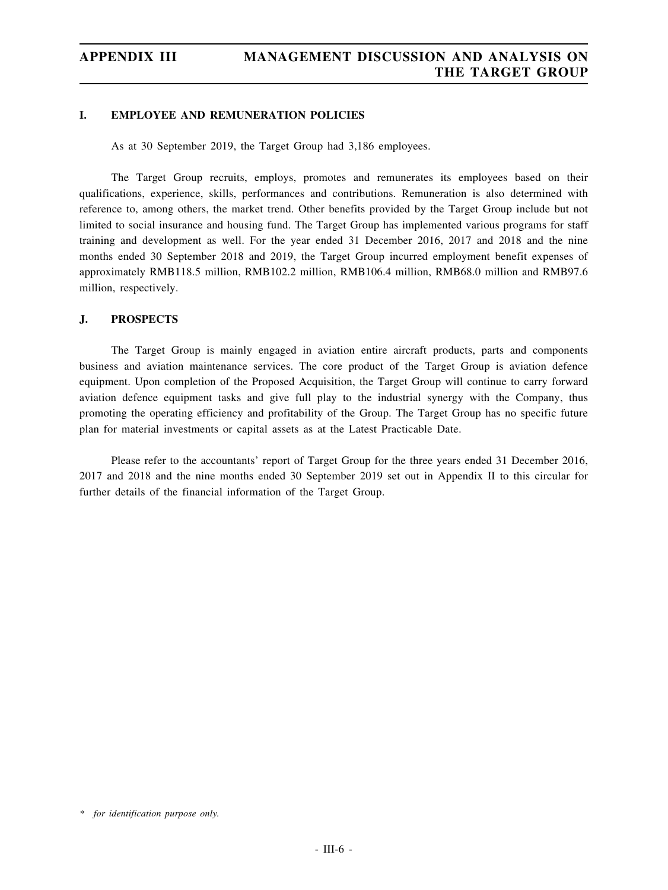## I. EMPLOYEE AND REMUNERATION POLICIES

As at 30 September 2019, the Target Group had 3,186 employees.

The Target Group recruits, employs, promotes and remunerates its employees based on their qualifications, experience, skills, performances and contributions. Remuneration is also determined with reference to, among others, the market trend. Other benefits provided by the Target Group include but not limited to social insurance and housing fund. The Target Group has implemented various programs for staff training and development as well. For the year ended 31 December 2016, 2017 and 2018 and the nine months ended 30 September 2018 and 2019, the Target Group incurred employment benefit expenses of approximately RMB118.5 million, RMB102.2 million, RMB106.4 million, RMB68.0 million and RMB97.6 million, respectively.

## J. PROSPECTS

The Target Group is mainly engaged in aviation entire aircraft products, parts and components business and aviation maintenance services. The core product of the Target Group is aviation defence equipment. Upon completion of the Proposed Acquisition, the Target Group will continue to carry forward aviation defence equipment tasks and give full play to the industrial synergy with the Company, thus promoting the operating efficiency and profitability of the Group. The Target Group has no specific future plan for material investments or capital assets as at the Latest Practicable Date.

Please refer to the accountants' report of Target Group for the three years ended 31 December 2016, 2017 and 2018 and the nine months ended 30 September 2019 set out in Appendix II to this circular for further details of the financial information of the Target Group.

* *for identification purpose only.*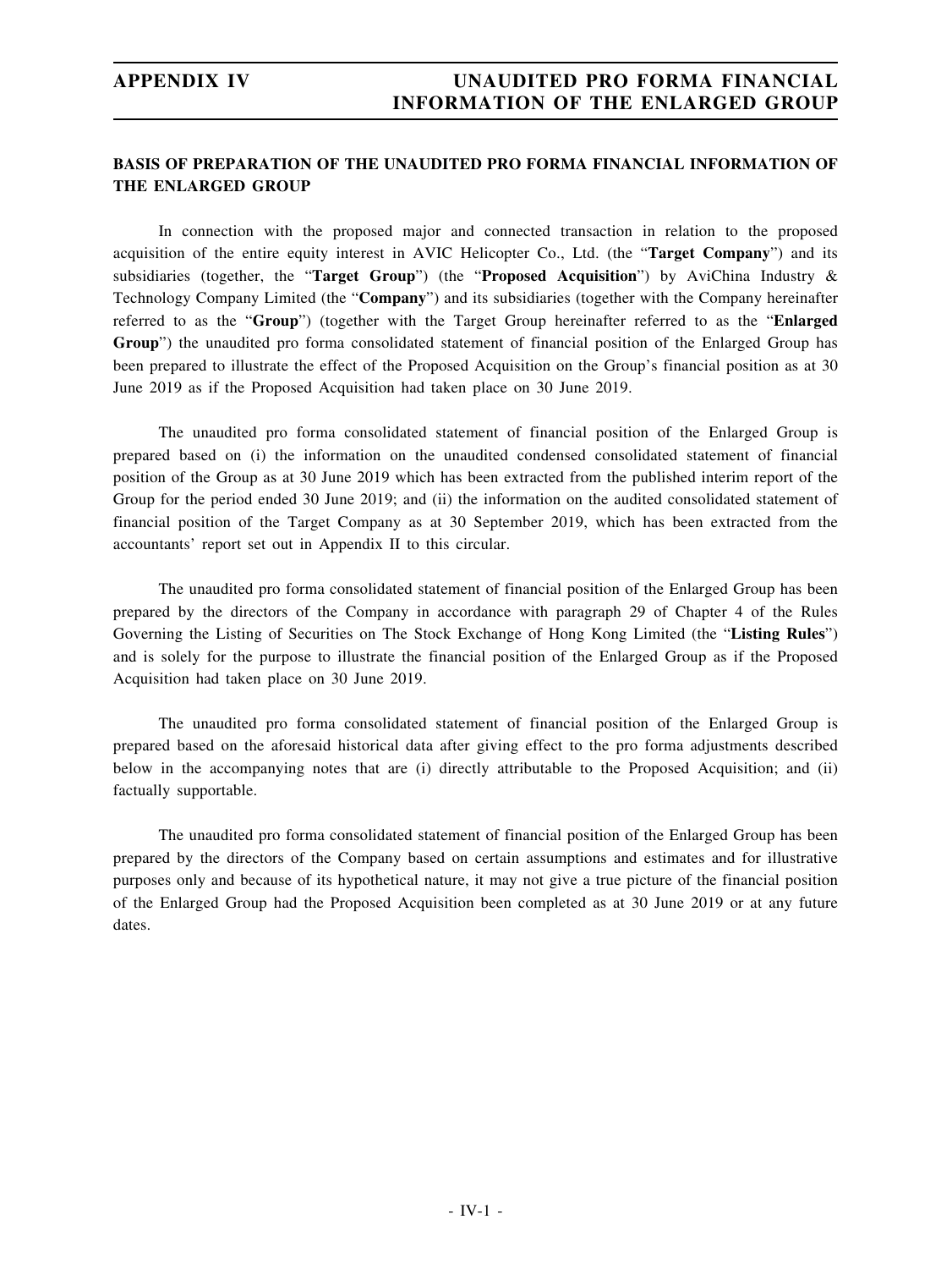## BASIS OF PREPARATION OF THE UNAUDITED PRO FORMA FINANCIAL INFORMATION OF THE ENLARGED GROUP

In connection with the proposed major and connected transaction in relation to the proposed acquisition of the entire equity interest in AVIC Helicopter Co., Ltd. (the "**Target Company**") and its subsidiaries (together, the "**Target Group**") (the "**Proposed Acquisition**") by AviChina Industry & Technology Company Limited (the "**Company**") and its subsidiaries (together with the Company hereinafter referred to as the "**Group**") (together with the Target Group hereinafter referred to as the "**Enlarged Group**") the unaudited pro forma consolidated statement of financial position of the Enlarged Group has been prepared to illustrate the effect of the Proposed Acquisition on the Group's financial position as at 30 June 2019 as if the Proposed Acquisition had taken place on 30 June 2019.

The unaudited pro forma consolidated statement of financial position of the Enlarged Group is prepared based on (i) the information on the unaudited condensed consolidated statement of financial position of the Group as at 30 June 2019 which has been extracted from the published interim report of the Group for the period ended 30 June 2019; and (ii) the information on the audited consolidated statement of financial position of the Target Company as at 30 September 2019, which has been extracted from the accountants' report set out in Appendix II to this circular.

The unaudited pro forma consolidated statement of financial position of the Enlarged Group has been prepared by the directors of the Company in accordance with paragraph 29 of Chapter 4 of the Rules Governing the Listing of Securities on The Stock Exchange of Hong Kong Limited (the "**Listing Rules**") and is solely for the purpose to illustrate the financial position of the Enlarged Group as if the Proposed Acquisition had taken place on 30 June 2019.

The unaudited pro forma consolidated statement of financial position of the Enlarged Group is prepared based on the aforesaid historical data after giving effect to the pro forma adjustments described below in the accompanying notes that are (i) directly attributable to the Proposed Acquisition; and (ii) factually supportable.

The unaudited pro forma consolidated statement of financial position of the Enlarged Group has been prepared by the directors of the Company based on certain assumptions and estimates and for illustrative purposes only and because of its hypothetical nature, it may not give a true picture of the financial position of the Enlarged Group had the Proposed Acquisition been completed as at 30 June 2019 or at any future dates.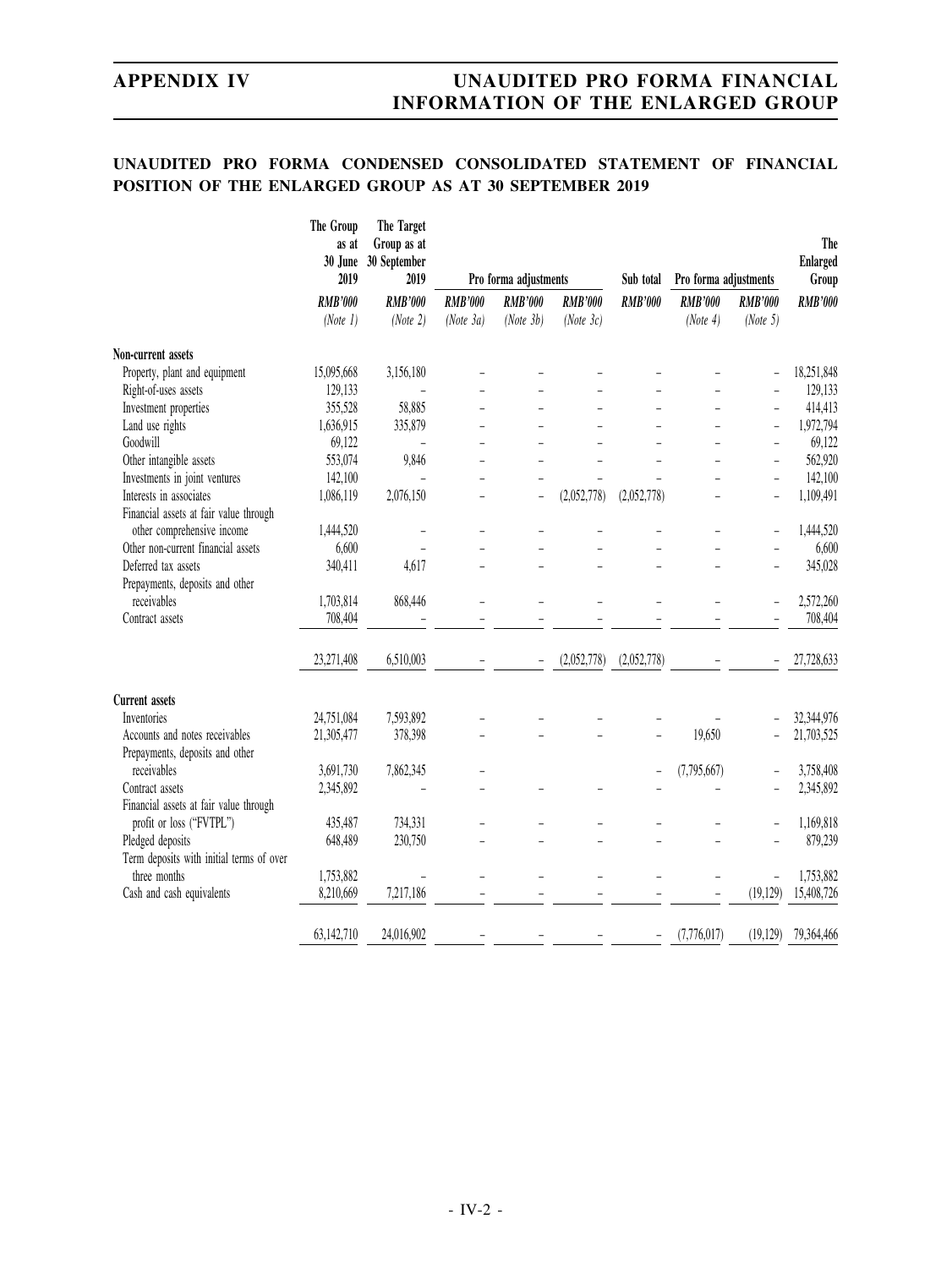## UNAUDITED PRO FORMA CONDENSED CONSOLIDATED STATEMENT OF FINANCIAL POSITION OF THE ENLARGED GROUP AS AT 30 SEPTEMBER 2019

| | The Group as at 30 June 2019 | The Target Group as at 30 September 2019 | Pro forma adjustments | | | Sub total | Pro forma adjustments | | The Enlarged Group |
|---|---|---|---|---|---|---|---|---|---|
| | *RMB'000* | *RMB'000* | *RMB'000* | *RMB'000* | *RMB'000* | *RMB'000* | *RMB'000* | *RMB'000* | *RMB'000* |
| | *(Note 1)* | *(Note 2)* | *(Note 3a)* | *(Note 3b)* | *(Note 3c)* | | *(Note 4)* | *(Note 5)* | |
| **Non-current assets** | | | | | | | | | |
| Property, plant and equipment | 15,095,668 | 3,156,180 | – | – | – | – | – | – | 18,251,848 |
| Right-of-uses assets | 129,133 | – | – | – | – | – | – | – | 129,133 |
| Investment properties | 355,528 | 58,885 | – | – | – | – | – | – | 414,413 |
| Land use rights | 1,636,915 | 335,879 | – | – | – | – | – | – | 1,972,794 |
| Goodwill | 69,122 | – | – | – | – | – | – | – | 69,122 |
| Other intangible assets | 553,074 | 9,846 | – | – | – | – | – | – | 562,920 |
| Investments in joint ventures | 142,100 | – | – | – | – | – | – | – | 142,100 |
| Interests in associates | 1,086,119 | 2,076,150 | – | – | (2,052,778) | (2,052,778) | – | – | 1,109,491 |
| Financial assets at fair value through other comprehensive income | 1,444,520 | – | – | – | – | – | – | – | 1,444,520 |
| Other non-current financial assets | 6,600 | – | – | – | – | – | – | – | 6,600 |
| Deferred tax assets | 340,411 | 4,617 | – | – | – | – | – | – | 345,028 |
| Prepayments, deposits and other receivables | 1,703,814 | 868,446 | – | – | – | – | – | – | 2,572,260 |
| Contract assets | 708,404 | – | – | – | – | – | – | – | 708,404 |
| | 23,271,408 | 6,510,003 | – | – | (2,052,778) | (2,052,778) | – | – | 27,728,633 |
| **Current assets** | | | | | | | | | |
| Inventories | 24,751,084 | 7,593,892 | – | – | – | – | – | – | 32,344,976 |
| Accounts and notes receivables | 21,305,477 | 378,398 | – | – | – | – | 19,650 | – | 21,703,525 |
| Prepayments, deposits and other receivables | 3,691,730 | 7,862,345 | – | | | – | (7,795,667) | – | 3,758,408 |
| Contract assets | 2,345,892 | – | – | – | – | – | – | – | 2,345,892 |
| Financial assets at fair value through profit or loss ("FVTPL") | 435,487 | 734,331 | – | – | – | – | – | – | 1,169,818 |
| Pledged deposits | 648,489 | 230,750 | – | – | – | – | – | – | 879,239 |
| Term deposits with initial terms of over three months | 1,753,882 | – | – | – | – | – | – | – | 1,753,882 |
| Cash and cash equivalents | 8,210,669 | 7,217,186 | – | – | – | – | – | (19,129) | 15,408,726 |
| | 63,142,710 | 24,016,902 | – | – | – | – | (7,776,017) | (19,129) | 79,364,466 |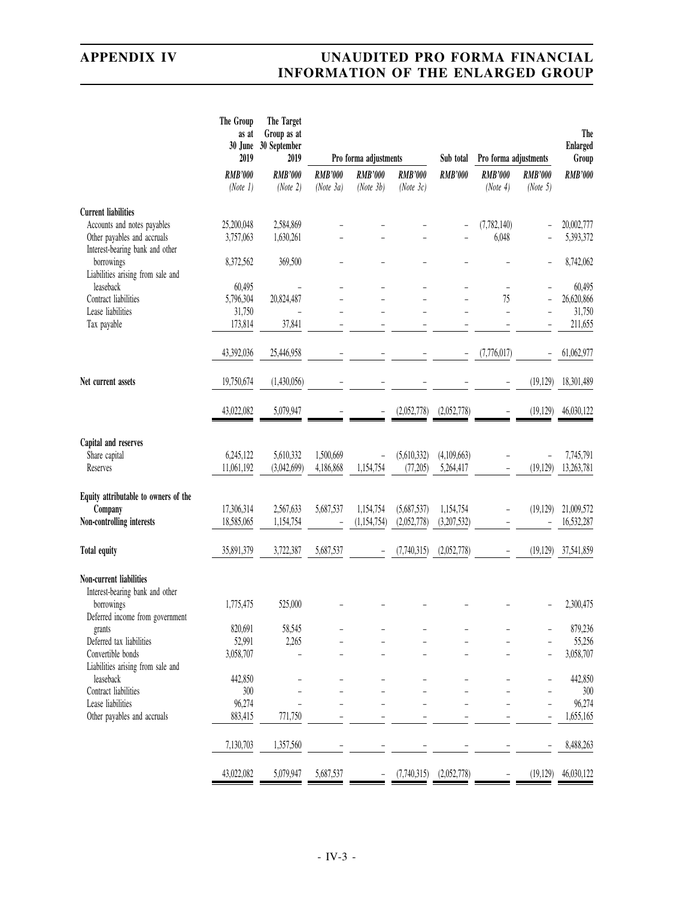| | The Group as at 30 June 2019 | The Target Group as at 30 September 2019 | Pro forma adjustments | | | Sub total | Pro forma adjustments | | The Enlarged Group |
|---|---|---|---|---|---|---|---|---|---|
| | *RMB'000* | *RMB'000* | *RMB'000* | *RMB'000* | *RMB'000* | *RMB'000* | *RMB'000* | *RMB'000* | *RMB'000* |
| | *(Note 1)* | *(Note 2)* | *(Note 3a)* | *(Note 3b)* | *(Note 3c)* | | *(Note 4)* | *(Note 5)* | |
| **Current liabilities** | | | | | | | | | |
| Accounts and notes payables | 25,200,048 | 2,584,869 | – | – | – | – | (7,782,140) | – | 20,002,777 |
| Other payables and accruals | 3,757,063 | 1,630,261 | – | – | – | – | 6,048 | – | 5,393,372 |
| Interest-bearing bank and other borrowings | 8,372,562 | 369,500 | – | – | – | – | – | – | 8,742,062 |
| Liabilities arising from sale and leaseback | 60,495 | – | – | – | – | – | – | – | 60,495 |
| Contract liabilities | 5,796,304 | 20,824,487 | – | – | – | – | 75 | – | 26,620,866 |
| Lease liabilities | 31,750 | – | – | – | – | – | – | – | 31,750 |
| Tax payable | 173,814 | 37,841 | – | – | – | – | – | – | 211,655 |
| | 43,392,036 | 25,446,958 | – | – | – | – | (7,776,017) | – | 61,062,977 |
| **Net current assets** | 19,750,674 | (1,430,056) | – | – | – | – | – | (19,129) | 18,301,489 |
| | 43,022,082 | 5,079,947 | – | – | (2,052,778) | (2,052,778) | – | (19,129) | 46,030,122 |
| **Capital and reserves** | | | | | | | | | |
| Share capital | 6,245,122 | 5,610,332 | 1,500,669 | – | (5,610,332) | (4,109,663) | – | – | 7,745,791 |
| Reserves | 11,061,192 | (3,042,699) | 4,186,868 | 1,154,754 | (77,205) | 5,264,417 | – | (19,129) | 13,263,781 |
| **Equity attributable to owners of the Company** | 17,306,314 | 2,567,633 | 5,687,537 | 1,154,754 | (5,687,537) | 1,154,754 | – | (19,129) | 21,009,572 |
| **Non-controlling interests** | 18,585,065 | 1,154,754 | – | (1,154,754) | (2,052,778) | (3,207,532) | – | – | 16,532,287 |
| **Total equity** | 35,891,379 | 3,722,387 | 5,687,537 | – | (7,740,315) | (2,052,778) | – | (19,129) | 37,541,859 |
| **Non-current liabilities** | | | | | | | | | |
| Interest-bearing bank and other borrowings | 1,775,475 | 525,000 | – | – | – | – | – | – | 2,300,475 |
| Deferred income from government grants | 820,691 | 58,545 | – | – | – | – | – | – | 879,236 |
| Deferred tax liabilities | 52,991 | 2,265 | – | – | – | – | – | – | 55,256 |
| Convertible bonds | 3,058,707 | – | – | – | – | – | – | – | 3,058,707 |
| Liabilities arising from sale and leaseback | 442,850 | – | – | – | – | – | – | – | 442,850 |
| Contract liabilities | 300 | – | – | – | – | – | – | – | 300 |
| Lease liabilities | 96,274 | – | – | – | – | – | – | – | 96,274 |
| Other payables and accruals | 883,415 | 771,750 | – | – | – | – | – | – | 1,655,165 |
| | 7,130,703 | 1,357,560 | – | – | – | – | – | – | 8,488,263 |
| | 43,022,082 | 5,079,947 | 5,687,537 | – | (7,740,315) | (2,052,778) | – | (19,129) | 46,030,122 |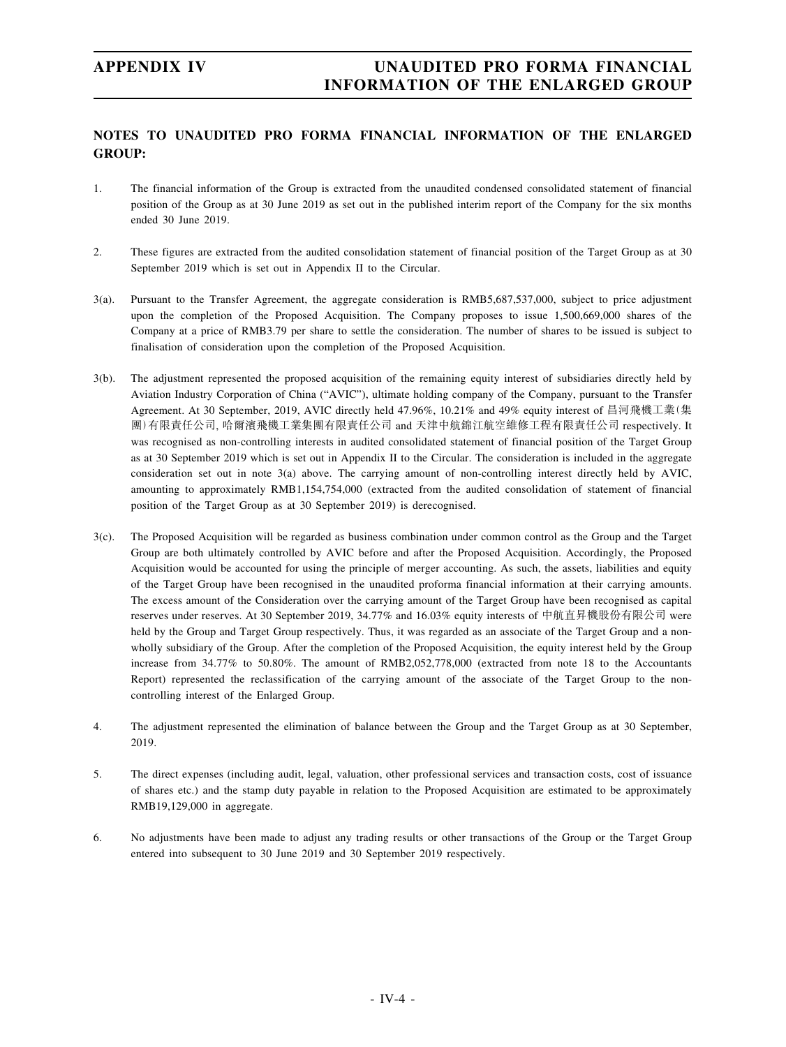**NOTES TO UNAUDITED PRO FORMA FINANCIAL INFORMATION OF THE ENLARGED GROUP:**

1. The financial information of the Group is extracted from the unaudited condensed consolidated statement of financial position of the Group as at 30 June 2019 as set out in the published interim report of the Company for the six months ended 30 June 2019.

2. These figures are extracted from the audited consolidation statement of financial position of the Target Group as at 30 September 2019 which is set out in Appendix II to the Circular.

3(a). Pursuant to the Transfer Agreement, the aggregate consideration is RMB5,687,537,000, subject to price adjustment upon the completion of the Proposed Acquisition. The Company proposes to issue 1,500,669,000 shares of the Company at a price of RMB3.79 per share to settle the consideration. The number of shares to be issued is subject to finalisation of consideration upon the completion of the Proposed Acquisition.

3(b). The adjustment represented the proposed acquisition of the remaining equity interest of subsidiaries directly held by Aviation Industry Corporation of China ("AVIC"), ultimate holding company of the Company, pursuant to the Transfer Agreement. At 30 September, 2019, AVIC directly held 47.96%, 10.21% and 49% equity interest of 昌河飛機工業(集團)有限責任公司, 哈爾濱飛機工業集團有限責任公司 and 天津中航錦江航空維修工程有限責任公司 respectively. It was recognised as non-controlling interests in audited consolidated statement of financial position of the Target Group as at 30 September 2019 which is set out in Appendix II to the Circular. The consideration is included in the aggregate consideration set out in note 3(a) above. The carrying amount of non-controlling interest directly held by AVIC, amounting to approximately RMB1,154,754,000 (extracted from the audited consolidation of statement of financial position of the Target Group as at 30 September 2019) is derecognised.

3(c). The Proposed Acquisition will be regarded as business combination under common control as the Group and the Target Group are both ultimately controlled by AVIC before and after the Proposed Acquisition. Accordingly, the Proposed Acquisition would be accounted for using the principle of merger accounting. As such, the assets, liabilities and equity of the Target Group have been recognised in the unaudited proforma financial information at their carrying amounts. The excess amount of the Consideration over the carrying amount of the Target Group have been recognised as capital reserves under reserves. At 30 September 2019, 34.77% and 16.03% equity interests of 中航直昇機股份有限公司 were held by the Group and Target Group respectively. Thus, it was regarded as an associate of the Target Group and a non-wholly subsidiary of the Group. After the completion of the Proposed Acquisition, the equity interest held by the Group increase from 34.77% to 50.80%. The amount of RMB2,052,778,000 (extracted from note 18 to the Accountants Report) represented the reclassification of the carrying amount of the associate of the Target Group to the non-controlling interest of the Enlarged Group.

4. The adjustment represented the elimination of balance between the Group and the Target Group as at 30 September, 2019.

5. The direct expenses (including audit, legal, valuation, other professional services and transaction costs, cost of issuance of shares etc.) and the stamp duty payable in relation to the Proposed Acquisition are estimated to be approximately RMB19,129,000 in aggregate.

6. No adjustments have been made to adjust any trading results or other transactions of the Group or the Target Group entered into subsequent to 30 June 2019 and 30 September 2019 respectively.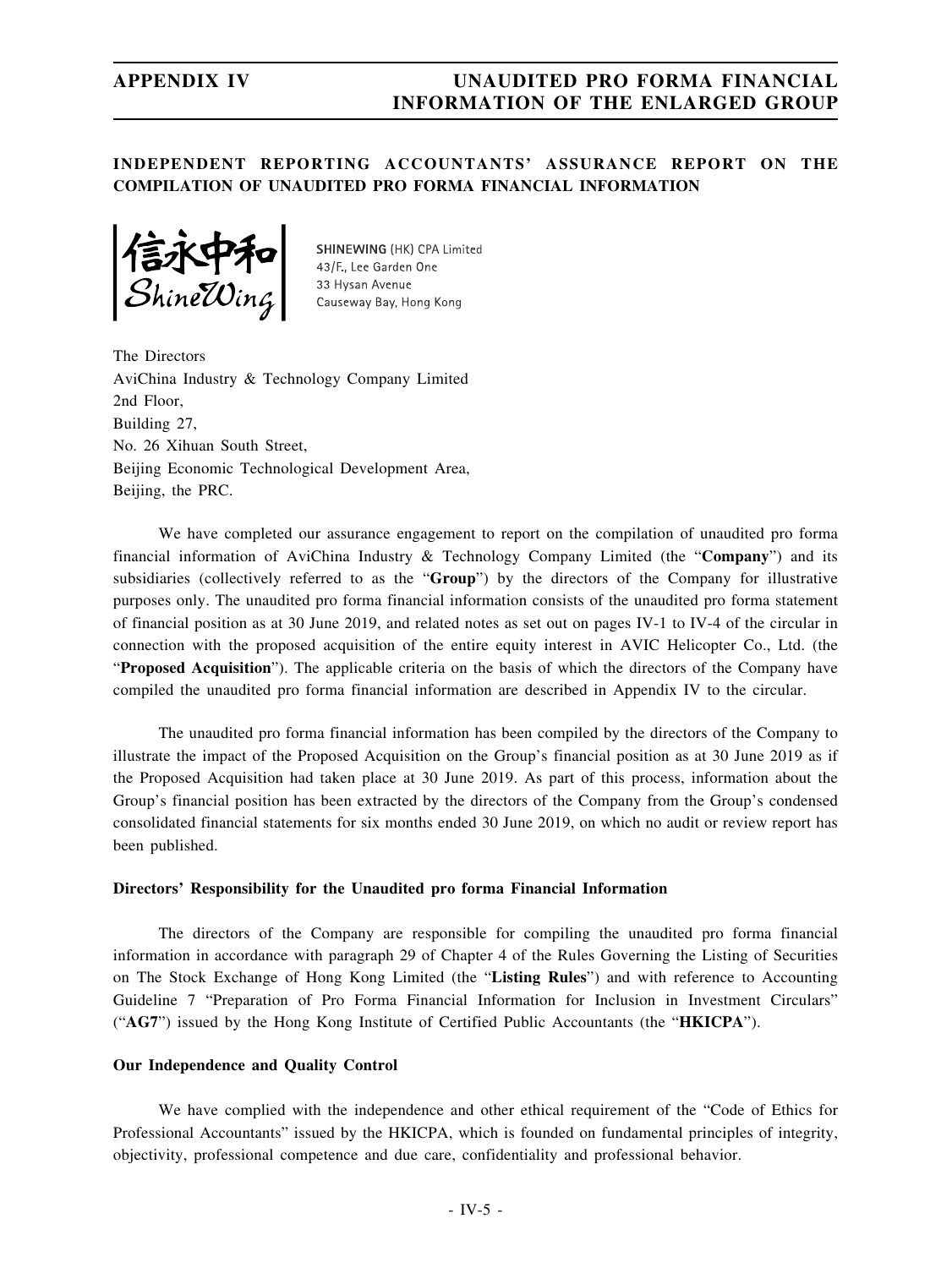## INDEPENDENT REPORTING ACCOUNTANTS' ASSURANCE REPORT ON THE COMPILATION OF UNAUDITED PRO FORMA FINANCIAL INFORMATION

信永中和
ShineWing

SHINEWING (HK) CPA Limited
43/F., Lee Garden One
33 Hysan Avenue
Causeway Bay, Hong Kong

The Directors
AviChina Industry & Technology Company Limited
2nd Floor,
Building 27,
No. 26 Xihuan South Street,
Beijing Economic Technological Development Area,
Beijing, the PRC.

We have completed our assurance engagement to report on the compilation of unaudited pro forma financial information of AviChina Industry & Technology Company Limited (the "**Company**") and its subsidiaries (collectively referred to as the "**Group**") by the directors of the Company for illustrative purposes only. The unaudited pro forma financial information consists of the unaudited pro forma statement of financial position as at 30 June 2019, and related notes as set out on pages IV-1 to IV-4 of the circular in connection with the proposed acquisition of the entire equity interest in AVIC Helicopter Co., Ltd. (the "**Proposed Acquisition**"). The applicable criteria on the basis of which the directors of the Company have compiled the unaudited pro forma financial information are described in Appendix IV to the circular.

The unaudited pro forma financial information has been compiled by the directors of the Company to illustrate the impact of the Proposed Acquisition on the Group's financial position as at 30 June 2019 as if the Proposed Acquisition had taken place at 30 June 2019. As part of this process, information about the Group's financial position has been extracted by the directors of the Company from the Group's condensed consolidated financial statements for six months ended 30 June 2019, on which no audit or review report has been published.

### Directors' Responsibility for the Unaudited pro forma Financial Information

The directors of the Company are responsible for compiling the unaudited pro forma financial information in accordance with paragraph 29 of Chapter 4 of the Rules Governing the Listing of Securities on The Stock Exchange of Hong Kong Limited (the "**Listing Rules**") and with reference to Accounting Guideline 7 "Preparation of Pro Forma Financial Information for Inclusion in Investment Circulars" ("**AG7**") issued by the Hong Kong Institute of Certified Public Accountants (the "**HKICPA**").

### Our Independence and Quality Control

We have complied with the independence and other ethical requirement of the "Code of Ethics for Professional Accountants" issued by the HKICPA, which is founded on fundamental principles of integrity, objectivity, professional competence and due care, confidentiality and professional behavior.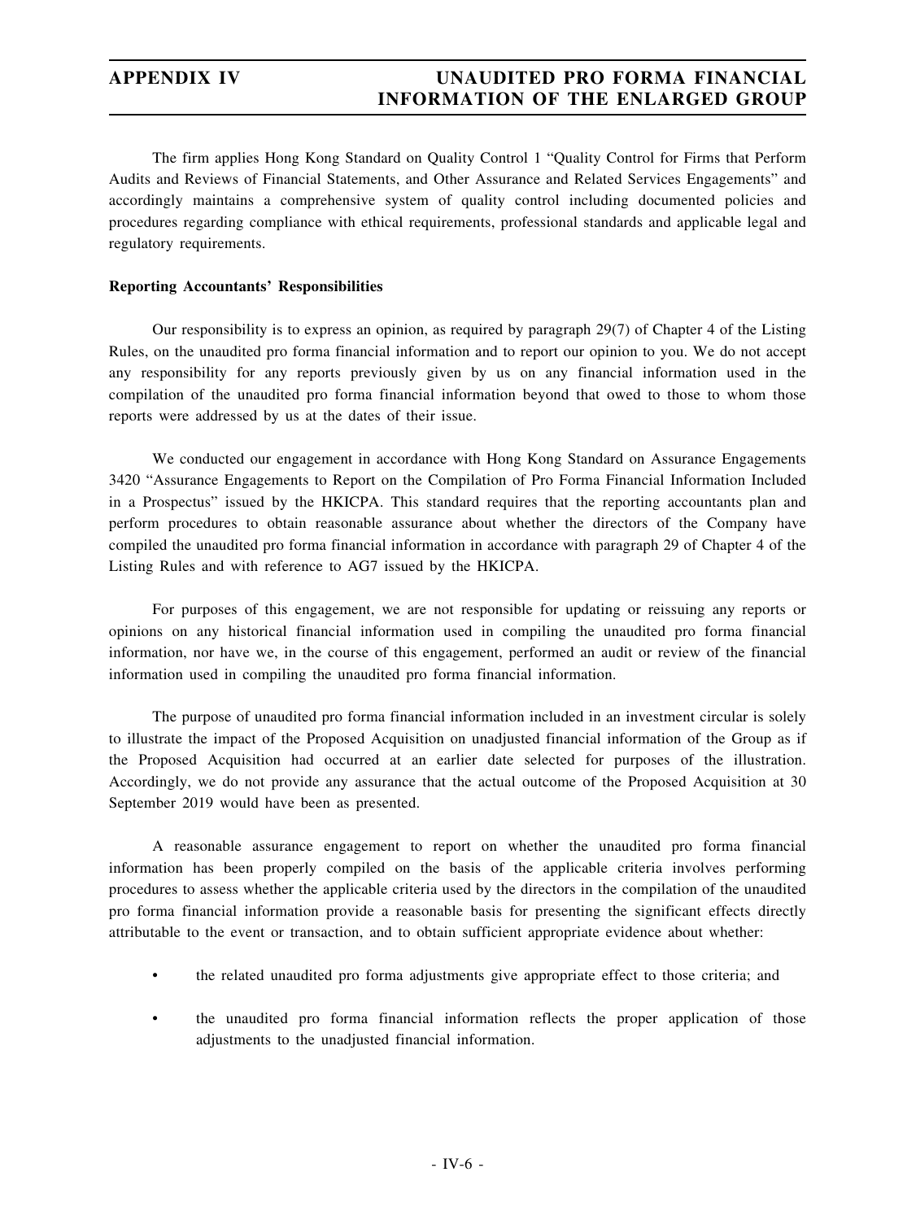The firm applies Hong Kong Standard on Quality Control 1 "Quality Control for Firms that Perform Audits and Reviews of Financial Statements, and Other Assurance and Related Services Engagements" and accordingly maintains a comprehensive system of quality control including documented policies and procedures regarding compliance with ethical requirements, professional standards and applicable legal and regulatory requirements.

**Reporting Accountants' Responsibilities**

Our responsibility is to express an opinion, as required by paragraph 29(7) of Chapter 4 of the Listing Rules, on the unaudited pro forma financial information and to report our opinion to you. We do not accept any responsibility for any reports previously given by us on any financial information used in the compilation of the unaudited pro forma financial information beyond that owed to those to whom those reports were addressed by us at the dates of their issue.

We conducted our engagement in accordance with Hong Kong Standard on Assurance Engagements 3420 "Assurance Engagements to Report on the Compilation of Pro Forma Financial Information Included in a Prospectus" issued by the HKICPA. This standard requires that the reporting accountants plan and perform procedures to obtain reasonable assurance about whether the directors of the Company have compiled the unaudited pro forma financial information in accordance with paragraph 29 of Chapter 4 of the Listing Rules and with reference to AG7 issued by the HKICPA.

For purposes of this engagement, we are not responsible for updating or reissuing any reports or opinions on any historical financial information used in compiling the unaudited pro forma financial information, nor have we, in the course of this engagement, performed an audit or review of the financial information used in compiling the unaudited pro forma financial information.

The purpose of unaudited pro forma financial information included in an investment circular is solely to illustrate the impact of the Proposed Acquisition on unadjusted financial information of the Group as if the Proposed Acquisition had occurred at an earlier date selected for purposes of the illustration. Accordingly, we do not provide any assurance that the actual outcome of the Proposed Acquisition at 30 September 2019 would have been as presented.

A reasonable assurance engagement to report on whether the unaudited pro forma financial information has been properly compiled on the basis of the applicable criteria involves performing procedures to assess whether the applicable criteria used by the directors in the compilation of the unaudited pro forma financial information provide a reasonable basis for presenting the significant effects directly attributable to the event or transaction, and to obtain sufficient appropriate evidence about whether:

- the related unaudited pro forma adjustments give appropriate effect to those criteria; and
- the unaudited pro forma financial information reflects the proper application of those adjustments to the unadjusted financial information.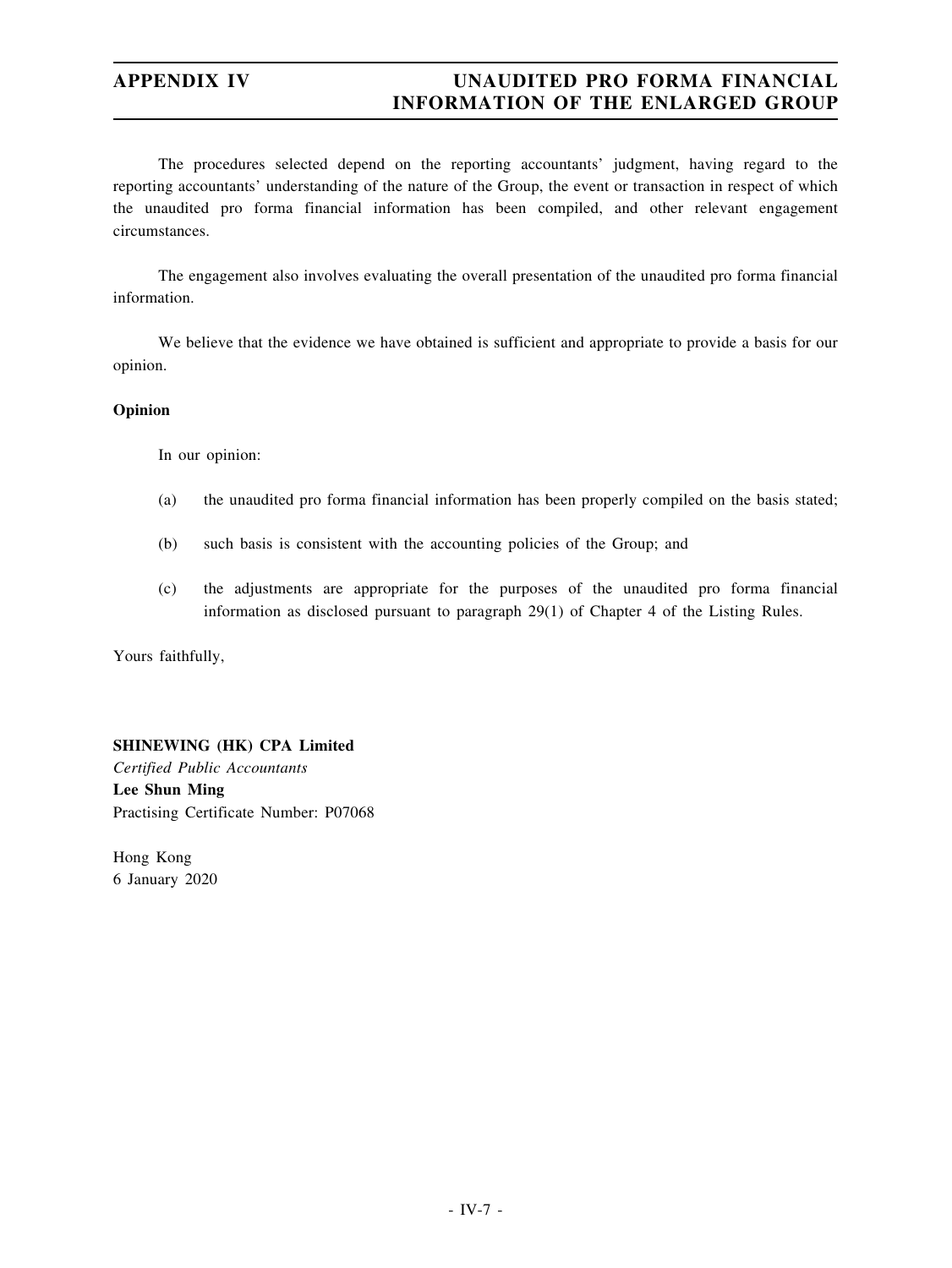The procedures selected depend on the reporting accountants' judgment, having regard to the reporting accountants' understanding of the nature of the Group, the event or transaction in respect of which the unaudited pro forma financial information has been compiled, and other relevant engagement circumstances.

The engagement also involves evaluating the overall presentation of the unaudited pro forma financial information.

We believe that the evidence we have obtained is sufficient and appropriate to provide a basis for our opinion.

**Opinion**

In our opinion:

(a) the unaudited pro forma financial information has been properly compiled on the basis stated;

(b) such basis is consistent with the accounting policies of the Group; and

(c) the adjustments are appropriate for the purposes of the unaudited pro forma financial information as disclosed pursuant to paragraph 29(1) of Chapter 4 of the Listing Rules.

Yours faithfully,

**SHINEWING (HK) CPA Limited**
*Certified Public Accountants*
**Lee Shun Ming**
Practising Certificate Number: P07068

Hong Kong
6 January 2020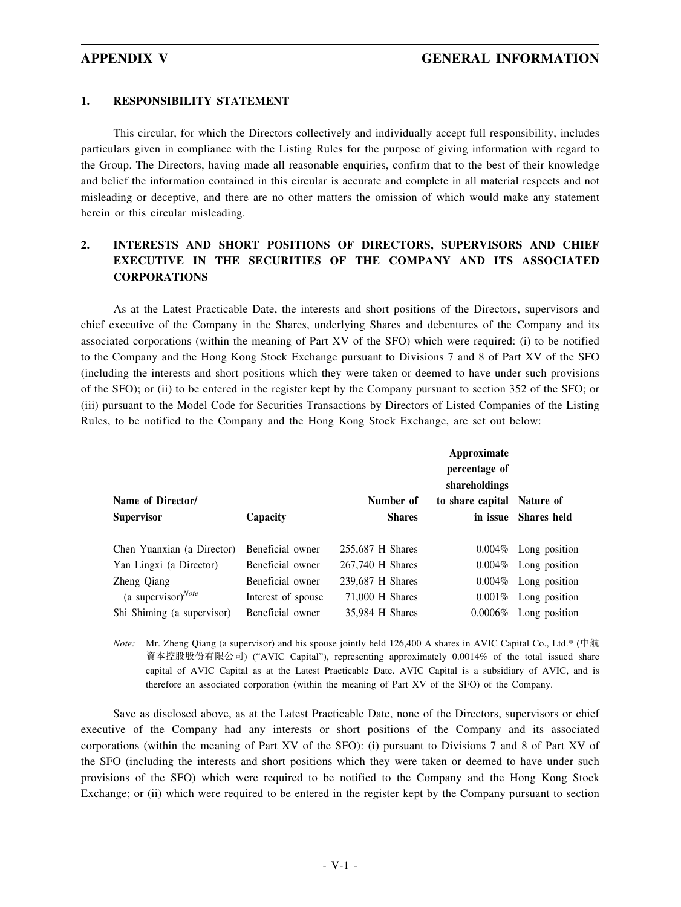## 1. RESPONSIBILITY STATEMENT

This circular, for which the Directors collectively and individually accept full responsibility, includes particulars given in compliance with the Listing Rules for the purpose of giving information with regard to the Group. The Directors, having made all reasonable enquiries, confirm that to the best of their knowledge and belief the information contained in this circular is accurate and complete in all material respects and not misleading or deceptive, and there are no other matters the omission of which would make any statement herein or this circular misleading.

## 2. INTERESTS AND SHORT POSITIONS OF DIRECTORS, SUPERVISORS AND CHIEF EXECUTIVE IN THE SECURITIES OF THE COMPANY AND ITS ASSOCIATED CORPORATIONS

As at the Latest Practicable Date, the interests and short positions of the Directors, supervisors and chief executive of the Company in the Shares, underlying Shares and debentures of the Company and its associated corporations (within the meaning of Part XV of the SFO) which were required: (i) to be notified to the Company and the Hong Kong Stock Exchange pursuant to Divisions 7 and 8 of Part XV of the SFO (including the interests and short positions which they were taken or deemed to have under such provisions of the SFO); or (ii) to be entered in the register kept by the Company pursuant to section 352 of the SFO; or (iii) pursuant to the Model Code for Securities Transactions by Directors of Listed Companies of the Listing Rules, to be notified to the Company and the Hong Kong Stock Exchange, are set out below:

| Name of Director/ Supervisor | Capacity | Number of Shares | Approximate percentage of shareholdings to share capital in issue | Nature of Shares held |
|---|---|---|---|---|
| Chen Yuanxian (a Director) | Beneficial owner | 255,687 H Shares | 0.004% | Long position |
| Yan Lingxi (a Director) | Beneficial owner | 267,740 H Shares | 0.004% | Long position |
| Zheng Qiang (a supervisor)[Note] | Beneficial owner | 239,687 H Shares | 0.004% | Long position |
| | Interest of spouse | 71,000 H Shares | 0.001% | Long position |
| Shi Shiming (a supervisor) | Beneficial owner | 35,984 H Shares | 0.0006% | Long position |

*Note:* Mr. Zheng Qiang (a supervisor) and his spouse jointly held 126,400 A shares in AVIC Capital Co., Ltd.* (中航資本控股股份有限公司) ("AVIC Capital"), representing approximately 0.0014% of the total issued share capital of AVIC Capital as at the Latest Practicable Date. AVIC Capital is a subsidiary of AVIC, and is therefore an associated corporation (within the meaning of Part XV of the SFO) of the Company.

Save as disclosed above, as at the Latest Practicable Date, none of the Directors, supervisors or chief executive of the Company had any interests or short positions of the Company and its associated corporations (within the meaning of Part XV of the SFO): (i) pursuant to Divisions 7 and 8 of Part XV of the SFO (including the interests and short positions which they were taken or deemed to have under such provisions of the SFO) which were required to be notified to the Company and the Hong Kong Stock Exchange; or (ii) which were required to be entered in the register kept by the Company pursuant to section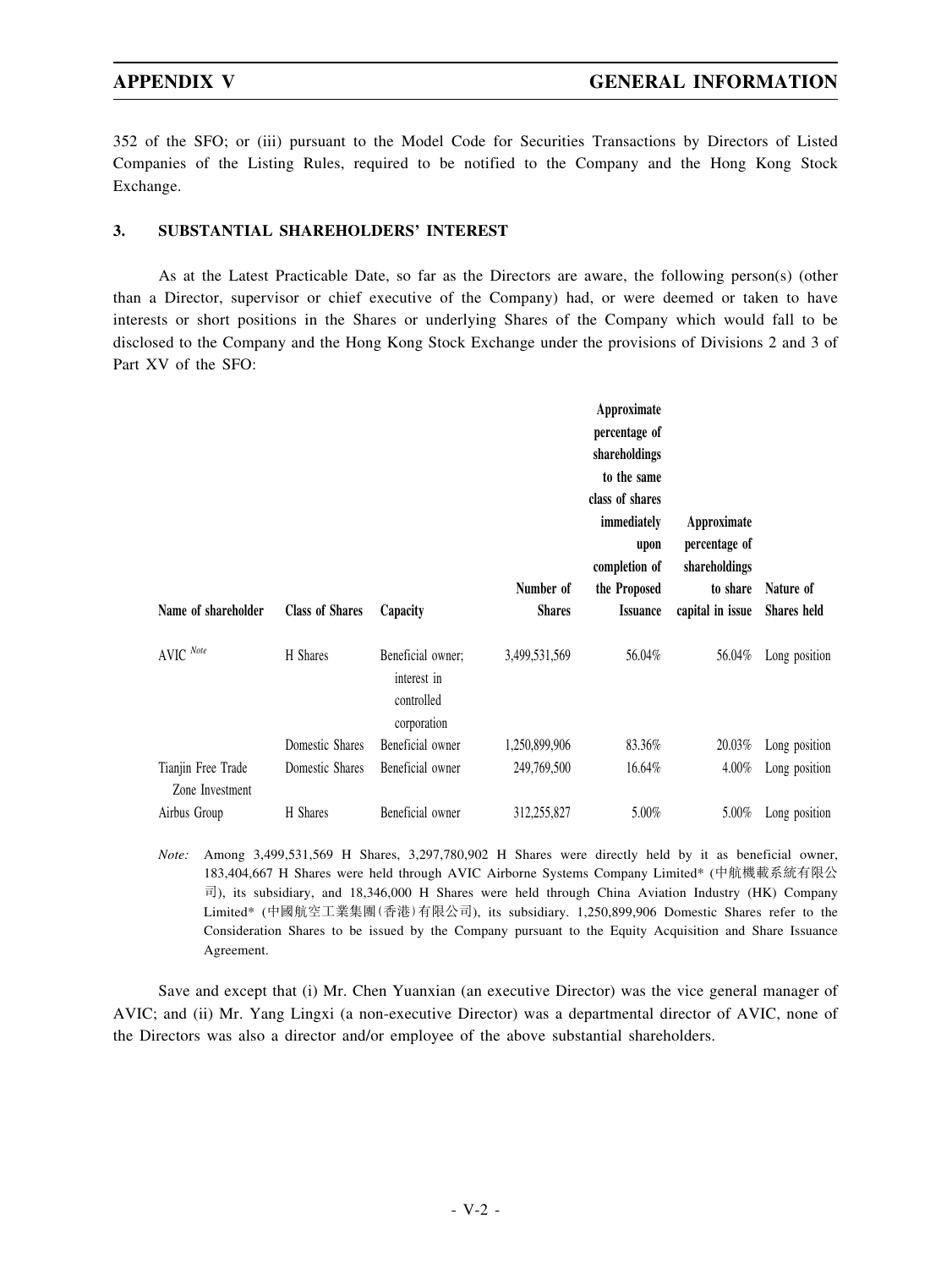352 of the SFO; or (iii) pursuant to the Model Code for Securities Transactions by Directors of Listed Companies of the Listing Rules, required to be notified to the Company and the Hong Kong Stock Exchange.

## 3. SUBSTANTIAL SHAREHOLDERS' INTEREST

As at the Latest Practicable Date, so far as the Directors are aware, the following person(s) (other than a Director, supervisor or chief executive of the Company) had, or were deemed or taken to have interests or short positions in the Shares or underlying Shares of the Company which would fall to be disclosed to the Company and the Hong Kong Stock Exchange under the provisions of Divisions 2 and 3 of Part XV of the SFO:

| Name of shareholder | Class of Shares | Capacity | Number of Shares | Approximate percentage of shareholdings to the same class of shares immediately upon completion of the Proposed Issuance | Approximate percentage of shareholdings to share capital in issue | Nature of Shares held |
|---|---|---|---|---|---|---|
| AVIC *Note* | H Shares | Beneficial owner; interest in controlled corporation | 3,499,531,569 | 56.04% | 56.04% | Long position |
| | Domestic Shares | Beneficial owner | 1,250,899,906 | 83.36% | 20.03% | Long position |
| Tianjin Free Trade Zone Investment | Domestic Shares | Beneficial owner | 249,769,500 | 16.64% | 4.00% | Long position |
| Airbus Group | H Shares | Beneficial owner | 312,255,827 | 5.00% | 5.00% | Long position |

*Note:* Among 3,499,531,569 H Shares, 3,297,780,902 H Shares were directly held by it as beneficial owner, 183,404,667 H Shares were held through AVIC Airborne Systems Company Limited* (中航機載系統有限公司), its subsidiary, and 18,346,000 H Shares were held through China Aviation Industry (HK) Company Limited* (中國航空工業集團(香港)有限公司), its subsidiary. 1,250,899,906 Domestic Shares refer to the Consideration Shares to be issued by the Company pursuant to the Equity Acquisition and Share Issuance Agreement.

Save and except that (i) Mr. Chen Yuanxian (an executive Director) was the vice general manager of AVIC; and (ii) Mr. Yang Lingxi (a non-executive Director) was a departmental director of AVIC, none of the Directors was also a director and/or employee of the above substantial shareholders.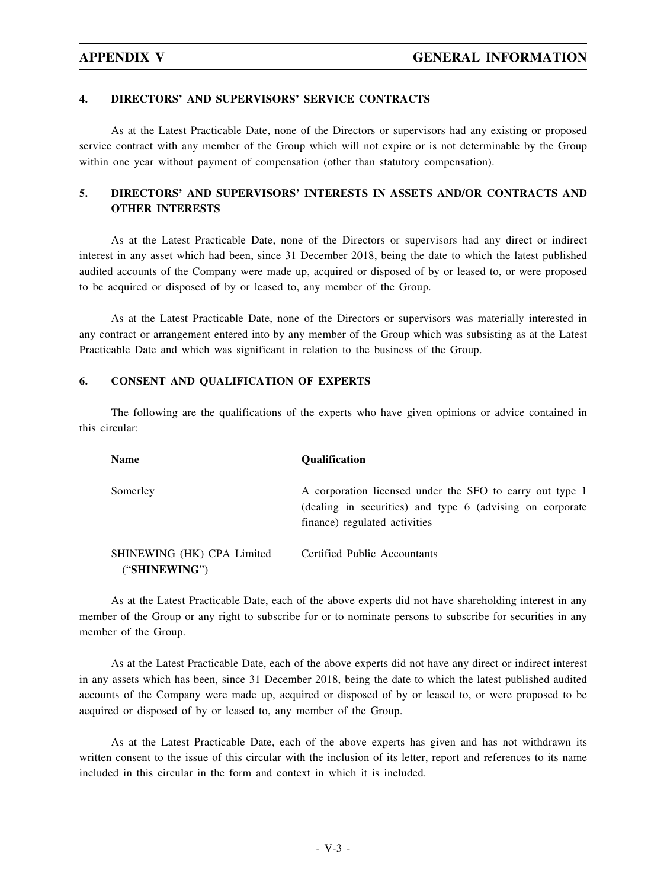## 4. DIRECTORS' AND SUPERVISORS' SERVICE CONTRACTS

As at the Latest Practicable Date, none of the Directors or supervisors had any existing or proposed service contract with any member of the Group which will not expire or is not determinable by the Group within one year without payment of compensation (other than statutory compensation).

## 5. DIRECTORS' AND SUPERVISORS' INTERESTS IN ASSETS AND/OR CONTRACTS AND OTHER INTERESTS

As at the Latest Practicable Date, none of the Directors or supervisors had any direct or indirect interest in any asset which had been, since 31 December 2018, being the date to which the latest published audited accounts of the Company were made up, acquired or disposed of by or leased to, or were proposed to be acquired or disposed of by or leased to, any member of the Group.

As at the Latest Practicable Date, none of the Directors or supervisors was materially interested in any contract or arrangement entered into by any member of the Group which was subsisting as at the Latest Practicable Date and which was significant in relation to the business of the Group.

## 6. CONSENT AND QUALIFICATION OF EXPERTS

The following are the qualifications of the experts who have given opinions or advice contained in this circular:

| Name | Qualification |
|---|---|
| Somerley | A corporation licensed under the SFO to carry out type 1 (dealing in securities) and type 6 (advising on corporate finance) regulated activities |
| SHINEWING (HK) CPA Limited ("**SHINEWING**") | Certified Public Accountants |

As at the Latest Practicable Date, each of the above experts did not have shareholding interest in any member of the Group or any right to subscribe for or to nominate persons to subscribe for securities in any member of the Group.

As at the Latest Practicable Date, each of the above experts did not have any direct or indirect interest in any assets which has been, since 31 December 2018, being the date to which the latest published audited accounts of the Company were made up, acquired or disposed of by or leased to, or were proposed to be acquired or disposed of by or leased to, any member of the Group.

As at the Latest Practicable Date, each of the above experts has given and has not withdrawn its written consent to the issue of this circular with the inclusion of its letter, report and references to its name included in this circular in the form and context in which it is included.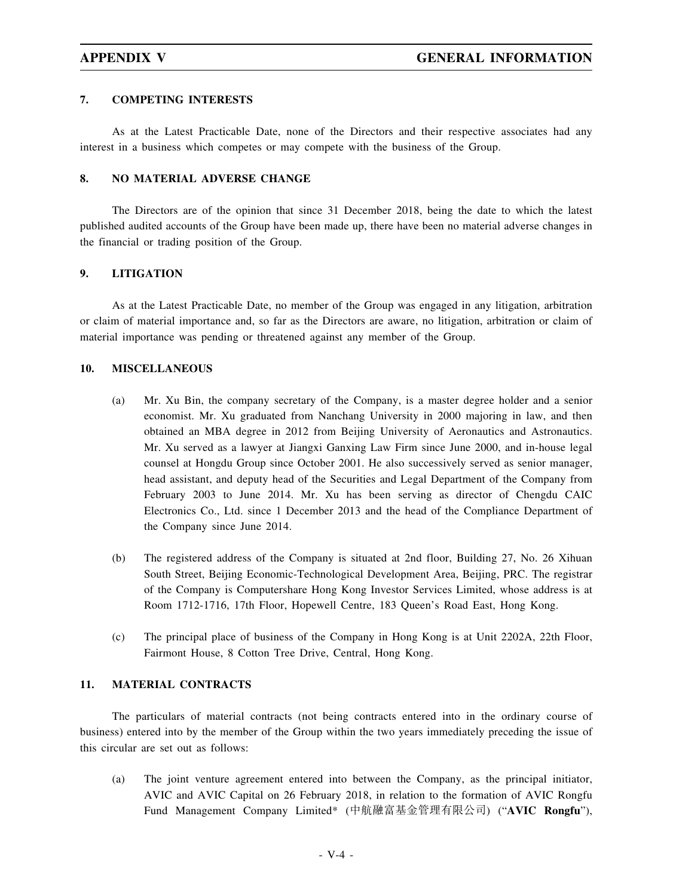## 7. COMPETING INTERESTS

As at the Latest Practicable Date, none of the Directors and their respective associates had any interest in a business which competes or may compete with the business of the Group.

## 8. NO MATERIAL ADVERSE CHANGE

The Directors are of the opinion that since 31 December 2018, being the date to which the latest published audited accounts of the Group have been made up, there have been no material adverse changes in the financial or trading position of the Group.

## 9. LITIGATION

As at the Latest Practicable Date, no member of the Group was engaged in any litigation, arbitration or claim of material importance and, so far as the Directors are aware, no litigation, arbitration or claim of material importance was pending or threatened against any member of the Group.

## 10. MISCELLANEOUS

(a) Mr. Xu Bin, the company secretary of the Company, is a master degree holder and a senior economist. Mr. Xu graduated from Nanchang University in 2000 majoring in law, and then obtained an MBA degree in 2012 from Beijing University of Aeronautics and Astronautics. Mr. Xu served as a lawyer at Jiangxi Ganxing Law Firm since June 2000, and in-house legal counsel at Hongdu Group since October 2001. He also successively served as senior manager, head assistant, and deputy head of the Securities and Legal Department of the Company from February 2003 to June 2014. Mr. Xu has been serving as director of Chengdu CAIC Electronics Co., Ltd. since 1 December 2013 and the head of the Compliance Department of the Company since June 2014.

(b) The registered address of the Company is situated at 2nd floor, Building 27, No. 26 Xihuan South Street, Beijing Economic-Technological Development Area, Beijing, PRC. The registrar of the Company is Computershare Hong Kong Investor Services Limited, whose address is at Room 1712-1716, 17th Floor, Hopewell Centre, 183 Queen's Road East, Hong Kong.

(c) The principal place of business of the Company in Hong Kong is at Unit 2202A, 22th Floor, Fairmont House, 8 Cotton Tree Drive, Central, Hong Kong.

## 11. MATERIAL CONTRACTS

The particulars of material contracts (not being contracts entered into in the ordinary course of business) entered into by the member of the Group within the two years immediately preceding the issue of this circular are set out as follows:

(a) The joint venture agreement entered into between the Company, as the principal initiator, AVIC and AVIC Capital on 26 February 2018, in relation to the formation of AVIC Rongfu Fund Management Company Limited* (中航融富基金管理有限公司) ("**AVIC Rongfu**"),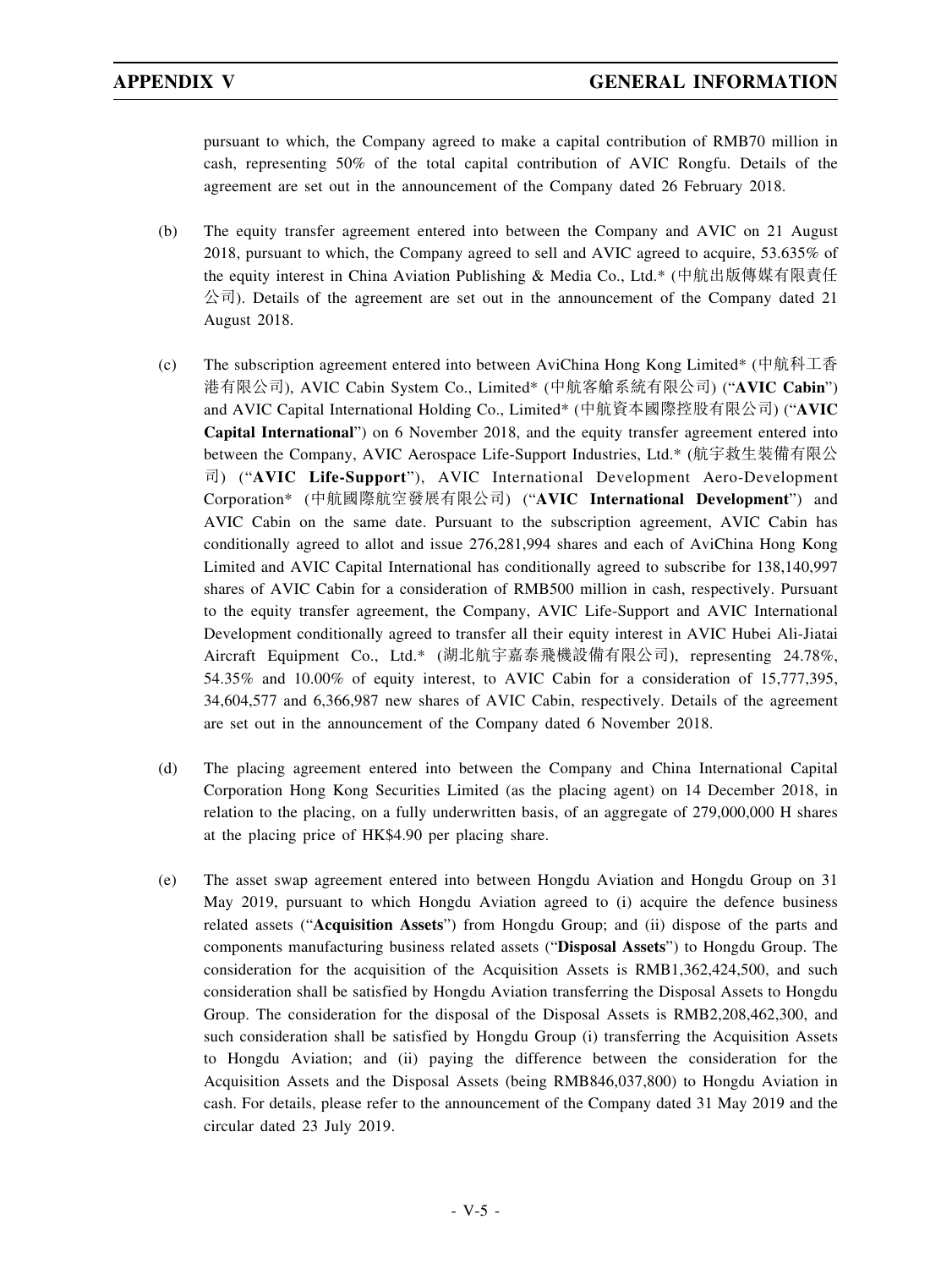pursuant to which, the Company agreed to make a capital contribution of RMB70 million in cash, representing 50% of the total capital contribution of AVIC Rongfu. Details of the agreement are set out in the announcement of the Company dated 26 February 2018.

(b) The equity transfer agreement entered into between the Company and AVIC on 21 August 2018, pursuant to which, the Company agreed to sell and AVIC agreed to acquire, 53.635% of the equity interest in China Aviation Publishing & Media Co., Ltd.* (中航出版傳媒有限責任公司). Details of the agreement are set out in the announcement of the Company dated 21 August 2018.

(c) The subscription agreement entered into between AviChina Hong Kong Limited* (中航科工香港有限公司), AVIC Cabin System Co., Limited* (中航客艙系統有限公司) ("**AVIC Cabin**") and AVIC Capital International Holding Co., Limited* (中航資本國際控股有限公司) ("**AVIC Capital International**") on 6 November 2018, and the equity transfer agreement entered into between the Company, AVIC Aerospace Life-Support Industries, Ltd.* (航宇救生裝備有限公司) ("**AVIC Life-Support**"), AVIC International Development Aero-Development Corporation* (中航國際航空發展有限公司) ("**AVIC International Development**") and AVIC Cabin on the same date. Pursuant to the subscription agreement, AVIC Cabin has conditionally agreed to allot and issue 276,281,994 shares and each of AviChina Hong Kong Limited and AVIC Capital International has conditionally agreed to subscribe for 138,140,997 shares of AVIC Cabin for a consideration of RMB500 million in cash, respectively. Pursuant to the equity transfer agreement, the Company, AVIC Life-Support and AVIC International Development conditionally agreed to transfer all their equity interest in AVIC Hubei Ali-Jiatai Aircraft Equipment Co., Ltd.* (湖北航宇嘉泰飛機設備有限公司), representing 24.78%, 54.35% and 10.00% of equity interest, to AVIC Cabin for a consideration of 15,777,395, 34,604,577 and 6,366,987 new shares of AVIC Cabin, respectively. Details of the agreement are set out in the announcement of the Company dated 6 November 2018.

(d) The placing agreement entered into between the Company and China International Capital Corporation Hong Kong Securities Limited (as the placing agent) on 14 December 2018, in relation to the placing, on a fully underwritten basis, of an aggregate of 279,000,000 H shares at the placing price of HK$4.90 per placing share.

(e) The asset swap agreement entered into between Hongdu Aviation and Hongdu Group on 31 May 2019, pursuant to which Hongdu Aviation agreed to (i) acquire the defence business related assets ("**Acquisition Assets**") from Hongdu Group; and (ii) dispose of the parts and components manufacturing business related assets ("**Disposal Assets**") to Hongdu Group. The consideration for the acquisition of the Acquisition Assets is RMB1,362,424,500, and such consideration shall be satisfied by Hongdu Aviation transferring the Disposal Assets to Hongdu Group. The consideration for the disposal of the Disposal Assets is RMB2,208,462,300, and such consideration shall be satisfied by Hongdu Group (i) transferring the Acquisition Assets to Hongdu Aviation; and (ii) paying the difference between the consideration for the Acquisition Assets and the Disposal Assets (being RMB846,037,800) to Hongdu Aviation in cash. For details, please refer to the announcement of the Company dated 31 May 2019 and the circular dated 23 July 2019.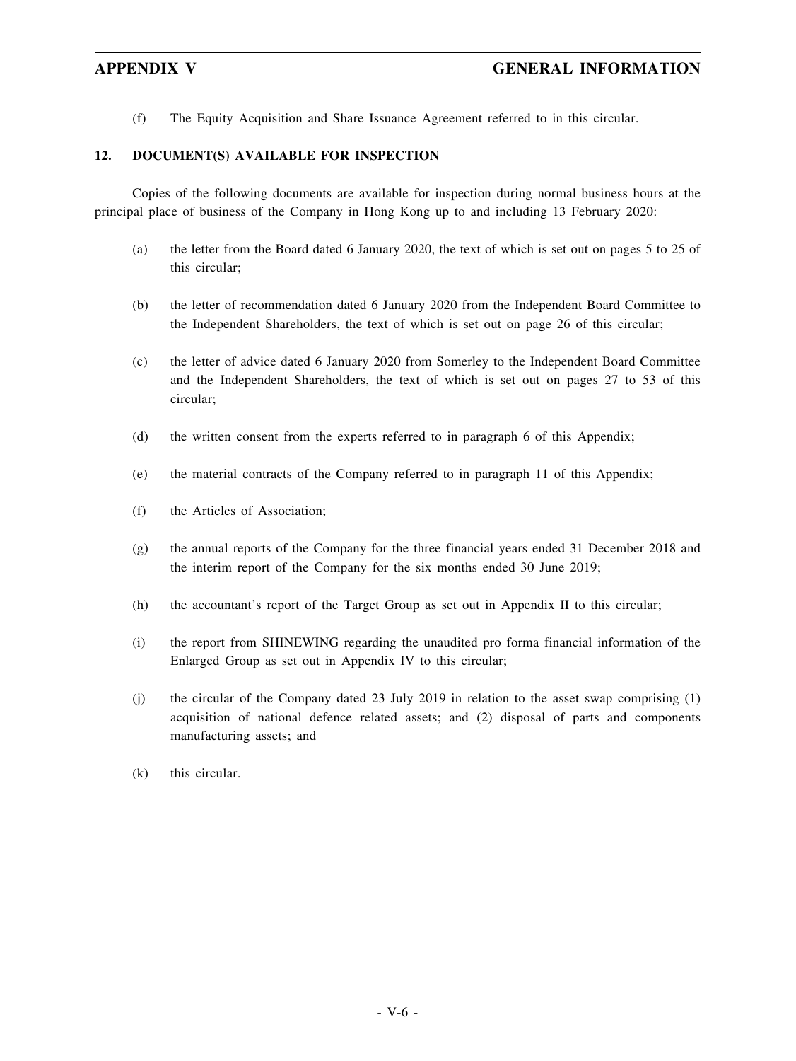(f) The Equity Acquisition and Share Issuance Agreement referred to in this circular.

## 12. DOCUMENT(S) AVAILABLE FOR INSPECTION

Copies of the following documents are available for inspection during normal business hours at the principal place of business of the Company in Hong Kong up to and including 13 February 2020:

(a) the letter from the Board dated 6 January 2020, the text of which is set out on pages 5 to 25 of this circular;

(b) the letter of recommendation dated 6 January 2020 from the Independent Board Committee to the Independent Shareholders, the text of which is set out on page 26 of this circular;

(c) the letter of advice dated 6 January 2020 from Somerley to the Independent Board Committee and the Independent Shareholders, the text of which is set out on pages 27 to 53 of this circular;

(d) the written consent from the experts referred to in paragraph 6 of this Appendix;

(e) the material contracts of the Company referred to in paragraph 11 of this Appendix;

(f) the Articles of Association;

(g) the annual reports of the Company for the three financial years ended 31 December 2018 and the interim report of the Company for the six months ended 30 June 2019;

(h) the accountant's report of the Target Group as set out in Appendix II to this circular;

(i) the report from SHINEWING regarding the unaudited pro forma financial information of the Enlarged Group as set out in Appendix IV to this circular;

(j) the circular of the Company dated 23 July 2019 in relation to the asset swap comprising (1) acquisition of national defence related assets; and (2) disposal of parts and components manufacturing assets; and

(k) this circular.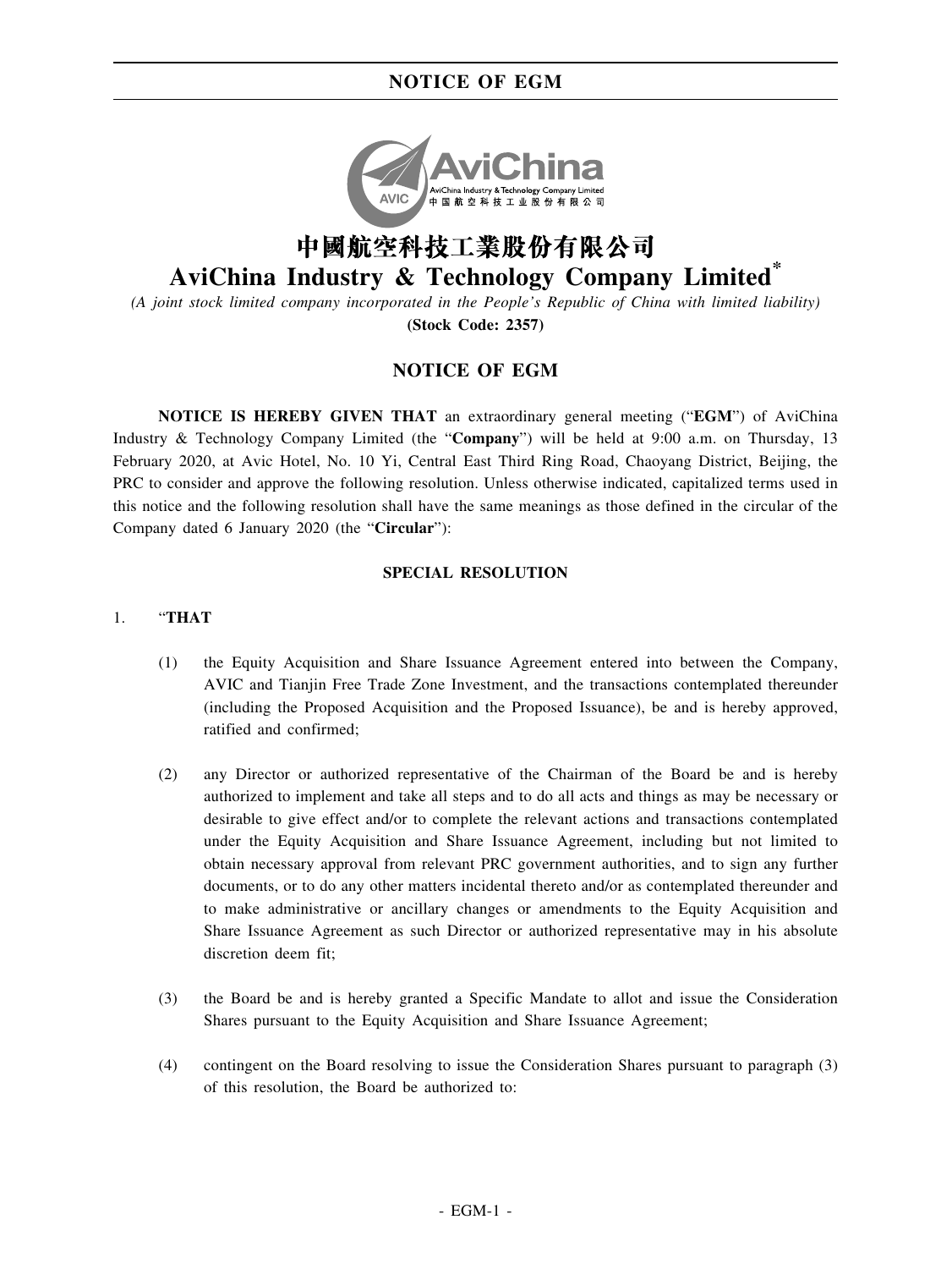# 中國航空科技工業股份有限公司

# AviChina Industry & Technology Company Limited*

*(A joint stock limited company incorporated in the People's Republic of China with limited liability)*

**(Stock Code: 2357)**

## NOTICE OF EGM

**NOTICE IS HEREBY GIVEN THAT** an extraordinary general meeting ("**EGM**") of AviChina Industry & Technology Company Limited (the "**Company**") will be held at 9:00 a.m. on Thursday, 13 February 2020, at Avic Hotel, No. 10 Yi, Central East Third Ring Road, Chaoyang District, Beijing, the PRC to consider and approve the following resolution. Unless otherwise indicated, capitalized terms used in this notice and the following resolution shall have the same meanings as those defined in the circular of the Company dated 6 January 2020 (the "**Circular**"):

### SPECIAL RESOLUTION

1. "**THAT**

   (1) the Equity Acquisition and Share Issuance Agreement entered into between the Company, AVIC and Tianjin Free Trade Zone Investment, and the transactions contemplated thereunder (including the Proposed Acquisition and the Proposed Issuance), be and is hereby approved, ratified and confirmed;

   (2) any Director or authorized representative of the Chairman of the Board be and is hereby authorized to implement and take all steps and to do all acts and things as may be necessary or desirable to give effect and/or to complete the relevant actions and transactions contemplated under the Equity Acquisition and Share Issuance Agreement, including but not limited to obtain necessary approval from relevant PRC government authorities, and to sign any further documents, or to do any other matters incidental thereto and/or as contemplated thereunder and to make administrative or ancillary changes or amendments to the Equity Acquisition and Share Issuance Agreement as such Director or authorized representative may in his absolute discretion deem fit;

   (3) the Board be and is hereby granted a Specific Mandate to allot and issue the Consideration Shares pursuant to the Equity Acquisition and Share Issuance Agreement;

   (4) contingent on the Board resolving to issue the Consideration Shares pursuant to paragraph (3) of this resolution, the Board be authorized to: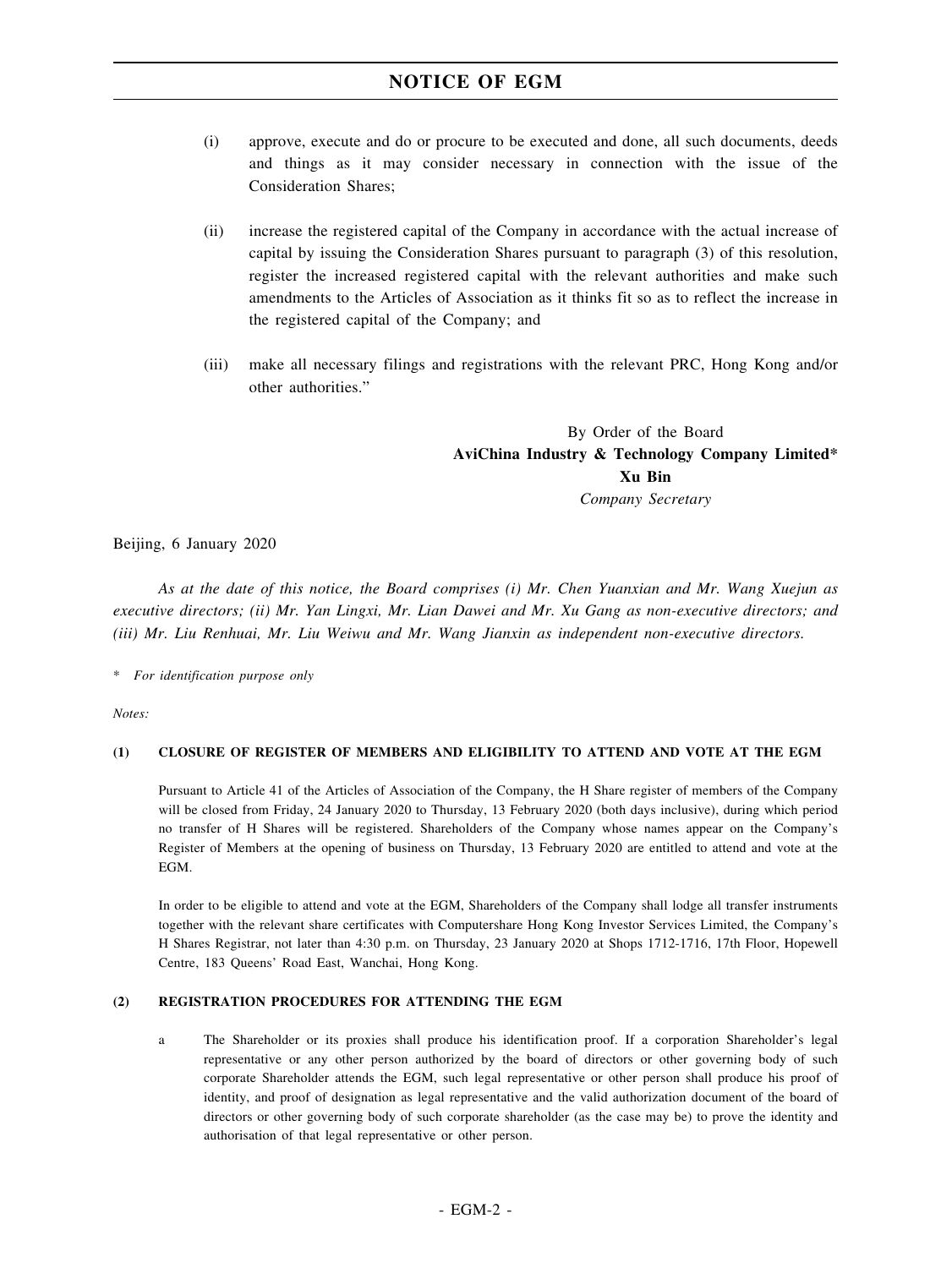(i) approve, execute and do or procure to be executed and done, all such documents, deeds and things as it may consider necessary in connection with the issue of the Consideration Shares;

(ii) increase the registered capital of the Company in accordance with the actual increase of capital by issuing the Consideration Shares pursuant to paragraph (3) of this resolution, register the increased registered capital with the relevant authorities and make such amendments to the Articles of Association as it thinks fit so as to reflect the increase in the registered capital of the Company; and

(iii) make all necessary filings and registrations with the relevant PRC, Hong Kong and/or other authorities."

By Order of the Board
**AviChina Industry & Technology Company Limited***
**Xu Bin**
*Company Secretary*

Beijing, 6 January 2020

*As at the date of this notice, the Board comprises (i) Mr. Chen Yuanxian and Mr. Wang Xuejun as executive directors; (ii) Mr. Yan Lingxi, Mr. Lian Dawei and Mr. Xu Gang as non-executive directors; and (iii) Mr. Liu Renhuai, Mr. Liu Weiwu and Mr. Wang Jianxin as independent non-executive directors.*

\* *For identification purpose only*

*Notes:*

**(1) CLOSURE OF REGISTER OF MEMBERS AND ELIGIBILITY TO ATTEND AND VOTE AT THE EGM**

Pursuant to Article 41 of the Articles of Association of the Company, the H Share register of members of the Company will be closed from Friday, 24 January 2020 to Thursday, 13 February 2020 (both days inclusive), during which period no transfer of H Shares will be registered. Shareholders of the Company whose names appear on the Company's Register of Members at the opening of business on Thursday, 13 February 2020 are entitled to attend and vote at the EGM.

In order to be eligible to attend and vote at the EGM, Shareholders of the Company shall lodge all transfer instruments together with the relevant share certificates with Computershare Hong Kong Investor Services Limited, the Company's H Shares Registrar, not later than 4:30 p.m. on Thursday, 23 January 2020 at Shops 1712-1716, 17th Floor, Hopewell Centre, 183 Queens' Road East, Wanchai, Hong Kong.

**(2) REGISTRATION PROCEDURES FOR ATTENDING THE EGM**

a The Shareholder or its proxies shall produce his identification proof. If a corporation Shareholder's legal representative or any other person authorized by the board of directors or other governing body of such corporate Shareholder attends the EGM, such legal representative or other person shall produce his proof of identity, and proof of designation as legal representative and the valid authorization document of the board of directors or other governing body of such corporate shareholder (as the case may be) to prove the identity and authorisation of that legal representative or other person.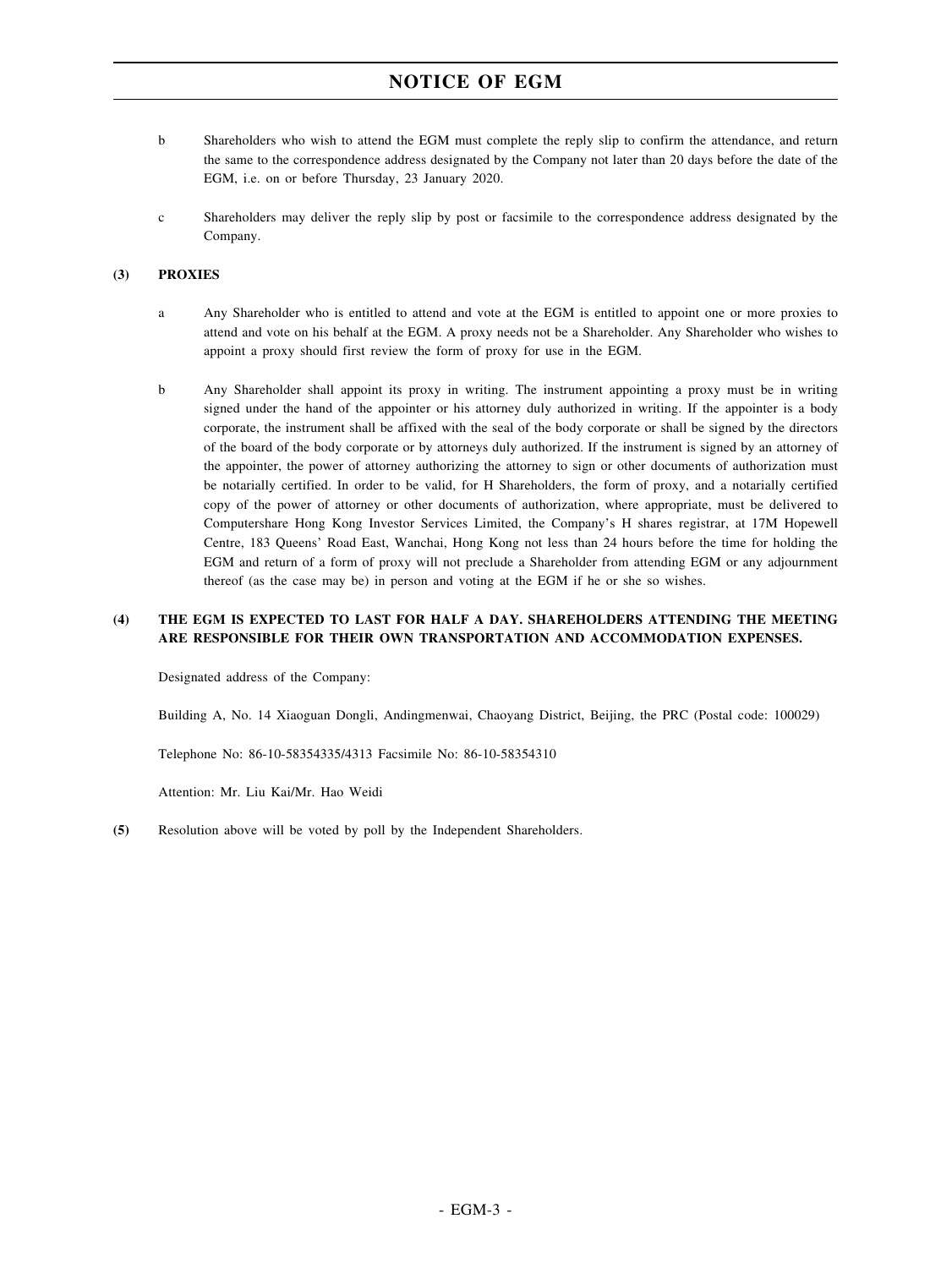b Shareholders who wish to attend the EGM must complete the reply slip to confirm the attendance, and return the same to the correspondence address designated by the Company not later than 20 days before the date of the EGM, i.e. on or before Thursday, 23 January 2020.

c Shareholders may deliver the reply slip by post or facsimile to the correspondence address designated by the Company.

**(3) PROXIES**

a Any Shareholder who is entitled to attend and vote at the EGM is entitled to appoint one or more proxies to attend and vote on his behalf at the EGM. A proxy needs not be a Shareholder. Any Shareholder who wishes to appoint a proxy should first review the form of proxy for use in the EGM.

b Any Shareholder shall appoint its proxy in writing. The instrument appointing a proxy must be in writing signed under the hand of the appointer or his attorney duly authorized in writing. If the appointer is a body corporate, the instrument shall be affixed with the seal of the body corporate or shall be signed by the directors of the board of the body corporate or by attorneys duly authorized. If the instrument is signed by an attorney of the appointer, the power of attorney authorizing the attorney to sign or other documents of authorization must be notarially certified. In order to be valid, for H Shareholders, the form of proxy, and a notarially certified copy of the power of attorney or other documents of authorization, where appropriate, must be delivered to Computershare Hong Kong Investor Services Limited, the Company's H shares registrar, at 17M Hopewell Centre, 183 Queens' Road East, Wanchai, Hong Kong not less than 24 hours before the time for holding the EGM and return of a form of proxy will not preclude a Shareholder from attending EGM or any adjournment thereof (as the case may be) in person and voting at the EGM if he or she so wishes.

**(4) THE EGM IS EXPECTED TO LAST FOR HALF A DAY. SHAREHOLDERS ATTENDING THE MEETING ARE RESPONSIBLE FOR THEIR OWN TRANSPORTATION AND ACCOMMODATION EXPENSES.**

Designated address of the Company:

Building A, No. 14 Xiaoguan Dongli, Andingmenwai, Chaoyang District, Beijing, the PRC (Postal code: 100029)

Telephone No: 86-10-58354335/4313 Facsimile No: 86-10-58354310

Attention: Mr. Liu Kai/Mr. Hao Weidi

**(5)** Resolution above will be voted by poll by the Independent Shareholders.